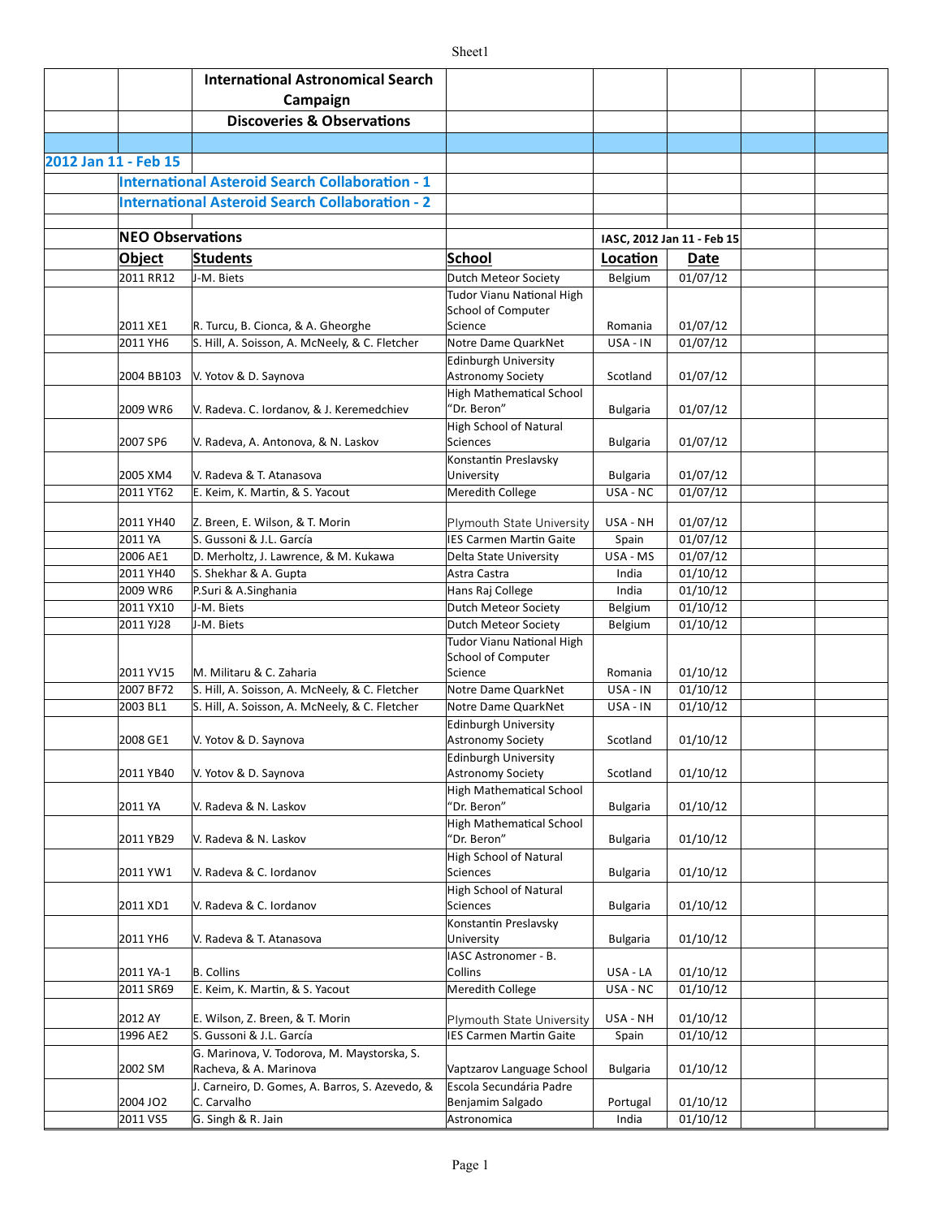# International Astronomical Search Campaign

## Discoveries & Observations

**2012 Jan 11 - Feb 15**

**International Asteroid Search Collaboration - 1**

**International Asteroid Search Collaboration - 2**

### NEO Observations

IASC, 2012 Jan 11 - Feb 15

| Object | Students | School | Location | Date |
|---|---|---|---|---|
| 2011 RR12 | J-M. Biets | Dutch Meteor Society | Belgium | 01/07/12 |
| 2011 XE1 | R. Turcu, B. Cionca, & A. Gheorghe | Tudor Vianu National High School of Computer Science | Romania | 01/07/12 |
| 2011 YH6 | S. Hill, A. Soisson, A. McNeely, & C. Fletcher | Notre Dame QuarkNet | USA - IN | 01/07/12 |
| 2004 BB103 | V. Yotov & D. Saynova | Edinburgh University Astronomy Society | Scotland | 01/07/12 |
| 2009 WR6 | V. Radeva. C. Iordanov, & J. Keremedchiev | High Mathematical School "Dr. Beron" | Bulgaria | 01/07/12 |
| 2007 SP6 | V. Radeva, A. Antonova, & N. Laskov | High School of Natural Sciences | Bulgaria | 01/07/12 |
| 2005 XM4 | V. Radeva & T. Atanasova | Konstantin Preslavsky University | Bulgaria | 01/07/12 |
| 2011 YT62 | E. Keim, K. Martin, & S. Yacout | Meredith College | USA - NC | 01/07/12 |
| 2011 YH40 | Z. Breen, E. Wilson, & T. Morin | Plymouth State University | USA - NH | 01/07/12 |
| 2011 YA | S. Gussoni & J.L. García | IES Carmen Martin Gaite | Spain | 01/07/12 |
| 2006 AE1 | D. Merholtz, J. Lawrence, & M. Kukawa | Delta State University | USA - MS | 01/07/12 |
| 2011 YH40 | S. Shekhar & A. Gupta | Astra Castra | India | 01/10/12 |
| 2009 WR6 | P.Suri & A.Singhania | Hans Raj College | India | 01/10/12 |
| 2011 YX10 | J-M. Biets | Dutch Meteor Society | Belgium | 01/10/12 |
| 2011 YJ28 | J-M. Biets | Dutch Meteor Society | Belgium | 01/10/12 |
| 2011 YV15 | M. Militaru & C. Zaharia | Tudor Vianu National High School of Computer Science | Romania | 01/10/12 |
| 2007 BF72 | S. Hill, A. Soisson, A. McNeely, & C. Fletcher | Notre Dame QuarkNet | USA - IN | 01/10/12 |
| 2003 BL1 | S. Hill, A. Soisson, A. McNeely, & C. Fletcher | Notre Dame QuarkNet | USA - IN | 01/10/12 |
| 2008 GE1 | V. Yotov & D. Saynova | Edinburgh University Astronomy Society | Scotland | 01/10/12 |
| 2011 YB40 | V. Yotov & D. Saynova | Edinburgh University Astronomy Society | Scotland | 01/10/12 |
| 2011 YA | V. Radeva & N. Laskov | High Mathematical School "Dr. Beron" | Bulgaria | 01/10/12 |
| 2011 YB29 | V. Radeva & N. Laskov | High Mathematical School "Dr. Beron" | Bulgaria | 01/10/12 |
| 2011 YW1 | V. Radeva & C. Iordanov | High School of Natural Sciences | Bulgaria | 01/10/12 |
| 2011 XD1 | V. Radeva & C. Iordanov | High School of Natural Sciences | Bulgaria | 01/10/12 |
| 2011 YH6 | V. Radeva & T. Atanasova | Konstantin Preslavsky University | Bulgaria | 01/10/12 |
| 2011 YA-1 | B. Collins | IASC Astronomer - B. Collins | USA - LA | 01/10/12 |
| 2011 SR69 | E. Keim, K. Martin, & S. Yacout | Meredith College | USA - NC | 01/10/12 |
| 2012 AY | E. Wilson, Z. Breen, & T. Morin | Plymouth State University | USA - NH | 01/10/12 |
| 1996 AE2 | S. Gussoni & J.L. García | IES Carmen Martin Gaite | Spain | 01/10/12 |
| 2002 SM | G. Marinova, V. Todorova, M. Maystorska, S. Racheva, & A. Marinova | Vaptzarov Language School | Bulgaria | 01/10/12 |
| 2004 JO2 | J. Carneiro, D. Gomes, A. Barros, S. Azevedo, & C. Carvalho | Escola Secundária Padre Benjamim Salgado | Portugal | 01/10/12 |
| 2011 VS5 | G. Singh & R. Jain | Astronomica | India | 01/10/12 |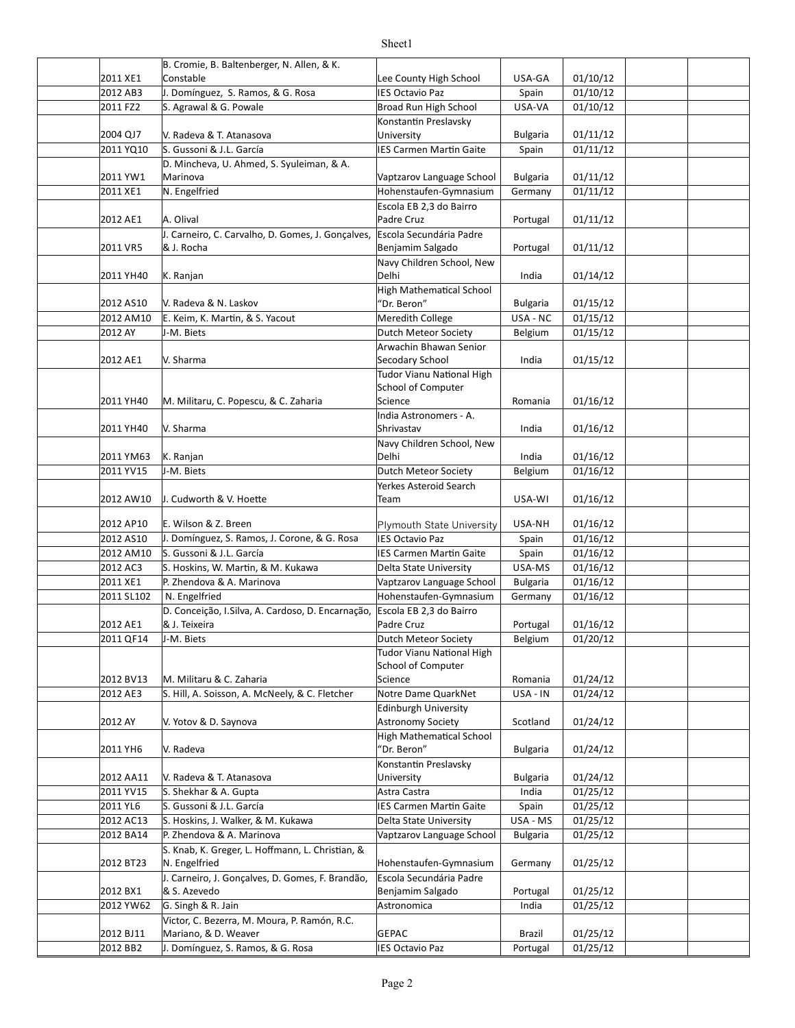| | | | | | | | |
|---|---|---|---|---|---|---|---|
| | 2011 XE1 | B. Cromie, B. Baltenberger, N. Allen, & K. Constable | Lee County High School | USA-GA | 01/10/12 | | |
| | 2012 AB3 | J. Domínguez, S. Ramos, & G. Rosa | IES Octavio Paz | Spain | 01/10/12 | | |
| | 2011 FZ2 | S. Agrawal & G. Powale | Broad Run High School | USA-VA | 01/10/12 | | |
| | 2004 QJ7 | V. Radeva & T. Atanasova | Konstantin Preslavsky University | Bulgaria | 01/11/12 | | |
| | 2011 YQ10 | S. Gussoni & J.L. García | IES Carmen Martin Gaite | Spain | 01/11/12 | | |
| | 2011 YW1 | D. Mincheva, U. Ahmed, S. Syuleiman, & A. Marinova | Vaptzarov Language School | Bulgaria | 01/11/12 | | |
| | 2011 XE1 | N. Engelfried | Hohenstaufen-Gymnasium | Germany | 01/11/12 | | |
| | 2012 AE1 | A. Olival | Escola EB 2,3 do Bairro Padre Cruz | Portugal | 01/11/12 | | |
| | 2011 VR5 | J. Carneiro, C. Carvalho, D. Gomes, J. Gonçalves, & J. Rocha | Escola Secundária Padre Benjamim Salgado | Portugal | 01/11/12 | | |
| | 2011 YH40 | K. Ranjan | Navy Children School, New Delhi | India | 01/14/12 | | |
| | 2012 AS10 | V. Radeva & N. Laskov | High Mathematical School "Dr. Beron" | Bulgaria | 01/15/12 | | |
| | 2012 AM10 | E. Keim, K. Martin, & S. Yacout | Meredith College | USA - NC | 01/15/12 | | |
| | 2012 AY | J-M. Biets | Dutch Meteor Society | Belgium | 01/15/12 | | |
| | 2012 AE1 | V. Sharma | Arwachin Bhawan Senior Secodary School | India | 01/15/12 | | |
| | 2011 YH40 | M. Militaru, C. Popescu, & C. Zaharia | Tudor Vianu National High School of Computer Science | Romania | 01/16/12 | | |
| | 2011 YH40 | V. Sharma | India Astronomers - A. Shrivastav | India | 01/16/12 | | |
| | 2011 YM63 | K. Ranjan | Navy Children School, New Delhi | India | 01/16/12 | | |
| | 2011 YV15 | J-M. Biets | Dutch Meteor Society | Belgium | 01/16/12 | | |
| | 2012 AW10 | J. Cudworth & V. Hoette | Yerkes Asteroid Search Team | USA-WI | 01/16/12 | | |
| | 2012 AP10 | E. Wilson & Z. Breen | Plymouth State University | USA-NH | 01/16/12 | | |
| | 2012 AS10 | J. Domínguez, S. Ramos, J. Corone, & G. Rosa | IES Octavio Paz | Spain | 01/16/12 | | |
| | 2012 AM10 | S. Gussoni & J.L. García | IES Carmen Martin Gaite | Spain | 01/16/12 | | |
| | 2012 AC3 | S. Hoskins, W. Martin, & M. Kukawa | Delta State University | USA-MS | 01/16/12 | | |
| | 2011 XE1 | P. Zhendova & A. Marinova | Vaptzarov Language School | Bulgaria | 01/16/12 | | |
| | 2011 SL102 | N. Engelfried | Hohenstaufen-Gymnasium | Germany | 01/16/12 | | |
| | 2012 AE1 | D. Conceição, I.Silva, A. Cardoso, D. Encarnação, & J. Teixeira | Escola EB 2,3 do Bairro Padre Cruz | Portugal | 01/16/12 | | |
| | 2011 QF14 | J-M. Biets | Dutch Meteor Society | Belgium | 01/20/12 | | |
| | 2012 BV13 | M. Militaru & C. Zaharia | Tudor Vianu National High School of Computer Science | Romania | 01/24/12 | | |
| | 2012 AE3 | S. Hill, A. Soisson, A. McNeely, & C. Fletcher | Notre Dame QuarkNet | USA - IN | 01/24/12 | | |
| | 2012 AY | V. Yotov & D. Saynova | Edinburgh University Astronomy Society | Scotland | 01/24/12 | | |
| | 2011 YH6 | V. Radeva | High Mathematical School "Dr. Beron" | Bulgaria | 01/24/12 | | |
| | 2012 AA11 | V. Radeva & T. Atanasova | Konstantin Preslavsky University | Bulgaria | 01/24/12 | | |
| | 2011 YV15 | S. Shekhar & A. Gupta | Astra Castra | India | 01/25/12 | | |
| | 2011 YL6 | S. Gussoni & J.L. García | IES Carmen Martin Gaite | Spain | 01/25/12 | | |
| | 2012 AC13 | S. Hoskins, J. Walker, & M. Kukawa | Delta State University | USA - MS | 01/25/12 | | |
| | 2012 BA14 | P. Zhendova & A. Marinova | Vaptzarov Language School | Bulgaria | 01/25/12 | | |
| | 2012 BT23 | S. Knab, K. Greger, L. Hoffmann, L. Christian, & N. Engelfried | Hohenstaufen-Gymnasium | Germany | 01/25/12 | | |
| | 2012 BX1 | J. Carneiro, J. Gonçalves, D. Gomes, F. Brandão, & S. Azevedo | Escola Secundária Padre Benjamim Salgado | Portugal | 01/25/12 | | |
| | 2012 YW62 | G. Singh & R. Jain | Astronomica | India | 01/25/12 | | |
| | 2012 BJ11 | Victor, C. Bezerra, M. Moura, P. Ramón, R.C. Mariano, & D. Weaver | GEPAC | Brazil | 01/25/12 | | |
| | 2012 BB2 | J. Domínguez, S. Ramos, & G. Rosa | IES Octavio Paz | Portugal | 01/25/12 | | |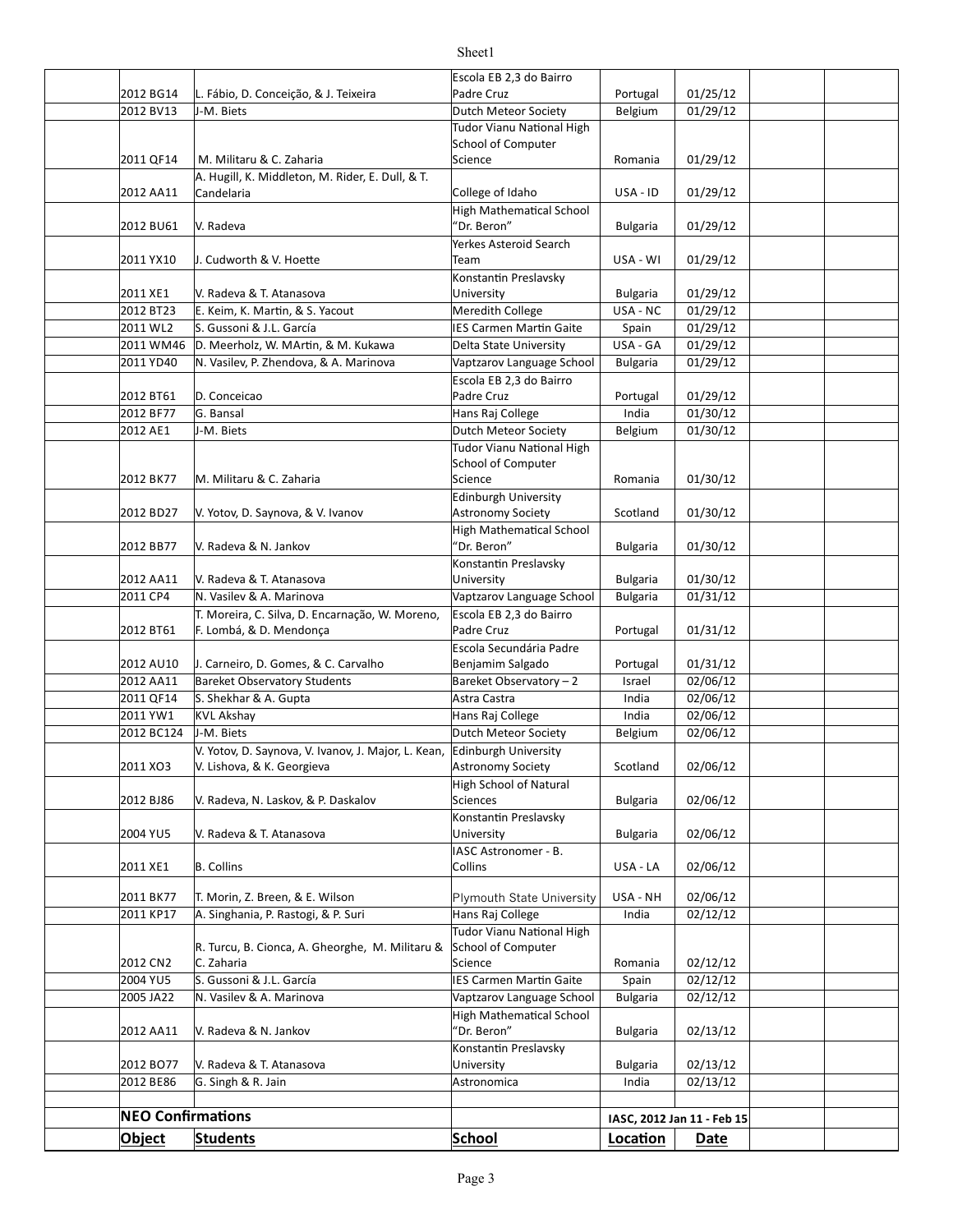| Object | Students | School | Location | Date |
|---|---|---|---|---|
| 2012 BG14 | L. Fábio, D. Conceição, & J. Teixeira | Escola EB 2,3 do Bairro Padre Cruz | Portugal | 01/25/12 |
| 2012 BV13 | J-M. Biets | Dutch Meteor Society | Belgium | 01/29/12 |
| 2011 QF14 | M. Militaru & C. Zaharia | Tudor Vianu National High School of Computer Science | Romania | 01/29/12 |
| 2012 AA11 | A. Hugill, K. Middleton, M. Rider, E. Dull, & T. Candelaria | College of Idaho | USA - ID | 01/29/12 |
| 2012 BU61 | V. Radeva | High Mathematical School "Dr. Beron" | Bulgaria | 01/29/12 |
| 2011 YX10 | J. Cudworth & V. Hoette | Yerkes Asteroid Search Team | USA - WI | 01/29/12 |
| 2011 XE1 | V. Radeva & T. Atanasova | Konstantin Preslavsky University | Bulgaria | 01/29/12 |
| 2012 BT23 | E. Keim, K. Martin, & S. Yacout | Meredith College | USA - NC | 01/29/12 |
| 2011 WL2 | S. Gussoni & J.L. García | IES Carmen Martin Gaite | Spain | 01/29/12 |
| 2011 WM46 | D. Meerholz, W. MArtin, & M. Kukawa | Delta State University | USA - GA | 01/29/12 |
| 2011 YD40 | N. Vasilev, P. Zhendova, & A. Marinova | Vaptzarov Language School | Bulgaria | 01/29/12 |
| 2012 BT61 | D. Conceicao | Escola EB 2,3 do Bairro Padre Cruz | Portugal | 01/29/12 |
| 2012 BF77 | G. Bansal | Hans Raj College | India | 01/30/12 |
| 2012 AE1 | J-M. Biets | Dutch Meteor Society | Belgium | 01/30/12 |
| 2012 BK77 | M. Militaru & C. Zaharia | Tudor Vianu National High School of Computer Science | Romania | 01/30/12 |
| 2012 BD27 | V. Yotov, D. Saynova, & V. Ivanov | Edinburgh University Astronomy Society | Scotland | 01/30/12 |
| 2012 BB77 | V. Radeva & N. Jankov | High Mathematical School "Dr. Beron" | Bulgaria | 01/30/12 |
| 2012 AA11 | V. Radeva & T. Atanasova | Konstantin Preslavsky University | Bulgaria | 01/30/12 |
| 2011 CP4 | N. Vasilev & A. Marinova | Vaptzarov Language School | Bulgaria | 01/31/12 |
| 2012 BT61 | T. Moreira, C. Silva, D. Encarnação, W. Moreno, F. Lombá, & D. Mendonça | Escola EB 2,3 do Bairro Padre Cruz | Portugal | 01/31/12 |
| 2012 AU10 | J. Carneiro, D. Gomes, & C. Carvalho | Escola Secundária Padre Benjamim Salgado | Portugal | 01/31/12 |
| 2012 AA11 | Bareket Observatory Students | Bareket Observatory – 2 | Israel | 02/06/12 |
| 2011 QF14 | S. Shekhar & A. Gupta | Astra Castra | India | 02/06/12 |
| 2011 YW1 | KVL Akshay | Hans Raj College | India | 02/06/12 |
| 2012 BC124 | J-M. Biets | Dutch Meteor Society | Belgium | 02/06/12 |
| 2011 XO3 | V. Yotov, D. Saynova, V. Ivanov, J. Major, L. Kean, V. Lishova, & K. Georgieva | Edinburgh University Astronomy Society | Scotland | 02/06/12 |
| 2012 BJ86 | V. Radeva, N. Laskov, & P. Daskalov | High School of Natural Sciences | Bulgaria | 02/06/12 |
| 2004 YU5 | V. Radeva & T. Atanasova | Konstantin Preslavsky University | Bulgaria | 02/06/12 |
| 2011 XE1 | B. Collins | IASC Astronomer - B. Collins | USA - LA | 02/06/12 |
| 2011 BK77 | T. Morin, Z. Breen, & E. Wilson | Plymouth State University | USA - NH | 02/06/12 |
| 2011 KP17 | A. Singhania, P. Rastogi, & P. Suri | Hans Raj College | India | 02/12/12 |
| 2012 CN2 | R. Turcu, B. Cionca, A. Gheorghe, M. Militaru & C. Zaharia | Tudor Vianu National High School of Computer Science | Romania | 02/12/12 |
| 2004 YU5 | S. Gussoni & J.L. García | IES Carmen Martin Gaite | Spain | 02/12/12 |
| 2005 JA22 | N. Vasilev & A. Marinova | Vaptzarov Language School | Bulgaria | 02/12/12 |
| 2012 AA11 | V. Radeva & N. Jankov | High Mathematical School "Dr. Beron" | Bulgaria | 02/13/12 |
| 2012 BO77 | V. Radeva & T. Atanasova | Konstantin Preslavsky University | Bulgaria | 02/13/12 |
| 2012 BE86 | G. Singh & R. Jain | Astronomica | India | 02/13/12 |

**NEO Confirmations** — IASC, 2012 Jan 11 - Feb 15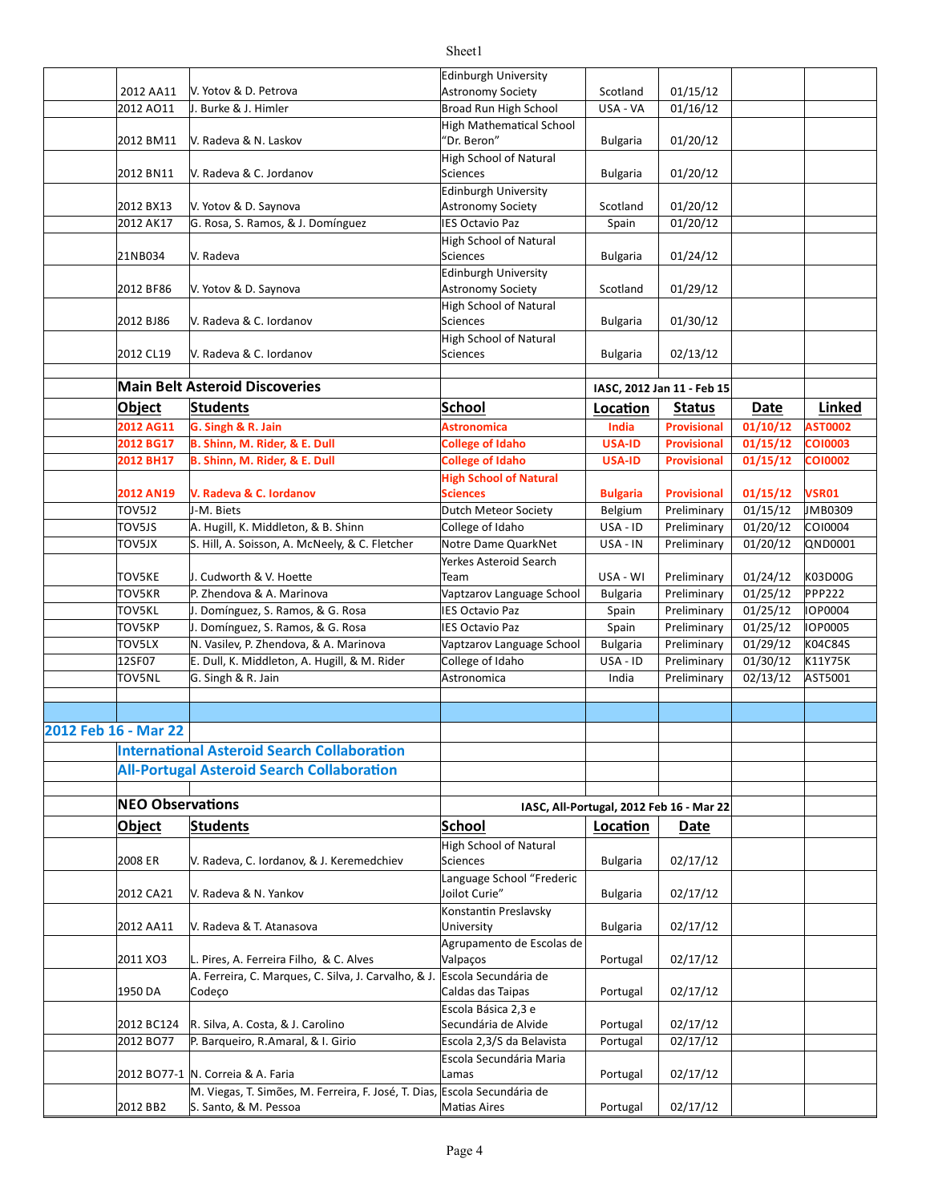| Object | Students | School | Location | Date | | |
|---|---|---|---|---|---|---|
| 2012 AA11 | V. Yotov & D. Petrova | Edinburgh University Astronomy Society | Scotland | 01/15/12 | | |
| 2012 AO11 | J. Burke & J. Himler | Broad Run High School | USA - VA | 01/16/12 | | |
| 2012 BM11 | V. Radeva & N. Laskov | High Mathematical School "Dr. Beron" | Bulgaria | 01/20/12 | | |
| 2012 BN11 | V. Radeva & C. Jordanov | High School of Natural Sciences | Bulgaria | 01/20/12 | | |
| 2012 BX13 | V. Yotov & D. Saynova | Edinburgh University Astronomy Society | Scotland | 01/20/12 | | |
| 2012 AK17 | G. Rosa, S. Ramos, & J. Domínguez | IES Octavio Paz | Spain | 01/20/12 | | |
| 21NB034 | V. Radeva | High School of Natural Sciences | Bulgaria | 01/24/12 | | |
| 2012 BF86 | V. Yotov & D. Saynova | Edinburgh University Astronomy Society | Scotland | 01/29/12 | | |
| 2012 BJ86 | V. Radeva & C. Iordanov | High School of Natural Sciences | Bulgaria | 01/30/12 | | |
| 2012 CL19 | V. Radeva & C. Iordanov | High School of Natural Sciences | Bulgaria | 02/13/12 | | |

## Main Belt Asteroid Discoveries

IASC, 2012 Jan 11 - Feb 15

| Object | Students | School | Location | Status | Date | Linked |
|---|---|---|---|---|---|---|
| **2012 AG11** | **G. Singh & R. Jain** | **Astronomica** | **India** | **Provisional** | **01/10/12** | **AST0002** |
| **2012 BG17** | **B. Shinn, M. Rider, & E. Dull** | **College of Idaho** | **USA-ID** | **Provisional** | **01/15/12** | **COI0003** |
| **2012 BH17** | **B. Shinn, M. Rider, & E. Dull** | **College of Idaho** | **USA-ID** | **Provisional** | **01/15/12** | **COI0002** |
| **2012 AN19** | **V. Radeva & C. Iordanov** | **High School of Natural Sciences** | **Bulgaria** | **Provisional** | **01/15/12** | **VSR01** |
| TOV5J2 | J-M. Biets | Dutch Meteor Society | Belgium | Preliminary | 01/15/12 | JMB0309 |
| TOV5JS | A. Hugill, K. Middleton, & B. Shinn | College of Idaho | USA - ID | Preliminary | 01/20/12 | COI0004 |
| TOV5JX | S. Hill, A. Soisson, A. McNeely, & C. Fletcher | Notre Dame QuarkNet | USA - IN | Preliminary | 01/20/12 | QND0001 |
| TOV5KE | J. Cudworth & V. Hoette | Yerkes Asteroid Search Team | USA - WI | Preliminary | 01/24/12 | K03D00G |
| TOV5KR | P. Zhendova & A. Marinova | Vaptzarov Language School | Bulgaria | Preliminary | 01/25/12 | PPP222 |
| TOV5KL | J. Domínguez, S. Ramos, & G. Rosa | IES Octavio Paz | Spain | Preliminary | 01/25/12 | IOP0004 |
| TOV5KP | J. Domínguez, S. Ramos, & G. Rosa | IES Octavio Paz | Spain | Preliminary | 01/25/12 | IOP0005 |
| TOV5LX | N. Vasilev, P. Zhendova, & A. Marinova | Vaptzarov Language School | Bulgaria | Preliminary | 01/29/12 | K04C84S |
| 12SF07 | E. Dull, K. Middleton, A. Hugill, & M. Rider | College of Idaho | USA - ID | Preliminary | 01/30/12 | K11Y75K |
| TOV5NL | G. Singh & R. Jain | Astronomica | India | Preliminary | 02/13/12 | AST5001 |

## 2012 Feb 16 - Mar 22

### International Asteroid Search Collaboration

### All-Portugal Asteroid Search Collaboration

## NEO Observations

IASC, All-Portugal, 2012 Feb 16 - Mar 22

| Object | Students | School | Location | Date |
|---|---|---|---|---|
| 2008 ER | V. Radeva, C. Iordanov, & J. Keremedchiev | High School of Natural Sciences | Bulgaria | 02/17/12 |
| 2012 CA21 | V. Radeva & N. Yankov | Language School "Frederic Joilot Curie" | Bulgaria | 02/17/12 |
| 2012 AA11 | V. Radeva & T. Atanasova | Konstantin Preslavsky University | Bulgaria | 02/17/12 |
| 2011 XO3 | L. Pires, A. Ferreira Filho, & C. Alves | Agrupamento de Escolas de Valpaços | Portugal | 02/17/12 |
| 1950 DA | A. Ferreira, C. Marques, C. Silva, J. Carvalho, & J. Codeço | Escola Secundária de Caldas das Taipas | Portugal | 02/17/12 |
| 2012 BC124 | R. Silva, A. Costa, & J. Carolino | Escola Básica 2,3 e Secundária de Alvide | Portugal | 02/17/12 |
| 2012 BO77 | P. Barqueiro, R.Amaral, & I. Girio | Escola 2,3/S da Belavista | Portugal | 02/17/12 |
| 2012 BO77-1 | N. Correia & A. Faria | Escola Secundária Maria Lamas | Portugal | 02/17/12 |
| 2012 BB2 | M. Viegas, T. Simões, M. Ferreira, F. José, T. Dias, S. Santo, & M. Pessoa | Escola Secundária de Matias Aires | Portugal | 02/17/12 |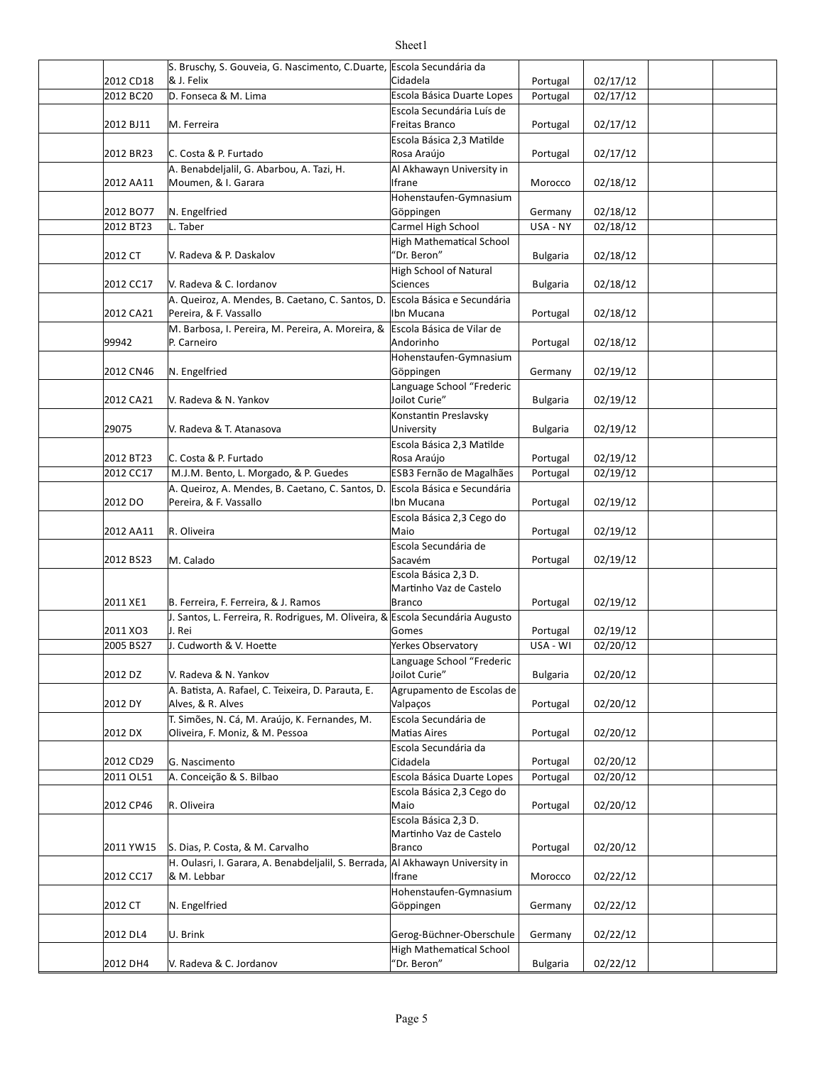| | | | | | | | |
|---|---|---|---|---|---|---|---|
| | 2012 CD18 | S. Bruschy, S. Gouveia, G. Nascimento, C.Duarte, & J. Felix | Escola Secundária da Cidadela | Portugal | 02/17/12 | | |
| | 2012 BC20 | D. Fonseca & M. Lima | Escola Básica Duarte Lopes | Portugal | 02/17/12 | | |
| | 2012 BJ11 | M. Ferreira | Escola Secundária Luís de Freitas Branco | Portugal | 02/17/12 | | |
| | 2012 BR23 | C. Costa & P. Furtado | Escola Básica 2,3 Matilde Rosa Araújo | Portugal | 02/17/12 | | |
| | 2012 AA11 | A. Benabdeljalil, G. Abarbou, A. Tazi, H. Moumen, & I. Garara | Al Akhawayn University in Ifrane | Morocco | 02/18/12 | | |
| | 2012 BO77 | N. Engelfried | Hohenstaufen-Gymnasium Göppingen | Germany | 02/18/12 | | |
| | 2012 BT23 | L. Taber | Carmel High School | USA - NY | 02/18/12 | | |
| | 2012 CT | V. Radeva & P. Daskalov | High Mathematical School "Dr. Beron" | Bulgaria | 02/18/12 | | |
| | 2012 CC17 | V. Radeva & C. Iordanov | High School of Natural Sciences | Bulgaria | 02/18/12 | | |
| | 2012 CA21 | A. Queiroz, A. Mendes, B. Caetano, C. Santos, D. Pereira, & F. Vassallo | Escola Básica e Secundária Ibn Mucana | Portugal | 02/18/12 | | |
| | 99942 | M. Barbosa, I. Pereira, M. Pereira, A. Moreira, & P. Carneiro | Escola Básica de Vilar de Andorinho | Portugal | 02/18/12 | | |
| | 2012 CN46 | N. Engelfried | Hohenstaufen-Gymnasium Göppingen | Germany | 02/19/12 | | |
| | 2012 CA21 | V. Radeva & N. Yankov | Language School "Frederic Joilot Curie" | Bulgaria | 02/19/12 | | |
| | 29075 | V. Radeva & T. Atanasova | Konstantin Preslavsky University | Bulgaria | 02/19/12 | | |
| | 2012 BT23 | C. Costa & P. Furtado | Escola Básica 2,3 Matilde Rosa Araújo | Portugal | 02/19/12 | | |
| | 2012 CC17 | M.J.M. Bento, L. Morgado, & P. Guedes | ESB3 Fernão de Magalhães | Portugal | 02/19/12 | | |
| | 2012 DO | A. Queiroz, A. Mendes, B. Caetano, C. Santos, D. Pereira, & F. Vassallo | Escola Básica e Secundária Ibn Mucana | Portugal | 02/19/12 | | |
| | 2012 AA11 | R. Oliveira | Escola Básica 2,3 Cego do Maio | Portugal | 02/19/12 | | |
| | 2012 BS23 | M. Calado | Escola Secundária de Sacavém | Portugal | 02/19/12 | | |
| | 2011 XE1 | B. Ferreira, F. Ferreira, & J. Ramos | Escola Básica 2,3 D. Martinho Vaz de Castelo Branco | Portugal | 02/19/12 | | |
| | 2011 XO3 | J. Santos, L. Ferreira, R. Rodrigues, M. Oliveira, & J. Rei | Escola Secundária Augusto Gomes | Portugal | 02/19/12 | | |
| | 2005 BS27 | J. Cudworth & V. Hoette | Yerkes Observatory | USA - WI | 02/20/12 | | |
| | 2012 DZ | V. Radeva & N. Yankov | Language School "Frederic Joilot Curie" | Bulgaria | 02/20/12 | | |
| | 2012 DY | A. Batista, A. Rafael, C. Teixeira, D. Parauta, E. Alves, & R. Alves | Agrupamento de Escolas de Valpaços | Portugal | 02/20/12 | | |
| | 2012 DX | T. Simões, N. Cá, M. Araújo, K. Fernandes, M. Oliveira, F. Moniz, & M. Pessoa | Escola Secundária de Matias Aires | Portugal | 02/20/12 | | |
| | 2012 CD29 | G. Nascimento | Escola Secundária da Cidadela | Portugal | 02/20/12 | | |
| | 2011 OL51 | A. Conceição & S. Bilbao | Escola Básica Duarte Lopes | Portugal | 02/20/12 | | |
| | 2012 CP46 | R. Oliveira | Escola Básica 2,3 Cego do Maio | Portugal | 02/20/12 | | |
| | 2011 YW15 | S. Dias, P. Costa, & M. Carvalho | Escola Básica 2,3 D. Martinho Vaz de Castelo Branco | Portugal | 02/20/12 | | |
| | 2012 CC17 | H. Oulasri, I. Garara, A. Benabdeljalil, S. Berrada, & M. Lebbar | Al Akhawayn University in Ifrane | Morocco | 02/22/12 | | |
| | 2012 CT | N. Engelfried | Hohenstaufen-Gymnasium Göppingen | Germany | 02/22/12 | | |
| | 2012 DL4 | U. Brink | Gerog-Büchner-Oberschule | Germany | 02/22/12 | | |
| | 2012 DH4 | V. Radeva & C. Jordanov | High Mathematical School "Dr. Beron" | Bulgaria | 02/22/12 | | |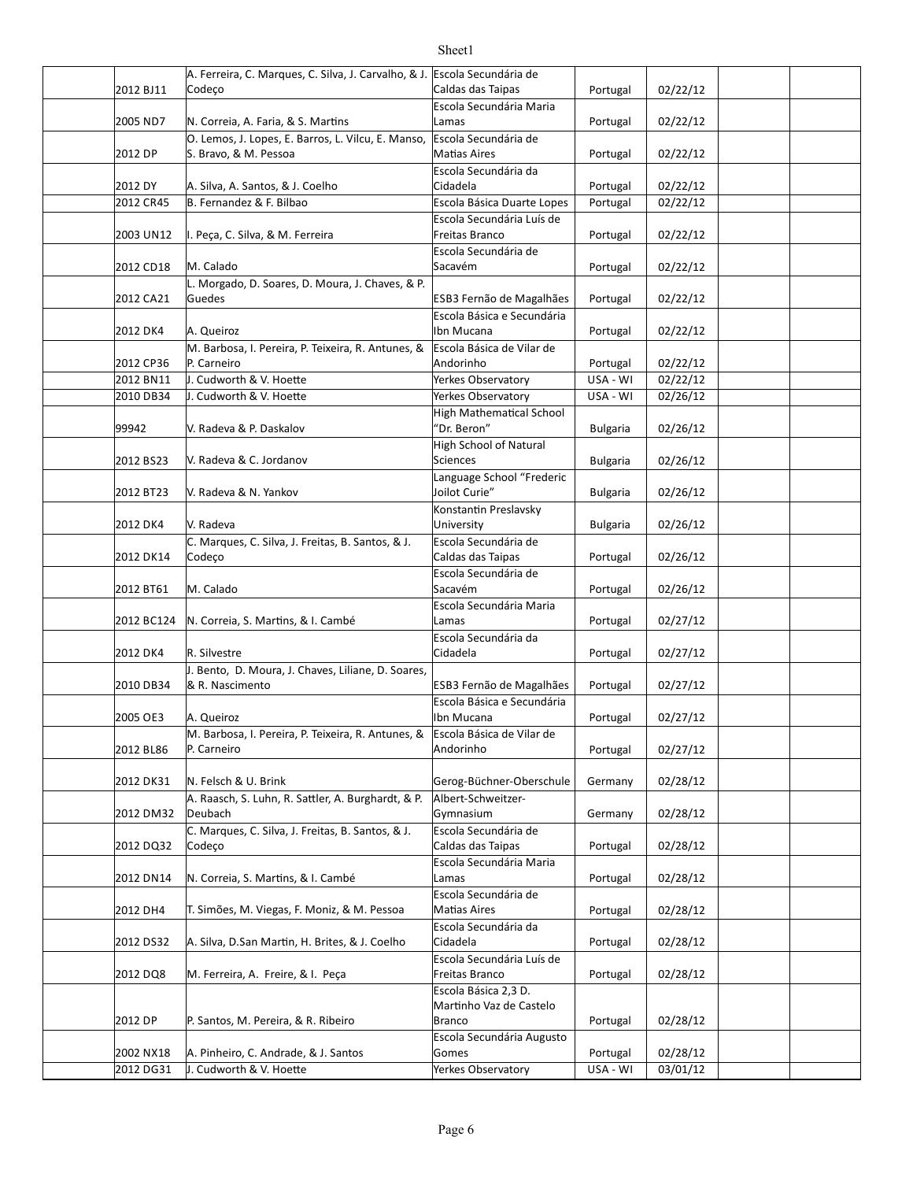| | | | | | | | |
|---|---|---|---|---|---|---|---|
| | 2012 BJ11 | A. Ferreira, C. Marques, C. Silva, J. Carvalho, & J. Codeço | Escola Secundária de Caldas das Taipas | Portugal | 02/22/12 | | |
| | 2005 ND7 | N. Correia, A. Faria, & S. Martins | Escola Secundária Maria Lamas | Portugal | 02/22/12 | | |
| | 2012 DP | O. Lemos, J. Lopes, E. Barros, L. Vilcu, E. Manso, S. Bravo, & M. Pessoa | Escola Secundária de Matias Aires | Portugal | 02/22/12 | | |
| | 2012 DY | A. Silva, A. Santos, & J. Coelho | Escola Secundária da Cidadela | Portugal | 02/22/12 | | |
| | 2012 CR45 | B. Fernandez & F. Bilbao | Escola Básica Duarte Lopes | Portugal | 02/22/12 | | |
| | 2003 UN12 | I. Peça, C. Silva, & M. Ferreira | Escola Secundária Luís de Freitas Branco | Portugal | 02/22/12 | | |
| | 2012 CD18 | M. Calado | Escola Secundária de Sacavém | Portugal | 02/22/12 | | |
| | 2012 CA21 | L. Morgado, D. Soares, D. Moura, J. Chaves, & P. Guedes | ESB3 Fernão de Magalhães | Portugal | 02/22/12 | | |
| | 2012 DK4 | A. Queiroz | Escola Básica e Secundária Ibn Mucana | Portugal | 02/22/12 | | |
| | 2012 CP36 | M. Barbosa, I. Pereira, P. Teixeira, R. Antunes, & P. Carneiro | Escola Básica de Vilar de Andorinho | Portugal | 02/22/12 | | |
| | 2012 BN11 | J. Cudworth & V. Hoette | Yerkes Observatory | USA - WI | 02/22/12 | | |
| | 2010 DB34 | J. Cudworth & V. Hoette | Yerkes Observatory | USA - WI | 02/26/12 | | |
| | 99942 | V. Radeva & P. Daskalov | High Mathematical School "Dr. Beron" | Bulgaria | 02/26/12 | | |
| | 2012 BS23 | V. Radeva & C. Jordanov | High School of Natural Sciences | Bulgaria | 02/26/12 | | |
| | 2012 BT23 | V. Radeva & N. Yankov | Language School "Frederic Joilot Curie" | Bulgaria | 02/26/12 | | |
| | 2012 DK4 | V. Radeva | Konstantin Preslavsky University | Bulgaria | 02/26/12 | | |
| | 2012 DK14 | C. Marques, C. Silva, J. Freitas, B. Santos, & J. Codeço | Escola Secundária de Caldas das Taipas | Portugal | 02/26/12 | | |
| | 2012 BT61 | M. Calado | Escola Secundária de Sacavém | Portugal | 02/26/12 | | |
| | 2012 BC124 | N. Correia, S. Martins, & I. Cambé | Escola Secundária Maria Lamas | Portugal | 02/27/12 | | |
| | 2012 DK4 | R. Silvestre | Escola Secundária da Cidadela | Portugal | 02/27/12 | | |
| | 2010 DB34 | J. Bento, D. Moura, J. Chaves, Liliane, D. Soares, & R. Nascimento | ESB3 Fernão de Magalhães | Portugal | 02/27/12 | | |
| | 2005 OE3 | A. Queiroz | Escola Básica e Secundária Ibn Mucana | Portugal | 02/27/12 | | |
| | 2012 BL86 | M. Barbosa, I. Pereira, P. Teixeira, R. Antunes, & P. Carneiro | Escola Básica de Vilar de Andorinho | Portugal | 02/27/12 | | |
| | 2012 DK31 | N. Felsch & U. Brink | Gerog-Büchner-Oberschule | Germany | 02/28/12 | | |
| | 2012 DM32 | A. Raasch, S. Luhn, R. Sattler, A. Burghardt, & P. Deubach | Albert-Schweitzer-Gymnasium | Germany | 02/28/12 | | |
| | 2012 DQ32 | C. Marques, C. Silva, J. Freitas, B. Santos, & J. Codeço | Escola Secundária de Caldas das Taipas | Portugal | 02/28/12 | | |
| | 2012 DN14 | N. Correia, S. Martins, & I. Cambé | Escola Secundária Maria Lamas | Portugal | 02/28/12 | | |
| | 2012 DH4 | T. Simões, M. Viegas, F. Moniz, & M. Pessoa | Escola Secundária de Matias Aires | Portugal | 02/28/12 | | |
| | 2012 DS32 | A. Silva, D.San Martin, H. Brites, & J. Coelho | Escola Secundária da Cidadela | Portugal | 02/28/12 | | |
| | 2012 DQ8 | M. Ferreira, A. Freire, & I. Peça | Escola Secundária Luís de Freitas Branco | Portugal | 02/28/12 | | |
| | 2012 DP | P. Santos, M. Pereira, & R. Ribeiro | Escola Básica 2,3 D. Martinho Vaz de Castelo Branco | Portugal | 02/28/12 | | |
| | 2002 NX18 | A. Pinheiro, C. Andrade, & J. Santos | Escola Secundária Augusto Gomes | Portugal | 02/28/12 | | |
| | 2012 DG31 | J. Cudworth & V. Hoette | Yerkes Observatory | USA - WI | 03/01/12 | | |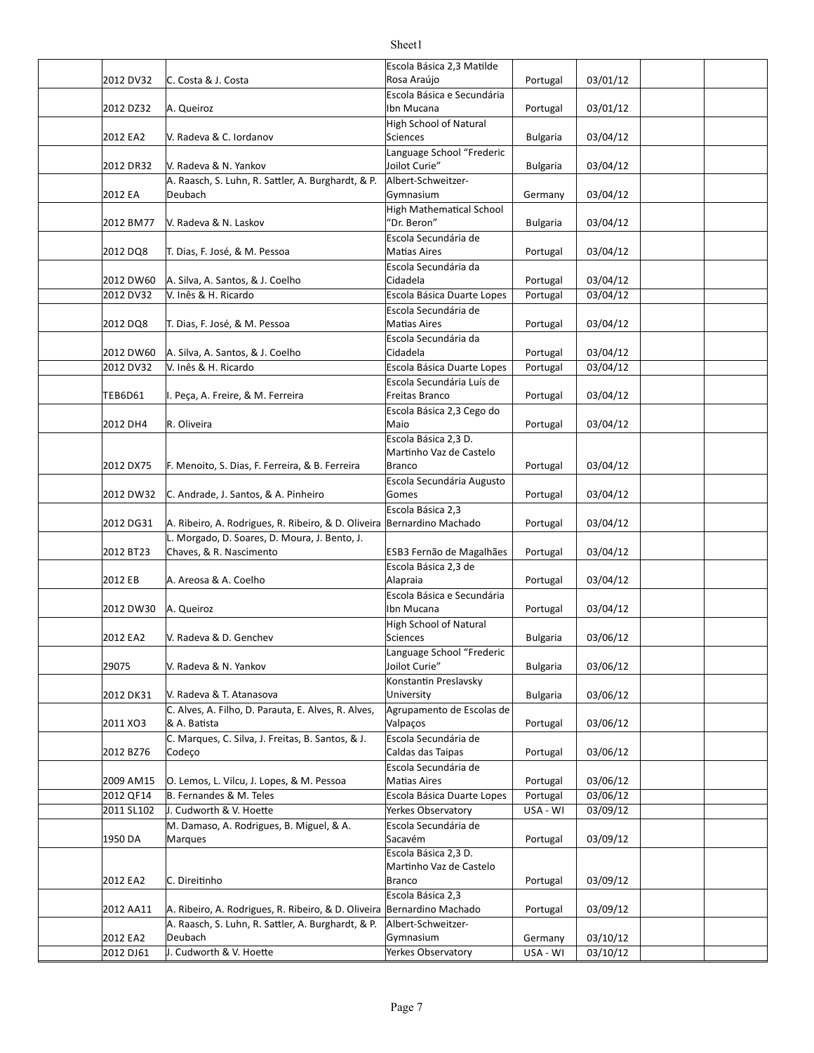| | | | | | | |
|---|---|---|---|---|---|---|
| | 2012 DV32 | C. Costa & J. Costa | Escola Básica 2,3 Matilde Rosa Araújo | Portugal | 03/01/12 | | |
| | 2012 DZ32 | A. Queiroz | Escola Básica e Secundária Ibn Mucana | Portugal | 03/01/12 | | |
| | 2012 EA2 | V. Radeva & C. Iordanov | High School of Natural Sciences | Bulgaria | 03/04/12 | | |
| | 2012 DR32 | V. Radeva & N. Yankov | Language School "Frederic Joilot Curie" | Bulgaria | 03/04/12 | | |
| | 2012 EA | A. Raasch, S. Luhn, R. Sattler, A. Burghardt, & P. Deubach | Albert-Schweitzer-Gymnasium | Germany | 03/04/12 | | |
| | 2012 BM77 | V. Radeva & N. Laskov | High Mathematical School "Dr. Beron" | Bulgaria | 03/04/12 | | |
| | 2012 DQ8 | T. Dias, F. José, & M. Pessoa | Escola Secundária de Matias Aires | Portugal | 03/04/12 | | |
| | 2012 DW60 | A. Silva, A. Santos, & J. Coelho | Escola Secundária da Cidadela | Portugal | 03/04/12 | | |
| | 2012 DV32 | V. Inês & H. Ricardo | Escola Básica Duarte Lopes | Portugal | 03/04/12 | | |
| | 2012 DQ8 | T. Dias, F. José, & M. Pessoa | Escola Secundária de Matias Aires | Portugal | 03/04/12 | | |
| | 2012 DW60 | A. Silva, A. Santos, & J. Coelho | Escola Secundária da Cidadela | Portugal | 03/04/12 | | |
| | 2012 DV32 | V. Inês & H. Ricardo | Escola Básica Duarte Lopes | Portugal | 03/04/12 | | |
| | TEB6D61 | I. Peça, A. Freire, & M. Ferreira | Escola Secundária Luís de Freitas Branco | Portugal | 03/04/12 | | |
| | 2012 DH4 | R. Oliveira | Escola Básica 2,3 Cego do Maio | Portugal | 03/04/12 | | |
| | 2012 DX75 | F. Menoito, S. Dias, F. Ferreira, & B. Ferreira | Escola Básica 2,3 D. Martinho Vaz de Castelo Branco | Portugal | 03/04/12 | | |
| | 2012 DW32 | C. Andrade, J. Santos, & A. Pinheiro | Escola Secundária Augusto Gomes | Portugal | 03/04/12 | | |
| | 2012 DG31 | A. Ribeiro, A. Rodrigues, R. Ribeiro, & D. Oliveira | Escola Básica 2,3 Bernardino Machado | Portugal | 03/04/12 | | |
| | 2012 BT23 | L. Morgado, D. Soares, D. Moura, J. Bento, J. Chaves, & R. Nascimento | ESB3 Fernão de Magalhães | Portugal | 03/04/12 | | |
| | 2012 EB | A. Areosa & A. Coelho | Escola Básica 2,3 de Alapraia | Portugal | 03/04/12 | | |
| | 2012 DW30 | A. Queiroz | Escola Básica e Secundária Ibn Mucana | Portugal | 03/04/12 | | |
| | 2012 EA2 | V. Radeva & D. Genchev | High School of Natural Sciences | Bulgaria | 03/06/12 | | |
| | 29075 | V. Radeva & N. Yankov | Language School "Frederic Joilot Curie" | Bulgaria | 03/06/12 | | |
| | 2012 DK31 | V. Radeva & T. Atanasova | Konstantin Preslavsky University | Bulgaria | 03/06/12 | | |
| | 2011 XO3 | C. Alves, A. Filho, D. Parauta, E. Alves, R. Alves, & A. Batista | Agrupamento de Escolas de Valpaços | Portugal | 03/06/12 | | |
| | 2012 BZ76 | C. Marques, C. Silva, J. Freitas, B. Santos, & J. Codeço | Escola Secundária de Caldas das Taipas | Portugal | 03/06/12 | | |
| | 2009 AM15 | O. Lemos, L. Vilcu, J. Lopes, & M. Pessoa | Escola Secundária de Matias Aires | Portugal | 03/06/12 | | |
| | 2012 QF14 | B. Fernandes & M. Teles | Escola Básica Duarte Lopes | Portugal | 03/06/12 | | |
| | 2011 SL102 | J. Cudworth & V. Hoette | Yerkes Observatory | USA - WI | 03/09/12 | | |
| | 1950 DA | M. Damaso, A. Rodrigues, B. Miguel, & A. Marques | Escola Secundária de Sacavém | Portugal | 03/09/12 | | |
| | 2012 EA2 | C. Direitinho | Escola Básica 2,3 D. Martinho Vaz de Castelo Branco | Portugal | 03/09/12 | | |
| | 2012 AA11 | A. Ribeiro, A. Rodrigues, R. Ribeiro, & D. Oliveira | Escola Básica 2,3 Bernardino Machado | Portugal | 03/09/12 | | |
| | 2012 EA2 | A. Raasch, S. Luhn, R. Sattler, A. Burghardt, & P. Deubach | Albert-Schweitzer-Gymnasium | Germany | 03/10/12 | | |
| | 2012 DJ61 | J. Cudworth & V. Hoette | Yerkes Observatory | USA - WI | 03/10/12 | | |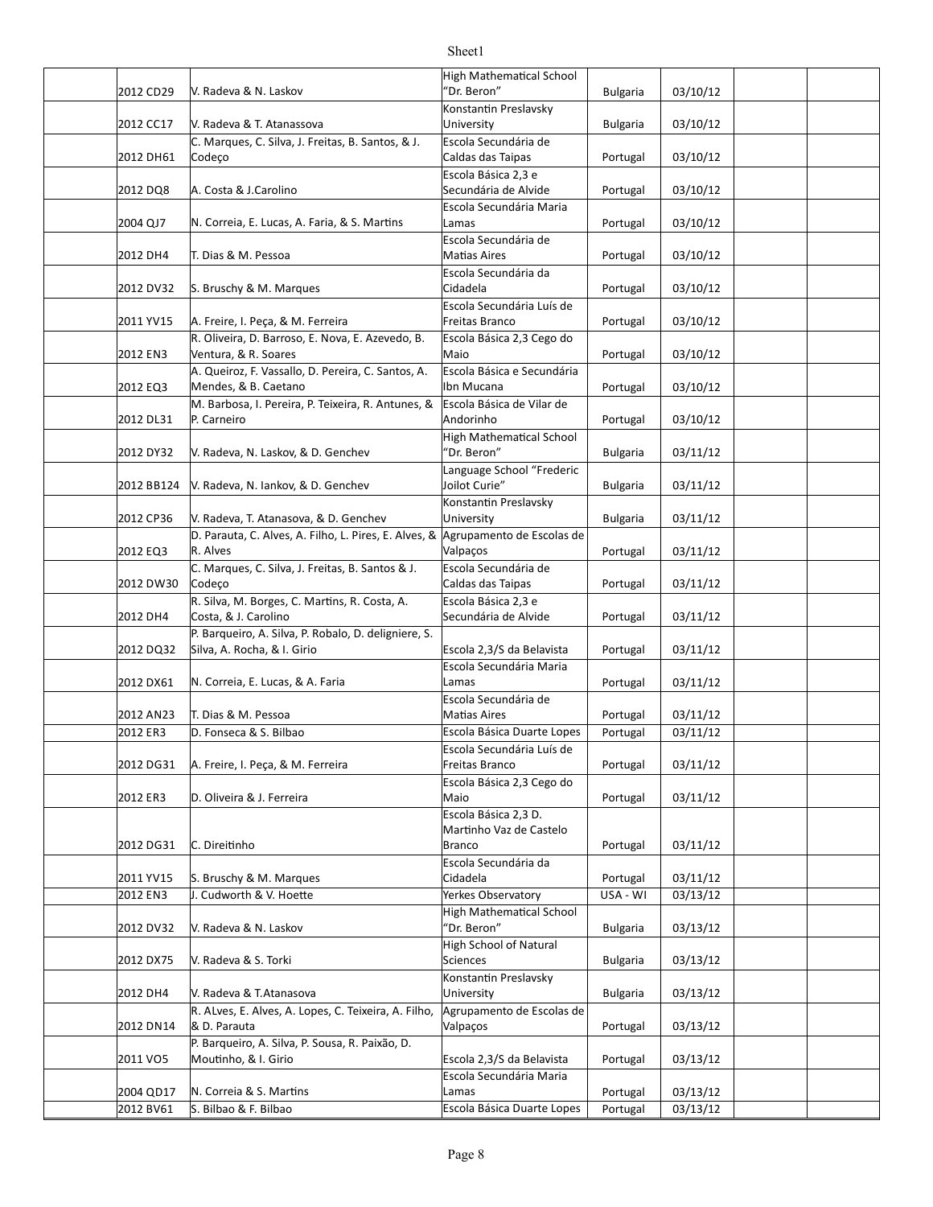| | | | | | | | |
|---|---|---|---|---|---|---|---|
| | 2012 CD29 | V. Radeva & N. Laskov | High Mathematical School "Dr. Beron" | Bulgaria | 03/10/12 | | |
| | 2012 CC17 | V. Radeva & T. Atanassova | Konstantin Preslavsky University | Bulgaria | 03/10/12 | | |
| | 2012 DH61 | C. Marques, C. Silva, J. Freitas, B. Santos, & J. Codeço | Escola Secundária de Caldas das Taipas | Portugal | 03/10/12 | | |
| | 2012 DQ8 | A. Costa & J.Carolino | Escola Básica 2,3 e Secundária de Alvide | Portugal | 03/10/12 | | |
| | 2004 QJ7 | N. Correia, E. Lucas, A. Faria, & S. Martins | Escola Secundária Maria Lamas | Portugal | 03/10/12 | | |
| | 2012 DH4 | T. Dias & M. Pessoa | Escola Secundária de Matias Aires | Portugal | 03/10/12 | | |
| | 2012 DV32 | S. Bruschy & M. Marques | Escola Secundária da Cidadela | Portugal | 03/10/12 | | |
| | 2011 YV15 | A. Freire, I. Peça, & M. Ferreira | Escola Secundária Luís de Freitas Branco | Portugal | 03/10/12 | | |
| | 2012 EN3 | R. Oliveira, D. Barroso, E. Nova, E. Azevedo, B. Ventura, & R. Soares | Escola Básica 2,3 Cego do Maio | Portugal | 03/10/12 | | |
| | 2012 EQ3 | A. Queiroz, F. Vassallo, D. Pereira, C. Santos, A. Mendes, & B. Caetano | Escola Básica e Secundária Ibn Mucana | Portugal | 03/10/12 | | |
| | 2012 DL31 | M. Barbosa, I. Pereira, P. Teixeira, R. Antunes, & P. Carneiro | Escola Básica de Vilar de Andorinho | Portugal | 03/10/12 | | |
| | 2012 DY32 | V. Radeva, N. Laskov, & D. Genchev | High Mathematical School "Dr. Beron" | Bulgaria | 03/11/12 | | |
| | 2012 BB124 | V. Radeva, N. Iankov, & D. Genchev | Language School "Frederic Joilot Curie" | Bulgaria | 03/11/12 | | |
| | 2012 CP36 | V. Radeva, T. Atanasova, & D. Genchev | Konstantin Preslavsky University | Bulgaria | 03/11/12 | | |
| | 2012 EQ3 | D. Parauta, C. Alves, A. Filho, L. Pires, E. Alves, & R. Alves | Agrupamento de Escolas de Valpaços | Portugal | 03/11/12 | | |
| | 2012 DW30 | C. Marques, C. Silva, J. Freitas, B. Santos & J. Codeço | Escola Secundária de Caldas das Taipas | Portugal | 03/11/12 | | |
| | 2012 DH4 | R. Silva, M. Borges, C. Martins, R. Costa, A. Costa, & J. Carolino | Escola Básica 2,3 e Secundária de Alvide | Portugal | 03/11/12 | | |
| | 2012 DQ32 | P. Barqueiro, A. Silva, P. Robalo, D. deligniere, S. Silva, A. Rocha, & I. Girio | Escola 2,3/S da Belavista | Portugal | 03/11/12 | | |
| | 2012 DX61 | N. Correia, E. Lucas, & A. Faria | Escola Secundária Maria Lamas | Portugal | 03/11/12 | | |
| | 2012 AN23 | T. Dias & M. Pessoa | Escola Secundária de Matias Aires | Portugal | 03/11/12 | | |
| | 2012 ER3 | D. Fonseca & S. Bilbao | Escola Básica Duarte Lopes | Portugal | 03/11/12 | | |
| | 2012 DG31 | A. Freire, I. Peça, & M. Ferreira | Escola Secundária Luís de Freitas Branco | Portugal | 03/11/12 | | |
| | 2012 ER3 | D. Oliveira & J. Ferreira | Escola Básica 2,3 Cego do Maio | Portugal | 03/11/12 | | |
| | 2012 DG31 | C. Direitinho | Escola Básica 2,3 D. Martinho Vaz de Castelo Branco | Portugal | 03/11/12 | | |
| | 2011 YV15 | S. Bruschy & M. Marques | Escola Secundária da Cidadela | Portugal | 03/11/12 | | |
| | 2012 EN3 | J. Cudworth & V. Hoette | Yerkes Observatory | USA - WI | 03/13/12 | | |
| | 2012 DV32 | V. Radeva & N. Laskov | High Mathematical School "Dr. Beron" | Bulgaria | 03/13/12 | | |
| | 2012 DX75 | V. Radeva & S. Torki | High School of Natural Sciences | Bulgaria | 03/13/12 | | |
| | 2012 DH4 | V. Radeva & T.Atanasova | Konstantin Preslavsky University | Bulgaria | 03/13/12 | | |
| | 2012 DN14 | R. ALves, E. Alves, A. Lopes, C. Teixeira, A. Filho, & D. Parauta | Agrupamento de Escolas de Valpaços | Portugal | 03/13/12 | | |
| | 2011 VO5 | P. Barqueiro, A. Silva, P. Sousa, R. Paixão, D. Moutinho, & I. Girio | Escola 2,3/S da Belavista | Portugal | 03/13/12 | | |
| | 2004 QD17 | N. Correia & S. Martins | Escola Secundária Maria Lamas | Portugal | 03/13/12 | | |
| | 2012 BV61 | S. Bilbao & F. Bilbao | Escola Básica Duarte Lopes | Portugal | 03/13/12 | | |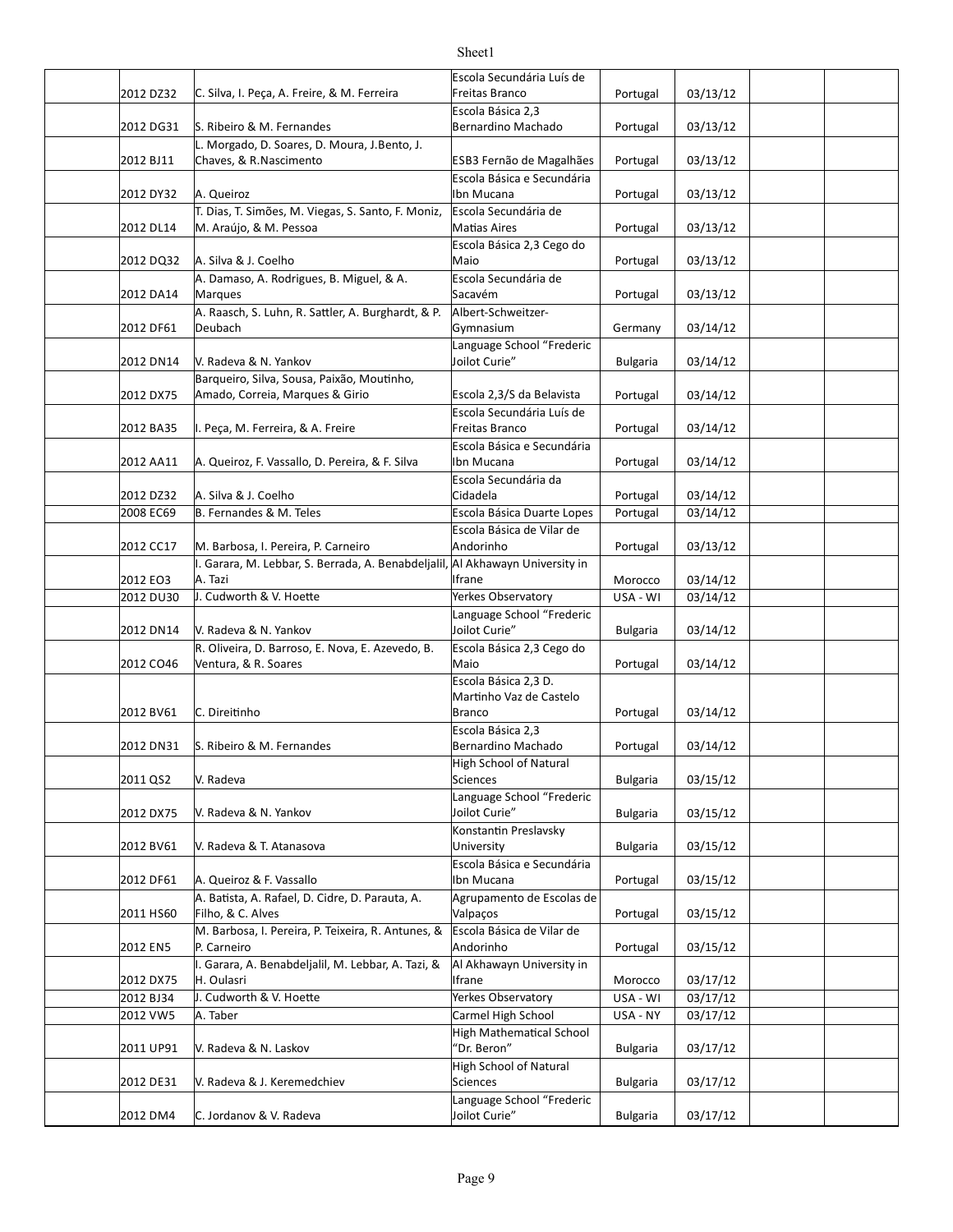|  | 2012 DZ32 | C. Silva, I. Peça, A. Freire, & M. Ferreira | Escola Secundária Luís de Freitas Branco | Portugal | 03/13/12 |  |  |
|---|---|---|---|---|---|---|---|
|  | 2012 DG31 | S. Ribeiro & M. Fernandes | Escola Básica 2,3 Bernardino Machado | Portugal | 03/13/12 |  |  |
|  | 2012 BJ11 | L. Morgado, D. Soares, D. Moura, J.Bento, J. Chaves, & R.Nascimento | ESB3 Fernão de Magalhães | Portugal | 03/13/12 |  |  |
|  | 2012 DY32 | A. Queiroz | Escola Básica e Secundária Ibn Mucana | Portugal | 03/13/12 |  |  |
|  | 2012 DL14 | T. Dias, T. Simões, M. Viegas, S. Santo, F. Moniz, M. Araújo, & M. Pessoa | Escola Secundária de Matias Aires | Portugal | 03/13/12 |  |  |
|  | 2012 DQ32 | A. Silva & J. Coelho | Escola Básica 2,3 Cego do Maio | Portugal | 03/13/12 |  |  |
|  | 2012 DA14 | A. Damaso, A. Rodrigues, B. Miguel, & A. Marques | Escola Secundária de Sacavém | Portugal | 03/13/12 |  |  |
|  | 2012 DF61 | A. Raasch, S. Luhn, R. Sattler, A. Burghardt, & P. Deubach | Albert-Schweitzer-Gymnasium | Germany | 03/14/12 |  |  |
|  | 2012 DN14 | V. Radeva & N. Yankov | Language School "Frederic Joilot Curie" | Bulgaria | 03/14/12 |  |  |
|  | 2012 DX75 | Barqueiro, Silva, Sousa, Paixão, Moutinho, Amado, Correia, Marques & Girio | Escola 2,3/S da Belavista | Portugal | 03/14/12 |  |  |
|  | 2012 BA35 | I. Peça, M. Ferreira, & A. Freire | Escola Secundária Luís de Freitas Branco | Portugal | 03/14/12 |  |  |
|  | 2012 AA11 | A. Queiroz, F. Vassallo, D. Pereira, & F. Silva | Escola Básica e Secundária Ibn Mucana | Portugal | 03/14/12 |  |  |
|  | 2012 DZ32 | A. Silva & J. Coelho | Escola Secundária da Cidadela | Portugal | 03/14/12 |  |  |
|  | 2008 EC69 | B. Fernandes & M. Teles | Escola Básica Duarte Lopes | Portugal | 03/14/12 |  |  |
|  | 2012 CC17 | M. Barbosa, I. Pereira, P. Carneiro | Escola Básica de Vilar de Andorinho | Portugal | 03/13/12 |  |  |
|  | 2012 EO3 | I. Garara, M. Lebbar, S. Berrada, A. Benabdeljalil, A. Tazi | Al Akhawayn University in Ifrane | Morocco | 03/14/12 |  |  |
|  | 2012 DU30 | J. Cudworth & V. Hoette | Yerkes Observatory | USA - WI | 03/14/12 |  |  |
|  | 2012 DN14 | V. Radeva & N. Yankov | Language School "Frederic Joilot Curie" | Bulgaria | 03/14/12 |  |  |
|  | 2012 CO46 | R. Oliveira, D. Barroso, E. Nova, E. Azevedo, B. Ventura, & R. Soares | Escola Básica 2,3 Cego do Maio | Portugal | 03/14/12 |  |  |
|  | 2012 BV61 | C. Direitinho | Escola Básica 2,3 D. Martinho Vaz de Castelo Branco | Portugal | 03/14/12 |  |  |
|  | 2012 DN31 | S. Ribeiro & M. Fernandes | Escola Básica 2,3 Bernardino Machado | Portugal | 03/14/12 |  |  |
|  | 2011 QS2 | V. Radeva | High School of Natural Sciences | Bulgaria | 03/15/12 |  |  |
|  | 2012 DX75 | V. Radeva & N. Yankov | Language School "Frederic Joilot Curie" | Bulgaria | 03/15/12 |  |  |
|  | 2012 BV61 | V. Radeva & T. Atanasova | Konstantin Preslavsky University | Bulgaria | 03/15/12 |  |  |
|  | 2012 DF61 | A. Queiroz & F. Vassallo | Escola Básica e Secundária Ibn Mucana | Portugal | 03/15/12 |  |  |
|  | 2011 HS60 | A. Batista, A. Rafael, D. Cidre, D. Parauta, A. Filho, & C. Alves | Agrupamento de Escolas de Valpaços | Portugal | 03/15/12 |  |  |
|  | 2012 EN5 | M. Barbosa, I. Pereira, P. Teixeira, R. Antunes, & P. Carneiro | Escola Básica de Vilar de Andorinho | Portugal | 03/15/12 |  |  |
|  | 2012 DX75 | I. Garara, A. Benabdeljalil, M. Lebbar, A. Tazi, & H. Oulasri | Al Akhawayn University in Ifrane | Morocco | 03/17/12 |  |  |
|  | 2012 BJ34 | J. Cudworth & V. Hoette | Yerkes Observatory | USA - WI | 03/17/12 |  |  |
|  | 2012 VW5 | A. Taber | Carmel High School | USA - NY | 03/17/12 |  |  |
|  | 2011 UP91 | V. Radeva & N. Laskov | High Mathematical School "Dr. Beron" | Bulgaria | 03/17/12 |  |  |
|  | 2012 DE31 | V. Radeva & J. Keremedchiev | High School of Natural Sciences | Bulgaria | 03/17/12 |  |  |
|  | 2012 DM4 | C. Jordanov & V. Radeva | Language School "Frederic Joilot Curie" | Bulgaria | 03/17/12 |  |  |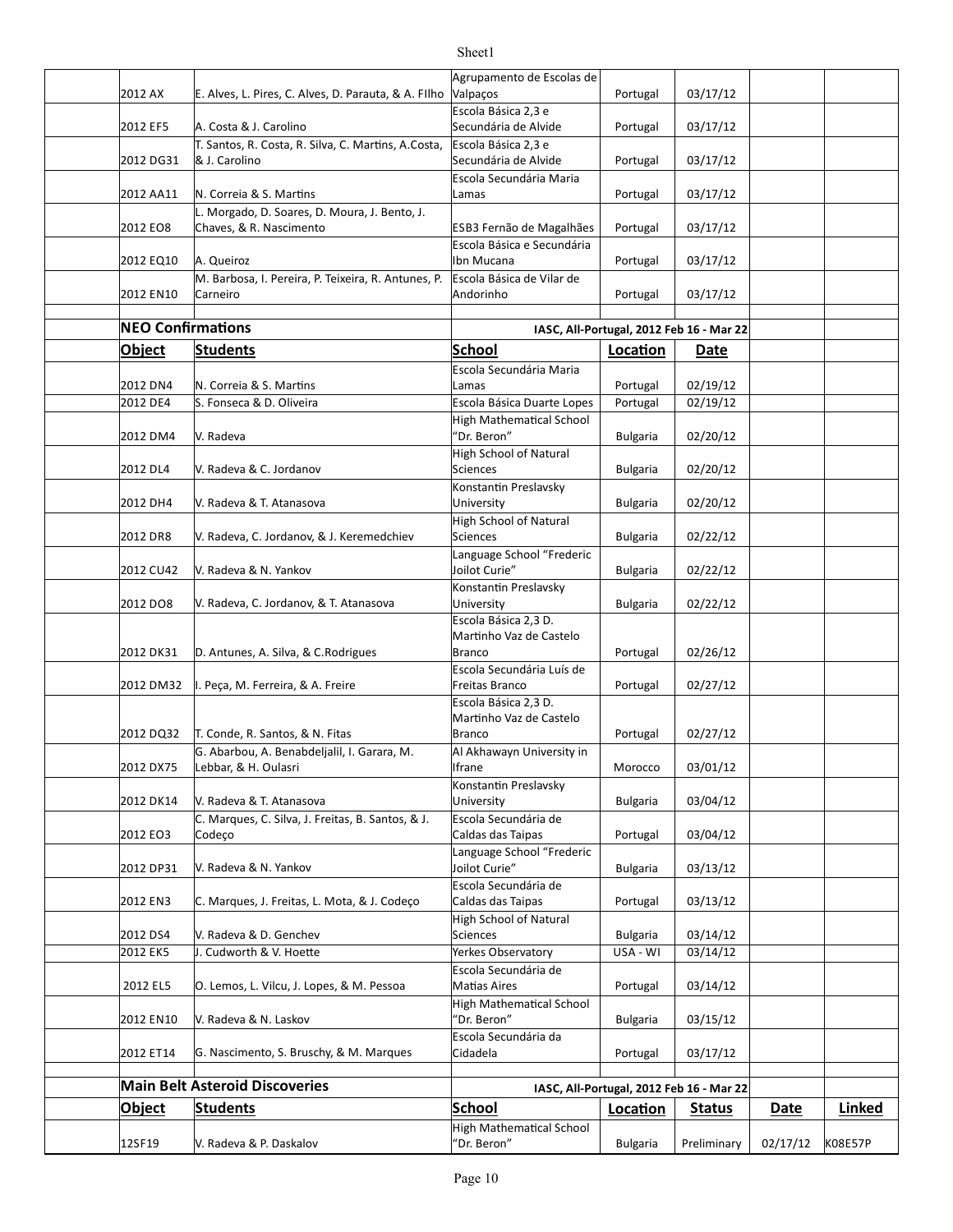| Object | Students | School | Location | Date | | |
|---|---|---|---|---|---|---|
| 2012 AX | E. Alves, L. Pires, C. Alves, D. Parauta, & A. FIlho | Agrupamento de Escolas de Valpaços | Portugal | 03/17/12 | | |
| 2012 EF5 | A. Costa & J. Carolino | Escola Básica 2,3 e Secundária de Alvide | Portugal | 03/17/12 | | |
| 2012 DG31 | T. Santos, R. Costa, R. Silva, C. Martins, A.Costa, & J. Carolino | Escola Básica 2,3 e Secundária de Alvide | Portugal | 03/17/12 | | |
| 2012 AA11 | N. Correia & S. Martins | Escola Secundária Maria Lamas | Portugal | 03/17/12 | | |
| 2012 EO8 | L. Morgado, D. Soares, D. Moura, J. Bento, J. Chaves, & R. Nascimento | ESB3 Fernão de Magalhães | Portugal | 03/17/12 | | |
| 2012 EQ10 | A. Queiroz | Escola Básica e Secundária Ibn Mucana | Portugal | 03/17/12 | | |
| 2012 EN10 | M. Barbosa, I. Pereira, P. Teixeira, R. Antunes, P. Carneiro | Escola Básica de Vilar de Andorinho | Portugal | 03/17/12 | | |

## NEO Confirmations

**IASC, All-Portugal, 2012 Feb 16 - Mar 22**

| Object | Students | School | Location | Date |
|---|---|---|---|---|
| 2012 DN4 | N. Correia & S. Martins | Escola Secundária Maria Lamas | Portugal | 02/19/12 |
| 2012 DE4 | S. Fonseca & D. Oliveira | Escola Básica Duarte Lopes | Portugal | 02/19/12 |
| 2012 DM4 | V. Radeva | High Mathematical School "Dr. Beron" | Bulgaria | 02/20/12 |
| 2012 DL4 | V. Radeva & C. Jordanov | High School of Natural Sciences | Bulgaria | 02/20/12 |
| 2012 DH4 | V. Radeva & T. Atanasova | Konstantin Preslavsky University | Bulgaria | 02/20/12 |
| 2012 DR8 | V. Radeva, C. Jordanov, & J. Keremedchiev | High School of Natural Sciences | Bulgaria | 02/22/12 |
| 2012 CU42 | V. Radeva & N. Yankov | Language School "Frederic Joilot Curie" | Bulgaria | 02/22/12 |
| 2012 DO8 | V. Radeva, C. Jordanov, & T. Atanasova | Konstantin Preslavsky University | Bulgaria | 02/22/12 |
| 2012 DK31 | D. Antunes, A. Silva, & C.Rodrigues | Escola Básica 2,3 D. Martinho Vaz de Castelo Branco | Portugal | 02/26/12 |
| 2012 DM32 | I. Peça, M. Ferreira, & A. Freire | Escola Secundária Luís de Freitas Branco | Portugal | 02/27/12 |
| 2012 DQ32 | T. Conde, R. Santos, & N. Fitas | Escola Básica 2,3 D. Martinho Vaz de Castelo Branco | Portugal | 02/27/12 |
| 2012 DX75 | G. Abarbou, A. Benabdeljalil, I. Garara, M. Lebbar, & H. Oulasri | Al Akhawayn University in Ifrane | Morocco | 03/01/12 |
| 2012 DK14 | V. Radeva & T. Atanasova | Konstantin Preslavsky University | Bulgaria | 03/04/12 |
| 2012 EO3 | C. Marques, C. Silva, J. Freitas, B. Santos, & J. Codeço | Escola Secundária de Caldas das Taipas | Portugal | 03/04/12 |
| 2012 DP31 | V. Radeva & N. Yankov | Language School "Frederic Joilot Curie" | Bulgaria | 03/13/12 |
| 2012 EN3 | C. Marques, J. Freitas, L. Mota, & J. Codeço | Escola Secundária de Caldas das Taipas | Portugal | 03/13/12 |
| 2012 DS4 | V. Radeva & D. Genchev | High School of Natural Sciences | Bulgaria | 03/14/12 |
| 2012 EK5 | J. Cudworth & V. Hoette | Yerkes Observatory | USA - WI | 03/14/12 |
| 2012 EL5 | O. Lemos, L. Vilcu, J. Lopes, & M. Pessoa | Escola Secundária de Matias Aires | Portugal | 03/14/12 |
| 2012 EN10 | V. Radeva & N. Laskov | High Mathematical School "Dr. Beron" | Bulgaria | 03/15/12 |
| 2012 ET14 | G. Nascimento, S. Bruschy, & M. Marques | Escola Secundária da Cidadela | Portugal | 03/17/12 |

## Main Belt Asteroid Discoveries

**IASC, All-Portugal, 2012 Feb 16 - Mar 22**

| Object | Students | School | Location | Status | Date | Linked |
|---|---|---|---|---|---|---|
| 12SF19 | V. Radeva & P. Daskalov | High Mathematical School "Dr. Beron" | Bulgaria | Preliminary | 02/17/12 | K08E57P |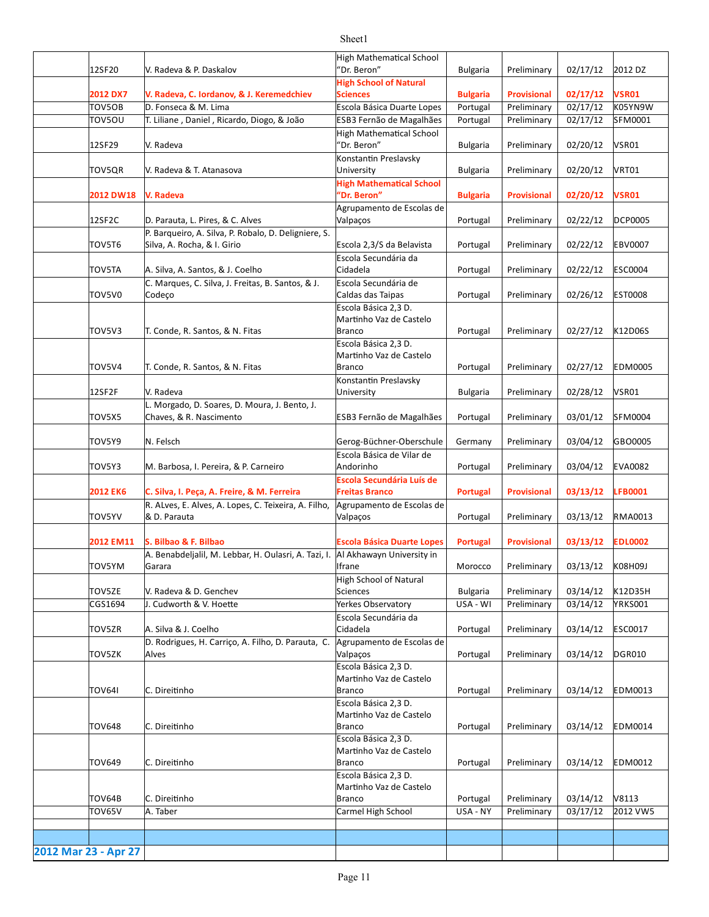| | | | | | | | |
|---|---|---|---|---|---|---|---|
| | 12SF20 | V. Radeva & P. Daskalov | High Mathematical School "Dr. Beron" | Bulgaria | Preliminary | 02/17/12 | 2012 DZ |
| | **2012 DX7** | **V. Radeva, C. Iordanov, & J. Keremedchiev** | **High School of Natural Sciences** | **Bulgaria** | **Provisional** | **02/17/12** | **VSR01** |
| | TOV5OB | D. Fonseca & M. Lima | Escola Básica Duarte Lopes | Portugal | Preliminary | 02/17/12 | K05YN9W |
| | TOV5OU | T. Liliane , Daniel , Ricardo, Diogo, & João | ESB3 Fernão de Magalhães | Portugal | Preliminary | 02/17/12 | SFM0001 |
| | 12SF29 | V. Radeva | High Mathematical School "Dr. Beron" | Bulgaria | Preliminary | 02/20/12 | VSR01 |
| | TOV5QR | V. Radeva & T. Atanasova | Konstantin Preslavsky University | Bulgaria | Preliminary | 02/20/12 | VRT01 |
| | **2012 DW18** | **V. Radeva** | **High Mathematical School "Dr. Beron"** | **Bulgaria** | **Provisional** | **02/20/12** | **VSR01** |
| | 12SF2C | D. Parauta, L. Pires, & C. Alves | Agrupamento de Escolas de Valpaços | Portugal | Preliminary | 02/22/12 | DCP0005 |
| | TOV5T6 | P. Barqueiro, A. Silva, P. Robalo, D. Deligniere, S. Silva, A. Rocha, & I. Girio | Escola 2,3/S da Belavista | Portugal | Preliminary | 02/22/12 | EBV0007 |
| | TOV5TA | A. Silva, A. Santos, & J. Coelho | Escola Secundária da Cidadela | Portugal | Preliminary | 02/22/12 | ESC0004 |
| | TOV5V0 | C. Marques, C. Silva, J. Freitas, B. Santos, & J. Codeço | Escola Secundária de Caldas das Taipas | Portugal | Preliminary | 02/26/12 | EST0008 |
| | TOV5V3 | T. Conde, R. Santos, & N. Fitas | Escola Básica 2,3 D. Martinho Vaz de Castelo Branco | Portugal | Preliminary | 02/27/12 | K12D06S |
| | TOV5V4 | T. Conde, R. Santos, & N. Fitas | Escola Básica 2,3 D. Martinho Vaz de Castelo Branco | Portugal | Preliminary | 02/27/12 | EDM0005 |
| | 12SF2F | V. Radeva | Konstantin Preslavsky University | Bulgaria | Preliminary | 02/28/12 | VSR01 |
| | TOV5X5 | L. Morgado, D. Soares, D. Moura, J. Bento, J. Chaves, & R. Nascimento | ESB3 Fernão de Magalhães | Portugal | Preliminary | 03/01/12 | SFM0004 |
| | TOV5Y9 | N. Felsch | Gerog-Büchner-Oberschule | Germany | Preliminary | 03/04/12 | GBO0005 |
| | TOV5Y3 | M. Barbosa, I. Pereira, & P. Carneiro | Escola Básica de Vilar de Andorinho | Portugal | Preliminary | 03/04/12 | EVA0082 |
| | **2012 EK6** | **C. Silva, I. Peça, A. Freire, & M. Ferreira** | **Escola Secundária Luís de Freitas Branco** | **Portugal** | **Provisional** | **03/13/12** | **LFB0001** |
| | TOV5YV | R. ALves, E. Alves, A. Lopes, C. Teixeira, A. Filho, & D. Parauta | Agrupamento de Escolas de Valpaços | Portugal | Preliminary | 03/13/12 | RMA0013 |
| | **2012 EM11** | **S. Bilbao & F. Bilbao** | **Escola Básica Duarte Lopes** | **Portugal** | **Provisional** | **03/13/12** | **EDL0002** |
| | TOV5YM | A. Benabdeljalil, M. Lebbar, H. Oulasri, A. Tazi, I. Garara | Al Akhawayn University in Ifrane | Morocco | Preliminary | 03/13/12 | K08H09J |
| | TOV5ZE | V. Radeva & D. Genchev | High School of Natural Sciences | Bulgaria | Preliminary | 03/14/12 | K12D35H |
| | CGS1694 | J. Cudworth & V. Hoette | Yerkes Observatory | USA - WI | Preliminary | 03/14/12 | YRKS001 |
| | TOV5ZR | A. Silva & J. Coelho | Escola Secundária da Cidadela | Portugal | Preliminary | 03/14/12 | ESC0017 |
| | TOV5ZK | D. Rodrigues, H. Carriço, A. Filho, D. Parauta, C. Alves | Agrupamento de Escolas de Valpaços | Portugal | Preliminary | 03/14/12 | DGR010 |
| | TOV64I | C. Direitinho | Escola Básica 2,3 D. Martinho Vaz de Castelo Branco | Portugal | Preliminary | 03/14/12 | EDM0013 |
| | TOV648 | C. Direitinho | Escola Básica 2,3 D. Martinho Vaz de Castelo Branco | Portugal | Preliminary | 03/14/12 | EDM0014 |
| | TOV649 | C. Direitinho | Escola Básica 2,3 D. Martinho Vaz de Castelo Branco | Portugal | Preliminary | 03/14/12 | EDM0012 |
| | TOV64B | C. Direitinho | Escola Básica 2,3 D. Martinho Vaz de Castelo Branco | Portugal | Preliminary | 03/14/12 | V8113 |
| | TOV65V | A. Taber | Carmel High School | USA - NY | Preliminary | 03/17/12 | 2012 VW5 |
| | | | | | | | |
| | | | | | | | |
| **2012 Mar 23 - Apr 27** | | | | | | | |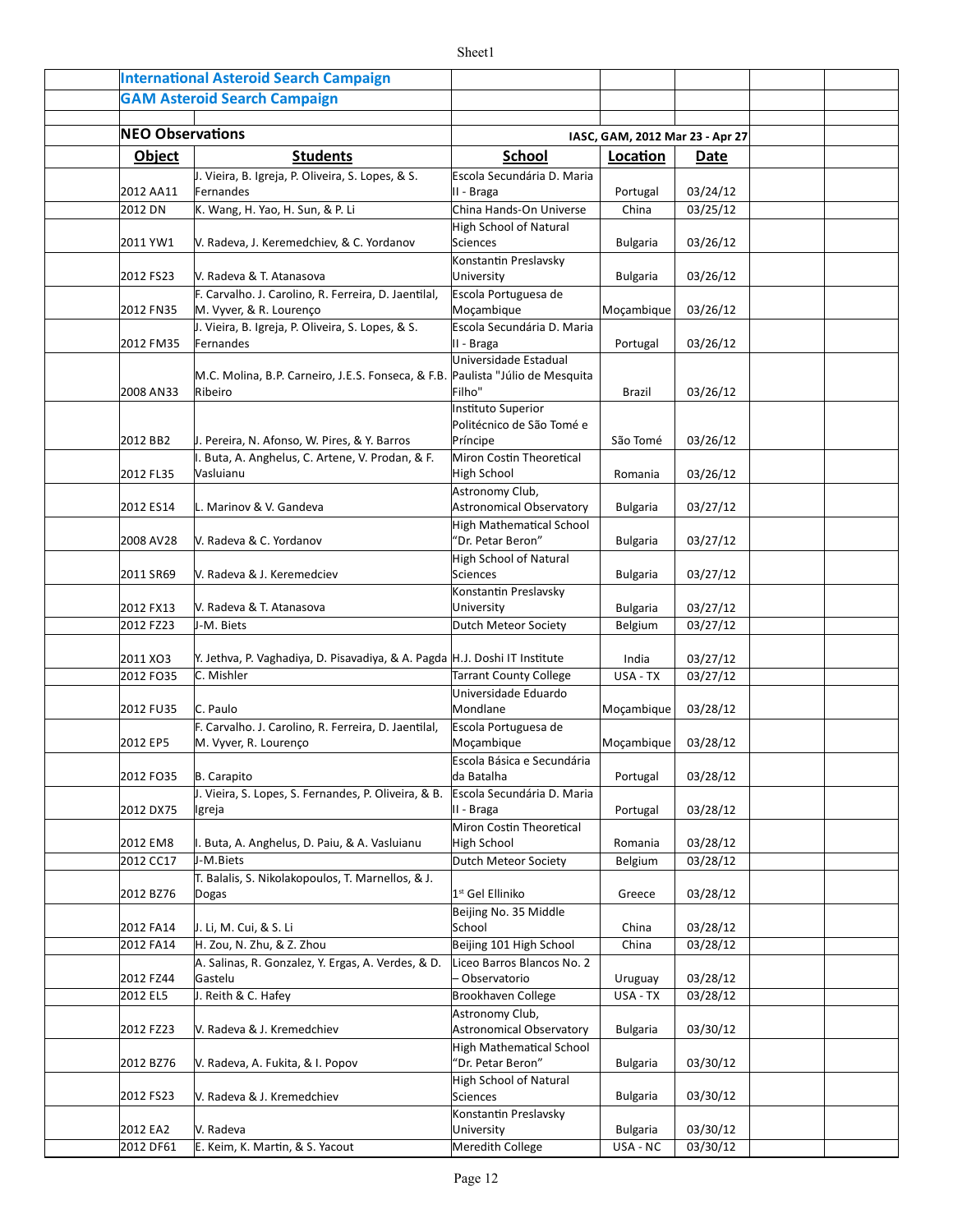## International Asteroid Search Campaign

## GAM Asteroid Search Campaign

### NEO Observations

IASC, GAM, 2012 Mar 23 - Apr 27

| Object | Students | School | Location | Date |
|---|---|---|---|---|
| 2012 AA11 | J. Vieira, B. Igreja, P. Oliveira, S. Lopes, & S. Fernandes | Escola Secundária D. Maria II - Braga | Portugal | 03/24/12 |
| 2012 DN | K. Wang, H. Yao, H. Sun, & P. Li | China Hands-On Universe | China | 03/25/12 |
| 2011 YW1 | V. Radeva, J. Keremedchiev, & C. Yordanov | High School of Natural Sciences | Bulgaria | 03/26/12 |
| 2012 FS23 | V. Radeva & T. Atanasova | Konstantin Preslavsky University | Bulgaria | 03/26/12 |
| 2012 FN35 | F. Carvalho. J. Carolino, R. Ferreira, D. Jaentilal, M. Vyver, & R. Lourenço | Escola Portuguesa de Moçambique | Moçambique | 03/26/12 |
| 2012 FM35 | J. Vieira, B. Igreja, P. Oliveira, S. Lopes, & S. Fernandes | Escola Secundária D. Maria II - Braga | Portugal | 03/26/12 |
| 2008 AN33 | M.C. Molina, B.P. Carneiro, J.E.S. Fonseca, & F.B. Ribeiro | Universidade Estadual Paulista "Júlio de Mesquita Filho" | Brazil | 03/26/12 |
| 2012 BB2 | J. Pereira, N. Afonso, W. Pires, & Y. Barros | Instituto Superior Politécnico de São Tomé e Príncipe | São Tomé | 03/26/12 |
| 2012 FL35 | I. Buta, A. Anghelus, C. Artene, V. Prodan, & F. Vasluianu | Miron Costin Theoretical High School | Romania | 03/26/12 |
| 2012 ES14 | L. Marinov & V. Gandeva | Astronomy Club, Astronomical Observatory | Bulgaria | 03/27/12 |
| 2008 AV28 | V. Radeva & C. Yordanov | High Mathematical School "Dr. Petar Beron" | Bulgaria | 03/27/12 |
| 2011 SR69 | V. Radeva & J. Keremedciev | High School of Natural Sciences | Bulgaria | 03/27/12 |
| 2012 FX13 | V. Radeva & T. Atanasova | Konstantin Preslavsky University | Bulgaria | 03/27/12 |
| 2012 FZ23 | J-M. Biets | Dutch Meteor Society | Belgium | 03/27/12 |
| 2011 XO3 | Y. Jethva, P. Vaghadiya, D. Pisavadiya, & A. Pagda | H.J. Doshi IT Institute | India | 03/27/12 |
| 2012 FO35 | C. Mishler | Tarrant County College | USA - TX | 03/27/12 |
| 2012 FU35 | C. Paulo | Universidade Eduardo Mondlane | Moçambique | 03/28/12 |
| 2012 EP5 | F. Carvalho. J. Carolino, R. Ferreira, D. Jaentilal, M. Vyver, R. Lourenço | Escola Portuguesa de Moçambique | Moçambique | 03/28/12 |
| 2012 FO35 | B. Carapito | Escola Básica e Secundária da Batalha | Portugal | 03/28/12 |
| 2012 DX75 | J. Vieira, S. Lopes, S. Fernandes, P. Oliveira, & B. Igreja | Escola Secundária D. Maria II - Braga | Portugal | 03/28/12 |
| 2012 EM8 | I. Buta, A. Anghelus, D. Paiu, & A. Vasluianu | Miron Costin Theoretical High School | Romania | 03/28/12 |
| 2012 CC17 | J-M.Biets | Dutch Meteor Society | Belgium | 03/28/12 |
| 2012 BZ76 | T. Balalis, S. Nikolakopoulos, T. Marnellos, & J. Dogas | 1st Gel Elliniko | Greece | 03/28/12 |
| 2012 FA14 | J. Li, M. Cui, & S. Li | Beijing No. 35 Middle School | China | 03/28/12 |
| 2012 FA14 | H. Zou, N. Zhu, & Z. Zhou | Beijing 101 High School | China | 03/28/12 |
| 2012 FZ44 | A. Salinas, R. Gonzalez, Y. Ergas, A. Verdes, & D. Gastelu | Liceo Barros Blancos No. 2 – Observatorio | Uruguay | 03/28/12 |
| 2012 EL5 | J. Reith & C. Hafey | Brookhaven College | USA - TX | 03/28/12 |
| 2012 FZ23 | V. Radeva & J. Kremedchiev | Astronomy Club, Astronomical Observatory | Bulgaria | 03/30/12 |
| 2012 BZ76 | V. Radeva, A. Fukita, & I. Popov | High Mathematical School "Dr. Petar Beron" | Bulgaria | 03/30/12 |
| 2012 FS23 | V. Radeva & J. Kremedchiev | High School of Natural Sciences | Bulgaria | 03/30/12 |
| 2012 EA2 | V. Radeva | Konstantin Preslavsky University | Bulgaria | 03/30/12 |
| 2012 DF61 | E. Keim, K. Martin, & S. Yacout | Meredith College | USA - NC | 03/30/12 |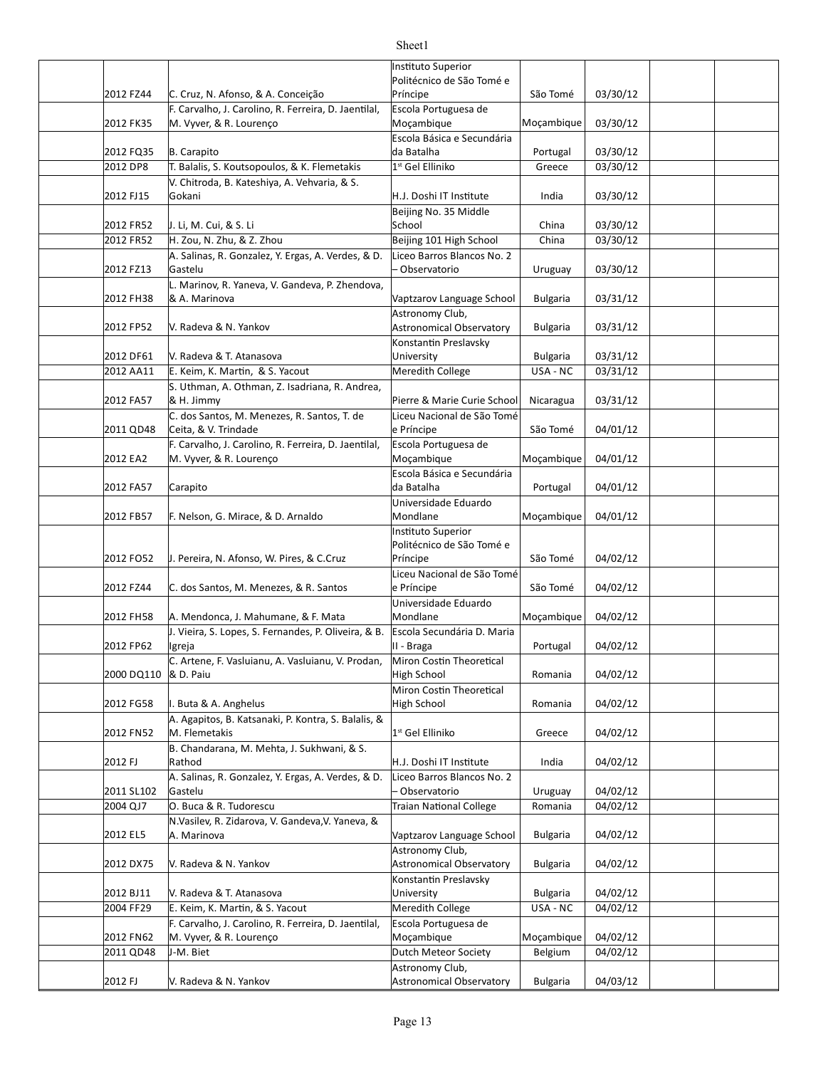| | | | | | | | |
|---|---|---|---|---|---|---|---|
| | 2012 FZ44 | C. Cruz, N. Afonso, & A. Conceição | Instituto Superior Politécnico de São Tomé e Príncipe | São Tomé | 03/30/12 | | |
| | 2012 FK35 | F. Carvalho, J. Carolino, R. Ferreira, D. Jaentilal, M. Vyver, & R. Lourenço | Escola Portuguesa de Moçambique | Moçambique | 03/30/12 | | |
| | 2012 FQ35 | B. Carapito | Escola Básica e Secundária da Batalha | Portugal | 03/30/12 | | |
| | 2012 DP8 | T. Balalis, S. Koutsopoulos, & K. Flemetakis | 1st Gel Elliniko | Greece | 03/30/12 | | |
| | 2012 FJ15 | V. Chitroda, B. Kateshiya, A. Vehvaria, & S. Gokani | H.J. Doshi IT Institute | India | 03/30/12 | | |
| | 2012 FR52 | J. Li, M. Cui, & S. Li | Beijing No. 35 Middle School | China | 03/30/12 | | |
| | 2012 FR52 | H. Zou, N. Zhu, & Z. Zhou | Beijing 101 High School | China | 03/30/12 | | |
| | 2012 FZ13 | A. Salinas, R. Gonzalez, Y. Ergas, A. Verdes, & D. Gastelu | Liceo Barros Blancos No. 2 – Observatorio | Uruguay | 03/30/12 | | |
| | 2012 FH38 | L. Marinov, R. Yaneva, V. Gandeva, P. Zhendova, & A. Marinova | Vaptzarov Language School | Bulgaria | 03/31/12 | | |
| | 2012 FP52 | V. Radeva & N. Yankov | Astronomy Club, Astronomical Observatory | Bulgaria | 03/31/12 | | |
| | 2012 DF61 | V. Radeva & T. Atanasova | Konstantin Preslavsky University | Bulgaria | 03/31/12 | | |
| | 2012 AA11 | E. Keim, K. Martin, & S. Yacout | Meredith College | USA - NC | 03/31/12 | | |
| | 2012 FA57 | S. Uthman, A. Othman, Z. Isadriana, R. Andrea, & H. Jimmy | Pierre & Marie Curie School | Nicaragua | 03/31/12 | | |
| | 2011 QD48 | C. dos Santos, M. Menezes, R. Santos, T. de Ceita, & V. Trindade | Liceu Nacional de São Tomé e Príncipe | São Tomé | 04/01/12 | | |
| | 2012 EA2 | F. Carvalho, J. Carolino, R. Ferreira, D. Jaentilal, M. Vyver, & R. Lourenço | Escola Portuguesa de Moçambique | Moçambique | 04/01/12 | | |
| | 2012 FA57 | Carapito | Escola Básica e Secundária da Batalha | Portugal | 04/01/12 | | |
| | 2012 FB57 | F. Nelson, G. Mirace, & D. Arnaldo | Universidade Eduardo Mondlane | Moçambique | 04/01/12 | | |
| | 2012 FO52 | J. Pereira, N. Afonso, W. Pires, & C.Cruz | Instituto Superior Politécnico de São Tomé e Príncipe | São Tomé | 04/02/12 | | |
| | 2012 FZ44 | C. dos Santos, M. Menezes, & R. Santos | Liceu Nacional de São Tomé e Príncipe | São Tomé | 04/02/12 | | |
| | 2012 FH58 | A. Mendonca, J. Mahumane, & F. Mata | Universidade Eduardo Mondlane | Moçambique | 04/02/12 | | |
| | 2012 FP62 | J. Vieira, S. Lopes, S. Fernandes, P. Oliveira, & B. Igreja | Escola Secundária D. Maria II - Braga | Portugal | 04/02/12 | | |
| | 2000 DQ110 | C. Artene, F. Vasluianu, A. Vasluianu, V. Prodan, & D. Paiu | Miron Costin Theoretical High School | Romania | 04/02/12 | | |
| | 2012 FG58 | I. Buta & A. Anghelus | Miron Costin Theoretical High School | Romania | 04/02/12 | | |
| | 2012 FN52 | A. Agapitos, B. Katsanaki, P. Kontra, S. Balalis, & M. Flemetakis | 1st Gel Elliniko | Greece | 04/02/12 | | |
| | 2012 FJ | B. Chandarana, M. Mehta, J. Sukhwani, & S. Rathod | H.J. Doshi IT Institute | India | 04/02/12 | | |
| | 2011 SL102 | A. Salinas, R. Gonzalez, Y. Ergas, A. Verdes, & D. Gastelu | Liceo Barros Blancos No. 2 – Observatorio | Uruguay | 04/02/12 | | |
| | 2004 QJ7 | O. Buca & R. Tudorescu | Traian National College | Romania | 04/02/12 | | |
| | 2012 EL5 | N.Vasilev, R. Zidarova, V. Gandeva,V. Yaneva, & A. Marinova | Vaptzarov Language School | Bulgaria | 04/02/12 | | |
| | 2012 DX75 | V. Radeva & N. Yankov | Astronomy Club, Astronomical Observatory | Bulgaria | 04/02/12 | | |
| | 2012 BJ11 | V. Radeva & T. Atanasova | Konstantin Preslavsky University | Bulgaria | 04/02/12 | | |
| | 2004 FF29 | E. Keim, K. Martin, & S. Yacout | Meredith College | USA - NC | 04/02/12 | | |
| | 2012 FN62 | F. Carvalho, J. Carolino, R. Ferreira, D. Jaentilal, M. Vyver, & R. Lourenço | Escola Portuguesa de Moçambique | Moçambique | 04/02/12 | | |
| | 2011 QD48 | J-M. Biet | Dutch Meteor Society | Belgium | 04/02/12 | | |
| | 2012 FJ | V. Radeva & N. Yankov | Astronomy Club, Astronomical Observatory | Bulgaria | 04/03/12 | | |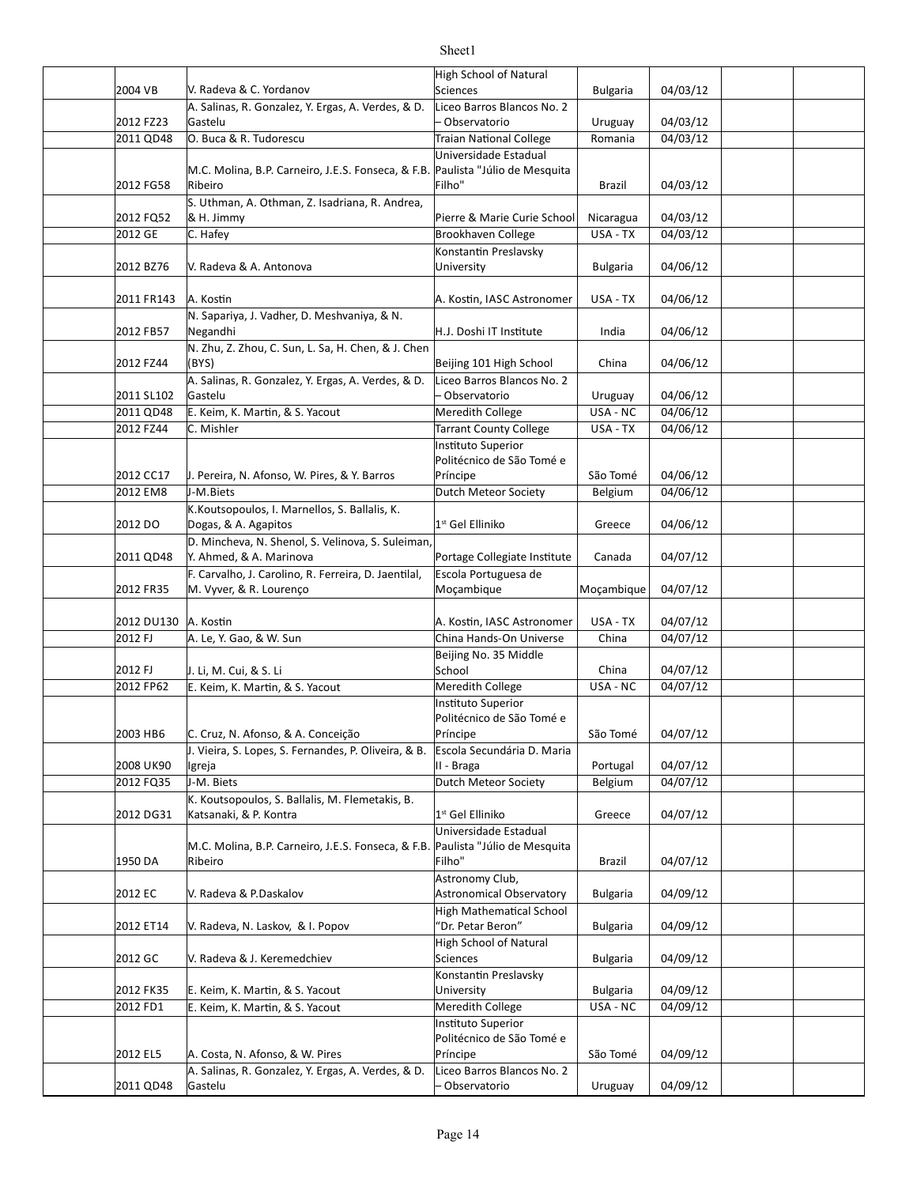| | | | | | | |
|---|---|---|---|---|---|---|
| | 2004 VB | V. Radeva & C. Yordanov | High School of Natural Sciences | Bulgaria | 04/03/12 | | |
| | 2012 FZ23 | A. Salinas, R. Gonzalez, Y. Ergas, A. Verdes, & D. Gastelu | Liceo Barros Blancos No. 2 – Observatorio | Uruguay | 04/03/12 | | |
| | 2011 QD48 | O. Buca & R. Tudorescu | Traian National College | Romania | 04/03/12 | | |
| | 2012 FG58 | M.C. Molina, B.P. Carneiro, J.E.S. Fonseca, & F.B. Ribeiro | Universidade Estadual Paulista "Júlio de Mesquita Filho" | Brazil | 04/03/12 | | |
| | 2012 FQ52 | S. Uthman, A. Othman, Z. Isadriana, R. Andrea, & H. Jimmy | Pierre & Marie Curie School | Nicaragua | 04/03/12 | | |
| | 2012 GE | C. Hafey | Brookhaven College | USA - TX | 04/03/12 | | |
| | 2012 BZ76 | V. Radeva & A. Antonova | Konstantin Preslavsky University | Bulgaria | 04/06/12 | | |
| | 2011 FR143 | A. Kostin | A. Kostin, IASC Astronomer | USA - TX | 04/06/12 | | |
| | 2012 FB57 | N. Sapariya, J. Vadher, D. Meshvaniya, & N. Negandhi | H.J. Doshi IT Institute | India | 04/06/12 | | |
| | 2012 FZ44 | N. Zhu, Z. Zhou, C. Sun, L. Sa, H. Chen, & J. Chen (BYS) | Beijing 101 High School | China | 04/06/12 | | |
| | 2011 SL102 | A. Salinas, R. Gonzalez, Y. Ergas, A. Verdes, & D. Gastelu | Liceo Barros Blancos No. 2 – Observatorio | Uruguay | 04/06/12 | | |
| | 2011 QD48 | E. Keim, K. Martin, & S. Yacout | Meredith College | USA - NC | 04/06/12 | | |
| | 2012 FZ44 | C. Mishler | Tarrant County College | USA - TX | 04/06/12 | | |
| | 2012 CC17 | J. Pereira, N. Afonso, W. Pires, & Y. Barros | Instituto Superior Politécnico de São Tomé e Príncipe | São Tomé | 04/06/12 | | |
| | 2012 EM8 | J-M.Biets | Dutch Meteor Society | Belgium | 04/06/12 | | |
| | 2012 DO | K.Koutsopoulos, I. Marnellos, S. Ballalis, K. Dogas, & A. Agapitos | 1st Gel Elliniko | Greece | 04/06/12 | | |
| | 2011 QD48 | D. Mincheva, N. Shenol, S. Velinova, S. Suleiman, Y. Ahmed, & A. Marinova | Portage Collegiate Institute | Canada | 04/07/12 | | |
| | 2012 FR35 | F. Carvalho, J. Carolino, R. Ferreira, D. Jaentilal, M. Vyver, & R. Lourenço | Escola Portuguesa de Moçambique | Moçambique | 04/07/12 | | |
| | 2012 DU130 | A. Kostin | A. Kostin, IASC Astronomer | USA - TX | 04/07/12 | | |
| | 2012 FJ | A. Le, Y. Gao, & W. Sun | China Hands-On Universe | China | 04/07/12 | | |
| | 2012 FJ | J. Li, M. Cui, & S. Li | Beijing No. 35 Middle School | China | 04/07/12 | | |
| | 2012 FP62 | E. Keim, K. Martin, & S. Yacout | Meredith College | USA - NC | 04/07/12 | | |
| | 2003 HB6 | C. Cruz, N. Afonso, & A. Conceição | Instituto Superior Politécnico de São Tomé e Príncipe | São Tomé | 04/07/12 | | |
| | 2008 UK90 | J. Vieira, S. Lopes, S. Fernandes, P. Oliveira, & B. Igreja | Escola Secundária D. Maria II - Braga | Portugal | 04/07/12 | | |
| | 2012 FQ35 | J-M. Biets | Dutch Meteor Society | Belgium | 04/07/12 | | |
| | 2012 DG31 | K. Koutsopoulos, S. Ballalis, M. Flemetakis, B. Katsanaki, & P. Kontra | 1st Gel Elliniko | Greece | 04/07/12 | | |
| | 1950 DA | M.C. Molina, B.P. Carneiro, J.E.S. Fonseca, & F.B. Ribeiro | Universidade Estadual Paulista "Júlio de Mesquita Filho" | Brazil | 04/07/12 | | |
| | 2012 EC | V. Radeva & P.Daskalov | Astronomy Club, Astronomical Observatory | Bulgaria | 04/09/12 | | |
| | 2012 ET14 | V. Radeva, N. Laskov, & I. Popov | High Mathematical School "Dr. Petar Beron" | Bulgaria | 04/09/12 | | |
| | 2012 GC | V. Radeva & J. Keremedchiev | High School of Natural Sciences | Bulgaria | 04/09/12 | | |
| | 2012 FK35 | E. Keim, K. Martin, & S. Yacout | Konstantin Preslavsky University | Bulgaria | 04/09/12 | | |
| | 2012 FD1 | E. Keim, K. Martin, & S. Yacout | Meredith College | USA - NC | 04/09/12 | | |
| | 2012 EL5 | A. Costa, N. Afonso, & W. Pires | Instituto Superior Politécnico de São Tomé e Príncipe | São Tomé | 04/09/12 | | |
| | 2011 QD48 | A. Salinas, R. Gonzalez, Y. Ergas, A. Verdes, & D. Gastelu | Liceo Barros Blancos No. 2 – Observatorio | Uruguay | 04/09/12 | | |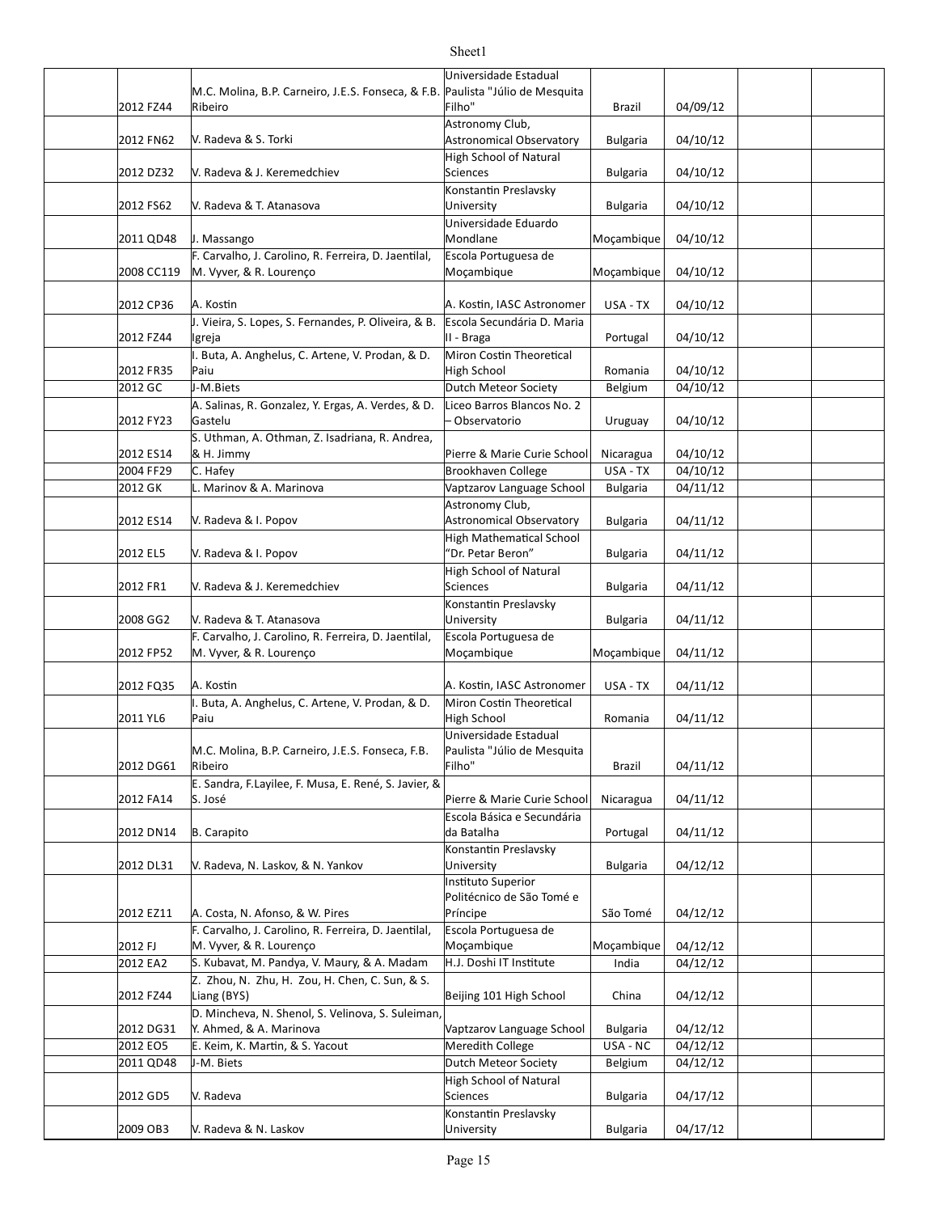| | | | | | | | |
|---|---|---|---|---|---|---|---|
| | 2012 FZ44 | M.C. Molina, B.P. Carneiro, J.E.S. Fonseca, & F.B. Ribeiro | Universidade Estadual Paulista "Júlio de Mesquita Filho" | Brazil | 04/09/12 | | |
| | 2012 FN62 | V. Radeva & S. Torki | Astronomy Club, Astronomical Observatory | Bulgaria | 04/10/12 | | |
| | 2012 DZ32 | V. Radeva & J. Keremedchiev | High School of Natural Sciences | Bulgaria | 04/10/12 | | |
| | 2012 FS62 | V. Radeva & T. Atanasova | Konstantin Preslavsky University | Bulgaria | 04/10/12 | | |
| | 2011 QD48 | J. Massango | Universidade Eduardo Mondlane | Moçambique | 04/10/12 | | |
| | 2008 CC119 | F. Carvalho, J. Carolino, R. Ferreira, D. Jaentilal, M. Vyver, & R. Lourenço | Escola Portuguesa de Moçambique | Moçambique | 04/10/12 | | |
| | 2012 CP36 | A. Kostin | A. Kostin, IASC Astronomer | USA - TX | 04/10/12 | | |
| | 2012 FZ44 | J. Vieira, S. Lopes, S. Fernandes, P. Oliveira, & B. Igreja | Escola Secundária D. Maria II - Braga | Portugal | 04/10/12 | | |
| | 2012 FR35 | I. Buta, A. Anghelus, C. Artene, V. Prodan, & D. Paiu | Miron Costin Theoretical High School | Romania | 04/10/12 | | |
| | 2012 GC | J-M.Biets | Dutch Meteor Society | Belgium | 04/10/12 | | |
| | 2012 FY23 | A. Salinas, R. Gonzalez, Y. Ergas, A. Verdes, & D. Gastelu | Liceo Barros Blancos No. 2 – Observatorio | Uruguay | 04/10/12 | | |
| | 2012 ES14 | S. Uthman, A. Othman, Z. Isadriana, R. Andrea, & H. Jimmy | Pierre & Marie Curie School | Nicaragua | 04/10/12 | | |
| | 2004 FF29 | C. Hafey | Brookhaven College | USA - TX | 04/10/12 | | |
| | 2012 GK | L. Marinov & A. Marinova | Vaptzarov Language School | Bulgaria | 04/11/12 | | |
| | 2012 ES14 | V. Radeva & I. Popov | Astronomy Club, Astronomical Observatory | Bulgaria | 04/11/12 | | |
| | 2012 EL5 | V. Radeva & I. Popov | High Mathematical School "Dr. Petar Beron" | Bulgaria | 04/11/12 | | |
| | 2012 FR1 | V. Radeva & J. Keremedchiev | High School of Natural Sciences | Bulgaria | 04/11/12 | | |
| | 2008 GG2 | V. Radeva & T. Atanasova | Konstantin Preslavsky University | Bulgaria | 04/11/12 | | |
| | 2012 FP52 | F. Carvalho, J. Carolino, R. Ferreira, D. Jaentilal, M. Vyver, & R. Lourenço | Escola Portuguesa de Moçambique | Moçambique | 04/11/12 | | |
| | 2012 FQ35 | A. Kostin | A. Kostin, IASC Astronomer | USA - TX | 04/11/12 | | |
| | 2011 YL6 | I. Buta, A. Anghelus, C. Artene, V. Prodan, & D. Paiu | Miron Costin Theoretical High School | Romania | 04/11/12 | | |
| | 2012 DG61 | M.C. Molina, B.P. Carneiro, J.E.S. Fonseca, F.B. Ribeiro | Universidade Estadual Paulista "Júlio de Mesquita Filho" | Brazil | 04/11/12 | | |
| | 2012 FA14 | E. Sandra, F.Layilee, F. Musa, E. René, S. Javier, & S. José | Pierre & Marie Curie School | Nicaragua | 04/11/12 | | |
| | 2012 DN14 | B. Carapito | Escola Básica e Secundária da Batalha | Portugal | 04/11/12 | | |
| | 2012 DL31 | V. Radeva, N. Laskov, & N. Yankov | Konstantin Preslavsky University | Bulgaria | 04/12/12 | | |
| | 2012 EZ11 | A. Costa, N. Afonso, & W. Pires | Instituto Superior Politécnico de São Tomé e Príncipe | São Tomé | 04/12/12 | | |
| | 2012 FJ | F. Carvalho, J. Carolino, R. Ferreira, D. Jaentilal, M. Vyver, & R. Lourenço | Escola Portuguesa de Moçambique | Moçambique | 04/12/12 | | |
| | 2012 EA2 | S. Kubavat, M. Pandya, V. Maury, & A. Madam | H.J. Doshi IT Institute | India | 04/12/12 | | |
| | 2012 FZ44 | Z. Zhou, N. Zhu, H. Zou, H. Chen, C. Sun, & S. Liang (BYS) | Beijing 101 High School | China | 04/12/12 | | |
| | 2012 DG31 | D. Mincheva, N. Shenol, S. Velinova, S. Suleiman, Y. Ahmed, & A. Marinova | Vaptzarov Language School | Bulgaria | 04/12/12 | | |
| | 2012 EO5 | E. Keim, K. Martin, & S. Yacout | Meredith College | USA - NC | 04/12/12 | | |
| | 2011 QD48 | J-M. Biets | Dutch Meteor Society | Belgium | 04/12/12 | | |
| | 2012 GD5 | V. Radeva | High School of Natural Sciences | Bulgaria | 04/17/12 | | |
| | 2009 OB3 | V. Radeva & N. Laskov | Konstantin Preslavsky University | Bulgaria | 04/17/12 | | |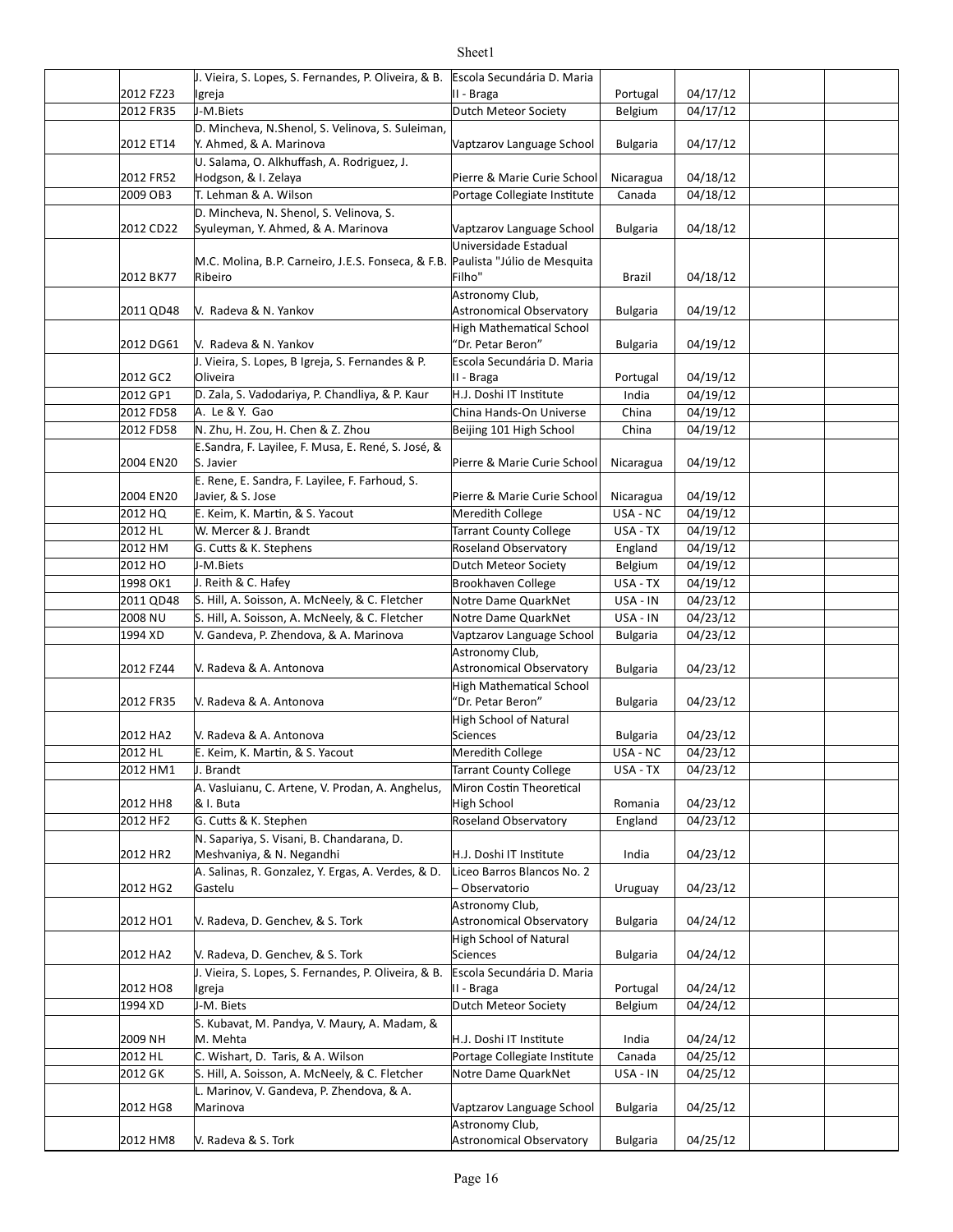| | | | | | | |
|---|---|---|---|---|---|---|
| | 2012 FZ23 | J. Vieira, S. Lopes, S. Fernandes, P. Oliveira, & B. Igreja | Escola Secundária D. Maria II - Braga | Portugal | 04/17/12 | | |
| | 2012 FR35 | J-M.Biets | Dutch Meteor Society | Belgium | 04/17/12 | | |
| | 2012 ET14 | D. Mincheva, N.Shenol, S. Velinova, S. Suleiman, Y. Ahmed, & A. Marinova | Vaptzarov Language School | Bulgaria | 04/17/12 | | |
| | 2012 FR52 | U. Salama, O. Alkhuffash, A. Rodriguez, J. Hodgson, & I. Zelaya | Pierre & Marie Curie School | Nicaragua | 04/18/12 | | |
| | 2009 OB3 | T. Lehman & A. Wilson | Portage Collegiate Institute | Canada | 04/18/12 | | |
| | 2012 CD22 | D. Mincheva, N. Shenol, S. Velinova, S. Syuleyman, Y. Ahmed, & A. Marinova | Vaptzarov Language School | Bulgaria | 04/18/12 | | |
| | 2012 BK77 | M.C. Molina, B.P. Carneiro, J.E.S. Fonseca, & F.B. Ribeiro | Universidade Estadual Paulista "Júlio de Mesquita Filho" | Brazil | 04/18/12 | | |
| | 2011 QD48 | V. Radeva & N. Yankov | Astronomy Club, Astronomical Observatory | Bulgaria | 04/19/12 | | |
| | 2012 DG61 | V. Radeva & N. Yankov | High Mathematical School "Dr. Petar Beron" | Bulgaria | 04/19/12 | | |
| | 2012 GC2 | J. Vieira, S. Lopes, B Igreja, S. Fernandes & P. Oliveira | Escola Secundária D. Maria II - Braga | Portugal | 04/19/12 | | |
| | 2012 GP1 | D. Zala, S. Vadodariya, P. Chandliya, & P. Kaur | H.J. Doshi IT Institute | India | 04/19/12 | | |
| | 2012 FD58 | A. Le & Y. Gao | China Hands-On Universe | China | 04/19/12 | | |
| | 2012 FD58 | N. Zhu, H. Zou, H. Chen & Z. Zhou | Beijing 101 High School | China | 04/19/12 | | |
| | 2004 EN20 | E.Sandra, F. Layilee, F. Musa, E. René, S. José, & S. Javier | Pierre & Marie Curie School | Nicaragua | 04/19/12 | | |
| | 2004 EN20 | E. Rene, E. Sandra, F. Layilee, F. Farhoud, S. Javier, & S. Jose | Pierre & Marie Curie School | Nicaragua | 04/19/12 | | |
| | 2012 HQ | E. Keim, K. Martin, & S. Yacout | Meredith College | USA - NC | 04/19/12 | | |
| | 2012 HL | W. Mercer & J. Brandt | Tarrant County College | USA - TX | 04/19/12 | | |
| | 2012 HM | G. Cutts & K. Stephens | Roseland Observatory | England | 04/19/12 | | |
| | 2012 HO | J-M.Biets | Dutch Meteor Society | Belgium | 04/19/12 | | |
| | 1998 OK1 | J. Reith & C. Hafey | Brookhaven College | USA - TX | 04/19/12 | | |
| | 2011 QD48 | S. Hill, A. Soisson, A. McNeely, & C. Fletcher | Notre Dame QuarkNet | USA - IN | 04/23/12 | | |
| | 2008 NU | S. Hill, A. Soisson, A. McNeely, & C. Fletcher | Notre Dame QuarkNet | USA - IN | 04/23/12 | | |
| | 1994 XD | V. Gandeva, P. Zhendova, & A. Marinova | Vaptzarov Language School | Bulgaria | 04/23/12 | | |
| | 2012 FZ44 | V. Radeva & A. Antonova | Astronomy Club, Astronomical Observatory | Bulgaria | 04/23/12 | | |
| | 2012 FR35 | V. Radeva & A. Antonova | High Mathematical School "Dr. Petar Beron" | Bulgaria | 04/23/12 | | |
| | 2012 HA2 | V. Radeva & A. Antonova | High School of Natural Sciences | Bulgaria | 04/23/12 | | |
| | 2012 HL | E. Keim, K. Martin, & S. Yacout | Meredith College | USA - NC | 04/23/12 | | |
| | 2012 HM1 | J. Brandt | Tarrant County College | USA - TX | 04/23/12 | | |
| | 2012 HH8 | A. Vasluianu, C. Artene, V. Prodan, A. Anghelus, & I. Buta | Miron Costin Theoretical High School | Romania | 04/23/12 | | |
| | 2012 HF2 | G. Cutts & K. Stephen | Roseland Observatory | England | 04/23/12 | | |
| | 2012 HR2 | N. Sapariya, S. Visani, B. Chandarana, D. Meshvaniya, & N. Negandhi | H.J. Doshi IT Institute | India | 04/23/12 | | |
| | 2012 HG2 | A. Salinas, R. Gonzalez, Y. Ergas, A. Verdes, & D. Gastelu | Liceo Barros Blancos No. 2 – Observatorio | Uruguay | 04/23/12 | | |
| | 2012 HO1 | V. Radeva, D. Genchev, & S. Tork | Astronomy Club, Astronomical Observatory | Bulgaria | 04/24/12 | | |
| | 2012 HA2 | V. Radeva, D. Genchev, & S. Tork | High School of Natural Sciences | Bulgaria | 04/24/12 | | |
| | 2012 HO8 | J. Vieira, S. Lopes, S. Fernandes, P. Oliveira, & B. Igreja | Escola Secundária D. Maria II - Braga | Portugal | 04/24/12 | | |
| | 1994 XD | J-M. Biets | Dutch Meteor Society | Belgium | 04/24/12 | | |
| | 2009 NH | S. Kubavat, M. Pandya, V. Maury, A. Madam, & M. Mehta | H.J. Doshi IT Institute | India | 04/24/12 | | |
| | 2012 HL | C. Wishart, D. Taris, & A. Wilson | Portage Collegiate Institute | Canada | 04/25/12 | | |
| | 2012 GK | S. Hill, A. Soisson, A. McNeely, & C. Fletcher | Notre Dame QuarkNet | USA - IN | 04/25/12 | | |
| | 2012 HG8 | L. Marinov, V. Gandeva, P. Zhendova, & A. Marinova | Vaptzarov Language School | Bulgaria | 04/25/12 | | |
| | 2012 HM8 | V. Radeva & S. Tork | Astronomy Club, Astronomical Observatory | Bulgaria | 04/25/12 | | |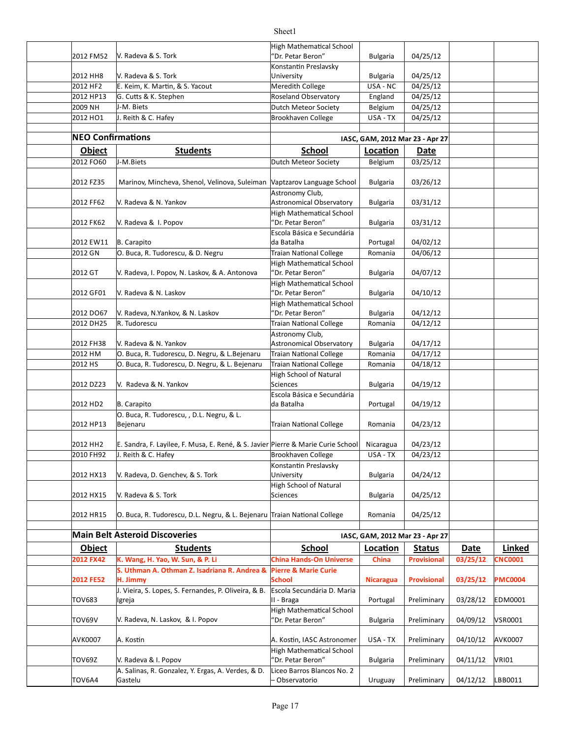| Object | Students | School | Location | Date | | |
|---|---|---|---|---|---|---|
| 2012 FM52 | V. Radeva & S. Tork | High Mathematical School "Dr. Petar Beron" | Bulgaria | 04/25/12 | | |
| 2012 HH8 | V. Radeva & S. Tork | Konstantin Preslavsky University | Bulgaria | 04/25/12 | | |
| 2012 HF2 | E. Keim, K. Martin, & S. Yacout | Meredith College | USA - NC | 04/25/12 | | |
| 2012 HP13 | G. Cutts & K. Stephen | Roseland Observatory | England | 04/25/12 | | |
| 2009 NH | J-M. Biets | Dutch Meteor Society | Belgium | 04/25/12 | | |
| 2012 HO1 | J. Reith & C. Hafey | Brookhaven College | USA - TX | 04/25/12 | | |

## NEO Confirmations

IASC, GAM, 2012 Mar 23 - Apr 27

| Object | Students | School | Location | Date |
|---|---|---|---|---|
| 2012 FO60 | J-M.Biets | Dutch Meteor Society | Belgium | 03/25/12 |
| 2012 FZ35 | Marinov, Mincheva, Shenol, Velinova, Suleiman | Vaptzarov Language School | Bulgaria | 03/26/12 |
| 2012 FF62 | V. Radeva & N. Yankov | Astronomy Club, Astronomical Observatory | Bulgaria | 03/31/12 |
| 2012 FK62 | V. Radeva & I. Popov | High Mathematical School "Dr. Petar Beron" | Bulgaria | 03/31/12 |
| 2012 EW11 | B. Carapito | Escola Básica e Secundária da Batalha | Portugal | 04/02/12 |
| 2012 GN | O. Buca, R. Tudorescu, & D. Negru | Traian National College | Romania | 04/06/12 |
| 2012 GT | V. Radeva, I. Popov, N. Laskov, & A. Antonova | High Mathematical School "Dr. Petar Beron" | Bulgaria | 04/07/12 |
| 2012 GF01 | V. Radeva & N. Laskov | High Mathematical School "Dr. Petar Beron" | Bulgaria | 04/10/12 |
| 2012 DO67 | V. Radeva, N.Yankov, & N. Laskov | High Mathematical School "Dr. Petar Beron" | Bulgaria | 04/12/12 |
| 2012 DH25 | R. Tudorescu | Traian National College | Romania | 04/12/12 |
| 2012 FH38 | V. Radeva & N. Yankov | Astronomy Club, Astronomical Observatory | Bulgaria | 04/17/12 |
| 2012 HM | O. Buca, R. Tudorescu, D. Negru, & L.Bejenaru | Traian National College | Romania | 04/17/12 |
| 2012 HS | O. Buca, R. Tudorescu, D. Negru, & L. Bejenaru | Traian National College | Romania | 04/18/12 |
| 2012 DZ23 | V. Radeva & N. Yankov | High School of Natural Sciences | Bulgaria | 04/19/12 |
| 2012 HD2 | B. Carapito | Escola Básica e Secundária da Batalha | Portugal | 04/19/12 |
| 2012 HP13 | O. Buca, R. Tudorescu, , D.L. Negru, & L. Bejenaru | Traian National College | Romania | 04/23/12 |
| 2012 HH2 | E. Sandra, F. Layilee, F. Musa, E. René, & S. Javier | Pierre & Marie Curie School | Nicaragua | 04/23/12 |
| 2010 FH92 | J. Reith & C. Hafey | Brookhaven College | USA - TX | 04/23/12 |
| 2012 HX13 | V. Radeva, D. Genchev, & S. Tork | Konstantin Preslavsky University | Bulgaria | 04/24/12 |
| 2012 HX15 | V. Radeva & S. Tork | High School of Natural Sciences | Bulgaria | 04/25/12 |
| 2012 HR15 | O. Buca, R. Tudorescu, D.L. Negru, & L. Bejenaru | Traian National College | Romania | 04/25/12 |

## Main Belt Asteroid Discoveries

IASC, GAM, 2012 Mar 23 - Apr 27

| Object | Students | School | Location | Status | Date | Linked |
|---|---|---|---|---|---|---|
| **2012 FX42** | **K. Wang, H. Yao, W. Sun, & P. Li** | **China Hands-On Universe** | **China** | **Provisional** | **03/25/12** | **CNC0001** |
| **2012 FE52** | **S. Uthman A. Othman Z. Isadriana R. Andrea & H. Jimmy** | **Pierre & Marie Curie School** | **Nicaragua** | **Provisional** | **03/25/12** | **PMC0004** |
| TOV683 | J. Vieira, S. Lopes, S. Fernandes, P. Oliveira, & B. Igreja | Escola Secundária D. Maria II - Braga | Portugal | Preliminary | 03/28/12 | EDM0001 |
| TOV69V | V. Radeva, N. Laskov, & I. Popov | High Mathematical School "Dr. Petar Beron" | Bulgaria | Preliminary | 04/09/12 | VSR0001 |
| AVK0007 | A. Kostin | A. Kostin, IASC Astronomer | USA - TX | Preliminary | 04/10/12 | AVK0007 |
| TOV69Z | V. Radeva & I. Popov | High Mathematical School "Dr. Petar Beron" | Bulgaria | Preliminary | 04/11/12 | VRI01 |
| TOV6A4 | A. Salinas, R. Gonzalez, Y. Ergas, A. Verdes, & D. Gastelu | Liceo Barros Blancos No. 2 – Observatorio | Uruguay | Preliminary | 04/12/12 | LBB0011 |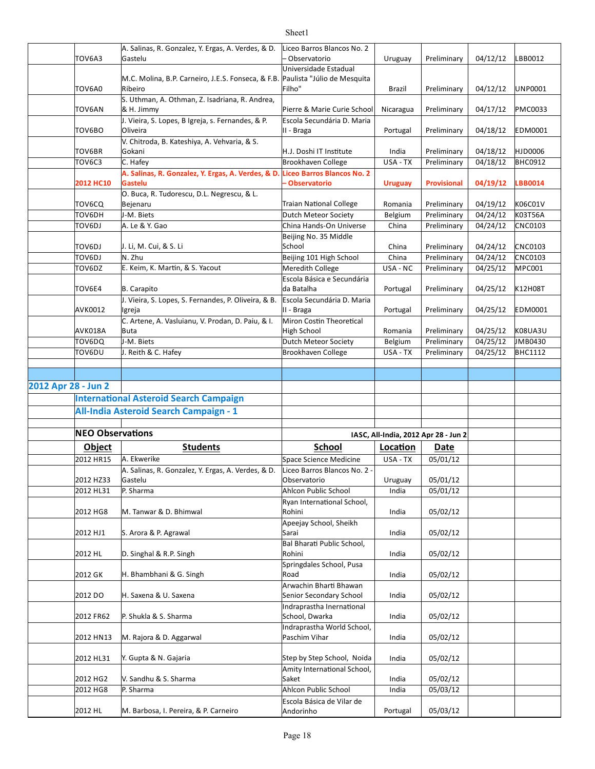| | Object | Students | School | Location | Status | Date | Code |
|---|---|---|---|---|---|---|---|
| | TOV6A3 | A. Salinas, R. Gonzalez, Y. Ergas, A. Verdes, & D. Gastelu | Liceo Barros Blancos No. 2 – Observatorio | Uruguay | Preliminary | 04/12/12 | LBB0012 |
| | TOV6A0 | M.C. Molina, B.P. Carneiro, J.E.S. Fonseca, & F.B. Ribeiro | Universidade Estadual Paulista "Júlio de Mesquita Filho" | Brazil | Preliminary | 04/12/12 | UNP0001 |
| | TOV6AN | S. Uthman, A. Othman, Z. Isadriana, R. Andrea, & H. Jimmy | Pierre & Marie Curie School | Nicaragua | Preliminary | 04/17/12 | PMC0033 |
| | TOV6BO | J. Vieira, S. Lopes, B Igreja, s. Fernandes, & P. Oliveira | Escola Secundária D. Maria II - Braga | Portugal | Preliminary | 04/18/12 | EDM0001 |
| | TOV6BR | V. Chitroda, B. Kateshiya, A. Vehvaria, & S. Gokani | H.J. Doshi IT Institute | India | Preliminary | 04/18/12 | HJD0006 |
| | TOV6C3 | C. Hafey | Brookhaven College | USA - TX | Preliminary | 04/18/12 | BHC0912 |
| | **2012 HC10** | **A. Salinas, R. Gonzalez, Y. Ergas, A. Verdes, & D. Gastelu** | **Liceo Barros Blancos No. 2 – Observatorio** | **Uruguay** | **Provisional** | **04/19/12** | **LBB0014** |
| | TOV6CQ | O. Buca, R. Tudorescu, D.L. Negrescu, & L. Bejenaru | Traian National College | Romania | Preliminary | 04/19/12 | K06C01V |
| | TOV6DH | J-M. Biets | Dutch Meteor Society | Belgium | Preliminary | 04/24/12 | K03T56A |
| | TOV6DJ | A. Le & Y. Gao | China Hands-On Universe | China | Preliminary | 04/24/12 | CNC0103 |
| | TOV6DJ | J. Li, M. Cui, & S. Li | Beijing No. 35 Middle School | China | Preliminary | 04/24/12 | CNC0103 |
| | TOV6DJ | N. Zhu | Beijing 101 High School | China | Preliminary | 04/24/12 | CNC0103 |
| | TOV6DZ | E. Keim, K. Martin, & S. Yacout | Meredith College | USA - NC | Preliminary | 04/25/12 | MPC001 |
| | TOV6E4 | B. Carapito | Escola Básica e Secundária da Batalha | Portugal | Preliminary | 04/25/12 | K12H08T |
| | AVK0012 | J. Vieira, S. Lopes, S. Fernandes, P. Oliveira, & B. Igreja | Escola Secundária D. Maria II - Braga | Portugal | Preliminary | 04/25/12 | EDM0001 |
| | AVK018A | C. Artene, A. Vasluianu, V. Prodan, D. Paiu, & I. Buta | Miron Costin Theoretical High School | Romania | Preliminary | 04/25/12 | K08UA3U |
| | TOV6DQ | J-M. Biets | Dutch Meteor Society | Belgium | Preliminary | 04/25/12 | JMB0430 |
| | TOV6DU | J. Reith & C. Hafey | Brookhaven College | USA - TX | Preliminary | 04/25/12 | BHC1112 |

## 2012 Apr 28 - Jun 2

### International Asteroid Search Campaign

### All-India Asteroid Search Campaign - 1

**NEO Observations** — IASC, All-India, 2012 Apr 28 - Jun 2

| Object | Students | School | Location | Date |
|---|---|---|---|---|
| 2012 HR15 | A. Ekwerike | Space Science Medicine | USA - TX | 05/01/12 |
| 2012 HZ33 | A. Salinas, R. Gonzalez, Y. Ergas, A. Verdes, & D. Gastelu | Liceo Barros Blancos No. 2 - Observatorio | Uruguay | 05/01/12 |
| 2012 HL31 | P. Sharma | Ahlcon Public School | India | 05/01/12 |
| 2012 HG8 | M. Tanwar & D. Bhimwal | Ryan International School, Rohini | India | 05/02/12 |
| 2012 HJ1 | S. Arora & P. Agrawal | Apeejay School, Sheikh Sarai | India | 05/02/12 |
| 2012 HL | D. Singhal & R.P. Singh | Bal Bharati Public School, Rohini | India | 05/02/12 |
| 2012 GK | H. Bhambhani & G. Singh | Springdales School, Pusa Road | India | 05/02/12 |
| 2012 DO | H. Saxena & U. Saxena | Arwachin Bharti Bhawan Senior Secondary School | India | 05/02/12 |
| 2012 FR62 | P. Shukla & S. Sharma | Indraprastha Inernational School, Dwarka | India | 05/02/12 |
| 2012 HN13 | M. Rajora & D. Aggarwal | Indraprastha World School, Paschim Vihar | India | 05/02/12 |
| 2012 HL31 | Y. Gupta & N. Gajaria | Step by Step School, Noida | India | 05/02/12 |
| 2012 HG2 | V. Sandhu & S. Sharma | Amity International School, Saket | India | 05/02/12 |
| 2012 HG8 | P. Sharma | Ahlcon Public School | India | 05/03/12 |
| 2012 HL | M. Barbosa, I. Pereira, & P. Carneiro | Escola Básica de Vilar de Andorinho | Portugal | 05/03/12 |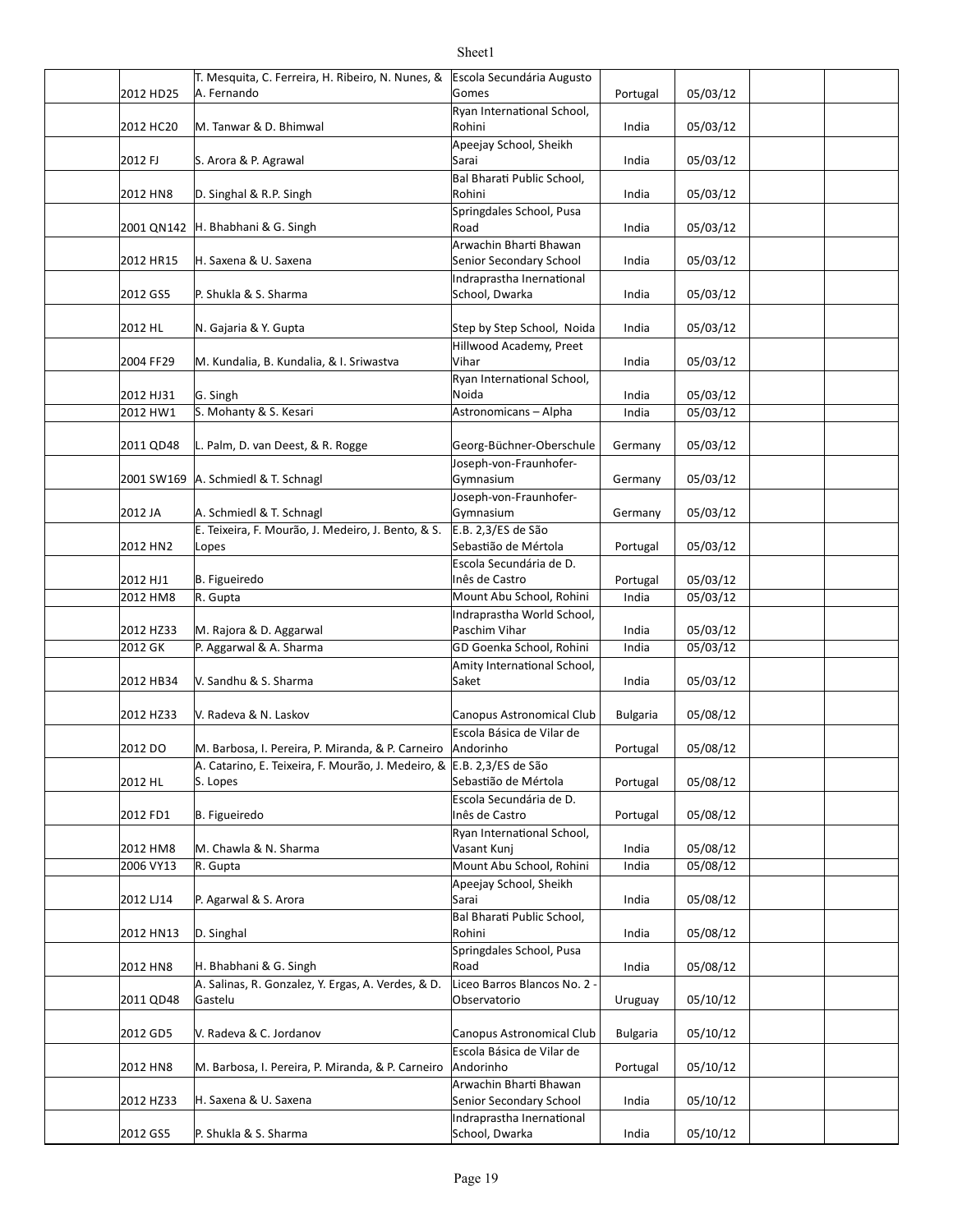| | | | | | | | |
|---|---|---|---|---|---|---|---|
| | 2012 HD25 | T. Mesquita, C. Ferreira, H. Ribeiro, N. Nunes, & A. Fernando | Escola Secundária Augusto Gomes | Portugal | 05/03/12 | | |
| | 2012 HC20 | M. Tanwar & D. Bhimwal | Ryan International School, Rohini | India | 05/03/12 | | |
| | 2012 FJ | S. Arora & P. Agrawal | Apeejay School, Sheikh Sarai | India | 05/03/12 | | |
| | 2012 HN8 | D. Singhal & R.P. Singh | Bal Bharati Public School, Rohini | India | 05/03/12 | | |
| | 2001 QN142 | H. Bhabhani & G. Singh | Springdales School, Pusa Road | India | 05/03/12 | | |
| | 2012 HR15 | H. Saxena & U. Saxena | Arwachin Bharti Bhawan Senior Secondary School | India | 05/03/12 | | |
| | 2012 GS5 | P. Shukla & S. Sharma | Indraprastha Inernational School, Dwarka | India | 05/03/12 | | |
| | 2012 HL | N. Gajaria & Y. Gupta | Step by Step School, Noida | India | 05/03/12 | | |
| | 2004 FF29 | M. Kundalia, B. Kundalia, & I. Sriwastva | Hillwood Academy, Preet Vihar | India | 05/03/12 | | |
| | 2012 HJ31 | G. Singh | Ryan International School, Noida | India | 05/03/12 | | |
| | 2012 HW1 | S. Mohanty & S. Kesari | Astronomicans – Alpha | India | 05/03/12 | | |
| | 2011 QD48 | L. Palm, D. van Deest, & R. Rogge | Georg-Büchner-Oberschule | Germany | 05/03/12 | | |
| | 2001 SW169 | A. Schmiedl & T. Schnagl | Joseph-von-Fraunhofer-Gymnasium | Germany | 05/03/12 | | |
| | 2012 JA | A. Schmiedl & T. Schnagl | Joseph-von-Fraunhofer-Gymnasium | Germany | 05/03/12 | | |
| | 2012 HN2 | E. Teixeira, F. Mourão, J. Medeiro, J. Bento, & S. Lopes | E.B. 2,3/ES de São Sebastião de Mértola | Portugal | 05/03/12 | | |
| | 2012 HJ1 | B. Figueiredo | Escola Secundária de D. Inês de Castro | Portugal | 05/03/12 | | |
| | 2012 HM8 | R. Gupta | Mount Abu School, Rohini | India | 05/03/12 | | |
| | 2012 HZ33 | M. Rajora & D. Aggarwal | Indraprastha World School, Paschim Vihar | India | 05/03/12 | | |
| | 2012 GK | P. Aggarwal & A. Sharma | GD Goenka School, Rohini | India | 05/03/12 | | |
| | 2012 HB34 | V. Sandhu & S. Sharma | Amity International School, Saket | India | 05/03/12 | | |
| | 2012 HZ33 | V. Radeva & N. Laskov | Canopus Astronomical Club | Bulgaria | 05/08/12 | | |
| | 2012 DO | M. Barbosa, I. Pereira, P. Miranda, & P. Carneiro | Escola Básica de Vilar de Andorinho | Portugal | 05/08/12 | | |
| | 2012 HL | A. Catarino, E. Teixeira, F. Mourão, J. Medeiro, & S. Lopes | E.B. 2,3/ES de São Sebastião de Mértola | Portugal | 05/08/12 | | |
| | 2012 FD1 | B. Figueiredo | Escola Secundária de D. Inês de Castro | Portugal | 05/08/12 | | |
| | 2012 HM8 | M. Chawla & N. Sharma | Ryan International School, Vasant Kunj | India | 05/08/12 | | |
| | 2006 VY13 | R. Gupta | Mount Abu School, Rohini | India | 05/08/12 | | |
| | 2012 LJ14 | P. Agarwal & S. Arora | Apeejay School, Sheikh Sarai | India | 05/08/12 | | |
| | 2012 HN13 | D. Singhal | Bal Bharati Public School, Rohini | India | 05/08/12 | | |
| | 2012 HN8 | H. Bhabhani & G. Singh | Springdales School, Pusa Road | India | 05/08/12 | | |
| | 2011 QD48 | A. Salinas, R. Gonzalez, Y. Ergas, A. Verdes, & D. Gastelu | Liceo Barros Blancos No. 2 - Observatorio | Uruguay | 05/10/12 | | |
| | 2012 GD5 | V. Radeva & C. Jordanov | Canopus Astronomical Club | Bulgaria | 05/10/12 | | |
| | 2012 HN8 | M. Barbosa, I. Pereira, P. Miranda, & P. Carneiro | Escola Básica de Vilar de Andorinho | Portugal | 05/10/12 | | |
| | 2012 HZ33 | H. Saxena & U. Saxena | Arwachin Bharti Bhawan Senior Secondary School | India | 05/10/12 | | |
| | 2012 GS5 | P. Shukla & S. Sharma | Indraprastha Inernational School, Dwarka | India | 05/10/12 | | |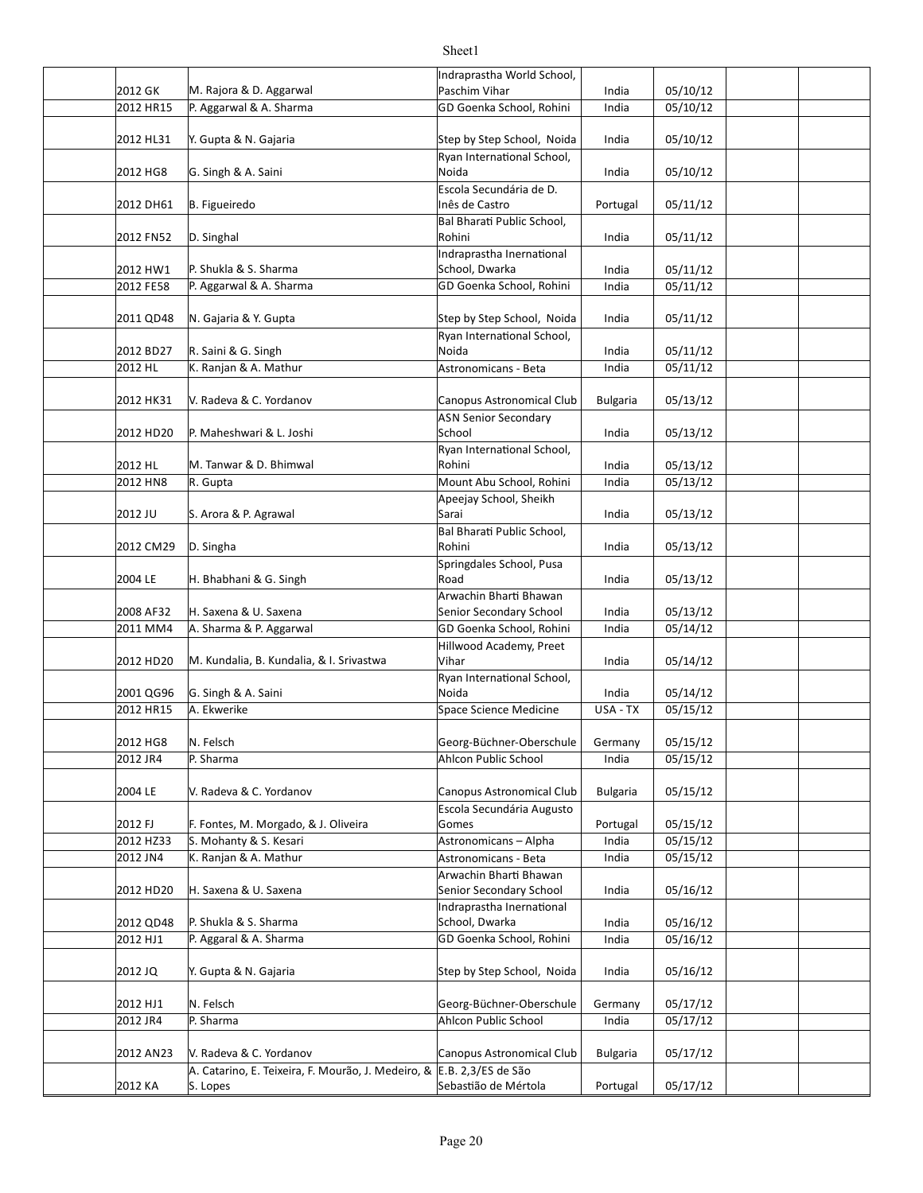| | | | | | | |
|---|---|---|---|---|---|---|
| | 2012 GK | M. Rajora & D. Aggarwal | Indraprastha World School, Paschim Vihar | India | 05/10/12 | | |
| | 2012 HR15 | P. Aggarwal & A. Sharma | GD Goenka School, Rohini | India | 05/10/12 | | |
| | 2012 HL31 | Y. Gupta & N. Gajaria | Step by Step School, Noida | India | 05/10/12 | | |
| | 2012 HG8 | G. Singh & A. Saini | Ryan International School, Noida | India | 05/10/12 | | |
| | 2012 DH61 | B. Figueiredo | Escola Secundária de D. Inês de Castro | Portugal | 05/11/12 | | |
| | 2012 FN52 | D. Singhal | Bal Bharati Public School, Rohini | India | 05/11/12 | | |
| | 2012 HW1 | P. Shukla & S. Sharma | Indraprastha Inernational School, Dwarka | India | 05/11/12 | | |
| | 2012 FE58 | P. Aggarwal & A. Sharma | GD Goenka School, Rohini | India | 05/11/12 | | |
| | 2011 QD48 | N. Gajaria & Y. Gupta | Step by Step School, Noida | India | 05/11/12 | | |
| | 2012 BD27 | R. Saini & G. Singh | Ryan International School, Noida | India | 05/11/12 | | |
| | 2012 HL | K. Ranjan & A. Mathur | Astronomicans - Beta | India | 05/11/12 | | |
| | 2012 HK31 | V. Radeva & C. Yordanov | Canopus Astronomical Club | Bulgaria | 05/13/12 | | |
| | 2012 HD20 | P. Maheshwari & L. Joshi | ASN Senior Secondary School | India | 05/13/12 | | |
| | 2012 HL | M. Tanwar & D. Bhimwal | Ryan International School, Rohini | India | 05/13/12 | | |
| | 2012 HN8 | R. Gupta | Mount Abu School, Rohini | India | 05/13/12 | | |
| | 2012 JU | S. Arora & P. Agrawal | Apeejay School, Sheikh Sarai | India | 05/13/12 | | |
| | 2012 CM29 | D. Singha | Bal Bharati Public School, Rohini | India | 05/13/12 | | |
| | 2004 LE | H. Bhabhani & G. Singh | Springdales School, Pusa Road | India | 05/13/12 | | |
| | 2008 AF32 | H. Saxena & U. Saxena | Arwachin Bharti Bhawan Senior Secondary School | India | 05/13/12 | | |
| | 2011 MM4 | A. Sharma & P. Aggarwal | GD Goenka School, Rohini | India | 05/14/12 | | |
| | 2012 HD20 | M. Kundalia, B. Kundalia, & I. Srivastwa | Hillwood Academy, Preet Vihar | India | 05/14/12 | | |
| | 2001 QG96 | G. Singh & A. Saini | Ryan International School, Noida | India | 05/14/12 | | |
| | 2012 HR15 | A. Ekwerike | Space Science Medicine | USA - TX | 05/15/12 | | |
| | 2012 HG8 | N. Felsch | Georg-Büchner-Oberschule | Germany | 05/15/12 | | |
| | 2012 JR4 | P. Sharma | Ahlcon Public School | India | 05/15/12 | | |
| | 2004 LE | V. Radeva & C. Yordanov | Canopus Astronomical Club | Bulgaria | 05/15/12 | | |
| | 2012 FJ | F. Fontes, M. Morgado, & J. Oliveira | Escola Secundária Augusto Gomes | Portugal | 05/15/12 | | |
| | 2012 HZ33 | S. Mohanty & S. Kesari | Astronomicans – Alpha | India | 05/15/12 | | |
| | 2012 JN4 | K. Ranjan & A. Mathur | Astronomicans - Beta | India | 05/15/12 | | |
| | 2012 HD20 | H. Saxena & U. Saxena | Arwachin Bharti Bhawan Senior Secondary School | India | 05/16/12 | | |
| | 2012 QD48 | P. Shukla & S. Sharma | Indraprastha Inernational School, Dwarka | India | 05/16/12 | | |
| | 2012 HJ1 | P. Aggaral & A. Sharma | GD Goenka School, Rohini | India | 05/16/12 | | |
| | 2012 JQ | Y. Gupta & N. Gajaria | Step by Step School, Noida | India | 05/16/12 | | |
| | 2012 HJ1 | N. Felsch | Georg-Büchner-Oberschule | Germany | 05/17/12 | | |
| | 2012 JR4 | P. Sharma | Ahlcon Public School | India | 05/17/12 | | |
| | 2012 AN23 | V. Radeva & C. Yordanov | Canopus Astronomical Club | Bulgaria | 05/17/12 | | |
| | 2012 KA | A. Catarino, E. Teixeira, F. Mourão, J. Medeiro, & S. Lopes | E.B. 2,3/ES de São Sebastião de Mértola | Portugal | 05/17/12 | | |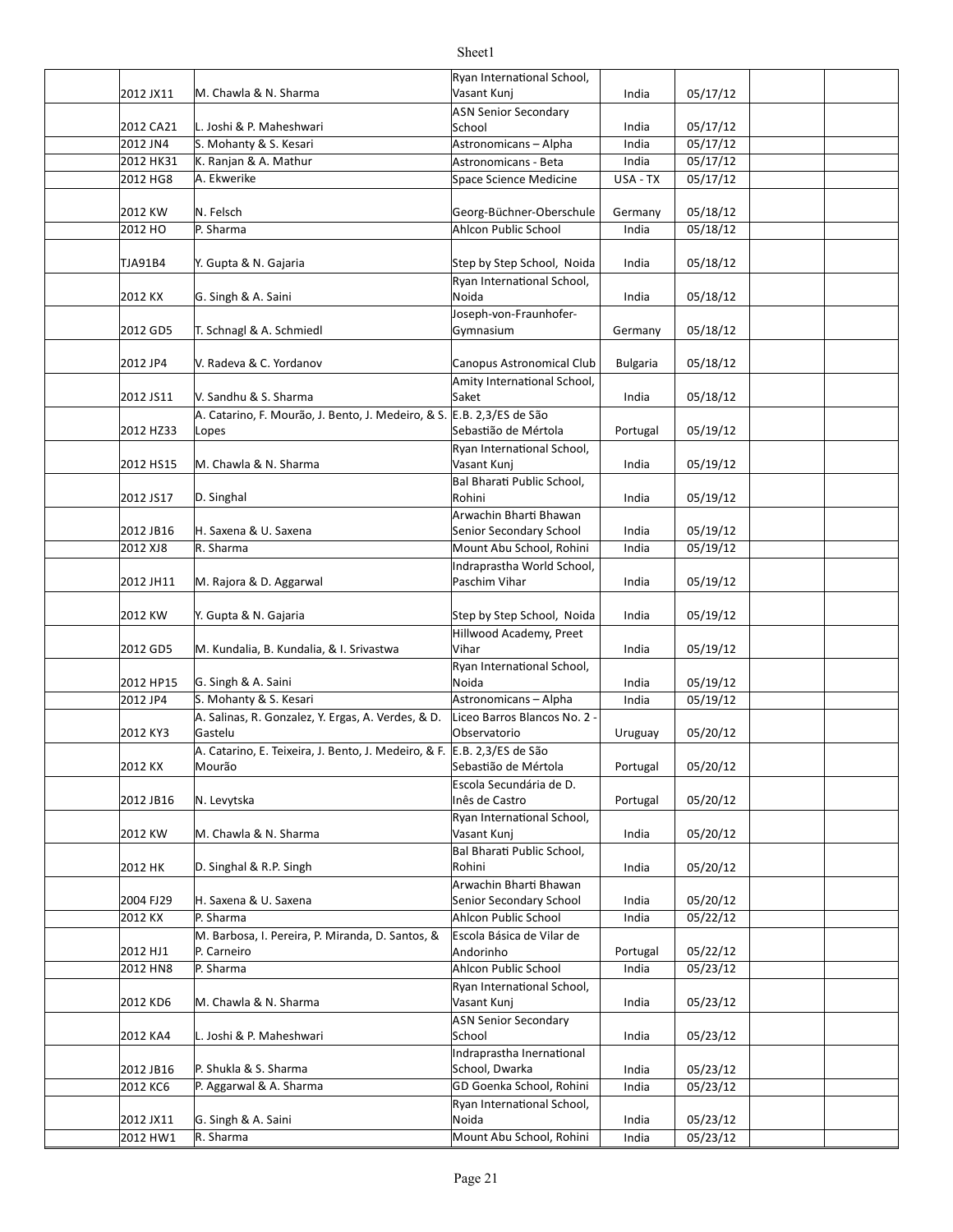| | | | | | | | |
|---|---|---|---|---|---|---|---|
| | 2012 JX11 | M. Chawla & N. Sharma | Ryan International School, Vasant Kunj | India | 05/17/12 | | |
| | 2012 CA21 | L. Joshi & P. Maheshwari | ASN Senior Secondary School | India | 05/17/12 | | |
| | 2012 JN4 | S. Mohanty & S. Kesari | Astronomicans – Alpha | India | 05/17/12 | | |
| | 2012 HK31 | K. Ranjan & A. Mathur | Astronomicans - Beta | India | 05/17/12 | | |
| | 2012 HG8 | A. Ekwerike | Space Science Medicine | USA - TX | 05/17/12 | | |
| | 2012 KW | N. Felsch | Georg-Büchner-Oberschule | Germany | 05/18/12 | | |
| | 2012 HO | P. Sharma | Ahlcon Public School | India | 05/18/12 | | |
| | TJA91B4 | Y. Gupta & N. Gajaria | Step by Step School, Noida | India | 05/18/12 | | |
| | 2012 KX | G. Singh & A. Saini | Ryan International School, Noida | India | 05/18/12 | | |
| | 2012 GD5 | T. Schnagl & A. Schmiedl | Joseph-von-Fraunhofer-Gymnasium | Germany | 05/18/12 | | |
| | 2012 JP4 | V. Radeva & C. Yordanov | Canopus Astronomical Club | Bulgaria | 05/18/12 | | |
| | 2012 JS11 | V. Sandhu & S. Sharma | Amity International School, Saket | India | 05/18/12 | | |
| | 2012 HZ33 | A. Catarino, F. Mourão, J. Bento, J. Medeiro, & S. Lopes | E.B. 2,3/ES de São Sebastião de Mértola | Portugal | 05/19/12 | | |
| | 2012 HS15 | M. Chawla & N. Sharma | Ryan International School, Vasant Kunj | India | 05/19/12 | | |
| | 2012 JS17 | D. Singhal | Bal Bharati Public School, Rohini | India | 05/19/12 | | |
| | 2012 JB16 | H. Saxena & U. Saxena | Arwachin Bharti Bhawan Senior Secondary School | India | 05/19/12 | | |
| | 2012 XJ8 | R. Sharma | Mount Abu School, Rohini | India | 05/19/12 | | |
| | 2012 JH11 | M. Rajora & D. Aggarwal | Indraprastha World School, Paschim Vihar | India | 05/19/12 | | |
| | 2012 KW | Y. Gupta & N. Gajaria | Step by Step School, Noida | India | 05/19/12 | | |
| | 2012 GD5 | M. Kundalia, B. Kundalia, & I. Srivastwa | Hillwood Academy, Preet Vihar | India | 05/19/12 | | |
| | 2012 HP15 | G. Singh & A. Saini | Ryan International School, Noida | India | 05/19/12 | | |
| | 2012 JP4 | S. Mohanty & S. Kesari | Astronomicans – Alpha | India | 05/19/12 | | |
| | 2012 KY3 | A. Salinas, R. Gonzalez, Y. Ergas, A. Verdes, & D. Gastelu | Liceo Barros Blancos No. 2 - Observatorio | Uruguay | 05/20/12 | | |
| | 2012 KX | A. Catarino, E. Teixeira, J. Bento, J. Medeiro, & F. Mourão | E.B. 2,3/ES de São Sebastião de Mértola | Portugal | 05/20/12 | | |
| | 2012 JB16 | N. Levytska | Escola Secundária de D. Inês de Castro | Portugal | 05/20/12 | | |
| | 2012 KW | M. Chawla & N. Sharma | Ryan International School, Vasant Kunj | India | 05/20/12 | | |
| | 2012 HK | D. Singhal & R.P. Singh | Bal Bharati Public School, Rohini | India | 05/20/12 | | |
| | 2004 FJ29 | H. Saxena & U. Saxena | Arwachin Bharti Bhawan Senior Secondary School | India | 05/20/12 | | |
| | 2012 KX | P. Sharma | Ahlcon Public School | India | 05/22/12 | | |
| | 2012 HJ1 | M. Barbosa, I. Pereira, P. Miranda, D. Santos, & P. Carneiro | Escola Básica de Vilar de Andorinho | Portugal | 05/22/12 | | |
| | 2012 HN8 | P. Sharma | Ahlcon Public School | India | 05/23/12 | | |
| | 2012 KD6 | M. Chawla & N. Sharma | Ryan International School, Vasant Kunj | India | 05/23/12 | | |
| | 2012 KA4 | L. Joshi & P. Maheshwari | ASN Senior Secondary School | India | 05/23/12 | | |
| | 2012 JB16 | P. Shukla & S. Sharma | Indraprastha Inernational School, Dwarka | India | 05/23/12 | | |
| | 2012 KC6 | P. Aggarwal & A. Sharma | GD Goenka School, Rohini | India | 05/23/12 | | |
| | 2012 JX11 | G. Singh & A. Saini | Ryan International School, Noida | India | 05/23/12 | | |
| | 2012 HW1 | R. Sharma | Mount Abu School, Rohini | India | 05/23/12 | | |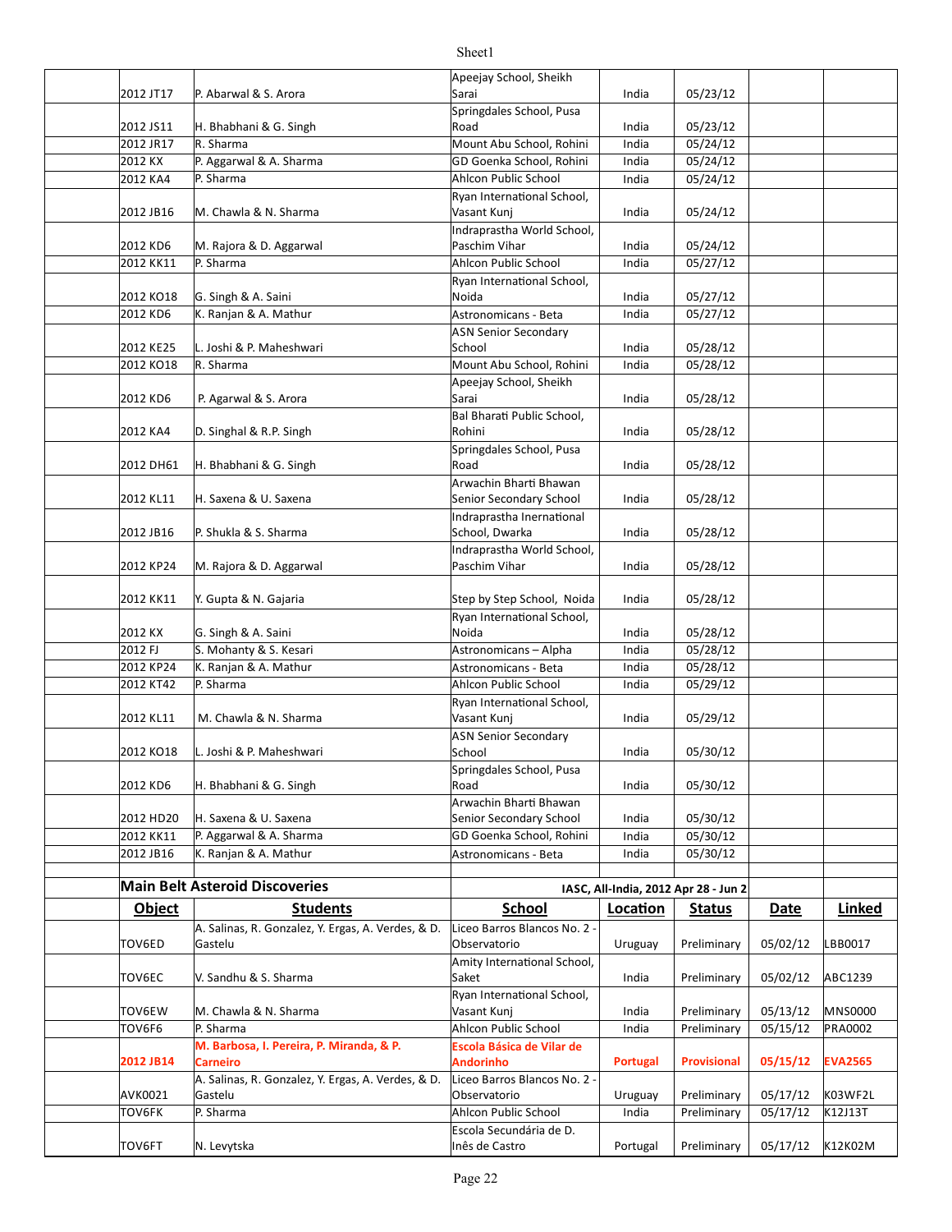| | | | | | | |
|---|---|---|---|---|---|---|
| 2012 JT17 | P. Abarwal & S. Arora | Apeejay School, Sheikh Sarai | India | 05/23/12 | | |
| 2012 JS11 | H. Bhabhani & G. Singh | Springdales School, Pusa Road | India | 05/23/12 | | |
| 2012 JR17 | R. Sharma | Mount Abu School, Rohini | India | 05/24/12 | | |
| 2012 KX | P. Aggarwal & A. Sharma | GD Goenka School, Rohini | India | 05/24/12 | | |
| 2012 KA4 | P. Sharma | Ahlcon Public School | India | 05/24/12 | | |
| 2012 JB16 | M. Chawla & N. Sharma | Ryan International School, Vasant Kunj | India | 05/24/12 | | |
| 2012 KD6 | M. Rajora & D. Aggarwal | Indraprastha World School, Paschim Vihar | India | 05/24/12 | | |
| 2012 KK11 | P. Sharma | Ahlcon Public School | India | 05/27/12 | | |
| 2012 KO18 | G. Singh & A. Saini | Ryan International School, Noida | India | 05/27/12 | | |
| 2012 KD6 | K. Ranjan & A. Mathur | Astronomicans - Beta | India | 05/27/12 | | |
| 2012 KE25 | L. Joshi & P. Maheshwari | ASN Senior Secondary School | India | 05/28/12 | | |
| 2012 KO18 | R. Sharma | Mount Abu School, Rohini | India | 05/28/12 | | |
| 2012 KD6 | P. Agarwal & S. Arora | Apeejay School, Sheikh Sarai | India | 05/28/12 | | |
| 2012 KA4 | D. Singhal & R.P. Singh | Bal Bharati Public School, Rohini | India | 05/28/12 | | |
| 2012 DH61 | H. Bhabhani & G. Singh | Springdales School, Pusa Road | India | 05/28/12 | | |
| 2012 KL11 | H. Saxena & U. Saxena | Arwachin Bharti Bhawan Senior Secondary School | India | 05/28/12 | | |
| 2012 JB16 | P. Shukla & S. Sharma | Indraprastha Inernational School, Dwarka | India | 05/28/12 | | |
| 2012 KP24 | M. Rajora & D. Aggarwal | Indraprastha World School, Paschim Vihar | India | 05/28/12 | | |
| 2012 KK11 | Y. Gupta & N. Gajaria | Step by Step School, Noida | India | 05/28/12 | | |
| 2012 KX | G. Singh & A. Saini | Ryan International School, Noida | India | 05/28/12 | | |
| 2012 FJ | S. Mohanty & S. Kesari | Astronomicans – Alpha | India | 05/28/12 | | |
| 2012 KP24 | K. Ranjan & A. Mathur | Astronomicans - Beta | India | 05/28/12 | | |
| 2012 KT42 | P. Sharma | Ahlcon Public School | India | 05/29/12 | | |
| 2012 KL11 | M. Chawla & N. Sharma | Ryan International School, Vasant Kunj | India | 05/29/12 | | |
| 2012 KO18 | L. Joshi & P. Maheshwari | ASN Senior Secondary School | India | 05/30/12 | | |
| 2012 KD6 | H. Bhabhani & G. Singh | Springdales School, Pusa Road | India | 05/30/12 | | |
| 2012 HD20 | H. Saxena & U. Saxena | Arwachin Bharti Bhawan Senior Secondary School | India | 05/30/12 | | |
| 2012 KK11 | P. Aggarwal & A. Sharma | GD Goenka School, Rohini | India | 05/30/12 | | |
| 2012 JB16 | K. Ranjan & A. Mathur | Astronomicans - Beta | India | 05/30/12 | | |

## Main Belt Asteroid Discoveries

IASC, All-India, 2012 Apr 28 - Jun 2

| Object | Students | School | Location | Status | Date | Linked |
|---|---|---|---|---|---|---|
| TOV6ED | A. Salinas, R. Gonzalez, Y. Ergas, A. Verdes, & D. Gastelu | Liceo Barros Blancos No. 2 - Observatorio | Uruguay | Preliminary | 05/02/12 | LBB0017 |
| TOV6EC | V. Sandhu & S. Sharma | Amity International School, Saket | India | Preliminary | 05/02/12 | ABC1239 |
| TOV6EW | M. Chawla & N. Sharma | Ryan International School, Vasant Kunj | India | Preliminary | 05/13/12 | MNS0000 |
| TOV6F6 | P. Sharma | Ahlcon Public School | India | Preliminary | 05/15/12 | PRA0002 |
| **2012 JB14** | **M. Barbosa, I. Pereira, P. Miranda, & P. Carneiro** | **Escola Básica de Vilar de Andorinho** | **Portugal** | **Provisional** | **05/15/12** | **EVA2565** |
| AVK0021 | A. Salinas, R. Gonzalez, Y. Ergas, A. Verdes, & D. Gastelu | Liceo Barros Blancos No. 2 - Observatorio | Uruguay | Preliminary | 05/17/12 | K03WF2L |
| TOV6FK | P. Sharma | Ahlcon Public School | India | Preliminary | 05/17/12 | K12J13T |
| TOV6FT | N. Levytska | Escola Secundária de D. Inês de Castro | Portugal | Preliminary | 05/17/12 | K12K02M |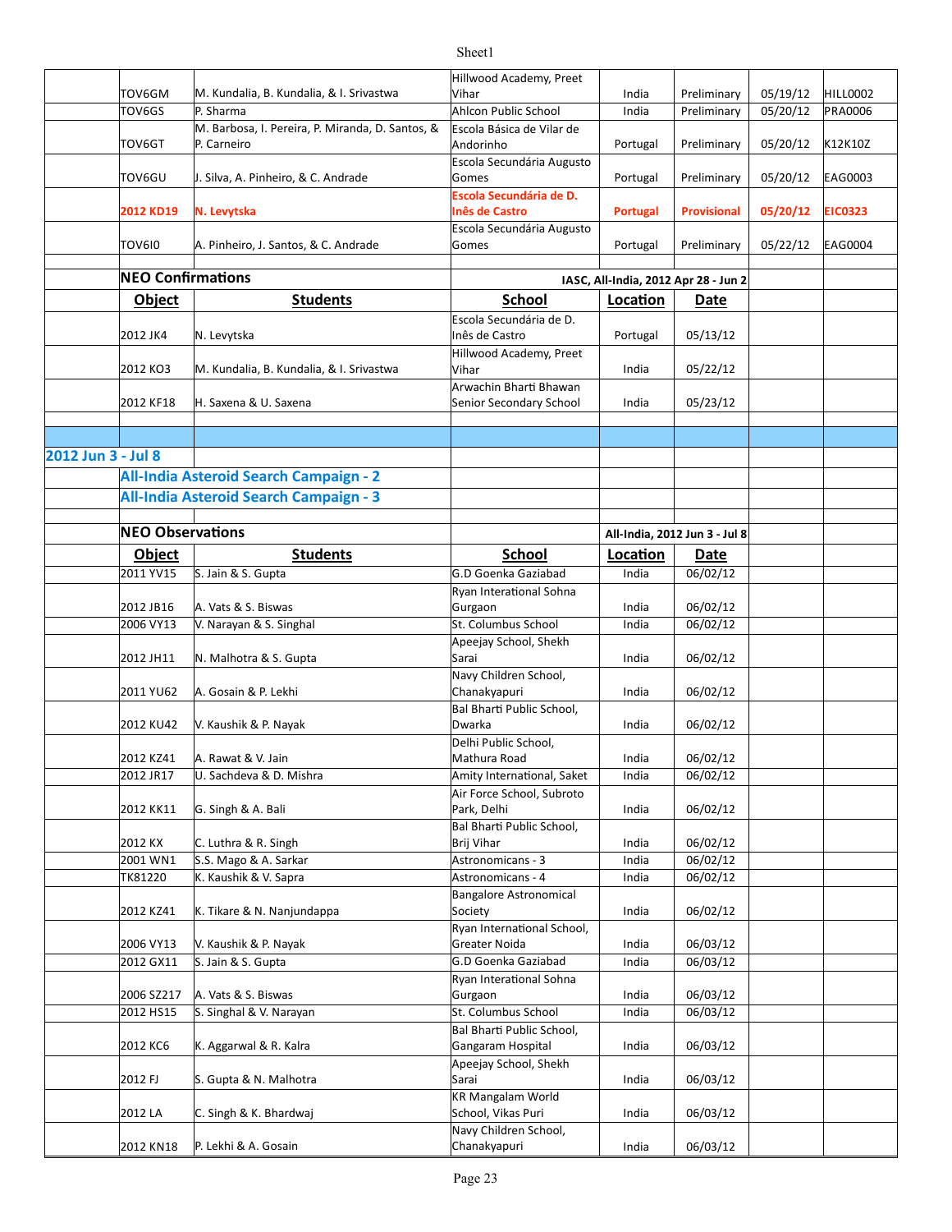| Object | Students | School | Location | Status | Date | Code |
|---|---|---|---|---|---|---|
| TOV6GM | M. Kundalia, B. Kundalia, & I. Srivastwa | Hillwood Academy, Preet Vihar | India | Preliminary | 05/19/12 | HILL0002 |
| TOV6GS | P. Sharma | Ahlcon Public School | India | Preliminary | 05/20/12 | PRA0006 |
| TOV6GT | M. Barbosa, I. Pereira, P. Miranda, D. Santos, & P. Carneiro | Escola Básica de Vilar de Andorinho | Portugal | Preliminary | 05/20/12 | K12K10Z |
| TOV6GU | J. Silva, A. Pinheiro, & C. Andrade | Escola Secundária Augusto Gomes | Portugal | Preliminary | 05/20/12 | EAG0003 |
| **2012 KD19** | **N. Levytska** | **Escola Secundária de D. Inês de Castro** | **Portugal** | **Provisional** | **05/20/12** | **EIC0323** |
| TOV6I0 | A. Pinheiro, J. Santos, & C. Andrade | Escola Secundária Augusto Gomes | Portugal | Preliminary | 05/22/12 | EAG0004 |

**NEO Confirmations** — IASC, All-India, 2012 Apr 28 - Jun 2

| Object | Students | School | Location | Date |
|---|---|---|---|---|
| 2012 JK4 | N. Levytska | Escola Secundária de D. Inês de Castro | Portugal | 05/13/12 |
| 2012 KO3 | M. Kundalia, B. Kundalia, & I. Srivastwa | Hillwood Academy, Preet Vihar | India | 05/22/12 |
| 2012 KF18 | H. Saxena & U. Saxena | Arwachin Bharti Bhawan Senior Secondary School | India | 05/23/12 |

## 2012 Jun 3 - Jul 8

### All-India Asteroid Search Campaign - 2

### All-India Asteroid Search Campaign - 3

**NEO Observations** — All-India, 2012 Jun 3 - Jul 8

| Object | Students | School | Location | Date |
|---|---|---|---|---|
| 2011 YV15 | S. Jain & S. Gupta | G.D Goenka Gaziabad | India | 06/02/12 |
| 2012 JB16 | A. Vats & S. Biswas | Ryan Interational Sohna Gurgaon | India | 06/02/12 |
| 2006 VY13 | V. Narayan & S. Singhal | St. Columbus School | India | 06/02/12 |
| 2012 JH11 | N. Malhotra & S. Gupta | Apeejay School, Shekh Sarai | India | 06/02/12 |
| 2011 YU62 | A. Gosain & P. Lekhi | Navy Children School, Chanakyapuri | India | 06/02/12 |
| 2012 KU42 | V. Kaushik & P. Nayak | Bal Bharti Public School, Dwarka | India | 06/02/12 |
| 2012 KZ41 | A. Rawat & V. Jain | Delhi Public School, Mathura Road | India | 06/02/12 |
| 2012 JR17 | U. Sachdeva & D. Mishra | Amity International, Saket | India | 06/02/12 |
| 2012 KK11 | G. Singh & A. Bali | Air Force School, Subroto Park, Delhi | India | 06/02/12 |
| 2012 KX | C. Luthra & R. Singh | Bal Bharti Public School, Brij Vihar | India | 06/02/12 |
| 2001 WN1 | S.S. Mago & A. Sarkar | Astronomicans - 3 | India | 06/02/12 |
| TK81220 | K. Kaushik & V. Sapra | Astronomicans - 4 | India | 06/02/12 |
| 2012 KZ41 | K. Tikare & N. Nanjundappa | Bangalore Astronomical Society | India | 06/02/12 |
| 2006 VY13 | V. Kaushik & P. Nayak | Ryan International School, Greater Noida | India | 06/03/12 |
| 2012 GX11 | S. Jain & S. Gupta | G.D Goenka Gaziabad | India | 06/03/12 |
| 2006 SZ217 | A. Vats & S. Biswas | Ryan Interational Sohna Gurgaon | India | 06/03/12 |
| 2012 HS15 | S. Singhal & V. Narayan | St. Columbus School | India | 06/03/12 |
| 2012 KC6 | K. Aggarwal & R. Kalra | Bal Bharti Public School, Gangaram Hospital | India | 06/03/12 |
| 2012 FJ | S. Gupta & N. Malhotra | Apeejay School, Shekh Sarai | India | 06/03/12 |
| 2012 LA | C. Singh & K. Bhardwaj | KR Mangalam World School, Vikas Puri | India | 06/03/12 |
| 2012 KN18 | P. Lekhi & A. Gosain | Navy Children School, Chanakyapuri | India | 06/03/12 |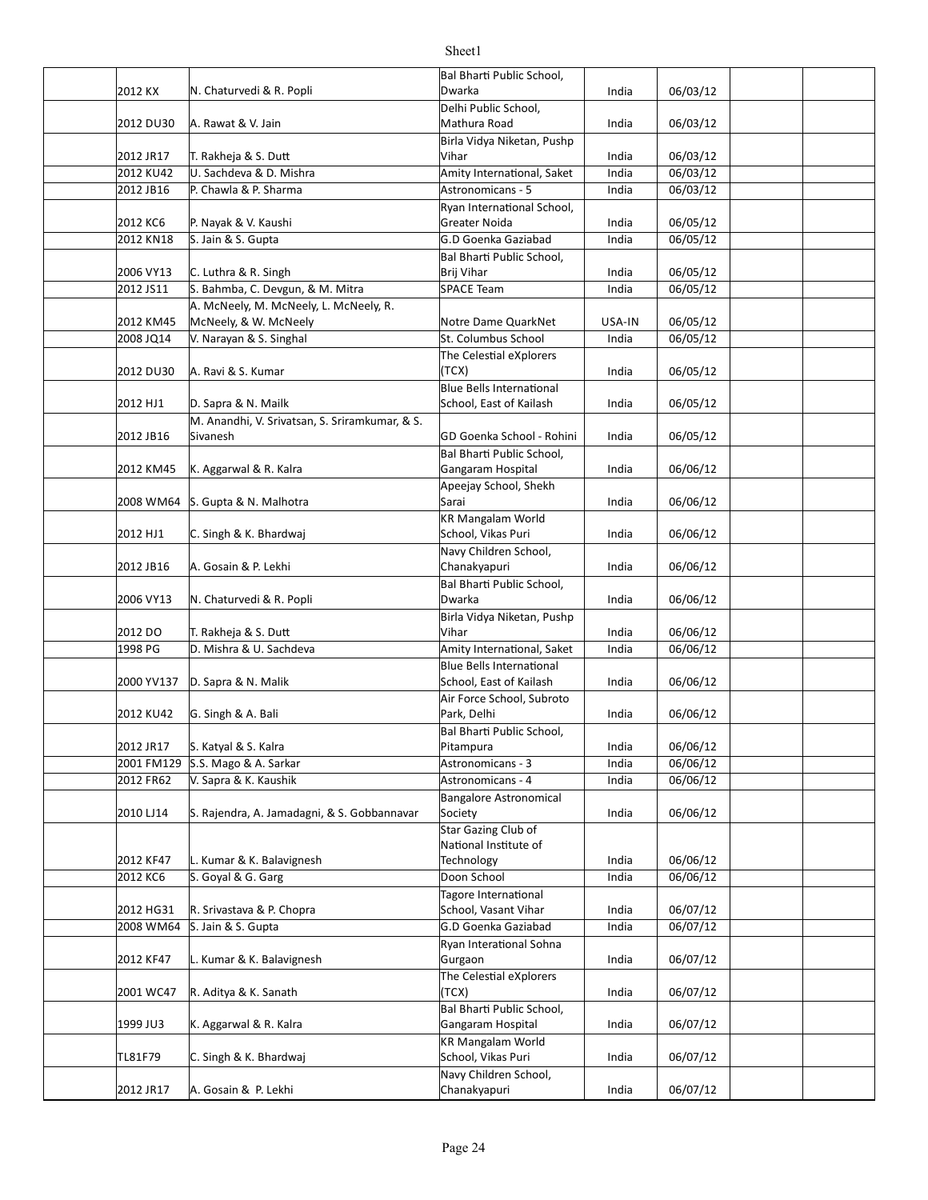| | | | | | | | |
|---|---|---|---|---|---|---|---|
| | 2012 KX | N. Chaturvedi & R. Popli | Bal Bharti Public School, Dwarka | India | 06/03/12 | | |
| | 2012 DU30 | A. Rawat & V. Jain | Delhi Public School, Mathura Road | India | 06/03/12 | | |
| | 2012 JR17 | T. Rakheja & S. Dutt | Birla Vidya Niketan, Pushp Vihar | India | 06/03/12 | | |
| | 2012 KU42 | U. Sachdeva & D. Mishra | Amity International, Saket | India | 06/03/12 | | |
| | 2012 JB16 | P. Chawla & P. Sharma | Astronomicans - 5 | India | 06/03/12 | | |
| | 2012 KC6 | P. Nayak & V. Kaushi | Ryan International School, Greater Noida | India | 06/05/12 | | |
| | 2012 KN18 | S. Jain & S. Gupta | G.D Goenka Gaziabad | India | 06/05/12 | | |
| | 2006 VY13 | C. Luthra & R. Singh | Bal Bharti Public School, Brij Vihar | India | 06/05/12 | | |
| | 2012 JS11 | S. Bahmba, C. Devgun, & M. Mitra | SPACE Team | India | 06/05/12 | | |
| | 2012 KM45 | A. McNeely, M. McNeely, L. McNeely, R. McNeely, & W. McNeely | Notre Dame QuarkNet | USA-IN | 06/05/12 | | |
| | 2008 JQ14 | V. Narayan & S. Singhal | St. Columbus School | India | 06/05/12 | | |
| | 2012 DU30 | A. Ravi & S. Kumar | The Celestial eXplorers (TCX) | India | 06/05/12 | | |
| | 2012 HJ1 | D. Sapra & N. Mailk | Blue Bells International School, East of Kailash | India | 06/05/12 | | |
| | 2012 JB16 | M. Anandhi, V. Srivatsan, S. Sriramkumar, & S. Sivanesh | GD Goenka School - Rohini | India | 06/05/12 | | |
| | 2012 KM45 | K. Aggarwal & R. Kalra | Bal Bharti Public School, Gangaram Hospital | India | 06/06/12 | | |
| | 2008 WM64 | S. Gupta & N. Malhotra | Apeejay School, Shekh Sarai | India | 06/06/12 | | |
| | 2012 HJ1 | C. Singh & K. Bhardwaj | KR Mangalam World School, Vikas Puri | India | 06/06/12 | | |
| | 2012 JB16 | A. Gosain & P. Lekhi | Navy Children School, Chanakyapuri | India | 06/06/12 | | |
| | 2006 VY13 | N. Chaturvedi & R. Popli | Bal Bharti Public School, Dwarka | India | 06/06/12 | | |
| | 2012 DO | T. Rakheja & S. Dutt | Birla Vidya Niketan, Pushp Vihar | India | 06/06/12 | | |
| | 1998 PG | D. Mishra & U. Sachdeva | Amity International, Saket | India | 06/06/12 | | |
| | 2000 YV137 | D. Sapra & N. Malik | Blue Bells International School, East of Kailash | India | 06/06/12 | | |
| | 2012 KU42 | G. Singh & A. Bali | Air Force School, Subroto Park, Delhi | India | 06/06/12 | | |
| | 2012 JR17 | S. Katyal & S. Kalra | Bal Bharti Public School, Pitampura | India | 06/06/12 | | |
| | 2001 FM129 | S.S. Mago & A. Sarkar | Astronomicans - 3 | India | 06/06/12 | | |
| | 2012 FR62 | V. Sapra & K. Kaushik | Astronomicans - 4 | India | 06/06/12 | | |
| | 2010 LJ14 | S. Rajendra, A. Jamadagni, & S. Gobbannavar | Bangalore Astronomical Society | India | 06/06/12 | | |
| | 2012 KF47 | L. Kumar & K. Balavignesh | Star Gazing Club of National Institute of Technology | India | 06/06/12 | | |
| | 2012 KC6 | S. Goyal & G. Garg | Doon School | India | 06/06/12 | | |
| | 2012 HG31 | R. Srivastava & P. Chopra | Tagore International School, Vasant Vihar | India | 06/07/12 | | |
| | 2008 WM64 | S. Jain & S. Gupta | G.D Goenka Gaziabad | India | 06/07/12 | | |
| | 2012 KF47 | L. Kumar & K. Balavignesh | Ryan Interational Sohna Gurgaon | India | 06/07/12 | | |
| | 2001 WC47 | R. Aditya & K. Sanath | The Celestial eXplorers (TCX) | India | 06/07/12 | | |
| | 1999 JU3 | K. Aggarwal & R. Kalra | Bal Bharti Public School, Gangaram Hospital | India | 06/07/12 | | |
| | TL81F79 | C. Singh & K. Bhardwaj | KR Mangalam World School, Vikas Puri | India | 06/07/12 | | |
| | 2012 JR17 | A. Gosain & P. Lekhi | Navy Children School, Chanakyapuri | India | 06/07/12 | | |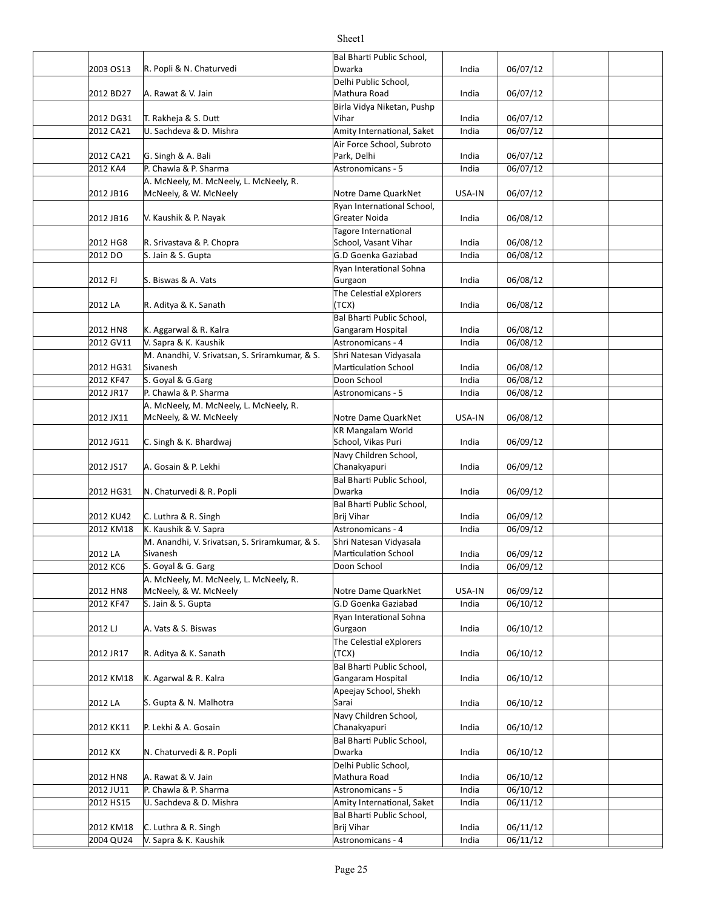| | | | | | | |
|---|---|---|---|---|---|---|
| | 2003 OS13 | R. Popli & N. Chaturvedi | Bal Bharti Public School, Dwarka | India | 06/07/12 | | |
| | 2012 BD27 | A. Rawat & V. Jain | Delhi Public School, Mathura Road | India | 06/07/12 | | |
| | 2012 DG31 | T. Rakheja & S. Dutt | Birla Vidya Niketan, Pushp Vihar | India | 06/07/12 | | |
| | 2012 CA21 | U. Sachdeva & D. Mishra | Amity International, Saket | India | 06/07/12 | | |
| | 2012 CA21 | G. Singh & A. Bali | Air Force School, Subroto Park, Delhi | India | 06/07/12 | | |
| | 2012 KA4 | P. Chawla & P. Sharma | Astronomicans - 5 | India | 06/07/12 | | |
| | 2012 JB16 | A. McNeely, M. McNeely, L. McNeely, R. McNeely, & W. McNeely | Notre Dame QuarkNet | USA-IN | 06/07/12 | | |
| | 2012 JB16 | V. Kaushik & P. Nayak | Ryan International School, Greater Noida | India | 06/08/12 | | |
| | 2012 HG8 | R. Srivastava & P. Chopra | Tagore International School, Vasant Vihar | India | 06/08/12 | | |
| | 2012 DO | S. Jain & S. Gupta | G.D Goenka Gaziabad | India | 06/08/12 | | |
| | 2012 FJ | S. Biswas & A. Vats | Ryan Interational Sohna Gurgaon | India | 06/08/12 | | |
| | 2012 LA | R. Aditya & K. Sanath | The Celestial eXplorers (TCX) | India | 06/08/12 | | |
| | 2012 HN8 | K. Aggarwal & R. Kalra | Bal Bharti Public School, Gangaram Hospital | India | 06/08/12 | | |
| | 2012 GV11 | V. Sapra & K. Kaushik | Astronomicans - 4 | India | 06/08/12 | | |
| | 2012 HG31 | M. Anandhi, V. Srivatsan, S. Sriramkumar, & S. Sivanesh | Shri Natesan Vidyasala Marticulation School | India | 06/08/12 | | |
| | 2012 KF47 | S. Goyal & G.Garg | Doon School | India | 06/08/12 | | |
| | 2012 JR17 | P. Chawla & P. Sharma | Astronomicans - 5 | India | 06/08/12 | | |
| | 2012 JX11 | A. McNeely, M. McNeely, L. McNeely, R. McNeely, & W. McNeely | Notre Dame QuarkNet | USA-IN | 06/08/12 | | |
| | 2012 JG11 | C. Singh & K. Bhardwaj | KR Mangalam World School, Vikas Puri | India | 06/09/12 | | |
| | 2012 JS17 | A. Gosain & P. Lekhi | Navy Children School, Chanakyapuri | India | 06/09/12 | | |
| | 2012 HG31 | N. Chaturvedi & R. Popli | Bal Bharti Public School, Dwarka | India | 06/09/12 | | |
| | 2012 KU42 | C. Luthra & R. Singh | Bal Bharti Public School, Brij Vihar | India | 06/09/12 | | |
| | 2012 KM18 | K. Kaushik & V. Sapra | Astronomicans - 4 | India | 06/09/12 | | |
| | 2012 LA | M. Anandhi, V. Srivatsan, S. Sriramkumar, & S. Sivanesh | Shri Natesan Vidyasala Marticulation School | India | 06/09/12 | | |
| | 2012 KC6 | S. Goyal & G. Garg | Doon School | India | 06/09/12 | | |
| | 2012 HN8 | A. McNeely, M. McNeely, L. McNeely, R. McNeely, & W. McNeely | Notre Dame QuarkNet | USA-IN | 06/09/12 | | |
| | 2012 KF47 | S. Jain & S. Gupta | G.D Goenka Gaziabad | India | 06/10/12 | | |
| | 2012 LJ | A. Vats & S. Biswas | Ryan Interational Sohna Gurgaon | India | 06/10/12 | | |
| | 2012 JR17 | R. Aditya & K. Sanath | The Celestial eXplorers (TCX) | India | 06/10/12 | | |
| | 2012 KM18 | K. Agarwal & R. Kalra | Bal Bharti Public School, Gangaram Hospital | India | 06/10/12 | | |
| | 2012 LA | S. Gupta & N. Malhotra | Apeejay School, Shekh Sarai | India | 06/10/12 | | |
| | 2012 KK11 | P. Lekhi & A. Gosain | Navy Children School, Chanakyapuri | India | 06/10/12 | | |
| | 2012 KX | N. Chaturvedi & R. Popli | Bal Bharti Public School, Dwarka | India | 06/10/12 | | |
| | 2012 HN8 | A. Rawat & V. Jain | Delhi Public School, Mathura Road | India | 06/10/12 | | |
| | 2012 JU11 | P. Chawla & P. Sharma | Astronomicans - 5 | India | 06/10/12 | | |
| | 2012 HS15 | U. Sachdeva & D. Mishra | Amity International, Saket | India | 06/11/12 | | |
| | 2012 KM18 | C. Luthra & R. Singh | Bal Bharti Public School, Brij Vihar | India | 06/11/12 | | |
| | 2004 QU24 | V. Sapra & K. Kaushik | Astronomicans - 4 | India | 06/11/12 | | |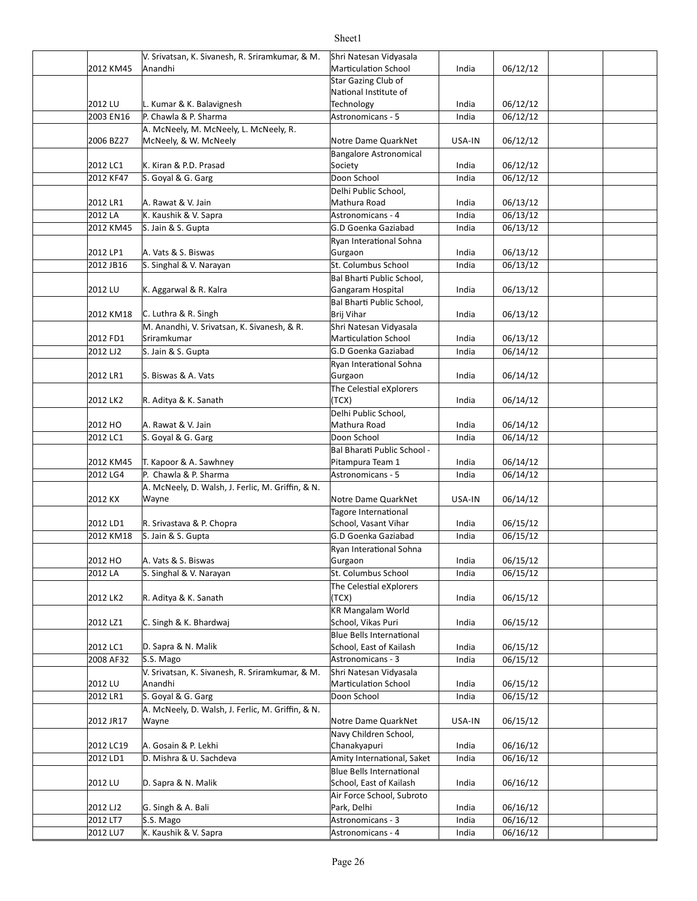| | | | | | | | |
|---|---|---|---|---|---|---|---|
| | 2012 KM45 | V. Srivatsan, K. Sivanesh, R. Sriramkumar, & M. Anandhi | Shri Natesan Vidyasala Marticulation School | India | 06/12/12 | | |
| | 2012 LU | L. Kumar & K. Balavignesh | Star Gazing Club of National Institute of Technology | India | 06/12/12 | | |
| | 2003 EN16 | P. Chawla & P. Sharma | Astronomicans - 5 | India | 06/12/12 | | |
| | 2006 BZ27 | A. McNeely, M. McNeely, L. McNeely, R. McNeely, & W. McNeely | Notre Dame QuarkNet | USA-IN | 06/12/12 | | |
| | 2012 LC1 | K. Kiran & P.D. Prasad | Bangalore Astronomical Society | India | 06/12/12 | | |
| | 2012 KF47 | S. Goyal & G. Garg | Doon School | India | 06/12/12 | | |
| | 2012 LR1 | A. Rawat & V. Jain | Delhi Public School, Mathura Road | India | 06/13/12 | | |
| | 2012 LA | K. Kaushik & V. Sapra | Astronomicans - 4 | India | 06/13/12 | | |
| | 2012 KM45 | S. Jain & S. Gupta | G.D Goenka Gaziabad | India | 06/13/12 | | |
| | 2012 LP1 | A. Vats & S. Biswas | Ryan Interational Sohna Gurgaon | India | 06/13/12 | | |
| | 2012 JB16 | S. Singhal & V. Narayan | St. Columbus School | India | 06/13/12 | | |
| | 2012 LU | K. Aggarwal & R. Kalra | Bal Bharti Public School, Gangaram Hospital | India | 06/13/12 | | |
| | 2012 KM18 | C. Luthra & R. Singh | Bal Bharti Public School, Brij Vihar | India | 06/13/12 | | |
| | 2012 FD1 | M. Anandhi, V. Srivatsan, K. Sivanesh, & R. Sriramkumar | Shri Natesan Vidyasala Marticulation School | India | 06/13/12 | | |
| | 2012 LJ2 | S. Jain & S. Gupta | G.D Goenka Gaziabad | India | 06/14/12 | | |
| | 2012 LR1 | S. Biswas & A. Vats | Ryan Interational Sohna Gurgaon | India | 06/14/12 | | |
| | 2012 LK2 | R. Aditya & K. Sanath | The Celestial eXplorers (TCX) | India | 06/14/12 | | |
| | 2012 HO | A. Rawat & V. Jain | Delhi Public School, Mathura Road | India | 06/14/12 | | |
| | 2012 LC1 | S. Goyal & G. Garg | Doon School | India | 06/14/12 | | |
| | 2012 KM45 | T. Kapoor & A. Sawhney | Bal Bharati Public School - Pitampura Team 1 | India | 06/14/12 | | |
| | 2012 LG4 | P. Chawla & P. Sharma | Astronomicans - 5 | India | 06/14/12 | | |
| | 2012 KX | A. McNeely, D. Walsh, J. Ferlic, M. Griffin, & N. Wayne | Notre Dame QuarkNet | USA-IN | 06/14/12 | | |
| | 2012 LD1 | R. Srivastava & P. Chopra | Tagore International School, Vasant Vihar | India | 06/15/12 | | |
| | 2012 KM18 | S. Jain & S. Gupta | G.D Goenka Gaziabad | India | 06/15/12 | | |
| | 2012 HO | A. Vats & S. Biswas | Ryan Interational Sohna Gurgaon | India | 06/15/12 | | |
| | 2012 LA | S. Singhal & V. Narayan | St. Columbus School | India | 06/15/12 | | |
| | 2012 LK2 | R. Aditya & K. Sanath | The Celestial eXplorers (TCX) | India | 06/15/12 | | |
| | 2012 LZ1 | C. Singh & K. Bhardwaj | KR Mangalam World School, Vikas Puri | India | 06/15/12 | | |
| | 2012 LC1 | D. Sapra & N. Malik | Blue Bells International School, East of Kailash | India | 06/15/12 | | |
| | 2008 AF32 | S.S. Mago | Astronomicans - 3 | India | 06/15/12 | | |
| | 2012 LU | V. Srivatsan, K. Sivanesh, R. Sriramkumar, & M. Anandhi | Shri Natesan Vidyasala Marticulation School | India | 06/15/12 | | |
| | 2012 LR1 | S. Goyal & G. Garg | Doon School | India | 06/15/12 | | |
| | 2012 JR17 | A. McNeely, D. Walsh, J. Ferlic, M. Griffin, & N. Wayne | Notre Dame QuarkNet | USA-IN | 06/15/12 | | |
| | 2012 LC19 | A. Gosain & P. Lekhi | Navy Children School, Chanakyapuri | India | 06/16/12 | | |
| | 2012 LD1 | D. Mishra & U. Sachdeva | Amity International, Saket | India | 06/16/12 | | |
| | 2012 LU | D. Sapra & N. Malik | Blue Bells International School, East of Kailash | India | 06/16/12 | | |
| | 2012 LJ2 | G. Singh & A. Bali | Air Force School, Subroto Park, Delhi | India | 06/16/12 | | |
| | 2012 LT7 | S.S. Mago | Astronomicans - 3 | India | 06/16/12 | | |
| | 2012 LU7 | K. Kaushik & V. Sapra | Astronomicans - 4 | India | 06/16/12 | | |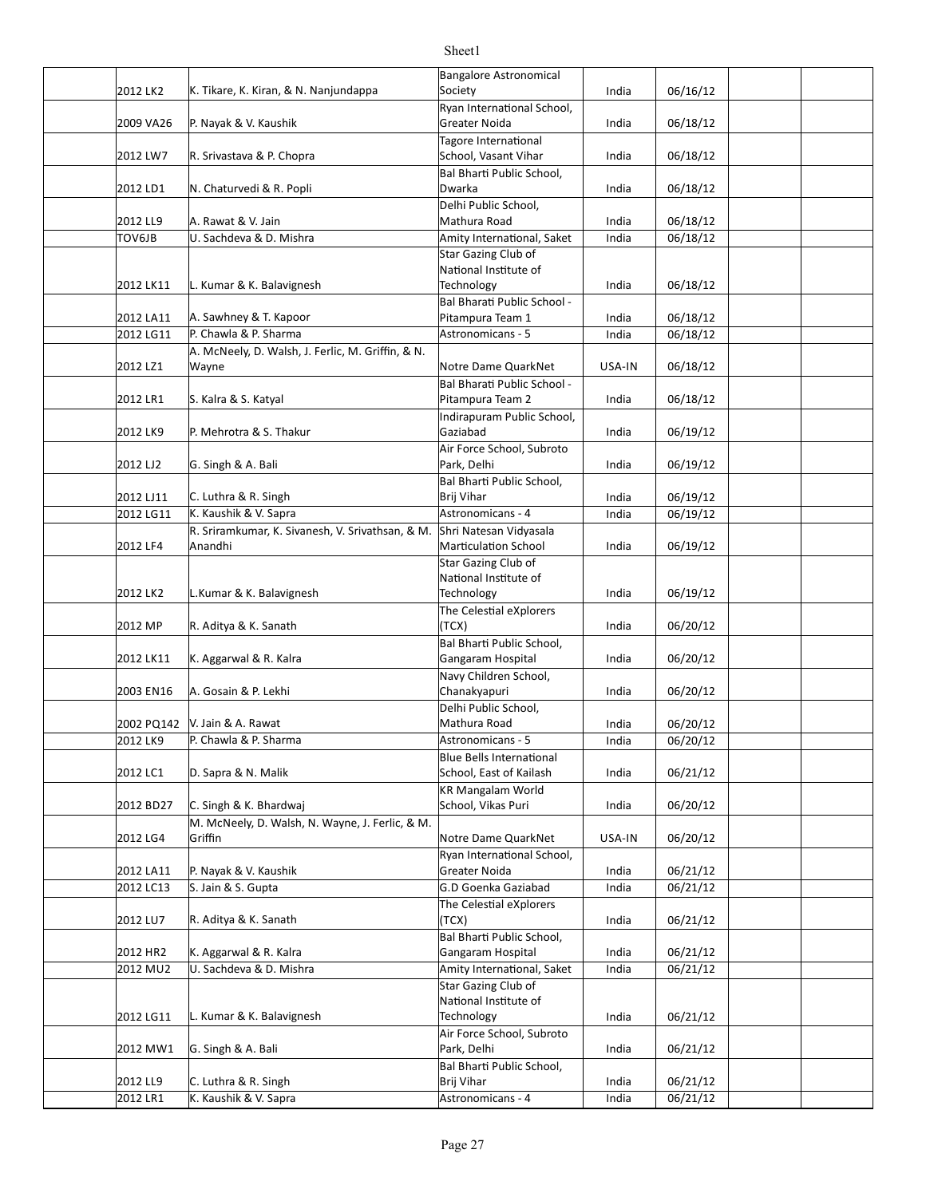| | | | | | | | |
|---|---|---|---|---|---|---|---|
| | 2012 LK2 | K. Tikare, K. Kiran, & N. Nanjundappa | Bangalore Astronomical Society | India | 06/16/12 | | |
| | 2009 VA26 | P. Nayak & V. Kaushik | Ryan International School, Greater Noida | India | 06/18/12 | | |
| | 2012 LW7 | R. Srivastava & P. Chopra | Tagore International School, Vasant Vihar | India | 06/18/12 | | |
| | 2012 LD1 | N. Chaturvedi & R. Popli | Bal Bharti Public School, Dwarka | India | 06/18/12 | | |
| | 2012 LL9 | A. Rawat & V. Jain | Delhi Public School, Mathura Road | India | 06/18/12 | | |
| | TOV6JB | U. Sachdeva & D. Mishra | Amity International, Saket | India | 06/18/12 | | |
| | 2012 LK11 | L. Kumar & K. Balavignesh | Star Gazing Club of National Institute of Technology | India | 06/18/12 | | |
| | 2012 LA11 | A. Sawhney & T. Kapoor | Bal Bharati Public School - Pitampura Team 1 | India | 06/18/12 | | |
| | 2012 LG11 | P. Chawla & P. Sharma | Astronomicans - 5 | India | 06/18/12 | | |
| | 2012 LZ1 | A. McNeely, D. Walsh, J. Ferlic, M. Griffin, & N. Wayne | Notre Dame QuarkNet | USA-IN | 06/18/12 | | |
| | 2012 LR1 | S. Kalra & S. Katyal | Bal Bharati Public School - Pitampura Team 2 | India | 06/18/12 | | |
| | 2012 LK9 | P. Mehrotra & S. Thakur | Indirapuram Public School, Gaziabad | India | 06/19/12 | | |
| | 2012 LJ2 | G. Singh & A. Bali | Air Force School, Subroto Park, Delhi | India | 06/19/12 | | |
| | 2012 LJ11 | C. Luthra & R. Singh | Bal Bharti Public School, Brij Vihar | India | 06/19/12 | | |
| | 2012 LG11 | K. Kaushik & V. Sapra | Astronomicans - 4 | India | 06/19/12 | | |
| | 2012 LF4 | R. Sriramkumar, K. Sivanesh, V. Srivathsan, & M. Anandhi | Shri Natesan Vidyasala Marticulation School | India | 06/19/12 | | |
| | 2012 LK2 | L.Kumar & K. Balavignesh | Star Gazing Club of National Institute of Technology | India | 06/19/12 | | |
| | 2012 MP | R. Aditya & K. Sanath | The Celestial eXplorers (TCX) | India | 06/20/12 | | |
| | 2012 LK11 | K. Aggarwal & R. Kalra | Bal Bharti Public School, Gangaram Hospital | India | 06/20/12 | | |
| | 2003 EN16 | A. Gosain & P. Lekhi | Navy Children School, Chanakyapuri | India | 06/20/12 | | |
| | 2002 PQ142 | V. Jain & A. Rawat | Delhi Public School, Mathura Road | India | 06/20/12 | | |
| | 2012 LK9 | P. Chawla & P. Sharma | Astronomicans - 5 | India | 06/20/12 | | |
| | 2012 LC1 | D. Sapra & N. Malik | Blue Bells International School, East of Kailash | India | 06/21/12 | | |
| | 2012 BD27 | C. Singh & K. Bhardwaj | KR Mangalam World School, Vikas Puri | India | 06/20/12 | | |
| | 2012 LG4 | M. McNeely, D. Walsh, N. Wayne, J. Ferlic, & M. Griffin | Notre Dame QuarkNet | USA-IN | 06/20/12 | | |
| | 2012 LA11 | P. Nayak & V. Kaushik | Ryan International School, Greater Noida | India | 06/21/12 | | |
| | 2012 LC13 | S. Jain & S. Gupta | G.D Goenka Gaziabad | India | 06/21/12 | | |
| | 2012 LU7 | R. Aditya & K. Sanath | The Celestial eXplorers (TCX) | India | 06/21/12 | | |
| | 2012 HR2 | K. Aggarwal & R. Kalra | Bal Bharti Public School, Gangaram Hospital | India | 06/21/12 | | |
| | 2012 MU2 | U. Sachdeva & D. Mishra | Amity International, Saket | India | 06/21/12 | | |
| | 2012 LG11 | L. Kumar & K. Balavignesh | Star Gazing Club of National Institute of Technology | India | 06/21/12 | | |
| | 2012 MW1 | G. Singh & A. Bali | Air Force School, Subroto Park, Delhi | India | 06/21/12 | | |
| | 2012 LL9 | C. Luthra & R. Singh | Bal Bharti Public School, Brij Vihar | India | 06/21/12 | | |
| | 2012 LR1 | K. Kaushik & V. Sapra | Astronomicans - 4 | India | 06/21/12 | | |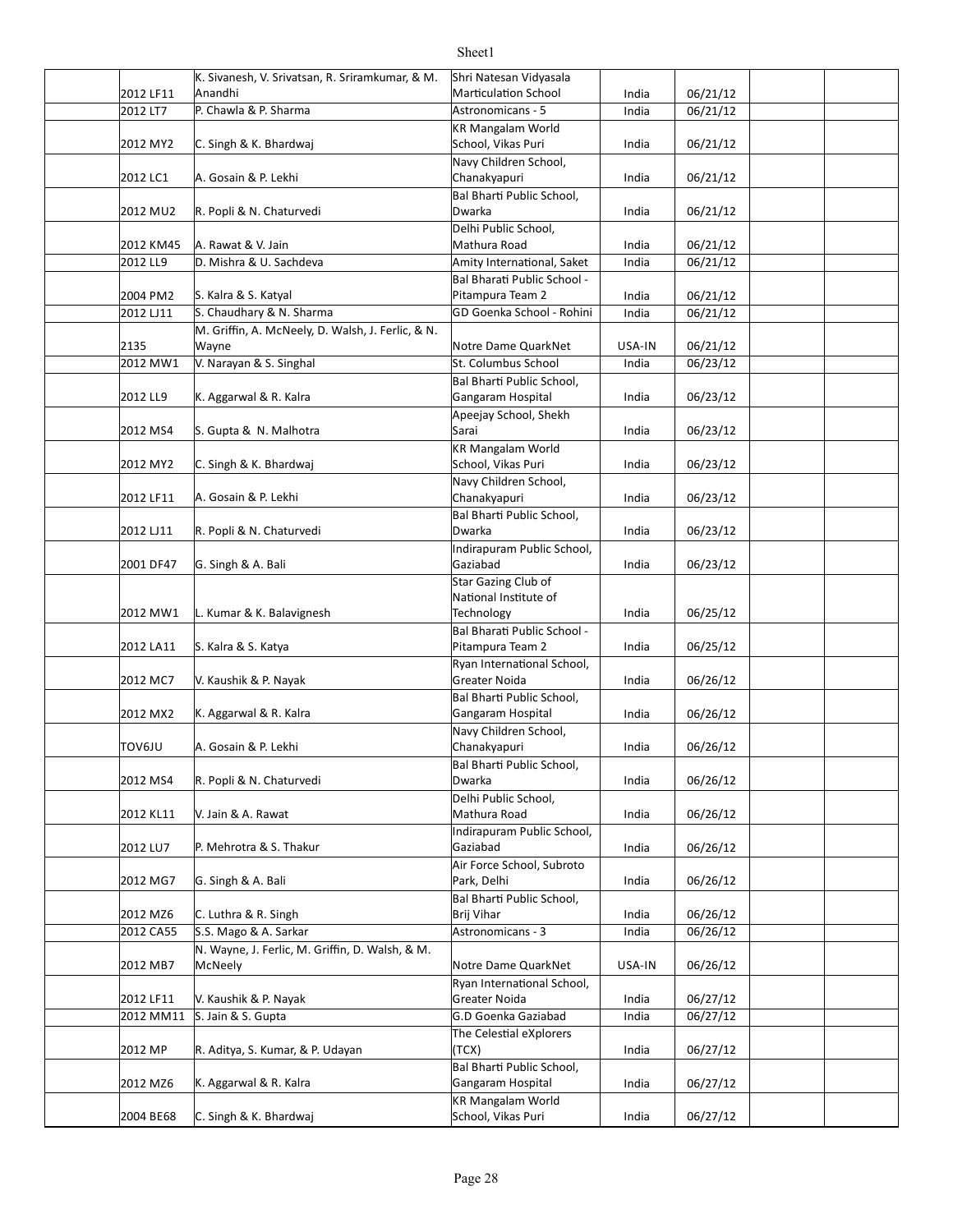| | | | | | | |
|---|---|---|---|---|---|---|
| | 2012 LF11 | K. Sivanesh, V. Srivatsan, R. Sriramkumar, & M. Anandhi | Shri Natesan Vidyasala Marticulation School | India | 06/21/12 | | |
| | 2012 LT7 | P. Chawla & P. Sharma | Astronomicans - 5 | India | 06/21/12 | | |
| | 2012 MY2 | C. Singh & K. Bhardwaj | KR Mangalam World School, Vikas Puri | India | 06/21/12 | | |
| | 2012 LC1 | A. Gosain & P. Lekhi | Navy Children School, Chanakyapuri | India | 06/21/12 | | |
| | 2012 MU2 | R. Popli & N. Chaturvedi | Bal Bharti Public School, Dwarka | India | 06/21/12 | | |
| | 2012 KM45 | A. Rawat & V. Jain | Delhi Public School, Mathura Road | India | 06/21/12 | | |
| | 2012 LL9 | D. Mishra & U. Sachdeva | Amity International, Saket | India | 06/21/12 | | |
| | 2004 PM2 | S. Kalra & S. Katyal | Bal Bharati Public School - Pitampura Team 2 | India | 06/21/12 | | |
| | 2012 LJ11 | S. Chaudhary & N. Sharma | GD Goenka School - Rohini | India | 06/21/12 | | |
| | 2135 | M. Griffin, A. McNeely, D. Walsh, J. Ferlic, & N. Wayne | Notre Dame QuarkNet | USA-IN | 06/21/12 | | |
| | 2012 MW1 | V. Narayan & S. Singhal | St. Columbus School | India | 06/23/12 | | |
| | 2012 LL9 | K. Aggarwal & R. Kalra | Bal Bharti Public School, Gangaram Hospital | India | 06/23/12 | | |
| | 2012 MS4 | S. Gupta & N. Malhotra | Apeejay School, Shekh Sarai | India | 06/23/12 | | |
| | 2012 MY2 | C. Singh & K. Bhardwaj | KR Mangalam World School, Vikas Puri | India | 06/23/12 | | |
| | 2012 LF11 | A. Gosain & P. Lekhi | Navy Children School, Chanakyapuri | India | 06/23/12 | | |
| | 2012 LJ11 | R. Popli & N. Chaturvedi | Bal Bharti Public School, Dwarka | India | 06/23/12 | | |
| | 2001 DF47 | G. Singh & A. Bali | Indirapuram Public School, Gaziabad | India | 06/23/12 | | |
| | 2012 MW1 | L. Kumar & K. Balavignesh | Star Gazing Club of National Institute of Technology | India | 06/25/12 | | |
| | 2012 LA11 | S. Kalra & S. Katya | Bal Bharati Public School - Pitampura Team 2 | India | 06/25/12 | | |
| | 2012 MC7 | V. Kaushik & P. Nayak | Ryan International School, Greater Noida | India | 06/26/12 | | |
| | 2012 MX2 | K. Aggarwal & R. Kalra | Bal Bharti Public School, Gangaram Hospital | India | 06/26/12 | | |
| | TOV6JU | A. Gosain & P. Lekhi | Navy Children School, Chanakyapuri | India | 06/26/12 | | |
| | 2012 MS4 | R. Popli & N. Chaturvedi | Bal Bharti Public School, Dwarka | India | 06/26/12 | | |
| | 2012 KL11 | V. Jain & A. Rawat | Delhi Public School, Mathura Road | India | 06/26/12 | | |
| | 2012 LU7 | P. Mehrotra & S. Thakur | Indirapuram Public School, Gaziabad | India | 06/26/12 | | |
| | 2012 MG7 | G. Singh & A. Bali | Air Force School, Subroto Park, Delhi | India | 06/26/12 | | |
| | 2012 MZ6 | C. Luthra & R. Singh | Bal Bharti Public School, Brij Vihar | India | 06/26/12 | | |
| | 2012 CA55 | S.S. Mago & A. Sarkar | Astronomicans - 3 | India | 06/26/12 | | |
| | 2012 MB7 | N. Wayne, J. Ferlic, M. Griffin, D. Walsh, & M. McNeely | Notre Dame QuarkNet | USA-IN | 06/26/12 | | |
| | 2012 LF11 | V. Kaushik & P. Nayak | Ryan International School, Greater Noida | India | 06/27/12 | | |
| | 2012 MM11 | S. Jain & S. Gupta | G.D Goenka Gaziabad | India | 06/27/12 | | |
| | 2012 MP | R. Aditya, S. Kumar, & P. Udayan | The Celestial eXplorers (TCX) | India | 06/27/12 | | |
| | 2012 MZ6 | K. Aggarwal & R. Kalra | Bal Bharti Public School, Gangaram Hospital | India | 06/27/12 | | |
| | 2004 BE68 | C. Singh & K. Bhardwaj | KR Mangalam World School, Vikas Puri | India | 06/27/12 | | |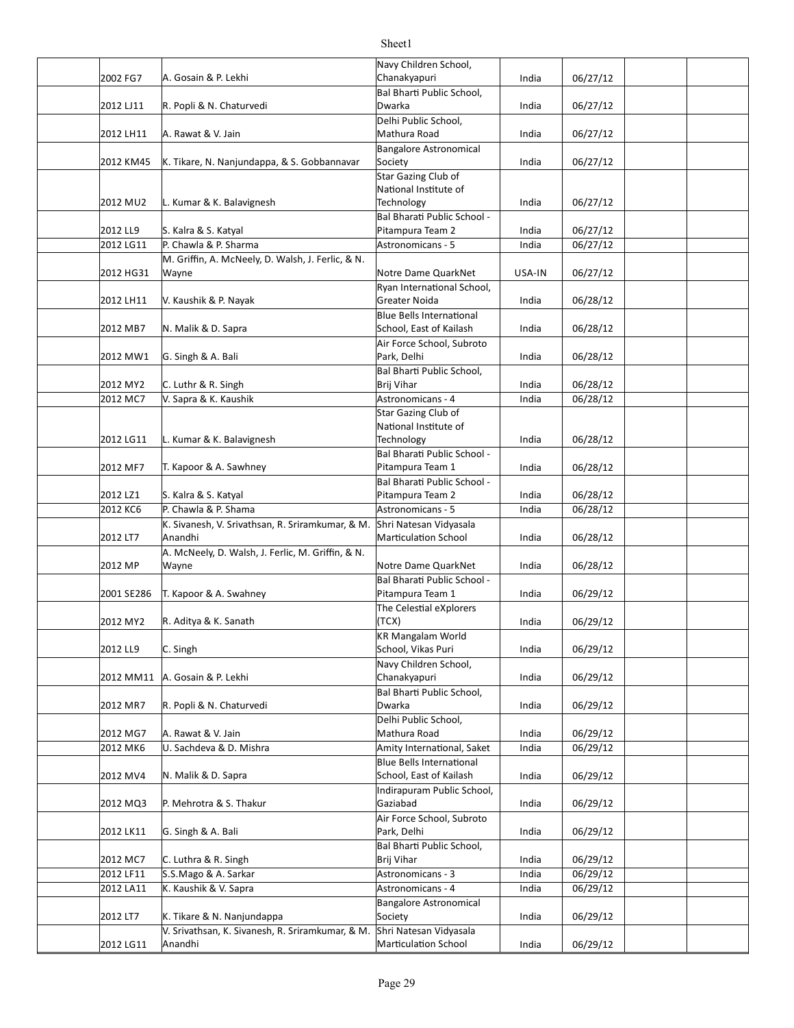| | | | | | | | |
|---|---|---|---|---|---|---|---|
| | 2002 FG7 | A. Gosain & P. Lekhi | Navy Children School, Chanakyapuri | India | 06/27/12 | | |
| | 2012 LJ11 | R. Popli & N. Chaturvedi | Bal Bharti Public School, Dwarka | India | 06/27/12 | | |
| | 2012 LH11 | A. Rawat & V. Jain | Delhi Public School, Mathura Road | India | 06/27/12 | | |
| | 2012 KM45 | K. Tikare, N. Nanjundappa, & S. Gobbannavar | Bangalore Astronomical Society | India | 06/27/12 | | |
| | 2012 MU2 | L. Kumar & K. Balavignesh | Star Gazing Club of National Institute of Technology | India | 06/27/12 | | |
| | 2012 LL9 | S. Kalra & S. Katyal | Bal Bharati Public School - Pitampura Team 2 | India | 06/27/12 | | |
| | 2012 LG11 | P. Chawla & P. Sharma | Astronomicans - 5 | India | 06/27/12 | | |
| | 2012 HG31 | M. Griffin, A. McNeely, D. Walsh, J. Ferlic, & N. Wayne | Notre Dame QuarkNet | USA-IN | 06/27/12 | | |
| | 2012 LH11 | V. Kaushik & P. Nayak | Ryan International School, Greater Noida | India | 06/28/12 | | |
| | 2012 MB7 | N. Malik & D. Sapra | Blue Bells International School, East of Kailash | India | 06/28/12 | | |
| | 2012 MW1 | G. Singh & A. Bali | Air Force School, Subroto Park, Delhi | India | 06/28/12 | | |
| | 2012 MY2 | C. Luthr & R. Singh | Bal Bharti Public School, Brij Vihar | India | 06/28/12 | | |
| | 2012 MC7 | V. Sapra & K. Kaushik | Astronomicans - 4 | India | 06/28/12 | | |
| | 2012 LG11 | L. Kumar & K. Balavignesh | Star Gazing Club of National Institute of Technology | India | 06/28/12 | | |
| | 2012 MF7 | T. Kapoor & A. Sawhney | Bal Bharati Public School - Pitampura Team 1 | India | 06/28/12 | | |
| | 2012 LZ1 | S. Kalra & S. Katyal | Bal Bharati Public School - Pitampura Team 2 | India | 06/28/12 | | |
| | 2012 KC6 | P. Chawla & P. Shama | Astronomicans - 5 | India | 06/28/12 | | |
| | 2012 LT7 | K. Sivanesh, V. Srivathsan, R. Sriramkumar, & M. Anandhi | Shri Natesan Vidyasala Marticulation School | India | 06/28/12 | | |
| | 2012 MP | A. McNeely, D. Walsh, J. Ferlic, M. Griffin, & N. Wayne | Notre Dame QuarkNet | India | 06/28/12 | | |
| | 2001 SE286 | T. Kapoor & A. Swahney | Bal Bharati Public School - Pitampura Team 1 | India | 06/29/12 | | |
| | 2012 MY2 | R. Aditya & K. Sanath | The Celestial eXplorers (TCX) | India | 06/29/12 | | |
| | 2012 LL9 | C. Singh | KR Mangalam World School, Vikas Puri | India | 06/29/12 | | |
| | 2012 MM11 | A. Gosain & P. Lekhi | Navy Children School, Chanakyapuri | India | 06/29/12 | | |
| | 2012 MR7 | R. Popli & N. Chaturvedi | Bal Bharti Public School, Dwarka | India | 06/29/12 | | |
| | 2012 MG7 | A. Rawat & V. Jain | Delhi Public School, Mathura Road | India | 06/29/12 | | |
| | 2012 MK6 | U. Sachdeva & D. Mishra | Amity International, Saket | India | 06/29/12 | | |
| | 2012 MV4 | N. Malik & D. Sapra | Blue Bells International School, East of Kailash | India | 06/29/12 | | |
| | 2012 MQ3 | P. Mehrotra & S. Thakur | Indirapuram Public School, Gaziabad | India | 06/29/12 | | |
| | 2012 LK11 | G. Singh & A. Bali | Air Force School, Subroto Park, Delhi | India | 06/29/12 | | |
| | 2012 MC7 | C. Luthra & R. Singh | Bal Bharti Public School, Brij Vihar | India | 06/29/12 | | |
| | 2012 LF11 | S.S.Mago & A. Sarkar | Astronomicans - 3 | India | 06/29/12 | | |
| | 2012 LA11 | K. Kaushik & V. Sapra | Astronomicans - 4 | India | 06/29/12 | | |
| | 2012 LT7 | K. Tikare & N. Nanjundappa | Bangalore Astronomical Society | India | 06/29/12 | | |
| | 2012 LG11 | V. Srivathsan, K. Sivanesh, R. Sriramkumar, & M. Anandhi | Shri Natesan Vidyasala Marticulation School | India | 06/29/12 | | |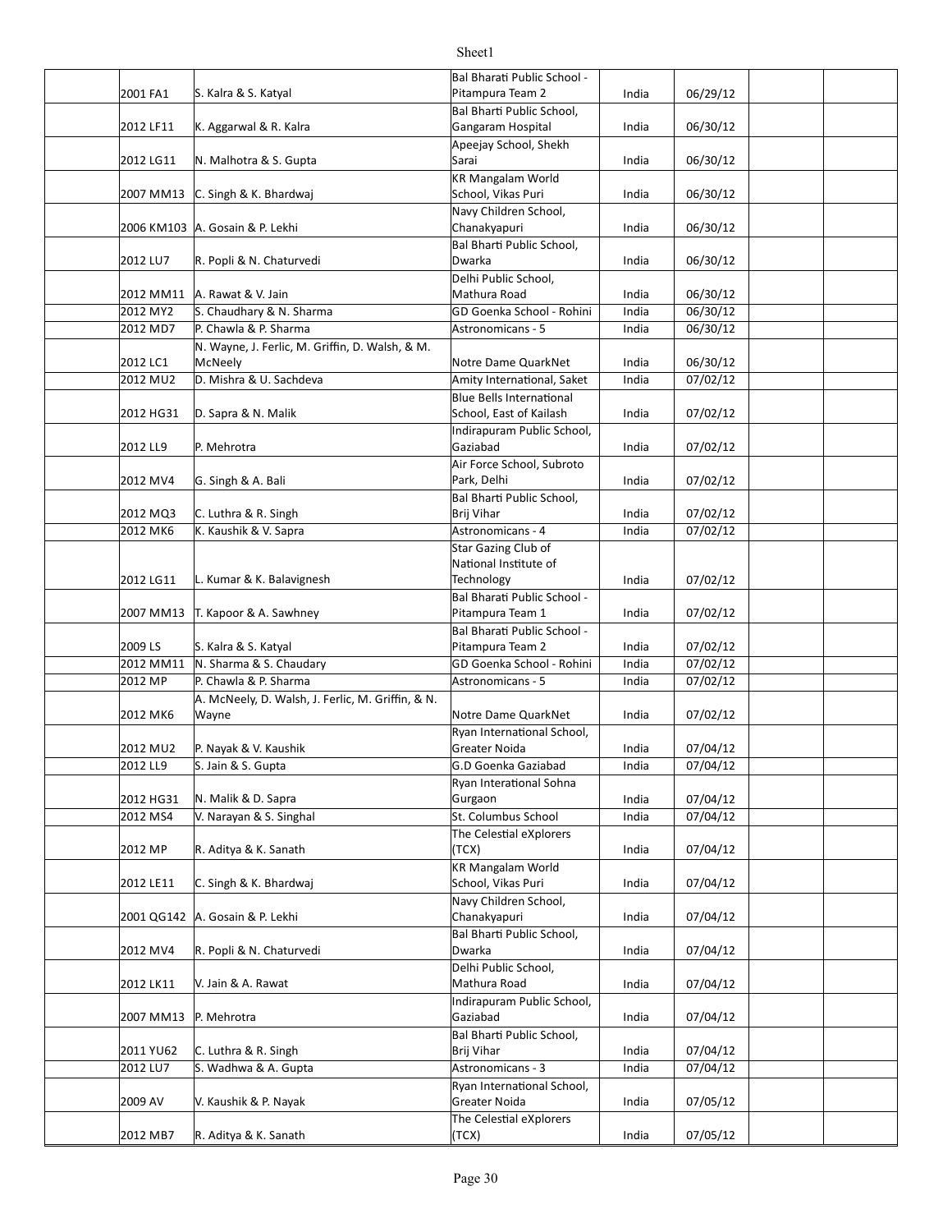| | | | | | | | |
|---|---|---|---|---|---|---|---|
| | 2001 FA1 | S. Kalra & S. Katyal | Bal Bharati Public School - Pitampura Team 2 | India | 06/29/12 | | |
| | 2012 LF11 | K. Aggarwal & R. Kalra | Bal Bharti Public School, Gangaram Hospital | India | 06/30/12 | | |
| | 2012 LG11 | N. Malhotra & S. Gupta | Apeejay School, Shekh Sarai | India | 06/30/12 | | |
| | 2007 MM13 | C. Singh & K. Bhardwaj | KR Mangalam World School, Vikas Puri | India | 06/30/12 | | |
| | 2006 KM103 | A. Gosain & P. Lekhi | Navy Children School, Chanakyapuri | India | 06/30/12 | | |
| | 2012 LU7 | R. Popli & N. Chaturvedi | Bal Bharti Public School, Dwarka | India | 06/30/12 | | |
| | 2012 MM11 | A. Rawat & V. Jain | Delhi Public School, Mathura Road | India | 06/30/12 | | |
| | 2012 MY2 | S. Chaudhary & N. Sharma | GD Goenka School - Rohini | India | 06/30/12 | | |
| | 2012 MD7 | P. Chawla & P. Sharma | Astronomicans - 5 | India | 06/30/12 | | |
| | 2012 LC1 | N. Wayne, J. Ferlic, M. Griffin, D. Walsh, & M. McNeely | Notre Dame QuarkNet | India | 06/30/12 | | |
| | 2012 MU2 | D. Mishra & U. Sachdeva | Amity International, Saket | India | 07/02/12 | | |
| | 2012 HG31 | D. Sapra & N. Malik | Blue Bells International School, East of Kailash | India | 07/02/12 | | |
| | 2012 LL9 | P. Mehrotra | Indirapuram Public School, Gaziabad | India | 07/02/12 | | |
| | 2012 MV4 | G. Singh & A. Bali | Air Force School, Subroto Park, Delhi | India | 07/02/12 | | |
| | 2012 MQ3 | C. Luthra & R. Singh | Bal Bharti Public School, Brij Vihar | India | 07/02/12 | | |
| | 2012 MK6 | K. Kaushik & V. Sapra | Astronomicans - 4 | India | 07/02/12 | | |
| | 2012 LG11 | L. Kumar & K. Balavignesh | Star Gazing Club of National Institute of Technology | India | 07/02/12 | | |
| | 2007 MM13 | T. Kapoor & A. Sawhney | Bal Bharati Public School - Pitampura Team 1 | India | 07/02/12 | | |
| | 2009 LS | S. Kalra & S. Katyal | Bal Bharati Public School - Pitampura Team 2 | India | 07/02/12 | | |
| | 2012 MM11 | N. Sharma & S. Chaudary | GD Goenka School - Rohini | India | 07/02/12 | | |
| | 2012 MP | P. Chawla & P. Sharma | Astronomicans - 5 | India | 07/02/12 | | |
| | 2012 MK6 | A. McNeely, D. Walsh, J. Ferlic, M. Griffin, & N. Wayne | Notre Dame QuarkNet | India | 07/02/12 | | |
| | 2012 MU2 | P. Nayak & V. Kaushik | Ryan International School, Greater Noida | India | 07/04/12 | | |
| | 2012 LL9 | S. Jain & S. Gupta | G.D Goenka Gaziabad | India | 07/04/12 | | |
| | 2012 HG31 | N. Malik & D. Sapra | Ryan Interational Sohna Gurgaon | India | 07/04/12 | | |
| | 2012 MS4 | V. Narayan & S. Singhal | St. Columbus School | India | 07/04/12 | | |
| | 2012 MP | R. Aditya & K. Sanath | The Celestial eXplorers (TCX) | India | 07/04/12 | | |
| | 2012 LE11 | C. Singh & K. Bhardwaj | KR Mangalam World School, Vikas Puri | India | 07/04/12 | | |
| | 2001 QG142 | A. Gosain & P. Lekhi | Navy Children School, Chanakyapuri | India | 07/04/12 | | |
| | 2012 MV4 | R. Popli & N. Chaturvedi | Bal Bharti Public School, Dwarka | India | 07/04/12 | | |
| | 2012 LK11 | V. Jain & A. Rawat | Delhi Public School, Mathura Road | India | 07/04/12 | | |
| | 2007 MM13 | P. Mehrotra | Indirapuram Public School, Gaziabad | India | 07/04/12 | | |
| | 2011 YU62 | C. Luthra & R. Singh | Bal Bharti Public School, Brij Vihar | India | 07/04/12 | | |
| | 2012 LU7 | S. Wadhwa & A. Gupta | Astronomicans - 3 | India | 07/04/12 | | |
| | 2009 AV | V. Kaushik & P. Nayak | Ryan International School, Greater Noida | India | 07/05/12 | | |
| | 2012 MB7 | R. Aditya & K. Sanath | The Celestial eXplorers (TCX) | India | 07/05/12 | | |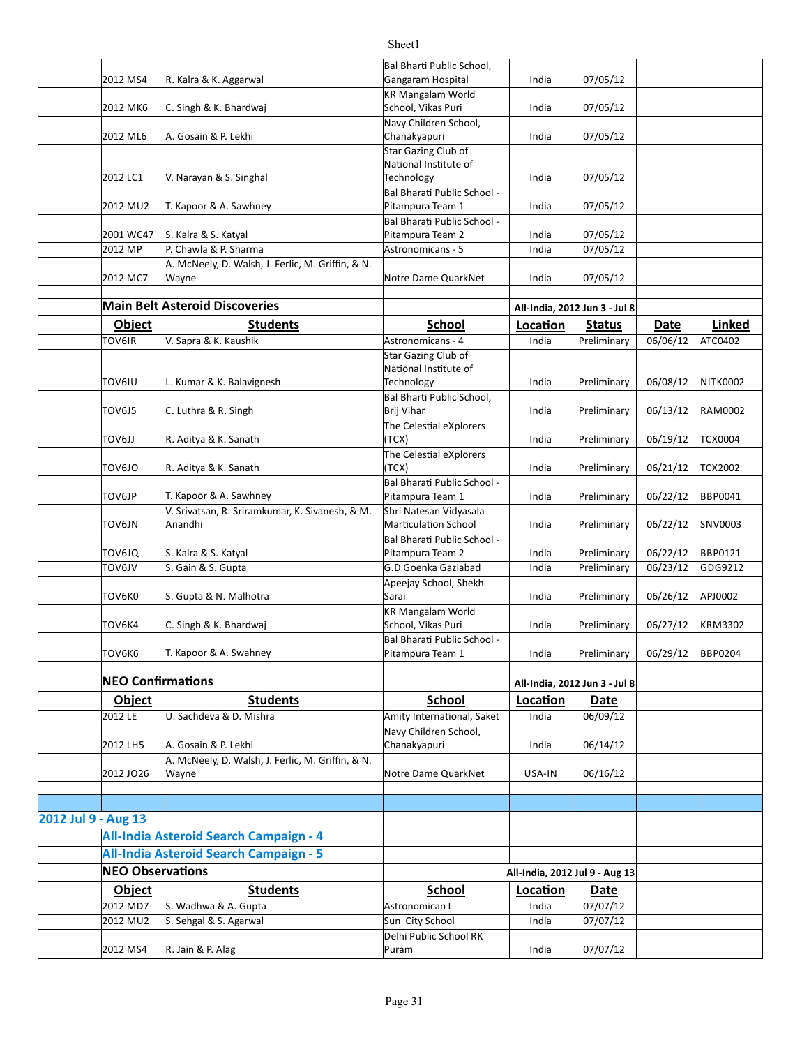| | Object | Students | School | Location | Date | | |
|---|---|---|---|---|---|---|---|
| | 2012 MS4 | R. Kalra & K. Aggarwal | Bal Bharti Public School, Gangaram Hospital | India | 07/05/12 | | |
| | 2012 MK6 | C. Singh & K. Bhardwaj | KR Mangalam World School, Vikas Puri | India | 07/05/12 | | |
| | 2012 ML6 | A. Gosain & P. Lekhi | Navy Children School, Chanakyapuri | India | 07/05/12 | | |
| | 2012 LC1 | V. Narayan & S. Singhal | Star Gazing Club of National Institute of Technology | India | 07/05/12 | | |
| | 2012 MU2 | T. Kapoor & A. Sawhney | Bal Bharati Public School - Pitampura Team 1 | India | 07/05/12 | | |
| | 2001 WC47 | S. Kalra & S. Katyal | Bal Bharati Public School - Pitampura Team 2 | India | 07/05/12 | | |
| | 2012 MP | P. Chawla & P. Sharma | Astronomicans - 5 | India | 07/05/12 | | |
| | 2012 MC7 | A. McNeely, D. Walsh, J. Ferlic, M. Griffin, & N. Wayne | Notre Dame QuarkNet | India | 07/05/12 | | |

**Main Belt Asteroid Discoveries** — All-India, 2012 Jun 3 - Jul 8

| | Object | Students | School | Location | Status | Date | Linked |
|---|---|---|---|---|---|---|---|
| | TOV6IR | V. Sapra & K. Kaushik | Astronomicans - 4 | India | Preliminary | 06/06/12 | ATC0402 |
| | TOV6IU | L. Kumar & K. Balavignesh | Star Gazing Club of National Institute of Technology | India | Preliminary | 06/08/12 | NITK0002 |
| | TOV6J5 | C. Luthra & R. Singh | Bal Bharti Public School, Brij Vihar | India | Preliminary | 06/13/12 | RAM0002 |
| | TOV6JJ | R. Aditya & K. Sanath | The Celestial eXplorers (TCX) | India | Preliminary | 06/19/12 | TCX0004 |
| | TOV6JO | R. Aditya & K. Sanath | The Celestial eXplorers (TCX) | India | Preliminary | 06/21/12 | TCX2002 |
| | TOV6JP | T. Kapoor & A. Sawhney | Bal Bharati Public School - Pitampura Team 1 | India | Preliminary | 06/22/12 | BBP0041 |
| | TOV6JN | V. Srivatsan, R. Sriramkumar, K. Sivanesh, & M. Anandhi | Shri Natesan Vidyasala Marticulation School | India | Preliminary | 06/22/12 | SNV0003 |
| | TOV6JQ | S. Kalra & S. Katyal | Bal Bharati Public School - Pitampura Team 2 | India | Preliminary | 06/22/12 | BBP0121 |
| | TOV6JV | S. Gain & S. Gupta | G.D Goenka Gaziabad | India | Preliminary | 06/23/12 | GDG9212 |
| | TOV6K0 | S. Gupta & N. Malhotra | Apeejay School, Shekh Sarai | India | Preliminary | 06/26/12 | APJ0002 |
| | TOV6K4 | C. Singh & K. Bhardwaj | KR Mangalam World School, Vikas Puri | India | Preliminary | 06/27/12 | KRM3302 |
| | TOV6K6 | T. Kapoor & A. Swahney | Bal Bharati Public School - Pitampura Team 1 | India | Preliminary | 06/29/12 | BBP0204 |

**NEO Confirmations** — All-India, 2012 Jun 3 - Jul 8

| | Object | Students | School | Location | Date | | |
|---|---|---|---|---|---|---|---|
| | 2012 LE | U. Sachdeva & D. Mishra | Amity International, Saket | India | 06/09/12 | | |
| | 2012 LH5 | A. Gosain & P. Lekhi | Navy Children School, Chanakyapuri | India | 06/14/12 | | |
| | 2012 JO26 | A. McNeely, D. Walsh, J. Ferlic, M. Griffin, & N. Wayne | Notre Dame QuarkNet | USA-IN | 06/16/12 | | |

## 2012 Jul 9 - Aug 13

### All-India Asteroid Search Campaign - 4

### All-India Asteroid Search Campaign - 5

**NEO Observations** — All-India, 2012 Jul 9 - Aug 13

| | Object | Students | School | Location | Date | | |
|---|---|---|---|---|---|---|---|
| | 2012 MD7 | S. Wadhwa & A. Gupta | Astronomican I | India | 07/07/12 | | |
| | 2012 MU2 | S. Sehgal & S. Agarwal | Sun City School | India | 07/07/12 | | |
| | 2012 MS4 | R. Jain & P. Alag | Delhi Public School RK Puram | India | 07/07/12 | | |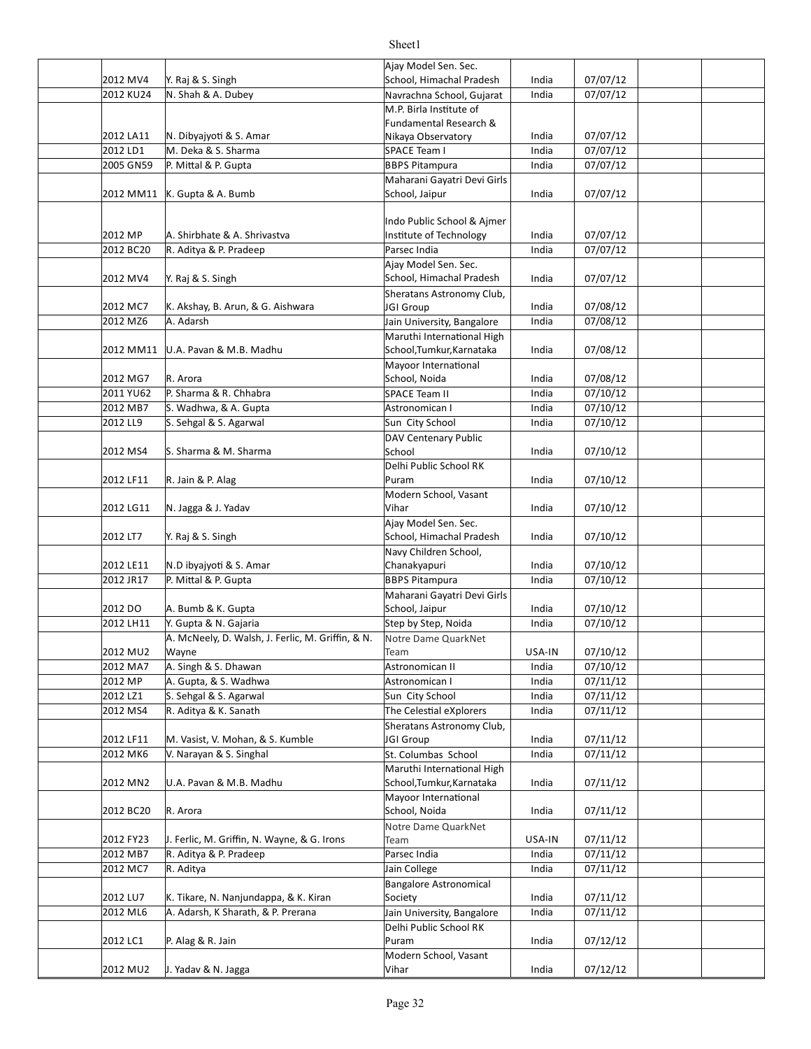| | | | | | | |
|---|---|---|---|---|---|---|
| | 2012 MV4 | Y. Raj & S. Singh | Ajay Model Sen. Sec. School, Himachal Pradesh | India | 07/07/12 | | |
| | 2012 KU24 | N. Shah & A. Dubey | Navrachna School, Gujarat | India | 07/07/12 | | |
| | 2012 LA11 | N. Dibyajyoti & S. Amar | M.P. Birla Institute of Fundamental Research & Nikaya Observatory | India | 07/07/12 | | |
| | 2012 LD1 | M. Deka & S. Sharma | SPACE Team I | India | 07/07/12 | | |
| | 2005 GN59 | P. Mittal & P. Gupta | BBPS Pitampura | India | 07/07/12 | | |
| | 2012 MM11 | K. Gupta & A. Bumb | Maharani Gayatri Devi Girls School, Jaipur | India | 07/07/12 | | |
| | 2012 MP | A. Shirbhate & A. Shrivastva | Indo Public School & Ajmer Institute of Technology | India | 07/07/12 | | |
| | 2012 BC20 | R. Aditya & P. Pradeep | Parsec India | India | 07/07/12 | | |
| | 2012 MV4 | Y. Raj & S. Singh | Ajay Model Sen. Sec. School, Himachal Pradesh | India | 07/07/12 | | |
| | 2012 MC7 | K. Akshay, B. Arun, & G. Aishwara | Sheratans Astronomy Club, JGI Group | India | 07/08/12 | | |
| | 2012 MZ6 | A. Adarsh | Jain University, Bangalore | India | 07/08/12 | | |
| | 2012 MM11 | U.A. Pavan & M.B. Madhu | Maruthi International High School,Tumkur,Karnataka | India | 07/08/12 | | |
| | 2012 MG7 | R. Arora | Mayoor International School, Noida | India | 07/08/12 | | |
| | 2011 YU62 | P. Sharma & R. Chhabra | SPACE Team II | India | 07/10/12 | | |
| | 2012 MB7 | S. Wadhwa, & A. Gupta | Astronomican I | India | 07/10/12 | | |
| | 2012 LL9 | S. Sehgal & S. Agarwal | Sun City School | India | 07/10/12 | | |
| | 2012 MS4 | S. Sharma & M. Sharma | DAV Centenary Public School | India | 07/10/12 | | |
| | 2012 LF11 | R. Jain & P. Alag | Delhi Public School RK Puram | India | 07/10/12 | | |
| | 2012 LG11 | N. Jagga & J. Yadav | Modern School, Vasant Vihar | India | 07/10/12 | | |
| | 2012 LT7 | Y. Raj & S. Singh | Ajay Model Sen. Sec. School, Himachal Pradesh | India | 07/10/12 | | |
| | 2012 LE11 | N.D ibyajyoti & S. Amar | Navy Children School, Chanakyapuri | India | 07/10/12 | | |
| | 2012 JR17 | P. Mittal & P. Gupta | BBPS Pitampura | India | 07/10/12 | | |
| | 2012 DO | A. Bumb & K. Gupta | Maharani Gayatri Devi Girls School, Jaipur | India | 07/10/12 | | |
| | 2012 LH11 | Y. Gupta & N. Gajaria | Step by Step, Noida | India | 07/10/12 | | |
| | 2012 MU2 | A. McNeely, D. Walsh, J. Ferlic, M. Griffin, & N. Wayne | Notre Dame QuarkNet Team | USA-IN | 07/10/12 | | |
| | 2012 MA7 | A. Singh & S. Dhawan | Astronomican II | India | 07/10/12 | | |
| | 2012 MP | A. Gupta, & S. Wadhwa | Astronomican I | India | 07/11/12 | | |
| | 2012 LZ1 | S. Sehgal & S. Agarwal | Sun City School | India | 07/11/12 | | |
| | 2012 MS4 | R. Aditya & K. Sanath | The Celestial eXplorers | India | 07/11/12 | | |
| | 2012 LF11 | M. Vasist, V. Mohan, & S. Kumble | Sheratans Astronomy Club, JGI Group | India | 07/11/12 | | |
| | 2012 MK6 | V. Narayan & S. Singhal | St. Columbas School | India | 07/11/12 | | |
| | 2012 MN2 | U.A. Pavan & M.B. Madhu | Maruthi International High School,Tumkur,Karnataka | India | 07/11/12 | | |
| | 2012 BC20 | R. Arora | Mayoor International School, Noida | India | 07/11/12 | | |
| | 2012 FY23 | J. Ferlic, M. Griffin, N. Wayne, & G. Irons | Notre Dame QuarkNet Team | USA-IN | 07/11/12 | | |
| | 2012 MB7 | R. Aditya & P. Pradeep | Parsec India | India | 07/11/12 | | |
| | 2012 MC7 | R. Aditya | Jain College | India | 07/11/12 | | |
| | 2012 LU7 | K. Tikare, N. Nanjundappa, & K. Kiran | Bangalore Astronomical Society | India | 07/11/12 | | |
| | 2012 ML6 | A. Adarsh, K Sharath, & P. Prerana | Jain University, Bangalore | India | 07/11/12 | | |
| | 2012 LC1 | P. Alag & R. Jain | Delhi Public School RK Puram | India | 07/12/12 | | |
| | 2012 MU2 | J. Yadav & N. Jagga | Modern School, Vasant Vihar | India | 07/12/12 | | |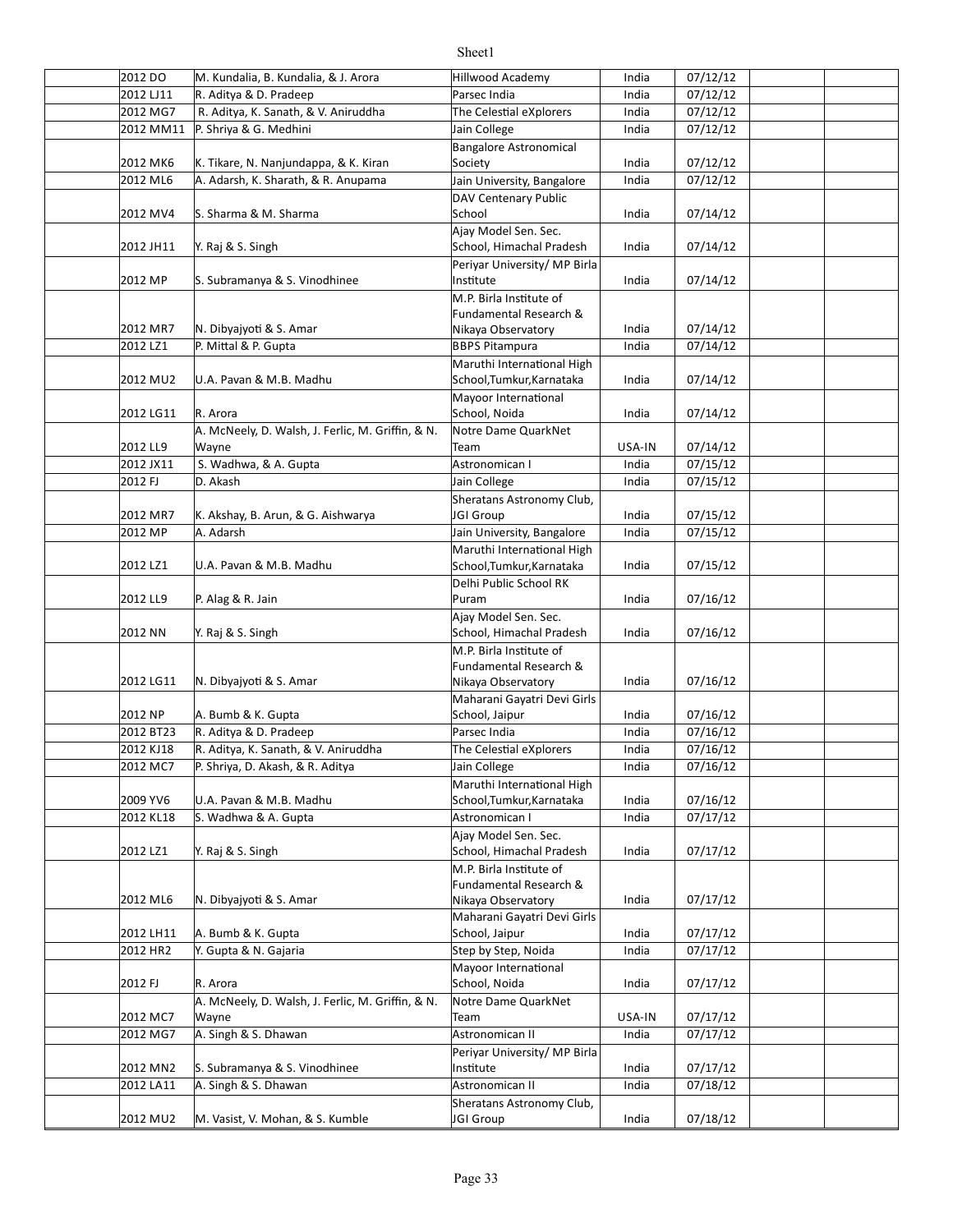| | | | | | | | |
|---|---|---|---|---|---|---|---|
| | 2012 DO | M. Kundalia, B. Kundalia, & J. Arora | Hillwood Academy | India | 07/12/12 | | |
| | 2012 LJ11 | R. Aditya & D. Pradeep | Parsec India | India | 07/12/12 | | |
| | 2012 MG7 | R. Aditya, K. Sanath, & V. Aniruddha | The Celestial eXplorers | India | 07/12/12 | | |
| | 2012 MM11 | P. Shriya & G. Medhini | Jain College | India | 07/12/12 | | |
| | 2012 MK6 | K. Tikare, N. Nanjundappa, & K. Kiran | Bangalore Astronomical Society | India | 07/12/12 | | |
| | 2012 ML6 | A. Adarsh, K. Sharath, & R. Anupama | Jain University, Bangalore | India | 07/12/12 | | |
| | 2012 MV4 | S. Sharma & M. Sharma | DAV Centenary Public School | India | 07/14/12 | | |
| | 2012 JH11 | Y. Raj & S. Singh | Ajay Model Sen. Sec. School, Himachal Pradesh | India | 07/14/12 | | |
| | 2012 MP | S. Subramanya & S. Vinodhinee | Periyar University/ MP Birla Institute | India | 07/14/12 | | |
| | 2012 MR7 | N. Dibyajyoti & S. Amar | M.P. Birla Institute of Fundamental Research & Nikaya Observatory | India | 07/14/12 | | |
| | 2012 LZ1 | P. Mittal & P. Gupta | BBPS Pitampura | India | 07/14/12 | | |
| | 2012 MU2 | U.A. Pavan & M.B. Madhu | Maruthi International High School,Tumkur,Karnataka | India | 07/14/12 | | |
| | 2012 LG11 | R. Arora | Mayoor International School, Noida | India | 07/14/12 | | |
| | 2012 LL9 | A. McNeely, D. Walsh, J. Ferlic, M. Griffin, & N. Wayne | Notre Dame QuarkNet Team | USA-IN | 07/14/12 | | |
| | 2012 JX11 | S. Wadhwa, & A. Gupta | Astronomican I | India | 07/15/12 | | |
| | 2012 FJ | D. Akash | Jain College | India | 07/15/12 | | |
| | 2012 MR7 | K. Akshay, B. Arun, & G. Aishwarya | Sheratans Astronomy Club, JGI Group | India | 07/15/12 | | |
| | 2012 MP | A. Adarsh | Jain University, Bangalore | India | 07/15/12 | | |
| | 2012 LZ1 | U.A. Pavan & M.B. Madhu | Maruthi International High School,Tumkur,Karnataka | India | 07/15/12 | | |
| | 2012 LL9 | P. Alag & R. Jain | Delhi Public School RK Puram | India | 07/16/12 | | |
| | 2012 NN | Y. Raj & S. Singh | Ajay Model Sen. Sec. School, Himachal Pradesh | India | 07/16/12 | | |
| | 2012 LG11 | N. Dibyajyoti & S. Amar | M.P. Birla Institute of Fundamental Research & Nikaya Observatory | India | 07/16/12 | | |
| | 2012 NP | A. Bumb & K. Gupta | Maharani Gayatri Devi Girls School, Jaipur | India | 07/16/12 | | |
| | 2012 BT23 | R. Aditya & D. Pradeep | Parsec India | India | 07/16/12 | | |
| | 2012 KJ18 | R. Aditya, K. Sanath, & V. Aniruddha | The Celestial eXplorers | India | 07/16/12 | | |
| | 2012 MC7 | P. Shriya, D. Akash, & R. Aditya | Jain College | India | 07/16/12 | | |
| | 2009 YV6 | U.A. Pavan & M.B. Madhu | Maruthi International High School,Tumkur,Karnataka | India | 07/16/12 | | |
| | 2012 KL18 | S. Wadhwa & A. Gupta | Astronomican I | India | 07/17/12 | | |
| | 2012 LZ1 | Y. Raj & S. Singh | Ajay Model Sen. Sec. School, Himachal Pradesh | India | 07/17/12 | | |
| | 2012 ML6 | N. Dibyajyoti & S. Amar | M.P. Birla Institute of Fundamental Research & Nikaya Observatory | India | 07/17/12 | | |
| | 2012 LH11 | A. Bumb & K. Gupta | Maharani Gayatri Devi Girls School, Jaipur | India | 07/17/12 | | |
| | 2012 HR2 | Y. Gupta & N. Gajaria | Step by Step, Noida | India | 07/17/12 | | |
| | 2012 FJ | R. Arora | Mayoor International School, Noida | India | 07/17/12 | | |
| | 2012 MC7 | A. McNeely, D. Walsh, J. Ferlic, M. Griffin, & N. Wayne | Notre Dame QuarkNet Team | USA-IN | 07/17/12 | | |
| | 2012 MG7 | A. Singh & S. Dhawan | Astronomican II | India | 07/17/12 | | |
| | 2012 MN2 | S. Subramanya & S. Vinodhinee | Periyar University/ MP Birla Institute | India | 07/17/12 | | |
| | 2012 LA11 | A. Singh & S. Dhawan | Astronomican II | India | 07/18/12 | | |
| | 2012 MU2 | M. Vasist, V. Mohan, & S. Kumble | Sheratans Astronomy Club, JGI Group | India | 07/18/12 | | |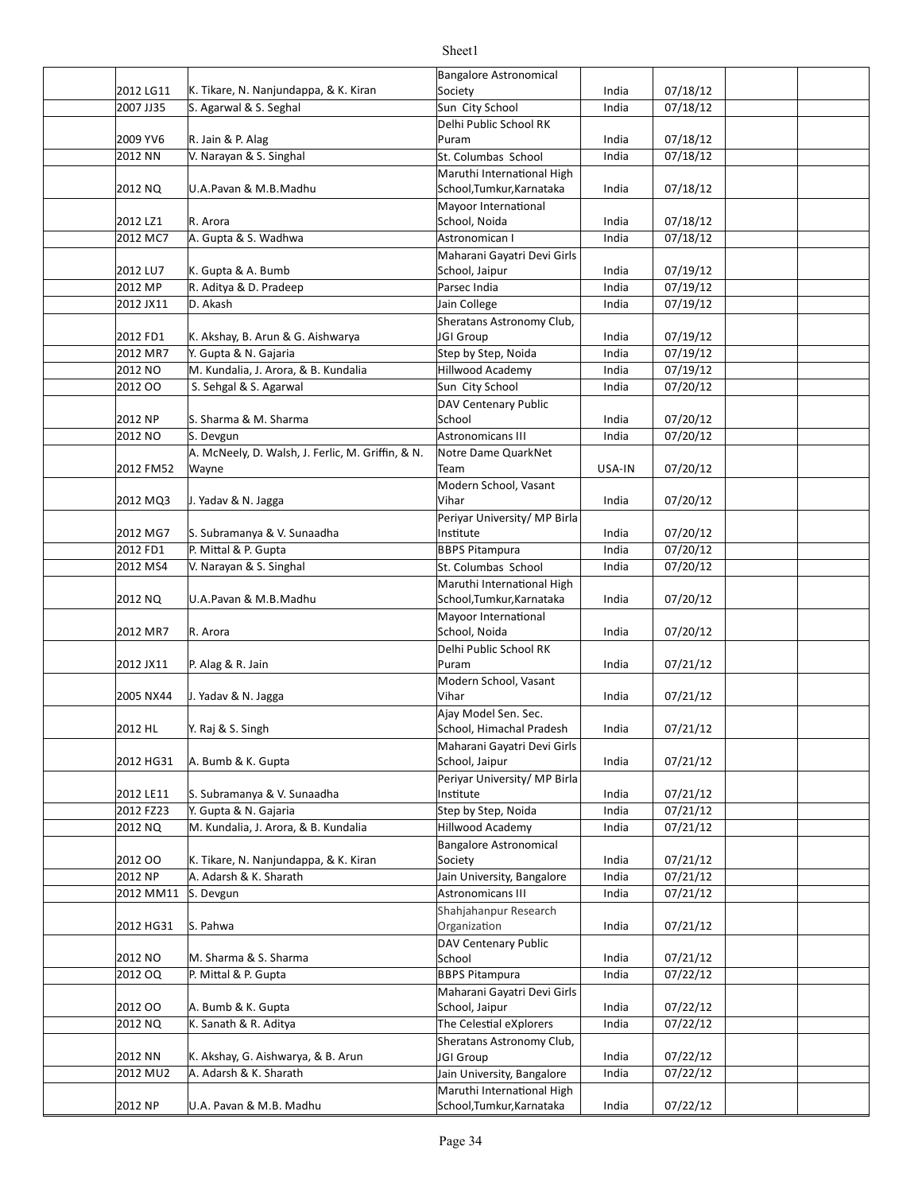| | | | | | | |
|---|---|---|---|---|---|---|
| | 2012 LG11 | K. Tikare, N. Nanjundappa, & K. Kiran | Bangalore Astronomical Society | India | 07/18/12 | | |
| | 2007 JJ35 | S. Agarwal & S. Seghal | Sun City School | India | 07/18/12 | | |
| | 2009 YV6 | R. Jain & P. Alag | Delhi Public School RK Puram | India | 07/18/12 | | |
| | 2012 NN | V. Narayan & S. Singhal | St. Columbas School | India | 07/18/12 | | |
| | 2012 NQ | U.A.Pavan & M.B.Madhu | Maruthi International High School,Tumkur,Karnataka | India | 07/18/12 | | |
| | 2012 LZ1 | R. Arora | Mayoor International School, Noida | India | 07/18/12 | | |
| | 2012 MC7 | A. Gupta & S. Wadhwa | Astronomican I | India | 07/18/12 | | |
| | 2012 LU7 | K. Gupta & A. Bumb | Maharani Gayatri Devi Girls School, Jaipur | India | 07/19/12 | | |
| | 2012 MP | R. Aditya & D. Pradeep | Parsec India | India | 07/19/12 | | |
| | 2012 JX11 | D. Akash | Jain College | India | 07/19/12 | | |
| | 2012 FD1 | K. Akshay, B. Arun & G. Aishwarya | Sheratans Astronomy Club, JGI Group | India | 07/19/12 | | |
| | 2012 MR7 | Y. Gupta & N. Gajaria | Step by Step, Noida | India | 07/19/12 | | |
| | 2012 NO | M. Kundalia, J. Arora, & B. Kundalia | Hillwood Academy | India | 07/19/12 | | |
| | 2012 OO | S. Sehgal & S. Agarwal | Sun City School | India | 07/20/12 | | |
| | 2012 NP | S. Sharma & M. Sharma | DAV Centenary Public School | India | 07/20/12 | | |
| | 2012 NO | S. Devgun | Astronomicans III | India | 07/20/12 | | |
| | 2012 FM52 | A. McNeely, D. Walsh, J. Ferlic, M. Griffin, & N. Wayne | Notre Dame QuarkNet Team | USA-IN | 07/20/12 | | |
| | 2012 MQ3 | J. Yadav & N. Jagga | Modern School, Vasant Vihar | India | 07/20/12 | | |
| | 2012 MG7 | S. Subramanya & V. Sunaadha | Periyar University/ MP Birla Institute | India | 07/20/12 | | |
| | 2012 FD1 | P. Mittal & P. Gupta | BBPS Pitampura | India | 07/20/12 | | |
| | 2012 MS4 | V. Narayan & S. Singhal | St. Columbas School | India | 07/20/12 | | |
| | 2012 NQ | U.A.Pavan & M.B.Madhu | Maruthi International High School,Tumkur,Karnataka | India | 07/20/12 | | |
| | 2012 MR7 | R. Arora | Mayoor International School, Noida | India | 07/20/12 | | |
| | 2012 JX11 | P. Alag & R. Jain | Delhi Public School RK Puram | India | 07/21/12 | | |
| | 2005 NX44 | J. Yadav & N. Jagga | Modern School, Vasant Vihar | India | 07/21/12 | | |
| | 2012 HL | Y. Raj & S. Singh | Ajay Model Sen. Sec. School, Himachal Pradesh | India | 07/21/12 | | |
| | 2012 HG31 | A. Bumb & K. Gupta | Maharani Gayatri Devi Girls School, Jaipur | India | 07/21/12 | | |
| | 2012 LE11 | S. Subramanya & V. Sunaadha | Periyar University/ MP Birla Institute | India | 07/21/12 | | |
| | 2012 FZ23 | Y. Gupta & N. Gajaria | Step by Step, Noida | India | 07/21/12 | | |
| | 2012 NQ | M. Kundalia, J. Arora, & B. Kundalia | Hillwood Academy | India | 07/21/12 | | |
| | 2012 OO | K. Tikare, N. Nanjundappa, & K. Kiran | Bangalore Astronomical Society | India | 07/21/12 | | |
| | 2012 NP | A. Adarsh & K. Sharath | Jain University, Bangalore | India | 07/21/12 | | |
| | 2012 MM11 | S. Devgun | Astronomicans III | India | 07/21/12 | | |
| | 2012 HG31 | S. Pahwa | Shahjahanpur Research Organization | India | 07/21/12 | | |
| | 2012 NO | M. Sharma & S. Sharma | DAV Centenary Public School | India | 07/21/12 | | |
| | 2012 OQ | P. Mittal & P. Gupta | BBPS Pitampura | India | 07/22/12 | | |
| | 2012 OO | A. Bumb & K. Gupta | Maharani Gayatri Devi Girls School, Jaipur | India | 07/22/12 | | |
| | 2012 NQ | K. Sanath & R. Aditya | The Celestial eXplorers | India | 07/22/12 | | |
| | 2012 NN | K. Akshay, G. Aishwarya, & B. Arun | Sheratans Astronomy Club, JGI Group | India | 07/22/12 | | |
| | 2012 MU2 | A. Adarsh & K. Sharath | Jain University, Bangalore | India | 07/22/12 | | |
| | 2012 NP | U.A. Pavan & M.B. Madhu | Maruthi International High School,Tumkur,Karnataka | India | 07/22/12 | | |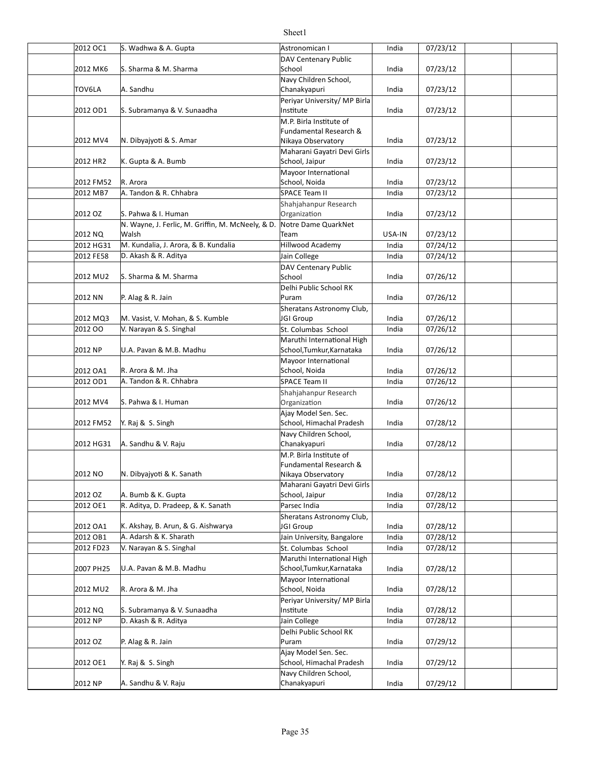| | | | | | | | |
|---|---|---|---|---|---|---|---|
| | 2012 OC1 | S. Wadhwa & A. Gupta | Astronomican I | India | 07/23/12 | | |
| | 2012 MK6 | S. Sharma & M. Sharma | DAV Centenary Public School | India | 07/23/12 | | |
| | TOV6LA | A. Sandhu | Navy Children School, Chanakyapuri | India | 07/23/12 | | |
| | 2012 OD1 | S. Subramanya & V. Sunaadha | Periyar University/ MP Birla Institute | India | 07/23/12 | | |
| | 2012 MV4 | N. Dibyajyoti & S. Amar | M.P. Birla Institute of Fundamental Research & Nikaya Observatory | India | 07/23/12 | | |
| | 2012 HR2 | K. Gupta & A. Bumb | Maharani Gayatri Devi Girls School, Jaipur | India | 07/23/12 | | |
| | 2012 FM52 | R. Arora | Mayoor International School, Noida | India | 07/23/12 | | |
| | 2012 MB7 | A. Tandon & R. Chhabra | SPACE Team II | India | 07/23/12 | | |
| | 2012 OZ | S. Pahwa & I. Human | Shahjahanpur Research Organization | India | 07/23/12 | | |
| | 2012 NQ | N. Wayne, J. Ferlic, M. Griffin, M. McNeely, & D. Walsh | Notre Dame QuarkNet Team | USA-IN | 07/23/12 | | |
| | 2012 HG31 | M. Kundalia, J. Arora, & B. Kundalia | Hillwood Academy | India | 07/24/12 | | |
| | 2012 FE58 | D. Akash & R. Aditya | Jain College | India | 07/24/12 | | |
| | 2012 MU2 | S. Sharma & M. Sharma | DAV Centenary Public School | India | 07/26/12 | | |
| | 2012 NN | P. Alag & R. Jain | Delhi Public School RK Puram | India | 07/26/12 | | |
| | 2012 MQ3 | M. Vasist, V. Mohan, & S. Kumble | Sheratans Astronomy Club, JGI Group | India | 07/26/12 | | |
| | 2012 OO | V. Narayan & S. Singhal | St. Columbas School | India | 07/26/12 | | |
| | 2012 NP | U.A. Pavan & M.B. Madhu | Maruthi International High School,Tumkur,Karnataka | India | 07/26/12 | | |
| | 2012 OA1 | R. Arora & M. Jha | Mayoor International School, Noida | India | 07/26/12 | | |
| | 2012 OD1 | A. Tandon & R. Chhabra | SPACE Team II | India | 07/26/12 | | |
| | 2012 MV4 | S. Pahwa & I. Human | Shahjahanpur Research Organization | India | 07/26/12 | | |
| | 2012 FM52 | Y. Raj & S. Singh | Ajay Model Sen. Sec. School, Himachal Pradesh | India | 07/28/12 | | |
| | 2012 HG31 | A. Sandhu & V. Raju | Navy Children School, Chanakyapuri | India | 07/28/12 | | |
| | 2012 NO | N. Dibyajyoti & K. Sanath | M.P. Birla Institute of Fundamental Research & Nikaya Observatory | India | 07/28/12 | | |
| | 2012 OZ | A. Bumb & K. Gupta | Maharani Gayatri Devi Girls School, Jaipur | India | 07/28/12 | | |
| | 2012 OE1 | R. Aditya, D. Pradeep, & K. Sanath | Parsec India | India | 07/28/12 | | |
| | 2012 OA1 | K. Akshay, B. Arun, & G. Aishwarya | Sheratans Astronomy Club, JGI Group | India | 07/28/12 | | |
| | 2012 OB1 | A. Adarsh & K. Sharath | Jain University, Bangalore | India | 07/28/12 | | |
| | 2012 FD23 | V. Narayan & S. Singhal | St. Columbas School | India | 07/28/12 | | |
| | 2007 PH25 | U.A. Pavan & M.B. Madhu | Maruthi International High School,Tumkur,Karnataka | India | 07/28/12 | | |
| | 2012 MU2 | R. Arora & M. Jha | Mayoor International School, Noida | India | 07/28/12 | | |
| | 2012 NQ | S. Subramanya & V. Sunaadha | Periyar University/ MP Birla Institute | India | 07/28/12 | | |
| | 2012 NP | D. Akash & R. Aditya | Jain College | India | 07/28/12 | | |
| | 2012 OZ | P. Alag & R. Jain | Delhi Public School RK Puram | India | 07/29/12 | | |
| | 2012 OE1 | Y. Raj & S. Singh | Ajay Model Sen. Sec. School, Himachal Pradesh | India | 07/29/12 | | |
| | 2012 NP | A. Sandhu & V. Raju | Navy Children School, Chanakyapuri | India | 07/29/12 | | |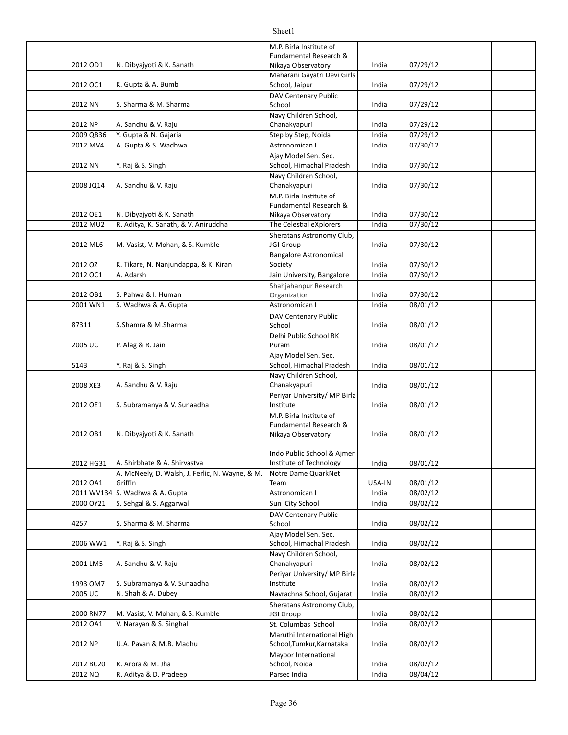|  |  |  |  |  |  |  |  |
|---|---|---|---|---|---|---|---|
|  | 2012 OD1 | N. Dibyajyoti & K. Sanath | M.P. Birla Institute of Fundamental Research & Nikaya Observatory | India | 07/29/12 |  |  |
|  | 2012 OC1 | K. Gupta & A. Bumb | Maharani Gayatri Devi Girls School, Jaipur | India | 07/29/12 |  |  |
|  | 2012 NN | S. Sharma & M. Sharma | DAV Centenary Public School | India | 07/29/12 |  |  |
|  | 2012 NP | A. Sandhu & V. Raju | Navy Children School, Chanakyapuri | India | 07/29/12 |  |  |
|  | 2009 QB36 | Y. Gupta & N. Gajaria | Step by Step, Noida | India | 07/29/12 |  |  |
|  | 2012 MV4 | A. Gupta & S. Wadhwa | Astronomican I | India | 07/30/12 |  |  |
|  | 2012 NN | Y. Raj & S. Singh | Ajay Model Sen. Sec. School, Himachal Pradesh | India | 07/30/12 |  |  |
|  | 2008 JQ14 | A. Sandhu & V. Raju | Navy Children School, Chanakyapuri | India | 07/30/12 |  |  |
|  | 2012 OE1 | N. Dibyajyoti & K. Sanath | M.P. Birla Institute of Fundamental Research & Nikaya Observatory | India | 07/30/12 |  |  |
|  | 2012 MU2 | R. Aditya, K. Sanath, & V. Aniruddha | The Celestial eXplorers | India | 07/30/12 |  |  |
|  | 2012 ML6 | M. Vasist, V. Mohan, & S. Kumble | Sheratans Astronomy Club, JGI Group | India | 07/30/12 |  |  |
|  | 2012 OZ | K. Tikare, N. Nanjundappa, & K. Kiran | Bangalore Astronomical Society | India | 07/30/12 |  |  |
|  | 2012 OC1 | A. Adarsh | Jain University, Bangalore | India | 07/30/12 |  |  |
|  | 2012 OB1 | S. Pahwa & I. Human | Shahjahanpur Research Organization | India | 07/30/12 |  |  |
|  | 2001 WN1 | S. Wadhwa & A. Gupta | Astronomican I | India | 08/01/12 |  |  |
|  | 87311 | S.Shamra & M.Sharma | DAV Centenary Public School | India | 08/01/12 |  |  |
|  | 2005 UC | P. Alag & R. Jain | Delhi Public School RK Puram | India | 08/01/12 |  |  |
|  | 5143 | Y. Raj & S. Singh | Ajay Model Sen. Sec. School, Himachal Pradesh | India | 08/01/12 |  |  |
|  | 2008 XE3 | A. Sandhu & V. Raju | Navy Children School, Chanakyapuri | India | 08/01/12 |  |  |
|  | 2012 OE1 | S. Subramanya & V. Sunaadha | Periyar University/ MP Birla Institute | India | 08/01/12 |  |  |
|  | 2012 OB1 | N. Dibyajyoti & K. Sanath | M.P. Birla Institute of Fundamental Research & Nikaya Observatory | India | 08/01/12 |  |  |
|  | 2012 HG31 | A. Shirbhate & A. Shirvastva | Indo Public School & Ajmer Institute of Technology | India | 08/01/12 |  |  |
|  | 2012 OA1 | A. McNeely, D. Walsh, J. Ferlic, N. Wayne, & M. Griffin | Notre Dame QuarkNet Team | USA-IN | 08/01/12 |  |  |
|  | 2011 WV134 | S. Wadhwa & A. Gupta | Astronomican I | India | 08/02/12 |  |  |
|  | 2000 OY21 | S. Sehgal & S. Aggarwal | Sun City School | India | 08/02/12 |  |  |
|  | 4257 | S. Sharma & M. Sharma | DAV Centenary Public School | India | 08/02/12 |  |  |
|  | 2006 WW1 | Y. Raj & S. Singh | Ajay Model Sen. Sec. School, Himachal Pradesh | India | 08/02/12 |  |  |
|  | 2001 LM5 | A. Sandhu & V. Raju | Navy Children School, Chanakyapuri | India | 08/02/12 |  |  |
|  | 1993 OM7 | S. Subramanya & V. Sunaadha | Periyar University/ MP Birla Institute | India | 08/02/12 |  |  |
|  | 2005 UC | N. Shah & A. Dubey | Navrachna School, Gujarat | India | 08/02/12 |  |  |
|  | 2000 RN77 | M. Vasist, V. Mohan, & S. Kumble | Sheratans Astronomy Club, JGI Group | India | 08/02/12 |  |  |
|  | 2012 OA1 | V. Narayan & S. Singhal | St. Columbas School | India | 08/02/12 |  |  |
|  | 2012 NP | U.A. Pavan & M.B. Madhu | Maruthi International High School,Tumkur,Karnataka | India | 08/02/12 |  |  |
|  | 2012 BC20 | R. Arora & M. Jha | Mayoor International School, Noida | India | 08/02/12 |  |  |
|  | 2012 NQ | R. Aditya & D. Pradeep | Parsec India | India | 08/04/12 |  |  |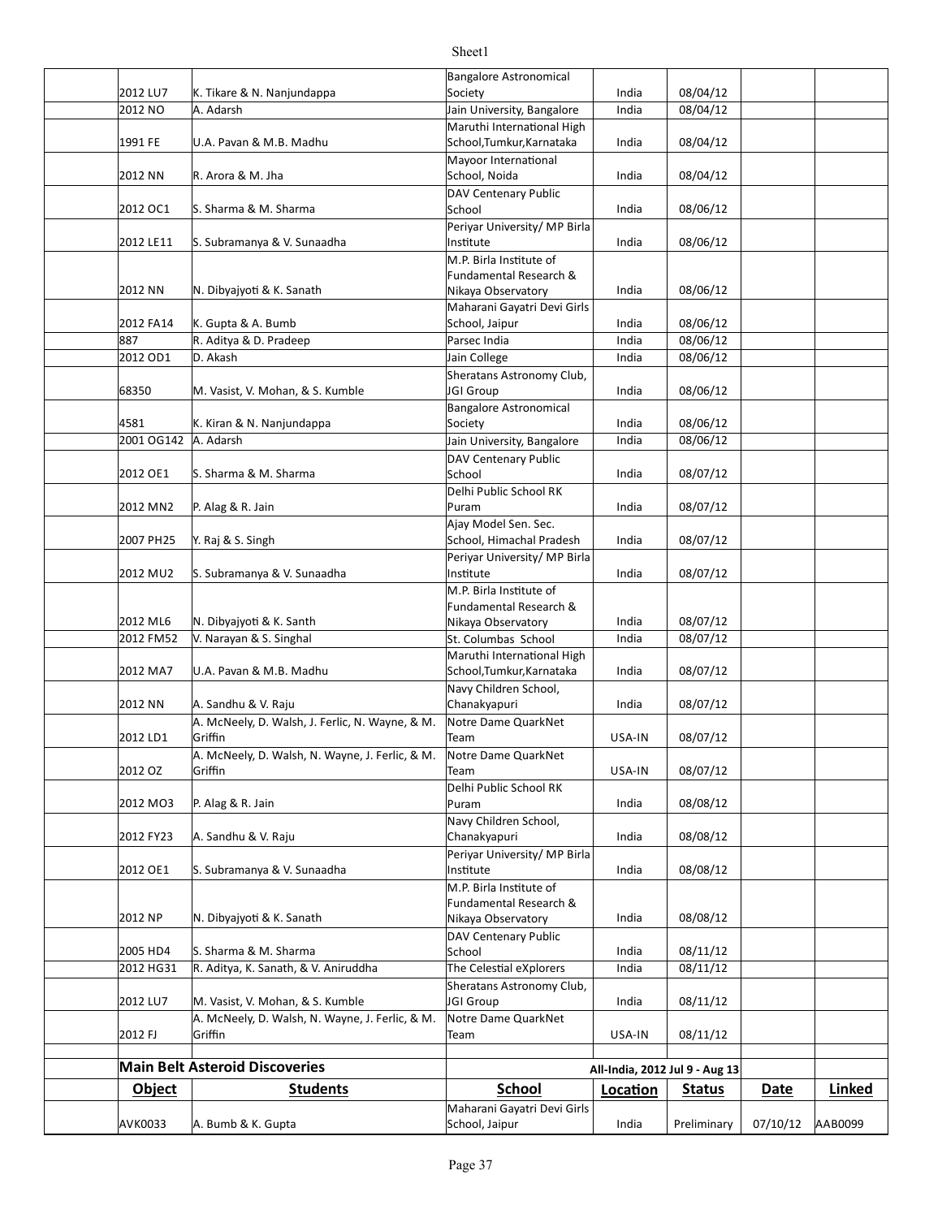| | | | | | | |
|---|---|---|---|---|---|---|
| 2012 LU7 | K. Tikare & N. Nanjundappa | Bangalore Astronomical Society | India | 08/04/12 | | |
| 2012 NO | A. Adarsh | Jain University, Bangalore | India | 08/04/12 | | |
| 1991 FE | U.A. Pavan & M.B. Madhu | Maruthi International High School,Tumkur,Karnataka | India | 08/04/12 | | |
| 2012 NN | R. Arora & M. Jha | Mayoor International School, Noida | India | 08/04/12 | | |
| 2012 OC1 | S. Sharma & M. Sharma | DAV Centenary Public School | India | 08/06/12 | | |
| 2012 LE11 | S. Subramanya & V. Sunaadha | Periyar University/ MP Birla Institute | India | 08/06/12 | | |
| 2012 NN | N. Dibyajyoti & K. Sanath | M.P. Birla Institute of Fundamental Research & Nikaya Observatory | India | 08/06/12 | | |
| 2012 FA14 | K. Gupta & A. Bumb | Maharani Gayatri Devi Girls School, Jaipur | India | 08/06/12 | | |
| 887 | R. Aditya & D. Pradeep | Parsec India | India | 08/06/12 | | |
| 2012 OD1 | D. Akash | Jain College | India | 08/06/12 | | |
| 68350 | M. Vasist, V. Mohan, & S. Kumble | Sheratans Astronomy Club, JGI Group | India | 08/06/12 | | |
| 4581 | K. Kiran & N. Nanjundappa | Bangalore Astronomical Society | India | 08/06/12 | | |
| 2001 OG142 | A. Adarsh | Jain University, Bangalore | India | 08/06/12 | | |
| 2012 OE1 | S. Sharma & M. Sharma | DAV Centenary Public School | India | 08/07/12 | | |
| 2012 MN2 | P. Alag & R. Jain | Delhi Public School RK Puram | India | 08/07/12 | | |
| 2007 PH25 | Y. Raj & S. Singh | Ajay Model Sen. Sec. School, Himachal Pradesh | India | 08/07/12 | | |
| 2012 MU2 | S. Subramanya & V. Sunaadha | Periyar University/ MP Birla Institute | India | 08/07/12 | | |
| 2012 ML6 | N. Dibyajyoti & K. Santh | M.P. Birla Institute of Fundamental Research & Nikaya Observatory | India | 08/07/12 | | |
| 2012 FM52 | V. Narayan & S. Singhal | St. Columbas School | India | 08/07/12 | | |
| 2012 MA7 | U.A. Pavan & M.B. Madhu | Maruthi International High School,Tumkur,Karnataka | India | 08/07/12 | | |
| 2012 NN | A. Sandhu & V. Raju | Navy Children School, Chanakyapuri | India | 08/07/12 | | |
| 2012 LD1 | A. McNeely, D. Walsh, J. Ferlic, N. Wayne, & M. Griffin | Notre Dame QuarkNet Team | USA-IN | 08/07/12 | | |
| 2012 OZ | A. McNeely, D. Walsh, N. Wayne, J. Ferlic, & M. Griffin | Notre Dame QuarkNet Team | USA-IN | 08/07/12 | | |
| 2012 MO3 | P. Alag & R. Jain | Delhi Public School RK Puram | India | 08/08/12 | | |
| 2012 FY23 | A. Sandhu & V. Raju | Navy Children School, Chanakyapuri | India | 08/08/12 | | |
| 2012 OE1 | S. Subramanya & V. Sunaadha | Periyar University/ MP Birla Institute | India | 08/08/12 | | |
| 2012 NP | N. Dibyajyoti & K. Sanath | M.P. Birla Institute of Fundamental Research & Nikaya Observatory | India | 08/08/12 | | |
| 2005 HD4 | S. Sharma & M. Sharma | DAV Centenary Public School | India | 08/11/12 | | |
| 2012 HG31 | R. Aditya, K. Sanath, & V. Aniruddha | The Celestial eXplorers | India | 08/11/12 | | |
| 2012 LU7 | M. Vasist, V. Mohan, & S. Kumble | Sheratans Astronomy Club, JGI Group | India | 08/11/12 | | |
| 2012 FJ | A. McNeely, D. Walsh, N. Wayne, J. Ferlic, & M. Griffin | Notre Dame QuarkNet Team | USA-IN | 08/11/12 | | |

## Main Belt Asteroid Discoveries

All-India, 2012 Jul 9 - Aug 13

| Object | Students | School | Location | Status | Date | Linked |
|---|---|---|---|---|---|---|
| AVK0033 | A. Bumb & K. Gupta | Maharani Gayatri Devi Girls School, Jaipur | India | Preliminary | 07/10/12 | AAB0099 |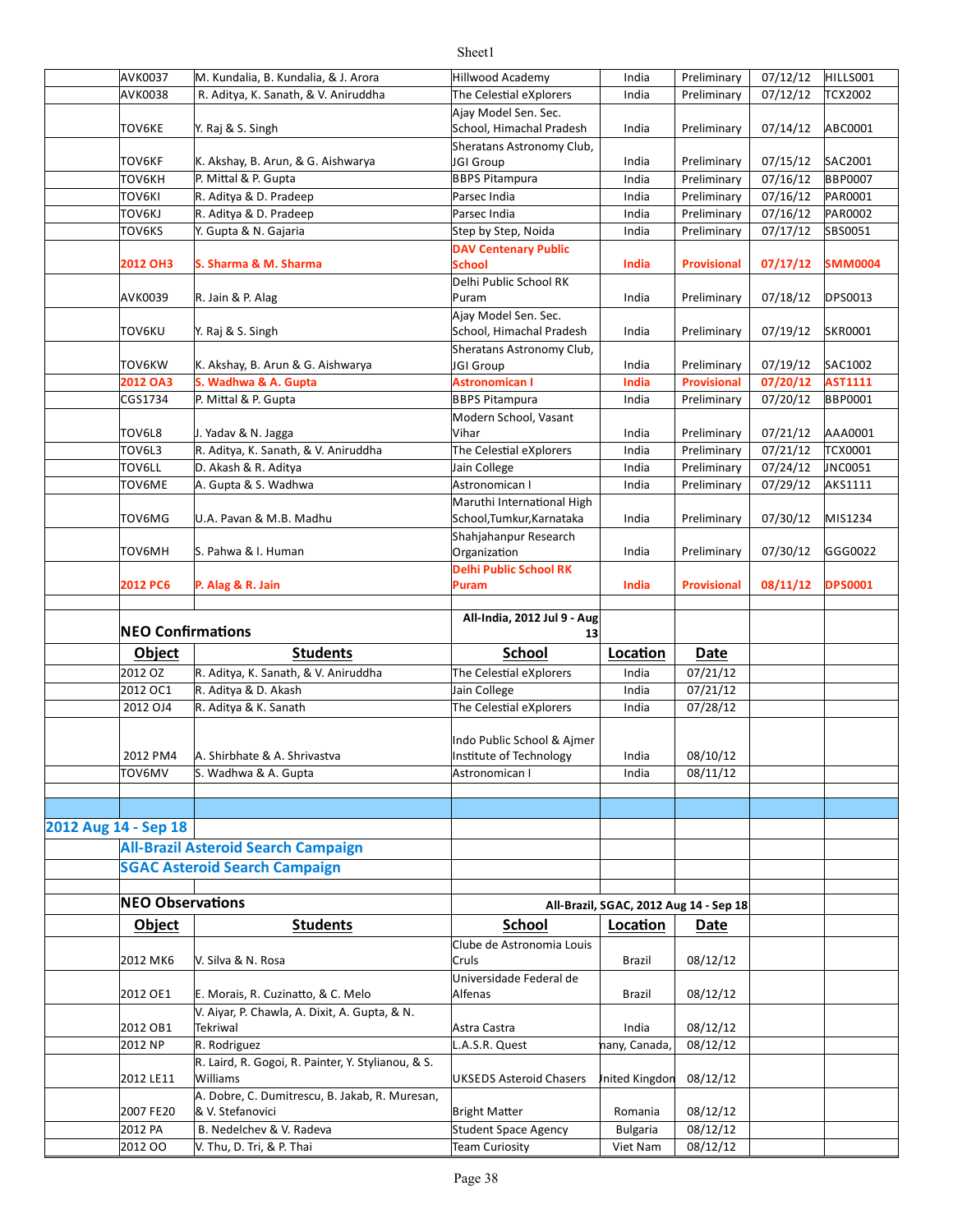| | | | | | | | |
|---|---|---|---|---|---|---|---|
| AVK0037 | M. Kundalia, B. Kundalia, & J. Arora | Hillwood Academy | India | Preliminary | 07/12/12 | HILLS001 |
| AVK0038 | R. Aditya, K. Sanath, & V. Aniruddha | The Celestial eXplorers | India | Preliminary | 07/12/12 | TCX2002 |
| TOV6KE | Y. Raj & S. Singh | Ajay Model Sen. Sec. School, Himachal Pradesh | India | Preliminary | 07/14/12 | ABC0001 |
| TOV6KF | K. Akshay, B. Arun, & G. Aishwarya | Sheratans Astronomy Club, JGI Group | India | Preliminary | 07/15/12 | SAC2001 |
| TOV6KH | P. Mittal & P. Gupta | BBPS Pitampura | India | Preliminary | 07/16/12 | BBP0007 |
| TOV6KI | R. Aditya & D. Pradeep | Parsec India | India | Preliminary | 07/16/12 | PAR0001 |
| TOV6KJ | R. Aditya & D. Pradeep | Parsec India | India | Preliminary | 07/16/12 | PAR0002 |
| TOV6KS | Y. Gupta & N. Gajaria | Step by Step, Noida | India | Preliminary | 07/17/12 | SBS0051 |
| **2012 OH3** | **S. Sharma & M. Sharma** | **DAV Centenary Public School** | **India** | **Provisional** | **07/17/12** | **SMM0004** |
| AVK0039 | R. Jain & P. Alag | Delhi Public School RK Puram | India | Preliminary | 07/18/12 | DPS0013 |
| TOV6KU | Y. Raj & S. Singh | Ajay Model Sen. Sec. School, Himachal Pradesh | India | Preliminary | 07/19/12 | SKR0001 |
| TOV6KW | K. Akshay, B. Arun & G. Aishwarya | Sheratans Astronomy Club, JGI Group | India | Preliminary | 07/19/12 | SAC1002 |
| **2012 OA3** | **S. Wadhwa & A. Gupta** | **Astronomican I** | **India** | **Provisional** | **07/20/12** | **AST1111** |
| CGS1734 | P. Mittal & P. Gupta | BBPS Pitampura | India | Preliminary | 07/20/12 | BBP0001 |
| TOV6L8 | J. Yadav & N. Jagga | Modern School, Vasant Vihar | India | Preliminary | 07/21/12 | AAA0001 |
| TOV6L3 | R. Aditya, K. Sanath, & V. Aniruddha | The Celestial eXplorers | India | Preliminary | 07/21/12 | TCX0001 |
| TOV6LL | D. Akash & R. Aditya | Jain College | India | Preliminary | 07/24/12 | JNC0051 |
| TOV6ME | A. Gupta & S. Wadhwa | Astronomican I | India | Preliminary | 07/29/12 | AKS1111 |
| TOV6MG | U.A. Pavan & M.B. Madhu | Maruthi International High School,Tumkur,Karnataka | India | Preliminary | 07/30/12 | MIS1234 |
| TOV6MH | S. Pahwa & I. Human | Shahjahanpur Research Organization | India | Preliminary | 07/30/12 | GGG0022 |
| **2012 PC6** | **P. Alag & R. Jain** | **Delhi Public School RK Puram** | **India** | **Provisional** | **08/11/12** | **DPS0001** |

## NEO Confirmations

All-India, 2012 Jul 9 - Aug 13

| Object | Students | School | Location | Date |
|---|---|---|---|---|
| 2012 OZ | R. Aditya, K. Sanath, & V. Aniruddha | The Celestial eXplorers | India | 07/21/12 |
| 2012 OC1 | R. Aditya & D. Akash | Jain College | India | 07/21/12 |
| 2012 OJ4 | R. Aditya & K. Sanath | The Celestial eXplorers | India | 07/28/12 |
| 2012 PM4 | A. Shirbhate & A. Shrivastva | Indo Public School & Ajmer Institute of Technology | India | 08/10/12 |
| TOV6MV | S. Wadhwa & A. Gupta | Astronomican I | India | 08/11/12 |

## 2012 Aug 14 - Sep 18

### All-Brazil Asteroid Search Campaign

### SGAC Asteroid Search Campaign

## NEO Observations

All-Brazil, SGAC, 2012 Aug 14 - Sep 18

| Object | Students | School | Location | Date |
|---|---|---|---|---|
| 2012 MK6 | V. Silva & N. Rosa | Clube de Astronomia Louis Cruls | Brazil | 08/12/12 |
| 2012 OE1 | E. Morais, R. Cuzinatto, & C. Melo | Universidade Federal de Alfenas | Brazil | 08/12/12 |
| 2012 OB1 | V. Aiyar, P. Chawla, A. Dixit, A. Gupta, & N. Tekriwal | Astra Castra | India | 08/12/12 |
| 2012 NP | R. Rodriguez | L.A.S.R. Quest | nany, Canada, | 08/12/12 |
| 2012 LE11 | R. Laird, R. Gogoi, R. Painter, Y. Stylianou, & S. Williams | UKSEDS Asteroid Chasers | Jnited Kingdon | 08/12/12 |
| 2007 FE20 | A. Dobre, C. Dumitrescu, B. Jakab, R. Muresan, & V. Stefanovici | Bright Matter | Romania | 08/12/12 |
| 2012 PA | B. Nedelchev & V. Radeva | Student Space Agency | Bulgaria | 08/12/12 |
| 2012 OO | V. Thu, D. Tri, & P. Thai | Team Curiosity | Viet Nam | 08/12/12 |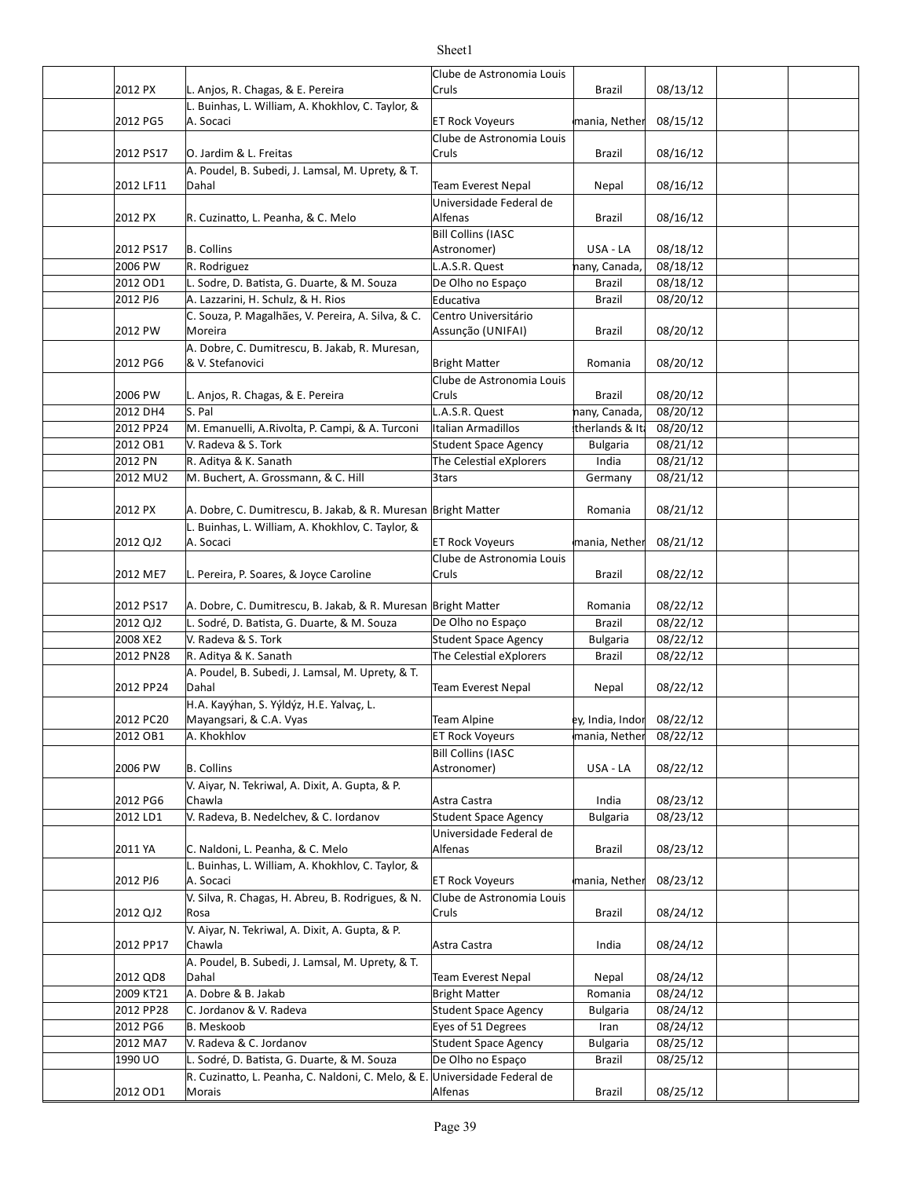| | | | | | | |
|---|---|---|---|---|---|---|
| 2012 PX | L. Anjos, R. Chagas, & E. Pereira | Clube de Astronomia Louis Cruls | Brazil | 08/13/12 | | |
| 2012 PG5 | L. Buinhas, L. William, A. Khokhlov, C. Taylor, & A. Socaci | ET Rock Voyeurs | mania, Nether | 08/15/12 | | |
| 2012 PS17 | O. Jardim & L. Freitas | Clube de Astronomia Louis Cruls | Brazil | 08/16/12 | | |
| 2012 LF11 | A. Poudel, B. Subedi, J. Lamsal, M. Uprety, & T. Dahal | Team Everest Nepal | Nepal | 08/16/12 | | |
| 2012 PX | R. Cuzinatto, L. Peanha, & C. Melo | Universidade Federal de Alfenas | Brazil | 08/16/12 | | |
| 2012 PS17 | B. Collins | Bill Collins (IASC Astronomer) | USA - LA | 08/18/12 | | |
| 2006 PW | R. Rodriguez | L.A.S.R. Quest | nany, Canada, | 08/18/12 | | |
| 2012 OD1 | L. Sodre, D. Batista, G. Duarte, & M. Souza | De Olho no Espaço | Brazil | 08/18/12 | | |
| 2012 PJ6 | A. Lazzarini, H. Schulz, & H. Rios | Educativa | Brazil | 08/20/12 | | |
| 2012 PW | C. Souza, P. Magalhães, V. Pereira, A. Silva, & C. Moreira | Centro Universitário Assunção (UNIFAI) | Brazil | 08/20/12 | | |
| 2012 PG6 | A. Dobre, C. Dumitrescu, B. Jakab, R. Muresan, & V. Stefanovici | Bright Matter | Romania | 08/20/12 | | |
| 2006 PW | L. Anjos, R. Chagas, & E. Pereira | Clube de Astronomia Louis Cruls | Brazil | 08/20/12 | | |
| 2012 DH4 | S. Pal | L.A.S.R. Quest | nany, Canada, | 08/20/12 | | |
| 2012 PP24 | M. Emanuelli, A.Rivolta, P. Campi, & A. Turconi | Italian Armadillos | therlands & Ita | 08/20/12 | | |
| 2012 OB1 | V. Radeva & S. Tork | Student Space Agency | Bulgaria | 08/21/12 | | |
| 2012 PN | R. Aditya & K. Sanath | The Celestial eXplorers | India | 08/21/12 | | |
| 2012 MU2 | M. Buchert, A. Grossmann, & C. Hill | 3tars | Germany | 08/21/12 | | |
| 2012 PX | A. Dobre, C. Dumitrescu, B. Jakab, & R. Muresan | Bright Matter | Romania | 08/21/12 | | |
| 2012 QJ2 | L. Buinhas, L. William, A. Khokhlov, C. Taylor, & A. Socaci | ET Rock Voyeurs | mania, Nether | 08/21/12 | | |
| 2012 ME7 | L. Pereira, P. Soares, & Joyce Caroline | Clube de Astronomia Louis Cruls | Brazil | 08/22/12 | | |
| 2012 PS17 | A. Dobre, C. Dumitrescu, B. Jakab, & R. Muresan | Bright Matter | Romania | 08/22/12 | | |
| 2012 QJ2 | L. Sodré, D. Batista, G. Duarte, & M. Souza | De Olho no Espaço | Brazil | 08/22/12 | | |
| 2008 XE2 | V. Radeva & S. Tork | Student Space Agency | Bulgaria | 08/22/12 | | |
| 2012 PN28 | R. Aditya & K. Sanath | The Celestial eXplorers | Brazil | 08/22/12 | | |
| 2012 PP24 | A. Poudel, B. Subedi, J. Lamsal, M. Uprety, & T. Dahal | Team Everest Nepal | Nepal | 08/22/12 | | |
| 2012 PC20 | H.A. Kayýhan, S. Yýldýz, H.E. Yalvaç, L. Mayangsari, & C.A. Vyas | Team Alpine | ey, India, Indon | 08/22/12 | | |
| 2012 OB1 | A. Khokhlov | ET Rock Voyeurs | mania, Nether | 08/22/12 | | |
| 2006 PW | B. Collins | Bill Collins (IASC Astronomer) | USA - LA | 08/22/12 | | |
| 2012 PG6 | V. Aiyar, N. Tekriwal, A. Dixit, A. Gupta, & P. Chawla | Astra Castra | India | 08/23/12 | | |
| 2012 LD1 | V. Radeva, B. Nedelchev, & C. Iordanov | Student Space Agency | Bulgaria | 08/23/12 | | |
| 2011 YA | C. Naldoni, L. Peanha, & C. Melo | Universidade Federal de Alfenas | Brazil | 08/23/12 | | |
| 2012 PJ6 | L. Buinhas, L. William, A. Khokhlov, C. Taylor, & A. Socaci | ET Rock Voyeurs | mania, Nether | 08/23/12 | | |
| 2012 QJ2 | V. Silva, R. Chagas, H. Abreu, B. Rodrigues, & N. Rosa | Clube de Astronomia Louis Cruls | Brazil | 08/24/12 | | |
| 2012 PP17 | V. Aiyar, N. Tekriwal, A. Dixit, A. Gupta, & P. Chawla | Astra Castra | India | 08/24/12 | | |
| 2012 QD8 | A. Poudel, B. Subedi, J. Lamsal, M. Uprety, & T. Dahal | Team Everest Nepal | Nepal | 08/24/12 | | |
| 2009 KT21 | A. Dobre & B. Jakab | Bright Matter | Romania | 08/24/12 | | |
| 2012 PP28 | C. Jordanov & V. Radeva | Student Space Agency | Bulgaria | 08/24/12 | | |
| 2012 PG6 | B. Meskoob | Eyes of 51 Degrees | Iran | 08/24/12 | | |
| 2012 MA7 | V. Radeva & C. Jordanov | Student Space Agency | Bulgaria | 08/25/12 | | |
| 1990 UO | L. Sodré, D. Batista, G. Duarte, & M. Souza | De Olho no Espaço | Brazil | 08/25/12 | | |
| 2012 OD1 | R. Cuzinatto, L. Peanha, C. Naldoni, C. Melo, & E. Morais | Universidade Federal de Alfenas | Brazil | 08/25/12 | | |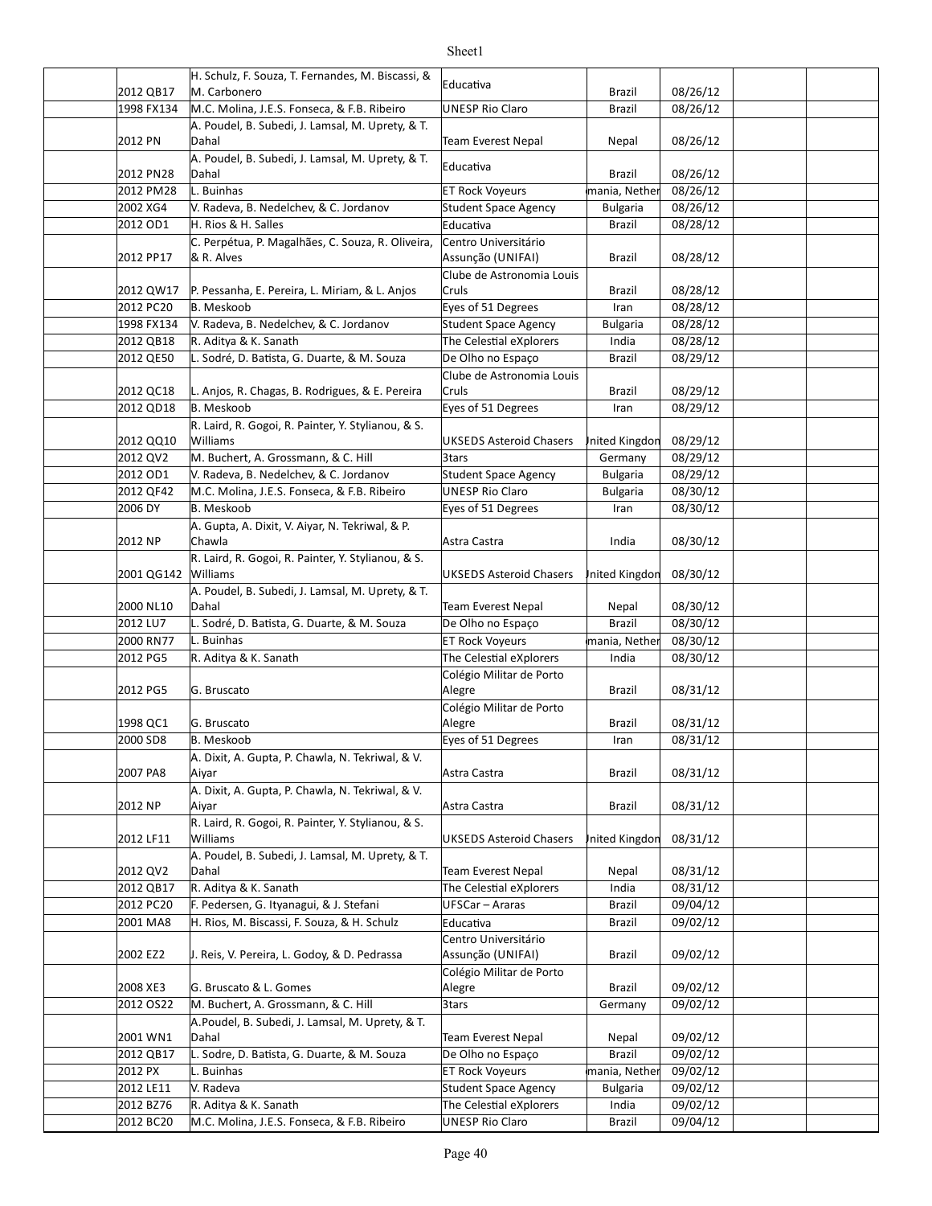| | | | | | | | |
|---|---|---|---|---|---|---|---|
| | 2012 QB17 | H. Schulz, F. Souza, T. Fernandes, M. Biscassi, & M. Carbonero | Educativa | Brazil | 08/26/12 | | |
| | 1998 FX134 | M.C. Molina, J.E.S. Fonseca, & F.B. Ribeiro | UNESP Rio Claro | Brazil | 08/26/12 | | |
| | 2012 PN | A. Poudel, B. Subedi, J. Lamsal, M. Uprety, & T. Dahal | Team Everest Nepal | Nepal | 08/26/12 | | |
| | 2012 PN28 | A. Poudel, B. Subedi, J. Lamsal, M. Uprety, & T. Dahal | Educativa | Brazil | 08/26/12 | | |
| | 2012 PM28 | L. Buinhas | ET Rock Voyeurs | mania, Nether | 08/26/12 | | |
| | 2002 XG4 | V. Radeva, B. Nedelchev, & C. Jordanov | Student Space Agency | Bulgaria | 08/26/12 | | |
| | 2012 OD1 | H. Rios & H. Salles | Educativa | Brazil | 08/28/12 | | |
| | 2012 PP17 | C. Perpétua, P. Magalhães, C. Souza, R. Oliveira, & R. Alves | Centro Universitário Assunção (UNIFAI) | Brazil | 08/28/12 | | |
| | 2012 QW17 | P. Pessanha, E. Pereira, L. Miriam, & L. Anjos | Clube de Astronomia Louis Cruls | Brazil | 08/28/12 | | |
| | 2012 PC20 | B. Meskoob | Eyes of 51 Degrees | Iran | 08/28/12 | | |
| | 1998 FX134 | V. Radeva, B. Nedelchev, & C. Jordanov | Student Space Agency | Bulgaria | 08/28/12 | | |
| | 2012 QB18 | R. Aditya & K. Sanath | The Celestial eXplorers | India | 08/28/12 | | |
| | 2012 QE50 | L. Sodré, D. Batista, G. Duarte, & M. Souza | De Olho no Espaço | Brazil | 08/29/12 | | |
| | 2012 QC18 | L. Anjos, R. Chagas, B. Rodrigues, & E. Pereira | Clube de Astronomia Louis Cruls | Brazil | 08/29/12 | | |
| | 2012 QD18 | B. Meskoob | Eyes of 51 Degrees | Iran | 08/29/12 | | |
| | 2012 QQ10 | R. Laird, R. Gogoi, R. Painter, Y. Stylianou, & S. Williams | UKSEDS Asteroid Chasers | Jnited Kingdon | 08/29/12 | | |
| | 2012 QV2 | M. Buchert, A. Grossmann, & C. Hill | 3tars | Germany | 08/29/12 | | |
| | 2012 OD1 | V. Radeva, B. Nedelchev, & C. Jordanov | Student Space Agency | Bulgaria | 08/29/12 | | |
| | 2012 QF42 | M.C. Molina, J.E.S. Fonseca, & F.B. Ribeiro | UNESP Rio Claro | Bulgaria | 08/30/12 | | |
| | 2006 DY | B. Meskoob | Eyes of 51 Degrees | Iran | 08/30/12 | | |
| | 2012 NP | A. Gupta, A. Dixit, V. Aiyar, N. Tekriwal, & P. Chawla | Astra Castra | India | 08/30/12 | | |
| | 2001 QG142 | R. Laird, R. Gogoi, R. Painter, Y. Stylianou, & S. Williams | UKSEDS Asteroid Chasers | Jnited Kingdon | 08/30/12 | | |
| | 2000 NL10 | A. Poudel, B. Subedi, J. Lamsal, M. Uprety, & T. Dahal | Team Everest Nepal | Nepal | 08/30/12 | | |
| | 2012 LU7 | L. Sodré, D. Batista, G. Duarte, & M. Souza | De Olho no Espaço | Brazil | 08/30/12 | | |
| | 2000 RN77 | L. Buinhas | ET Rock Voyeurs | mania, Nether | 08/30/12 | | |
| | 2012 PG5 | R. Aditya & K. Sanath | The Celestial eXplorers | India | 08/30/12 | | |
| | 2012 PG5 | G. Bruscato | Colégio Militar de Porto Alegre | Brazil | 08/31/12 | | |
| | 1998 QC1 | G. Bruscato | Colégio Militar de Porto Alegre | Brazil | 08/31/12 | | |
| | 2000 SD8 | B. Meskoob | Eyes of 51 Degrees | Iran | 08/31/12 | | |
| | 2007 PA8 | A. Dixit, A. Gupta, P. Chawla, N. Tekriwal, & V. Aiyar | Astra Castra | Brazil | 08/31/12 | | |
| | 2012 NP | A. Dixit, A. Gupta, P. Chawla, N. Tekriwal, & V. Aiyar | Astra Castra | Brazil | 08/31/12 | | |
| | 2012 LF11 | R. Laird, R. Gogoi, R. Painter, Y. Stylianou, & S. Williams | UKSEDS Asteroid Chasers | Jnited Kingdon | 08/31/12 | | |
| | 2012 QV2 | A. Poudel, B. Subedi, J. Lamsal, M. Uprety, & T. Dahal | Team Everest Nepal | Nepal | 08/31/12 | | |
| | 2012 QB17 | R. Aditya & K. Sanath | The Celestial eXplorers | India | 08/31/12 | | |
| | 2012 PC20 | F. Pedersen, G. Ityanagui, & J. Stefani | UFSCar – Araras | Brazil | 09/04/12 | | |
| | 2001 MA8 | H. Rios, M. Biscassi, F. Souza, & H. Schulz | Educativa | Brazil | 09/02/12 | | |
| | 2002 EZ2 | J. Reis, V. Pereira, L. Godoy, & D. Pedrassa | Centro Universitário Assunção (UNIFAI) | Brazil | 09/02/12 | | |
| | 2008 XE3 | G. Bruscato & L. Gomes | Colégio Militar de Porto Alegre | Brazil | 09/02/12 | | |
| | 2012 OS22 | M. Buchert, A. Grossmann, & C. Hill | 3tars | Germany | 09/02/12 | | |
| | 2001 WN1 | A.Poudel, B. Subedi, J. Lamsal, M. Uprety, & T. Dahal | Team Everest Nepal | Nepal | 09/02/12 | | |
| | 2012 QB17 | L. Sodre, D. Batista, G. Duarte, & M. Souza | De Olho no Espaço | Brazil | 09/02/12 | | |
| | 2012 PX | L. Buinhas | ET Rock Voyeurs | mania, Nether | 09/02/12 | | |
| | 2012 LE11 | V. Radeva | Student Space Agency | Bulgaria | 09/02/12 | | |
| | 2012 BZ76 | R. Aditya & K. Sanath | The Celestial eXplorers | India | 09/02/12 | | |
| | 2012 BC20 | M.C. Molina, J.E.S. Fonseca, & F.B. Ribeiro | UNESP Rio Claro | Brazil | 09/04/12 | | |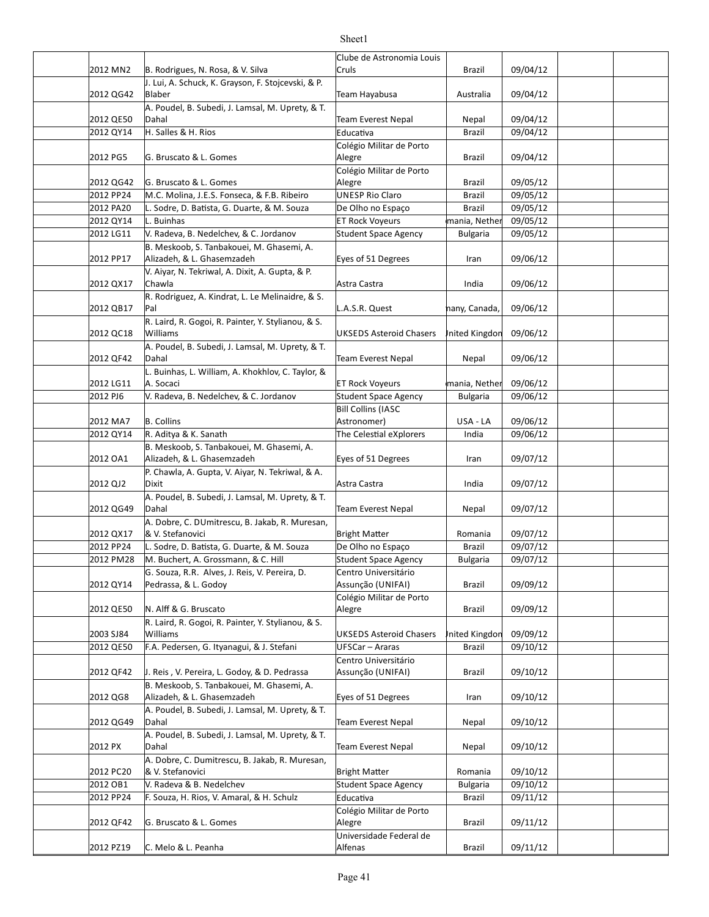| | | | | | | |
|---|---|---|---|---|---|---|
| | 2012 MN2 | B. Rodrigues, N. Rosa, & V. Silva | Clube de Astronomia Louis Cruls | Brazil | 09/04/12 | | |
| | 2012 QG42 | J. Lui, A. Schuck, K. Grayson, F. Stojcevski, & P. Blaber | Team Hayabusa | Australia | 09/04/12 | | |
| | 2012 QE50 | A. Poudel, B. Subedi, J. Lamsal, M. Uprety, & T. Dahal | Team Everest Nepal | Nepal | 09/04/12 | | |
| | 2012 QY14 | H. Salles & H. Rios | Educativa | Brazil | 09/04/12 | | |
| | 2012 PG5 | G. Bruscato & L. Gomes | Colégio Militar de Porto Alegre | Brazil | 09/04/12 | | |
| | 2012 QG42 | G. Bruscato & L. Gomes | Colégio Militar de Porto Alegre | Brazil | 09/05/12 | | |
| | 2012 PP24 | M.C. Molina, J.E.S. Fonseca, & F.B. Ribeiro | UNESP Rio Claro | Brazil | 09/05/12 | | |
| | 2012 PA20 | L. Sodre, D. Batista, G. Duarte, & M. Souza | De Olho no Espaço | Brazil | 09/05/12 | | |
| | 2012 QY14 | L. Buinhas | ET Rock Voyeurs | mania, Nether | 09/05/12 | | |
| | 2012 LG11 | V. Radeva, B. Nedelchev, & C. Jordanov | Student Space Agency | Bulgaria | 09/05/12 | | |
| | 2012 PP17 | B. Meskoob, S. Tanbakouei, M. Ghasemi, A. Alizadeh, & L. Ghasemzadeh | Eyes of 51 Degrees | Iran | 09/06/12 | | |
| | 2012 QX17 | V. Aiyar, N. Tekriwal, A. Dixit, A. Gupta, & P. Chawla | Astra Castra | India | 09/06/12 | | |
| | 2012 QB17 | R. Rodriguez, A. Kindrat, L. Le Melinaidre, & S. Pal | L.A.S.R. Quest | nany, Canada, | 09/06/12 | | |
| | 2012 QC18 | R. Laird, R. Gogoi, R. Painter, Y. Stylianou, & S. Williams | UKSEDS Asteroid Chasers | Jnited Kingdon | 09/06/12 | | |
| | 2012 QF42 | A. Poudel, B. Subedi, J. Lamsal, M. Uprety, & T. Dahal | Team Everest Nepal | Nepal | 09/06/12 | | |
| | 2012 LG11 | L. Buinhas, L. William, A. Khokhlov, C. Taylor, & A. Socaci | ET Rock Voyeurs | mania, Nether | 09/06/12 | | |
| | 2012 PJ6 | V. Radeva, B. Nedelchev, & C. Jordanov | Student Space Agency | Bulgaria | 09/06/12 | | |
| | 2012 MA7 | B. Collins | Bill Collins (IASC Astronomer) | USA - LA | 09/06/12 | | |
| | 2012 QY14 | R. Aditya & K. Sanath | The Celestial eXplorers | India | 09/06/12 | | |
| | 2012 OA1 | B. Meskoob, S. Tanbakouei, M. Ghasemi, A. Alizadeh, & L. Ghasemzadeh | Eyes of 51 Degrees | Iran | 09/07/12 | | |
| | 2012 QJ2 | P. Chawla, A. Gupta, V. Aiyar, N. Tekriwal, & A. Dixit | Astra Castra | India | 09/07/12 | | |
| | 2012 QG49 | A. Poudel, B. Subedi, J. Lamsal, M. Uprety, & T. Dahal | Team Everest Nepal | Nepal | 09/07/12 | | |
| | 2012 QX17 | A. Dobre, C. DUmitrescu, B. Jakab, R. Muresan, & V. Stefanovici | Bright Matter | Romania | 09/07/12 | | |
| | 2012 PP24 | L. Sodre, D. Batista, G. Duarte, & M. Souza | De Olho no Espaço | Brazil | 09/07/12 | | |
| | 2012 PM28 | M. Buchert, A. Grossmann, & C. Hill | Student Space Agency | Bulgaria | 09/07/12 | | |
| | 2012 QY14 | G. Souza, R.R. Alves, J. Reis, V. Pereira, D. Pedrassa, & L. Godoy | Centro Universitário Assunção (UNIFAI) | Brazil | 09/09/12 | | |
| | 2012 QE50 | N. Alff & G. Bruscato | Colégio Militar de Porto Alegre | Brazil | 09/09/12 | | |
| | 2003 SJ84 | R. Laird, R. Gogoi, R. Painter, Y. Stylianou, & S. Williams | UKSEDS Asteroid Chasers | Jnited Kingdon | 09/09/12 | | |
| | 2012 QE50 | F.A. Pedersen, G. Ityanagui, & J. Stefani | UFSCar – Araras | Brazil | 09/10/12 | | |
| | 2012 QF42 | J. Reis , V. Pereira, L. Godoy, & D. Pedrassa | Centro Universitário Assunção (UNIFAI) | Brazil | 09/10/12 | | |
| | 2012 QG8 | B. Meskoob, S. Tanbakouei, M. Ghasemi, A. Alizadeh, & L. Ghasemzadeh | Eyes of 51 Degrees | Iran | 09/10/12 | | |
| | 2012 QG49 | A. Poudel, B. Subedi, J. Lamsal, M. Uprety, & T. Dahal | Team Everest Nepal | Nepal | 09/10/12 | | |
| | 2012 PX | A. Poudel, B. Subedi, J. Lamsal, M. Uprety, & T. Dahal | Team Everest Nepal | Nepal | 09/10/12 | | |
| | 2012 PC20 | A. Dobre, C. Dumitrescu, B. Jakab, R. Muresan, & V. Stefanovici | Bright Matter | Romania | 09/10/12 | | |
| | 2012 OB1 | V. Radeva & B. Nedelchev | Student Space Agency | Bulgaria | 09/10/12 | | |
| | 2012 PP24 | F. Souza, H. Rios, V. Amaral, & H. Schulz | Educativa | Brazil | 09/11/12 | | |
| | 2012 QF42 | G. Bruscato & L. Gomes | Colégio Militar de Porto Alegre | Brazil | 09/11/12 | | |
| | 2012 PZ19 | C. Melo & L. Peanha | Universidade Federal de Alfenas | Brazil | 09/11/12 | | |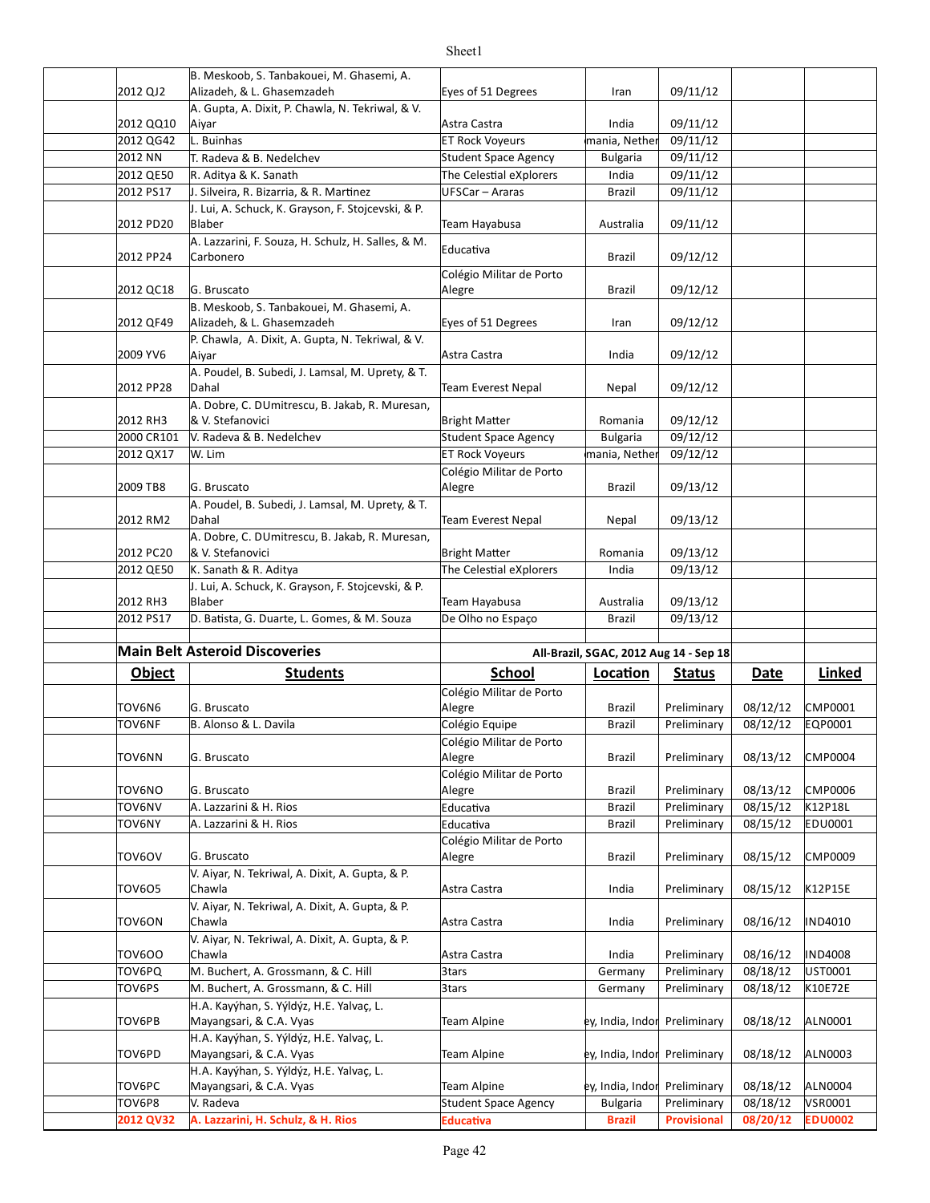| Object | Students | School | Location | Status | Date | Linked |
|---|---|---|---|---|---|---|
| 2012 QJ2 | B. Meskoob, S. Tanbakouei, M. Ghasemi, A. Alizadeh, & L. Ghasemzadeh | Eyes of 51 Degrees | Iran | 09/11/12 | | |
| 2012 QQ10 | A. Gupta, A. Dixit, P. Chawla, N. Tekriwal, & V. Aiyar | Astra Castra | India | 09/11/12 | | |
| 2012 QG42 | L. Buinhas | ET Rock Voyeurs | mania, Nether | 09/11/12 | | |
| 2012 NN | T. Radeva & B. Nedelchev | Student Space Agency | Bulgaria | 09/11/12 | | |
| 2012 QE50 | R. Aditya & K. Sanath | The Celestial eXplorers | India | 09/11/12 | | |
| 2012 PS17 | J. Silveira, R. Bizarria, & R. Martinez | UFSCar – Araras | Brazil | 09/11/12 | | |
| 2012 PD20 | J. Lui, A. Schuck, K. Grayson, F. Stojcevski, & P. Blaber | Team Hayabusa | Australia | 09/11/12 | | |
| 2012 PP24 | A. Lazzarini, F. Souza, H. Schulz, H. Salles, & M. Carbonero | Educativa | Brazil | 09/12/12 | | |
| 2012 QC18 | G. Bruscato | Colégio Militar de Porto Alegre | Brazil | 09/12/12 | | |
| 2012 QF49 | B. Meskoob, S. Tanbakouei, M. Ghasemi, A. Alizadeh, & L. Ghasemzadeh | Eyes of 51 Degrees | Iran | 09/12/12 | | |
| 2009 YV6 | P. Chawla, A. Dixit, A. Gupta, N. Tekriwal, & V. Aiyar | Astra Castra | India | 09/12/12 | | |
| 2012 PP28 | A. Poudel, B. Subedi, J. Lamsal, M. Uprety, & T. Dahal | Team Everest Nepal | Nepal | 09/12/12 | | |
| 2012 RH3 | A. Dobre, C. DUmitrescu, B. Jakab, R. Muresan, & V. Stefanovici | Bright Matter | Romania | 09/12/12 | | |
| 2000 CR101 | V. Radeva & B. Nedelchev | Student Space Agency | Bulgaria | 09/12/12 | | |
| 2012 QX17 | W. Lim | ET Rock Voyeurs | mania, Nether | 09/12/12 | | |
| 2009 TB8 | G. Bruscato | Colégio Militar de Porto Alegre | Brazil | 09/13/12 | | |
| 2012 RM2 | A. Poudel, B. Subedi, J. Lamsal, M. Uprety, & T. Dahal | Team Everest Nepal | Nepal | 09/13/12 | | |
| 2012 PC20 | A. Dobre, C. DUmitrescu, B. Jakab, R. Muresan, & V. Stefanovici | Bright Matter | Romania | 09/13/12 | | |
| 2012 QE50 | K. Sanath & R. Aditya | The Celestial eXplorers | India | 09/13/12 | | |
| 2012 RH3 | J. Lui, A. Schuck, K. Grayson, F. Stojcevski, & P. Blaber | Team Hayabusa | Australia | 09/13/12 | | |
| 2012 PS17 | D. Batista, G. Duarte, L. Gomes, & M. Souza | De Olho no Espaço | Brazil | 09/13/12 | | |

## Main Belt Asteroid Discoveries

All-Brazil, SGAC, 2012 Aug 14 - Sep 18

| Object | Students | School | Location | Status | Date | Linked |
|---|---|---|---|---|---|---|
| TOV6N6 | G. Bruscato | Colégio Militar de Porto Alegre | Brazil | Preliminary | 08/12/12 | CMP0001 |
| TOV6NF | B. Alonso & L. Davila | Colégio Equipe | Brazil | Preliminary | 08/12/12 | EQP0001 |
| TOV6NN | G. Bruscato | Colégio Militar de Porto Alegre | Brazil | Preliminary | 08/13/12 | CMP0004 |
| TOV6NO | G. Bruscato | Colégio Militar de Porto Alegre | Brazil | Preliminary | 08/13/12 | CMP0006 |
| TOV6NV | A. Lazzarini & H. Rios | Educativa | Brazil | Preliminary | 08/15/12 | K12P18L |
| TOV6NY | A. Lazzarini & H. Rios | Educativa | Brazil | Preliminary | 08/15/12 | EDU0001 |
| TOV6OV | G. Bruscato | Colégio Militar de Porto Alegre | Brazil | Preliminary | 08/15/12 | CMP0009 |
| TOV6O5 | V. Aiyar, N. Tekriwal, A. Dixit, A. Gupta, & P. Chawla | Astra Castra | India | Preliminary | 08/15/12 | K12P15E |
| TOV6ON | V. Aiyar, N. Tekriwal, A. Dixit, A. Gupta, & P. Chawla | Astra Castra | India | Preliminary | 08/16/12 | IND4010 |
| TOV6OO | V. Aiyar, N. Tekriwal, A. Dixit, A. Gupta, & P. Chawla | Astra Castra | India | Preliminary | 08/16/12 | IND4008 |
| TOV6PQ | M. Buchert, A. Grossmann, & C. Hill | 3tars | Germany | Preliminary | 08/18/12 | UST0001 |
| TOV6PS | M. Buchert, A. Grossmann, & C. Hill | 3tars | Germany | Preliminary | 08/18/12 | K10E72E |
| TOV6PB | H.A. Kayýhan, S. Ýýldýz, H.E. Yalvaç, L. Mayangsari, & C.A. Vyas | Team Alpine | ey, India, Indor | Preliminary | 08/18/12 | ALN0001 |
| TOV6PD | H.A. Kayýhan, S. Ýýldýz, H.E. Yalvaç, L. Mayangsari, & C.A. Vyas | Team Alpine | ey, India, Indor | Preliminary | 08/18/12 | ALN0003 |
| TOV6PC | H.A. Kayýhan, S. Ýýldýz, H.E. Yalvaç, L. Mayangsari, & C.A. Vyas | Team Alpine | ey, India, Indor | Preliminary | 08/18/12 | ALN0004 |
| TOV6P8 | V. Radeva | Student Space Agency | Bulgaria | Preliminary | 08/18/12 | VSR0001 |
| **2012 QV32** | **A. Lazzarini, H. Schulz, & H. Rios** | **Educativa** | **Brazil** | **Provisional** | **08/20/12** | **EDU0002** |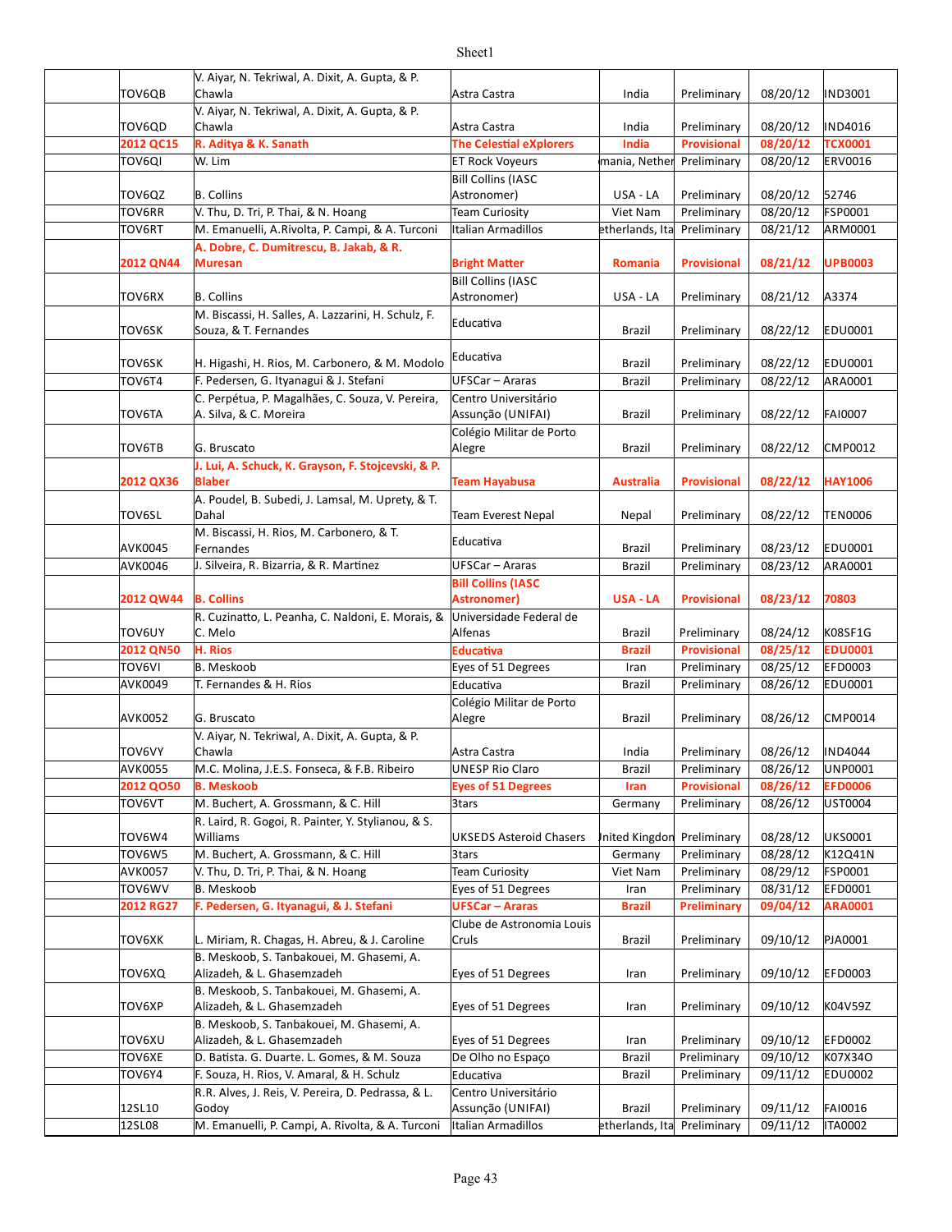| | | | | | | |
|---|---|---|---|---|---|---|
| | TOV6QB | V. Aiyar, N. Tekriwal, A. Dixit, A. Gupta, & P. Chawla | Astra Castra | India | Preliminary | 08/20/12 | IND3001 |
| | TOV6QD | V. Aiyar, N. Tekriwal, A. Dixit, A. Gupta, & P. Chawla | Astra Castra | India | Preliminary | 08/20/12 | IND4016 |
| | **2012 QC15** | **R. Aditya & K. Sanath** | **The Celestial eXplorers** | **India** | **Provisional** | **08/20/12** | **TCX0001** |
| | TOV6QI | W. Lim | ET Rock Voyeurs | mania, Nether | Preliminary | 08/20/12 | ERV0016 |
| | TOV6QZ | B. Collins | Bill Collins (IASC Astronomer) | USA - LA | Preliminary | 08/20/12 | 52746 |
| | TOV6RR | V. Thu, D. Tri, P. Thai, & N. Hoang | Team Curiosity | Viet Nam | Preliminary | 08/20/12 | FSP0001 |
| | TOV6RT | M. Emanuelli, A.Rivolta, P. Campi, & A. Turconi | Italian Armadillos | etherlands, Ita | Preliminary | 08/21/12 | ARM0001 |
| | **2012 QN44** | **A. Dobre, C. Dumitrescu, B. Jakab, & R. Muresan** | **Bright Matter** | **Romania** | **Provisional** | **08/21/12** | **UPB0003** |
| | TOV6RX | B. Collins | Bill Collins (IASC Astronomer) | USA - LA | Preliminary | 08/21/12 | A3374 |
| | TOV6SK | M. Biscassi, H. Salles, A. Lazzarini, H. Schulz, F. Souza, & T. Fernandes | Educativa | Brazil | Preliminary | 08/22/12 | EDU0001 |
| | TOV6SK | H. Higashi, H. Rios, M. Carbonero, & M. Modolo | Educativa | Brazil | Preliminary | 08/22/12 | EDU0001 |
| | TOV6T4 | F. Pedersen, G. Ityanagui & J. Stefani | UFSCar – Araras | Brazil | Preliminary | 08/22/12 | ARA0001 |
| | TOV6TA | C. Perpétua, P. Magalhães, C. Souza, V. Pereira, A. Silva, & C. Moreira | Centro Universitário Assunção (UNIFAI) | Brazil | Preliminary | 08/22/12 | FAI0007 |
| | TOV6TB | G. Bruscato | Colégio Militar de Porto Alegre | Brazil | Preliminary | 08/22/12 | CMP0012 |
| | **2012 QX36** | **J. Lui, A. Schuck, K. Grayson, F. Stojcevski, & P. Blaber** | **Team Hayabusa** | **Australia** | **Provisional** | **08/22/12** | **HAY1006** |
| | TOV6SL | A. Poudel, B. Subedi, J. Lamsal, M. Uprety, & T. Dahal | Team Everest Nepal | Nepal | Preliminary | 08/22/12 | TEN0006 |
| | AVK0045 | M. Biscassi, H. Rios, M. Carbonero, & T. Fernandes | Educativa | Brazil | Preliminary | 08/23/12 | EDU0001 |
| | AVK0046 | J. Silveira, R. Bizarria, & R. Martinez | UFSCar – Araras | Brazil | Preliminary | 08/23/12 | ARA0001 |
| | **2012 QW44** | **B. Collins** | **Bill Collins (IASC Astronomer)** | **USA - LA** | **Provisional** | **08/23/12** | **70803** |
| | TOV6UY | R. Cuzinatto, L. Peanha, C. Naldoni, E. Morais, & C. Melo | Universidade Federal de Alfenas | Brazil | Preliminary | 08/24/12 | K08SF1G |
| | **2012 QN50** | **H. Rios** | **Educativa** | **Brazil** | **Provisional** | **08/25/12** | **EDU0001** |
| | TOV6VI | B. Meskoob | Eyes of 51 Degrees | Iran | Preliminary | 08/25/12 | EFD0003 |
| | AVK0049 | T. Fernandes & H. Rios | Educativa | Brazil | Preliminary | 08/26/12 | EDU0001 |
| | AVK0052 | G. Bruscato | Colégio Militar de Porto Alegre | Brazil | Preliminary | 08/26/12 | CMP0014 |
| | TOV6VY | V. Aiyar, N. Tekriwal, A. Dixit, A. Gupta, & P. Chawla | Astra Castra | India | Preliminary | 08/26/12 | IND4044 |
| | AVK0055 | M.C. Molina, J.E.S. Fonseca, & F.B. Ribeiro | UNESP Rio Claro | Brazil | Preliminary | 08/26/12 | UNP0001 |
| | **2012 QO50** | **B. Meskoob** | **Eyes of 51 Degrees** | **Iran** | **Provisional** | **08/26/12** | **EFD0006** |
| | TOV6VT | M. Buchert, A. Grossmann, & C. Hill | 3tars | Germany | Preliminary | 08/26/12 | UST0004 |
| | TOV6W4 | R. Laird, R. Gogoi, R. Painter, Y. Stylianou, & S. Williams | UKSEDS Asteroid Chasers | Jnited Kingdon | Preliminary | 08/28/12 | UKS0001 |
| | TOV6W5 | M. Buchert, A. Grossmann, & C. Hill | 3tars | Germany | Preliminary | 08/28/12 | K12Q41N |
| | AVK0057 | V. Thu, D. Tri, P. Thai, & N. Hoang | Team Curiosity | Viet Nam | Preliminary | 08/29/12 | FSP0001 |
| | TOV6WV | B. Meskoob | Eyes of 51 Degrees | Iran | Preliminary | 08/31/12 | EFD0001 |
| | **2012 RG27** | **F. Pedersen, G. Ityanagui, & J. Stefani** | **UFSCar – Araras** | **Brazil** | **Preliminary** | **09/04/12** | **ARA0001** |
| | TOV6XK | L. Miriam, R. Chagas, H. Abreu, & J. Caroline | Clube de Astronomia Louis Cruls | Brazil | Preliminary | 09/10/12 | PJA0001 |
| | TOV6XQ | B. Meskoob, S. Tanbakouei, M. Ghasemi, A. Alizadeh, & L. Ghasemzadeh | Eyes of 51 Degrees | Iran | Preliminary | 09/10/12 | EFD0003 |
| | TOV6XP | B. Meskoob, S. Tanbakouei, M. Ghasemi, A. Alizadeh, & L. Ghasemzadeh | Eyes of 51 Degrees | Iran | Preliminary | 09/10/12 | K04V59Z |
| | TOV6XU | B. Meskoob, S. Tanbakouei, M. Ghasemi, A. Alizadeh, & L. Ghasemzadeh | Eyes of 51 Degrees | Iran | Preliminary | 09/10/12 | EFD0002 |
| | TOV6XE | D. Batista. G. Duarte. L. Gomes, & M. Souza | De Olho no Espaço | Brazil | Preliminary | 09/10/12 | K07X34O |
| | TOV6Y4 | F. Souza, H. Rios, V. Amaral, & H. Schulz | Educativa | Brazil | Preliminary | 09/11/12 | EDU0002 |
| | 12SL10 | R.R. Alves, J. Reis, V. Pereira, D. Pedrassa, & L. Godoy | Centro Universitário Assunção (UNIFAI) | Brazil | Preliminary | 09/11/12 | FAI0016 |
| | 12SL08 | M. Emanuelli, P. Campi, A. Rivolta, & A. Turconi | Italian Armadillos | etherlands, Ita | Preliminary | 09/11/12 | ITA0002 |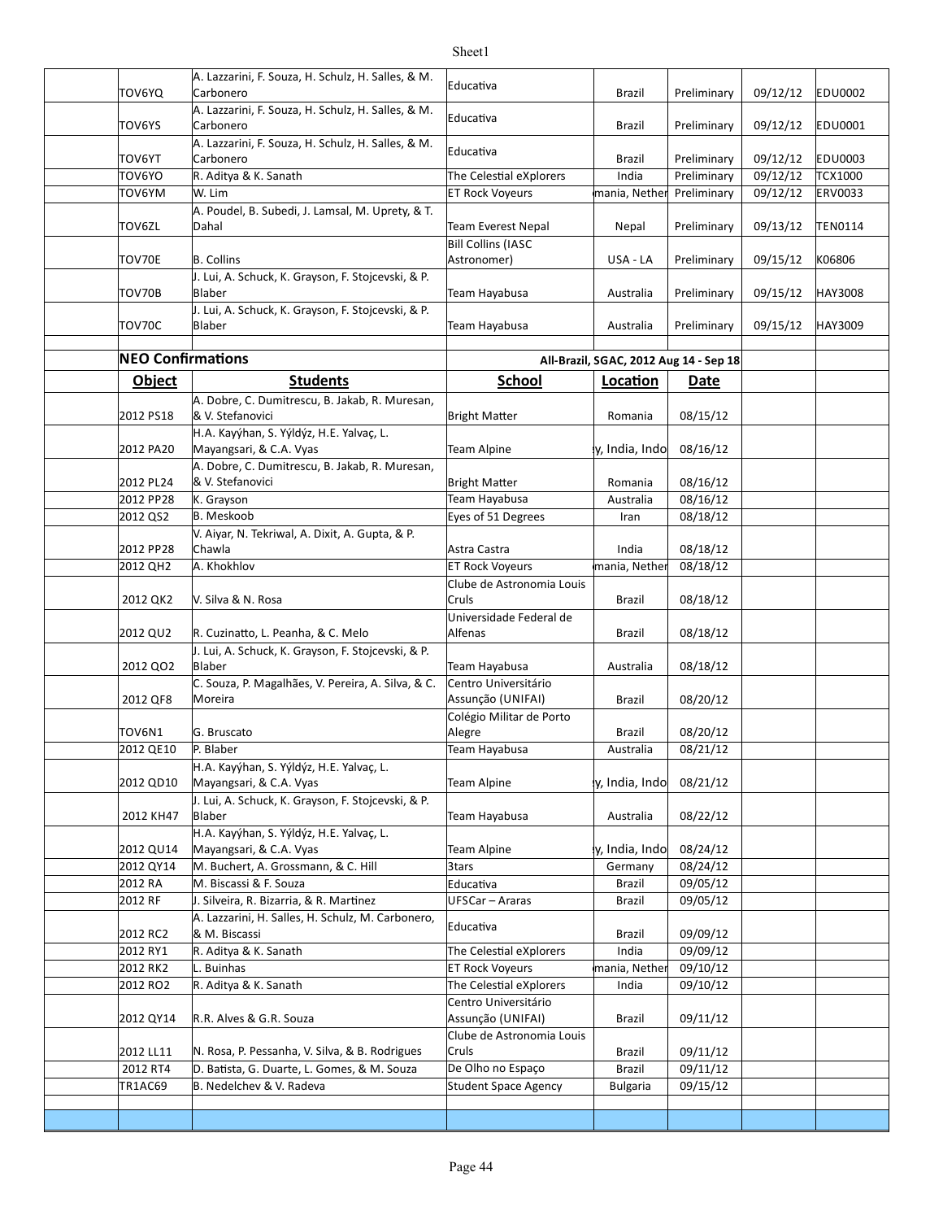| | | | | | | | |
|---|---|---|---|---|---|---|---|
| | TOV6YQ | A. Lazzarini, F. Souza, H. Schulz, H. Salles, & M. Carbonero | Educativa | Brazil | Preliminary | 09/12/12 | EDU0002 |
| | TOV6YS | A. Lazzarini, F. Souza, H. Schulz, H. Salles, & M. Carbonero | Educativa | Brazil | Preliminary | 09/12/12 | EDU0001 |
| | TOV6YT | A. Lazzarini, F. Souza, H. Schulz, H. Salles, & M. Carbonero | Educativa | Brazil | Preliminary | 09/12/12 | EDU0003 |
| | TOV6YO | R. Aditya & K. Sanath | The Celestial eXplorers | India | Preliminary | 09/12/12 | TCX1000 |
| | TOV6YM | W. Lim | ET Rock Voyeurs | mania, Nether | Preliminary | 09/12/12 | ERV0033 |
| | TOV6ZL | A. Poudel, B. Subedi, J. Lamsal, M. Uprety, & T. Dahal | Team Everest Nepal | Nepal | Preliminary | 09/13/12 | TEN0114 |
| | TOV70E | B. Collins | Bill Collins (IASC Astronomer) | USA - LA | Preliminary | 09/15/12 | K06806 |
| | TOV70B | J. Lui, A. Schuck, K. Grayson, F. Stojcevski, & P. Blaber | Team Hayabusa | Australia | Preliminary | 09/15/12 | HAY3008 |
| | TOV70C | J. Lui, A. Schuck, K. Grayson, F. Stojcevski, & P. Blaber | Team Hayabusa | Australia | Preliminary | 09/15/12 | HAY3009 |
| | | | | | | | |
| | **NEO Confirmations** | | | **All-Brazil, SGAC, 2012 Aug 14 - Sep 18** | | | |
| | **Object** | **Students** | **School** | **Location** | **Date** | | |
| | 2012 PS18 | A. Dobre, C. Dumitrescu, B. Jakab, R. Muresan, & V. Stefanovici | Bright Matter | Romania | 08/15/12 | | |
| | 2012 PA20 | H.A. Kayýhan, S. Yýldýz, H.E. Yalvaç, L. Mayangsari, & C.A. Vyas | Team Alpine | y, India, Indo | 08/16/12 | | |
| | 2012 PL24 | A. Dobre, C. Dumitrescu, B. Jakab, R. Muresan, & V. Stefanovici | Bright Matter | Romania | 08/16/12 | | |
| | 2012 PP28 | K. Grayson | Team Hayabusa | Australia | 08/16/12 | | |
| | 2012 QS2 | B. Meskoob | Eyes of 51 Degrees | Iran | 08/18/12 | | |
| | 2012 PP28 | V. Aiyar, N. Tekriwal, A. Dixit, A. Gupta, & P. Chawla | Astra Castra | India | 08/18/12 | | |
| | 2012 QH2 | A. Khokhlov | ET Rock Voyeurs | mania, Nether | 08/18/12 | | |
| | 2012 QK2 | V. Silva & N. Rosa | Clube de Astronomia Louis Cruls | Brazil | 08/18/12 | | |
| | 2012 QU2 | R. Cuzinatto, L. Peanha, & C. Melo | Universidade Federal de Alfenas | Brazil | 08/18/12 | | |
| | 2012 QO2 | J. Lui, A. Schuck, K. Grayson, F. Stojcevski, & P. Blaber | Team Hayabusa | Australia | 08/18/12 | | |
| | 2012 QF8 | C. Souza, P. Magalhães, V. Pereira, A. Silva, & C. Moreira | Centro Universitário Assunção (UNIFAI) | Brazil | 08/20/12 | | |
| | TOV6N1 | G. Bruscato | Colégio Militar de Porto Alegre | Brazil | 08/20/12 | | |
| | 2012 QE10 | P. Blaber | Team Hayabusa | Australia | 08/21/12 | | |
| | 2012 QD10 | H.A. Kayýhan, S. Yýldýz, H.E. Yalvaç, L. Mayangsari, & C.A. Vyas | Team Alpine | y, India, Indo | 08/21/12 | | |
| | 2012 KH47 | J. Lui, A. Schuck, K. Grayson, F. Stojcevski, & P. Blaber | Team Hayabusa | Australia | 08/22/12 | | |
| | 2012 QU14 | H.A. Kayýhan, S. Yýldýz, H.E. Yalvaç, L. Mayangsari, & C.A. Vyas | Team Alpine | y, India, Indo | 08/24/12 | | |
| | 2012 QY14 | M. Buchert, A. Grossmann, & C. Hill | 3tars | Germany | 08/24/12 | | |
| | 2012 RA | M. Biscassi & F. Souza | Educativa | Brazil | 09/05/12 | | |
| | 2012 RF | J. Silveira, R. Bizarria, & R. Martinez | UFSCar – Araras | Brazil | 09/05/12 | | |
| | 2012 RC2 | A. Lazzarini, H. Salles, H. Schulz, M. Carbonero, & M. Biscassi | Educativa | Brazil | 09/09/12 | | |
| | 2012 RY1 | R. Aditya & K. Sanath | The Celestial eXplorers | India | 09/09/12 | | |
| | 2012 RK2 | L. Buinhas | ET Rock Voyeurs | mania, Nether | 09/10/12 | | |
| | 2012 RO2 | R. Aditya & K. Sanath | The Celestial eXplorers | India | 09/10/12 | | |
| | 2012 QY14 | R.R. Alves & G.R. Souza | Centro Universitário Assunção (UNIFAI) | Brazil | 09/11/12 | | |
| | 2012 LL11 | N. Rosa, P. Pessanha, V. Silva, & B. Rodrigues | Clube de Astronomia Louis Cruls | Brazil | 09/11/12 | | |
| | 2012 RT4 | D. Batista, G. Duarte, L. Gomes, & M. Souza | De Olho no Espaço | Brazil | 09/11/12 | | |
| | TR1AC69 | B. Nedelchev & V. Radeva | Student Space Agency | Bulgaria | 09/15/12 | | |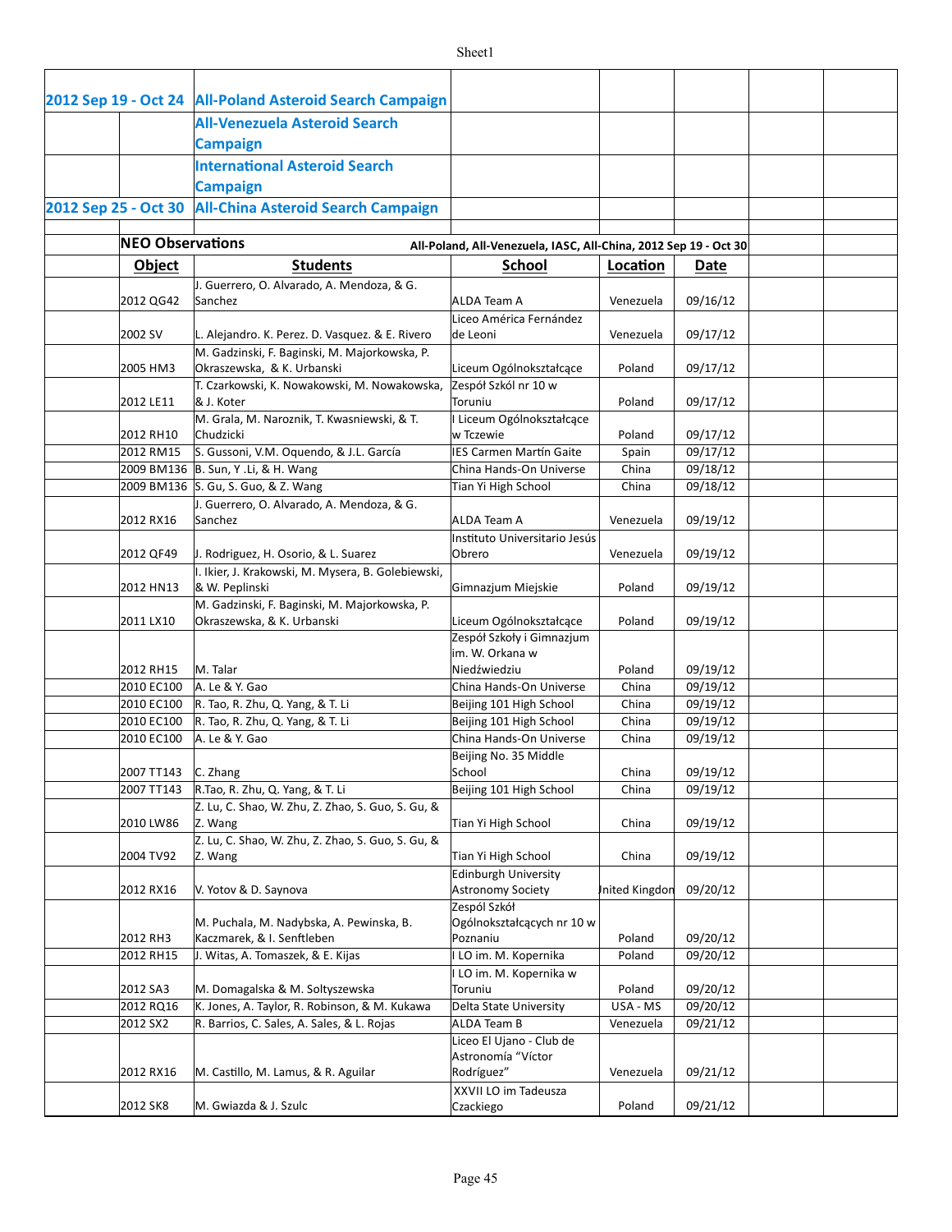| | | | | | | | |
|---|---|---|---|---|---|---|---|
| 2012 Sep 19 - Oct 24 | | All-Poland Asteroid Search Campaign | | | | | |
| | | All-Venezuela Asteroid Search Campaign | | | | | |
| | | International Asteroid Search Campaign | | | | | |
| 2012 Sep 25 - Oct 30 | | All-China Asteroid Search Campaign | | | | | |

**NEO Observations** — All-Poland, All-Venezuela, IASC, All-China, 2012 Sep 19 - Oct 30

| Object | Students | School | Location | Date |
|---|---|---|---|---|
| 2012 QG42 | J. Guerrero, O. Alvarado, A. Mendoza, & G. Sanchez | ALDA Team A | Venezuela | 09/16/12 |
| 2002 SV | L. Alejandro. K. Perez. D. Vasquez. & E. Rivero | Liceo América Fernández de Leoni | Venezuela | 09/17/12 |
| 2005 HM3 | M. Gadzinski, F. Baginski, M. Majorkowska, P. Okraszewska, & K. Urbanski | Liceum Ogólnokształcące | Poland | 09/17/12 |
| 2012 LE11 | T. Czarkowski, K. Nowakowski, M. Nowakowska, & J. Koter | Zespół Szkól nr 10 w Toruniu | Poland | 09/17/12 |
| 2012 RH10 | M. Grala, M. Naroznik, T. Kwasniewski, & T. Chudzicki | I Liceum Ogólnokształcące w Tczewie | Poland | 09/17/12 |
| 2012 RM15 | S. Gussoni, V.M. Oquendo, & J.L. García | IES Carmen Martín Gaite | Spain | 09/17/12 |
| 2009 BM136 | B. Sun, Y .Li, & H. Wang | China Hands-On Universe | China | 09/18/12 |
| 2009 BM136 | S. Gu, S. Guo, & Z. Wang | Tian Yi High School | China | 09/18/12 |
| 2012 RX16 | J. Guerrero, O. Alvarado, A. Mendoza, & G. Sanchez | ALDA Team A | Venezuela | 09/19/12 |
| 2012 QF49 | J. Rodriguez, H. Osorio, & L. Suarez | Instituto Universitario Jesús Obrero | Venezuela | 09/19/12 |
| 2012 HN13 | I. Ikier, J. Krakowski, M. Mysera, B. Golebiewski, & W. Peplinski | Gimnazjum Miejskie | Poland | 09/19/12 |
| 2011 LX10 | M. Gadzinski, F. Baginski, M. Majorkowska, P. Okraszewska, & K. Urbanski | Liceum Ogólnokształcące | Poland | 09/19/12 |
| 2012 RH15 | M. Talar | Zespół Szkoły i Gimnazjum im. W. Orkana w Niedźwiedziu | Poland | 09/19/12 |
| 2010 EC100 | A. Le & Y. Gao | China Hands-On Universe | China | 09/19/12 |
| 2010 EC100 | R. Tao, R. Zhu, Q. Yang, & T. Li | Beijing 101 High School | China | 09/19/12 |
| 2010 EC100 | R. Tao, R. Zhu, Q. Yang, & T. Li | Beijing 101 High School | China | 09/19/12 |
| 2010 EC100 | A. Le & Y. Gao | China Hands-On Universe | China | 09/19/12 |
| 2007 TT143 | C. Zhang | Beijing No. 35 Middle School | China | 09/19/12 |
| 2007 TT143 | R.Tao, R. Zhu, Q. Yang, & T. Li | Beijing 101 High School | China | 09/19/12 |
| 2010 LW86 | Z. Lu, C. Shao, W. Zhu, Z. Zhao, S. Guo, S. Gu, & Z. Wang | Tian Yi High School | China | 09/19/12 |
| 2004 TV92 | Z. Lu, C. Shao, W. Zhu, Z. Zhao, S. Guo, S. Gu, & Z. Wang | Tian Yi High School | China | 09/19/12 |
| 2012 RX16 | V. Yotov & D. Saynova | Edinburgh University Astronomy Society | United Kingdom | 09/20/12 |
| 2012 RH3 | M. Puchala, M. Nadybska, A. Pewinska, B. Kaczmarek, & I. Senftleben | Zespól Szkól Ogólnokształcących nr 10 w Poznaniu | Poland | 09/20/12 |
| 2012 RH15 | J. Witas, A. Tomaszek, & E. Kijas | I LO im. M. Kopernika | Poland | 09/20/12 |
| 2012 SA3 | M. Domagalska & M. Soltyszewska | I LO im. M. Kopernika w Toruniu | Poland | 09/20/12 |
| 2012 RQ16 | K. Jones, A. Taylor, R. Robinson, & M. Kukawa | Delta State University | USA - MS | 09/20/12 |
| 2012 SX2 | R. Barrios, C. Sales, A. Sales, & L. Rojas | ALDA Team B | Venezuela | 09/21/12 |
| 2012 RX16 | M. Castillo, M. Lamus, & R. Aguilar | Liceo El Ujano - Club de Astronomía "Víctor Rodríguez" | Venezuela | 09/21/12 |
| 2012 SK8 | M. Gwiazda & J. Szulc | XXVII LO im Tadeusza Czackiego | Poland | 09/21/12 |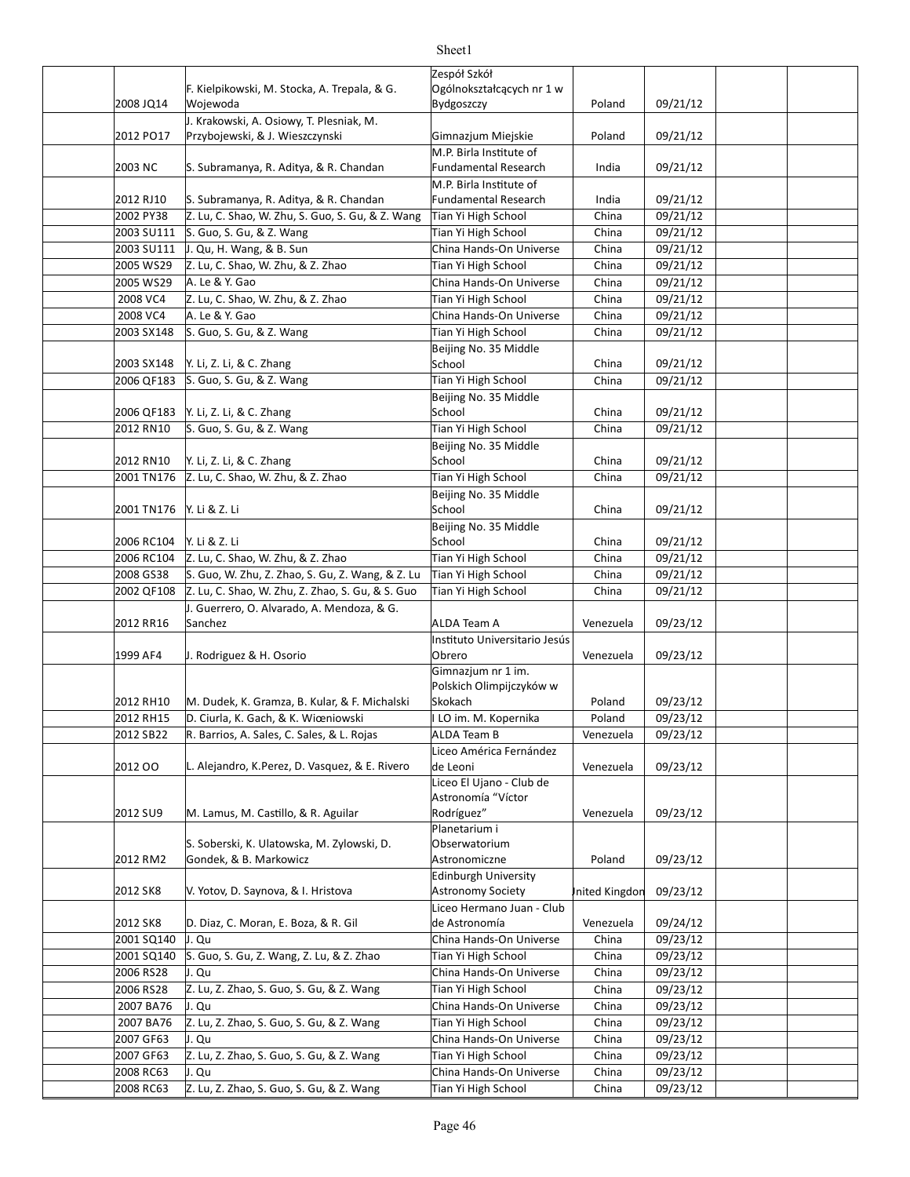| | | | | | | |
|---|---|---|---|---|---|---|
| 2008 JQ14 | F. Kielpikowski, M. Stocka, A. Trepala, & G. Wojewoda | Zespół Szkół Ogólnokształcących nr 1 w Bydgoszczy | Poland | 09/21/12 | | |
| 2012 PO17 | J. Krakowski, A. Osiowy, T. Plesniak, M. Przybojewski, & J. Wieszczynski | Gimnazjum Miejskie | Poland | 09/21/12 | | |
| 2003 NC | S. Subramanya, R. Aditya, & R. Chandan | M.P. Birla Institute of Fundamental Research | India | 09/21/12 | | |
| 2012 RJ10 | S. Subramanya, R. Aditya, & R. Chandan | M.P. Birla Institute of Fundamental Research | India | 09/21/12 | | |
| 2002 PY38 | Z. Lu, C. Shao, W. Zhu, S. Guo, S. Gu, & Z. Wang | Tian Yi High School | China | 09/21/12 | | |
| 2003 SU111 | S. Guo, S. Gu, & Z. Wang | Tian Yi High School | China | 09/21/12 | | |
| 2003 SU111 | J. Qu, H. Wang, & B. Sun | China Hands-On Universe | China | 09/21/12 | | |
| 2005 WS29 | Z. Lu, C. Shao, W. Zhu, & Z. Zhao | Tian Yi High School | China | 09/21/12 | | |
| 2005 WS29 | A. Le & Y. Gao | China Hands-On Universe | China | 09/21/12 | | |
| 2008 VC4 | Z. Lu, C. Shao, W. Zhu, & Z. Zhao | Tian Yi High School | China | 09/21/12 | | |
| 2008 VC4 | A. Le & Y. Gao | China Hands-On Universe | China | 09/21/12 | | |
| 2003 SX148 | S. Guo, S. Gu, & Z. Wang | Tian Yi High School | China | 09/21/12 | | |
| 2003 SX148 | Y. Li, Z. Li, & C. Zhang | Beijing No. 35 Middle School | China | 09/21/12 | | |
| 2006 QF183 | S. Guo, S. Gu, & Z. Wang | Tian Yi High School | China | 09/21/12 | | |
| 2006 QF183 | Y. Li, Z. Li, & C. Zhang | Beijing No. 35 Middle School | China | 09/21/12 | | |
| 2012 RN10 | S. Guo, S. Gu, & Z. Wang | Tian Yi High School | China | 09/21/12 | | |
| 2012 RN10 | Y. Li, Z. Li, & C. Zhang | Beijing No. 35 Middle School | China | 09/21/12 | | |
| 2001 TN176 | Z. Lu, C. Shao, W. Zhu, & Z. Zhao | Tian Yi High School | China | 09/21/12 | | |
| 2001 TN176 | Y. Li & Z. Li | Beijing No. 35 Middle School | China | 09/21/12 | | |
| 2006 RC104 | Y. Li & Z. Li | Beijing No. 35 Middle School | China | 09/21/12 | | |
| 2006 RC104 | Z. Lu, C. Shao, W. Zhu, & Z. Zhao | Tian Yi High School | China | 09/21/12 | | |
| 2008 GS38 | S. Guo, W. Zhu, Z. Zhao, S. Gu, Z. Wang, & Z. Lu | Tian Yi High School | China | 09/21/12 | | |
| 2002 QF108 | Z. Lu, C. Shao, W. Zhu, Z. Zhao, S. Gu, & S. Guo | Tian Yi High School | China | 09/21/12 | | |
| 2012 RR16 | J. Guerrero, O. Alvarado, A. Mendoza, & G. Sanchez | ALDA Team A | Venezuela | 09/23/12 | | |
| 1999 AF4 | J. Rodriguez & H. Osorio | Instituto Universitario Jesús Obrero | Venezuela | 09/23/12 | | |
| 2012 RH10 | M. Dudek, K. Gramza, B. Kular, & F. Michalski | Gimnazjum nr 1 im. Polskich Olimpijczyków w Skokach | Poland | 09/23/12 | | |
| 2012 RH15 | D. Ciurla, K. Gach, & K. Wiœniowski | I LO im. M. Kopernika | Poland | 09/23/12 | | |
| 2012 SB22 | R. Barrios, A. Sales, C. Sales, & L. Rojas | ALDA Team B | Venezuela | 09/23/12 | | |
| 2012 OO | L. Alejandro, K.Perez, D. Vasquez, & E. Rivero | Liceo América Fernández de Leoni | Venezuela | 09/23/12 | | |
| 2012 SU9 | M. Lamus, M. Castillo, & R. Aguilar | Liceo El Ujano - Club de Astronomía "Víctor Rodríguez" | Venezuela | 09/23/12 | | |
| 2012 RM2 | S. Soberski, K. Ulatowska, M. Zylowski, D. Gondek, & B. Markowicz | Planetarium i Obserwatorium Astronomiczne | Poland | 09/23/12 | | |
| 2012 SK8 | V. Yotov, D. Saynova, & I. Hristova | Edinburgh University Astronomy Society | United Kingdom | 09/23/12 | | |
| 2012 SK8 | D. Diaz, C. Moran, E. Boza, & R. Gil | Liceo Hermano Juan - Club de Astronomía | Venezuela | 09/24/12 | | |
| 2001 SQ140 | J. Qu | China Hands-On Universe | China | 09/23/12 | | |
| 2001 SQ140 | S. Guo, S. Gu, Z. Wang, Z. Lu, & Z. Zhao | Tian Yi High School | China | 09/23/12 | | |
| 2006 RS28 | J. Qu | China Hands-On Universe | China | 09/23/12 | | |
| 2006 RS28 | Z. Lu, Z. Zhao, S. Guo, S. Gu, & Z. Wang | Tian Yi High School | China | 09/23/12 | | |
| 2007 BA76 | J. Qu | China Hands-On Universe | China | 09/23/12 | | |
| 2007 BA76 | Z. Lu, Z. Zhao, S. Guo, S. Gu, & Z. Wang | Tian Yi High School | China | 09/23/12 | | |
| 2007 GF63 | J. Qu | China Hands-On Universe | China | 09/23/12 | | |
| 2007 GF63 | Z. Lu, Z. Zhao, S. Guo, S. Gu, & Z. Wang | Tian Yi High School | China | 09/23/12 | | |
| 2008 RC63 | J. Qu | China Hands-On Universe | China | 09/23/12 | | |
| 2008 RC63 | Z. Lu, Z. Zhao, S. Guo, S. Gu, & Z. Wang | Tian Yi High School | China | 09/23/12 | | |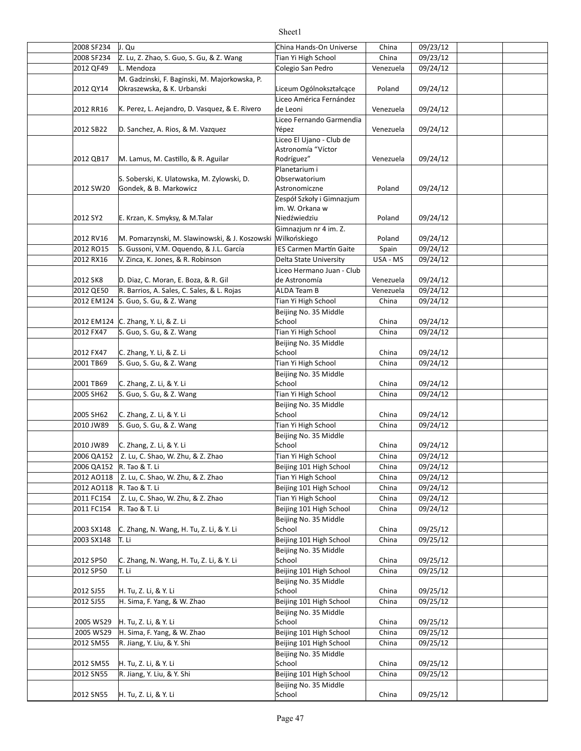| | | | | | | | |
|---|---|---|---|---|---|---|---|
| | 2008 SF234 | J. Qu | China Hands-On Universe | China | 09/23/12 | | |
| | 2008 SF234 | Z. Lu, Z. Zhao, S. Guo, S. Gu, & Z. Wang | Tian Yi High School | China | 09/23/12 | | |
| | 2012 QF49 | L. Mendoza | Colegio San Pedro | Venezuela | 09/24/12 | | |
| | 2012 QY14 | M. Gadzinski, F. Baginski, M. Majorkowska, P. Okraszewska, & K. Urbanski | Liceum Ogólnokształcące | Poland | 09/24/12 | | |
| | 2012 RR16 | K. Perez, L. Aejandro, D. Vasquez, & E. Rivero | Liceo América Fernández de Leoni | Venezuela | 09/24/12 | | |
| | 2012 SB22 | D. Sanchez, A. Rios, & M. Vazquez | Liceo Fernando Garmendia Yépez | Venezuela | 09/24/12 | | |
| | 2012 QB17 | M. Lamus, M. Castillo, & R. Aguilar | Liceo El Ujano - Club de Astronomía "Víctor Rodríguez" | Venezuela | 09/24/12 | | |
| | 2012 SW20 | S. Soberski, K. Ulatowska, M. Zylowski, D. Gondek, & B. Markowicz | Planetarium i Obserwatorium Astronomiczne | Poland | 09/24/12 | | |
| | 2012 SY2 | E. Krzan, K. Smyksy, & M.Talar | Zespół Szkoły i Gimnazjum im. W. Orkana w Niedźwiedziu | Poland | 09/24/12 | | |
| | 2012 RV16 | M. Pomarzynski, M. Slawinowski, & J. Koszowski | Gimnazjum nr 4 im. Z. Wilkońskiego | Poland | 09/24/12 | | |
| | 2012 RO15 | S. Gussoni, V.M. Oquendo, & J.L. García | IES Carmen Martín Gaite | Spain | 09/24/12 | | |
| | 2012 RX16 | V. Zinca, K. Jones, & R. Robinson | Delta State University | USA - MS | 09/24/12 | | |
| | 2012 SK8 | D. Diaz, C. Moran, E. Boza, & R. Gil | Liceo Hermano Juan - Club de Astronomía | Venezuela | 09/24/12 | | |
| | 2012 QE50 | R. Barrios, A. Sales, C. Sales, & L. Rojas | ALDA Team B | Venezuela | 09/24/12 | | |
| | 2012 EM124 | S. Guo, S. Gu, & Z. Wang | Tian Yi High School | China | 09/24/12 | | |
| | 2012 EM124 | C. Zhang, Y. Li, & Z. Li | Beijing No. 35 Middle School | China | 09/24/12 | | |
| | 2012 FX47 | S. Guo, S. Gu, & Z. Wang | Tian Yi High School | China | 09/24/12 | | |
| | 2012 FX47 | C. Zhang, Y. Li, & Z. Li | Beijing No. 35 Middle School | China | 09/24/12 | | |
| | 2001 TB69 | S. Guo, S. Gu, & Z. Wang | Tian Yi High School | China | 09/24/12 | | |
| | 2001 TB69 | C. Zhang, Z. Li, & Y. Li | Beijing No. 35 Middle School | China | 09/24/12 | | |
| | 2005 SH62 | S. Guo, S. Gu, & Z. Wang | Tian Yi High School | China | 09/24/12 | | |
| | 2005 SH62 | C. Zhang, Z. Li, & Y. Li | Beijing No. 35 Middle School | China | 09/24/12 | | |
| | 2010 JW89 | S. Guo, S. Gu, & Z. Wang | Tian Yi High School | China | 09/24/12 | | |
| | 2010 JW89 | C. Zhang, Z. Li, & Y. Li | Beijing No. 35 Middle School | China | 09/24/12 | | |
| | 2006 QA152 | Z. Lu, C. Shao, W. Zhu, & Z. Zhao | Tian Yi High School | China | 09/24/12 | | |
| | 2006 QA152 | R. Tao & T. Li | Beijing 101 High School | China | 09/24/12 | | |
| | 2012 AO118 | Z. Lu, C. Shao, W. Zhu, & Z. Zhao | Tian Yi High School | China | 09/24/12 | | |
| | 2012 AO118 | R. Tao & T. Li | Beijing 101 High School | China | 09/24/12 | | |
| | 2011 FC154 | Z. Lu, C. Shao, W. Zhu, & Z. Zhao | Tian Yi High School | China | 09/24/12 | | |
| | 2011 FC154 | R. Tao & T. Li | Beijing 101 High School | China | 09/24/12 | | |
| | 2003 SX148 | C. Zhang, N. Wang, H. Tu, Z. Li, & Y. Li | Beijing No. 35 Middle School | China | 09/25/12 | | |
| | 2003 SX148 | T. Li | Beijing 101 High School | China | 09/25/12 | | |
| | 2012 SP50 | C. Zhang, N. Wang, H. Tu, Z. Li, & Y. Li | Beijing No. 35 Middle School | China | 09/25/12 | | |
| | 2012 SP50 | T. Li | Beijing 101 High School | China | 09/25/12 | | |
| | 2012 SJ55 | H. Tu, Z. Li, & Y. Li | Beijing No. 35 Middle School | China | 09/25/12 | | |
| | 2012 SJ55 | H. Sima, F. Yang, & W. Zhao | Beijing 101 High School | China | 09/25/12 | | |
| | 2005 WS29 | H. Tu, Z. Li, & Y. Li | Beijing No. 35 Middle School | China | 09/25/12 | | |
| | 2005 WS29 | H. Sima, F. Yang, & W. Zhao | Beijing 101 High School | China | 09/25/12 | | |
| | 2012 SM55 | R. Jiang, Y. Liu, & Y. Shi | Beijing 101 High School | China | 09/25/12 | | |
| | 2012 SM55 | H. Tu, Z. Li, & Y. Li | Beijing No. 35 Middle School | China | 09/25/12 | | |
| | 2012 SN55 | R. Jiang, Y. Liu, & Y. Shi | Beijing 101 High School | China | 09/25/12 | | |
| | 2012 SN55 | H. Tu, Z. Li, & Y. Li | Beijing No. 35 Middle School | China | 09/25/12 | | |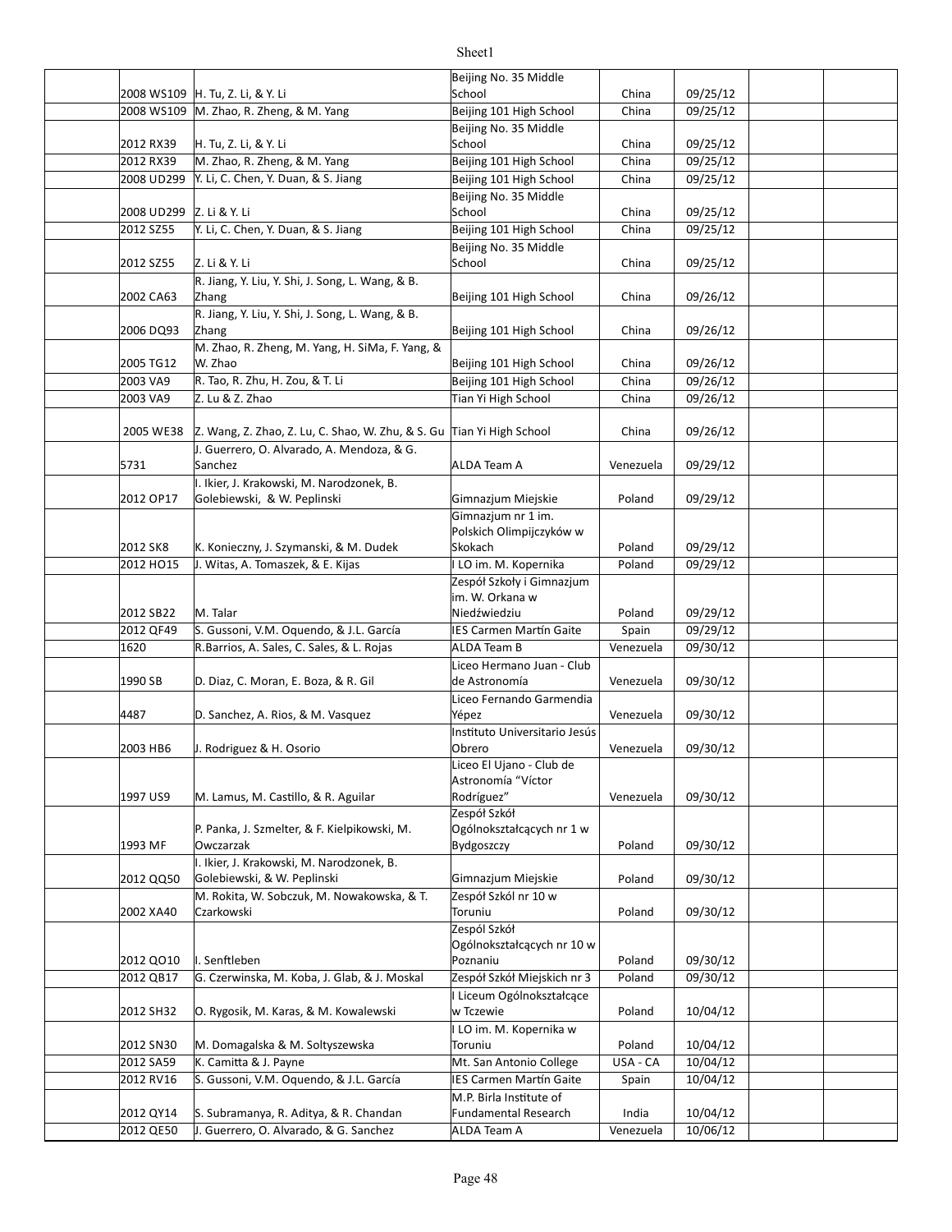| | | | | | | |
|---|---|---|---|---|---|---|
| | 2008 WS109 | H. Tu, Z. Li, & Y. Li | Beijing No. 35 Middle School | China | 09/25/12 | | |
| | 2008 WS109 | M. Zhao, R. Zheng, & M. Yang | Beijing 101 High School | China | 09/25/12 | | |
| | 2012 RX39 | H. Tu, Z. Li, & Y. Li | Beijing No. 35 Middle School | China | 09/25/12 | | |
| | 2012 RX39 | M. Zhao, R. Zheng, & M. Yang | Beijing 101 High School | China | 09/25/12 | | |
| | 2008 UD299 | Y. Li, C. Chen, Y. Duan, & S. Jiang | Beijing 101 High School | China | 09/25/12 | | |
| | 2008 UD299 | Z. Li & Y. Li | Beijing No. 35 Middle School | China | 09/25/12 | | |
| | 2012 SZ55 | Y. Li, C. Chen, Y. Duan, & S. Jiang | Beijing 101 High School | China | 09/25/12 | | |
| | 2012 SZ55 | Z. Li & Y. Li | Beijing No. 35 Middle School | China | 09/25/12 | | |
| | 2002 CA63 | R. Jiang, Y. Liu, Y. Shi, J. Song, L. Wang, & B. Zhang | Beijing 101 High School | China | 09/26/12 | | |
| | 2006 DQ93 | R. Jiang, Y. Liu, Y. Shi, J. Song, L. Wang, & B. Zhang | Beijing 101 High School | China | 09/26/12 | | |
| | 2005 TG12 | M. Zhao, R. Zheng, M. Yang, H. SiMa, F. Yang, & W. Zhao | Beijing 101 High School | China | 09/26/12 | | |
| | 2003 VA9 | R. Tao, R. Zhu, H. Zou, & T. Li | Beijing 101 High School | China | 09/26/12 | | |
| | 2003 VA9 | Z. Lu & Z. Zhao | Tian Yi High School | China | 09/26/12 | | |
| | 2005 WE38 | Z. Wang, Z. Zhao, Z. Lu, C. Shao, W. Zhu, & S. Gu | Tian Yi High School | China | 09/26/12 | | |
| | 5731 | J. Guerrero, O. Alvarado, A. Mendoza, & G. Sanchez | ALDA Team A | Venezuela | 09/29/12 | | |
| | 2012 OP17 | I. Ikier, J. Krakowski, M. Narodzonek, B. Golebiewski, & W. Peplinski | Gimnazjum Miejskie | Poland | 09/29/12 | | |
| | 2012 SK8 | K. Konieczny, J. Szymanski, & M. Dudek | Gimnazjum nr 1 im. Polskich Olimpijczyków w Skokach | Poland | 09/29/12 | | |
| | 2012 HO15 | J. Witas, A. Tomaszek, & E. Kijas | I LO im. M. Kopernika | Poland | 09/29/12 | | |
| | 2012 SB22 | M. Talar | Zespół Szkoły i Gimnazjum im. W. Orkana w Niedźwiedziu | Poland | 09/29/12 | | |
| | 2012 QF49 | S. Gussoni, V.M. Oquendo, & J.L. García | IES Carmen Martín Gaite | Spain | 09/29/12 | | |
| | 1620 | R.Barrios, A. Sales, C. Sales, & L. Rojas | ALDA Team B | Venezuela | 09/30/12 | | |
| | 1990 SB | D. Diaz, C. Moran, E. Boza, & R. Gil | Liceo Hermano Juan - Club de Astronomía | Venezuela | 09/30/12 | | |
| | 4487 | D. Sanchez, A. Rios, & M. Vasquez | Liceo Fernando Garmendia Yépez | Venezuela | 09/30/12 | | |
| | 2003 HB6 | J. Rodriguez & H. Osorio | Instituto Universitario Jesús Obrero | Venezuela | 09/30/12 | | |
| | 1997 US9 | M. Lamus, M. Castillo, & R. Aguilar | Liceo El Ujano - Club de Astronomía "Víctor Rodríguez" | Venezuela | 09/30/12 | | |
| | 1993 MF | P. Panka, J. Szmelter, & F. Kielpikowski, M. Owczarzak | Zespół Szkół Ogólnokształcących nr 1 w Bydgoszczy | Poland | 09/30/12 | | |
| | 2012 QQ50 | I. Ikier, J. Krakowski, M. Narodzonek, B. Golebiewski, & W. Peplinski | Gimnazjum Miejskie | Poland | 09/30/12 | | |
| | 2002 XA40 | M. Rokita, W. Sobczuk, M. Nowakowska, & T. Czarkowski | Zespól Szkól nr 10 w Toruniu | Poland | 09/30/12 | | |
| | 2012 QO10 | I. Senftleben | Zespól Szkół Ogólnokształcących nr 10 w Poznaniu | Poland | 09/30/12 | | |
| | 2012 QB17 | G. Czerwinska, M. Koba, J. Glab, & J. Moskal | Zespół Szkół Miejskich nr 3 | Poland | 09/30/12 | | |
| | 2012 SH32 | O. Rygosik, M. Karas, & M. Kowalewski | I Liceum Ogólnokształcące w Tczewie | Poland | 10/04/12 | | |
| | 2012 SN30 | M. Domagalska & M. Soltyszewska | I LO im. M. Kopernika w Toruniu | Poland | 10/04/12 | | |
| | 2012 SA59 | K. Camitta & J. Payne | Mt. San Antonio College | USA - CA | 10/04/12 | | |
| | 2012 RV16 | S. Gussoni, V.M. Oquendo, & J.L. García | IES Carmen Martín Gaite | Spain | 10/04/12 | | |
| | 2012 QY14 | S. Subramanya, R. Aditya, & R. Chandan | M.P. Birla Institute of Fundamental Research | India | 10/04/12 | | |
| | 2012 QE50 | J. Guerrero, O. Alvarado, & G. Sanchez | ALDA Team A | Venezuela | 10/06/12 | | |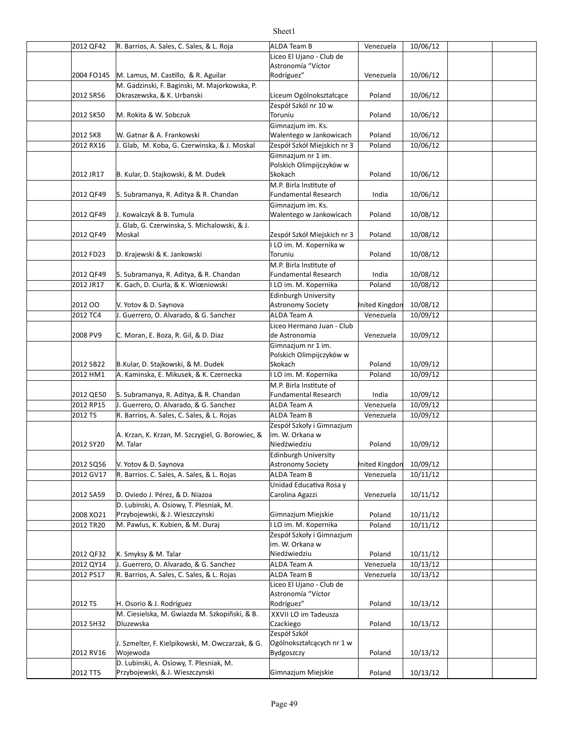| | | | | | | | |
|---|---|---|---|---|---|---|---|
| | 2012 QF42 | R. Barrios, A. Sales, C. Sales, & L. Roja | ALDA Team B | Venezuela | 10/06/12 | | |
| | 2004 FO145 | M. Lamus, M. Castillo, & R. Aguilar | Liceo El Ujano - Club de Astronomía "Víctor Rodríguez" | Venezuela | 10/06/12 | | |
| | 2012 SR56 | M. Gadzinski, F. Baginski, M. Majorkowska, P. Okraszewska, & K. Urbanski | Liceum Ogólnokształcące | Poland | 10/06/12 | | |
| | 2012 SK50 | M. Rokita & W. Sobczuk | Zespół Szkól nr 10 w Toruniu | Poland | 10/06/12 | | |
| | 2012 SK8 | W. Gatnar & A. Frankowski | Gimnazjum im. Ks. Walentego w Jankowicach | Poland | 10/06/12 | | |
| | 2012 RX16 | J. Glab, M. Koba, G. Czerwinska, & J. Moskal | Zespół Szkół Miejskich nr 3 | Poland | 10/06/12 | | |
| | 2012 JR17 | B. Kular, D. Stajkowski, & M. Dudek | Gimnazjum nr 1 im. Polskich Olimpijczyków w Skokach | Poland | 10/06/12 | | |
| | 2012 QF49 | S. Subramanya, R. Aditya & R. Chandan | M.P. Birla Institute of Fundamental Research | India | 10/06/12 | | |
| | 2012 QF49 | J. Kowalczyk & B. Tumula | Gimnazjum im. Ks. Walentego w Jankowicach | Poland | 10/08/12 | | |
| | 2012 QF49 | J. Glab, G. Czerwinska, S. Michalowski, & J. Moskal | Zespół Szkół Miejskich nr 3 | Poland | 10/08/12 | | |
| | 2012 FD23 | D. Krajewski & K. Jankowski | I LO im. M. Kopernika w Toruniu | Poland | 10/08/12 | | |
| | 2012 QF49 | S. Subramanya, R. Aditya, & R. Chandan | M.P. Birla Institute of Fundamental Research | India | 10/08/12 | | |
| | 2012 JR17 | K. Gach, D. Ciurla, & K. Wiœniowski | I LO im. M. Kopernika | Poland | 10/08/12 | | |
| | 2012 OO | V. Yotov & D. Saynova | Edinburgh University Astronomy Society | United Kingdom | 10/08/12 | | |
| | 2012 TC4 | J. Guerrero, O. Alvarado, & G. Sanchez | ALDA Team A | Venezuela | 10/09/12 | | |
| | 2008 PV9 | C. Moran, E. Boza, R. Gil, & D. Diaz | Liceo Hermano Juan - Club de Astronomía | Venezuela | 10/09/12 | | |
| | 2012 SB22 | B.Kular, D. Stajkowski, & M. Dudek | Gimnazjum nr 1 im. Polskich Olimpijczyków w Skokach | Poland | 10/09/12 | | |
| | 2012 HM1 | A. Kaminska, E. Mikusek, & K. Czernecka | I LO im. M. Kopernika | Poland | 10/09/12 | | |
| | 2012 QE50 | S. Subramanya, R. Aditya, & R. Chandan | M.P. Birla Institute of Fundamental Research | India | 10/09/12 | | |
| | 2012 RP15 | J. Guerrero, O. Alvarado, & G. Sanchez | ALDA Team A | Venezuela | 10/09/12 | | |
| | 2012 TS | R. Barrios, A. Sales, C. Sales, & L. Rojas | ALDA Team B | Venezuela | 10/09/12 | | |
| | 2012 SY20 | A. Krzan, K. Krzan, M. Szczygiel, G. Borowiec, & M. Talar | Zespół Szkoły i Gimnazjum im. W. Orkana w Niedźwiedziu | Poland | 10/09/12 | | |
| | 2012 SQ56 | V. Yotov & D. Saynova | Edinburgh University Astronomy Society | United Kingdom | 10/09/12 | | |
| | 2012 GV17 | R. Barrios. C. Sales, A. Sales, & L. Rojas | ALDA Team B | Venezuela | 10/11/12 | | |
| | 2012 SA59 | D. Oviedo J. Pérez, & D. Niazoa | Unidad Educativa Rosa y Carolina Agazzi | Venezuela | 10/11/12 | | |
| | 2008 XO21 | D. Lubinski, A. Osiowy, T. Plesniak, M. Przybojewski, & J. Wieszczynski | Gimnazjum Miejskie | Poland | 10/11/12 | | |
| | 2012 TR20 | M. Pawlus, K. Kubien, & M. Duraj | I LO im. M. Kopernika | Poland | 10/11/12 | | |
| | 2012 QF32 | K. Smyksy & M. Talar | Zespół Szkoły i Gimnazjum im. W. Orkana w Niedźwiedziu | Poland | 10/11/12 | | |
| | 2012 QY14 | J. Guerrero, O. Alvarado, & G. Sanchez | ALDA Team A | Venezuela | 10/13/12 | | |
| | 2012 PS17 | R. Barrios, A. Sales, C. Sales, & L. Rojas | ALDA Team B | Venezuela | 10/13/12 | | |
| | 2012 TS | H. Osorio & J. Rodríguez | Liceo El Ujano - Club de Astronomía "Víctor Rodríguez" | Poland | 10/13/12 | | |
| | 2012 SH32 | M. Ciesielska, M. Gwiazda M. Szkopiński, & B. Dluzewska | XXVII LO im Tadeusza Czackiego | Poland | 10/13/12 | | |
| | 2012 RV16 | J. Szmelter, F. Kielpikowski, M. Owczarzak, & G. Wojewoda | Zespół Szkół Ogólnokształcących nr 1 w Bydgoszczy | Poland | 10/13/12 | | |
| | 2012 TT5 | D. Lubinski, A. Osiowy, T. Plesniak, M. Przybojewski, & J. Wieszczynski | Gimnazjum Miejskie | Poland | 10/13/12 | | |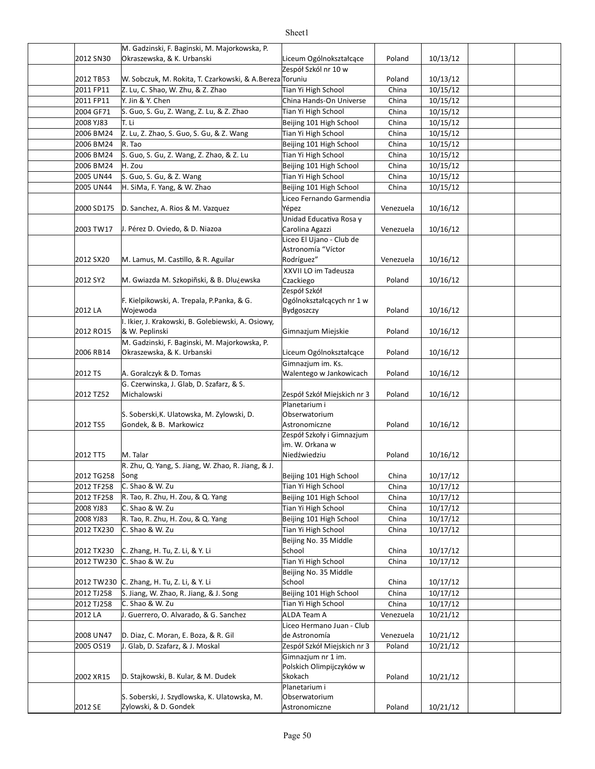| | | | | | | | |
|---|---|---|---|---|---|---|---|
| | 2012 SN30 | M. Gadzinski, F. Baginski, M. Majorkowska, P. Okraszewska, & K. Urbanski | Liceum Ogólnokształcące | Poland | 10/13/12 | | |
| | 2012 TB53 | W. Sobczuk, M. Rokita, T. Czarkowski, & A.Bereza | Zespół Szkól nr 10 w Toruniu | Poland | 10/13/12 | | |
| | 2011 FP11 | Z. Lu, C. Shao, W. Zhu, & Z. Zhao | Tian Yi High School | China | 10/15/12 | | |
| | 2011 FP11 | Y. Jin & Y. Chen | China Hands-On Universe | China | 10/15/12 | | |
| | 2004 GF71 | S. Guo, S. Gu, Z. Wang, Z. Lu, & Z. Zhao | Tian Yi High School | China | 10/15/12 | | |
| | 2008 YJ83 | T. Li | Beijing 101 High School | China | 10/15/12 | | |
| | 2006 BM24 | Z. Lu, Z. Zhao, S. Guo, S. Gu, & Z. Wang | Tian Yi High School | China | 10/15/12 | | |
| | 2006 BM24 | R. Tao | Beijing 101 High School | China | 10/15/12 | | |
| | 2006 BM24 | S. Guo, S. Gu, Z. Wang, Z. Zhao, & Z. Lu | Tian Yi High School | China | 10/15/12 | | |
| | 2006 BM24 | H. Zou | Beijing 101 High School | China | 10/15/12 | | |
| | 2005 UN44 | S. Guo, S. Gu, & Z. Wang | Tian Yi High School | China | 10/15/12 | | |
| | 2005 UN44 | H. SiMa, F. Yang, & W. Zhao | Beijing 101 High School | China | 10/15/12 | | |
| | 2000 SD175 | D. Sanchez, A. Rios & M. Vazquez | Liceo Fernando Garmendia Yépez | Venezuela | 10/16/12 | | |
| | 2003 TW17 | J. Pérez D. Oviedo, & D. Niazoa | Unidad Educativa Rosa y Carolina Agazzi | Venezuela | 10/16/12 | | |
| | 2012 SX20 | M. Lamus, M. Castillo, & R. Aguilar | Liceo El Ujano - Club de Astronomía "Víctor Rodríguez" | Venezuela | 10/16/12 | | |
| | 2012 SY2 | M. Gwiazda M. Szkopiñski, & B. Dlu¿ewska | XXVII LO im Tadeusza Czackiego | Poland | 10/16/12 | | |
| | 2012 LA | F. Kielpikowski, A. Trepala, P.Panka, & G. Wojewoda | Zespół Szkół Ogólnokształcących nr 1 w Bydgoszczy | Poland | 10/16/12 | | |
| | 2012 RO15 | I. Ikier, J. Krakowski, B. Golebiewski, A. Osiowy, & W. Peplinski | Gimnazjum Miejskie | Poland | 10/16/12 | | |
| | 2006 RB14 | M. Gadzinski, F. Baginski, M. Majorkowska, P. Okraszewska, & K. Urbanski | Liceum Ogólnokształcące | Poland | 10/16/12 | | |
| | 2012 TS | A. Goralczyk & D. Tomas | Gimnazjum im. Ks. Walentego w Jankowicach | Poland | 10/16/12 | | |
| | 2012 TZ52 | G. Czerwinska, J. Glab, D. Szafarz, & S. Michalowski | Zespół Szkół Miejskich nr 3 | Poland | 10/16/12 | | |
| | 2012 TS5 | S. Soberski,K. Ulatowska, M. Zylowski, D. Gondek, & B. Markowicz | Planetarium i Obserwatorium Astronomiczne | Poland | 10/16/12 | | |
| | 2012 TT5 | M. Talar | Zespół Szkoły i Gimnazjum im. W. Orkana w Niedźwiedziu | Poland | 10/16/12 | | |
| | 2012 TG258 | R. Zhu, Q. Yang, S. Jiang, W. Zhao, R. Jiang, & J. Song | Beijing 101 High School | China | 10/17/12 | | |
| | 2012 TF258 | C. Shao & W. Zu | Tian Yi High School | China | 10/17/12 | | |
| | 2012 TF258 | R. Tao, R. Zhu, H. Zou, & Q. Yang | Beijing 101 High School | China | 10/17/12 | | |
| | 2008 YJ83 | C. Shao & W. Zu | Tian Yi High School | China | 10/17/12 | | |
| | 2008 YJ83 | R. Tao, R. Zhu, H. Zou, & Q. Yang | Beijing 101 High School | China | 10/17/12 | | |
| | 2012 TX230 | C. Shao & W. Zu | Tian Yi High School | China | 10/17/12 | | |
| | 2012 TX230 | C. Zhang, H. Tu, Z. Li, & Y. Li | Beijing No. 35 Middle School | China | 10/17/12 | | |
| | 2012 TW230 | C. Shao & W. Zu | Tian Yi High School | China | 10/17/12 | | |
| | 2012 TW230 | C. Zhang, H. Tu, Z. Li, & Y. Li | Beijing No. 35 Middle School | China | 10/17/12 | | |
| | 2012 TJ258 | S. Jiang, W. Zhao, R. Jiang, & J. Song | Beijing 101 High School | China | 10/17/12 | | |
| | 2012 TJ258 | C. Shao & W. Zu | Tian Yi High School | China | 10/17/12 | | |
| | 2012 LA | J. Guerrero, O. Alvarado, & G. Sanchez | ALDA Team A | Venezuela | 10/21/12 | | |
| | 2008 UN47 | D. Diaz, C. Moran, E. Boza, & R. Gil | Liceo Hermano Juan - Club de Astronomía | Venezuela | 10/21/12 | | |
| | 2005 OS19 | J. Glab, D. Szafarz, & J. Moskal | Zespół Szkół Miejskich nr 3 | Poland | 10/21/12 | | |
| | 2002 XR15 | D. Stajkowski, B. Kular, & M. Dudek | Gimnazjum nr 1 im. Polskich Olimpijczyków w Skokach | Poland | 10/21/12 | | |
| | 2012 SE | S. Soberski, J. Szydlowska, K. Ulatowska, M. Zylowski, & D. Gondek | Planetarium i Obserwatorium Astronomiczne | Poland | 10/21/12 | | |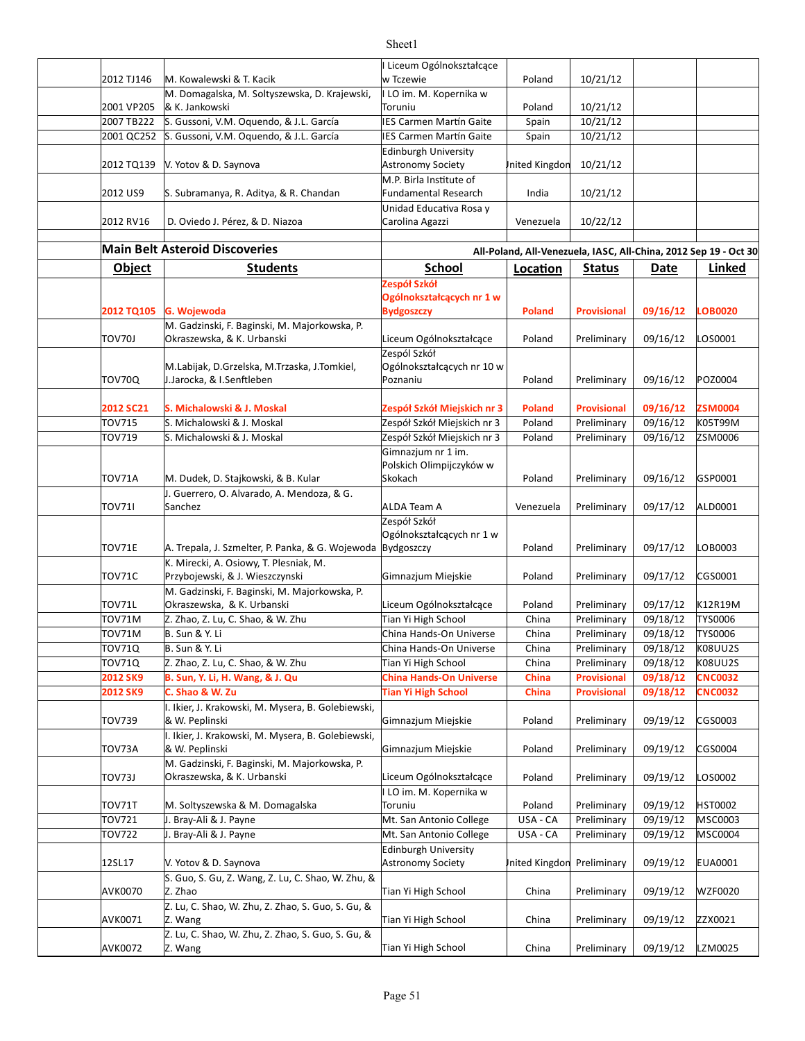| | | | | | | |
|---|---|---|---|---|---|---|
| 2012 TJ146 | M. Kowalewski & T. Kacik | I Liceum Ogólnokształcące w Tczewie | Poland | 10/21/12 | | |
| 2001 VP205 | M. Domagalska, M. Soltyszewska, D. Krajewski, & K. Jankowski | I LO im. M. Kopernika w Toruniu | Poland | 10/21/12 | | |
| 2007 TB222 | S. Gussoni, V.M. Oquendo, & J.L. García | IES Carmen Martín Gaite | Spain | 10/21/12 | | |
| 2001 QC252 | S. Gussoni, V.M. Oquendo, & J.L. García | IES Carmen Martín Gaite | Spain | 10/21/12 | | |
| 2012 TQ139 | V. Yotov & D. Saynova | Edinburgh University Astronomy Society | United Kingdom | 10/21/12 | | |
| 2012 US9 | S. Subramanya, R. Aditya, & R. Chandan | M.P. Birla Institute of Fundamental Research | India | 10/21/12 | | |
| 2012 RV16 | D. Oviedo J. Pérez, & D. Niazoa | Unidad Educativa Rosa y Carolina Agazzi | Venezuela | 10/22/12 | | |

## Main Belt Asteroid Discoveries

All-Poland, All-Venezuela, IASC, All-China, 2012 Sep 19 - Oct 30

| Object | Students | School | Location | Status | Date | Linked |
|---|---|---|---|---|---|---|
| **2012 TQ105** | **G. Wojewoda** | **Zespół Szkół Ogólnokształcących nr 1 w Bydgoszczy** | **Poland** | **Provisional** | **09/16/12** | **LOB0020** |
| TOV70J | M. Gadzinski, F. Baginski, M. Majorkowska, P. Okraszewska, & K. Urbanski | Liceum Ogólnokształcące | Poland | Preliminary | 09/16/12 | LOS0001 |
| TOV70Q | M.Labijak, D.Grzelska, M.Trzaska, J.Tomkiel, J.Jarocka, & I.Senftleben | Zespól Szkół Ogólnokształcących nr 10 w Poznaniu | Poland | Preliminary | 09/16/12 | POZ0004 |
| **2012 SC21** | **S. Michalowski & J. Moskal** | **Zespół Szkół Miejskich nr 3** | **Poland** | **Provisional** | **09/16/12** | **ZSM0004** |
| TOV715 | S. Michalowski & J. Moskal | Zespół Szkół Miejskich nr 3 | Poland | Preliminary | 09/16/12 | K05T99M |
| TOV719 | S. Michalowski & J. Moskal | Zespół Szkół Miejskich nr 3 | Poland | Preliminary | 09/16/12 | ZSM0006 |
| TOV71A | M. Dudek, D. Stajkowski, & B. Kular | Gimnazjum nr 1 im. Polskich Olimpijczyków w Skokach | Poland | Preliminary | 09/16/12 | GSP0001 |
| TOV71I | J. Guerrero, O. Alvarado, A. Mendoza, & G. Sanchez | ALDA Team A | Venezuela | Preliminary | 09/17/12 | ALD0001 |
| TOV71E | A. Trepala, J. Szmelter, P. Panka, & G. Wojewoda | Zespół Szkół Ogólnokształcących nr 1 w Bydgoszczy | Poland | Preliminary | 09/17/12 | LOB0003 |
| TOV71C | K. Mirecki, A. Osiowy, T. Plesniak, M. Przybojewski, & J. Wieszczynski | Gimnazjum Miejskie | Poland | Preliminary | 09/17/12 | CGS0001 |
| TOV71L | M. Gadzinski, F. Baginski, M. Majorkowska, P. Okraszewska, & K. Urbanski | Liceum Ogólnokształcące | Poland | Preliminary | 09/17/12 | K12R19M |
| TOV71M | Z. Zhao, Z. Lu, C. Shao, & W. Zhu | Tian Yi High School | China | Preliminary | 09/18/12 | TYS0006 |
| TOV71M | B. Sun & Y. Li | China Hands-On Universe | China | Preliminary | 09/18/12 | TYS0006 |
| TOV71Q | B. Sun & Y. Li | China Hands-On Universe | China | Preliminary | 09/18/12 | K08UU2S |
| TOV71Q | Z. Zhao, Z. Lu, C. Shao, & W. Zhu | Tian Yi High School | China | Preliminary | 09/18/12 | K08UU2S |
| **2012 SK9** | **B. Sun, Y. Li, H. Wang, & J. Qu** | **China Hands-On Universe** | **China** | **Provisional** | **09/18/12** | **CNC0032** |
| **2012 SK9** | **C. Shao & W. Zu** | **Tian Yi High School** | **China** | **Provisional** | **09/18/12** | **CNC0032** |
| TOV739 | I. Ikier, J. Krakowski, M. Mysera, B. Golebiewski, & W. Peplinski | Gimnazjum Miejskie | Poland | Preliminary | 09/19/12 | CGS0003 |
| TOV73A | I. Ikier, J. Krakowski, M. Mysera, B. Golebiewski, & W. Peplinski | Gimnazjum Miejskie | Poland | Preliminary | 09/19/12 | CGS0004 |
| TOV73J | M. Gadzinski, F. Baginski, M. Majorkowska, P. Okraszewska, & K. Urbanski | Liceum Ogólnokształcące | Poland | Preliminary | 09/19/12 | LOS0002 |
| TOV71T | M. Soltyszewska & M. Domagalska | I LO im. M. Kopernika w Toruniu | Poland | Preliminary | 09/19/12 | HST0002 |
| TOV721 | J. Bray-Ali & J. Payne | Mt. San Antonio College | USA - CA | Preliminary | 09/19/12 | MSC0003 |
| TOV722 | J. Bray-Ali & J. Payne | Mt. San Antonio College | USA - CA | Preliminary | 09/19/12 | MSC0004 |
| 12SL17 | V. Yotov & D. Saynova | Edinburgh University Astronomy Society | United Kingdom | Preliminary | 09/19/12 | EUA0001 |
| AVK0070 | S. Guo, S. Gu, Z. Wang, Z. Lu, C. Shao, W. Zhu, & Z. Zhao | Tian Yi High School | China | Preliminary | 09/19/12 | WZF0020 |
| AVK0071 | Z. Lu, C. Shao, W. Zhu, Z. Zhao, S. Guo, S. Gu, & Z. Wang | Tian Yi High School | China | Preliminary | 09/19/12 | ZZX0021 |
| AVK0072 | Z. Lu, C. Shao, W. Zhu, Z. Zhao, S. Guo, S. Gu, & Z. Wang | Tian Yi High School | China | Preliminary | 09/19/12 | LZM0025 |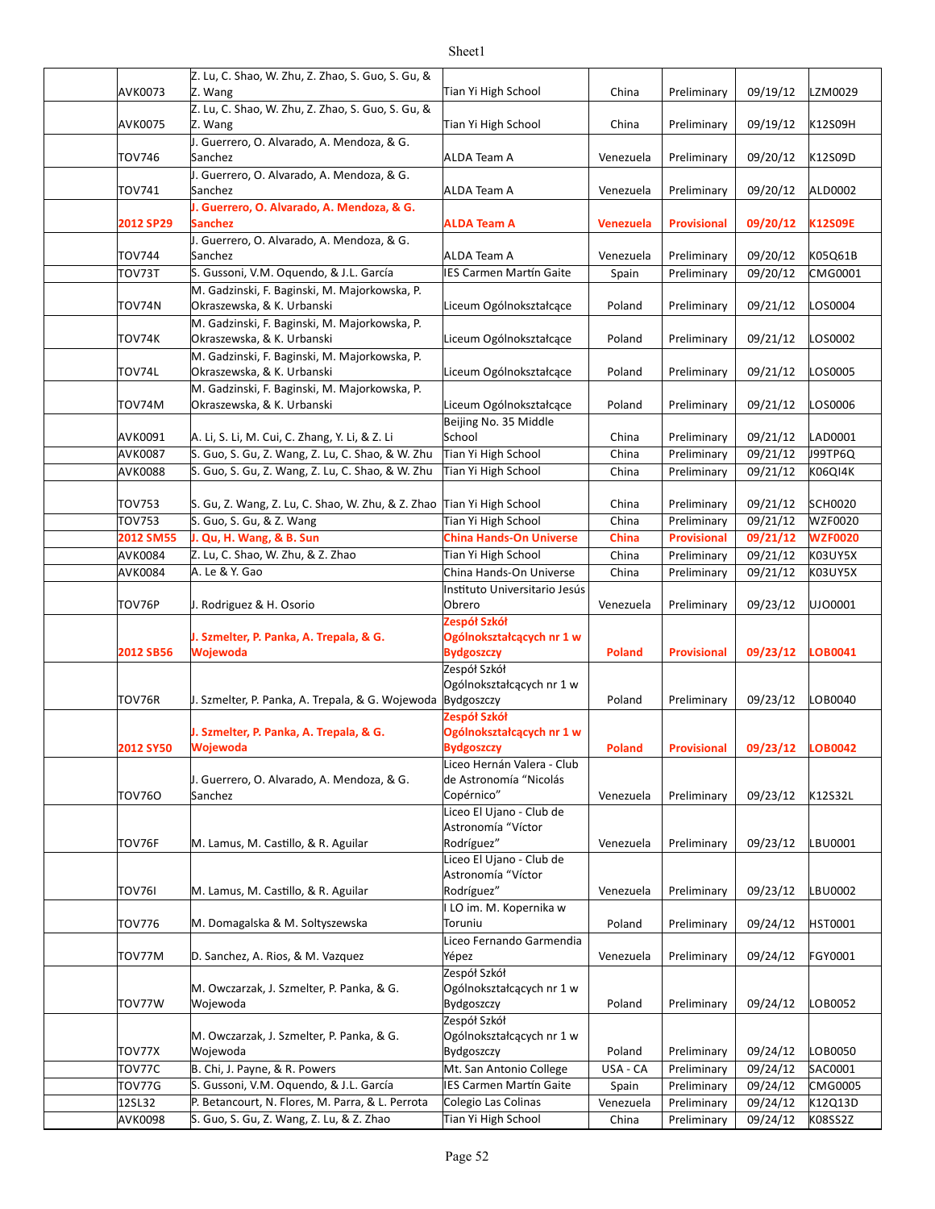| | | | | | | |
|---|---|---|---|---|---|---|
| AVK0073 | Z. Lu, C. Shao, W. Zhu, Z. Zhao, S. Guo, S. Gu, & Z. Wang | Tian Yi High School | China | Preliminary | 09/19/12 | LZM0029 |
| AVK0075 | Z. Lu, C. Shao, W. Zhu, Z. Zhao, S. Guo, S. Gu, & Z. Wang | Tian Yi High School | China | Preliminary | 09/19/12 | K12S09H |
| TOV746 | J. Guerrero, O. Alvarado, A. Mendoza, & G. Sanchez | ALDA Team A | Venezuela | Preliminary | 09/20/12 | K12S09D |
| TOV741 | J. Guerrero, O. Alvarado, A. Mendoza, & G. Sanchez | ALDA Team A | Venezuela | Preliminary | 09/20/12 | ALD0002 |
| **2012 SP29** | **J. Guerrero, O. Alvarado, A. Mendoza, & G. Sanchez** | **ALDA Team A** | **Venezuela** | **Provisional** | **09/20/12** | **K12S09E** |
| TOV744 | J. Guerrero, O. Alvarado, A. Mendoza, & G. Sanchez | ALDA Team A | Venezuela | Preliminary | 09/20/12 | K05Q61B |
| TOV73T | S. Gussoni, V.M. Oquendo, & J.L. García | IES Carmen Martín Gaite | Spain | Preliminary | 09/20/12 | CMG0001 |
| TOV74N | M. Gadzinski, F. Baginski, M. Majorkowska, P. Okraszewska, & K. Urbanski | Liceum Ogólnokształcące | Poland | Preliminary | 09/21/12 | LOS0004 |
| TOV74K | M. Gadzinski, F. Baginski, M. Majorkowska, P. Okraszewska, & K. Urbanski | Liceum Ogólnokształcące | Poland | Preliminary | 09/21/12 | LOS0002 |
| TOV74L | M. Gadzinski, F. Baginski, M. Majorkowska, P. Okraszewska, & K. Urbanski | Liceum Ogólnokształcące | Poland | Preliminary | 09/21/12 | LOS0005 |
| TOV74M | M. Gadzinski, F. Baginski, M. Majorkowska, P. Okraszewska, & K. Urbanski | Liceum Ogólnokształcące | Poland | Preliminary | 09/21/12 | LOS0006 |
| AVK0091 | A. Li, S. Li, M. Cui, C. Zhang, Y. Li, & Z. Li | Beijing No. 35 Middle School | China | Preliminary | 09/21/12 | LAD0001 |
| AVK0087 | S. Guo, S. Gu, Z. Wang, Z. Lu, C. Shao, & W. Zhu | Tian Yi High School | China | Preliminary | 09/21/12 | J99TP6Q |
| AVK0088 | S. Guo, S. Gu, Z. Wang, Z. Lu, C. Shao, & W. Zhu | Tian Yi High School | China | Preliminary | 09/21/12 | K06QI4K |
| TOV753 | S. Gu, Z. Wang, Z. Lu, C. Shao, W. Zhu, & Z. Zhao | Tian Yi High School | China | Preliminary | 09/21/12 | SCH0020 |
| TOV753 | S. Guo, S. Gu, & Z. Wang | Tian Yi High School | China | Preliminary | 09/21/12 | WZF0020 |
| **2012 SM55** | **J. Qu, H. Wang, & B. Sun** | **China Hands-On Universe** | **China** | **Provisional** | **09/21/12** | **WZF0020** |
| AVK0084 | Z. Lu, C. Shao, W. Zhu, & Z. Zhao | Tian Yi High School | China | Preliminary | 09/21/12 | K03UY5X |
| AVK0084 | A. Le & Y. Gao | China Hands-On Universe | China | Preliminary | 09/21/12 | K03UY5X |
| TOV76P | J. Rodriguez & H. Osorio | Instituto Universitario Jesús Obrero | Venezuela | Preliminary | 09/23/12 | UJO0001 |
| **2012 SB56** | **J. Szmelter, P. Panka, A. Trepala, & G. Wojewoda** | **Zespół Szkół Ogólnokształcących nr 1 w Bydgoszczy** | **Poland** | **Provisional** | **09/23/12** | **LOB0041** |
| TOV76R | J. Szmelter, P. Panka, A. Trepala, & G. Wojewoda | Zespół Szkół Ogólnokształcących nr 1 w Bydgoszczy | Poland | Preliminary | 09/23/12 | LOB0040 |
| **2012 SY50** | **J. Szmelter, P. Panka, A. Trepala, & G. Wojewoda** | **Zespół Szkół Ogólnokształcących nr 1 w Bydgoszczy** | **Poland** | **Provisional** | **09/23/12** | **LOB0042** |
| TOV76O | J. Guerrero, O. Alvarado, A. Mendoza, & G. Sanchez | Liceo Hernán Valera - Club de Astronomía "Nicolás Copérnico" | Venezuela | Preliminary | 09/23/12 | K12S32L |
| TOV76F | M. Lamus, M. Castillo, & R. Aguilar | Liceo El Ujano - Club de Astronomía "Víctor Rodríguez" | Venezuela | Preliminary | 09/23/12 | LBU0001 |
| TOV76I | M. Lamus, M. Castillo, & R. Aguilar | Liceo El Ujano - Club de Astronomía "Víctor Rodríguez" | Venezuela | Preliminary | 09/23/12 | LBU0002 |
| TOV776 | M. Domagalska & M. Soltyszewska | I LO im. M. Kopernika w Toruniu | Poland | Preliminary | 09/24/12 | HST0001 |
| TOV77M | D. Sanchez, A. Rios, & M. Vazquez | Liceo Fernando Garmendia Yépez | Venezuela | Preliminary | 09/24/12 | FGY0001 |
| TOV77W | M. Owczarzak, J. Szmelter, P. Panka, & G. Wojewoda | Zespół Szkół Ogólnokształcących nr 1 w Bydgoszczy | Poland | Preliminary | 09/24/12 | LOB0052 |
| TOV77X | M. Owczarzak, J. Szmelter, P. Panka, & G. Wojewoda | Zespół Szkół Ogólnokształcących nr 1 w Bydgoszczy | Poland | Preliminary | 09/24/12 | LOB0050 |
| TOV77C | B. Chi, J. Payne, & R. Powers | Mt. San Antonio College | USA - CA | Preliminary | 09/24/12 | SAC0001 |
| TOV77G | S. Gussoni, V.M. Oquendo, & J.L. García | IES Carmen Martín Gaite | Spain | Preliminary | 09/24/12 | CMG0005 |
| 12SL32 | P. Betancourt, N. Flores, M. Parra, & L. Perrota | Colegio Las Colinas | Venezuela | Preliminary | 09/24/12 | K12Q13D |
| AVK0098 | S. Guo, S. Gu, Z. Wang, Z. Lu, & Z. Zhao | Tian Yi High School | China | Preliminary | 09/24/12 | K08SS2Z |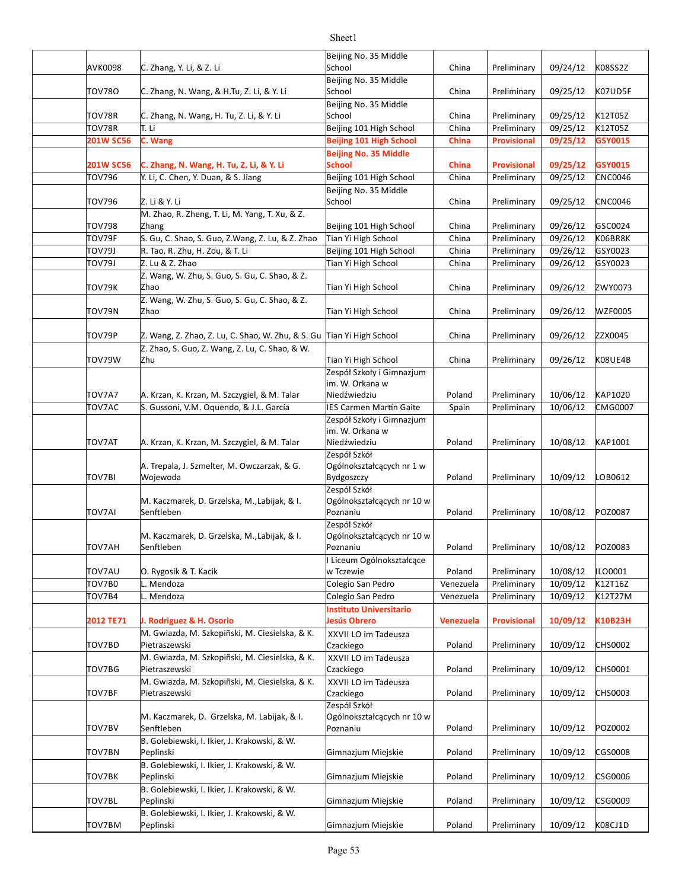| | | | | | | |
|---|---|---|---|---|---|---|
| AVK0098 | C. Zhang, Y. Li, & Z. Li | Beijing No. 35 Middle School | China | Preliminary | 09/24/12 | K08SS2Z |
| TOV78O | C. Zhang, N. Wang, & H.Tu, Z. Li, & Y. Li | Beijing No. 35 Middle School | China | Preliminary | 09/25/12 | K07UD5F |
| TOV78R | C. Zhang, N. Wang, H. Tu, Z. Li, & Y. Li | Beijing No. 35 Middle School | China | Preliminary | 09/25/12 | K12T05Z |
| TOV78R | T. Li | Beijing 101 High School | China | Preliminary | 09/25/12 | K12T05Z |
| **201W SC56** | **C. Wang** | **Beijing 101 High School** | **China** | **Provisional** | **09/25/12** | **GSY0015** |
| **201W SC56** | **C. Zhang, N. Wang, H. Tu, Z. Li, & Y. Li** | **Beijing No. 35 Middle School** | **China** | **Provisional** | **09/25/12** | **GSY0015** |
| TOV796 | Y. Li, C. Chen, Y. Duan, & S. Jiang | Beijing 101 High School | China | Preliminary | 09/25/12 | CNC0046 |
| TOV796 | Z. Li & Y. Li | Beijing No. 35 Middle School | China | Preliminary | 09/25/12 | CNC0046 |
| TOV798 | M. Zhao, R. Zheng, T. Li, M. Yang, T. Xu, & Z. Zhang | Beijing 101 High School | China | Preliminary | 09/26/12 | GSC0024 |
| TOV79F | S. Gu, C. Shao, S. Guo, Z.Wang, Z. Lu, & Z. Zhao | Tian Yi High School | China | Preliminary | 09/26/12 | K06BR8K |
| TOV79J | R. Tao, R. Zhu, H. Zou, & T. Li | Beijing 101 High School | China | Preliminary | 09/26/12 | GSY0023 |
| TOV79J | Z. Lu & Z. Zhao | Tian Yi High School | China | Preliminary | 09/26/12 | GSY0023 |
| TOV79K | Z. Wang, W. Zhu, S. Guo, S. Gu, C. Shao, & Z. Zhao | Tian Yi High School | China | Preliminary | 09/26/12 | ZWY0073 |
| TOV79N | Z. Wang, W. Zhu, S. Guo, S. Gu, C. Shao, & Z. Zhao | Tian Yi High School | China | Preliminary | 09/26/12 | WZF0005 |
| TOV79P | Z. Wang, Z. Zhao, Z. Lu, C. Shao, W. Zhu, & S. Gu | Tian Yi High School | China | Preliminary | 09/26/12 | ZZX0045 |
| TOV79W | Z. Zhao, S. Guo, Z. Wang, Z. Lu, C. Shao, & W. Zhu | Tian Yi High School | China | Preliminary | 09/26/12 | K08UE4B |
| TOV7A7 | A. Krzan, K. Krzan, M. Szczygiel, & M. Talar | Zespół Szkoły i Gimnazjum im. W. Orkana w Niedźwiedziu | Poland | Preliminary | 10/06/12 | KAP1020 |
| TOV7AC | S. Gussoni, V.M. Oquendo, & J.L. García | IES Carmen Martín Gaite | Spain | Preliminary | 10/06/12 | CMG0007 |
| TOV7AT | A. Krzan, K. Krzan, M. Szczygiel, & M. Talar | Zespół Szkoły i Gimnazjum im. W. Orkana w Niedźwiedziu | Poland | Preliminary | 10/08/12 | KAP1001 |
| TOV7BI | A. Trepala, J. Szmelter, M. Owczarzak, & G. Wojewoda | Zespól Szkół Ogólnokształcących nr 1 w Bydgoszczy | Poland | Preliminary | 10/09/12 | LOB0612 |
| TOV7AI | M. Kaczmarek, D. Grzelska, M.,Labijak, & I. Senftleben | Zespól Szkół Ogólnokształcących nr 10 w Poznaniu | Poland | Preliminary | 10/08/12 | POZ0087 |
| TOV7AH | M. Kaczmarek, D. Grzelska, M.,Labijak, & I. Senftleben | Zespól Szkół Ogólnokształcących nr 10 w Poznaniu | Poland | Preliminary | 10/08/12 | POZ0083 |
| TOV7AU | O. Rygosik & T. Kacik | I Liceum Ogólnokształcące w Tczewie | Poland | Preliminary | 10/08/12 | ILO0001 |
| TOV7B0 | L. Mendoza | Colegio San Pedro | Venezuela | Preliminary | 10/09/12 | K12T16Z |
| TOV7B4 | L. Mendoza | Colegio San Pedro | Venezuela | Preliminary | 10/09/12 | K12T27M |
| **2012 TE71** | **J. Rodriguez & H. Osorio** | **Instituto Universitario Jesús Obrero** | **Venezuela** | **Provisional** | **10/09/12** | **K10B23H** |
| TOV7BD | M. Gwiazda, M. Szkopiñski, M. Ciesielska, & K. Pietraszewski | XXVII LO im Tadeusza Czackiego | Poland | Preliminary | 10/09/12 | CHS0002 |
| TOV7BG | M. Gwiazda, M. Szkopiñski, M. Ciesielska, & K. Pietraszewski | XXVII LO im Tadeusza Czackiego | Poland | Preliminary | 10/09/12 | CHS0001 |
| TOV7BF | M. Gwiazda, M. Szkopiñski, M. Ciesielska, & K. Pietraszewski | XXVII LO im Tadeusza Czackiego | Poland | Preliminary | 10/09/12 | CHS0003 |
| TOV7BV | M. Kaczmarek, D. Grzelska, M. Labijak, & I. Senftleben | Zespól Szkół Ogólnokształcących nr 10 w Poznaniu | Poland | Preliminary | 10/09/12 | POZ0002 |
| TOV7BN | B. Golebiewski, I. Ikier, J. Krakowski, & W. Peplinski | Gimnazjum Miejskie | Poland | Preliminary | 10/09/12 | CGS0008 |
| TOV7BK | B. Golebiewski, I. Ikier, J. Krakowski, & W. Peplinski | Gimnazjum Miejskie | Poland | Preliminary | 10/09/12 | CSG0006 |
| TOV7BL | B. Golebiewski, I. Ikier, J. Krakowski, & W. Peplinski | Gimnazjum Miejskie | Poland | Preliminary | 10/09/12 | CSG0009 |
| TOV7BM | B. Golebiewski, I. Ikier, J. Krakowski, & W. Peplinski | Gimnazjum Miejskie | Poland | Preliminary | 10/09/12 | K08CJ1D |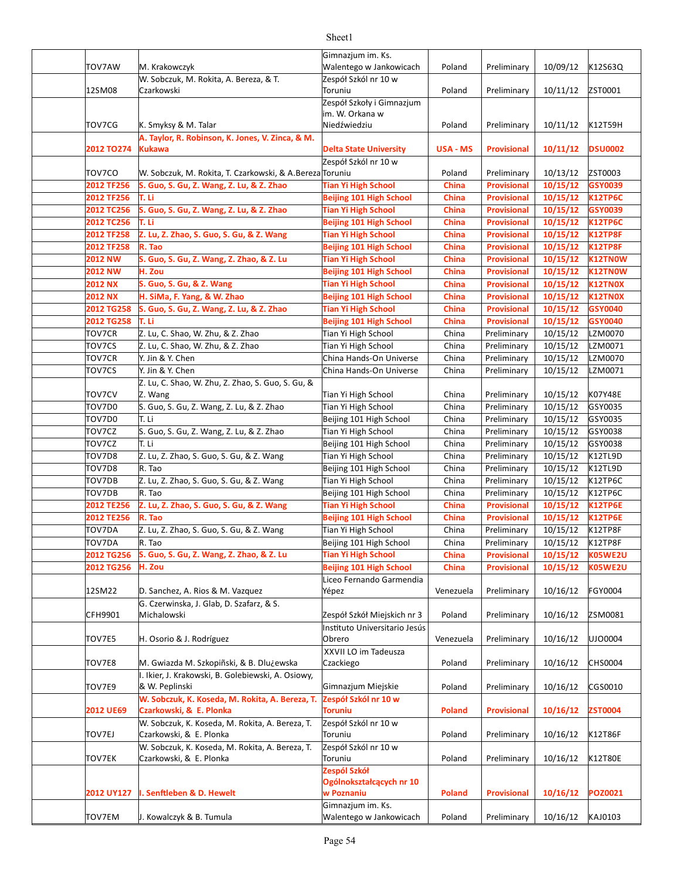| | | | | | | | |
|---|---|---|---|---|---|---|---|
| | TOV7AW | M. Krakowczyk | Gimnazjum im. Ks. Walentego w Jankowicach | Poland | Preliminary | 10/09/12 | K12S63Q |
| | 12SM08 | W. Sobczuk, M. Rokita, A. Bereza, & T. Czarkowski | Zespół Szkól nr 10 w Toruniu | Poland | Preliminary | 10/11/12 | ZST0001 |
| | TOV7CG | K. Smyksy & M. Talar | Zespół Szkoły i Gimnazjum im. W. Orkana w Niedźwiedziu | Poland | Preliminary | 10/11/12 | K12T59H |
| | **2012 TO274** | **A. Taylor, R. Robinson, K. Jones, V. Zinca, & M. Kukawa** | **Delta State University** | **USA - MS** | **Provisional** | **10/11/12** | **DSU0002** |
| | TOV7CO | W. Sobczuk, M. Rokita, T. Czarkowski, & A.Bereza | Zespół Szkól nr 10 w Toruniu | Poland | Preliminary | 10/13/12 | ZST0003 |
| | **2012 TF256** | **S. Guo, S. Gu, Z. Wang, Z. Lu, & Z. Zhao** | **Tian Yi High School** | **China** | **Provisional** | **10/15/12** | **GSY0039** |
| | **2012 TF256** | **T. Li** | **Beijing 101 High School** | **China** | **Provisional** | **10/15/12** | **K12TP6C** |
| | **2012 TC256** | **S. Guo, S. Gu, Z. Wang, Z. Lu, & Z. Zhao** | **Tian Yi High School** | **China** | **Provisional** | **10/15/12** | **GSY0039** |
| | **2012 TC256** | **T. Li** | **Beijing 101 High School** | **China** | **Provisional** | **10/15/12** | **K12TP6C** |
| | **2012 TF258** | **Z. Lu, Z. Zhao, S. Guo, S. Gu, & Z. Wang** | **Tian Yi High School** | **China** | **Provisional** | **10/15/12** | **K12TP8F** |
| | **2012 TF258** | **R. Tao** | **Beijing 101 High School** | **China** | **Provisional** | **10/15/12** | **K12TP8F** |
| | **2012 NW** | **S. Guo, S. Gu, Z. Wang, Z. Zhao, & Z. Lu** | **Tian Yi High School** | **China** | **Provisional** | **10/15/12** | **K12TN0W** |
| | **2012 NW** | **H. Zou** | **Beijing 101 High School** | **China** | **Provisional** | **10/15/12** | **K12TN0W** |
| | **2012 NX** | **S. Guo, S. Gu, & Z. Wang** | **Tian Yi High School** | **China** | **Provisional** | **10/15/12** | **K12TN0X** |
| | **2012 NX** | **H. SiMa, F. Yang, & W. Zhao** | **Beijing 101 High School** | **China** | **Provisional** | **10/15/12** | **K12TN0X** |
| | **2012 TG258** | **S. Guo, S. Gu, Z. Wang, Z. Lu, & Z. Zhao** | **Tian Yi High School** | **China** | **Provisional** | **10/15/12** | **GSY0040** |
| | **2012 TG258** | **T. Li** | **Beijing 101 High School** | **China** | **Provisional** | **10/15/12** | **GSY0040** |
| | TOV7CR | Z. Lu, C. Shao, W. Zhu, & Z. Zhao | Tian Yi High School | China | Preliminary | 10/15/12 | LZM0070 |
| | TOV7CS | Z. Lu, C. Shao, W. Zhu, & Z. Zhao | Tian Yi High School | China | Preliminary | 10/15/12 | LZM0071 |
| | TOV7CR | Y. Jin & Y. Chen | China Hands-On Universe | China | Preliminary | 10/15/12 | LZM0070 |
| | TOV7CS | Y. Jin & Y. Chen | China Hands-On Universe | China | Preliminary | 10/15/12 | LZM0071 |
| | TOV7CV | Z. Lu, C. Shao, W. Zhu, Z. Zhao, S. Guo, S. Gu, & Z. Wang | Tian Yi High School | China | Preliminary | 10/15/12 | K07Y48E |
| | TOV7D0 | S. Guo, S. Gu, Z. Wang, Z. Lu, & Z. Zhao | Tian Yi High School | China | Preliminary | 10/15/12 | GSY0035 |
| | TOV7D0 | T. Li | Beijing 101 High School | China | Preliminary | 10/15/12 | GSY0035 |
| | TOV7CZ | S. Guo, S. Gu, Z. Wang, Z. Lu, & Z. Zhao | Tian Yi High School | China | Preliminary | 10/15/12 | GSY0038 |
| | TOV7CZ | T. Li | Beijing 101 High School | China | Preliminary | 10/15/12 | GSY0038 |
| | TOV7D8 | Z. Lu, Z. Zhao, S. Guo, S. Gu, & Z. Wang | Tian Yi High School | China | Preliminary | 10/15/12 | K12TL9D |
| | TOV7D8 | R. Tao | Beijing 101 High School | China | Preliminary | 10/15/12 | K12TL9D |
| | TOV7DB | Z. Lu, Z. Zhao, S. Guo, S. Gu, & Z. Wang | Tian Yi High School | China | Preliminary | 10/15/12 | K12TP6C |
| | TOV7DB | R. Tao | Beijing 101 High School | China | Preliminary | 10/15/12 | K12TP6C |
| | **2012 TE256** | **Z. Lu, Z. Zhao, S. Guo, S. Gu, & Z. Wang** | **Tian Yi High School** | **China** | **Provisional** | **10/15/12** | **K12TP6E** |
| | **2012 TE256** | **R. Tao** | **Beijing 101 High School** | **China** | **Provisional** | **10/15/12** | **K12TP6E** |
| | TOV7DA | Z. Lu, Z. Zhao, S. Guo, S. Gu, & Z. Wang | Tian Yi High School | China | Preliminary | 10/15/12 | K12TP8F |
| | TOV7DA | R. Tao | Beijing 101 High School | China | Preliminary | 10/15/12 | K12TP8F |
| | **2012 TG256** | **S. Guo, S. Gu, Z. Wang, Z. Zhao, & Z. Lu** | **Tian Yi High School** | **China** | **Provisional** | **10/15/12** | **K05WE2U** |
| | **2012 TG256** | **H. Zou** | **Beijing 101 High School** | **China** | **Provisional** | **10/15/12** | **K05WE2U** |
| | 12SM22 | D. Sanchez, A. Rios & M. Vazquez | Liceo Fernando Garmendia Yépez | Venezuela | Preliminary | 10/16/12 | FGY0004 |
| | CFH9901 | G. Czerwinska, J. Glab, D. Szafarz, & S. Michalowski | Zespół Szkół Miejskich nr 3 | Poland | Preliminary | 10/16/12 | ZSM0081 |
| | TOV7E5 | H. Osorio & J. Rodríguez | Instituto Universitario Jesús Obrero | Venezuela | Preliminary | 10/16/12 | UJO0004 |
| | TOV7E8 | M. Gwiazda M. Szkopiñski, & B. Dlu¿ewska | XXVII LO im Tadeusza Czackiego | Poland | Preliminary | 10/16/12 | CHS0004 |
| | TOV7E9 | I. Ikier, J. Krakowski, B. Golebiewski, A. Osiowy, & W. Peplinski | Gimnazjum Miejskie | Poland | Preliminary | 10/16/12 | CGS0010 |
| | **2012 UE69** | **W. Sobczuk, K. Koseda, M. Rokita, A. Bereza, T. Czarkowski, & E. Plonka** | **Zespół Szkól nr 10 w Toruniu** | **Poland** | **Provisional** | **10/16/12** | **ZST0004** |
| | TOV7EJ | W. Sobczuk, K. Koseda, M. Rokita, A. Bereza, T. Czarkowski, & E. Plonka | Zespół Szkól nr 10 w Toruniu | Poland | Preliminary | 10/16/12 | K12T86F |
| | TOV7EK | W. Sobczuk, K. Koseda, M. Rokita, A. Bereza, T. Czarkowski, & E. Plonka | Zespół Szkól nr 10 w Toruniu | Poland | Preliminary | 10/16/12 | K12T80E |
| | **2012 UY127** | **I. Senftleben & D. Hewelt** | **Zespól Szkół Ogólnokształcących nr 10 w Poznaniu** | **Poland** | **Provisional** | **10/16/12** | **POZ0021** |
| | TOV7EM | J. Kowalczyk & B. Tumula | Gimnazjum im. Ks. Walentego w Jankowicach | Poland | Preliminary | 10/16/12 | KAJ0103 |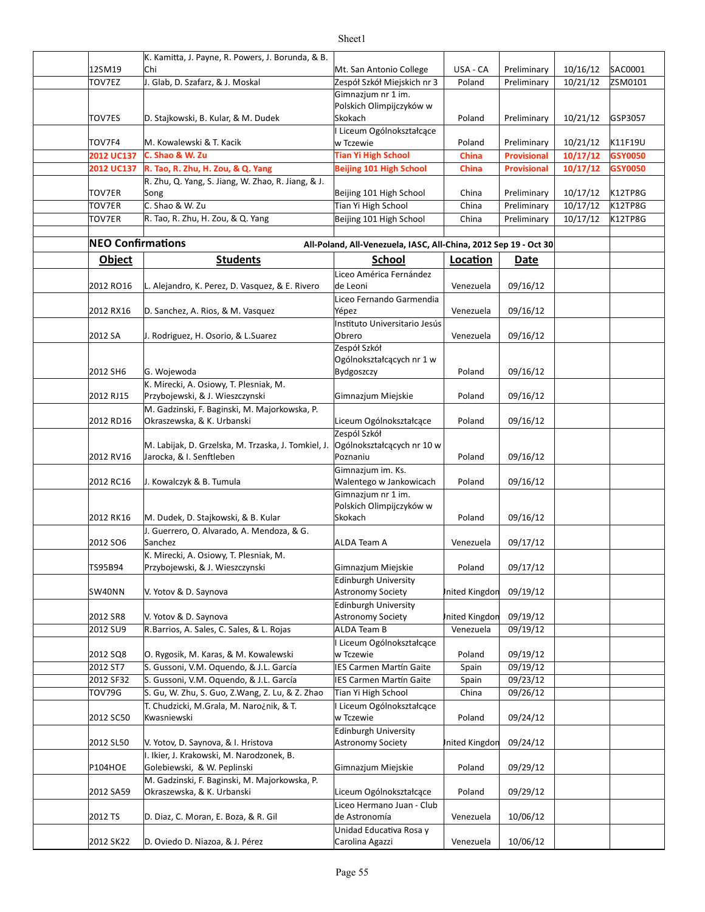| | | | | | | |
|---|---|---|---|---|---|---|
| 12SM19 | K. Kamitta, J. Payne, R. Powers, J. Borunda, & B. Chi | Mt. San Antonio College | USA - CA | Preliminary | 10/16/12 | SAC0001 |
| TOV7EZ | J. Glab, D. Szafarz, & J. Moskal | Zespół Szkół Miejskich nr 3 | Poland | Preliminary | 10/21/12 | ZSM0101 |
| TOV7ES | D. Stajkowski, B. Kular, & M. Dudek | Gimnazjum nr 1 im. Polskich Olimpijczyków w Skokach | Poland | Preliminary | 10/21/12 | GSP3057 |
| TOV7F4 | M. Kowalewski & T. Kacik | I Liceum Ogólnokształcące w Tczewie | Poland | Preliminary | 10/21/12 | K11F19U |
| **2012 UC137** | **C. Shao & W. Zu** | **Tian Yi High School** | **China** | **Provisional** | **10/17/12** | **GSY0050** |
| **2012 UC137** | **R. Tao, R. Zhu, H. Zou, & Q. Yang** | **Beijing 101 High School** | **China** | **Provisional** | **10/17/12** | **GSY0050** |
| TOV7ER | R. Zhu, Q. Yang, S. Jiang, W. Zhao, R. Jiang, & J. Song | Beijing 101 High School | China | Preliminary | 10/17/12 | K12TP8G |
| TOV7ER | C. Shao & W. Zu | Tian Yi High School | China | Preliminary | 10/17/12 | K12TP8G |
| TOV7ER | R. Tao, R. Zhu, H. Zou, & Q. Yang | Beijing 101 High School | China | Preliminary | 10/17/12 | K12TP8G |

## NEO Confirmations

**All-Poland, All-Venezuela, IASC, All-China, 2012 Sep 19 - Oct 30**

| Object | Students | School | Location | Date |
|---|---|---|---|---|
| 2012 RO16 | L. Alejandro, K. Perez, D. Vasquez, & E. Rivero | Liceo América Fernández de Leoni | Venezuela | 09/16/12 |
| 2012 RX16 | D. Sanchez, A. Rios, & M. Vasquez | Liceo Fernando Garmendia Yépez | Venezuela | 09/16/12 |
| 2012 SA | J. Rodriguez, H. Osorio, & L.Suarez | Instituto Universitario Jesús Obrero | Venezuela | 09/16/12 |
| 2012 SH6 | G. Wojewoda | Zespół Szkół Ogólnokształcących nr 1 w Bydgoszczy | Poland | 09/16/12 |
| 2012 RJ15 | K. Mirecki, A. Osiowy, T. Plesniak, M. Przybojewski, & J. Wieszczynski | Gimnazjum Miejskie | Poland | 09/16/12 |
| 2012 RD16 | M. Gadzinski, F. Baginski, M. Majorkowska, P. Okraszewska, & K. Urbanski | Liceum Ogólnokształcące | Poland | 09/16/12 |
| 2012 RV16 | M. Labijak, D. Grzelska, M. Trzaska, J. Tomkiel, J. Jarocka, & I. Senftleben | Zespół Szkół Ogólnokształcących nr 10 w Poznaniu | Poland | 09/16/12 |
| 2012 RC16 | J. Kowalczyk & B. Tumula | Gimnazjum im. Ks. Walentego w Jankowicach | Poland | 09/16/12 |
| 2012 RK16 | M. Dudek, D. Stajkowski, & B. Kular | Gimnazjum nr 1 im. Polskich Olimpijczyków w Skokach | Poland | 09/16/12 |
| 2012 SO6 | J. Guerrero, O. Alvarado, A. Mendoza, & G. Sanchez | ALDA Team A | Venezuela | 09/17/12 |
| TS95B94 | K. Mirecki, A. Osiowy, T. Plesniak, M. Przybojewski, & J. Wieszczynski | Gimnazjum Miejskie | Poland | 09/17/12 |
| SW40NN | V. Yotov & D. Saynova | Edinburgh University Astronomy Society | United Kingdom | 09/19/12 |
| 2012 SR8 | V. Yotov & D. Saynova | Edinburgh University Astronomy Society | United Kingdom | 09/19/12 |
| 2012 SU9 | R.Barrios, A. Sales, C. Sales, & L. Rojas | ALDA Team B | Venezuela | 09/19/12 |
| 2012 SQ8 | O. Rygosik, M. Karas, & M. Kowalewski | I Liceum Ogólnokształcące w Tczewie | Poland | 09/19/12 |
| 2012 ST7 | S. Gussoni, V.M. Oquendo, & J.L. García | IES Carmen Martín Gaite | Spain | 09/19/12 |
| 2012 SF32 | S. Gussoni, V.M. Oquendo, & J.L. García | IES Carmen Martín Gaite | Spain | 09/23/12 |
| TOV79G | S. Gu, W. Zhu, S. Guo, Z.Wang, Z. Lu, & Z. Zhao | Tian Yi High School | China | 09/26/12 |
| 2012 SC50 | T. Chudzicki, M.Grala, M. Naro¿nik, & T. Kwasniewski | I Liceum Ogólnokształcące w Tczewie | Poland | 09/24/12 |
| 2012 SL50 | V. Yotov, D. Saynova, & I. Hristova | Edinburgh University Astronomy Society | United Kingdom | 09/24/12 |
| P104HOE | I. Ikier, J. Krakowski, M. Narodzonek, B. Golebiewski, & W. Peplinski | Gimnazjum Miejskie | Poland | 09/29/12 |
| 2012 SA59 | M. Gadzinski, F. Baginski, M. Majorkowska, P. Okraszewska, & K. Urbanski | Liceum Ogólnokształcące | Poland | 09/29/12 |
| 2012 TS | D. Diaz, C. Moran, E. Boza, & R. Gil | Liceo Hermano Juan - Club de Astronomía | Venezuela | 10/06/12 |
| 2012 SK22 | D. Oviedo D. Niazoa, & J. Pérez | Unidad Educativa Rosa y Carolina Agazzi | Venezuela | 10/06/12 |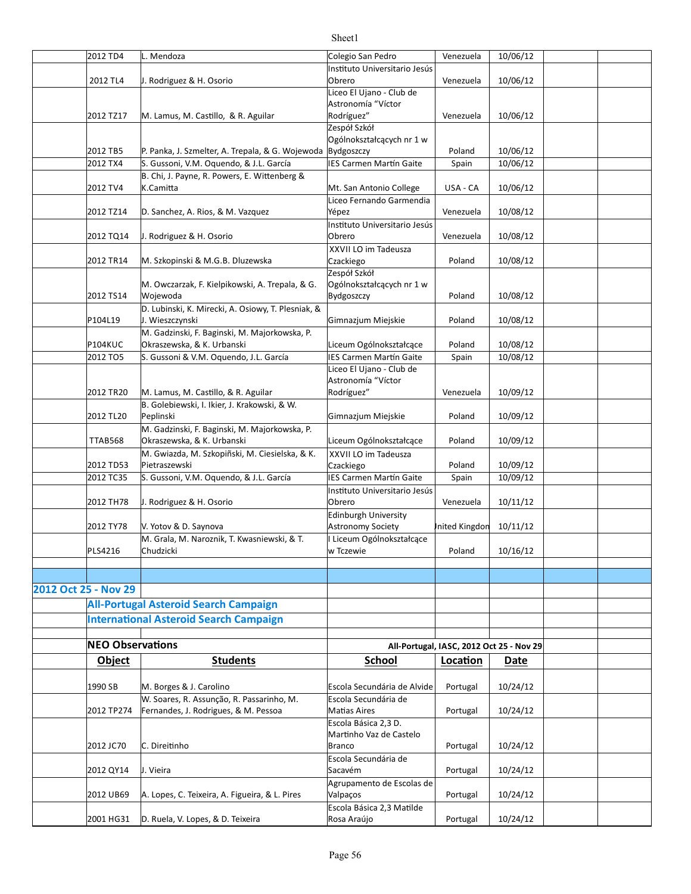| | Object | Students | School | Location | Date | | |
|---|---|---|---|---|---|---|---|
| | 2012 TD4 | L. Mendoza | Colegio San Pedro | Venezuela | 10/06/12 | | |
| | 2012 TL4 | J. Rodriguez & H. Osorio | Instituto Universitario Jesús Obrero | Venezuela | 10/06/12 | | |
| | 2012 TZ17 | M. Lamus, M. Castillo, & R. Aguilar | Liceo El Ujano - Club de Astronomía "Víctor Rodríguez" | Venezuela | 10/06/12 | | |
| | 2012 TB5 | P. Panka, J. Szmelter, A. Trepala, & G. Wojewoda | Zespół Szkół Ogólnokształcących nr 1 w Bydgoszczy | Poland | 10/06/12 | | |
| | 2012 TX4 | S. Gussoni, V.M. Oquendo, & J.L. García | IES Carmen Martín Gaite | Spain | 10/06/12 | | |
| | 2012 TV4 | B. Chi, J. Payne, R. Powers, E. Wittenberg & K.Camitta | Mt. San Antonio College | USA - CA | 10/06/12 | | |
| | 2012 TZ14 | D. Sanchez, A. Rios, & M. Vazquez | Liceo Fernando Garmendia Yépez | Venezuela | 10/08/12 | | |
| | 2012 TQ14 | J. Rodriguez & H. Osorio | Instituto Universitario Jesús Obrero | Venezuela | 10/08/12 | | |
| | 2012 TR14 | M. Szkopinski & M.G.B. Dluzewska | XXVII LO im Tadeusza Czackiego | Poland | 10/08/12 | | |
| | 2012 TS14 | M. Owczarzak, F. Kielpikowski, A. Trepala, & G. Wojewoda | Zespół Szkół Ogólnokształcących nr 1 w Bydgoszczy | Poland | 10/08/12 | | |
| | P104L19 | D. Lubinski, K. Mirecki, A. Osiowy, T. Plesniak, & J. Wieszczynski | Gimnazjum Miejskie | Poland | 10/08/12 | | |
| | P104KUC | M. Gadzinski, F. Baginski, M. Majorkowska, P. Okraszewska, & K. Urbanski | Liceum Ogólnokształcące | Poland | 10/08/12 | | |
| | 2012 TO5 | S. Gussoni & V.M. Oquendo, J.L. García | IES Carmen Martín Gaite | Spain | 10/08/12 | | |
| | 2012 TR20 | M. Lamus, M. Castillo, & R. Aguilar | Liceo El Ujano - Club de Astronomía "Víctor Rodríguez" | Venezuela | 10/09/12 | | |
| | 2012 TL20 | B. Golebiewski, I. Ikier, J. Krakowski, & W. Peplinski | Gimnazjum Miejskie | Poland | 10/09/12 | | |
| | TTAB568 | M. Gadzinski, F. Baginski, M. Majorkowska, P. Okraszewska, & K. Urbanski | Liceum Ogólnokształcące | Poland | 10/09/12 | | |
| | 2012 TD53 | M. Gwiazda, M. Szkopiñski, M. Ciesielska, & K. Pietraszewski | XXVII LO im Tadeusza Czackiego | Poland | 10/09/12 | | |
| | 2012 TC35 | S. Gussoni, V.M. Oquendo, & J.L. García | IES Carmen Martín Gaite | Spain | 10/09/12 | | |
| | 2012 TH78 | J. Rodriguez & H. Osorio | Instituto Universitario Jesús Obrero | Venezuela | 10/11/12 | | |
| | 2012 TY78 | V. Yotov & D. Saynova | Edinburgh University Astronomy Society | United Kingdom | 10/11/12 | | |
| | PLS4216 | M. Grala, M. Naroznik, T. Kwasniewski, & T. Chudzicki | I Liceum Ogólnokształcące w Tczewie | Poland | 10/16/12 | | |

**2012 Oct 25 - Nov 29**

**All-Portugal Asteroid Search Campaign**

**International Asteroid Search Campaign**

**NEO Observations** — All-Portugal, IASC, 2012 Oct 25 - Nov 29

| | Object | Students | School | Location | Date | | |
|---|---|---|---|---|---|---|---|
| | 1990 SB | M. Borges & J. Carolino | Escola Secundária de Alvide | Portugal | 10/24/12 | | |
| | 2012 TP274 | W. Soares, R. Assunção, R. Passarinho, M. Fernandes, J. Rodrigues, & M. Pessoa | Escola Secundária de Matias Aires | Portugal | 10/24/12 | | |
| | 2012 JC70 | C. Direitinho | Escola Básica 2,3 D. Martinho Vaz de Castelo Branco | Portugal | 10/24/12 | | |
| | 2012 QY14 | J. Vieira | Escola Secundária de Sacavém | Portugal | 10/24/12 | | |
| | 2012 UB69 | A. Lopes, C. Teixeira, A. Figueira, & L. Pires | Agrupamento de Escolas de Valpaços | Portugal | 10/24/12 | | |
| | 2001 HG31 | D. Ruela, V. Lopes, & D. Teixeira | Escola Básica 2,3 Matilde Rosa Araújo | Portugal | 10/24/12 | | |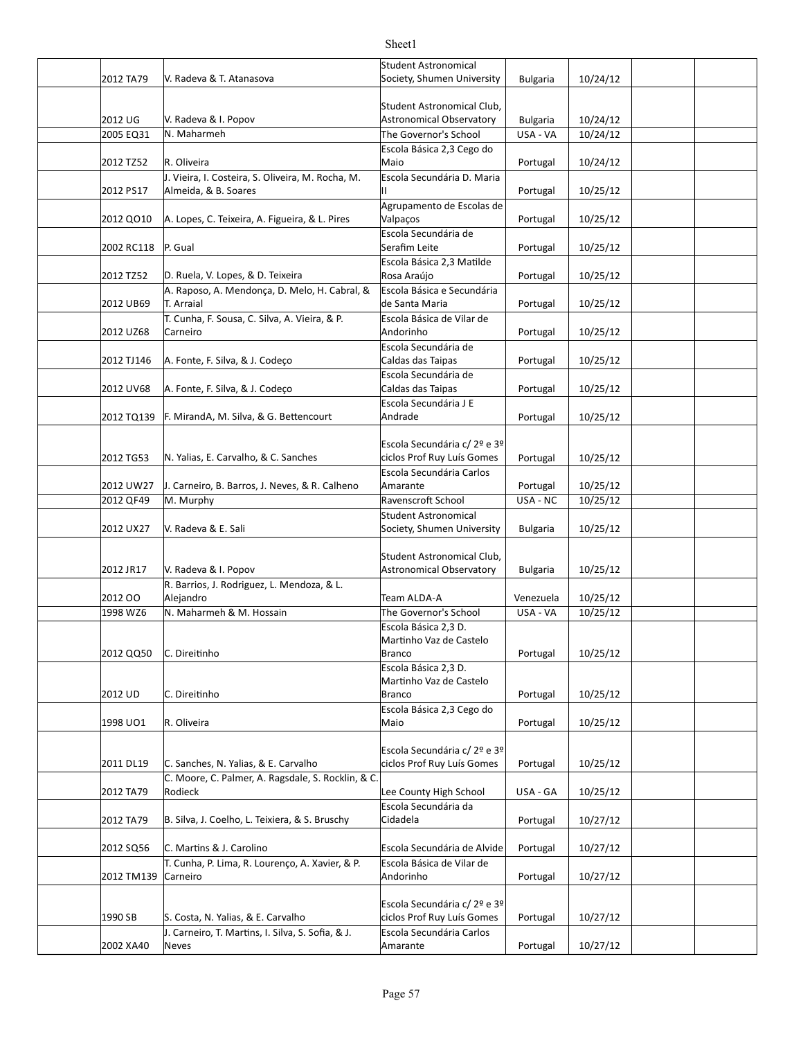| | | | | | | |
|---|---|---|---|---|---|---|
| | 2012 TA79 | V. Radeva & T. Atanasova | Student Astronomical Society, Shumen University | Bulgaria | 10/24/12 | | |
| | 2012 UG | V. Radeva & I. Popov | Student Astronomical Club, Astronomical Observatory | Bulgaria | 10/24/12 | | |
| | 2005 EQ31 | N. Maharmeh | The Governor's School | USA - VA | 10/24/12 | | |
| | 2012 TZ52 | R. Oliveira | Escola Básica 2,3 Cego do Maio | Portugal | 10/24/12 | | |
| | 2012 PS17 | J. Vieira, I. Costeira, S. Oliveira, M. Rocha, M. Almeida, & B. Soares | Escola Secundária D. Maria II | Portugal | 10/25/12 | | |
| | 2012 QO10 | A. Lopes, C. Teixeira, A. Figueira, & L. Pires | Agrupamento de Escolas de Valpaços | Portugal | 10/25/12 | | |
| | 2002 RC118 | P. Gual | Escola Secundária de Serafim Leite | Portugal | 10/25/12 | | |
| | 2012 TZ52 | D. Ruela, V. Lopes, & D. Teixeira | Escola Básica 2,3 Matilde Rosa Araújo | Portugal | 10/25/12 | | |
| | 2012 UB69 | A. Raposo, A. Mendonça, D. Melo, H. Cabral, & T. Arraial | Escola Básica e Secundária de Santa Maria | Portugal | 10/25/12 | | |
| | 2012 UZ68 | T. Cunha, F. Sousa, C. Silva, A. Vieira, & P. Carneiro | Escola Básica de Vilar de Andorinho | Portugal | 10/25/12 | | |
| | 2012 TJ146 | A. Fonte, F. Silva, & J. Codeço | Escola Secundária de Caldas das Taipas | Portugal | 10/25/12 | | |
| | 2012 UV68 | A. Fonte, F. Silva, & J. Codeço | Escola Secundária de Caldas das Taipas | Portugal | 10/25/12 | | |
| | 2012 TQ139 | F. MirandA, M. Silva, & G. Bettencourt | Escola Secundária J E Andrade | Portugal | 10/25/12 | | |
| | 2012 TG53 | N. Yalias, E. Carvalho, & C. Sanches | Escola Secundária c/ 2º e 3º ciclos Prof Ruy Luís Gomes | Portugal | 10/25/12 | | |
| | 2012 UW27 | J. Carneiro, B. Barros, J. Neves, & R. Calheno | Escola Secundária Carlos Amarante | Portugal | 10/25/12 | | |
| | 2012 QF49 | M. Murphy | Ravenscroft School | USA - NC | 10/25/12 | | |
| | 2012 UX27 | V. Radeva & E. Sali | Student Astronomical Society, Shumen University | Bulgaria | 10/25/12 | | |
| | 2012 JR17 | V. Radeva & I. Popov | Student Astronomical Club, Astronomical Observatory | Bulgaria | 10/25/12 | | |
| | 2012 OO | R. Barrios, J. Rodriguez, L. Mendoza, & L. Alejandro | Team ALDA-A | Venezuela | 10/25/12 | | |
| | 1998 WZ6 | N. Maharmeh & M. Hossain | The Governor's School | USA - VA | 10/25/12 | | |
| | 2012 QQ50 | C. Direitinho | Escola Básica 2,3 D. Martinho Vaz de Castelo Branco | Portugal | 10/25/12 | | |
| | 2012 UD | C. Direitinho | Escola Básica 2,3 D. Martinho Vaz de Castelo Branco | Portugal | 10/25/12 | | |
| | 1998 UO1 | R. Oliveira | Escola Básica 2,3 Cego do Maio | Portugal | 10/25/12 | | |
| | 2011 DL19 | C. Sanches, N. Yalias, & E. Carvalho | Escola Secundária c/ 2º e 3º ciclos Prof Ruy Luís Gomes | Portugal | 10/25/12 | | |
| | 2012 TA79 | C. Moore, C. Palmer, A. Ragsdale, S. Rocklin, & C. Rodieck | Lee County High School | USA - GA | 10/25/12 | | |
| | 2012 TA79 | B. Silva, J. Coelho, L. Teixiera, & S. Bruschy | Escola Secundária da Cidadela | Portugal | 10/27/12 | | |
| | 2012 SQ56 | C. Martins & J. Carolino | Escola Secundária de Alvide | Portugal | 10/27/12 | | |
| | 2012 TM139 | T. Cunha, P. Lima, R. Lourenço, A. Xavier, & P. Carneiro | Escola Básica de Vilar de Andorinho | Portugal | 10/27/12 | | |
| | 1990 SB | S. Costa, N. Yalias, & E. Carvalho | Escola Secundária c/ 2º e 3º ciclos Prof Ruy Luís Gomes | Portugal | 10/27/12 | | |
| | 2002 XA40 | J. Carneiro, T. Martins, I. Silva, S. Sofia, & J. Neves | Escola Secundária Carlos Amarante | Portugal | 10/27/12 | | |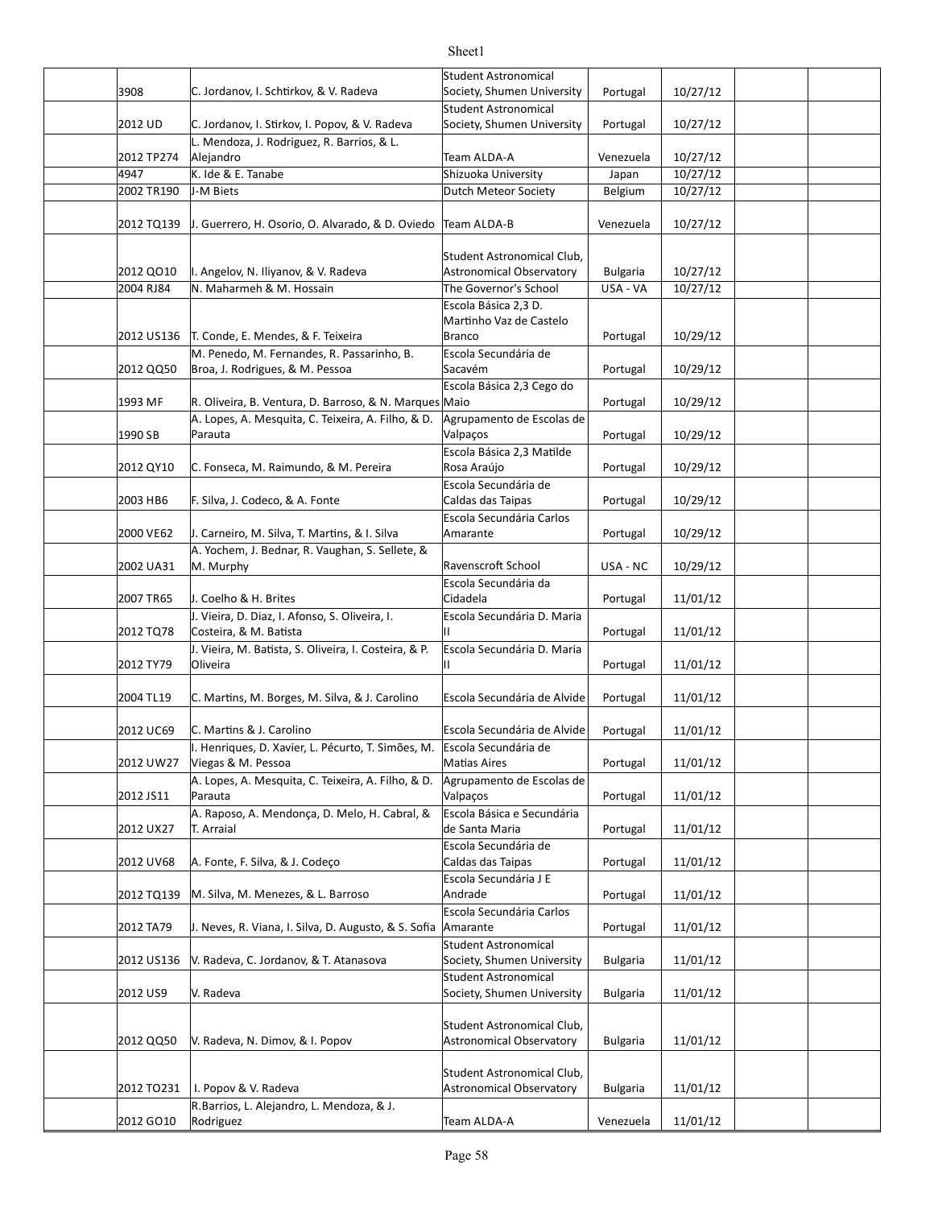| | | | | | | |
|---|---|---|---|---|---|---|
| | 3908 | C. Jordanov, I. Schtirkov, & V. Radeva | Student Astronomical Society, Shumen University | Portugal | 10/27/12 | | |
| | 2012 UD | C. Jordanov, I. Stirkov, I. Popov, & V. Radeva | Student Astronomical Society, Shumen University | Portugal | 10/27/12 | | |
| | 2012 TP274 | L. Mendoza, J. Rodriguez, R. Barrios, & L. Alejandro | Team ALDA-A | Venezuela | 10/27/12 | | |
| | 4947 | K. Ide & E. Tanabe | Shizuoka University | Japan | 10/27/12 | | |
| | 2002 TR190 | J-M Biets | Dutch Meteor Society | Belgium | 10/27/12 | | |
| | 2012 TQ139 | J. Guerrero, H. Osorio, O. Alvarado, & D. Oviedo | Team ALDA-B | Venezuela | 10/27/12 | | |
| | 2012 QO10 | I. Angelov, N. Iliyanov, & V. Radeva | Student Astronomical Club, Astronomical Observatory | Bulgaria | 10/27/12 | | |
| | 2004 RJ84 | N. Maharmeh & M. Hossain | The Governor's School | USA - VA | 10/27/12 | | |
| | 2012 US136 | T. Conde, E. Mendes, & F. Teixeira | Escola Básica 2,3 D. Martinho Vaz de Castelo Branco | Portugal | 10/29/12 | | |
| | 2012 QQ50 | M. Penedo, M. Fernandes, R. Passarinho, B. Broa, J. Rodrigues, & M. Pessoa | Escola Secundária de Sacavém | Portugal | 10/29/12 | | |
| | 1993 MF | R. Oliveira, B. Ventura, D. Barroso, & N. Marques | Escola Básica 2,3 Cego do Maio | Portugal | 10/29/12 | | |
| | 1990 SB | A. Lopes, A. Mesquita, C. Teixeira, A. Filho, & D. Parauta | Agrupamento de Escolas de Valpaços | Portugal | 10/29/12 | | |
| | 2012 QY10 | C. Fonseca, M. Raimundo, & M. Pereira | Escola Básica 2,3 Matilde Rosa Araújo | Portugal | 10/29/12 | | |
| | 2003 HB6 | F. Silva, J. Codeco, & A. Fonte | Escola Secundária de Caldas das Taipas | Portugal | 10/29/12 | | |
| | 2000 VE62 | J. Carneiro, M. Silva, T. Martins, & I. Silva | Escola Secundária Carlos Amarante | Portugal | 10/29/12 | | |
| | 2002 UA31 | A. Yochem, J. Bednar, R. Vaughan, S. Sellete, & M. Murphy | Ravenscroft School | USA - NC | 10/29/12 | | |
| | 2007 TR65 | J. Coelho & H. Brites | Escola Secundária da Cidadela | Portugal | 11/01/12 | | |
| | 2012 TQ78 | J. Vieira, D. Diaz, I. Afonso, S. Oliveira, I. Costeira, & M. Batista | Escola Secundária D. Maria II | Portugal | 11/01/12 | | |
| | 2012 TY79 | J. Vieira, M. Batista, S. Oliveira, I. Costeira, & P. Oliveira | Escola Secundária D. Maria II | Portugal | 11/01/12 | | |
| | 2004 TL19 | C. Martins, M. Borges, M. Silva, & J. Carolino | Escola Secundária de Alvide | Portugal | 11/01/12 | | |
| | 2012 UC69 | C. Martins & J. Carolino | Escola Secundária de Alvide | Portugal | 11/01/12 | | |
| | 2012 UW27 | I. Henriques, D. Xavier, L. Pécurto, T. Simões, M. Viegas & M. Pessoa | Escola Secundária de Matias Aires | Portugal | 11/01/12 | | |
| | 2012 JS11 | A. Lopes, A. Mesquita, C. Teixeira, A. Filho, & D. Parauta | Agrupamento de Escolas de Valpaços | Portugal | 11/01/12 | | |
| | 2012 UX27 | A. Raposo, A. Mendonça, D. Melo, H. Cabral, & T. Arraial | Escola Básica e Secundária de Santa Maria | Portugal | 11/01/12 | | |
| | 2012 UV68 | A. Fonte, F. Silva, & J. Codeço | Escola Secundária de Caldas das Taipas | Portugal | 11/01/12 | | |
| | 2012 TQ139 | M. Silva, M. Menezes, & L. Barroso | Escola Secundária J E Andrade | Portugal | 11/01/12 | | |
| | 2012 TA79 | J. Neves, R. Viana, I. Silva, D. Augusto, & S. Sofia | Escola Secundária Carlos Amarante | Portugal | 11/01/12 | | |
| | 2012 US136 | V. Radeva, C. Jordanov, & T. Atanasova | Student Astronomical Society, Shumen University | Bulgaria | 11/01/12 | | |
| | 2012 US9 | V. Radeva | Student Astronomical Society, Shumen University | Bulgaria | 11/01/12 | | |
| | 2012 QQ50 | V. Radeva, N. Dimov, & I. Popov | Student Astronomical Club, Astronomical Observatory | Bulgaria | 11/01/12 | | |
| | 2012 TO231 | I. Popov & V. Radeva | Student Astronomical Club, Astronomical Observatory | Bulgaria | 11/01/12 | | |
| | 2012 GO10 | R.Barrios, L. Alejandro, L. Mendoza, & J. Rodriguez | Team ALDA-A | Venezuela | 11/01/12 | | |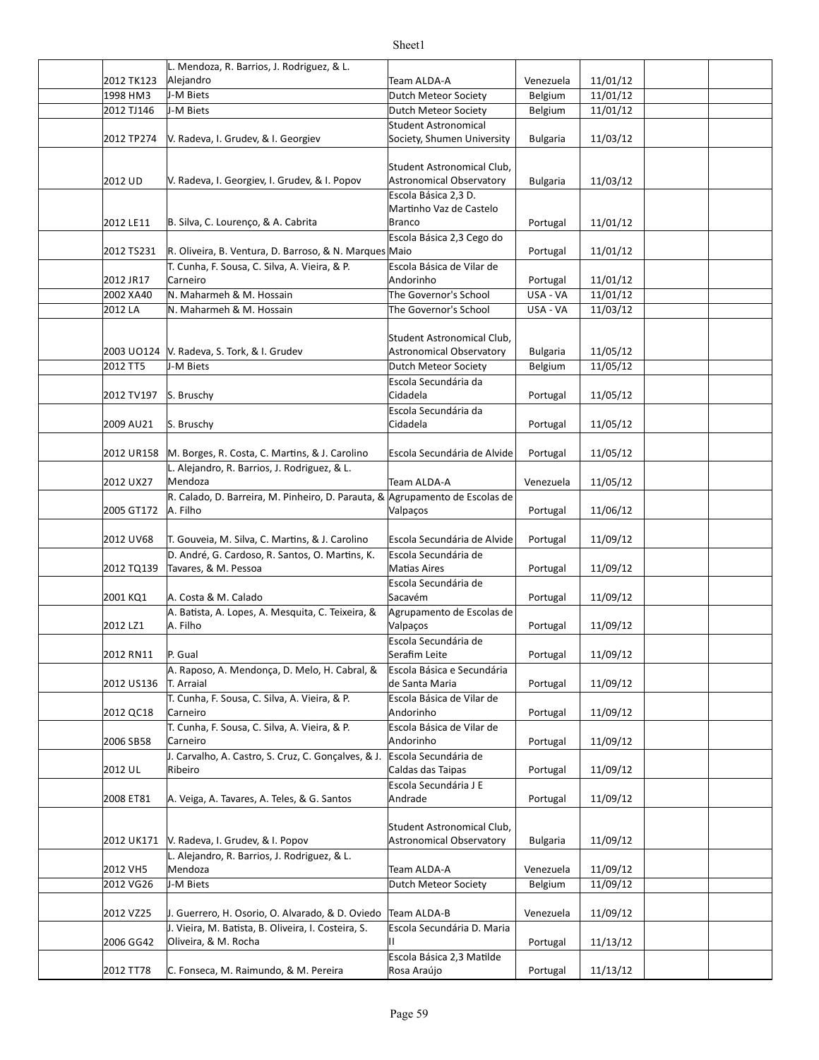| | | | | | | | |
|---|---|---|---|---|---|---|---|
| | 2012 TK123 | L. Mendoza, R. Barrios, J. Rodriguez, & L. Alejandro | Team ALDA-A | Venezuela | 11/01/12 | | |
| | 1998 HM3 | J-M Biets | Dutch Meteor Society | Belgium | 11/01/12 | | |
| | 2012 TJ146 | J-M Biets | Dutch Meteor Society | Belgium | 11/01/12 | | |
| | 2012 TP274 | V. Radeva, I. Grudev, & I. Georgiev | Student Astronomical Society, Shumen University | Bulgaria | 11/03/12 | | |
| | 2012 UD | V. Radeva, I. Georgiev, I. Grudev, & I. Popov | Student Astronomical Club, Astronomical Observatory | Bulgaria | 11/03/12 | | |
| | 2012 LE11 | B. Silva, C. Lourenço, & A. Cabrita | Escola Básica 2,3 D. Martinho Vaz de Castelo Branco | Portugal | 11/01/12 | | |
| | 2012 TS231 | R. Oliveira, B. Ventura, D. Barroso, & N. Marques | Escola Básica 2,3 Cego do Maio | Portugal | 11/01/12 | | |
| | 2012 JR17 | T. Cunha, F. Sousa, C. Silva, A. Vieira, & P. Carneiro | Escola Básica de Vilar de Andorinho | Portugal | 11/01/12 | | |
| | 2002 XA40 | N. Maharmeh & M. Hossain | The Governor's School | USA - VA | 11/01/12 | | |
| | 2012 LA | N. Maharmeh & M. Hossain | The Governor's School | USA - VA | 11/03/12 | | |
| | 2003 UO124 | V. Radeva, S. Tork, & I. Grudev | Student Astronomical Club, Astronomical Observatory | Bulgaria | 11/05/12 | | |
| | 2012 TT5 | J-M Biets | Dutch Meteor Society | Belgium | 11/05/12 | | |
| | 2012 TV197 | S. Bruschy | Escola Secundária da Cidadela | Portugal | 11/05/12 | | |
| | 2009 AU21 | S. Bruschy | Escola Secundária da Cidadela | Portugal | 11/05/12 | | |
| | 2012 UR158 | M. Borges, R. Costa, C. Martins, & J. Carolino | Escola Secundária de Alvide | Portugal | 11/05/12 | | |
| | 2012 UX27 | L. Alejandro, R. Barrios, J. Rodriguez, & L. Mendoza | Team ALDA-A | Venezuela | 11/05/12 | | |
| | 2005 GT172 | R. Calado, D. Barreira, M. Pinheiro, D. Parauta, & A. Filho | Agrupamento de Escolas de Valpaços | Portugal | 11/06/12 | | |
| | 2012 UV68 | T. Gouveia, M. Silva, C. Martins, & J. Carolino | Escola Secundária de Alvide | Portugal | 11/09/12 | | |
| | 2012 TQ139 | D. André, G. Cardoso, R. Santos, O. Martins, K. Tavares, & M. Pessoa | Escola Secundária de Matias Aires | Portugal | 11/09/12 | | |
| | 2001 KQ1 | A. Costa & M. Calado | Escola Secundária de Sacavém | Portugal | 11/09/12 | | |
| | 2012 LZ1 | A. Batista, A. Lopes, A. Mesquita, C. Teixeira, & A. Filho | Agrupamento de Escolas de Valpaços | Portugal | 11/09/12 | | |
| | 2012 RN11 | P. Gual | Escola Secundária de Serafim Leite | Portugal | 11/09/12 | | |
| | 2012 US136 | A. Raposo, A. Mendonça, D. Melo, H. Cabral, & T. Arraial | Escola Básica e Secundária de Santa Maria | Portugal | 11/09/12 | | |
| | 2012 QC18 | T. Cunha, F. Sousa, C. Silva, A. Vieira, & P. Carneiro | Escola Básica de Vilar de Andorinho | Portugal | 11/09/12 | | |
| | 2006 SB58 | T. Cunha, F. Sousa, C. Silva, A. Vieira, & P. Carneiro | Escola Básica de Vilar de Andorinho | Portugal | 11/09/12 | | |
| | 2012 UL | J. Carvalho, A. Castro, S. Cruz, C. Gonçalves, & J. Ribeiro | Escola Secundária de Caldas das Taipas | Portugal | 11/09/12 | | |
| | 2008 ET81 | A. Veiga, A. Tavares, A. Teles, & G. Santos | Escola Secundária J E Andrade | Portugal | 11/09/12 | | |
| | 2012 UK171 | V. Radeva, I. Grudev, & I. Popov | Student Astronomical Club, Astronomical Observatory | Bulgaria | 11/09/12 | | |
| | 2012 VH5 | L. Alejandro, R. Barrios, J. Rodriguez, & L. Mendoza | Team ALDA-A | Venezuela | 11/09/12 | | |
| | 2012 VG26 | J-M Biets | Dutch Meteor Society | Belgium | 11/09/12 | | |
| | 2012 VZ25 | J. Guerrero, H. Osorio, O. Alvarado, & D. Oviedo | Team ALDA-B | Venezuela | 11/09/12 | | |
| | 2006 GG42 | J. Vieira, M. Batista, B. Oliveira, I. Costeira, S. Oliveira, & M. Rocha | Escola Secundária D. Maria II | Portugal | 11/13/12 | | |
| | 2012 TT78 | C. Fonseca, M. Raimundo, & M. Pereira | Escola Básica 2,3 Matilde Rosa Araújo | Portugal | 11/13/12 | | |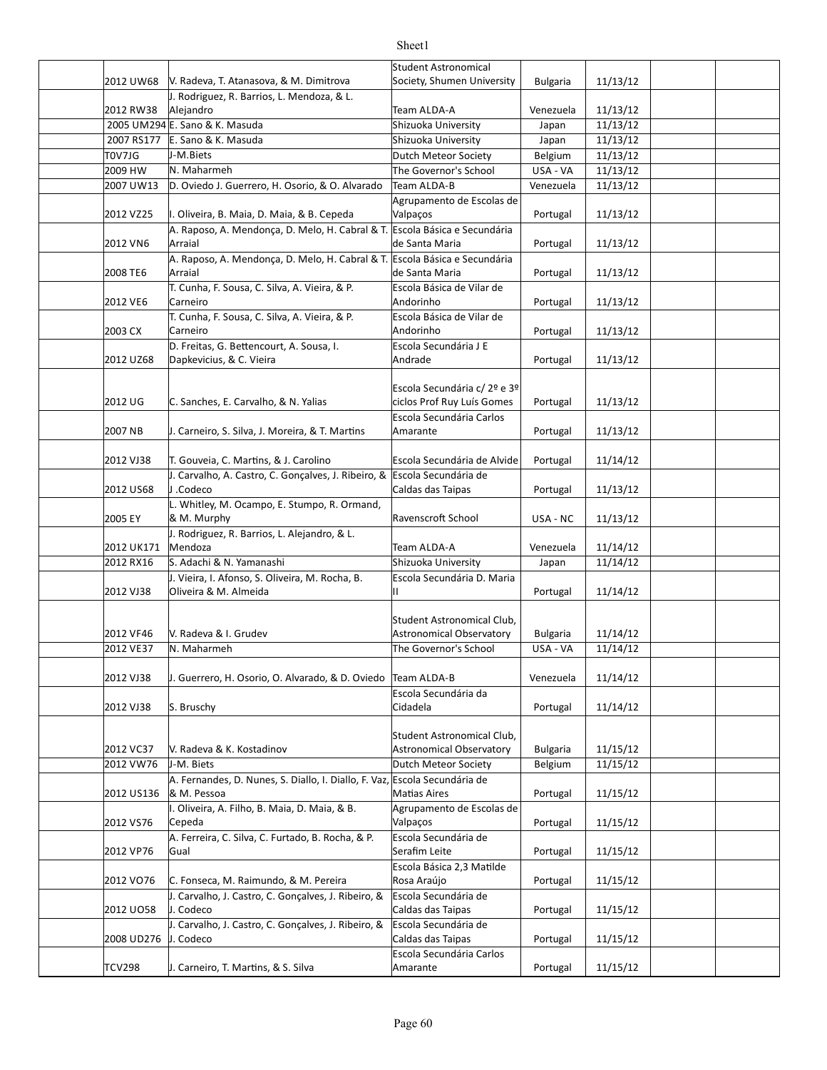| | | | | | | |
|---|---|---|---|---|---|---|
| | 2012 UW68 | V. Radeva, T. Atanasova, & M. Dimitrova | Student Astronomical Society, Shumen University | Bulgaria | 11/13/12 | | |
| | 2012 RW38 | J. Rodriguez, R. Barrios, L. Mendoza, & L. Alejandro | Team ALDA-A | Venezuela | 11/13/12 | | |
| | 2005 UM294 | E. Sano & K. Masuda | Shizuoka University | Japan | 11/13/12 | | |
| | 2007 RS177 | E. Sano & K. Masuda | Shizuoka University | Japan | 11/13/12 | | |
| | T0V7JG | J-M.Biets | Dutch Meteor Society | Belgium | 11/13/12 | | |
| | 2009 HW | N. Maharmeh | The Governor's School | USA - VA | 11/13/12 | | |
| | 2007 UW13 | D. Oviedo J. Guerrero, H. Osorio, & O. Alvarado | Team ALDA-B | Venezuela | 11/13/12 | | |
| | 2012 VZ25 | I. Oliveira, B. Maia, D. Maia, & B. Cepeda | Agrupamento de Escolas de Valpaços | Portugal | 11/13/12 | | |
| | 2012 VN6 | A. Raposo, A. Mendonça, D. Melo, H. Cabral & T. Arraial | Escola Básica e Secundária de Santa Maria | Portugal | 11/13/12 | | |
| | 2008 TE6 | A. Raposo, A. Mendonça, D. Melo, H. Cabral & T. Arraial | Escola Básica e Secundária de Santa Maria | Portugal | 11/13/12 | | |
| | 2012 VE6 | T. Cunha, F. Sousa, C. Silva, A. Vieira, & P. Carneiro | Escola Básica de Vilar de Andorinho | Portugal | 11/13/12 | | |
| | 2003 CX | T. Cunha, F. Sousa, C. Silva, A. Vieira, & P. Carneiro | Escola Básica de Vilar de Andorinho | Portugal | 11/13/12 | | |
| | 2012 UZ68 | D. Freitas, G. Bettencourt, A. Sousa, I. Dapkevicius, & C. Vieira | Escola Secundária J E Andrade | Portugal | 11/13/12 | | |
| | 2012 UG | C. Sanches, E. Carvalho, & N. Yalias | Escola Secundária c/ 2º e 3º ciclos Prof Ruy Luís Gomes | Portugal | 11/13/12 | | |
| | 2007 NB | J. Carneiro, S. Silva, J. Moreira, & T. Martins | Escola Secundária Carlos Amarante | Portugal | 11/13/12 | | |
| | 2012 VJ38 | T. Gouveia, C. Martins, & J. Carolino | Escola Secundária de Alvide | Portugal | 11/14/12 | | |
| | 2012 US68 | J. Carvalho, A. Castro, C. Gonçalves, J. Ribeiro, & J .Codeco | Escola Secundária de Caldas das Taipas | Portugal | 11/13/12 | | |
| | 2005 EY | L. Whitley, M. Ocampo, E. Stumpo, R. Ormand, & M. Murphy | Ravenscroft School | USA - NC | 11/13/12 | | |
| | 2012 UK171 | J. Rodriguez, R. Barrios, L. Alejandro, & L. Mendoza | Team ALDA-A | Venezuela | 11/14/12 | | |
| | 2012 RX16 | S. Adachi & N. Yamanashi | Shizuoka University | Japan | 11/14/12 | | |
| | 2012 VJ38 | J. Vieira, I. Afonso, S. Oliveira, M. Rocha, B. Oliveira & M. Almeida | Escola Secundária D. Maria II | Portugal | 11/14/12 | | |
| | 2012 VF46 | V. Radeva & I. Grudev | Student Astronomical Club, Astronomical Observatory | Bulgaria | 11/14/12 | | |
| | 2012 VE37 | N. Maharmeh | The Governor's School | USA - VA | 11/14/12 | | |
| | 2012 VJ38 | J. Guerrero, H. Osorio, O. Alvarado, & D. Oviedo | Team ALDA-B | Venezuela | 11/14/12 | | |
| | 2012 VJ38 | S. Bruschy | Escola Secundária da Cidadela | Portugal | 11/14/12 | | |
| | 2012 VC37 | V. Radeva & K. Kostadinov | Student Astronomical Club, Astronomical Observatory | Bulgaria | 11/15/12 | | |
| | 2012 VW76 | J-M. Biets | Dutch Meteor Society | Belgium | 11/15/12 | | |
| | 2012 US136 | A. Fernandes, D. Nunes, S. Diallo, I. Diallo, F. Vaz, & M. Pessoa | Escola Secundária de Matias Aires | Portugal | 11/15/12 | | |
| | 2012 VS76 | I. Oliveira, A. Filho, B. Maia, D. Maia, & B. Cepeda | Agrupamento de Escolas de Valpaços | Portugal | 11/15/12 | | |
| | 2012 VP76 | A. Ferreira, C. Silva, C. Furtado, B. Rocha, & P. Gual | Escola Secundária de Serafim Leite | Portugal | 11/15/12 | | |
| | 2012 VO76 | C. Fonseca, M. Raimundo, & M. Pereira | Escola Básica 2,3 Matilde Rosa Araújo | Portugal | 11/15/12 | | |
| | 2012 UO58 | J. Carvalho, J. Castro, C. Gonçalves, J. Ribeiro, & J. Codeco | Escola Secundária de Caldas das Taipas | Portugal | 11/15/12 | | |
| | 2008 UD276 | J. Carvalho, J. Castro, C. Gonçalves, J. Ribeiro, & J. Codeco | Escola Secundária de Caldas das Taipas | Portugal | 11/15/12 | | |
| | TCV298 | J. Carneiro, T. Martins, & S. Silva | Escola Secundária Carlos Amarante | Portugal | 11/15/12 | | |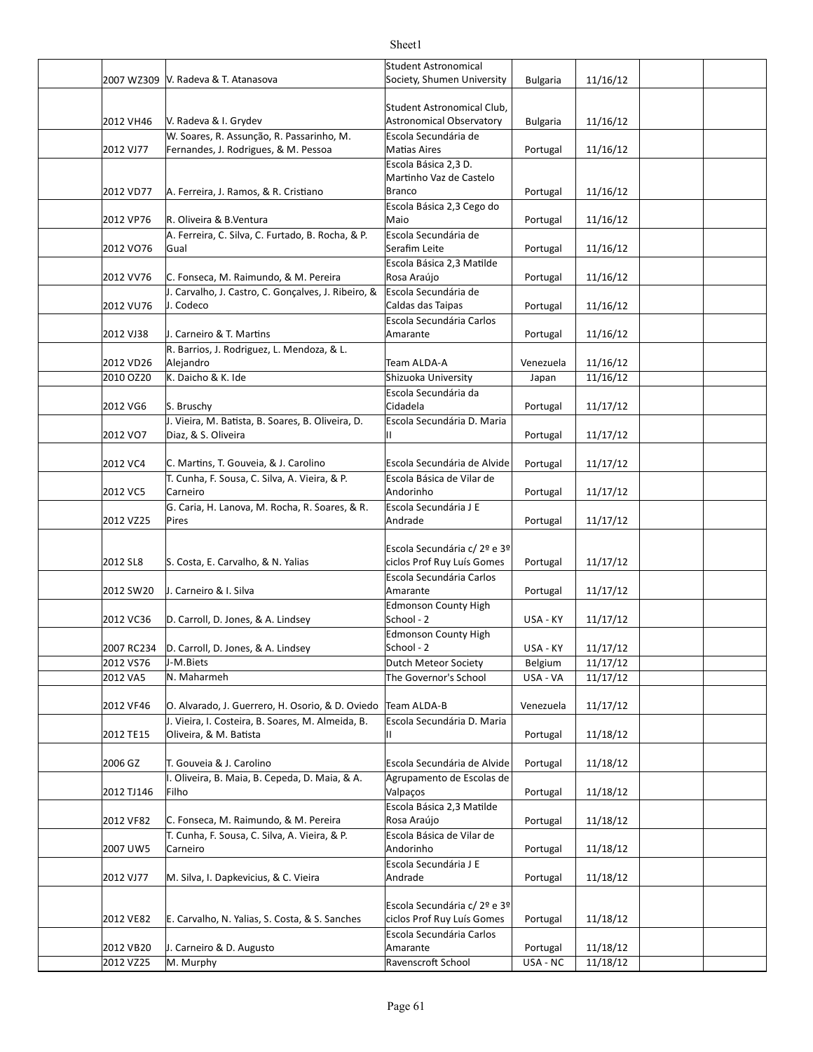| | | | | | | | |
|---|---|---|---|---|---|---|---|
| | 2007 WZ309 | V. Radeva & T. Atanasova | Student Astronomical Society, Shumen University | Bulgaria | 11/16/12 | | |
| | 2012 VH46 | V. Radeva & I. Grydev | Student Astronomical Club, Astronomical Observatory | Bulgaria | 11/16/12 | | |
| | 2012 VJ77 | W. Soares, R. Assunção, R. Passarinho, M. Fernandes, J. Rodrigues, & M. Pessoa | Escola Secundária de Matias Aires | Portugal | 11/16/12 | | |
| | 2012 VD77 | A. Ferreira, J. Ramos, & R. Cristiano | Escola Básica 2,3 D. Martinho Vaz de Castelo Branco | Portugal | 11/16/12 | | |
| | 2012 VP76 | R. Oliveira & B.Ventura | Escola Básica 2,3 Cego do Maio | Portugal | 11/16/12 | | |
| | 2012 VO76 | A. Ferreira, C. Silva, C. Furtado, B. Rocha, & P. Gual | Escola Secundária de Serafim Leite | Portugal | 11/16/12 | | |
| | 2012 VV76 | C. Fonseca, M. Raimundo, & M. Pereira | Escola Básica 2,3 Matilde Rosa Araújo | Portugal | 11/16/12 | | |
| | 2012 VU76 | J. Carvalho, J. Castro, C. Gonçalves, J. Ribeiro, & J. Codeco | Escola Secundária de Caldas das Taipas | Portugal | 11/16/12 | | |
| | 2012 VJ38 | J. Carneiro & T. Martins | Escola Secundária Carlos Amarante | Portugal | 11/16/12 | | |
| | 2012 VD26 | R. Barrios, J. Rodriguez, L. Mendoza, & L. Alejandro | Team ALDA-A | Venezuela | 11/16/12 | | |
| | 2010 OZ20 | K. Daicho & K. Ide | Shizuoka University | Japan | 11/16/12 | | |
| | 2012 VG6 | S. Bruschy | Escola Secundária da Cidadela | Portugal | 11/17/12 | | |
| | 2012 VO7 | J. Vieira, M. Batista, B. Soares, B. Oliveira, D. Diaz, & S. Oliveira | Escola Secundária D. Maria II | Portugal | 11/17/12 | | |
| | 2012 VC4 | C. Martins, T. Gouveia, & J. Carolino | Escola Secundária de Alvide | Portugal | 11/17/12 | | |
| | 2012 VC5 | T. Cunha, F. Sousa, C. Silva, A. Vieira, & P. Carneiro | Escola Básica de Vilar de Andorinho | Portugal | 11/17/12 | | |
| | 2012 VZ25 | G. Caria, H. Lanova, M. Rocha, R. Soares, & R. Pires | Escola Secundária J E Andrade | Portugal | 11/17/12 | | |
| | 2012 SL8 | S. Costa, E. Carvalho, & N. Yalias | Escola Secundária c/ 2º e 3º ciclos Prof Ruy Luís Gomes | Portugal | 11/17/12 | | |
| | 2012 SW20 | J. Carneiro & I. Silva | Escola Secundária Carlos Amarante | Portugal | 11/17/12 | | |
| | 2012 VC36 | D. Carroll, D. Jones, & A. Lindsey | Edmonson County High School - 2 | USA - KY | 11/17/12 | | |
| | 2007 RC234 | D. Carroll, D. Jones, & A. Lindsey | Edmonson County High School - 2 | USA - KY | 11/17/12 | | |
| | 2012 VS76 | J-M.Biets | Dutch Meteor Society | Belgium | 11/17/12 | | |
| | 2012 VA5 | N. Maharmeh | The Governor's School | USA - VA | 11/17/12 | | |
| | 2012 VF46 | O. Alvarado, J. Guerrero, H. Osorio, & D. Oviedo | Team ALDA-B | Venezuela | 11/17/12 | | |
| | 2012 TE15 | J. Vieira, I. Costeira, B. Soares, M. Almeida, B. Oliveira, & M. Batista | Escola Secundária D. Maria II | Portugal | 11/18/12 | | |
| | 2006 GZ | T. Gouveia & J. Carolino | Escola Secundária de Alvide | Portugal | 11/18/12 | | |
| | 2012 TJ146 | I. Oliveira, B. Maia, B. Cepeda, D. Maia, & A. Filho | Agrupamento de Escolas de Valpaços | Portugal | 11/18/12 | | |
| | 2012 VF82 | C. Fonseca, M. Raimundo, & M. Pereira | Escola Básica 2,3 Matilde Rosa Araújo | Portugal | 11/18/12 | | |
| | 2007 UW5 | T. Cunha, F. Sousa, C. Silva, A. Vieira, & P. Carneiro | Escola Básica de Vilar de Andorinho | Portugal | 11/18/12 | | |
| | 2012 VJ77 | M. Silva, I. Dapkevicius, & C. Vieira | Escola Secundária J E Andrade | Portugal | 11/18/12 | | |
| | 2012 VE82 | E. Carvalho, N. Yalias, S. Costa, & S. Sanches | Escola Secundária c/ 2º e 3º ciclos Prof Ruy Luís Gomes | Portugal | 11/18/12 | | |
| | 2012 VB20 | J. Carneiro & D. Augusto | Escola Secundária Carlos Amarante | Portugal | 11/18/12 | | |
| | 2012 VZ25 | M. Murphy | Ravenscroft School | USA - NC | 11/18/12 | | |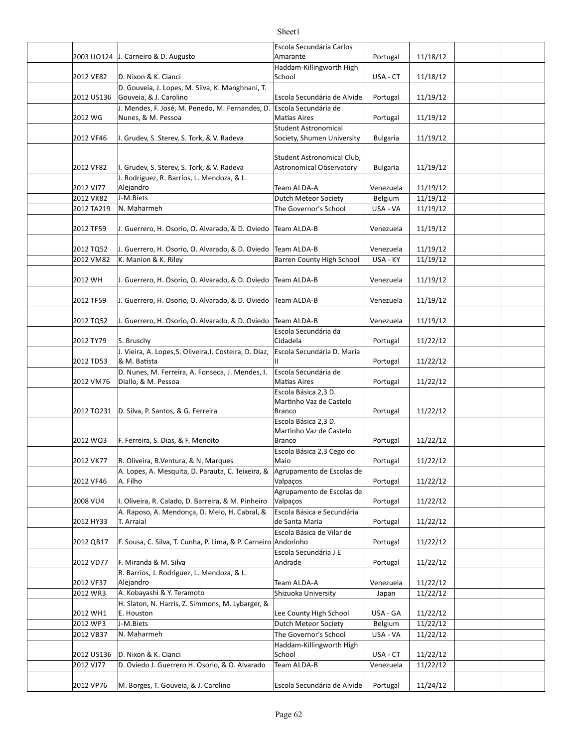|  |  |  |  |  |  |  |  |
|---|---|---|---|---|---|---|---|
|  | 2003 UO124 | J. Carneiro & D. Augusto | Escola Secundária Carlos Amarante | Portugal | 11/18/12 |  |  |
|  | 2012 VE82 | D. Nixon & K. Cianci | Haddam-Killingworth High School | USA - CT | 11/18/12 |  |  |
|  | 2012 US136 | D. Gouveia, J. Lopes, M. Silva, K. Manghnani, T. Gouveia, & J. Carolino | Escola Secundária de Alvide | Portugal | 11/19/12 |  |  |
|  | 2012 WG | J. Mendes, F. José, M. Penedo, M. Fernandes, D. Nunes, & M. Pessoa | Escola Secundária de Matias Aires | Portugal | 11/19/12 |  |  |
|  | 2012 VF46 | I. Grudev, S. Sterev, S. Tork, & V. Radeva | Student Astronomical Society, Shumen University | Bulgaria | 11/19/12 |  |  |
|  | 2012 VF82 | I. Grudev, S. Sterev, S. Tork, & V. Radeva | Student Astronomical Club, Astronomical Observatory | Bulgaria | 11/19/12 |  |  |
|  | 2012 VJ77 | J. Rodriguez, R. Barrios, L. Mendoza, & L. Alejandro | Team ALDA-A | Venezuela | 11/19/12 |  |  |
|  | 2012 VK82 | J-M.Biets | Dutch Meteor Society | Belgium | 11/19/12 |  |  |
|  | 2012 TA219 | N. Maharmeh | The Governor's School | USA - VA | 11/19/12 |  |  |
|  | 2012 TF59 | J. Guerrero, H. Osorio, O. Alvarado, & D. Oviedo | Team ALDA-B | Venezuela | 11/19/12 |  |  |
|  | 2012 TQ52 | J. Guerrero, H. Osorio, O. Alvarado, & D. Oviedo | Team ALDA-B | Venezuela | 11/19/12 |  |  |
|  | 2012 VM82 | K. Manion & K. Riley | Barren County High School | USA - KY | 11/19/12 |  |  |
|  | 2012 WH | J. Guerrero, H. Osorio, O. Alvarado, & D. Oviedo | Team ALDA-B | Venezuela | 11/19/12 |  |  |
|  | 2012 TF59 | J. Guerrero, H. Osorio, O. Alvarado, & D. Oviedo | Team ALDA-B | Venezuela | 11/19/12 |  |  |
|  | 2012 TQ52 | J. Guerrero, H. Osorio, O. Alvarado, & D. Oviedo | Team ALDA-B | Venezuela | 11/19/12 |  |  |
|  | 2012 TY79 | S. Bruschy | Escola Secundária da Cidadela | Portugal | 11/22/12 |  |  |
|  | 2012 TD53 | J. Vieira, A. Lopes,S. Oliveira,I. Costeira, D. Diaz, & M. Batista | Escola Secundária D. Maria II | Portugal | 11/22/12 |  |  |
|  | 2012 VM76 | D. Nunes, M. Ferreira, A. Fonseca, J. Mendes, I. Diallo, & M. Pessoa | Escola Secundária de Matias Aires | Portugal | 11/22/12 |  |  |
|  | 2012 TO231 | D. Silva, P. Santos, & G. Ferreira | Escola Básica 2,3 D. Martinho Vaz de Castelo Branco | Portugal | 11/22/12 |  |  |
|  | 2012 WQ3 | F. Ferreira, S. Dias, & F. Menoito | Escola Básica 2,3 D. Martinho Vaz de Castelo Branco | Portugal | 11/22/12 |  |  |
|  | 2012 VK77 | R. Oliveira, B.Ventura, & N. Marques | Escola Básica 2,3 Cego do Maio | Portugal | 11/22/12 |  |  |
|  | 2012 VF46 | A. Lopes, A. Mesquita, D. Parauta, C. Teixeira, & A. Filho | Agrupamento de Escolas de Valpaços | Portugal | 11/22/12 |  |  |
|  | 2008 VU4 | I. Oliveira, R. Calado, D. Barreira, & M. Pinheiro | Agrupamento de Escolas de Valpaços | Portugal | 11/22/12 |  |  |
|  | 2012 HY33 | A. Raposo, A. Mendonça, D. Melo, H. Cabral, & T. Arraial | Escola Básica e Secundária de Santa Maria | Portugal | 11/22/12 |  |  |
|  | 2012 QB17 | F. Sousa, C. Silva, T. Cunha, P. Lima, & P. Carneiro | Escola Básica de Vilar de Andorinho | Portugal | 11/22/12 |  |  |
|  | 2012 VD77 | F. Miranda & M. Silva | Escola Secundária J E Andrade | Portugal | 11/22/12 |  |  |
|  | 2012 VF37 | R. Barrios, J. Rodriguez, L. Mendoza, & L. Alejandro | Team ALDA-A | Venezuela | 11/22/12 |  |  |
|  | 2012 WR3 | A. Kobayashi & Y. Teramoto | Shizuoka University | Japan | 11/22/12 |  |  |
|  | 2012 WH1 | H. Slaton, N. Harris, Z. Simmons, M. Lybarger, & E. Houston | Lee County High School | USA - GA | 11/22/12 |  |  |
|  | 2012 WP3 | J-M.Biets | Dutch Meteor Society | Belgium | 11/22/12 |  |  |
|  | 2012 VB37 | N. Maharmeh | The Governor's School | USA - VA | 11/22/12 |  |  |
|  | 2012 US136 | D. Nixon & K. Cianci | Haddam-Killingworth High School | USA - CT | 11/22/12 |  |  |
|  | 2012 VJ77 | D. Oviedo J. Guerrero H. Osorio, & O. Alvarado | Team ALDA-B | Venezuela | 11/22/12 |  |  |
|  | 2012 VP76 | M. Borges, T. Gouveia, & J. Carolino | Escola Secundária de Alvide | Portugal | 11/24/12 |  |  |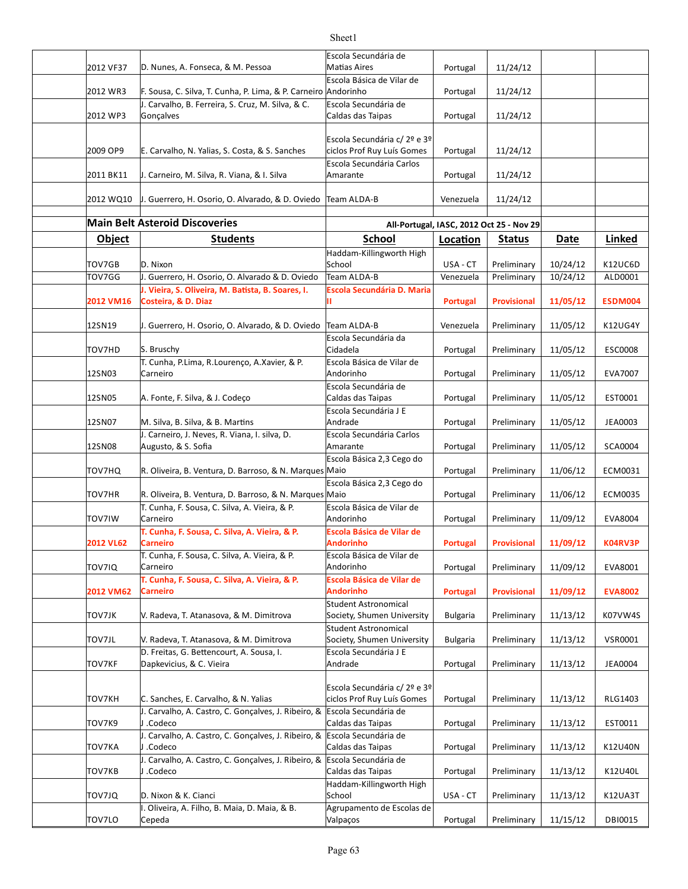| | | | | | | |
|---|---|---|---|---|---|---|
| 2012 VF37 | D. Nunes, A. Fonseca, & M. Pessoa | Escola Secundária de Matias Aires | Portugal | 11/24/12 | | |
| 2012 WR3 | F. Sousa, C. Silva, T. Cunha, P. Lima, & P. Carneiro | Escola Básica de Vilar de Andorinho | Portugal | 11/24/12 | | |
| 2012 WP3 | J. Carvalho, B. Ferreira, S. Cruz, M. Silva, & C. Gonçalves | Escola Secundária de Caldas das Taipas | Portugal | 11/24/12 | | |
| 2009 OP9 | E. Carvalho, N. Yalias, S. Costa, & S. Sanches | Escola Secundária c/ 2º e 3º ciclos Prof Ruy Luís Gomes | Portugal | 11/24/12 | | |
| 2011 BK11 | J. Carneiro, M. Silva, R. Viana, & I. Silva | Escola Secundária Carlos Amarante | Portugal | 11/24/12 | | |
| 2012 WQ10 | J. Guerrero, H. Osorio, O. Alvarado, & D. Oviedo | Team ALDA-B | Venezuela | 11/24/12 | | |

## Main Belt Asteroid Discoveries

All-Portugal, IASC, 2012 Oct 25 - Nov 29

| Object | Students | School | Location | Status | Date | Linked |
|---|---|---|---|---|---|---|
| TOV7GB | D. Nixon | Haddam-Killingworth High School | USA - CT | Preliminary | 10/24/12 | K12UC6D |
| TOV7GG | J. Guerrero, H. Osorio, O. Alvarado & D. Oviedo | Team ALDA-B | Venezuela | Preliminary | 10/24/12 | ALD0001 |
| **2012 VM16** | **J. Vieira, S. Oliveira, M. Batista, B. Soares, I. Costeira, & D. Diaz** | **Escola Secundária D. Maria II** | **Portugal** | **Provisional** | **11/05/12** | **ESDM004** |
| 12SN19 | J. Guerrero, H. Osorio, O. Alvarado, & D. Oviedo | Team ALDA-B | Venezuela | Preliminary | 11/05/12 | K12UG4Y |
| TOV7HD | S. Bruschy | Escola Secundária da Cidadela | Portugal | Preliminary | 11/05/12 | ESC0008 |
| 12SN03 | T. Cunha, P.Lima, R.Lourenço, A.Xavier, & P. Carneiro | Escola Básica de Vilar de Andorinho | Portugal | Preliminary | 11/05/12 | EVA7007 |
| 12SN05 | A. Fonte, F. Silva, & J. Codeço | Escola Secundária de Caldas das Taipas | Portugal | Preliminary | 11/05/12 | EST0001 |
| 12SN07 | M. Silva, B. Silva, & B. Martins | Escola Secundária J E Andrade | Portugal | Preliminary | 11/05/12 | JEA0003 |
| 12SN08 | J. Carneiro, J. Neves, R. Viana, I. silva, D. Augusto, & S. Sofia | Escola Secundária Carlos Amarante | Portugal | Preliminary | 11/05/12 | SCA0004 |
| TOV7HQ | R. Oliveira, B. Ventura, D. Barroso, & N. Marques | Escola Básica 2,3 Cego do Maio | Portugal | Preliminary | 11/06/12 | ECM0031 |
| TOV7HR | R. Oliveira, B. Ventura, D. Barroso, & N. Marques | Escola Básica 2,3 Cego do Maio | Portugal | Preliminary | 11/06/12 | ECM0035 |
| TOV7IW | T. Cunha, F. Sousa, C. Silva, A. Vieira, & P. Carneiro | Escola Básica de Vilar de Andorinho | Portugal | Preliminary | 11/09/12 | EVA8004 |
| **2012 VL62** | **T. Cunha, F. Sousa, C. Silva, A. Vieira, & P. Carneiro** | **Escola Básica de Vilar de Andorinho** | **Portugal** | **Provisional** | **11/09/12** | **K04RV3P** |
| TOV7IQ | T. Cunha, F. Sousa, C. Silva, A. Vieira, & P. Carneiro | Escola Básica de Vilar de Andorinho | Portugal | Preliminary | 11/09/12 | EVA8001 |
| **2012 VM62** | **T. Cunha, F. Sousa, C. Silva, A. Vieira, & P. Carneiro** | **Escola Básica de Vilar de Andorinho** | **Portugal** | **Provisional** | **11/09/12** | **EVA8002** |
| TOV7JK | V. Radeva, T. Atanasova, & M. Dimitrova | Student Astronomical Society, Shumen University | Bulgaria | Preliminary | 11/13/12 | K07VW4S |
| TOV7JL | V. Radeva, T. Atanasova, & M. Dimitrova | Student Astronomical Society, Shumen University | Bulgaria | Preliminary | 11/13/12 | VSR0001 |
| TOV7KF | D. Freitas, G. Bettencourt, A. Sousa, I. Dapkevicius, & C. Vieira | Escola Secundária J E Andrade | Portugal | Preliminary | 11/13/12 | JEA0004 |
| TOV7KH | C. Sanches, E. Carvalho, & N. Yalias | Escola Secundária c/ 2º e 3º ciclos Prof Ruy Luís Gomes | Portugal | Preliminary | 11/13/12 | RLG1403 |
| TOV7K9 | J. Carvalho, A. Castro, C. Gonçalves, J. Ribeiro, & J .Codeco | Escola Secundária de Caldas das Taipas | Portugal | Preliminary | 11/13/12 | EST0011 |
| TOV7KA | J. Carvalho, A. Castro, C. Gonçalves, J. Ribeiro, & J .Codeco | Escola Secundária de Caldas das Taipas | Portugal | Preliminary | 11/13/12 | K12U40N |
| TOV7KB | J. Carvalho, A. Castro, C. Gonçalves, J. Ribeiro, & J .Codeco | Escola Secundária de Caldas das Taipas | Portugal | Preliminary | 11/13/12 | K12U40L |
| TOV7JQ | D. Nixon & K. Cianci | Haddam-Killingworth High School | USA - CT | Preliminary | 11/13/12 | K12UA3T |
| TOV7LO | I. Oliveira, A. Filho, B. Maia, D. Maia, & B. Cepeda | Agrupamento de Escolas de Valpaços | Portugal | Preliminary | 11/15/12 | DBI0015 |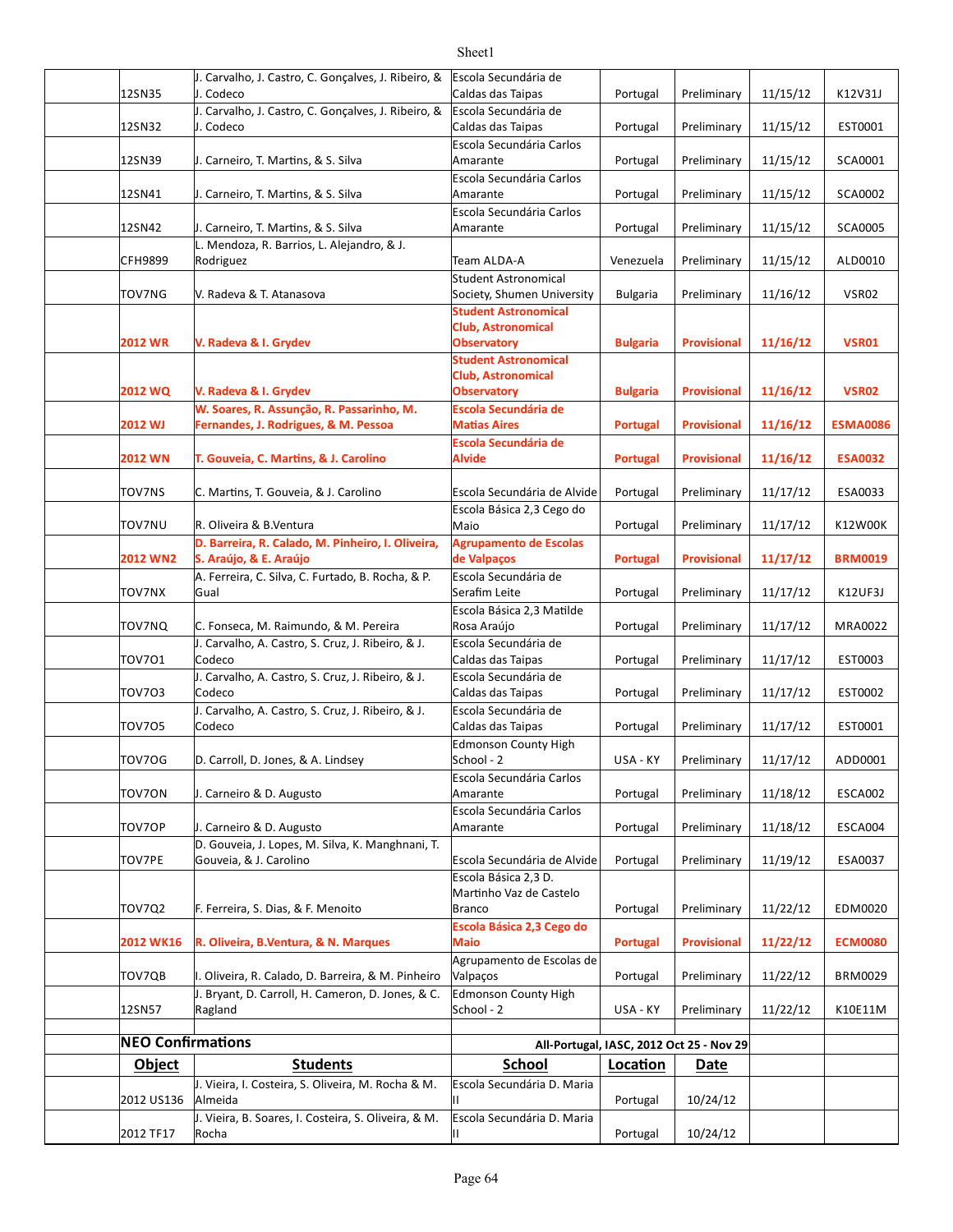| | | | | | | | |
|---|---|---|---|---|---|---|---|
| | 12SN35 | J. Carvalho, J. Castro, C. Gonçalves, J. Ribeiro, & J. Codeco | Escola Secundária de Caldas das Taipas | Portugal | Preliminary | 11/15/12 | K12V31J |
| | 12SN32 | J. Carvalho, J. Castro, C. Gonçalves, J. Ribeiro, & J. Codeco | Escola Secundária de Caldas das Taipas | Portugal | Preliminary | 11/15/12 | EST0001 |
| | 12SN39 | J. Carneiro, T. Martins, & S. Silva | Escola Secundária Carlos Amarante | Portugal | Preliminary | 11/15/12 | SCA0001 |
| | 12SN41 | J. Carneiro, T. Martins, & S. Silva | Escola Secundária Carlos Amarante | Portugal | Preliminary | 11/15/12 | SCA0002 |
| | 12SN42 | J. Carneiro, T. Martins, & S. Silva | Escola Secundária Carlos Amarante | Portugal | Preliminary | 11/15/12 | SCA0005 |
| | CFH9899 | L. Mendoza, R. Barrios, L. Alejandro, & J. Rodriguez | Team ALDA-A | Venezuela | Preliminary | 11/15/12 | ALD0010 |
| | TOV7NG | V. Radeva & T. Atanasova | Student Astronomical Society, Shumen University | Bulgaria | Preliminary | 11/16/12 | VSR02 |
| | **2012 WR** | **V. Radeva & I. Grydev** | **Student Astronomical Club, Astronomical Observatory** | **Bulgaria** | **Provisional** | **11/16/12** | **VSR01** |
| | **2012 WQ** | **V. Radeva & I. Grydev** | **Student Astronomical Club, Astronomical Observatory** | **Bulgaria** | **Provisional** | **11/16/12** | **VSR02** |
| | **2012 WJ** | **W. Soares, R. Assunção, R. Passarinho, M. Fernandes, J. Rodrigues, & M. Pessoa** | **Escola Secundária de Matias Aires** | **Portugal** | **Provisional** | **11/16/12** | **ESMA0086** |
| | **2012 WN** | **T. Gouveia, C. Martins, & J. Carolino** | **Escola Secundária de Alvide** | **Portugal** | **Provisional** | **11/16/12** | **ESA0032** |
| | TOV7NS | C. Martins, T. Gouveia, & J. Carolino | Escola Secundária de Alvide | Portugal | Preliminary | 11/17/12 | ESA0033 |
| | TOV7NU | R. Oliveira & B.Ventura | Escola Básica 2,3 Cego do Maio | Portugal | Preliminary | 11/17/12 | K12W00K |
| | **2012 WN2** | **D. Barreira, R. Calado, M. Pinheiro, I. Oliveira, S. Araújo, & E. Araújo** | **Agrupamento de Escolas de Valpaços** | **Portugal** | **Provisional** | **11/17/12** | **BRM0019** |
| | TOV7NX | A. Ferreira, C. Silva, C. Furtado, B. Rocha, & P. Gual | Escola Secundária de Serafim Leite | Portugal | Preliminary | 11/17/12 | K12UF3J |
| | TOV7NQ | C. Fonseca, M. Raimundo, & M. Pereira | Escola Básica 2,3 Matilde Rosa Araújo | Portugal | Preliminary | 11/17/12 | MRA0022 |
| | TOV7O1 | J. Carvalho, A. Castro, S. Cruz, J. Ribeiro, & J. Codeco | Escola Secundária de Caldas das Taipas | Portugal | Preliminary | 11/17/12 | EST0003 |
| | TOV7O3 | J. Carvalho, A. Castro, S. Cruz, J. Ribeiro, & J. Codeco | Escola Secundária de Caldas das Taipas | Portugal | Preliminary | 11/17/12 | EST0002 |
| | TOV7O5 | J. Carvalho, A. Castro, S. Cruz, J. Ribeiro, & J. Codeco | Escola Secundária de Caldas das Taipas | Portugal | Preliminary | 11/17/12 | EST0001 |
| | TOV7OG | D. Carroll, D. Jones, & A. Lindsey | Edmonson County High School - 2 | USA - KY | Preliminary | 11/17/12 | ADD0001 |
| | TOV7ON | J. Carneiro & D. Augusto | Escola Secundária Carlos Amarante | Portugal | Preliminary | 11/18/12 | ESCA002 |
| | TOV7OP | J. Carneiro & D. Augusto | Escola Secundária Carlos Amarante | Portugal | Preliminary | 11/18/12 | ESCA004 |
| | TOV7PE | D. Gouveia, J. Lopes, M. Silva, K. Manghnani, T. Gouveia, & J. Carolino | Escola Secundária de Alvide | Portugal | Preliminary | 11/19/12 | ESA0037 |
| | TOV7Q2 | F. Ferreira, S. Dias, & F. Menoito | Escola Básica 2,3 D. Martinho Vaz de Castelo Branco | Portugal | Preliminary | 11/22/12 | EDM0020 |
| | **2012 WK16** | **R. Oliveira, B.Ventura, & N. Marques** | **Escola Básica 2,3 Cego do Maio** | **Portugal** | **Provisional** | **11/22/12** | **ECM0080** |
| | TOV7QB | I. Oliveira, R. Calado, D. Barreira, & M. Pinheiro | Agrupamento de Escolas de Valpaços | Portugal | Preliminary | 11/22/12 | BRM0029 |
| | 12SN57 | J. Bryant, D. Carroll, H. Cameron, D. Jones, & C. Ragland | Edmonson County High School - 2 | USA - KY | Preliminary | 11/22/12 | K10E11M |

## NEO Confirmations

All-Portugal, IASC, 2012 Oct 25 - Nov 29

| Object | Students | School | Location | Date |
|---|---|---|---|---|
| 2012 US136 | J. Vieira, I. Costeira, S. Oliveira, M. Rocha & M. Almeida | Escola Secundária D. Maria II | Portugal | 10/24/12 |
| 2012 TF17 | J. Vieira, B. Soares, I. Costeira, S. Oliveira, & M. Rocha | Escola Secundária D. Maria II | Portugal | 10/24/12 |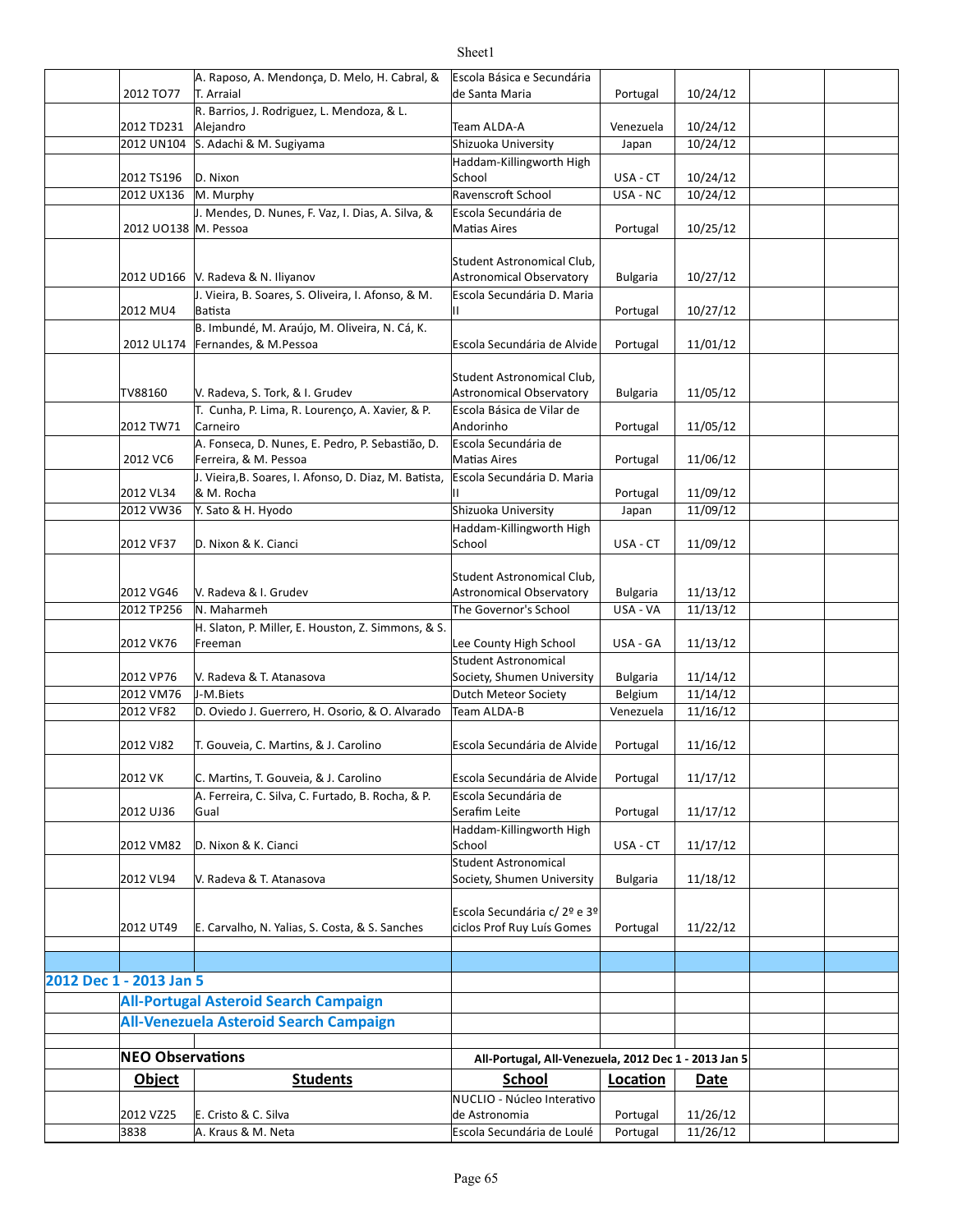| | 2012 TO77 | A. Raposo, A. Mendonça, D. Melo, H. Cabral, & T. Arraial | Escola Básica e Secundária de Santa Maria | Portugal | 10/24/12 | | |
|---|---|---|---|---|---|---|---|
| | 2012 TD231 | R. Barrios, J. Rodriguez, L. Mendoza, & L. Alejandro | Team ALDA-A | Venezuela | 10/24/12 | | |
| | 2012 UN104 | S. Adachi & M. Sugiyama | Shizuoka University | Japan | 10/24/12 | | |
| | 2012 TS196 | D. Nixon | Haddam-Killingworth High School | USA - CT | 10/24/12 | | |
| | 2012 UX136 | M. Murphy | Ravenscroft School | USA - NC | 10/24/12 | | |
| | 2012 UO138 | J. Mendes, D. Nunes, F. Vaz, I. Dias, A. Silva, & M. Pessoa | Escola Secundária de Matias Aires | Portugal | 10/25/12 | | |
| | 2012 UD166 | V. Radeva & N. Iliyanov | Student Astronomical Club, Astronomical Observatory | Bulgaria | 10/27/12 | | |
| | 2012 MU4 | J. Vieira, B. Soares, S. Oliveira, I. Afonso, & M. Batista | Escola Secundária D. Maria II | Portugal | 10/27/12 | | |
| | 2012 UL174 | B. Imbundé, M. Araújo, M. Oliveira, N. Cá, K. Fernandes, & M.Pessoa | Escola Secundária de Alvide | Portugal | 11/01/12 | | |
| | TV88160 | V. Radeva, S. Tork, & I. Grudev | Student Astronomical Club, Astronomical Observatory | Bulgaria | 11/05/12 | | |
| | 2012 TW71 | T. Cunha, P. Lima, R. Lourenço, A. Xavier, & P. Carneiro | Escola Básica de Vilar de Andorinho | Portugal | 11/05/12 | | |
| | 2012 VC6 | A. Fonseca, D. Nunes, E. Pedro, P. Sebastião, D. Ferreira, & M. Pessoa | Escola Secundária de Matias Aires | Portugal | 11/06/12 | | |
| | 2012 VL34 | J. Vieira,B. Soares, I. Afonso, D. Diaz, M. Batista, & M. Rocha | Escola Secundária D. Maria II | Portugal | 11/09/12 | | |
| | 2012 VW36 | Y. Sato & H. Hyodo | Shizuoka University | Japan | 11/09/12 | | |
| | 2012 VF37 | D. Nixon & K. Cianci | Haddam-Killingworth High School | USA - CT | 11/09/12 | | |
| | 2012 VG46 | V. Radeva & I. Grudev | Student Astronomical Club, Astronomical Observatory | Bulgaria | 11/13/12 | | |
| | 2012 TP256 | N. Maharmeh | The Governor's School | USA - VA | 11/13/12 | | |
| | 2012 VK76 | H. Slaton, P. Miller, E. Houston, Z. Simmons, & S. Freeman | Lee County High School | USA - GA | 11/13/12 | | |
| | 2012 VP76 | V. Radeva & T. Atanasova | Student Astronomical Society, Shumen University | Bulgaria | 11/14/12 | | |
| | 2012 VM76 | J-M.Biets | Dutch Meteor Society | Belgium | 11/14/12 | | |
| | 2012 VF82 | D. Oviedo J. Guerrero, H. Osorio, & O. Alvarado | Team ALDA-B | Venezuela | 11/16/12 | | |
| | 2012 VJ82 | T. Gouveia, C. Martins, & J. Carolino | Escola Secundária de Alvide | Portugal | 11/16/12 | | |
| | 2012 VK | C. Martins, T. Gouveia, & J. Carolino | Escola Secundária de Alvide | Portugal | 11/17/12 | | |
| | 2012 UJ36 | A. Ferreira, C. Silva, C. Furtado, B. Rocha, & P. Gual | Escola Secundária de Serafim Leite | Portugal | 11/17/12 | | |
| | 2012 VM82 | D. Nixon & K. Cianci | Haddam-Killingworth High School | USA - CT | 11/17/12 | | |
| | 2012 VL94 | V. Radeva & T. Atanasova | Student Astronomical Society, Shumen University | Bulgaria | 11/18/12 | | |
| | 2012 UT49 | E. Carvalho, N. Yalias, S. Costa, & S. Sanches | Escola Secundária c/ 2º e 3º ciclos Prof Ruy Luís Gomes | Portugal | 11/22/12 | | |

**2012 Dec 1 - 2013 Jan 5**

**All-Portugal Asteroid Search Campaign**

**All-Venezuela Asteroid Search Campaign**

**NEO Observations** — All-Portugal, All-Venezuela, 2012 Dec 1 - 2013 Jan 5

| | Object | Students | School | Location | Date | | |
|---|---|---|---|---|---|---|---|
| | 2012 VZ25 | E. Cristo & C. Silva | NUCLIO - Núcleo Interativo de Astronomia | Portugal | 11/26/12 | | |
| | 3838 | A. Kraus & M. Neta | Escola Secundária de Loulé | Portugal | 11/26/12 | | |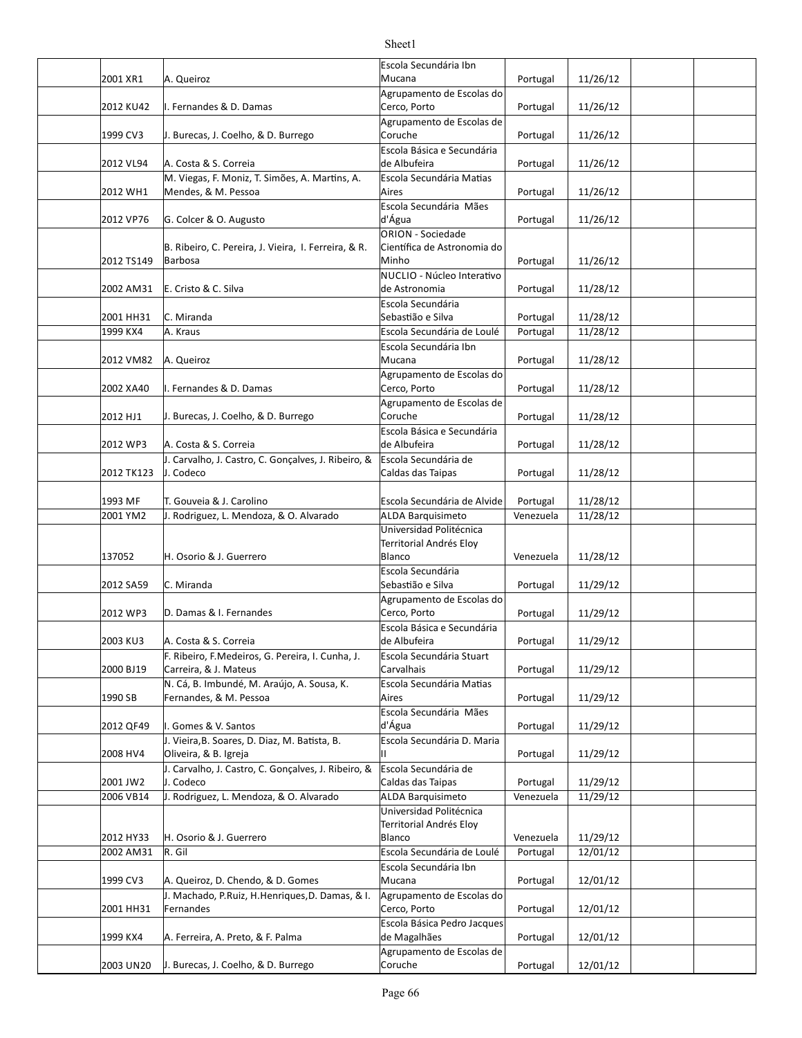|  |  |  |  |  |  |  |  |
|---|---|---|---|---|---|---|---|
|  | 2001 XR1 | A. Queiroz | Escola Secundária Ibn Mucana | Portugal | 11/26/12 |  |  |
|  | 2012 KU42 | I. Fernandes & D. Damas | Agrupamento de Escolas do Cerco, Porto | Portugal | 11/26/12 |  |  |
|  | 1999 CV3 | J. Burecas, J. Coelho, & D. Burrego | Agrupamento de Escolas de Coruche | Portugal | 11/26/12 |  |  |
|  | 2012 VL94 | A. Costa & S. Correia | Escola Básica e Secundária de Albufeira | Portugal | 11/26/12 |  |  |
|  | 2012 WH1 | M. Viegas, F. Moniz, T. Simões, A. Martins, A. Mendes, & M. Pessoa | Escola Secundária Matias Aires | Portugal | 11/26/12 |  |  |
|  | 2012 VP76 | G. Colcer & O. Augusto | Escola Secundária Mães d'Água | Portugal | 11/26/12 |  |  |
|  | 2012 TS149 | B. Ribeiro, C. Pereira, J. Vieira, I. Ferreira, & R. Barbosa | ORION - Sociedade Científica de Astronomia do Minho | Portugal | 11/26/12 |  |  |
|  | 2002 AM31 | E. Cristo & C. Silva | NUCLIO - Núcleo Interativo de Astronomia | Portugal | 11/28/12 |  |  |
|  | 2001 HH31 | C. Miranda | Escola Secundária Sebastião e Silva | Portugal | 11/28/12 |  |  |
|  | 1999 KX4 | A. Kraus | Escola Secundária de Loulé | Portugal | 11/28/12 |  |  |
|  | 2012 VM82 | A. Queiroz | Escola Secundária Ibn Mucana | Portugal | 11/28/12 |  |  |
|  | 2002 XA40 | I. Fernandes & D. Damas | Agrupamento de Escolas do Cerco, Porto | Portugal | 11/28/12 |  |  |
|  | 2012 HJ1 | J. Burecas, J. Coelho, & D. Burrego | Agrupamento de Escolas de Coruche | Portugal | 11/28/12 |  |  |
|  | 2012 WP3 | A. Costa & S. Correia | Escola Básica e Secundária de Albufeira | Portugal | 11/28/12 |  |  |
|  | 2012 TK123 | J. Carvalho, J. Castro, C. Gonçalves, J. Ribeiro, & J. Codeco | Escola Secundária de Caldas das Taipas | Portugal | 11/28/12 |  |  |
|  | 1993 MF | T. Gouveia & J. Carolino | Escola Secundária de Alvide | Portugal | 11/28/12 |  |  |
|  | 2001 YM2 | J. Rodriguez, L. Mendoza, & O. Alvarado | ALDA Barquisimeto | Venezuela | 11/28/12 |  |  |
|  | 137052 | H. Osorio & J. Guerrero | Universidad Politécnica Territorial Andrés Eloy Blanco | Venezuela | 11/28/12 |  |  |
|  | 2012 SA59 | C. Miranda | Escola Secundária Sebastião e Silva | Portugal | 11/29/12 |  |  |
|  | 2012 WP3 | D. Damas & I. Fernandes | Agrupamento de Escolas do Cerco, Porto | Portugal | 11/29/12 |  |  |
|  | 2003 KU3 | A. Costa & S. Correia | Escola Básica e Secundária de Albufeira | Portugal | 11/29/12 |  |  |
|  | 2000 BJ19 | F. Ribeiro, F.Medeiros, G. Pereira, I. Cunha, J. Carreira, & J. Mateus | Escola Secundária Stuart Carvalhais | Portugal | 11/29/12 |  |  |
|  | 1990 SB | N. Cá, B. Imbundé, M. Araújo, A. Sousa, K. Fernandes, & M. Pessoa | Escola Secundária Matias Aires | Portugal | 11/29/12 |  |  |
|  | 2012 QF49 | I. Gomes & V. Santos | Escola Secundária Mães d'Água | Portugal | 11/29/12 |  |  |
|  | 2008 HV4 | J. Vieira,B. Soares, D. Diaz, M. Batista, B. Oliveira, & B. Igreja | Escola Secundária D. Maria II | Portugal | 11/29/12 |  |  |
|  | 2001 JW2 | J. Carvalho, J. Castro, C. Gonçalves, J. Ribeiro, & J. Codeco | Escola Secundária de Caldas das Taipas | Portugal | 11/29/12 |  |  |
|  | 2006 VB14 | J. Rodriguez, L. Mendoza, & O. Alvarado | ALDA Barquisimeto | Venezuela | 11/29/12 |  |  |
|  | 2012 HY33 | H. Osorio & J. Guerrero | Universidad Politécnica Territorial Andrés Eloy Blanco | Venezuela | 11/29/12 |  |  |
|  | 2002 AM31 | R. Gil | Escola Secundária de Loulé | Portugal | 12/01/12 |  |  |
|  | 1999 CV3 | A. Queiroz, D. Chendo, & D. Gomes | Escola Secundária Ibn Mucana | Portugal | 12/01/12 |  |  |
|  | 2001 HH31 | J. Machado, P.Ruiz, H.Henriques,D. Damas, & I. Fernandes | Agrupamento de Escolas do Cerco, Porto | Portugal | 12/01/12 |  |  |
|  | 1999 KX4 | A. Ferreira, A. Preto, & F. Palma | Escola Básica Pedro Jacques de Magalhães | Portugal | 12/01/12 |  |  |
|  | 2003 UN20 | J. Burecas, J. Coelho, & D. Burrego | Agrupamento de Escolas de Coruche | Portugal | 12/01/12 |  |  |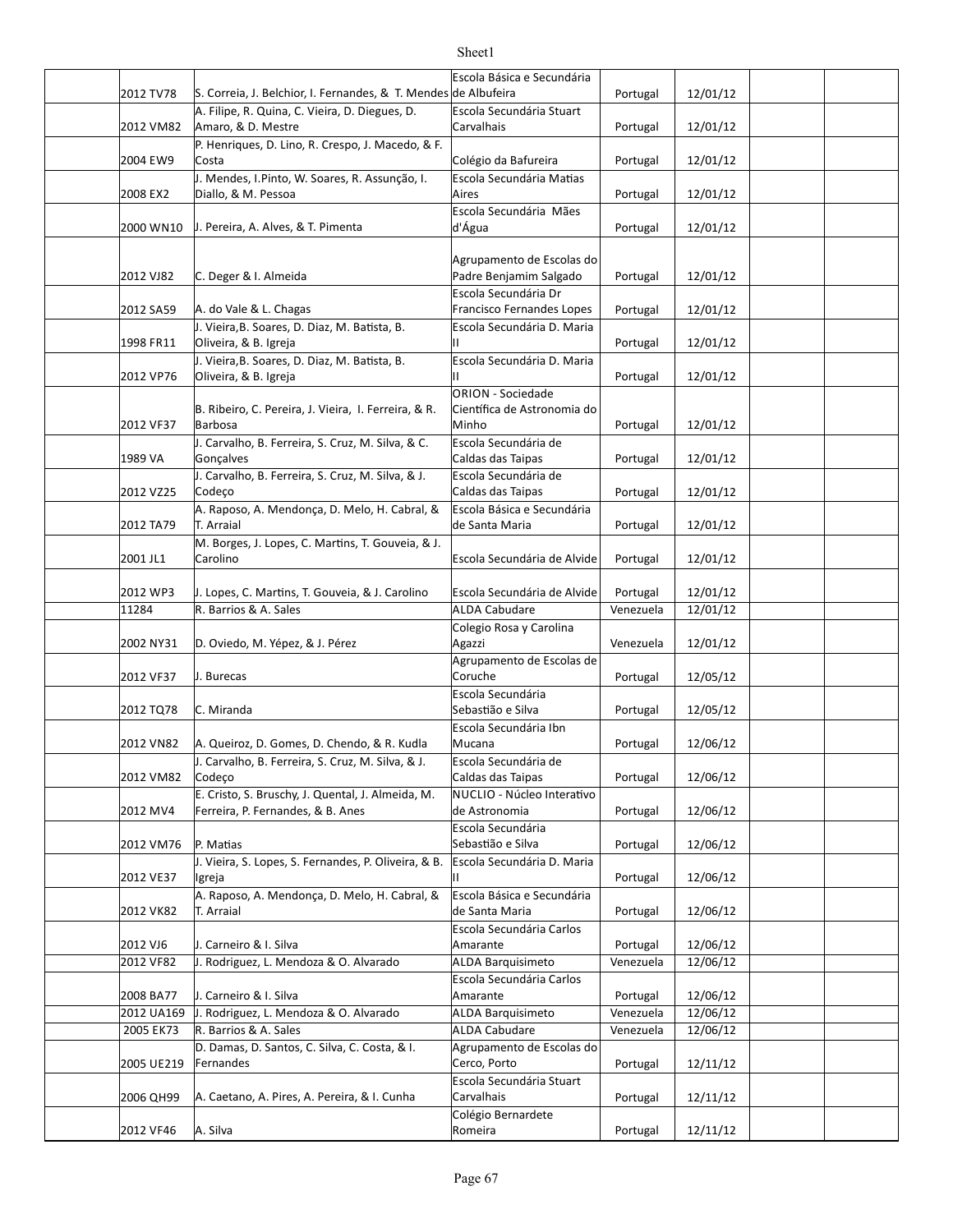| | | | | | | |
|---|---|---|---|---|---|---|
| | 2012 TV78 | S. Correia, J. Belchior, I. Fernandes, & T. Mendes | Escola Básica e Secundária de Albufeira | Portugal | 12/01/12 | | |
| | 2012 VM82 | A. Filipe, R. Quina, C. Vieira, D. Diegues, D. Amaro, & D. Mestre | Escola Secundária Stuart Carvalhais | Portugal | 12/01/12 | | |
| | 2004 EW9 | P. Henriques, D. Lino, R. Crespo, J. Macedo, & F. Costa | Colégio da Bafureira | Portugal | 12/01/12 | | |
| | 2008 EX2 | J. Mendes, I.Pinto, W. Soares, R. Assunção, I. Diallo, & M. Pessoa | Escola Secundária Matias Aires | Portugal | 12/01/12 | | |
| | 2000 WN10 | J. Pereira, A. Alves, & T. Pimenta | Escola Secundária Mães d'Água | Portugal | 12/01/12 | | |
| | 2012 VJ82 | C. Deger & I. Almeida | Agrupamento de Escolas do Padre Benjamim Salgado | Portugal | 12/01/12 | | |
| | 2012 SA59 | A. do Vale & L. Chagas | Escola Secundária Dr Francisco Fernandes Lopes | Portugal | 12/01/12 | | |
| | 1998 FR11 | J. Vieira,B. Soares, D. Diaz, M. Batista, B. Oliveira, & B. Igreja | Escola Secundária D. Maria II | Portugal | 12/01/12 | | |
| | 2012 VP76 | J. Vieira,B. Soares, D. Diaz, M. Batista, B. Oliveira, & B. Igreja | Escola Secundária D. Maria II | Portugal | 12/01/12 | | |
| | 2012 VF37 | B. Ribeiro, C. Pereira, J. Vieira, I. Ferreira, & R. Barbosa | ORION - Sociedade Científica de Astronomia do Minho | Portugal | 12/01/12 | | |
| | 1989 VA | J. Carvalho, B. Ferreira, S. Cruz, M. Silva, & C. Gonçalves | Escola Secundária de Caldas das Taipas | Portugal | 12/01/12 | | |
| | 2012 VZ25 | J. Carvalho, B. Ferreira, S. Cruz, M. Silva, & J. Codeço | Escola Secundária de Caldas das Taipas | Portugal | 12/01/12 | | |
| | 2012 TA79 | A. Raposo, A. Mendonça, D. Melo, H. Cabral, & T. Arraial | Escola Básica e Secundária de Santa Maria | Portugal | 12/01/12 | | |
| | 2001 JL1 | M. Borges, J. Lopes, C. Martins, T. Gouveia, & J. Carolino | Escola Secundária de Alvide | Portugal | 12/01/12 | | |
| | 2012 WP3 | J. Lopes, C. Martins, T. Gouveia, & J. Carolino | Escola Secundária de Alvide | Portugal | 12/01/12 | | |
| | 11284 | R. Barrios & A. Sales | ALDA Cabudare | Venezuela | 12/01/12 | | |
| | 2002 NY31 | D. Oviedo, M. Yépez, & J. Pérez | Colegio Rosa y Carolina Agazzi | Venezuela | 12/01/12 | | |
| | 2012 VF37 | J. Burecas | Agrupamento de Escolas de Coruche | Portugal | 12/05/12 | | |
| | 2012 TQ78 | C. Miranda | Escola Secundária Sebastião e Silva | Portugal | 12/05/12 | | |
| | 2012 VN82 | A. Queiroz, D. Gomes, D. Chendo, & R. Kudla | Escola Secundária Ibn Mucana | Portugal | 12/06/12 | | |
| | 2012 VM82 | J. Carvalho, B. Ferreira, S. Cruz, M. Silva, & J. Codeço | Escola Secundária de Caldas das Taipas | Portugal | 12/06/12 | | |
| | 2012 MV4 | E. Cristo, S. Bruschy, J. Quental, J. Almeida, M. Ferreira, P. Fernandes, & B. Anes | NUCLIO - Núcleo Interativo de Astronomia | Portugal | 12/06/12 | | |
| | 2012 VM76 | P. Matias | Escola Secundária Sebastião e Silva | Portugal | 12/06/12 | | |
| | 2012 VE37 | J. Vieira, S. Lopes, S. Fernandes, P. Oliveira, & B. Igreja | Escola Secundária D. Maria II | Portugal | 12/06/12 | | |
| | 2012 VK82 | A. Raposo, A. Mendonça, D. Melo, H. Cabral, & T. Arraial | Escola Básica e Secundária de Santa Maria | Portugal | 12/06/12 | | |
| | 2012 VJ6 | J. Carneiro & I. Silva | Escola Secundária Carlos Amarante | Portugal | 12/06/12 | | |
| | 2012 VF82 | J. Rodriguez, L. Mendoza & O. Alvarado | ALDA Barquisimeto | Venezuela | 12/06/12 | | |
| | 2008 BA77 | J. Carneiro & I. Silva | Escola Secundária Carlos Amarante | Portugal | 12/06/12 | | |
| | 2012 UA169 | J. Rodriguez, L. Mendoza & O. Alvarado | ALDA Barquisimeto | Venezuela | 12/06/12 | | |
| | 2005 EK73 | R. Barrios & A. Sales | ALDA Cabudare | Venezuela | 12/06/12 | | |
| | 2005 UE219 | D. Damas, D. Santos, C. Silva, C. Costa, & I. Fernandes | Agrupamento de Escolas do Cerco, Porto | Portugal | 12/11/12 | | |
| | 2006 QH99 | A. Caetano, A. Pires, A. Pereira, & I. Cunha | Escola Secundária Stuart Carvalhais | Portugal | 12/11/12 | | |
| | 2012 VF46 | A. Silva | Colégio Bernardete Romeira | Portugal | 12/11/12 | | |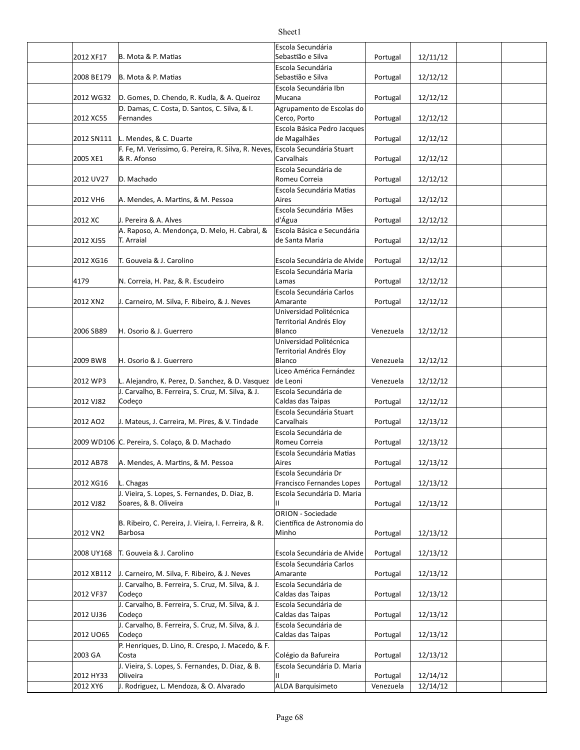|  |  |  |  |  |  |  |  |
|---|---|---|---|---|---|---|---|
|  | 2012 XF17 | B. Mota & P. Matias | Escola Secundária Sebastião e Silva | Portugal | 12/11/12 |  |  |
|  | 2008 BE179 | B. Mota & P. Matias | Escola Secundária Sebastião e Silva | Portugal | 12/12/12 |  |  |
|  | 2012 WG32 | D. Gomes, D. Chendo, R. Kudla, & A. Queiroz | Escola Secundária Ibn Mucana | Portugal | 12/12/12 |  |  |
|  | 2012 XC55 | D. Damas, C. Costa, D. Santos, C. Silva, & I. Fernandes | Agrupamento de Escolas do Cerco, Porto | Portugal | 12/12/12 |  |  |
|  | 2012 SN111 | L. Mendes, & C. Duarte | Escola Básica Pedro Jacques de Magalhães | Portugal | 12/12/12 |  |  |
|  | 2005 XE1 | F. Fe, M. Verissimo, G. Pereira, R. Silva, R. Neves, & R. Afonso | Escola Secundária Stuart Carvalhais | Portugal | 12/12/12 |  |  |
|  | 2012 UV27 | D. Machado | Escola Secundária de Romeu Correia | Portugal | 12/12/12 |  |  |
|  | 2012 VH6 | A. Mendes, A. Martins, & M. Pessoa | Escola Secundária Matias Aires | Portugal | 12/12/12 |  |  |
|  | 2012 XC | J. Pereira & A. Alves | Escola Secundária Mães d'Água | Portugal | 12/12/12 |  |  |
|  | 2012 XJ55 | A. Raposo, A. Mendonça, D. Melo, H. Cabral, & T. Arraial | Escola Básica e Secundária de Santa Maria | Portugal | 12/12/12 |  |  |
|  | 2012 XG16 | T. Gouveia & J. Carolino | Escola Secundária de Alvide | Portugal | 12/12/12 |  |  |
|  | 4179 | N. Correia, H. Paz, & R. Escudeiro | Escola Secundária Maria Lamas | Portugal | 12/12/12 |  |  |
|  | 2012 XN2 | J. Carneiro, M. Silva, F. Ribeiro, & J. Neves | Escola Secundária Carlos Amarante | Portugal | 12/12/12 |  |  |
|  | 2006 SB89 | H. Osorio & J. Guerrero | Universidad Politécnica Territorial Andrés Eloy Blanco | Venezuela | 12/12/12 |  |  |
|  | 2009 BW8 | H. Osorio & J. Guerrero | Universidad Politécnica Territorial Andrés Eloy Blanco | Venezuela | 12/12/12 |  |  |
|  | 2012 WP3 | L. Alejandro, K. Perez, D. Sanchez, & D. Vasquez | Liceo América Fernández de Leoni | Venezuela | 12/12/12 |  |  |
|  | 2012 VJ82 | J. Carvalho, B. Ferreira, S. Cruz, M. Silva, & J. Codeço | Escola Secundária de Caldas das Taipas | Portugal | 12/12/12 |  |  |
|  | 2012 AO2 | J. Mateus, J. Carreira, M. Pires, & V. Tindade | Escola Secundária Stuart Carvalhais | Portugal | 12/13/12 |  |  |
|  | 2009 WD106 | C. Pereira, S. Colaço, & D. Machado | Escola Secundária de Romeu Correia | Portugal | 12/13/12 |  |  |
|  | 2012 AB78 | A. Mendes, A. Martins, & M. Pessoa | Escola Secundária Matias Aires | Portugal | 12/13/12 |  |  |
|  | 2012 XG16 | L. Chagas | Escola Secundária Dr Francisco Fernandes Lopes | Portugal | 12/13/12 |  |  |
|  | 2012 VJ82 | J. Vieira, S. Lopes, S. Fernandes, D. Diaz, B. Soares, & B. Oliveira | Escola Secundária D. Maria II | Portugal | 12/13/12 |  |  |
|  | 2012 VN2 | B. Ribeiro, C. Pereira, J. Vieira, I. Ferreira, & R. Barbosa | ORION - Sociedade Científica de Astronomia do Minho | Portugal | 12/13/12 |  |  |
|  | 2008 UY168 | T. Gouveia & J. Carolino | Escola Secundária de Alvide | Portugal | 12/13/12 |  |  |
|  | 2012 XB112 | J. Carneiro, M. Silva, F. Ribeiro, & J. Neves | Escola Secundária Carlos Amarante | Portugal | 12/13/12 |  |  |
|  | 2012 VF37 | J. Carvalho, B. Ferreira, S. Cruz, M. Silva, & J. Codeço | Escola Secundária de Caldas das Taipas | Portugal | 12/13/12 |  |  |
|  | 2012 UJ36 | J. Carvalho, B. Ferreira, S. Cruz, M. Silva, & J. Codeço | Escola Secundária de Caldas das Taipas | Portugal | 12/13/12 |  |  |
|  | 2012 UO65 | J. Carvalho, B. Ferreira, S. Cruz, M. Silva, & J. Codeço | Escola Secundária de Caldas das Taipas | Portugal | 12/13/12 |  |  |
|  | 2003 GA | P. Henriques, D. Lino, R. Crespo, J. Macedo, & F. Costa | Colégio da Bafureira | Portugal | 12/13/12 |  |  |
|  | 2012 HY33 | J. Vieira, S. Lopes, S. Fernandes, D. Diaz, & B. Oliveira | Escola Secundária D. Maria II | Portugal | 12/14/12 |  |  |
|  | 2012 XY6 | J. Rodriguez, L. Mendoza, & O. Alvarado | ALDA Barquisimeto | Venezuela | 12/14/12 |  |  |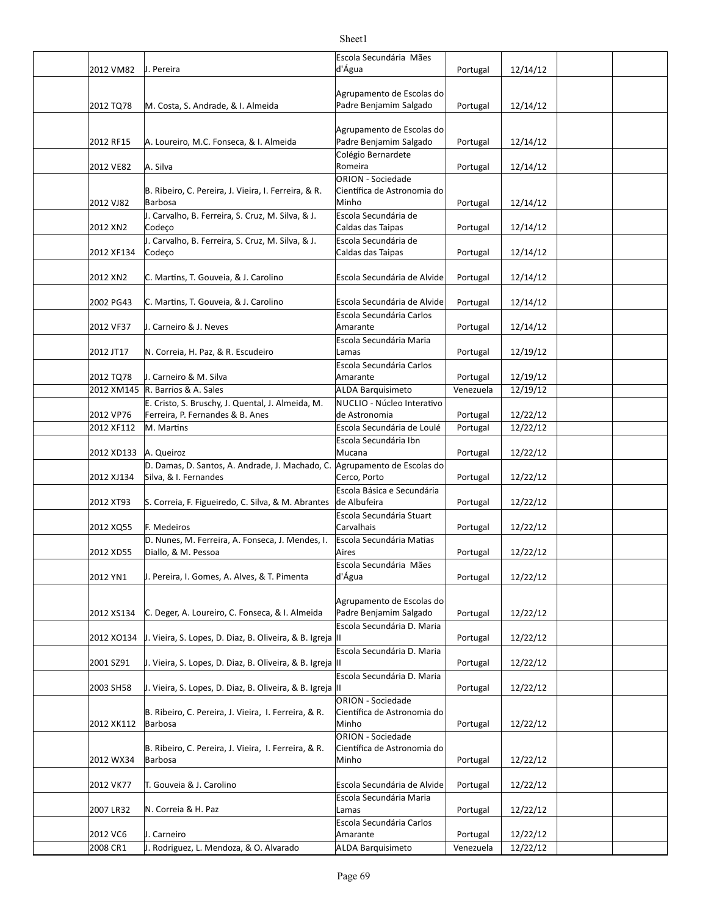| | | | | | | |
|---|---|---|---|---|---|---|
| | 2012 VM82 | J. Pereira | Escola Secundária Mães d'Água | Portugal | 12/14/12 | | |
| | 2012 TQ78 | M. Costa, S. Andrade, & I. Almeida | Agrupamento de Escolas do Padre Benjamim Salgado | Portugal | 12/14/12 | | |
| | 2012 RF15 | A. Loureiro, M.C. Fonseca, & I. Almeida | Agrupamento de Escolas do Padre Benjamim Salgado | Portugal | 12/14/12 | | |
| | 2012 VE82 | A. Silva | Colégio Bernardete Romeira | Portugal | 12/14/12 | | |
| | 2012 VJ82 | B. Ribeiro, C. Pereira, J. Vieira, I. Ferreira, & R. Barbosa | ORION - Sociedade Científica de Astronomia do Minho | Portugal | 12/14/12 | | |
| | 2012 XN2 | J. Carvalho, B. Ferreira, S. Cruz, M. Silva, & J. Codeço | Escola Secundária de Caldas das Taipas | Portugal | 12/14/12 | | |
| | 2012 XF134 | J. Carvalho, B. Ferreira, S. Cruz, M. Silva, & J. Codeço | Escola Secundária de Caldas das Taipas | Portugal | 12/14/12 | | |
| | 2012 XN2 | C. Martins, T. Gouveia, & J. Carolino | Escola Secundária de Alvide | Portugal | 12/14/12 | | |
| | 2002 PG43 | C. Martins, T. Gouveia, & J. Carolino | Escola Secundária de Alvide | Portugal | 12/14/12 | | |
| | 2012 VF37 | J. Carneiro & J. Neves | Escola Secundária Carlos Amarante | Portugal | 12/14/12 | | |
| | 2012 JT17 | N. Correia, H. Paz, & R. Escudeiro | Escola Secundária Maria Lamas | Portugal | 12/19/12 | | |
| | 2012 TQ78 | J. Carneiro & M. Silva | Escola Secundária Carlos Amarante | Portugal | 12/19/12 | | |
| | 2012 XM145 | R. Barrios & A. Sales | ALDA Barquisimeto | Venezuela | 12/19/12 | | |
| | 2012 VP76 | E. Cristo, S. Bruschy, J. Quental, J. Almeida, M. Ferreira, P. Fernandes & B. Anes | NUCLIO - Núcleo Interativo de Astronomia | Portugal | 12/22/12 | | |
| | 2012 XF112 | M. Martins | Escola Secundária de Loulé | Portugal | 12/22/12 | | |
| | 2012 XD133 | A. Queiroz | Escola Secundária Ibn Mucana | Portugal | 12/22/12 | | |
| | 2012 XJ134 | D. Damas, D. Santos, A. Andrade, J. Machado, C. Silva, & I. Fernandes | Agrupamento de Escolas do Cerco, Porto | Portugal | 12/22/12 | | |
| | 2012 XT93 | S. Correia, F. Figueiredo, C. Silva, & M. Abrantes | Escola Básica e Secundária de Albufeira | Portugal | 12/22/12 | | |
| | 2012 XQ55 | F. Medeiros | Escola Secundária Stuart Carvalhais | Portugal | 12/22/12 | | |
| | 2012 XD55 | D. Nunes, M. Ferreira, A. Fonseca, J. Mendes, I. Diallo, & M. Pessoa | Escola Secundária Matias Aires | Portugal | 12/22/12 | | |
| | 2012 YN1 | J. Pereira, I. Gomes, A. Alves, & T. Pimenta | Escola Secundária Mães d'Água | Portugal | 12/22/12 | | |
| | 2012 XS134 | C. Deger, A. Loureiro, C. Fonseca, & I. Almeida | Agrupamento de Escolas do Padre Benjamim Salgado | Portugal | 12/22/12 | | |
| | 2012 XO134 | J. Vieira, S. Lopes, D. Diaz, B. Oliveira, & B. Igreja | Escola Secundária D. Maria II | Portugal | 12/22/12 | | |
| | 2001 SZ91 | J. Vieira, S. Lopes, D. Diaz, B. Oliveira, & B. Igreja | Escola Secundária D. Maria II | Portugal | 12/22/12 | | |
| | 2003 SH58 | J. Vieira, S. Lopes, D. Diaz, B. Oliveira, & B. Igreja | Escola Secundária D. Maria II | Portugal | 12/22/12 | | |
| | 2012 XK112 | B. Ribeiro, C. Pereira, J. Vieira, I. Ferreira, & R. Barbosa | ORION - Sociedade Científica de Astronomia do Minho | Portugal | 12/22/12 | | |
| | 2012 WX34 | B. Ribeiro, C. Pereira, J. Vieira, I. Ferreira, & R. Barbosa | ORION - Sociedade Científica de Astronomia do Minho | Portugal | 12/22/12 | | |
| | 2012 VK77 | T. Gouveia & J. Carolino | Escola Secundária de Alvide | Portugal | 12/22/12 | | |
| | 2007 LR32 | N. Correia & H. Paz | Escola Secundária Maria Lamas | Portugal | 12/22/12 | | |
| | 2012 VC6 | J. Carneiro | Escola Secundária Carlos Amarante | Portugal | 12/22/12 | | |
| | 2008 CR1 | J. Rodriguez, L. Mendoza, & O. Alvarado | ALDA Barquisimeto | Venezuela | 12/22/12 | | |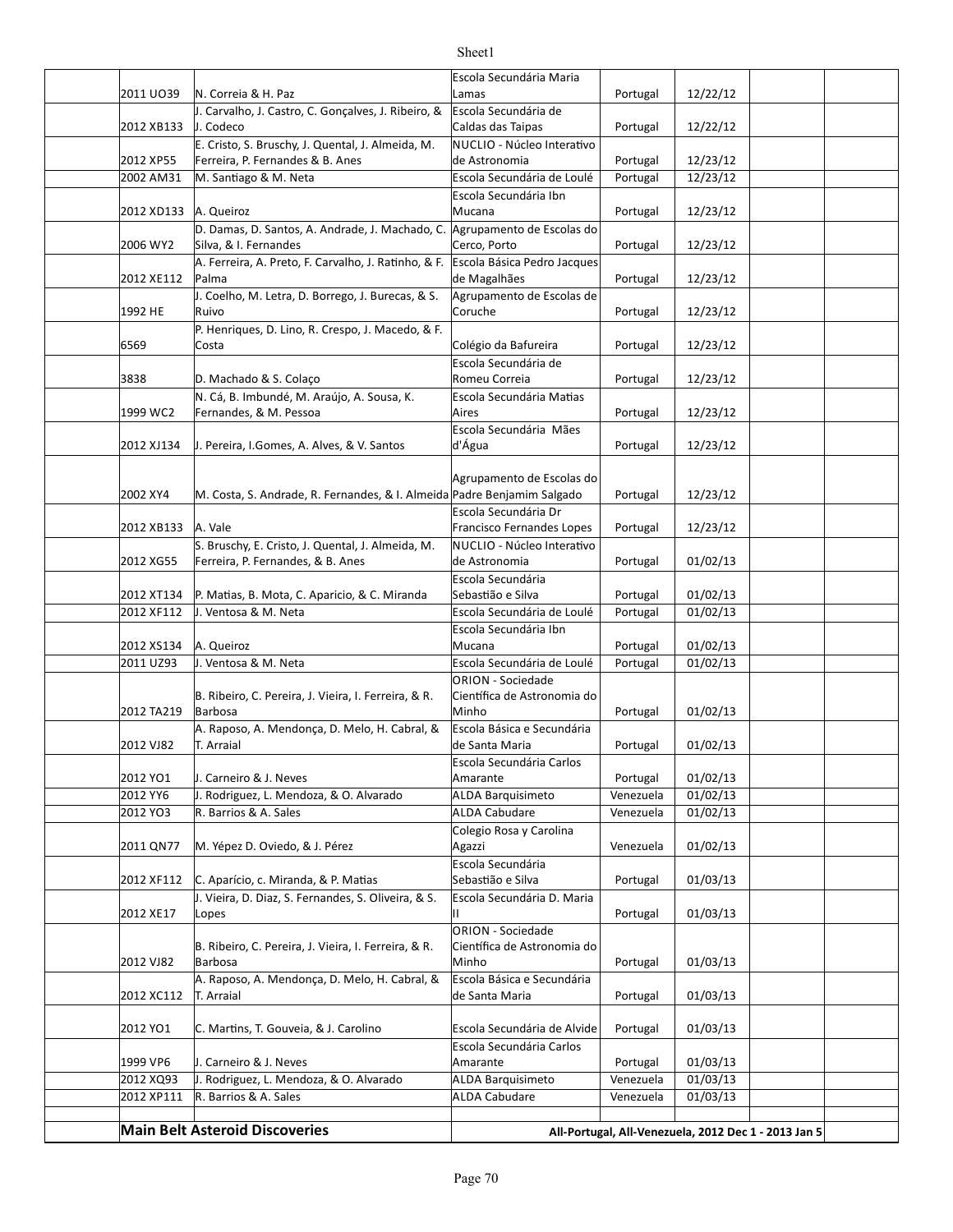| | | | | | | |
|---|---|---|---|---|---|---|
| | 2011 UO39 | N. Correia & H. Paz | Escola Secundária Maria Lamas | Portugal | 12/22/12 | | |
| | 2012 XB133 | J. Carvalho, J. Castro, C. Gonçalves, J. Ribeiro, & J. Codeco | Escola Secundária de Caldas das Taipas | Portugal | 12/22/12 | | |
| | 2012 XP55 | E. Cristo, S. Bruschy, J. Quental, J. Almeida, M. Ferreira, P. Fernandes & B. Anes | NUCLIO - Núcleo Interativo de Astronomia | Portugal | 12/23/12 | | |
| | 2002 AM31 | M. Santiago & M. Neta | Escola Secundária de Loulé | Portugal | 12/23/12 | | |
| | 2012 XD133 | A. Queiroz | Escola Secundária Ibn Mucana | Portugal | 12/23/12 | | |
| | 2006 WY2 | D. Damas, D. Santos, A. Andrade, J. Machado, C. Silva, & I. Fernandes | Agrupamento de Escolas do Cerco, Porto | Portugal | 12/23/12 | | |
| | 2012 XE112 | A. Ferreira, A. Preto, F. Carvalho, J. Ratinho, & F. Palma | Escola Básica Pedro Jacques de Magalhães | Portugal | 12/23/12 | | |
| | 1992 HE | J. Coelho, M. Letra, D. Borrego, J. Burecas, & S. Ruivo | Agrupamento de Escolas de Coruche | Portugal | 12/23/12 | | |
| | 6569 | P. Henriques, D. Lino, R. Crespo, J. Macedo, & F. Costa | Colégio da Bafureira | Portugal | 12/23/12 | | |
| | 3838 | D. Machado & S. Colaço | Escola Secundária de Romeu Correia | Portugal | 12/23/12 | | |
| | 1999 WC2 | N. Cá, B. Imbundé, M. Araújo, A. Sousa, K. Fernandes, & M. Pessoa | Escola Secundária Matias Aires | Portugal | 12/23/12 | | |
| | 2012 XJ134 | J. Pereira, I.Gomes, A. Alves, & V. Santos | Escola Secundária Mães d'Água | Portugal | 12/23/12 | | |
| | 2002 XY4 | M. Costa, S. Andrade, R. Fernandes, & I. Almeida | Agrupamento de Escolas do Padre Benjamim Salgado | Portugal | 12/23/12 | | |
| | 2012 XB133 | A. Vale | Escola Secundária Dr Francisco Fernandes Lopes | Portugal | 12/23/12 | | |
| | 2012 XG55 | S. Bruschy, E. Cristo, J. Quental, J. Almeida, M. Ferreira, P. Fernandes, & B. Anes | NUCLIO - Núcleo Interativo de Astronomia | Portugal | 01/02/13 | | |
| | 2012 XT134 | P. Matias, B. Mota, C. Aparicio, & C. Miranda | Escola Secundária Sebastião e Silva | Portugal | 01/02/13 | | |
| | 2012 XF112 | J. Ventosa & M. Neta | Escola Secundária de Loulé | Portugal | 01/02/13 | | |
| | 2012 XS134 | A. Queiroz | Escola Secundária Ibn Mucana | Portugal | 01/02/13 | | |
| | 2011 UZ93 | J. Ventosa & M. Neta | Escola Secundária de Loulé | Portugal | 01/02/13 | | |
| | 2012 TA219 | B. Ribeiro, C. Pereira, J. Vieira, I. Ferreira, & R. Barbosa | ORION - Sociedade Científica de Astronomia do Minho | Portugal | 01/02/13 | | |
| | 2012 VJ82 | A. Raposo, A. Mendonça, D. Melo, H. Cabral, & T. Arraial | Escola Básica e Secundária de Santa Maria | Portugal | 01/02/13 | | |
| | 2012 YO1 | J. Carneiro & J. Neves | Escola Secundária Carlos Amarante | Portugal | 01/02/13 | | |
| | 2012 YY6 | J. Rodriguez, L. Mendoza, & O. Alvarado | ALDA Barquisimeto | Venezuela | 01/02/13 | | |
| | 2012 YO3 | R. Barrios & A. Sales | ALDA Cabudare | Venezuela | 01/02/13 | | |
| | 2011 QN77 | M. Yépez D. Oviedo, & J. Pérez | Colegio Rosa y Carolina Agazzi | Venezuela | 01/02/13 | | |
| | 2012 XF112 | C. Aparício, c. Miranda, & P. Matias | Escola Secundária Sebastião e Silva | Portugal | 01/03/13 | | |
| | 2012 XE17 | J. Vieira, D. Diaz, S. Fernandes, S. Oliveira, & S. Lopes | Escola Secundária D. Maria II | Portugal | 01/03/13 | | |
| | 2012 VJ82 | B. Ribeiro, C. Pereira, J. Vieira, I. Ferreira, & R. Barbosa | ORION - Sociedade Científica de Astronomia do Minho | Portugal | 01/03/13 | | |
| | 2012 XC112 | A. Raposo, A. Mendonça, D. Melo, H. Cabral, & T. Arraial | Escola Básica e Secundária de Santa Maria | Portugal | 01/03/13 | | |
| | 2012 YO1 | C. Martins, T. Gouveia, & J. Carolino | Escola Secundária de Alvide | Portugal | 01/03/13 | | |
| | 1999 VP6 | J. Carneiro & J. Neves | Escola Secundária Carlos Amarante | Portugal | 01/03/13 | | |
| | 2012 XQ93 | J. Rodriguez, L. Mendoza, & O. Alvarado | ALDA Barquisimeto | Venezuela | 01/03/13 | | |
| | 2012 XP111 | R. Barrios & A. Sales | ALDA Cabudare | Venezuela | 01/03/13 | | |
| | | | | | | | |
| | **Main Belt Asteroid Discoveries** | | **All-Portugal, All-Venezuela, 2012 Dec 1 - 2013 Jan 5** | | | | |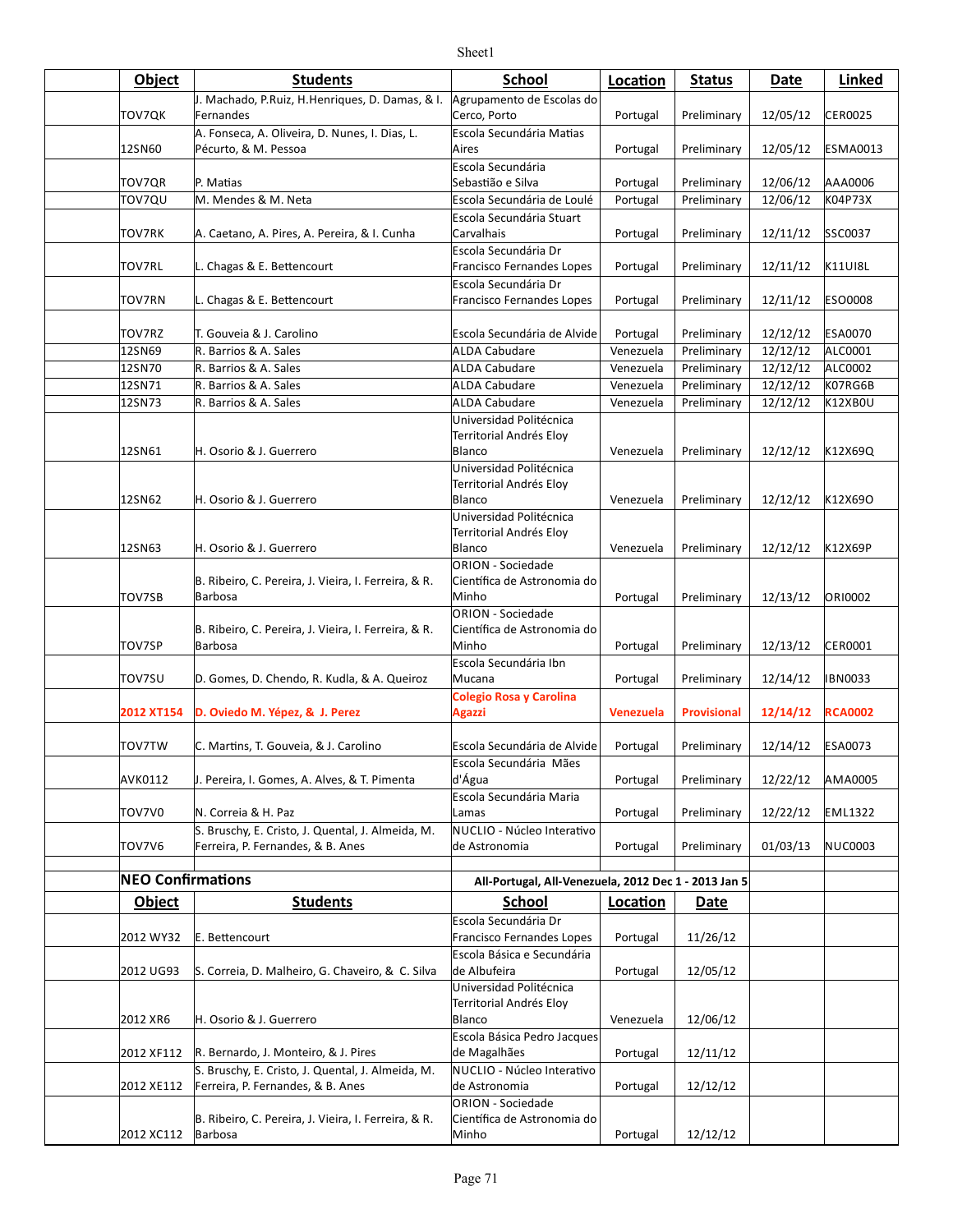| Object | Students | School | Location | Status | Date | Linked |
|---|---|---|---|---|---|---|
| TOV7QK | J. Machado, P.Ruiz, H.Henriques, D. Damas, & I. Fernandes | Agrupamento de Escolas do Cerco, Porto | Portugal | Preliminary | 12/05/12 | CER0025 |
| 12SN60 | A. Fonseca, A. Oliveira, D. Nunes, I. Dias, L. Pécurto, & M. Pessoa | Escola Secundária Matias Aires | Portugal | Preliminary | 12/05/12 | ESMA0013 |
| TOV7QR | P. Matias | Escola Secundária Sebastião e Silva | Portugal | Preliminary | 12/06/12 | AAA0006 |
| TOV7QU | M. Mendes & M. Neta | Escola Secundária de Loulé | Portugal | Preliminary | 12/06/12 | K04P73X |
| TOV7RK | A. Caetano, A. Pires, A. Pereira, & I. Cunha | Escola Secundária Stuart Carvalhais | Portugal | Preliminary | 12/11/12 | SSC0037 |
| TOV7RL | L. Chagas & E. Bettencourt | Escola Secundária Dr Francisco Fernandes Lopes | Portugal | Preliminary | 12/11/12 | K11UI8L |
| TOV7RN | L. Chagas & E. Bettencourt | Escola Secundária Dr Francisco Fernandes Lopes | Portugal | Preliminary | 12/11/12 | ESO0008 |
| TOV7RZ | T. Gouveia & J. Carolino | Escola Secundária de Alvide | Portugal | Preliminary | 12/12/12 | ESA0070 |
| 12SN69 | R. Barrios & A. Sales | ALDA Cabudare | Venezuela | Preliminary | 12/12/12 | ALC0001 |
| 12SN70 | R. Barrios & A. Sales | ALDA Cabudare | Venezuela | Preliminary | 12/12/12 | ALC0002 |
| 12SN71 | R. Barrios & A. Sales | ALDA Cabudare | Venezuela | Preliminary | 12/12/12 | K07RG6B |
| 12SN73 | R. Barrios & A. Sales | ALDA Cabudare | Venezuela | Preliminary | 12/12/12 | K12XB0U |
| 12SN61 | H. Osorio & J. Guerrero | Universidad Politécnica Territorial Andrés Eloy Blanco | Venezuela | Preliminary | 12/12/12 | K12X69Q |
| 12SN62 | H. Osorio & J. Guerrero | Universidad Politécnica Territorial Andrés Eloy Blanco | Venezuela | Preliminary | 12/12/12 | K12X69O |
| 12SN63 | H. Osorio & J. Guerrero | Universidad Politécnica Territorial Andrés Eloy Blanco | Venezuela | Preliminary | 12/12/12 | K12X69P |
| TOV7SB | B. Ribeiro, C. Pereira, J. Vieira, I. Ferreira, & R. Barbosa | ORION - Sociedade Científica de Astronomia do Minho | Portugal | Preliminary | 12/13/12 | ORI0002 |
| TOV7SP | B. Ribeiro, C. Pereira, J. Vieira, I. Ferreira, & R. Barbosa | ORION - Sociedade Científica de Astronomia do Minho | Portugal | Preliminary | 12/13/12 | CER0001 |
| TOV7SU | D. Gomes, D. Chendo, R. Kudla, & A. Queiroz | Escola Secundária Ibn Mucana | Portugal | Preliminary | 12/14/12 | IBN0033 |
| **2012 XT154** | **D. Oviedo M. Yépez, & J. Perez** | **Colegio Rosa y Carolina Agazzi** | **Venezuela** | **Provisional** | **12/14/12** | **RCA0002** |
| TOV7TW | C. Martins, T. Gouveia, & J. Carolino | Escola Secundária de Alvide | Portugal | Preliminary | 12/14/12 | ESA0073 |
| AVK0112 | J. Pereira, I. Gomes, A. Alves, & T. Pimenta | Escola Secundária Mães d'Água | Portugal | Preliminary | 12/22/12 | AMA0005 |
| TOV7V0 | N. Correia & H. Paz | Escola Secundária Maria Lamas | Portugal | Preliminary | 12/22/12 | EML1322 |
| TOV7V6 | S. Bruschy, E. Cristo, J. Quental, J. Almeida, M. Ferreira, P. Fernandes, & B. Anes | NUCLIO - Núcleo Interativo de Astronomia | Portugal | Preliminary | 01/03/13 | NUC0003 |

## NEO Confirmations

All-Portugal, All-Venezuela, 2012 Dec 1 - 2013 Jan 5

| Object | Students | School | Location | Date |
|---|---|---|---|---|
| 2012 WY32 | E. Bettencourt | Escola Secundária Dr Francisco Fernandes Lopes | Portugal | 11/26/12 |
| 2012 UG93 | S. Correia, D. Malheiro, G. Chaveiro, & C. Silva | Escola Básica e Secundária de Albufeira | Portugal | 12/05/12 |
| 2012 XR6 | H. Osorio & J. Guerrero | Universidad Politécnica Territorial Andrés Eloy Blanco | Venezuela | 12/06/12 |
| 2012 XF112 | R. Bernardo, J. Monteiro, & J. Pires | Escola Básica Pedro Jacques de Magalhães | Portugal | 12/11/12 |
| 2012 XE112 | S. Bruschy, E. Cristo, J. Quental, J. Almeida, M. Ferreira, P. Fernandes, & B. Anes | NUCLIO - Núcleo Interativo de Astronomia | Portugal | 12/12/12 |
| 2012 XC112 | B. Ribeiro, C. Pereira, J. Vieira, I. Ferreira, & R. Barbosa | ORION - Sociedade Científica de Astronomia do Minho | Portugal | 12/12/12 |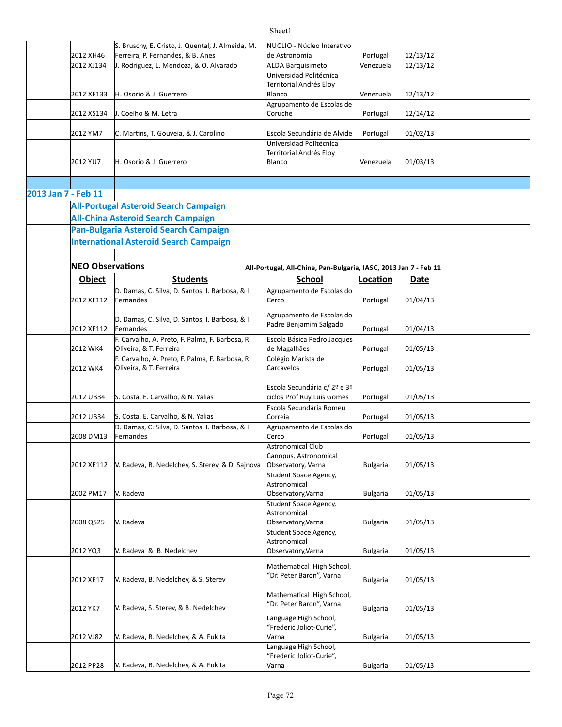| Object | Students | School | Location | Date |
|---|---|---|---|---|
| 2012 XH46 | S. Bruschy, E. Cristo, J. Quental, J. Almeida, M. Ferreira, P. Fernandes, & B. Anes | NUCLIO - Núcleo Interativo de Astronomia | Portugal | 12/13/12 |
| 2012 XJ134 | J. Rodriguez, L. Mendoza, & O. Alvarado | ALDA Barquisimeto | Venezuela | 12/13/12 |
| 2012 XF133 | H. Osorio & J. Guerrero | Universidad Politécnica Territorial Andrés Eloy Blanco | Venezuela | 12/13/12 |
| 2012 XS134 | J. Coelho & M. Letra | Agrupamento de Escolas de Coruche | Portugal | 12/14/12 |
| 2012 YM7 | C. Martins, T. Gouveia, & J. Carolino | Escola Secundária de Alvide | Portugal | 01/02/13 |
| 2012 YU7 | H. Osorio & J. Guerrero | Universidad Politécnica Territorial Andrés Eloy Blanco | Venezuela | 01/03/13 |

## 2013 Jan 7 - Feb 11

### All-Portugal Asteroid Search Campaign
### All-China Asteroid Search Campaign
### Pan-Bulgaria Asteroid Search Campaign
### International Asteroid Search Campaign

**NEO Observations** — All-Portugal, All-Chine, Pan-Bulgaria, IASC, 2013 Jan 7 - Feb 11

| Object | Students | School | Location | Date |
|---|---|---|---|---|
| 2012 XF112 | D. Damas, C. Silva, D. Santos, I. Barbosa, & I. Fernandes | Agrupamento de Escolas do Cerco | Portugal | 01/04/13 |
| 2012 XF112 | D. Damas, C. Silva, D. Santos, I. Barbosa, & I. Fernandes | Agrupamento de Escolas do Padre Benjamim Salgado | Portugal | 01/04/13 |
| 2012 WK4 | F. Carvalho, A. Preto, F. Palma, F. Barbosa, R. Oliveira, & T. Ferreira | Escola Básica Pedro Jacques de Magalhães | Portugal | 01/05/13 |
| 2012 WK4 | F. Carvalho, A. Preto, F. Palma, F. Barbosa, R. Oliveira, & T. Ferreira | Colégio Marista de Carcavelos | Portugal | 01/05/13 |
| 2012 UB34 | S. Costa, E. Carvalho, & N. Yalias | Escola Secundária c/ 2º e 3º ciclos Prof Ruy Luís Gomes | Portugal | 01/05/13 |
| 2012 UB34 | S. Costa, E. Carvalho, & N. Yalias | Escola Secundária Romeu Correia | Portugal | 01/05/13 |
| 2008 DM13 | D. Damas, C. Silva, D. Santos, I. Barbosa, & I. Fernandes | Agrupamento de Escolas do Cerco | Portugal | 01/05/13 |
| 2012 XE112 | V. Radeva, B. Nedelchev, S. Sterev, & D. Sajnova | Astronomical Club Canopus, Astronomical Observatory, Varna | Bulgaria | 01/05/13 |
| 2002 PM17 | V. Radeva | Student Space Agency, Astronomical Observatory,Varna | Bulgaria | 01/05/13 |
| 2008 QS25 | V. Radeva | Student Space Agency, Astronomical Observatory,Varna | Bulgaria | 01/05/13 |
| 2012 YQ3 | V. Radeva & B. Nedelchev | Student Space Agency, Astronomical Observatory,Varna | Bulgaria | 01/05/13 |
| 2012 XE17 | V. Radeva, B. Nedelchev, & S. Sterev | Mathematical High School, "Dr. Peter Baron", Varna | Bulgaria | 01/05/13 |
| 2012 YK7 | V. Radeva, S. Sterev, & B. Nedelchev | Mathematical High School, "Dr. Peter Baron", Varna | Bulgaria | 01/05/13 |
| 2012 VJ82 | V. Radeva, B. Nedelchev, & A. Fukita | Language High School, "Frederic Joliot-Curie", Varna | Bulgaria | 01/05/13 |
| 2012 PP28 | V. Radeva, B. Nedelchev, & A. Fukita | Language High School, "Frederic Joliot-Curie", Varna | Bulgaria | 01/05/13 |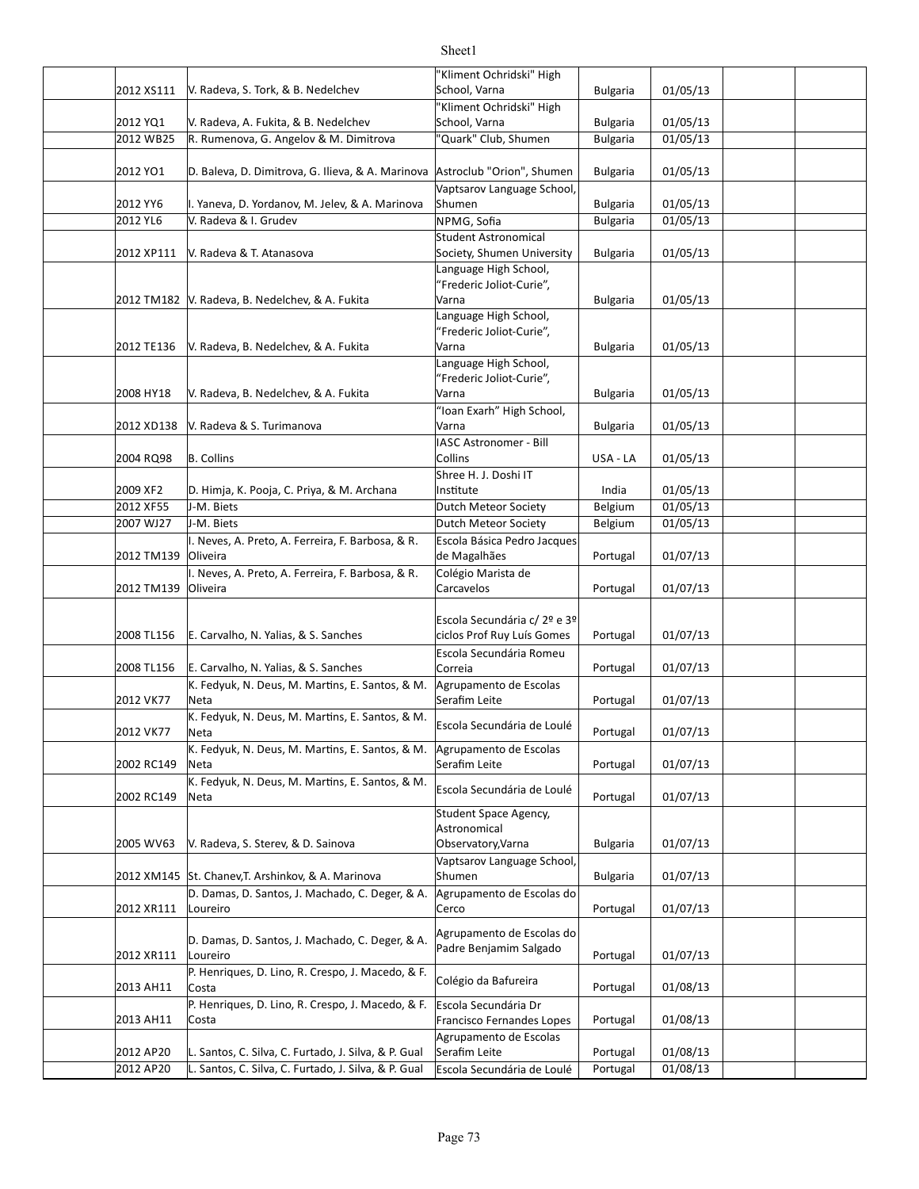| | | | | | | |
|---|---|---|---|---|---|---|
| | 2012 XS111 | V. Radeva, S. Tork, & B. Nedelchev | "Kliment Ochridski" High School, Varna | Bulgaria | 01/05/13 | | |
| | 2012 YQ1 | V. Radeva, A. Fukita, & B. Nedelchev | "Kliment Ochridski" High School, Varna | Bulgaria | 01/05/13 | | |
| | 2012 WB25 | R. Rumenova, G. Angelov & M. Dimitrova | "Quark" Club, Shumen | Bulgaria | 01/05/13 | | |
| | 2012 YO1 | D. Baleva, D. Dimitrova, G. Ilieva, & A. Marinova | Astroclub "Orion", Shumen | Bulgaria | 01/05/13 | | |
| | 2012 YY6 | I. Yaneva, D. Yordanov, M. Jelev, & A. Marinova | Vaptsarov Language School, Shumen | Bulgaria | 01/05/13 | | |
| | 2012 YL6 | V. Radeva & I. Grudev | NPMG, Sofia | Bulgaria | 01/05/13 | | |
| | 2012 XP111 | V. Radeva & T. Atanasova | Student Astronomical Society, Shumen University | Bulgaria | 01/05/13 | | |
| | 2012 TM182 | V. Radeva, B. Nedelchev, & A. Fukita | Language High School, "Frederic Joliot-Curie", Varna | Bulgaria | 01/05/13 | | |
| | 2012 TE136 | V. Radeva, B. Nedelchev, & A. Fukita | Language High School, "Frederic Joliot-Curie", Varna | Bulgaria | 01/05/13 | | |
| | 2008 HY18 | V. Radeva, B. Nedelchev, & A. Fukita | Language High School, "Frederic Joliot-Curie", Varna | Bulgaria | 01/05/13 | | |
| | 2012 XD138 | V. Radeva & S. Turimanova | "Ioan Exarh" High School, Varna | Bulgaria | 01/05/13 | | |
| | 2004 RQ98 | B. Collins | IASC Astronomer - Bill Collins | USA - LA | 01/05/13 | | |
| | 2009 XF2 | D. Himja, K. Pooja, C. Priya, & M. Archana | Shree H. J. Doshi IT Institute | India | 01/05/13 | | |
| | 2012 XF55 | J-M. Biets | Dutch Meteor Society | Belgium | 01/05/13 | | |
| | 2007 WJ27 | J-M. Biets | Dutch Meteor Society | Belgium | 01/05/13 | | |
| | 2012 TM139 | I. Neves, A. Preto, A. Ferreira, F. Barbosa, & R. Oliveira | Escola Básica Pedro Jacques de Magalhães | Portugal | 01/07/13 | | |
| | 2012 TM139 | I. Neves, A. Preto, A. Ferreira, F. Barbosa, & R. Oliveira | Colégio Marista de Carcavelos | Portugal | 01/07/13 | | |
| | 2008 TL156 | E. Carvalho, N. Yalias, & S. Sanches | Escola Secundária c/ 2º e 3º ciclos Prof Ruy Luís Gomes | Portugal | 01/07/13 | | |
| | 2008 TL156 | E. Carvalho, N. Yalias, & S. Sanches | Escola Secundária Romeu Correia | Portugal | 01/07/13 | | |
| | 2012 VK77 | K. Fedyuk, N. Deus, M. Martins, E. Santos, & M. Neta | Agrupamento de Escolas Serafim Leite | Portugal | 01/07/13 | | |
| | 2012 VK77 | K. Fedyuk, N. Deus, M. Martins, E. Santos, & M. Neta | Escola Secundária de Loulé | Portugal | 01/07/13 | | |
| | 2002 RC149 | K. Fedyuk, N. Deus, M. Martins, E. Santos, & M. Neta | Agrupamento de Escolas Serafim Leite | Portugal | 01/07/13 | | |
| | 2002 RC149 | K. Fedyuk, N. Deus, M. Martins, E. Santos, & M. Neta | Escola Secundária de Loulé | Portugal | 01/07/13 | | |
| | 2005 WV63 | V. Radeva, S. Sterev, & D. Sainova | Student Space Agency, Astronomical Observatory,Varna | Bulgaria | 01/07/13 | | |
| | 2012 XM145 | St. Chanev,T. Arshinkov, & A. Marinova | Vaptsarov Language School, Shumen | Bulgaria | 01/07/13 | | |
| | 2012 XR111 | D. Damas, D. Santos, J. Machado, C. Deger, & A. Loureiro | Agrupamento de Escolas do Cerco | Portugal | 01/07/13 | | |
| | 2012 XR111 | D. Damas, D. Santos, J. Machado, C. Deger, & A. Loureiro | Agrupamento de Escolas do Padre Benjamim Salgado | Portugal | 01/07/13 | | |
| | 2013 AH11 | P. Henriques, D. Lino, R. Crespo, J. Macedo, & F. Costa | Colégio da Bafureira | Portugal | 01/08/13 | | |
| | 2013 AH11 | P. Henriques, D. Lino, R. Crespo, J. Macedo, & F. Costa | Escola Secundária Dr Francisco Fernandes Lopes | Portugal | 01/08/13 | | |
| | 2012 AP20 | L. Santos, C. Silva, C. Furtado, J. Silva, & P. Gual | Agrupamento de Escolas Serafim Leite | Portugal | 01/08/13 | | |
| | 2012 AP20 | L. Santos, C. Silva, C. Furtado, J. Silva, & P. Gual | Escola Secundária de Loulé | Portugal | 01/08/13 | | |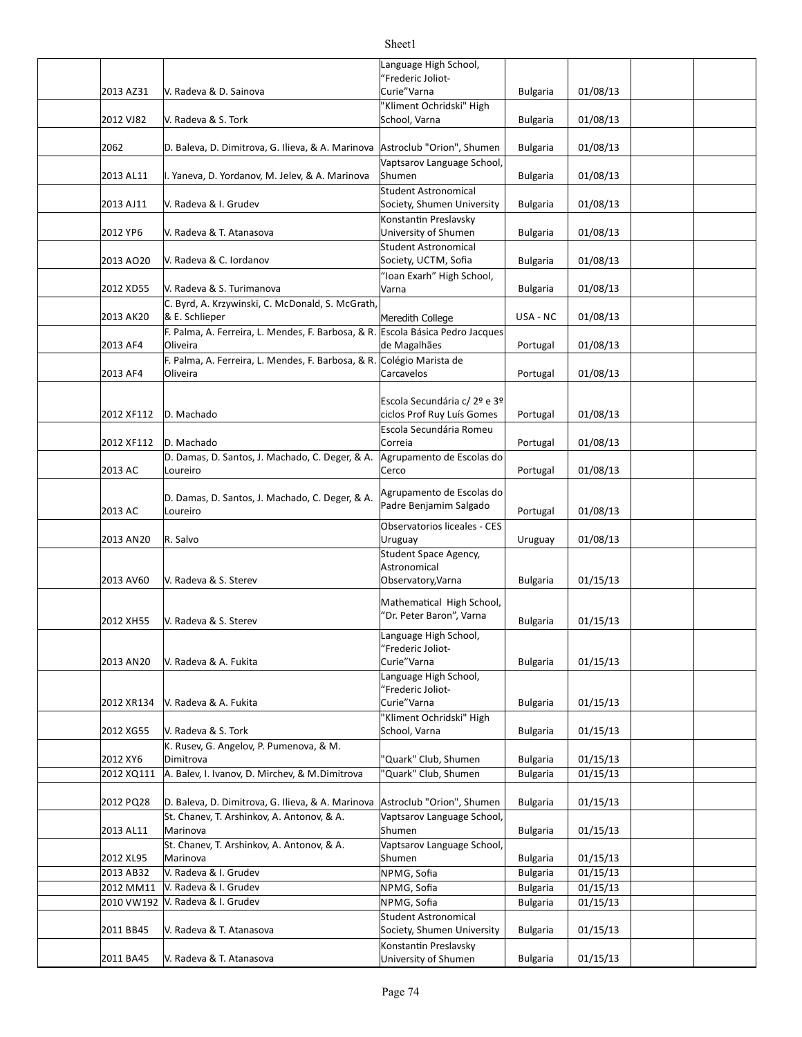| | | | | | | |
|---|---|---|---|---|---|---|
| | 2013 AZ31 | V. Radeva & D. Sainova | Language High School, "Frederic Joliot-Curie"Varna | Bulgaria | 01/08/13 | | |
| | 2012 VJ82 | V. Radeva & S. Tork | "Kliment Ochridski" High School, Varna | Bulgaria | 01/08/13 | | |
| | 2062 | D. Baleva, D. Dimitrova, G. Ilieva, & A. Marinova | Astroclub "Orion", Shumen | Bulgaria | 01/08/13 | | |
| | 2013 AL11 | I. Yaneva, D. Yordanov, M. Jelev, & A. Marinova | Vaptsarov Language School, Shumen | Bulgaria | 01/08/13 | | |
| | 2013 AJ11 | V. Radeva & I. Grudev | Student Astronomical Society, Shumen University | Bulgaria | 01/08/13 | | |
| | 2012 YP6 | V. Radeva & T. Atanasova | Konstantin Preslavsky University of Shumen | Bulgaria | 01/08/13 | | |
| | 2013 AO20 | V. Radeva & C. Iordanov | Student Astronomical Society, UCTM, Sofia | Bulgaria | 01/08/13 | | |
| | 2012 XD55 | V. Radeva & S. Turimanova | "Ioan Exarh" High School, Varna | Bulgaria | 01/08/13 | | |
| | 2013 AK20 | C. Byrd, A. Krzywinski, C. McDonald, S. McGrath, & E. Schlieper | Meredith College | USA - NC | 01/08/13 | | |
| | 2013 AF4 | F. Palma, A. Ferreira, L. Mendes, F. Barbosa, & R. Oliveira | Escola Básica Pedro Jacques de Magalhães | Portugal | 01/08/13 | | |
| | 2013 AF4 | F. Palma, A. Ferreira, L. Mendes, F. Barbosa, & R. Oliveira | Colégio Marista de Carcavelos | Portugal | 01/08/13 | | |
| | 2012 XF112 | D. Machado | Escola Secundária c/ 2º e 3º ciclos Prof Ruy Luís Gomes | Portugal | 01/08/13 | | |
| | 2012 XF112 | D. Machado | Escola Secundária Romeu Correia | Portugal | 01/08/13 | | |
| | 2013 AC | D. Damas, D. Santos, J. Machado, C. Deger, & A. Loureiro | Agrupamento de Escolas do Cerco | Portugal | 01/08/13 | | |
| | 2013 AC | D. Damas, D. Santos, J. Machado, C. Deger, & A. Loureiro | Agrupamento de Escolas do Padre Benjamim Salgado | Portugal | 01/08/13 | | |
| | 2013 AN20 | R. Salvo | Observatorios liceales - CES Uruguay | Uruguay | 01/08/13 | | |
| | 2013 AV60 | V. Radeva & S. Sterev | Student Space Agency, Astronomical Observatory,Varna | Bulgaria | 01/15/13 | | |
| | 2012 XH55 | V. Radeva & S. Sterev | Mathematical High School, "Dr. Peter Baron", Varna | Bulgaria | 01/15/13 | | |
| | 2013 AN20 | V. Radeva & A. Fukita | Language High School, "Frederic Joliot-Curie"Varna | Bulgaria | 01/15/13 | | |
| | 2012 XR134 | V. Radeva & A. Fukita | Language High School, "Frederic Joliot-Curie"Varna | Bulgaria | 01/15/13 | | |
| | 2012 XG55 | V. Radeva & S. Tork | "Kliment Ochridski" High School, Varna | Bulgaria | 01/15/13 | | |
| | 2012 XY6 | K. Rusev, G. Angelov, P. Pumenova, & M. Dimitrova | "Quark" Club, Shumen | Bulgaria | 01/15/13 | | |
| | 2012 XQ111 | A. Balev, I. Ivanov, D. Mirchev, & M.Dimitrova | "Quark" Club, Shumen | Bulgaria | 01/15/13 | | |
| | 2012 PQ28 | D. Baleva, D. Dimitrova, G. Ilieva, & A. Marinova | Astroclub "Orion", Shumen | Bulgaria | 01/15/13 | | |
| | 2013 AL11 | St. Chanev, T. Arshinkov, A. Antonov, & A. Marinova | Vaptsarov Language School, Shumen | Bulgaria | 01/15/13 | | |
| | 2012 XL95 | St. Chanev, T. Arshinkov, A. Antonov, & A. Marinova | Vaptsarov Language School, Shumen | Bulgaria | 01/15/13 | | |
| | 2013 AB32 | V. Radeva & I. Grudev | NPMG, Sofia | Bulgaria | 01/15/13 | | |
| | 2012 MM11 | V. Radeva & I. Grudev | NPMG, Sofia | Bulgaria | 01/15/13 | | |
| | 2010 VW192 | V. Radeva & I. Grudev | NPMG, Sofia | Bulgaria | 01/15/13 | | |
| | 2011 BB45 | V. Radeva & T. Atanasova | Student Astronomical Society, Shumen University | Bulgaria | 01/15/13 | | |
| | 2011 BA45 | V. Radeva & T. Atanasova | Konstantin Preslavsky University of Shumen | Bulgaria | 01/15/13 | | |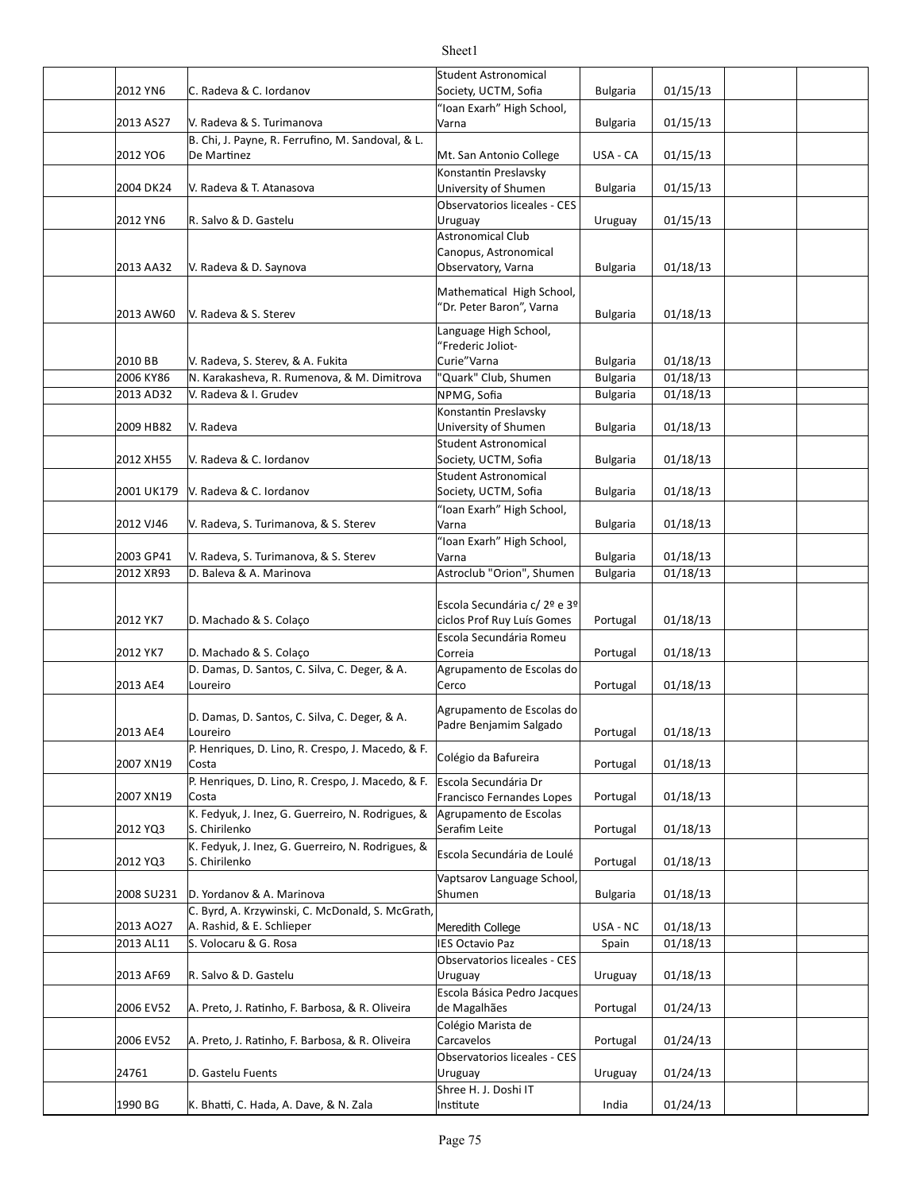|  |  |  |  |  |  |  |  |
|---|---|---|---|---|---|---|---|
|  | 2012 YN6 | C. Radeva & C. Iordanov | Student Astronomical Society, UCTM, Sofia | Bulgaria | 01/15/13 |  |  |
|  | 2013 AS27 | V. Radeva & S. Turimanova | "Ioan Exarh" High School, Varna | Bulgaria | 01/15/13 |  |  |
|  | 2012 YO6 | B. Chi, J. Payne, R. Ferrufino, M. Sandoval, & L. De Martinez | Mt. San Antonio College | USA - CA | 01/15/13 |  |  |
|  | 2004 DK24 | V. Radeva & T. Atanasova | Konstantin Preslavsky University of Shumen | Bulgaria | 01/15/13 |  |  |
|  | 2012 YN6 | R. Salvo & D. Gastelu | Observatorios liceales - CES Uruguay | Uruguay | 01/15/13 |  |  |
|  | 2013 AA32 | V. Radeva & D. Saynova | Astronomical Club Canopus, Astronomical Observatory, Varna | Bulgaria | 01/18/13 |  |  |
|  | 2013 AW60 | V. Radeva & S. Sterev | Mathematical High School, "Dr. Peter Baron", Varna | Bulgaria | 01/18/13 |  |  |
|  | 2010 BB | V. Radeva, S. Sterev, & A. Fukita | Language High School, "Frederic Joliot-Curie"Varna | Bulgaria | 01/18/13 |  |  |
|  | 2006 KY86 | N. Karakasheva, R. Rumenova, & M. Dimitrova | "Quark" Club, Shumen | Bulgaria | 01/18/13 |  |  |
|  | 2013 AD32 | V. Radeva & I. Grudev | NPMG, Sofia | Bulgaria | 01/18/13 |  |  |
|  | 2009 HB82 | V. Radeva | Konstantin Preslavsky University of Shumen | Bulgaria | 01/18/13 |  |  |
|  | 2012 XH55 | V. Radeva & C. Iordanov | Student Astronomical Society, UCTM, Sofia | Bulgaria | 01/18/13 |  |  |
|  | 2001 UK179 | V. Radeva & C. Iordanov | Student Astronomical Society, UCTM, Sofia | Bulgaria | 01/18/13 |  |  |
|  | 2012 VJ46 | V. Radeva, S. Turimanova, & S. Sterev | "Ioan Exarh" High School, Varna | Bulgaria | 01/18/13 |  |  |
|  | 2003 GP41 | V. Radeva, S. Turimanova, & S. Sterev | "Ioan Exarh" High School, Varna | Bulgaria | 01/18/13 |  |  |
|  | 2012 XR93 | D. Baleva & A. Marinova | Astroclub "Orion", Shumen | Bulgaria | 01/18/13 |  |  |
|  | 2012 YK7 | D. Machado & S. Colaço | Escola Secundária c/ 2º e 3º ciclos Prof Ruy Luís Gomes | Portugal | 01/18/13 |  |  |
|  | 2012 YK7 | D. Machado & S. Colaço | Escola Secundária Romeu Correia | Portugal | 01/18/13 |  |  |
|  | 2013 AE4 | D. Damas, D. Santos, C. Silva, C. Deger, & A. Loureiro | Agrupamento de Escolas do Cerco | Portugal | 01/18/13 |  |  |
|  | 2013 AE4 | D. Damas, D. Santos, C. Silva, C. Deger, & A. Loureiro | Agrupamento de Escolas do Padre Benjamim Salgado | Portugal | 01/18/13 |  |  |
|  | 2007 XN19 | P. Henriques, D. Lino, R. Crespo, J. Macedo, & F. Costa | Colégio da Bafureira | Portugal | 01/18/13 |  |  |
|  | 2007 XN19 | P. Henriques, D. Lino, R. Crespo, J. Macedo, & F. Costa | Escola Secundária Dr Francisco Fernandes Lopes | Portugal | 01/18/13 |  |  |
|  | 2012 YQ3 | K. Fedyuk, J. Inez, G. Guerreiro, N. Rodrigues, & S. Chirilenko | Agrupamento de Escolas Serafim Leite | Portugal | 01/18/13 |  |  |
|  | 2012 YQ3 | K. Fedyuk, J. Inez, G. Guerreiro, N. Rodrigues, & S. Chirilenko | Escola Secundária de Loulé | Portugal | 01/18/13 |  |  |
|  | 2008 SU231 | D. Yordanov & A. Marinova | Vaptsarov Language School, Shumen | Bulgaria | 01/18/13 |  |  |
|  | 2013 AO27 | C. Byrd, A. Krzywinski, C. McDonald, S. McGrath, A. Rashid, & E. Schlieper | Meredith College | USA - NC | 01/18/13 |  |  |
|  | 2013 AL11 | S. Volocaru & G. Rosa | IES Octavio Paz | Spain | 01/18/13 |  |  |
|  | 2013 AF69 | R. Salvo & D. Gastelu | Observatorios liceales - CES Uruguay | Uruguay | 01/18/13 |  |  |
|  | 2006 EV52 | A. Preto, J. Ratinho, F. Barbosa, & R. Oliveira | Escola Básica Pedro Jacques de Magalhães | Portugal | 01/24/13 |  |  |
|  | 2006 EV52 | A. Preto, J. Ratinho, F. Barbosa, & R. Oliveira | Colégio Marista de Carcavelos | Portugal | 01/24/13 |  |  |
|  | 24761 | D. Gastelu Fuents | Observatorios liceales - CES Uruguay | Uruguay | 01/24/13 |  |  |
|  | 1990 BG | K. Bhatti, C. Hada, A. Dave, & N. Zala | Shree H. J. Doshi IT Institute | India | 01/24/13 |  |  |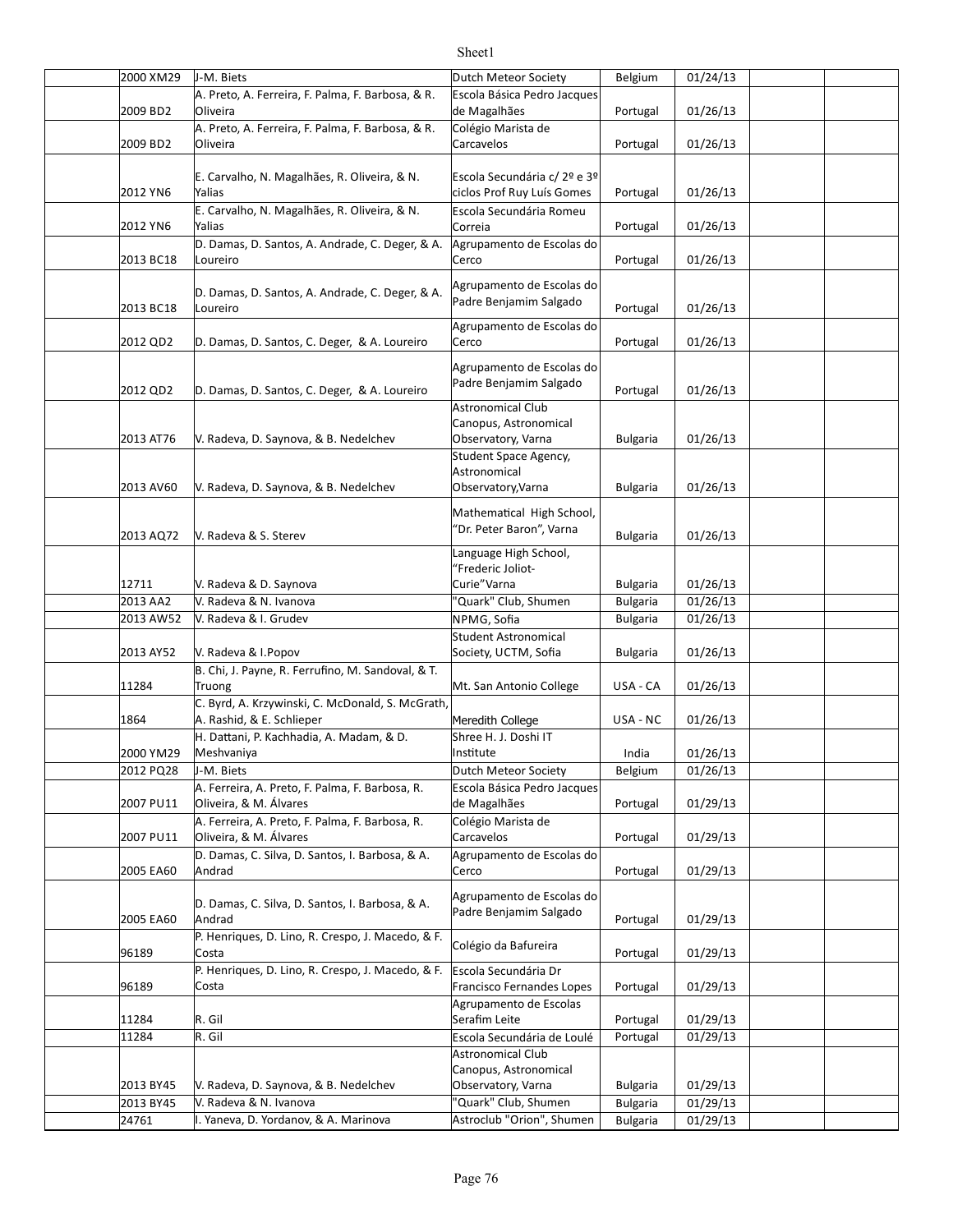| | | | | | | |
|---|---|---|---|---|---|---|
| | 2000 XM29 | J-M. Biets | Dutch Meteor Society | Belgium | 01/24/13 | | |
| | 2009 BD2 | A. Preto, A. Ferreira, F. Palma, F. Barbosa, & R. Oliveira | Escola Básica Pedro Jacques de Magalhães | Portugal | 01/26/13 | | |
| | 2009 BD2 | A. Preto, A. Ferreira, F. Palma, F. Barbosa, & R. Oliveira | Colégio Marista de Carcavelos | Portugal | 01/26/13 | | |
| | 2012 YN6 | E. Carvalho, N. Magalhães, R. Oliveira, & N. Yalias | Escola Secundária c/ 2º e 3º ciclos Prof Ruy Luís Gomes | Portugal | 01/26/13 | | |
| | 2012 YN6 | E. Carvalho, N. Magalhães, R. Oliveira, & N. Yalias | Escola Secundária Romeu Correia | Portugal | 01/26/13 | | |
| | 2013 BC18 | D. Damas, D. Santos, A. Andrade, C. Deger, & A. Loureiro | Agrupamento de Escolas do Cerco | Portugal | 01/26/13 | | |
| | 2013 BC18 | D. Damas, D. Santos, A. Andrade, C. Deger, & A. Loureiro | Agrupamento de Escolas do Padre Benjamim Salgado | Portugal | 01/26/13 | | |
| | 2012 QD2 | D. Damas, D. Santos, C. Deger, & A. Loureiro | Agrupamento de Escolas do Cerco | Portugal | 01/26/13 | | |
| | 2012 QD2 | D. Damas, D. Santos, C. Deger, & A. Loureiro | Agrupamento de Escolas do Padre Benjamim Salgado | Portugal | 01/26/13 | | |
| | 2013 AT76 | V. Radeva, D. Saynova, & B. Nedelchev | Astronomical Club Canopus, Astronomical Observatory, Varna | Bulgaria | 01/26/13 | | |
| | 2013 AV60 | V. Radeva, D. Saynova, & B. Nedelchev | Student Space Agency, Astronomical Observatory,Varna | Bulgaria | 01/26/13 | | |
| | 2013 AQ72 | V. Radeva & S. Sterev | Mathematical High School, "Dr. Peter Baron", Varna | Bulgaria | 01/26/13 | | |
| | 12711 | V. Radeva & D. Saynova | Language High School, "Frederic Joliot-Curie"Varna | Bulgaria | 01/26/13 | | |
| | 2013 AA2 | V. Radeva & N. Ivanova | "Quark" Club, Shumen | Bulgaria | 01/26/13 | | |
| | 2013 AW52 | V. Radeva & I. Grudev | NPMG, Sofia | Bulgaria | 01/26/13 | | |
| | 2013 AY52 | V. Radeva & I.Popov | Student Astronomical Society, UCTM, Sofia | Bulgaria | 01/26/13 | | |
| | 11284 | B. Chi, J. Payne, R. Ferrufino, M. Sandoval, & T. Truong | Mt. San Antonio College | USA - CA | 01/26/13 | | |
| | 1864 | C. Byrd, A. Krzywinski, C. McDonald, S. McGrath, A. Rashid, & E. Schlieper | Meredith College | USA - NC | 01/26/13 | | |
| | 2000 YM29 | H. Dattani, P. Kachhadia, A. Madam, & D. Meshvaniya | Shree H. J. Doshi IT Institute | India | 01/26/13 | | |
| | 2012 PQ28 | J-M. Biets | Dutch Meteor Society | Belgium | 01/26/13 | | |
| | 2007 PU11 | A. Ferreira, A. Preto, F. Palma, F. Barbosa, R. Oliveira, & M. Álvares | Escola Básica Pedro Jacques de Magalhães | Portugal | 01/29/13 | | |
| | 2007 PU11 | A. Ferreira, A. Preto, F. Palma, F. Barbosa, R. Oliveira, & M. Álvares | Colégio Marista de Carcavelos | Portugal | 01/29/13 | | |
| | 2005 EA60 | D. Damas, C. Silva, D. Santos, I. Barbosa, & A. Andrad | Agrupamento de Escolas do Cerco | Portugal | 01/29/13 | | |
| | 2005 EA60 | D. Damas, C. Silva, D. Santos, I. Barbosa, & A. Andrad | Agrupamento de Escolas do Padre Benjamim Salgado | Portugal | 01/29/13 | | |
| | 96189 | P. Henriques, D. Lino, R. Crespo, J. Macedo, & F. Costa | Colégio da Bafureira | Portugal | 01/29/13 | | |
| | 96189 | P. Henriques, D. Lino, R. Crespo, J. Macedo, & F. Costa | Escola Secundária Dr Francisco Fernandes Lopes | Portugal | 01/29/13 | | |
| | 11284 | R. Gil | Agrupamento de Escolas Serafim Leite | Portugal | 01/29/13 | | |
| | 11284 | R. Gil | Escola Secundária de Loulé | Portugal | 01/29/13 | | |
| | 2013 BY45 | V. Radeva, D. Saynova, & B. Nedelchev | Astronomical Club Canopus, Astronomical Observatory, Varna | Bulgaria | 01/29/13 | | |
| | 2013 BY45 | V. Radeva & N. Ivanova | "Quark" Club, Shumen | Bulgaria | 01/29/13 | | |
| | 24761 | I. Yaneva, D. Yordanov, & A. Marinova | Astroclub "Orion", Shumen | Bulgaria | 01/29/13 | | |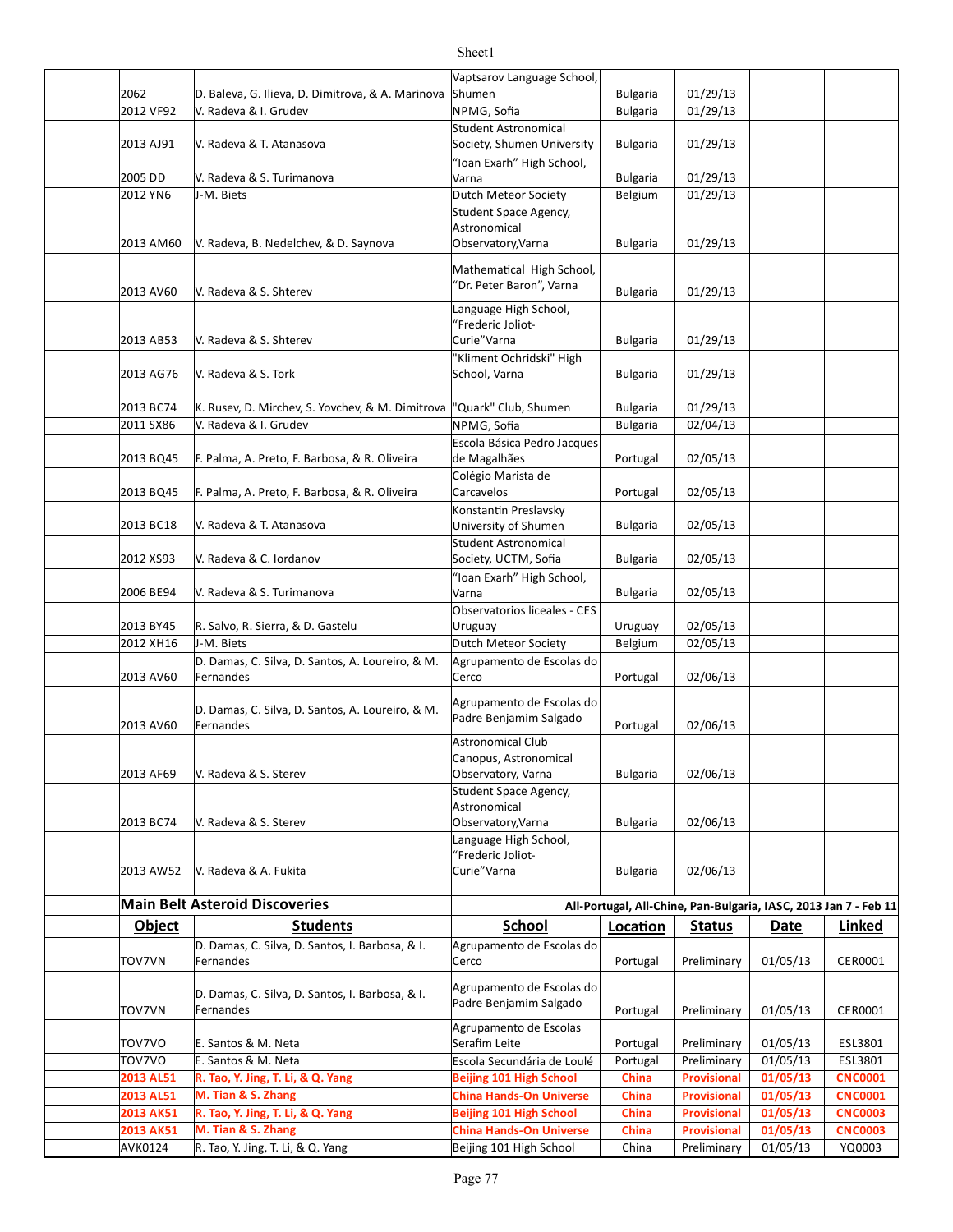| | Object | Students | School | Location | Status | Date |
|---|---|---|---|---|---|---|
| | 2062 | D. Baleva, G. Ilieva, D. Dimitrova, & A. Marinova | Vaptsarov Language School, Shumen | Bulgaria | 01/29/13 | |
| | 2012 VF92 | V. Radeva & I. Grudev | NPMG, Sofia | Bulgaria | 01/29/13 | |
| | 2013 AJ91 | V. Radeva & T. Atanasova | Student Astronomical Society, Shumen University | Bulgaria | 01/29/13 | |
| | 2005 DD | V. Radeva & S. Turimanova | "Ioan Exarh" High School, Varna | Bulgaria | 01/29/13 | |
| | 2012 YN6 | J-M. Biets | Dutch Meteor Society | Belgium | 01/29/13 | |
| | 2013 AM60 | V. Radeva, B. Nedelchev, & D. Saynova | Student Space Agency, Astronomical Observatory,Varna | Bulgaria | 01/29/13 | |
| | 2013 AV60 | V. Radeva & S. Shterev | Mathematical High School, "Dr. Peter Baron", Varna | Bulgaria | 01/29/13 | |
| | 2013 AB53 | V. Radeva & S. Shterev | Language High School, "Frederic Joliot-Curie"Varna | Bulgaria | 01/29/13 | |
| | 2013 AG76 | V. Radeva & S. Tork | "Kliment Ochridski" High School, Varna | Bulgaria | 01/29/13 | |
| | 2013 BC74 | K. Rusev, D. Mirchev, S. Yovchev, & M. Dimitrova | "Quark" Club, Shumen | Bulgaria | 01/29/13 | |
| | 2011 SX86 | V. Radeva & I. Grudev | NPMG, Sofia | Bulgaria | 02/04/13 | |
| | 2013 BQ45 | F. Palma, A. Preto, F. Barbosa, & R. Oliveira | Escola Básica Pedro Jacques de Magalhães | Portugal | 02/05/13 | |
| | 2013 BQ45 | F. Palma, A. Preto, F. Barbosa, & R. Oliveira | Colégio Marista de Carcavelos | Portugal | 02/05/13 | |
| | 2013 BC18 | V. Radeva & T. Atanasova | Konstantin Preslavsky University of Shumen | Bulgaria | 02/05/13 | |
| | 2012 XS93 | V. Radeva & C. Iordanov | Student Astronomical Society, UCTM, Sofia | Bulgaria | 02/05/13 | |
| | 2006 BE94 | V. Radeva & S. Turimanova | "Ioan Exarh" High School, Varna | Bulgaria | 02/05/13 | |
| | 2013 BY45 | R. Salvo, R. Sierra, & D. Gastelu | Observatorios liceales - CES Uruguay | Uruguay | 02/05/13 | |
| | 2012 XH16 | J-M. Biets | Dutch Meteor Society | Belgium | 02/05/13 | |
| | 2013 AV60 | D. Damas, C. Silva, D. Santos, A. Loureiro, & M. Fernandes | Agrupamento de Escolas do Cerco | Portugal | 02/06/13 | |
| | 2013 AV60 | D. Damas, C. Silva, D. Santos, A. Loureiro, & M. Fernandes | Agrupamento de Escolas do Padre Benjamim Salgado | Portugal | 02/06/13 | |
| | 2013 AF69 | V. Radeva & S. Sterev | Astronomical Club Canopus, Astronomical Observatory, Varna | Bulgaria | 02/06/13 | |
| | 2013 BC74 | V. Radeva & S. Sterev | Student Space Agency, Astronomical Observatory,Varna | Bulgaria | 02/06/13 | |
| | 2013 AW52 | V. Radeva & A. Fukita | Language High School, "Frederic Joliot-Curie"Varna | Bulgaria | 02/06/13 | |

## Main Belt Asteroid Discoveries

All-Portugal, All-Chine, Pan-Bulgaria, IASC, 2013 Jan 7 - Feb 11

| Object | Students | School | Location | Status | Date | Linked |
|---|---|---|---|---|---|---|
| TOV7VN | D. Damas, C. Silva, D. Santos, I. Barbosa, & I. Fernandes | Agrupamento de Escolas do Cerco | Portugal | Preliminary | 01/05/13 | CER0001 |
| TOV7VN | D. Damas, C. Silva, D. Santos, I. Barbosa, & I. Fernandes | Agrupamento de Escolas do Padre Benjamim Salgado | Portugal | Preliminary | 01/05/13 | CER0001 |
| TOV7VO | E. Santos & M. Neta | Agrupamento de Escolas Serafim Leite | Portugal | Preliminary | 01/05/13 | ESL3801 |
| TOV7VO | E. Santos & M. Neta | Escola Secundária de Loulé | Portugal | Preliminary | 01/05/13 | ESL3801 |
| **2013 AL51** | **R. Tao, Y. Jing, T. Li, & Q. Yang** | **Beijing 101 High School** | **China** | **Provisional** | **01/05/13** | **CNC0001** |
| **2013 AL51** | **M. Tian & S. Zhang** | **China Hands-On Universe** | **China** | **Provisional** | **01/05/13** | **CNC0001** |
| **2013 AK51** | **R. Tao, Y. Jing, T. Li, & Q. Yang** | **Beijing 101 High School** | **China** | **Provisional** | **01/05/13** | **CNC0003** |
| **2013 AK51** | **M. Tian & S. Zhang** | **China Hands-On Universe** | **China** | **Provisional** | **01/05/13** | **CNC0003** |
| AVK0124 | R. Tao, Y. Jing, T. Li, & Q. Yang | Beijing 101 High School | China | Preliminary | 01/05/13 | YQ0003 |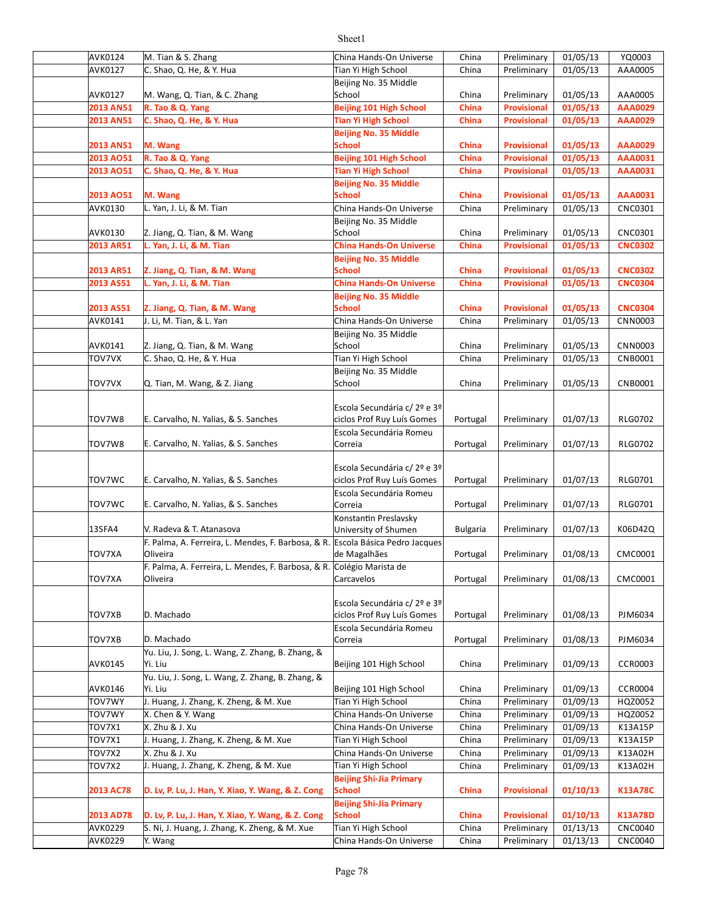| | | | | | | | |
|---|---|---|---|---|---|---|---|
| | AVK0124 | M. Tian & S. Zhang | China Hands-On Universe | China | Preliminary | 01/05/13 | YQ0003 |
| | AVK0127 | C. Shao, Q. He, & Y. Hua | Tian Yi High School | China | Preliminary | 01/05/13 | AAA0005 |
| | AVK0127 | M. Wang, Q. Tian, & C. Zhang | Beijing No. 35 Middle School | China | Preliminary | 01/05/13 | AAA0005 |
| | **2013 AN51** | **R. Tao & Q. Yang** | **Beijing 101 High School** | **China** | **Provisional** | **01/05/13** | **AAA0029** |
| | **2013 AN51** | **C. Shao, Q. He, & Y. Hua** | **Tian Yi High School** | **China** | **Provisional** | **01/05/13** | **AAA0029** |
| | **2013 AN51** | **M. Wang** | **Beijing No. 35 Middle School** | **China** | **Provisional** | **01/05/13** | **AAA0029** |
| | **2013 AO51** | **R. Tao & Q. Yang** | **Beijing 101 High School** | **China** | **Provisional** | **01/05/13** | **AAA0031** |
| | **2013 AO51** | **C. Shao, Q. He, & Y. Hua** | **Tian Yi High School** | **China** | **Provisional** | **01/05/13** | **AAA0031** |
| | **2013 AO51** | **M. Wang** | **Beijing No. 35 Middle School** | **China** | **Provisional** | **01/05/13** | **AAA0031** |
| | AVK0130 | L. Yan, J. Li, & M. Tian | China Hands-On Universe | China | Preliminary | 01/05/13 | CNC0301 |
| | AVK0130 | Z. Jiang, Q. Tian, & M. Wang | Beijing No. 35 Middle School | China | Preliminary | 01/05/13 | CNC0301 |
| | **2013 AR51** | **L. Yan, J. Li, & M. Tian** | **China Hands-On Universe** | **China** | **Provisional** | **01/05/13** | **CNC0302** |
| | **2013 AR51** | **Z. Jiang, Q. Tian, & M. Wang** | **Beijing No. 35 Middle School** | **China** | **Provisional** | **01/05/13** | **CNC0302** |
| | **2013 AS51** | **L. Yan, J. Li, & M. Tian** | **China Hands-On Universe** | **China** | **Provisional** | **01/05/13** | **CNC0304** |
| | **2013 AS51** | **Z. Jiang, Q. Tian, & M. Wang** | **Beijing No. 35 Middle School** | **China** | **Provisional** | **01/05/13** | **CNC0304** |
| | AVK0141 | J. Li, M. Tian, & L. Yan | China Hands-On Universe | China | Preliminary | 01/05/13 | CNN0003 |
| | AVK0141 | Z. Jiang, Q. Tian, & M. Wang | Beijing No. 35 Middle School | China | Preliminary | 01/05/13 | CNN0003 |
| | TOV7VX | C. Shao, Q. He, & Y. Hua | Tian Yi High School | China | Preliminary | 01/05/13 | CNB0001 |
| | TOV7VX | Q. Tian, M. Wang, & Z. Jiang | Beijing No. 35 Middle School | China | Preliminary | 01/05/13 | CNB0001 |
| | TOV7W8 | E. Carvalho, N. Yalias, & S. Sanches | Escola Secundária c/ 2º e 3º ciclos Prof Ruy Luís Gomes | Portugal | Preliminary | 01/07/13 | RLG0702 |
| | TOV7W8 | E. Carvalho, N. Yalias, & S. Sanches | Escola Secundária Romeu Correia | Portugal | Preliminary | 01/07/13 | RLG0702 |
| | TOV7WC | E. Carvalho, N. Yalias, & S. Sanches | Escola Secundária c/ 2º e 3º ciclos Prof Ruy Luís Gomes | Portugal | Preliminary | 01/07/13 | RLG0701 |
| | TOV7WC | E. Carvalho, N. Yalias, & S. Sanches | Escola Secundária Romeu Correia | Portugal | Preliminary | 01/07/13 | RLG0701 |
| | 13SFA4 | V. Radeva & T. Atanasova | Konstantin Preslavsky University of Shumen | Bulgaria | Preliminary | 01/07/13 | K06D42Q |
| | TOV7XA | F. Palma, A. Ferreira, L. Mendes, F. Barbosa, & R. Oliveira | Escola Básica Pedro Jacques de Magalhães | Portugal | Preliminary | 01/08/13 | CMC0001 |
| | TOV7XA | F. Palma, A. Ferreira, L. Mendes, F. Barbosa, & R. Oliveira | Colégio Marista de Carcavelos | Portugal | Preliminary | 01/08/13 | CMC0001 |
| | TOV7XB | D. Machado | Escola Secundária c/ 2º e 3º ciclos Prof Ruy Luís Gomes | Portugal | Preliminary | 01/08/13 | PJM6034 |
| | TOV7XB | D. Machado | Escola Secundária Romeu Correia | Portugal | Preliminary | 01/08/13 | PJM6034 |
| | AVK0145 | Yu. Liu, J. Song, L. Wang, Z. Zhang, B. Zhang, & Yi. Liu | Beijing 101 High School | China | Preliminary | 01/09/13 | CCR0003 |
| | AVK0146 | Yu. Liu, J. Song, L. Wang, Z. Zhang, B. Zhang, & Yi. Liu | Beijing 101 High School | China | Preliminary | 01/09/13 | CCR0004 |
| | TOV7WY | J. Huang, J. Zhang, K. Zheng, & M. Xue | Tian Yi High School | China | Preliminary | 01/09/13 | HQZ0052 |
| | TOV7WY | X. Chen & Y. Wang | China Hands-On Universe | China | Preliminary | 01/09/13 | HQZ0052 |
| | TOV7X1 | X. Zhu & J. Xu | China Hands-On Universe | China | Preliminary | 01/09/13 | K13A15P |
| | TOV7X1 | J. Huang, J. Zhang, K. Zheng, & M. Xue | Tian Yi High School | China | Preliminary | 01/09/13 | K13A15P |
| | TOV7X2 | X. Zhu & J. Xu | China Hands-On Universe | China | Preliminary | 01/09/13 | K13A02H |
| | TOV7X2 | J. Huang, J. Zhang, K. Zheng, & M. Xue | Tian Yi High School | China | Preliminary | 01/09/13 | K13A02H |
| | **2013 AC78** | **D. Lv, P. Lu, J. Han, Y. Xiao, Y. Wang, & Z. Cong** | **Beijing Shi-Jia Primary School** | **China** | **Provisional** | **01/10/13** | **K13A78C** |
| | **2013 AD78** | **D. Lv, P. Lu, J. Han, Y. Xiao, Y. Wang, & Z. Cong** | **Beijing Shi-Jia Primary School** | **China** | **Provisional** | **01/10/13** | **K13A78D** |
| | AVK0229 | S. Ni, J. Huang, J. Zhang, K. Zheng, & M. Xue | Tian Yi High School | China | Preliminary | 01/13/13 | CNC0040 |
| | AVK0229 | Y. Wang | China Hands-On Universe | China | Preliminary | 01/13/13 | CNC0040 |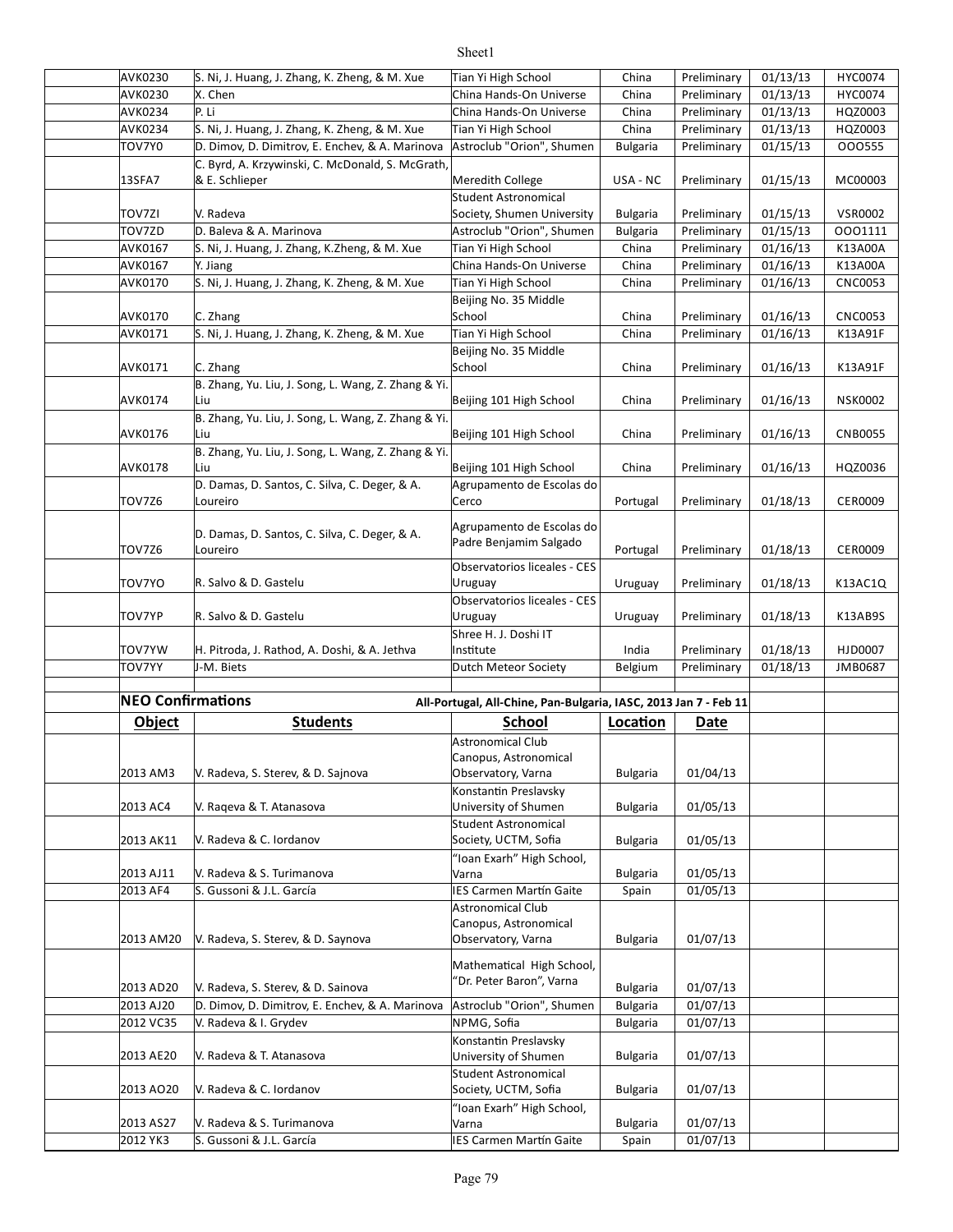| | | | | | | |
|---|---|---|---|---|---|---|
| AVK0230 | S. Ni, J. Huang, J. Zhang, K. Zheng, & M. Xue | Tian Yi High School | China | Preliminary | 01/13/13 | HYC0074 |
| AVK0230 | X. Chen | China Hands-On Universe | China | Preliminary | 01/13/13 | HYC0074 |
| AVK0234 | P. Li | China Hands-On Universe | China | Preliminary | 01/13/13 | HQZ0003 |
| AVK0234 | S. Ni, J. Huang, J. Zhang, K. Zheng, & M. Xue | Tian Yi High School | China | Preliminary | 01/13/13 | HQZ0003 |
| TOV7Y0 | D. Dimov, D. Dimitrov, E. Enchev, & A. Marinova | Astroclub "Orion", Shumen | Bulgaria | Preliminary | 01/15/13 | OOO555 |
| 13SFA7 | C. Byrd, A. Krzywinski, C. McDonald, S. McGrath, & E. Schlieper | Meredith College | USA - NC | Preliminary | 01/15/13 | MC00003 |
| TOV7ZI | V. Radeva | Student Astronomical Society, Shumen University | Bulgaria | Preliminary | 01/15/13 | VSR0002 |
| TOV7ZD | D. Baleva & A. Marinova | Astroclub "Orion", Shumen | Bulgaria | Preliminary | 01/15/13 | OOO1111 |
| AVK0167 | S. Ni, J. Huang, J. Zhang, K.Zheng, & M. Xue | Tian Yi High School | China | Preliminary | 01/16/13 | K13A00A |
| AVK0167 | Y. Jiang | China Hands-On Universe | China | Preliminary | 01/16/13 | K13A00A |
| AVK0170 | S. Ni, J. Huang, J. Zhang, K. Zheng, & M. Xue | Tian Yi High School | China | Preliminary | 01/16/13 | CNC0053 |
| AVK0170 | C. Zhang | Beijing No. 35 Middle School | China | Preliminary | 01/16/13 | CNC0053 |
| AVK0171 | S. Ni, J. Huang, J. Zhang, K. Zheng, & M. Xue | Tian Yi High School | China | Preliminary | 01/16/13 | K13A91F |
| AVK0171 | C. Zhang | Beijing No. 35 Middle School | China | Preliminary | 01/16/13 | K13A91F |
| AVK0174 | B. Zhang, Yu. Liu, J. Song, L. Wang, Z. Zhang & Yi. Liu | Beijing 101 High School | China | Preliminary | 01/16/13 | NSK0002 |
| AVK0176 | B. Zhang, Yu. Liu, J. Song, L. Wang, Z. Zhang & Yi. Liu | Beijing 101 High School | China | Preliminary | 01/16/13 | CNB0055 |
| AVK0178 | B. Zhang, Yu. Liu, J. Song, L. Wang, Z. Zhang & Yi. Liu | Beijing 101 High School | China | Preliminary | 01/16/13 | HQZ0036 |
| TOV7Z6 | D. Damas, D. Santos, C. Silva, C. Deger, & A. Loureiro | Agrupamento de Escolas do Cerco | Portugal | Preliminary | 01/18/13 | CER0009 |
| TOV7Z6 | D. Damas, D. Santos, C. Silva, C. Deger, & A. Loureiro | Agrupamento de Escolas do Padre Benjamim Salgado | Portugal | Preliminary | 01/18/13 | CER0009 |
| TOV7YO | R. Salvo & D. Gastelu | Observatorios liceales - CES Uruguay | Uruguay | Preliminary | 01/18/13 | K13AC1Q |
| TOV7YP | R. Salvo & D. Gastelu | Observatorios liceales - CES Uruguay | Uruguay | Preliminary | 01/18/13 | K13AB9S |
| TOV7YW | H. Pitroda, J. Rathod, A. Doshi, & A. Jethva | Shree H. J. Doshi IT Institute | India | Preliminary | 01/18/13 | HJD0007 |
| TOV7YY | J-M. Biets | Dutch Meteor Society | Belgium | Preliminary | 01/18/13 | JMB0687 |

**NEO Confirmations** — All-Portugal, All-Chine, Pan-Bulgaria, IASC, 2013 Jan 7 - Feb 11

| Object | Students | School | Location | Date |
|---|---|---|---|---|
| 2013 AM3 | V. Radeva, S. Sterev, & D. Sajnova | Astronomical Club Canopus, Astronomical Observatory, Varna | Bulgaria | 01/04/13 |
| 2013 AC4 | V. Raqeva & T. Atanasova | Konstantin Preslavsky University of Shumen | Bulgaria | 01/05/13 |
| 2013 AK11 | V. Radeva & C. Iordanov | Student Astronomical Society, UCTM, Sofia | Bulgaria | 01/05/13 |
| 2013 AJ11 | V. Radeva & S. Turimanova | "Ioan Exarh" High School, Varna | Bulgaria | 01/05/13 |
| 2013 AF4 | S. Gussoni & J.L. García | IES Carmen Martín Gaite | Spain | 01/05/13 |
| 2013 AM20 | V. Radeva, S. Sterev, & D. Saynova | Astronomical Club Canopus, Astronomical Observatory, Varna | Bulgaria | 01/07/13 |
| 2013 AD20 | V. Radeva, S. Sterev, & D. Sainova | Mathematical High School, "Dr. Peter Baron", Varna | Bulgaria | 01/07/13 |
| 2013 AJ20 | D. Dimov, D. Dimitrov, E. Enchev, & A. Marinova | Astroclub "Orion", Shumen | Bulgaria | 01/07/13 |
| 2012 VC35 | V. Radeva & I. Grydev | NPMG, Sofia | Bulgaria | 01/07/13 |
| 2013 AE20 | V. Radeva & T. Atanasova | Konstantin Preslavsky University of Shumen | Bulgaria | 01/07/13 |
| 2013 AO20 | V. Radeva & C. Iordanov | Student Astronomical Society, UCTM, Sofia | Bulgaria | 01/07/13 |
| 2013 AS27 | V. Radeva & S. Turimanova | "Ioan Exarh" High School, Varna | Bulgaria | 01/07/13 |
| 2012 YK3 | S. Gussoni & J.L. García | IES Carmen Martín Gaite | Spain | 01/07/13 |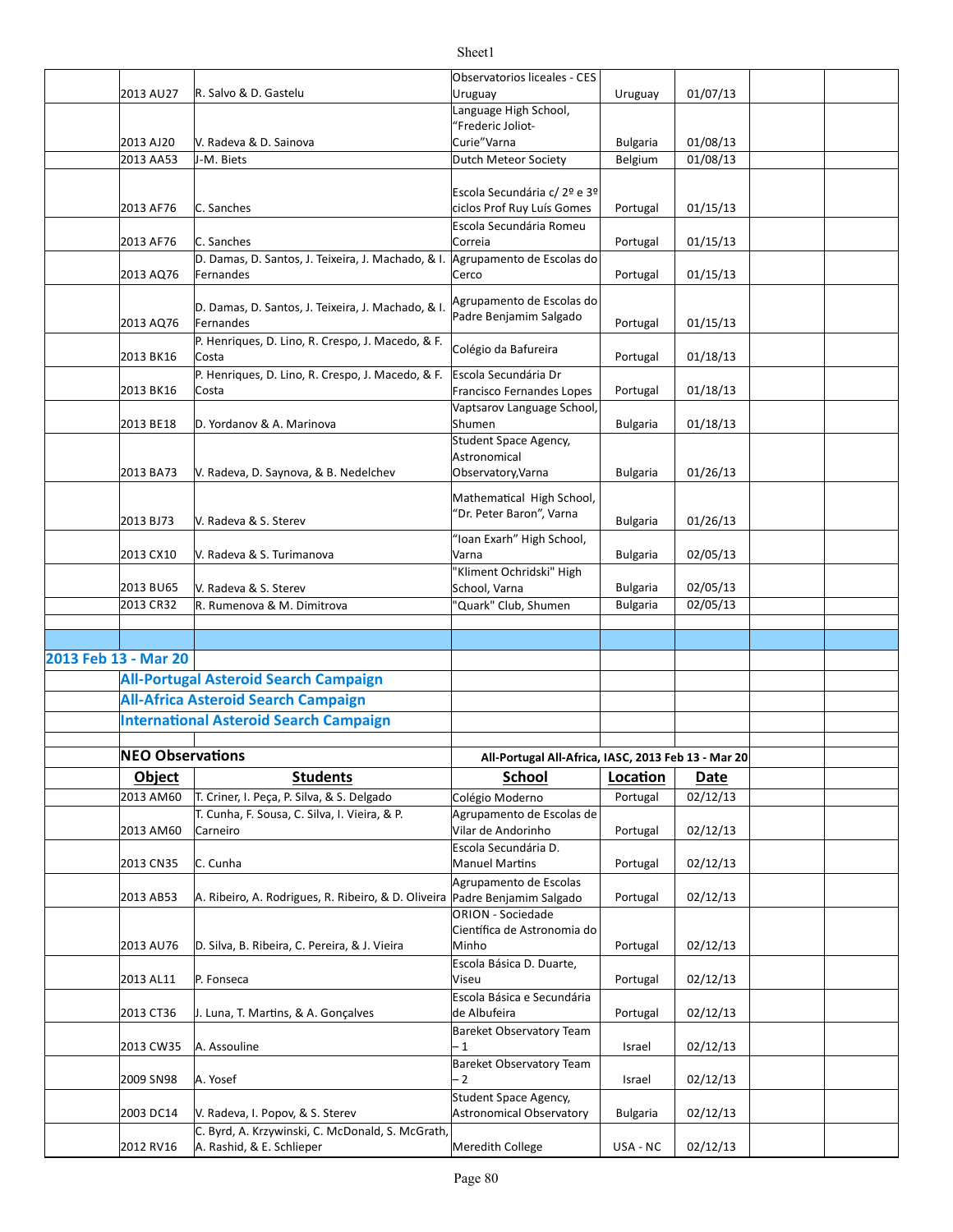| | 2013 AU27 | R. Salvo & D. Gastelu | Observatorios liceales - CES Uruguay | Uruguay | 01/07/13 | | |
|---|---|---|---|---|---|---|---|
| | 2013 AJ20 | V. Radeva & D. Sainova | Language High School, "Frederic Joliot-Curie"Varna | Bulgaria | 01/08/13 | | |
| | 2013 AA53 | J-M. Biets | Dutch Meteor Society | Belgium | 01/08/13 | | |
| | 2013 AF76 | C. Sanches | Escola Secundária c/ 2º e 3º ciclos Prof Ruy Luís Gomes | Portugal | 01/15/13 | | |
| | 2013 AF76 | C. Sanches | Escola Secundária Romeu Correia | Portugal | 01/15/13 | | |
| | 2013 AQ76 | D. Damas, D. Santos, J. Teixeira, J. Machado, & I. Fernandes | Agrupamento de Escolas do Cerco | Portugal | 01/15/13 | | |
| | 2013 AQ76 | D. Damas, D. Santos, J. Teixeira, J. Machado, & I. Fernandes | Agrupamento de Escolas do Padre Benjamim Salgado | Portugal | 01/15/13 | | |
| | 2013 BK16 | P. Henriques, D. Lino, R. Crespo, J. Macedo, & F. Costa | Colégio da Bafureira | Portugal | 01/18/13 | | |
| | 2013 BK16 | P. Henriques, D. Lino, R. Crespo, J. Macedo, & F. Costa | Escola Secundária Dr Francisco Fernandes Lopes | Portugal | 01/18/13 | | |
| | 2013 BE18 | D. Yordanov & A. Marinova | Vaptsarov Language School, Shumen | Bulgaria | 01/18/13 | | |
| | 2013 BA73 | V. Radeva, D. Saynova, & B. Nedelchev | Student Space Agency, Astronomical Observatory,Varna | Bulgaria | 01/26/13 | | |
| | 2013 BJ73 | V. Radeva & S. Sterev | Mathematical High School, "Dr. Peter Baron", Varna | Bulgaria | 01/26/13 | | |
| | 2013 CX10 | V. Radeva & S. Turimanova | "Ioan Exarh" High School, Varna | Bulgaria | 02/05/13 | | |
| | 2013 BU65 | V. Radeva & S. Sterev | "Kliment Ochridski" High School, Varna | Bulgaria | 02/05/13 | | |
| | 2013 CR32 | R. Rumenova & M. Dimitrova | "Quark" Club, Shumen | Bulgaria | 02/05/13 | | |

**2013 Feb 13 - Mar 20**

**All-Portugal Asteroid Search Campaign**

**All-Africa Asteroid Search Campaign**

**International Asteroid Search Campaign**

**NEO Observations** — All-Portugal All-Africa, IASC, 2013 Feb 13 - Mar 20

| | Object | Students | School | Location | Date | | |
|---|---|---|---|---|---|---|---|
| | 2013 AM60 | T. Criner, I. Peça, P. Silva, & S. Delgado | Colégio Moderno | Portugal | 02/12/13 | | |
| | 2013 AM60 | T. Cunha, F. Sousa, C. Silva, I. Vieira, & P. Carneiro | Agrupamento de Escolas de Vilar de Andorinho | Portugal | 02/12/13 | | |
| | 2013 CN35 | C. Cunha | Escola Secundária D. Manuel Martins | Portugal | 02/12/13 | | |
| | 2013 AB53 | A. Ribeiro, A. Rodrigues, R. Ribeiro, & D. Oliveira | Agrupamento de Escolas Padre Benjamim Salgado | Portugal | 02/12/13 | | |
| | 2013 AU76 | D. Silva, B. Ribeira, C. Pereira, & J. Vieira | ORION - Sociedade Científica de Astronomia do Minho | Portugal | 02/12/13 | | |
| | 2013 AL11 | P. Fonseca | Escola Básica D. Duarte, Viseu | Portugal | 02/12/13 | | |
| | 2013 CT36 | J. Luna, T. Martins, & A. Gonçalves | Escola Básica e Secundária de Albufeira | Portugal | 02/12/13 | | |
| | 2013 CW35 | A. Assouline | Bareket Observatory Team – 1 | Israel | 02/12/13 | | |
| | 2009 SN98 | A. Yosef | Bareket Observatory Team – 2 | Israel | 02/12/13 | | |
| | 2003 DC14 | V. Radeva, I. Popov, & S. Sterev | Student Space Agency, Astronomical Observatory | Bulgaria | 02/12/13 | | |
| | 2012 RV16 | C. Byrd, A. Krzywinski, C. McDonald, S. McGrath, A. Rashid, & E. Schlieper | Meredith College | USA - NC | 02/12/13 | | |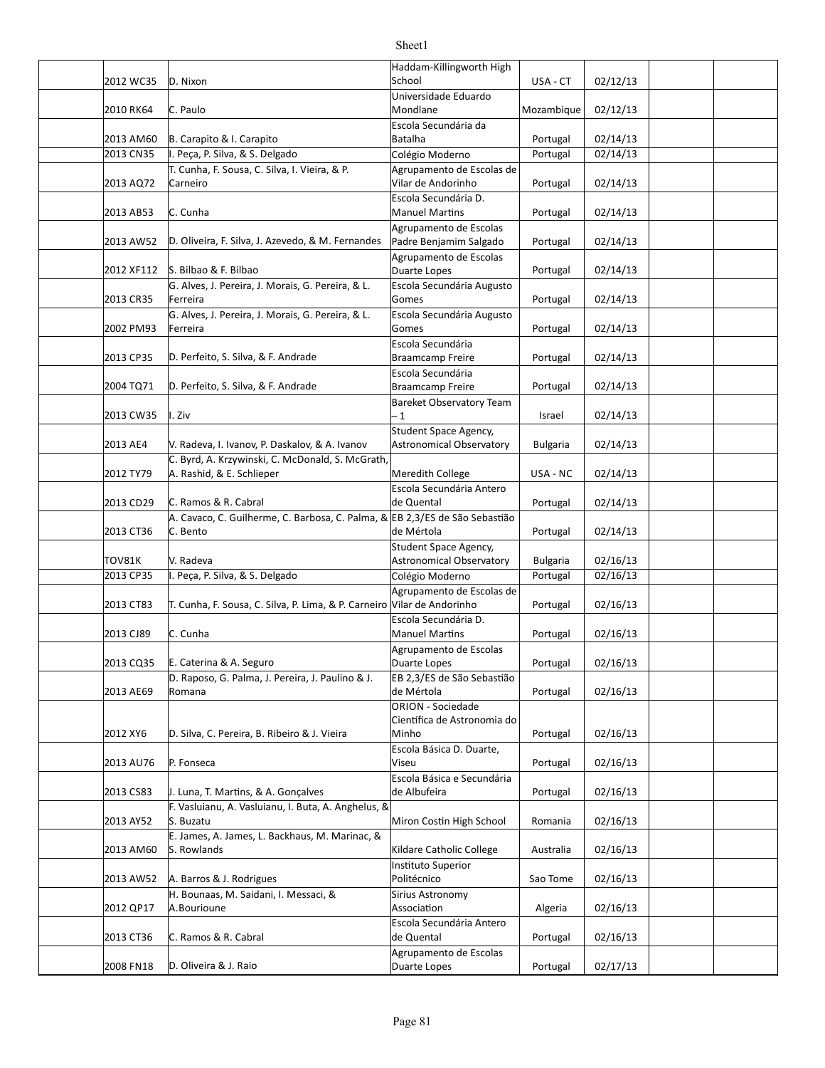| | | | | | | |
|---|---|---|---|---|---|---|
| | 2012 WC35 | D. Nixon | Haddam-Killingworth High School | USA - CT | 02/12/13 | | |
| | 2010 RK64 | C. Paulo | Universidade Eduardo Mondlane | Mozambique | 02/12/13 | | |
| | 2013 AM60 | B. Carapito & I. Carapito | Escola Secundária da Batalha | Portugal | 02/14/13 | | |
| | 2013 CN35 | I. Peça, P. Silva, & S. Delgado | Colégio Moderno | Portugal | 02/14/13 | | |
| | 2013 AQ72 | T. Cunha, F. Sousa, C. Silva, I. Vieira, & P. Carneiro | Agrupamento de Escolas de Vilar de Andorinho | Portugal | 02/14/13 | | |
| | 2013 AB53 | C. Cunha | Escola Secundária D. Manuel Martins | Portugal | 02/14/13 | | |
| | 2013 AW52 | D. Oliveira, F. Silva, J. Azevedo, & M. Fernandes | Agrupamento de Escolas Padre Benjamim Salgado | Portugal | 02/14/13 | | |
| | 2012 XF112 | S. Bilbao & F. Bilbao | Agrupamento de Escolas Duarte Lopes | Portugal | 02/14/13 | | |
| | 2013 CR35 | G. Alves, J. Pereira, J. Morais, G. Pereira, & L. Ferreira | Escola Secundária Augusto Gomes | Portugal | 02/14/13 | | |
| | 2002 PM93 | G. Alves, J. Pereira, J. Morais, G. Pereira, & L. Ferreira | Escola Secundária Augusto Gomes | Portugal | 02/14/13 | | |
| | 2013 CP35 | D. Perfeito, S. Silva, & F. Andrade | Escola Secundária Braamcamp Freire | Portugal | 02/14/13 | | |
| | 2004 TQ71 | D. Perfeito, S. Silva, & F. Andrade | Escola Secundária Braamcamp Freire | Portugal | 02/14/13 | | |
| | 2013 CW35 | I. Ziv | Bareket Observatory Team – 1 | Israel | 02/14/13 | | |
| | 2013 AE4 | V. Radeva, I. Ivanov, P. Daskalov, & A. Ivanov | Student Space Agency, Astronomical Observatory | Bulgaria | 02/14/13 | | |
| | 2012 TY79 | C. Byrd, A. Krzywinski, C. McDonald, S. McGrath, A. Rashid, & E. Schlieper | Meredith College | USA - NC | 02/14/13 | | |
| | 2013 CD29 | C. Ramos & R. Cabral | Escola Secundária Antero de Quental | Portugal | 02/14/13 | | |
| | 2013 CT36 | A. Cavaco, C. Guilherme, C. Barbosa, C. Palma, & C. Bento | EB 2,3/ES de São Sebastião de Mértola | Portugal | 02/14/13 | | |
| | TOV81K | V. Radeva | Student Space Agency, Astronomical Observatory | Bulgaria | 02/16/13 | | |
| | 2013 CP35 | I. Peça, P. Silva, & S. Delgado | Colégio Moderno | Portugal | 02/16/13 | | |
| | 2013 CT83 | T. Cunha, F. Sousa, C. Silva, P. Lima, & P. Carneiro | Agrupamento de Escolas de Vilar de Andorinho | Portugal | 02/16/13 | | |
| | 2013 CJ89 | C. Cunha | Escola Secundária D. Manuel Martins | Portugal | 02/16/13 | | |
| | 2013 CQ35 | E. Caterina & A. Seguro | Agrupamento de Escolas Duarte Lopes | Portugal | 02/16/13 | | |
| | 2013 AE69 | D. Raposo, G. Palma, J. Pereira, J. Paulino & J. Romana | EB 2,3/ES de São Sebastião de Mértola | Portugal | 02/16/13 | | |
| | 2012 XY6 | D. Silva, C. Pereira, B. Ribeiro & J. Vieira | ORION - Sociedade Científica de Astronomia do Minho | Portugal | 02/16/13 | | |
| | 2013 AU76 | P. Fonseca | Escola Básica D. Duarte, Viseu | Portugal | 02/16/13 | | |
| | 2013 CS83 | J. Luna, T. Martins, & A. Gonçalves | Escola Básica e Secundária de Albufeira | Portugal | 02/16/13 | | |
| | 2013 AY52 | F. Vasluianu, A. Vasluianu, I. Buta, A. Anghelus, & S. Buzatu | Miron Costin High School | Romania | 02/16/13 | | |
| | 2013 AM60 | E. James, A. James, L. Backhaus, M. Marinac, & S. Rowlands | Kildare Catholic College | Australia | 02/16/13 | | |
| | 2013 AW52 | A. Barros & J. Rodrigues | Instituto Superior Politécnico | Sao Tome | 02/16/13 | | |
| | 2012 QP17 | H. Bounaas, M. Saidani, I. Messaci, & A.Bourioune | Sirius Astronomy Association | Algeria | 02/16/13 | | |
| | 2013 CT36 | C. Ramos & R. Cabral | Escola Secundária Antero de Quental | Portugal | 02/16/13 | | |
| | 2008 FN18 | D. Oliveira & J. Raio | Agrupamento de Escolas Duarte Lopes | Portugal | 02/17/13 | | |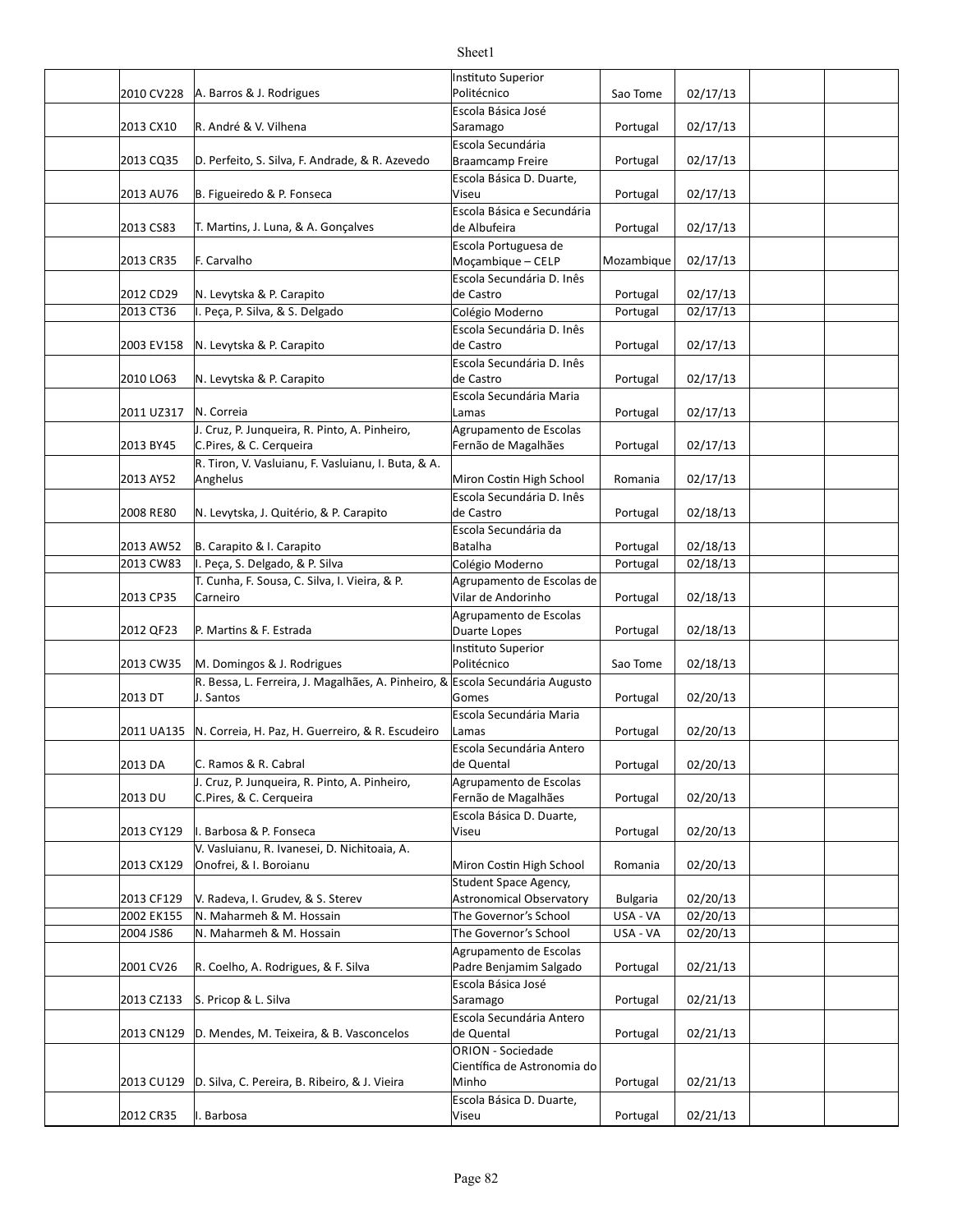|  |  |  |  |  |  |  |  |
|---|---|---|---|---|---|---|---|
|  | 2010 CV228 | A. Barros & J. Rodrigues | Instituto Superior Politécnico | Sao Tome | 02/17/13 |  |  |
|  | 2013 CX10 | R. André & V. Vilhena | Escola Básica José Saramago | Portugal | 02/17/13 |  |  |
|  | 2013 CQ35 | D. Perfeito, S. Silva, F. Andrade, & R. Azevedo | Escola Secundária Braamcamp Freire | Portugal | 02/17/13 |  |  |
|  | 2013 AU76 | B. Figueiredo & P. Fonseca | Escola Básica D. Duarte, Viseu | Portugal | 02/17/13 |  |  |
|  | 2013 CS83 | T. Martins, J. Luna, & A. Gonçalves | Escola Básica e Secundária de Albufeira | Portugal | 02/17/13 |  |  |
|  | 2013 CR35 | F. Carvalho | Escola Portuguesa de Moçambique – CELP | Mozambique | 02/17/13 |  |  |
|  | 2012 CD29 | N. Levytska & P. Carapito | Escola Secundária D. Inês de Castro | Portugal | 02/17/13 |  |  |
|  | 2013 CT36 | I. Peça, P. Silva, & S. Delgado | Colégio Moderno | Portugal | 02/17/13 |  |  |
|  | 2003 EV158 | N. Levytska & P. Carapito | Escola Secundária D. Inês de Castro | Portugal | 02/17/13 |  |  |
|  | 2010 LO63 | N. Levytska & P. Carapito | Escola Secundária D. Inês de Castro | Portugal | 02/17/13 |  |  |
|  | 2011 UZ317 | N. Correia | Escola Secundária Maria Lamas | Portugal | 02/17/13 |  |  |
|  | 2013 BY45 | J. Cruz, P. Junqueira, R. Pinto, A. Pinheiro, C.Pires, & C. Cerqueira | Agrupamento de Escolas Fernão de Magalhães | Portugal | 02/17/13 |  |  |
|  | 2013 AY52 | R. Tiron, V. Vasluianu, F. Vasluianu, I. Buta, & A. Anghelus | Miron Costin High School | Romania | 02/17/13 |  |  |
|  | 2008 RE80 | N. Levytska, J. Quitério, & P. Carapito | Escola Secundária D. Inês de Castro | Portugal | 02/18/13 |  |  |
|  | 2013 AW52 | B. Carapito & I. Carapito | Escola Secundária da Batalha | Portugal | 02/18/13 |  |  |
|  | 2013 CW83 | I. Peça, S. Delgado, & P. Silva | Colégio Moderno | Portugal | 02/18/13 |  |  |
|  | 2013 CP35 | T. Cunha, F. Sousa, C. Silva, I. Vieira, & P. Carneiro | Agrupamento de Escolas de Vilar de Andorinho | Portugal | 02/18/13 |  |  |
|  | 2012 QF23 | P. Martins & F. Estrada | Agrupamento de Escolas Duarte Lopes | Portugal | 02/18/13 |  |  |
|  | 2013 CW35 | M. Domingos & J. Rodrigues | Instituto Superior Politécnico | Sao Tome | 02/18/13 |  |  |
|  | 2013 DT | R. Bessa, L. Ferreira, J. Magalhães, A. Pinheiro, & J. Santos | Escola Secundária Augusto Gomes | Portugal | 02/20/13 |  |  |
|  | 2011 UA135 | N. Correia, H. Paz, H. Guerreiro, & R. Escudeiro | Escola Secundária Maria Lamas | Portugal | 02/20/13 |  |  |
|  | 2013 DA | C. Ramos & R. Cabral | Escola Secundária Antero de Quental | Portugal | 02/20/13 |  |  |
|  | 2013 DU | J. Cruz, P. Junqueira, R. Pinto, A. Pinheiro, C.Pires, & C. Cerqueira | Agrupamento de Escolas Fernão de Magalhães | Portugal | 02/20/13 |  |  |
|  | 2013 CY129 | I. Barbosa & P. Fonseca | Escola Básica D. Duarte, Viseu | Portugal | 02/20/13 |  |  |
|  | 2013 CX129 | V. Vasluianu, R. Ivanesei, D. Nichitoaia, A. Onofrei, & I. Boroianu | Miron Costin High School | Romania | 02/20/13 |  |  |
|  | 2013 CF129 | V. Radeva, I. Grudev, & S. Sterev | Student Space Agency, Astronomical Observatory | Bulgaria | 02/20/13 |  |  |
|  | 2002 EK155 | N. Maharmeh & M. Hossain | The Governor's School | USA - VA | 02/20/13 |  |  |
|  | 2004 JS86 | N. Maharmeh & M. Hossain | The Governor's School | USA - VA | 02/20/13 |  |  |
|  | 2001 CV26 | R. Coelho, A. Rodrigues, & F. Silva | Agrupamento de Escolas Padre Benjamim Salgado | Portugal | 02/21/13 |  |  |
|  | 2013 CZ133 | S. Pricop & L. Silva | Escola Básica José Saramago | Portugal | 02/21/13 |  |  |
|  | 2013 CN129 | D. Mendes, M. Teixeira, & B. Vasconcelos | Escola Secundária Antero de Quental | Portugal | 02/21/13 |  |  |
|  | 2013 CU129 | D. Silva, C. Pereira, B. Ribeiro, & J. Vieira | ORION - Sociedade Científica de Astronomia do Minho | Portugal | 02/21/13 |  |  |
|  | 2012 CR35 | I. Barbosa | Escola Básica D. Duarte, Viseu | Portugal | 02/21/13 |  |  |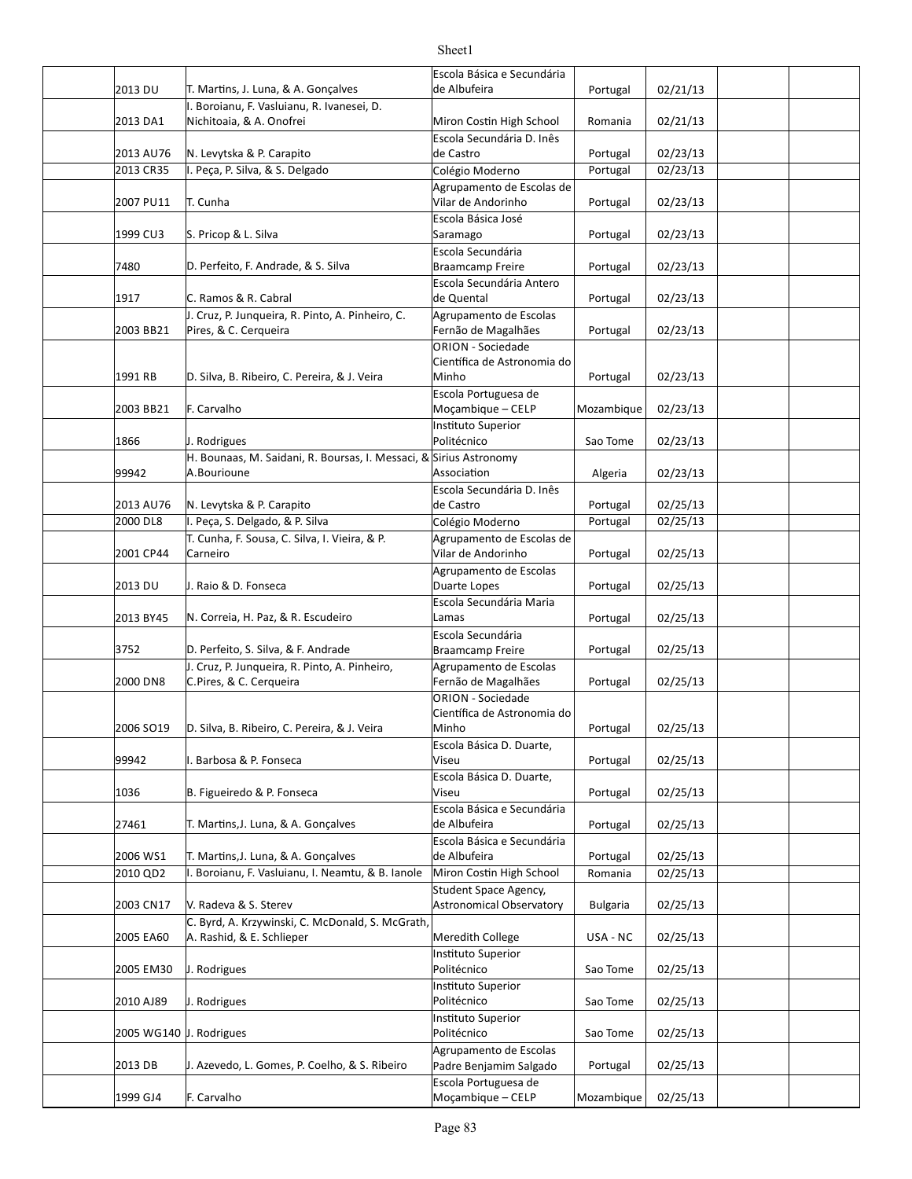| | | | | | | | |
|---|---|---|---|---|---|---|---|
| | 2013 DU | T. Martins, J. Luna, & A. Gonçalves | Escola Básica e Secundária de Albufeira | Portugal | 02/21/13 | | |
| | 2013 DA1 | I. Boroianu, F. Vasluianu, R. Ivanesei, D. Nichitoaia, & A. Onofrei | Miron Costin High School | Romania | 02/21/13 | | |
| | 2013 AU76 | N. Levytska & P. Carapito | Escola Secundária D. Inês de Castro | Portugal | 02/23/13 | | |
| | 2013 CR35 | I. Peça, P. Silva, & S. Delgado | Colégio Moderno | Portugal | 02/23/13 | | |
| | 2007 PU11 | T. Cunha | Agrupamento de Escolas de Vilar de Andorinho | Portugal | 02/23/13 | | |
| | 1999 CU3 | S. Pricop & L. Silva | Escola Básica José Saramago | Portugal | 02/23/13 | | |
| | 7480 | D. Perfeito, F. Andrade, & S. Silva | Escola Secundária Braamcamp Freire | Portugal | 02/23/13 | | |
| | 1917 | C. Ramos & R. Cabral | Escola Secundária Antero de Quental | Portugal | 02/23/13 | | |
| | 2003 BB21 | J. Cruz, P. Junqueira, R. Pinto, A. Pinheiro, C. Pires, & C. Cerqueira | Agrupamento de Escolas Fernão de Magalhães | Portugal | 02/23/13 | | |
| | 1991 RB | D. Silva, B. Ribeiro, C. Pereira, & J. Veira | ORION - Sociedade Científica de Astronomia do Minho | Portugal | 02/23/13 | | |
| | 2003 BB21 | F. Carvalho | Escola Portuguesa de Moçambique – CELP | Mozambique | 02/23/13 | | |
| | 1866 | J. Rodrigues | Instituto Superior Politécnico | Sao Tome | 02/23/13 | | |
| | 99942 | H. Bounaas, M. Saidani, R. Boursas, I. Messaci, & A.Bourioune | Sirius Astronomy Association | Algeria | 02/23/13 | | |
| | 2013 AU76 | N. Levytska & P. Carapito | Escola Secundária D. Inês de Castro | Portugal | 02/25/13 | | |
| | 2000 DL8 | I. Peça, S. Delgado, & P. Silva | Colégio Moderno | Portugal | 02/25/13 | | |
| | 2001 CP44 | T. Cunha, F. Sousa, C. Silva, I. Vieira, & P. Carneiro | Agrupamento de Escolas de Vilar de Andorinho | Portugal | 02/25/13 | | |
| | 2013 DU | J. Raio & D. Fonseca | Agrupamento de Escolas Duarte Lopes | Portugal | 02/25/13 | | |
| | 2013 BY45 | N. Correia, H. Paz, & R. Escudeiro | Escola Secundária Maria Lamas | Portugal | 02/25/13 | | |
| | 3752 | D. Perfeito, S. Silva, & F. Andrade | Escola Secundária Braamcamp Freire | Portugal | 02/25/13 | | |
| | 2000 DN8 | J. Cruz, P. Junqueira, R. Pinto, A. Pinheiro, C.Pires, & C. Cerqueira | Agrupamento de Escolas Fernão de Magalhães | Portugal | 02/25/13 | | |
| | 2006 SO19 | D. Silva, B. Ribeiro, C. Pereira, & J. Veira | ORION - Sociedade Científica de Astronomia do Minho | Portugal | 02/25/13 | | |
| | 99942 | I. Barbosa & P. Fonseca | Escola Básica D. Duarte, Viseu | Portugal | 02/25/13 | | |
| | 1036 | B. Figueiredo & P. Fonseca | Escola Básica D. Duarte, Viseu | Portugal | 02/25/13 | | |
| | 27461 | T. Martins,J. Luna, & A. Gonçalves | Escola Básica e Secundária de Albufeira | Portugal | 02/25/13 | | |
| | 2006 WS1 | T. Martins,J. Luna, & A. Gonçalves | Escola Básica e Secundária de Albufeira | Portugal | 02/25/13 | | |
| | 2010 QD2 | I. Boroianu, F. Vasluianu, I. Neamtu, & B. Ianole | Miron Costin High School | Romania | 02/25/13 | | |
| | 2003 CN17 | V. Radeva & S. Sterev | Student Space Agency, Astronomical Observatory | Bulgaria | 02/25/13 | | |
| | 2005 EA60 | C. Byrd, A. Krzywinski, C. McDonald, S. McGrath, A. Rashid, & E. Schlieper | Meredith College | USA - NC | 02/25/13 | | |
| | 2005 EM30 | J. Rodrigues | Instituto Superior Politécnico | Sao Tome | 02/25/13 | | |
| | 2010 AJ89 | J. Rodrigues | Instituto Superior Politécnico | Sao Tome | 02/25/13 | | |
| | 2005 WG140 | J. Rodrigues | Instituto Superior Politécnico | Sao Tome | 02/25/13 | | |
| | 2013 DB | J. Azevedo, L. Gomes, P. Coelho, & S. Ribeiro | Agrupamento de Escolas Padre Benjamim Salgado | Portugal | 02/25/13 | | |
| | 1999 GJ4 | F. Carvalho | Escola Portuguesa de Moçambique – CELP | Mozambique | 02/25/13 | | |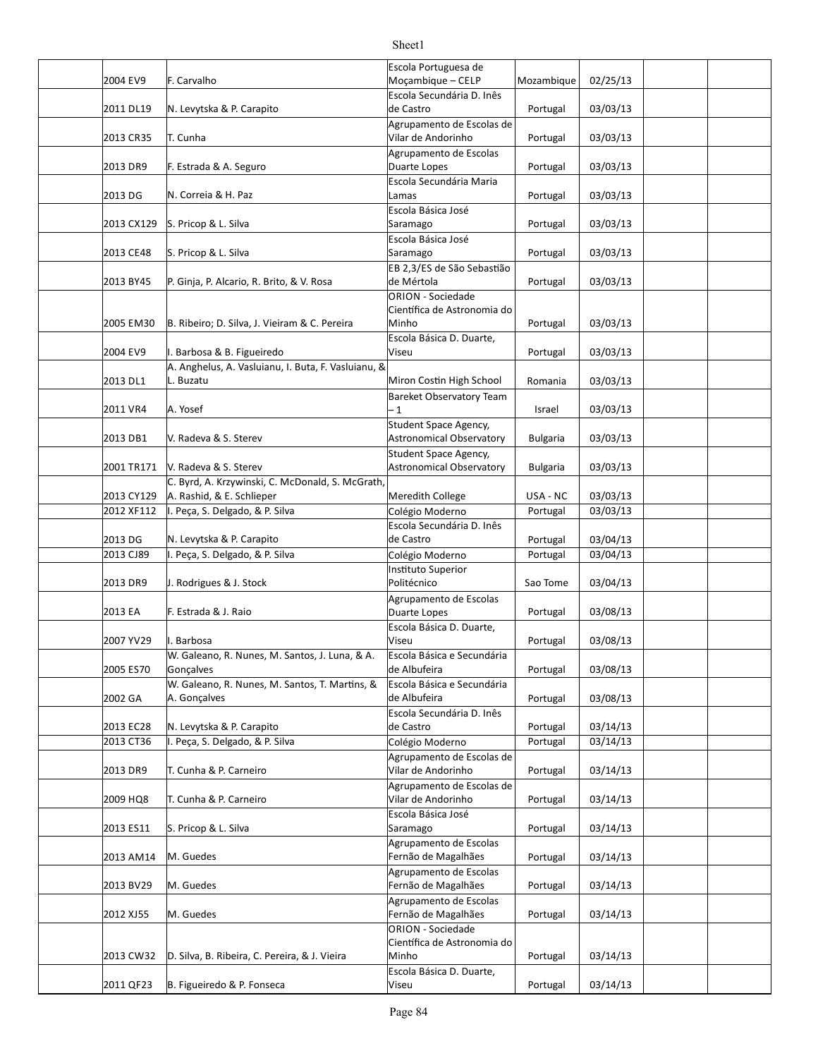| | | | | | | | |
|---|---|---|---|---|---|---|---|
| | 2004 EV9 | F. Carvalho | Escola Portuguesa de Moçambique – CELP | Mozambique | 02/25/13 | | |
| | 2011 DL19 | N. Levytska & P. Carapito | Escola Secundária D. Inês de Castro | Portugal | 03/03/13 | | |
| | 2013 CR35 | T. Cunha | Agrupamento de Escolas de Vilar de Andorinho | Portugal | 03/03/13 | | |
| | 2013 DR9 | F. Estrada & A. Seguro | Agrupamento de Escolas Duarte Lopes | Portugal | 03/03/13 | | |
| | 2013 DG | N. Correia & H. Paz | Escola Secundária Maria Lamas | Portugal | 03/03/13 | | |
| | 2013 CX129 | S. Pricop & L. Silva | Escola Básica José Saramago | Portugal | 03/03/13 | | |
| | 2013 CE48 | S. Pricop & L. Silva | Escola Básica José Saramago | Portugal | 03/03/13 | | |
| | 2013 BY45 | P. Ginja, P. Alcario, R. Brito, & V. Rosa | EB 2,3/ES de São Sebastião de Mértola | Portugal | 03/03/13 | | |
| | 2005 EM30 | B. Ribeiro; D. Silva, J. Vieiram & C. Pereira | ORION - Sociedade Científica de Astronomia do Minho | Portugal | 03/03/13 | | |
| | 2004 EV9 | I. Barbosa & B. Figueiredo | Escola Básica D. Duarte, Viseu | Portugal | 03/03/13 | | |
| | 2013 DL1 | A. Anghelus, A. Vasluianu, I. Buta, F. Vasluianu, & L. Buzatu | Miron Costin High School | Romania | 03/03/13 | | |
| | 2011 VR4 | A. Yosef | Bareket Observatory Team – 1 | Israel | 03/03/13 | | |
| | 2013 DB1 | V. Radeva & S. Sterev | Student Space Agency, Astronomical Observatory | Bulgaria | 03/03/13 | | |
| | 2001 TR171 | V. Radeva & S. Sterev | Student Space Agency, Astronomical Observatory | Bulgaria | 03/03/13 | | |
| | 2013 CY129 | C. Byrd, A. Krzywinski, C. McDonald, S. McGrath, A. Rashid, & E. Schlieper | Meredith College | USA - NC | 03/03/13 | | |
| | 2012 XF112 | I. Peça, S. Delgado, & P. Silva | Colégio Moderno | Portugal | 03/03/13 | | |
| | 2013 DG | N. Levytska & P. Carapito | Escola Secundária D. Inês de Castro | Portugal | 03/04/13 | | |
| | 2013 CJ89 | I. Peça, S. Delgado, & P. Silva | Colégio Moderno | Portugal | 03/04/13 | | |
| | 2013 DR9 | J. Rodrigues & J. Stock | Instituto Superior Politécnico | Sao Tome | 03/04/13 | | |
| | 2013 EA | F. Estrada & J. Raio | Agrupamento de Escolas Duarte Lopes | Portugal | 03/08/13 | | |
| | 2007 YV29 | I. Barbosa | Escola Básica D. Duarte, Viseu | Portugal | 03/08/13 | | |
| | 2005 ES70 | W. Galeano, R. Nunes, M. Santos, J. Luna, & A. Gonçalves | Escola Básica e Secundária de Albufeira | Portugal | 03/08/13 | | |
| | 2002 GA | W. Galeano, R. Nunes, M. Santos, T. Martins, & A. Gonçalves | Escola Básica e Secundária de Albufeira | Portugal | 03/08/13 | | |
| | 2013 EC28 | N. Levytska & P. Carapito | Escola Secundária D. Inês de Castro | Portugal | 03/14/13 | | |
| | 2013 CT36 | I. Peça, S. Delgado, & P. Silva | Colégio Moderno | Portugal | 03/14/13 | | |
| | 2013 DR9 | T. Cunha & P. Carneiro | Agrupamento de Escolas de Vilar de Andorinho | Portugal | 03/14/13 | | |
| | 2009 HQ8 | T. Cunha & P. Carneiro | Agrupamento de Escolas de Vilar de Andorinho | Portugal | 03/14/13 | | |
| | 2013 ES11 | S. Pricop & L. Silva | Escola Básica José Saramago | Portugal | 03/14/13 | | |
| | 2013 AM14 | M. Guedes | Agrupamento de Escolas Fernão de Magalhães | Portugal | 03/14/13 | | |
| | 2013 BV29 | M. Guedes | Agrupamento de Escolas Fernão de Magalhães | Portugal | 03/14/13 | | |
| | 2012 XJ55 | M. Guedes | Agrupamento de Escolas Fernão de Magalhães | Portugal | 03/14/13 | | |
| | 2013 CW32 | D. Silva, B. Ribeira, C. Pereira, & J. Vieira | ORION - Sociedade Científica de Astronomia do Minho | Portugal | 03/14/13 | | |
| | 2011 QF23 | B. Figueiredo & P. Fonseca | Escola Básica D. Duarte, Viseu | Portugal | 03/14/13 | | |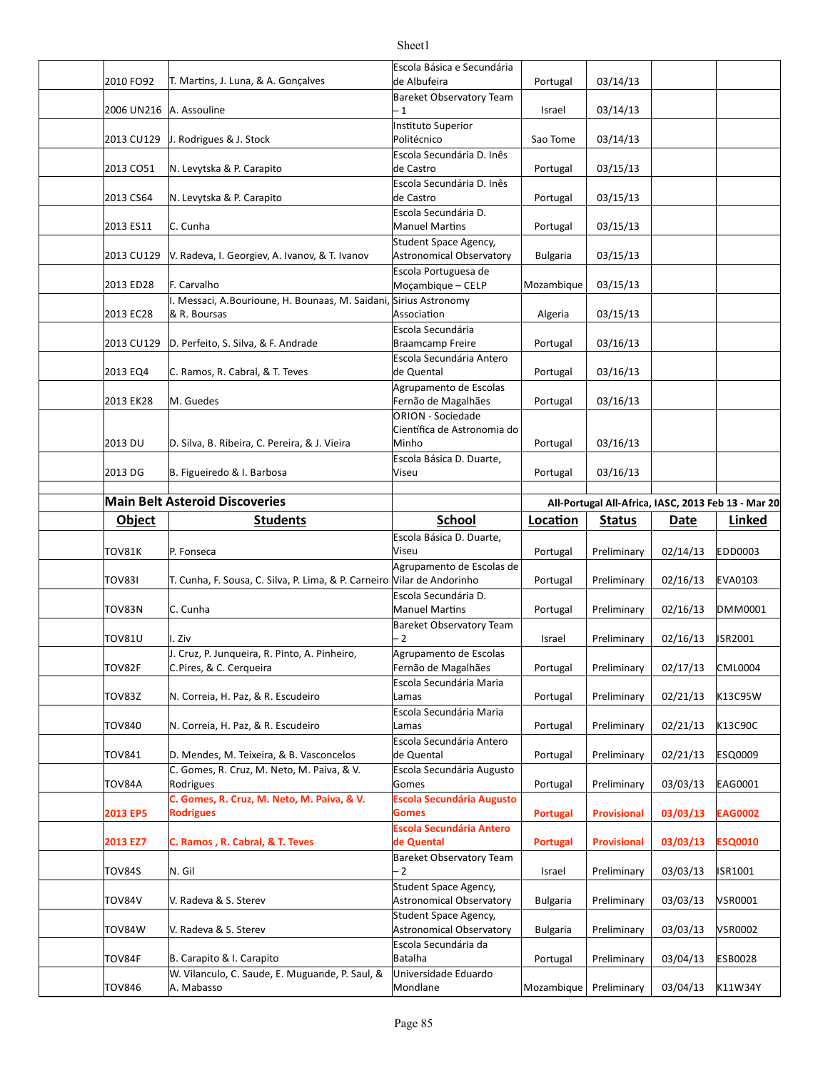| | Object | Students | School | Location | Date | | |
|---|---|---|---|---|---|---|---|
| | 2010 FO92 | T. Martins, J. Luna, & A. Gonçalves | Escola Básica e Secundária de Albufeira | Portugal | 03/14/13 | | |
| | 2006 UN216 | A. Assouline | Bareket Observatory Team – 1 | Israel | 03/14/13 | | |
| | 2013 CU129 | J. Rodrigues & J. Stock | Instituto Superior Politécnico | Sao Tome | 03/14/13 | | |
| | 2013 CO51 | N. Levytska & P. Carapito | Escola Secundária D. Inês de Castro | Portugal | 03/15/13 | | |
| | 2013 CS64 | N. Levytska & P. Carapito | Escola Secundária D. Inês de Castro | Portugal | 03/15/13 | | |
| | 2013 ES11 | C. Cunha | Escola Secundária D. Manuel Martins | Portugal | 03/15/13 | | |
| | 2013 CU129 | V. Radeva, I. Georgiev, A. Ivanov, & T. Ivanov | Student Space Agency, Astronomical Observatory | Bulgaria | 03/15/13 | | |
| | 2013 ED28 | F. Carvalho | Escola Portuguesa de Moçambique – CELP | Mozambique | 03/15/13 | | |
| | 2013 EC28 | I. Messaci, A.Bourioune, H. Bounaas, M. Saidani, & R. Boursas | Sirius Astronomy Association | Algeria | 03/15/13 | | |
| | 2013 CU129 | D. Perfeito, S. Silva, & F. Andrade | Escola Secundária Braamcamp Freire | Portugal | 03/16/13 | | |
| | 2013 EQ4 | C. Ramos, R. Cabral, & T. Teves | Escola Secundária Antero de Quental | Portugal | 03/16/13 | | |
| | 2013 EK28 | M. Guedes | Agrupamento de Escolas Fernão de Magalhães | Portugal | 03/16/13 | | |
| | 2013 DU | D. Silva, B. Ribeira, C. Pereira, & J. Vieira | ORION - Sociedade Científica de Astronomia do Minho | Portugal | 03/16/13 | | |
| | 2013 DG | B. Figueiredo & I. Barbosa | Escola Básica D. Duarte, Viseu | Portugal | 03/16/13 | | |

**Main Belt Asteroid Discoveries** — All-Portugal All-Africa, IASC, 2013 Feb 13 - Mar 20

| | Object | Students | School | Location | Status | Date | Linked |
|---|---|---|---|---|---|---|---|
| | TOV81K | P. Fonseca | Escola Básica D. Duarte, Viseu | Portugal | Preliminary | 02/14/13 | EDD0003 |
| | TOV83I | T. Cunha, F. Sousa, C. Silva, P. Lima, & P. Carneiro | Agrupamento de Escolas de Vilar de Andorinho | Portugal | Preliminary | 02/16/13 | EVA0103 |
| | TOV83N | C. Cunha | Escola Secundária D. Manuel Martins | Portugal | Preliminary | 02/16/13 | DMM0001 |
| | TOV81U | I. Ziv | Bareket Observatory Team – 2 | Israel | Preliminary | 02/16/13 | ISR2001 |
| | TOV82F | J. Cruz, P. Junqueira, R. Pinto, A. Pinheiro, C.Pires, & C. Cerqueira | Agrupamento de Escolas Fernão de Magalhães | Portugal | Preliminary | 02/17/13 | CML0004 |
| | TOV83Z | N. Correia, H. Paz, & R. Escudeiro | Escola Secundária Maria Lamas | Portugal | Preliminary | 02/21/13 | K13C95W |
| | TOV840 | N. Correia, H. Paz, & R. Escudeiro | Escola Secundária Maria Lamas | Portugal | Preliminary | 02/21/13 | K13C90C |
| | TOV841 | D. Mendes, M. Teixeira, & B. Vasconcelos | Escola Secundária Antero de Quental | Portugal | Preliminary | 02/21/13 | ESQ0009 |
| | TOV84A | C. Gomes, R. Cruz, M. Neto, M. Paiva, & V. Rodrigues | Escola Secundária Augusto Gomes | Portugal | Preliminary | 03/03/13 | EAG0001 |
| | **2013 EP5** | **C. Gomes, R. Cruz, M. Neto, M. Paiva, & V. Rodrigues** | **Escola Secundária Augusto Gomes** | **Portugal** | **Provisional** | **03/03/13** | **EAG0002** |
| | **2013 EZ7** | **C. Ramos , R. Cabral, & T. Teves** | **Escola Secundária Antero de Quental** | **Portugal** | **Provisional** | **03/03/13** | **ESQ0010** |
| | TOV84S | N. Gil | Bareket Observatory Team – 2 | Israel | Preliminary | 03/03/13 | ISR1001 |
| | TOV84V | V. Radeva & S. Sterev | Student Space Agency, Astronomical Observatory | Bulgaria | Preliminary | 03/03/13 | VSR0001 |
| | TOV84W | V. Radeva & S. Sterev | Student Space Agency, Astronomical Observatory | Bulgaria | Preliminary | 03/03/13 | VSR0002 |
| | TOV84F | B. Carapito & I. Carapito | Escola Secundária da Batalha | Portugal | Preliminary | 03/04/13 | ESB0028 |
| | TOV846 | W. Vilanculo, C. Saude, E. Muguande, P. Saul, & A. Mabasso | Universidade Eduardo Mondlane | Mozambique | Preliminary | 03/04/13 | K11W34Y |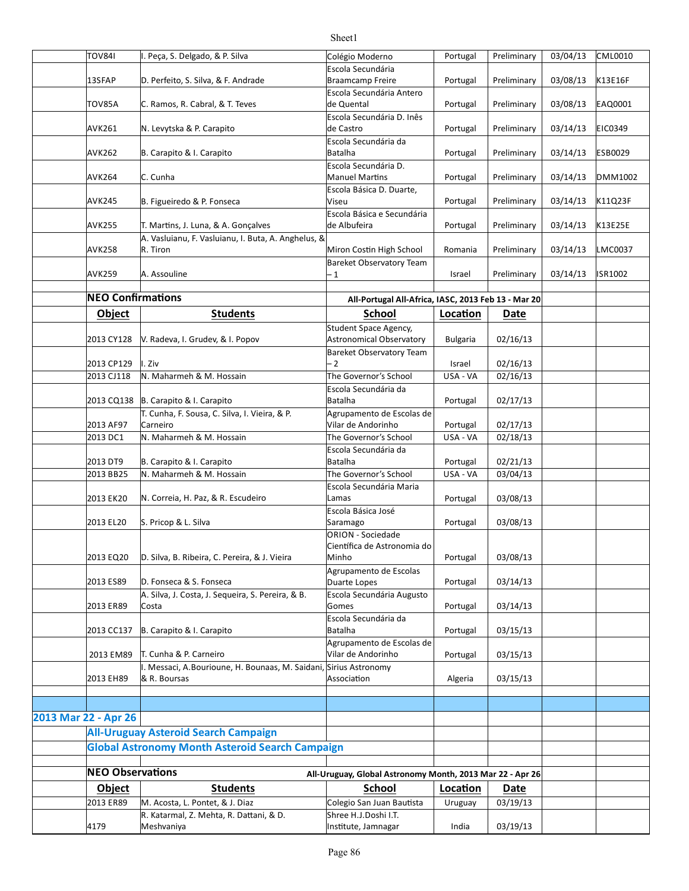| | | | | | | | |
|---|---|---|---|---|---|---|---|
| | TOV84I | I. Peça, S. Delgado, & P. Silva | Colégio Moderno | Portugal | Preliminary | 03/04/13 | CML0010 |
| | 13SFAP | D. Perfeito, S. Silva, & F. Andrade | Escola Secundária Braamcamp Freire | Portugal | Preliminary | 03/08/13 | K13E16F |
| | TOV85A | C. Ramos, R. Cabral, & T. Teves | Escola Secundária Antero de Quental | Portugal | Preliminary | 03/08/13 | EAQ0001 |
| | AVK261 | N. Levytska & P. Carapito | Escola Secundária D. Inês de Castro | Portugal | Preliminary | 03/14/13 | EIC0349 |
| | AVK262 | B. Carapito & I. Carapito | Escola Secundária da Batalha | Portugal | Preliminary | 03/14/13 | ESB0029 |
| | AVK264 | C. Cunha | Escola Secundária D. Manuel Martins | Portugal | Preliminary | 03/14/13 | DMM1002 |
| | AVK245 | B. Figueiredo & P. Fonseca | Escola Básica D. Duarte, Viseu | Portugal | Preliminary | 03/14/13 | K11Q23F |
| | AVK255 | T. Martins, J. Luna, & A. Gonçalves | Escola Básica e Secundária de Albufeira | Portugal | Preliminary | 03/14/13 | K13E25E |
| | AVK258 | A. Vasluianu, F. Vasluianu, I. Buta, A. Anghelus, & R. Tiron | Miron Costin High School | Romania | Preliminary | 03/14/13 | LMC0037 |
| | AVK259 | A. Assouline | Bareket Observatory Team – 1 | Israel | Preliminary | 03/14/13 | ISR1002 |
| | | | | | | | |
| | **NEO Confirmations** | | **All-Portugal All-Africa, IASC, 2013 Feb 13 - Mar 20** | | | | |
| | **Object** | **Students** | **School** | **Location** | **Date** | | |
| | 2013 CY128 | V. Radeva, I. Grudev, & I. Popov | Student Space Agency, Astronomical Observatory | Bulgaria | 02/16/13 | | |
| | 2013 CP129 | I. Ziv | Bareket Observatory Team – 2 | Israel | 02/16/13 | | |
| | 2013 CJ118 | N. Maharmeh & M. Hossain | The Governor's School | USA - VA | 02/16/13 | | |
| | 2013 CQ138 | B. Carapito & I. Carapito | Escola Secundária da Batalha | Portugal | 02/17/13 | | |
| | 2013 AF97 | T. Cunha, F. Sousa, C. Silva, I. Vieira, & P. Carneiro | Agrupamento de Escolas de Vilar de Andorinho | Portugal | 02/17/13 | | |
| | 2013 DC1 | N. Maharmeh & M. Hossain | The Governor's School | USA - VA | 02/18/13 | | |
| | 2013 DT9 | B. Carapito & I. Carapito | Escola Secundária da Batalha | Portugal | 02/21/13 | | |
| | 2013 BB25 | N. Maharmeh & M. Hossain | The Governor's School | USA - VA | 03/04/13 | | |
| | 2013 EK20 | N. Correia, H. Paz, & R. Escudeiro | Escola Secundária Maria Lamas | Portugal | 03/08/13 | | |
| | 2013 EL20 | S. Pricop & L. Silva | Escola Básica José Saramago | Portugal | 03/08/13 | | |
| | 2013 EQ20 | D. Silva, B. Ribeira, C. Pereira, & J. Vieira | ORION - Sociedade Científica de Astronomia do Minho | Portugal | 03/08/13 | | |
| | 2013 ES89 | D. Fonseca & S. Fonseca | Agrupamento de Escolas Duarte Lopes | Portugal | 03/14/13 | | |
| | 2013 ER89 | A. Silva, J. Costa, J. Sequeira, S. Pereira, & B. Costa | Escola Secundária Augusto Gomes | Portugal | 03/14/13 | | |
| | 2013 CC137 | B. Carapito & I. Carapito | Escola Secundária da Batalha | Portugal | 03/15/13 | | |
| | 2013 EM89 | T. Cunha & P. Carneiro | Agrupamento de Escolas de Vilar de Andorinho | Portugal | 03/15/13 | | |
| | 2013 EH89 | I. Messaci, A.Bourioune, H. Bounaas, M. Saidani, & R. Boursas | Sirius Astronomy Association | Algeria | 03/15/13 | | |
| | | | | | | | |
| | | | | | | | |
| **2013 Mar 22 - Apr 26** | | | | | | | |
| | **All-Uruguay Asteroid Search Campaign** | | | | | | |
| | **Global Astronomy Month Asteroid Search Campaign** | | | | | | |
| | | | | | | | |
| | **NEO Observations** | | **All-Uruguay, Global Astronomy Month, 2013 Mar 22 - Apr 26** | | | | |
| | **Object** | **Students** | **School** | **Location** | **Date** | | |
| | 2013 ER89 | M. Acosta, L. Pontet, & J. Diaz | Colegio San Juan Bautista | Uruguay | 03/19/13 | | |
| | 4179 | R. Katarmal, Z. Mehta, R. Dattani, & D. Meshvaniya | Shree H.J.Doshi I.T. Institute, Jamnagar | India | 03/19/13 | | |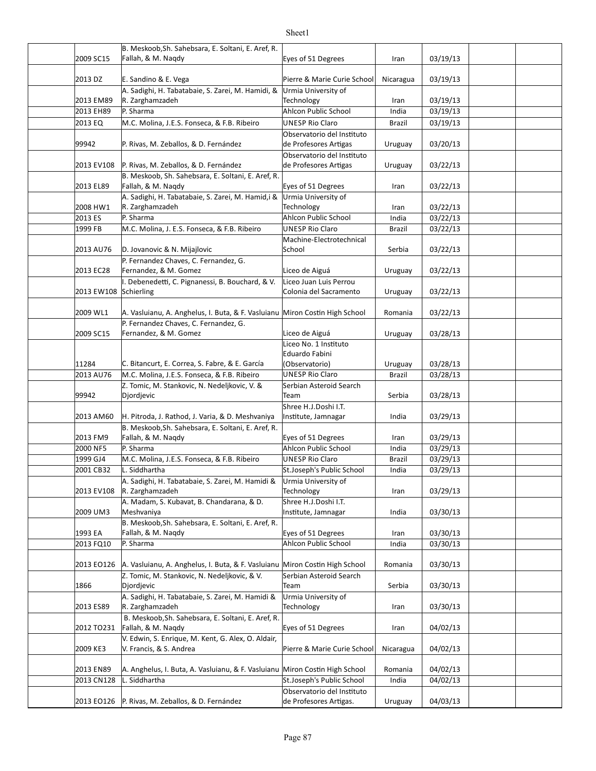| | | | | | | | |
|---|---|---|---|---|---|---|---|
| | 2009 SC15 | B. Meskoob,Sh. Sahebsara, E. Soltani, E. Aref, R. Fallah, & M. Naqdy | Eyes of 51 Degrees | Iran | 03/19/13 | | |
| | 2013 DZ | E. Sandino & E. Vega | Pierre & Marie Curie School | Nicaragua | 03/19/13 | | |
| | 2013 EM89 | A. Sadighi, H. Tabatabaie, S. Zarei, M. Hamidi, & R. Zarghamzadeh | Urmia University of Technology | Iran | 03/19/13 | | |
| | 2013 EH89 | P. Sharma | Ahlcon Public School | India | 03/19/13 | | |
| | 2013 EQ | M.C. Molina, J.E.S. Fonseca, & F.B. Ribeiro | UNESP Rio Claro | Brazil | 03/19/13 | | |
| | 99942 | P. Rivas, M. Zeballos, & D. Fernández | Observatorio del Instituto de Profesores Artigas | Uruguay | 03/20/13 | | |
| | 2013 EV108 | P. Rivas, M. Zeballos, & D. Fernández | Observatorio del Instituto de Profesores Artigas | Uruguay | 03/22/13 | | |
| | 2013 EL89 | B. Meskoob, Sh. Sahebsara, E. Soltani, E. Aref, R. Fallah, & M. Naqdy | Eyes of 51 Degrees | Iran | 03/22/13 | | |
| | 2008 HW1 | A. Sadighi, H. Tabatabaie, S. Zarei, M. Hamid,i & R. Zarghamzadeh | Urmia University of Technology | Iran | 03/22/13 | | |
| | 2013 ES | P. Sharma | Ahlcon Public School | India | 03/22/13 | | |
| | 1999 FB | M.C. Molina, J. E.S. Fonseca, & F.B. Ribeiro | UNESP Rio Claro | Brazil | 03/22/13 | | |
| | 2013 AU76 | D. Jovanovic & N. Mijajlovic | Machine-Electrotechnical School | Serbia | 03/22/13 | | |
| | 2013 EC28 | P. Fernandez Chaves, C. Fernandez, G. Fernandez, & M. Gomez | Liceo de Aiguá | Uruguay | 03/22/13 | | |
| | 2013 EW108 | I. Debenedetti, C. Pignanessi, B. Bouchard, & V. Schierling | Liceo Juan Luis Perrou Colonia del Sacramento | Uruguay | 03/22/13 | | |
| | 2009 WL1 | A. Vasluianu, A. Anghelus, I. Buta, & F. Vasluianu | Miron Costin High School | Romania | 03/22/13 | | |
| | 2009 SC15 | P. Fernandez Chaves, C. Fernandez, G. Fernandez, & M. Gomez | Liceo de Aiguá | Uruguay | 03/28/13 | | |
| | 11284 | C. Bitancurt, E. Correa, S. Fabre, & E. García | Liceo No. 1 Instituto Eduardo Fabini (Observatorio) | Uruguay | 03/28/13 | | |
| | 2013 AU76 | M.C. Molina, J.E.S. Fonseca, & F.B. Ribeiro | UNESP Rio Claro | Brazil | 03/28/13 | | |
| | 99942 | Z. Tomic, M. Stankovic, N. Nedeljkovic, V. & Djordjevic | Serbian Asteroid Search Team | Serbia | 03/28/13 | | |
| | 2013 AM60 | H. Pitroda, J. Rathod, J. Varia, & D. Meshvaniya | Shree H.J.Doshi I.T. Institute, Jamnagar | India | 03/29/13 | | |
| | 2013 FM9 | B. Meskoob,Sh. Sahebsara, E. Soltani, E. Aref, R. Fallah, & M. Naqdy | Eyes of 51 Degrees | Iran | 03/29/13 | | |
| | 2000 NF5 | P. Sharma | Ahlcon Public School | India | 03/29/13 | | |
| | 1999 GJ4 | M.C. Molina, J.E.S. Fonseca, & F.B. Ribeiro | UNESP Rio Claro | Brazil | 03/29/13 | | |
| | 2001 CB32 | L. Siddhartha | St.Joseph's Public School | India | 03/29/13 | | |
| | 2013 EV108 | A. Sadighi, H. Tabatabaie, S. Zarei, M. Hamidi & R. Zarghamzadeh | Urmia University of Technology | Iran | 03/29/13 | | |
| | 2009 UM3 | A. Madam, S. Kubavat, B. Chandarana, & D. Meshvaniya | Shree H.J.Doshi I.T. Institute, Jamnagar | India | 03/30/13 | | |
| | 1993 EA | B. Meskoob,Sh. Sahebsara, E. Soltani, E. Aref, R. Fallah, & M. Naqdy | Eyes of 51 Degrees | Iran | 03/30/13 | | |
| | 2013 FQ10 | P. Sharma | Ahlcon Public School | India | 03/30/13 | | |
| | 2013 EO126 | A. Vasluianu, A. Anghelus, I. Buta, & F. Vasluianu | Miron Costin High School | Romania | 03/30/13 | | |
| | 1866 | Z. Tomic, M. Stankovic, N. Nedeljkovic, & V. Djordjevic | Serbian Asteroid Search Team | Serbia | 03/30/13 | | |
| | 2013 ES89 | A. Sadighi, H. Tabatabaie, S. Zarei, M. Hamidi & R. Zarghamzadeh | Urmia University of Technology | Iran | 03/30/13 | | |
| | 2012 TO231 | B. Meskoob,Sh. Sahebsara, E. Soltani, E. Aref, R. Fallah, & M. Naqdy | Eyes of 51 Degrees | Iran | 04/02/13 | | |
| | 2009 KE3 | V. Edwin, S. Enrique, M. Kent, G. Alex, O. Aldair, V. Francis, & S. Andrea | Pierre & Marie Curie School | Nicaragua | 04/02/13 | | |
| | 2013 EN89 | A. Anghelus, I. Buta, A. Vasluianu, & F. Vasluianu | Miron Costin High School | Romania | 04/02/13 | | |
| | 2013 CN128 | L. Siddhartha | St.Joseph's Public School | India | 04/02/13 | | |
| | 2013 EO126 | P. Rivas, M. Zeballos, & D. Fernández | Observatorio del Instituto de Profesores Artigas. | Uruguay | 04/03/13 | | |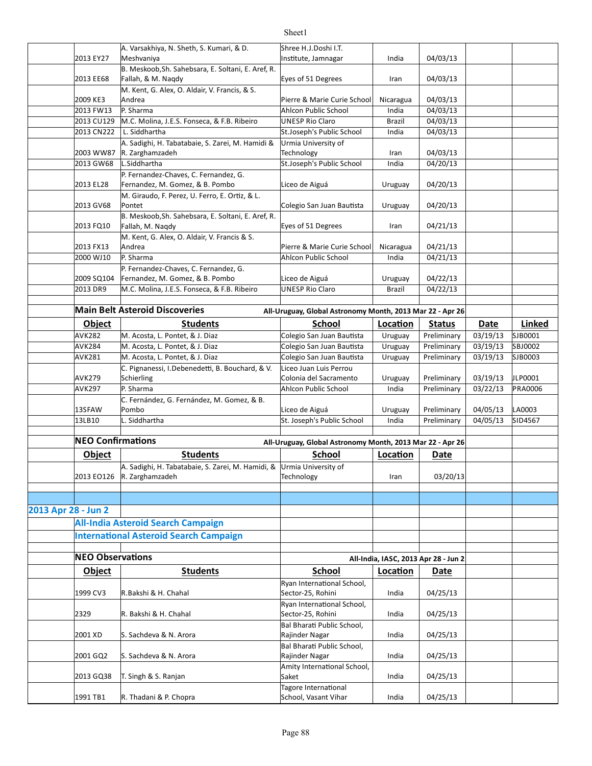| Object | Students | School | Location | Date |
|---|---|---|---|---|
| 2013 EY27 | A. Varsakhiya, N. Sheth, S. Kumari, & D. Meshvaniya | Shree H.J.Doshi I.T. Institute, Jamnagar | India | 04/03/13 |
| 2013 EE68 | B. Meskoob,Sh. Sahebsara, E. Soltani, E. Aref, R. Fallah, & M. Naqdy | Eyes of 51 Degrees | Iran | 04/03/13 |
| 2009 KE3 | M. Kent, G. Alex, O. Aldair, V. Francis, & S. Andrea | Pierre & Marie Curie School | Nicaragua | 04/03/13 |
| 2013 FW13 | P. Sharma | Ahlcon Public School | India | 04/03/13 |
| 2013 CU129 | M.C. Molina, J.E.S. Fonseca, & F.B. Ribeiro | UNESP Rio Claro | Brazil | 04/03/13 |
| 2013 CN222 | L. Siddhartha | St.Joseph's Public School | India | 04/03/13 |
| 2003 WW87 | A. Sadighi, H. Tabatabaie, S. Zarei, M. Hamidi & R. Zarghamzadeh | Urmia University of Technology | Iran | 04/03/13 |
| 2013 GW68 | L.Siddhartha | St.Joseph's Public School | India | 04/20/13 |
| 2013 EL28 | P. Fernandez-Chaves, C. Fernandez, G. Fernandez, M. Gomez, & B. Pombo | Liceo de Aiguá | Uruguay | 04/20/13 |
| 2013 GV68 | M. Giraudo, F. Perez, U. Ferro, E. Ortiz, & L. Pontet | Colegio San Juan Bautista | Uruguay | 04/20/13 |
| 2013 FQ10 | B. Meskoob,Sh. Sahebsara, E. Soltani, E. Aref, R. Fallah, M. Naqdy | Eyes of 51 Degrees | Iran | 04/21/13 |
| 2013 FX13 | M. Kent, G. Alex, O. Aldair, V. Francis & S. Andrea | Pierre & Marie Curie School | Nicaragua | 04/21/13 |
| 2000 WJ10 | P. Sharma | Ahlcon Public School | India | 04/21/13 |
| 2009 SQ104 | P. Fernandez-Chaves, C. Fernandez, G. Fernandez, M. Gomez, & B. Pombo | Liceo de Aiguá | Uruguay | 04/22/13 |
| 2013 DR9 | M.C. Molina, J.E.S. Fonseca, & F.B. Ribeiro | UNESP Rio Claro | Brazil | 04/22/13 |

**Main Belt Asteroid Discoveries** — All-Uruguay, Global Astronomy Month, 2013 Mar 22 - Apr 26

| Object | Students | School | Location | Status | Date | Linked |
|---|---|---|---|---|---|---|
| AVK282 | M. Acosta, L. Pontet, & J. Diaz | Colegio San Juan Bautista | Uruguay | Preliminary | 03/19/13 | SJB0001 |
| AVK284 | M. Acosta, L. Pontet, & J. Diaz | Colegio San Juan Bautista | Uruguay | Preliminary | 03/19/13 | SBJ0002 |
| AVK281 | M. Acosta, L. Pontet, & J. Diaz | Colegio San Juan Bautista | Uruguay | Preliminary | 03/19/13 | SJB0003 |
| AVK279 | C. Pignanessi, I.Debenedetti, B. Bouchard, & V. Schierling | Liceo Juan Luis Perrou Colonia del Sacramento | Uruguay | Preliminary | 03/19/13 | JLP0001 |
| AVK297 | P. Sharma | Ahlcon Public School | India | Preliminary | 03/22/13 | PRA0006 |
| 13SFAW | C. Fernández, G. Fernández, M. Gomez, & B. Pombo | Liceo de Aiguá | Uruguay | Preliminary | 04/05/13 | LA0003 |
| 13LB10 | L. Siddhartha | St. Joseph's Public School | India | Preliminary | 04/05/13 | SID4567 |

**NEO Confirmations** — All-Uruguay, Global Astronomy Month, 2013 Mar 22 - Apr 26

| Object | Students | School | Location | Date |
|---|---|---|---|---|
| 2013 EO126 | A. Sadighi, H. Tabatabaie, S. Zarei, M. Hamidi, & R. Zarghamzadeh | Urmia University of Technology | Iran | 03/20/13 |

## 2013 Apr 28 - Jun 2

### All-India Asteroid Search Campaign

### International Asteroid Search Campaign

**NEO Observations** — All-India, IASC, 2013 Apr 28 - Jun 2

| Object | Students | School | Location | Date |
|---|---|---|---|---|
| 1999 CV3 | R.Bakshi & H. Chahal | Ryan International School, Sector-25, Rohini | India | 04/25/13 |
| 2329 | R. Bakshi & H. Chahal | Ryan International School, Sector-25, Rohini | India | 04/25/13 |
| 2001 XD | S. Sachdeva & N. Arora | Bal Bharati Public School, Rajinder Nagar | India | 04/25/13 |
| 2001 GQ2 | S. Sachdeva & N. Arora | Bal Bharati Public School, Rajinder Nagar | India | 04/25/13 |
| 2013 GQ38 | T. Singh & S. Ranjan | Amity International School, Saket | India | 04/25/13 |
| 1991 TB1 | R. Thadani & P. Chopra | Tagore International School, Vasant Vihar | India | 04/25/13 |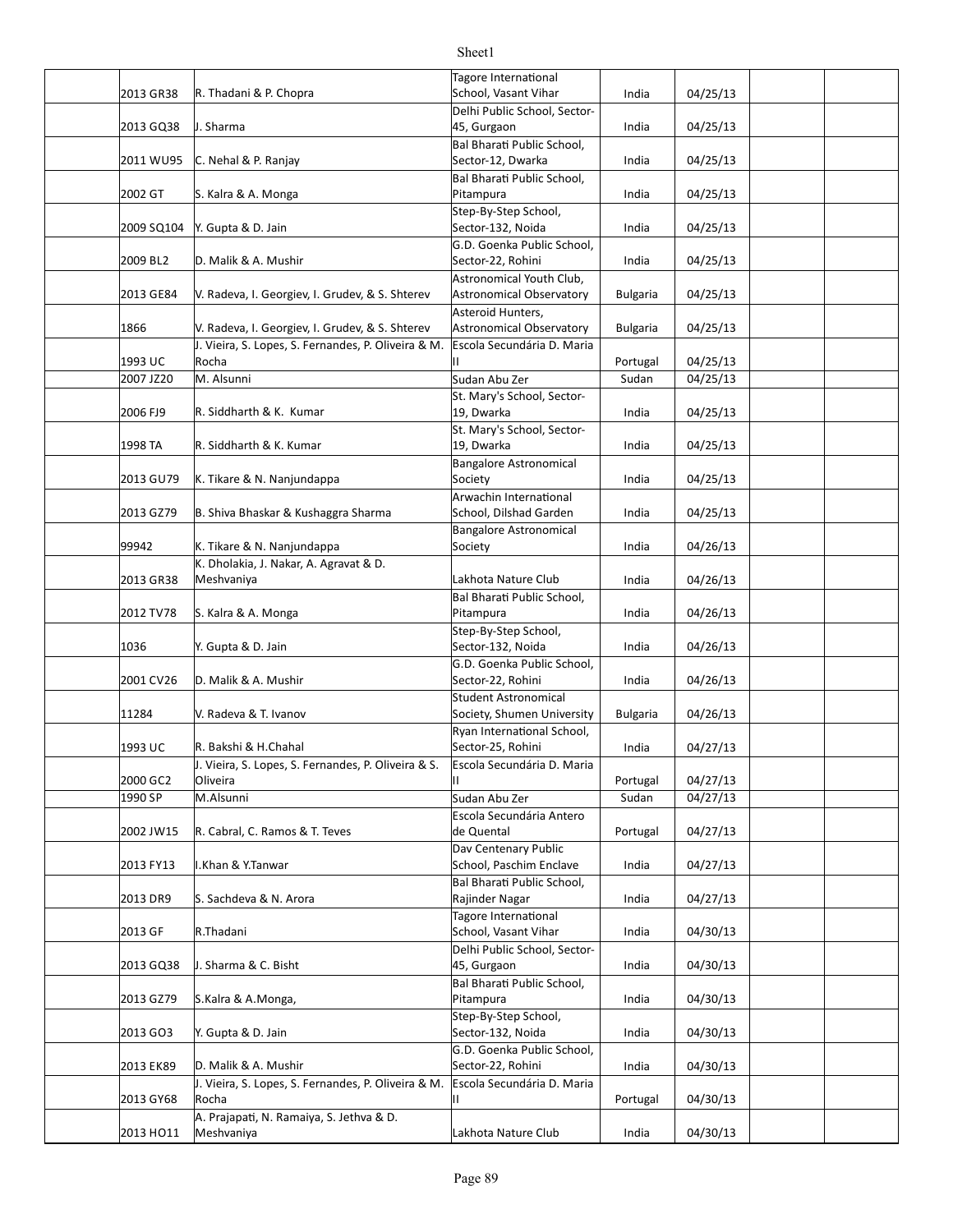| | | | | | | |
|---|---|---|---|---|---|---|
| | 2013 GR38 | R. Thadani & P. Chopra | Tagore International School, Vasant Vihar | India | 04/25/13 | | |
| | 2013 GQ38 | J. Sharma | Delhi Public School, Sector-45, Gurgaon | India | 04/25/13 | | |
| | 2011 WU95 | C. Nehal & P. Ranjay | Bal Bharati Public School, Sector-12, Dwarka | India | 04/25/13 | | |
| | 2002 GT | S. Kalra & A. Monga | Bal Bharati Public School, Pitampura | India | 04/25/13 | | |
| | 2009 SQ104 | Y. Gupta & D. Jain | Step-By-Step School, Sector-132, Noida | India | 04/25/13 | | |
| | 2009 BL2 | D. Malik & A. Mushir | G.D. Goenka Public School, Sector-22, Rohini | India | 04/25/13 | | |
| | 2013 GE84 | V. Radeva, I. Georgiev, I. Grudev, & S. Shterev | Astronomical Youth Club, Astronomical Observatory | Bulgaria | 04/25/13 | | |
| | 1866 | V. Radeva, I. Georgiev, I. Grudev, & S. Shterev | Asteroid Hunters, Astronomical Observatory | Bulgaria | 04/25/13 | | |
| | 1993 UC | J. Vieira, S. Lopes, S. Fernandes, P. Oliveira & M. Rocha | Escola Secundária D. Maria II | Portugal | 04/25/13 | | |
| | 2007 JZ20 | M. Alsunni | Sudan Abu Zer | Sudan | 04/25/13 | | |
| | 2006 FJ9 | R. Siddharth & K. Kumar | St. Mary's School, Sector-19, Dwarka | India | 04/25/13 | | |
| | 1998 TA | R. Siddharth & K. Kumar | St. Mary's School, Sector-19, Dwarka | India | 04/25/13 | | |
| | 2013 GU79 | K. Tikare & N. Nanjundappa | Bangalore Astronomical Society | India | 04/25/13 | | |
| | 2013 GZ79 | B. Shiva Bhaskar & Kushaggra Sharma | Arwachin International School, Dilshad Garden | India | 04/25/13 | | |
| | 99942 | K. Tikare & N. Nanjundappa | Bangalore Astronomical Society | India | 04/26/13 | | |
| | 2013 GR38 | K. Dholakia, J. Nakar, A. Agravat & D. Meshvaniya | Lakhota Nature Club | India | 04/26/13 | | |
| | 2012 TV78 | S. Kalra & A. Monga | Bal Bharati Public School, Pitampura | India | 04/26/13 | | |
| | 1036 | Y. Gupta & D. Jain | Step-By-Step School, Sector-132, Noida | India | 04/26/13 | | |
| | 2001 CV26 | D. Malik & A. Mushir | G.D. Goenka Public School, Sector-22, Rohini | India | 04/26/13 | | |
| | 11284 | V. Radeva & T. Ivanov | Student Astronomical Society, Shumen University | Bulgaria | 04/26/13 | | |
| | 1993 UC | R. Bakshi & H.Chahal | Ryan International School, Sector-25, Rohini | India | 04/27/13 | | |
| | 2000 GC2 | J. Vieira, S. Lopes, S. Fernandes, P. Oliveira & S. Oliveira | Escola Secundária D. Maria II | Portugal | 04/27/13 | | |
| | 1990 SP | M.Alsunni | Sudan Abu Zer | Sudan | 04/27/13 | | |
| | 2002 JW15 | R. Cabral, C. Ramos & T. Teves | Escola Secundária Antero de Quental | Portugal | 04/27/13 | | |
| | 2013 FY13 | I.Khan & Y.Tanwar | Dav Centenary Public School, Paschim Enclave | India | 04/27/13 | | |
| | 2013 DR9 | S. Sachdeva & N. Arora | Bal Bharati Public School, Rajinder Nagar | India | 04/27/13 | | |
| | 2013 GF | R.Thadani | Tagore International School, Vasant Vihar | India | 04/30/13 | | |
| | 2013 GQ38 | J. Sharma & C. Bisht | Delhi Public School, Sector-45, Gurgaon | India | 04/30/13 | | |
| | 2013 GZ79 | S.Kalra & A.Monga, | Bal Bharati Public School, Pitampura | India | 04/30/13 | | |
| | 2013 GO3 | Y. Gupta & D. Jain | Step-By-Step School, Sector-132, Noida | India | 04/30/13 | | |
| | 2013 EK89 | D. Malik & A. Mushir | G.D. Goenka Public School, Sector-22, Rohini | India | 04/30/13 | | |
| | 2013 GY68 | J. Vieira, S. Lopes, S. Fernandes, P. Oliveira & M. Rocha | Escola Secundária D. Maria II | Portugal | 04/30/13 | | |
| | 2013 HO11 | A. Prajapati, N. Ramaiya, S. Jethva & D. Meshvaniya | Lakhota Nature Club | India | 04/30/13 | | |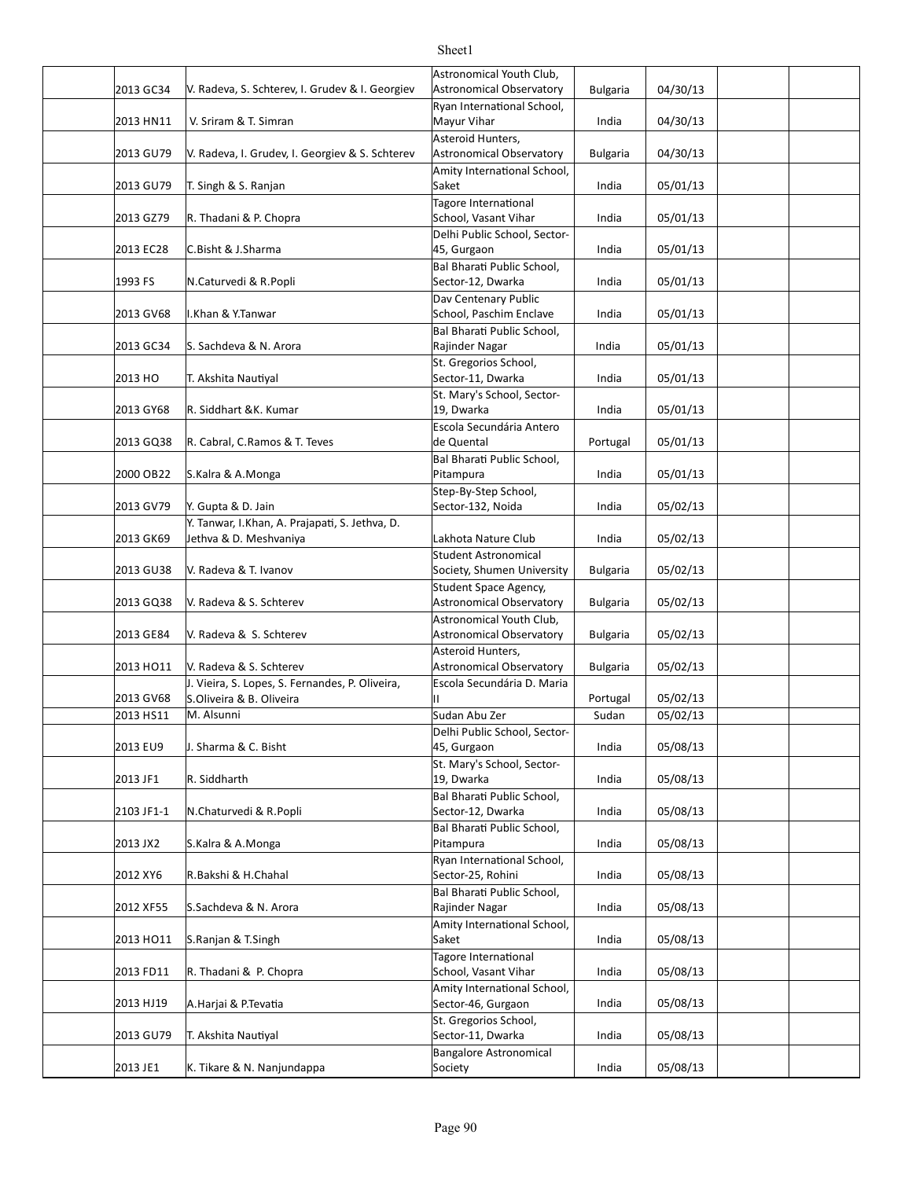| | | | | | | |
|---|---|---|---|---|---|---|
| | 2013 GC34 | V. Radeva, S. Schterev, I. Grudev & I. Georgiev | Astronomical Youth Club, Astronomical Observatory | Bulgaria | 04/30/13 | | |
| | 2013 HN11 | V. Sriram & T. Simran | Ryan International School, Mayur Vihar | India | 04/30/13 | | |
| | 2013 GU79 | V. Radeva, I. Grudev, I. Georgiev & S. Schterev | Asteroid Hunters, Astronomical Observatory | Bulgaria | 04/30/13 | | |
| | 2013 GU79 | T. Singh & S. Ranjan | Amity International School, Saket | India | 05/01/13 | | |
| | 2013 GZ79 | R. Thadani & P. Chopra | Tagore International School, Vasant Vihar | India | 05/01/13 | | |
| | 2013 EC28 | C.Bisht & J.Sharma | Delhi Public School, Sector-45, Gurgaon | India | 05/01/13 | | |
| | 1993 FS | N.Caturvedi & R.Popli | Bal Bharati Public School, Sector-12, Dwarka | India | 05/01/13 | | |
| | 2013 GV68 | I.Khan & Y.Tanwar | Dav Centenary Public School, Paschim Enclave | India | 05/01/13 | | |
| | 2013 GC34 | S. Sachdeva & N. Arora | Bal Bharati Public School, Rajinder Nagar | India | 05/01/13 | | |
| | 2013 HO | T. Akshita Nautiyal | St. Gregorios School, Sector-11, Dwarka | India | 05/01/13 | | |
| | 2013 GY68 | R. Siddhart &K. Kumar | St. Mary's School, Sector-19, Dwarka | India | 05/01/13 | | |
| | 2013 GQ38 | R. Cabral, C.Ramos & T. Teves | Escola Secundária Antero de Quental | Portugal | 05/01/13 | | |
| | 2000 OB22 | S.Kalra & A.Monga | Bal Bharati Public School, Pitampura | India | 05/01/13 | | |
| | 2013 GV79 | Y. Gupta & D. Jain | Step-By-Step School, Sector-132, Noida | India | 05/02/13 | | |
| | 2013 GK69 | Y. Tanwar, I.Khan, A. Prajapati, S. Jethva, D. Jethva & D. Meshvaniya | Lakhota Nature Club | India | 05/02/13 | | |
| | 2013 GU38 | V. Radeva & T. Ivanov | Student Astronomical Society, Shumen University | Bulgaria | 05/02/13 | | |
| | 2013 GQ38 | V. Radeva & S. Schterev | Student Space Agency, Astronomical Observatory | Bulgaria | 05/02/13 | | |
| | 2013 GE84 | V. Radeva & S. Schterev | Astronomical Youth Club, Astronomical Observatory | Bulgaria | 05/02/13 | | |
| | 2013 HO11 | V. Radeva & S. Schterev | Asteroid Hunters, Astronomical Observatory | Bulgaria | 05/02/13 | | |
| | 2013 GV68 | J. Vieira, S. Lopes, S. Fernandes, P. Oliveira, S.Oliveira & B. Oliveira | Escola Secundária D. Maria II | Portugal | 05/02/13 | | |
| | 2013 HS11 | M. Alsunni | Sudan Abu Zer | Sudan | 05/02/13 | | |
| | 2013 EU9 | J. Sharma & C. Bisht | Delhi Public School, Sector-45, Gurgaon | India | 05/08/13 | | |
| | 2013 JF1 | R. Siddharth | St. Mary's School, Sector-19, Dwarka | India | 05/08/13 | | |
| | 2103 JF1-1 | N.Chaturvedi & R.Popli | Bal Bharati Public School, Sector-12, Dwarka | India | 05/08/13 | | |
| | 2013 JX2 | S.Kalra & A.Monga | Bal Bharati Public School, Pitampura | India | 05/08/13 | | |
| | 2012 XY6 | R.Bakshi & H.Chahal | Ryan International School, Sector-25, Rohini | India | 05/08/13 | | |
| | 2012 XF55 | S.Sachdeva & N. Arora | Bal Bharati Public School, Rajinder Nagar | India | 05/08/13 | | |
| | 2013 HO11 | S.Ranjan & T.Singh | Amity International School, Saket | India | 05/08/13 | | |
| | 2013 FD11 | R. Thadani & P. Chopra | Tagore International School, Vasant Vihar | India | 05/08/13 | | |
| | 2013 HJ19 | A.Harjai & P.Tevatia | Amity International School, Sector-46, Gurgaon | India | 05/08/13 | | |
| | 2013 GU79 | T. Akshita Nautiyal | St. Gregorios School, Sector-11, Dwarka | India | 05/08/13 | | |
| | 2013 JE1 | K. Tikare & N. Nanjundappa | Bangalore Astronomical Society | India | 05/08/13 | | |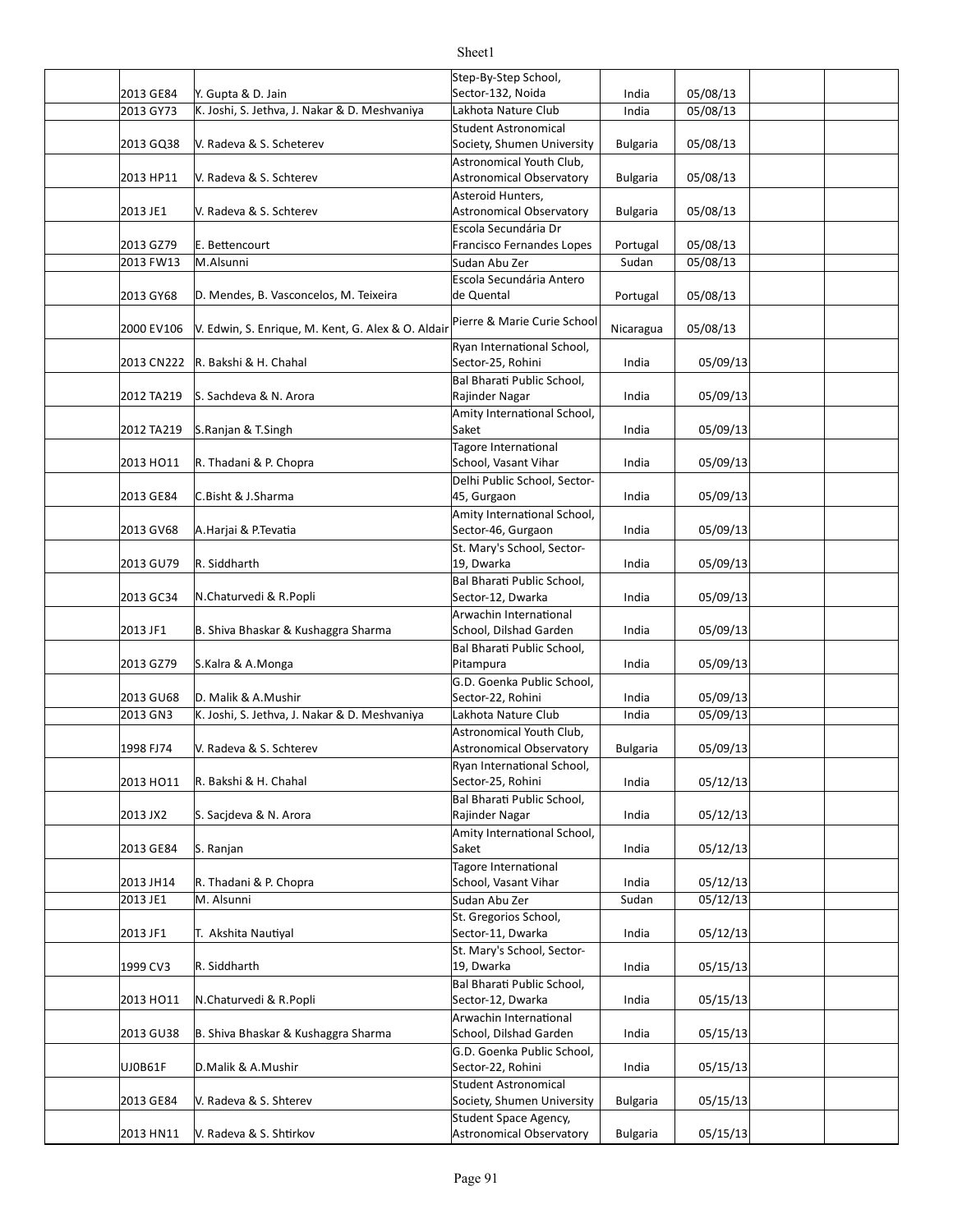|  |  |  |  |  |  |  |
|---|---|---|---|---|---|---|
|  | 2013 GE84 | Y. Gupta & D. Jain | Step-By-Step School, Sector-132, Noida | India | 05/08/13 |  |  |
|  | 2013 GY73 | K. Joshi, S. Jethva, J. Nakar & D. Meshvaniya | Lakhota Nature Club | India | 05/08/13 |  |  |
|  | 2013 GQ38 | V. Radeva & S. Scheterev | Student Astronomical Society, Shumen University | Bulgaria | 05/08/13 |  |  |
|  | 2013 HP11 | V. Radeva & S. Schterev | Astronomical Youth Club, Astronomical Observatory | Bulgaria | 05/08/13 |  |  |
|  | 2013 JE1 | V. Radeva & S. Schterev | Asteroid Hunters, Astronomical Observatory | Bulgaria | 05/08/13 |  |  |
|  | 2013 GZ79 | E. Bettencourt | Escola Secundária Dr Francisco Fernandes Lopes | Portugal | 05/08/13 |  |  |
|  | 2013 FW13 | M.Alsunni | Sudan Abu Zer | Sudan | 05/08/13 |  |  |
|  | 2013 GY68 | D. Mendes, B. Vasconcelos, M. Teixeira | Escola Secundária Antero de Quental | Portugal | 05/08/13 |  |  |
|  | 2000 EV106 | V. Edwin, S. Enrique, M. Kent, G. Alex & O. Aldair | Pierre & Marie Curie School | Nicaragua | 05/08/13 |  |  |
|  | 2013 CN222 | R. Bakshi & H. Chahal | Ryan International School, Sector-25, Rohini | India | 05/09/13 |  |  |
|  | 2012 TA219 | S. Sachdeva & N. Arora | Bal Bharati Public School, Rajinder Nagar | India | 05/09/13 |  |  |
|  | 2012 TA219 | S.Ranjan & T.Singh | Amity International School, Saket | India | 05/09/13 |  |  |
|  | 2013 HO11 | R. Thadani & P. Chopra | Tagore International School, Vasant Vihar | India | 05/09/13 |  |  |
|  | 2013 GE84 | C.Bisht & J.Sharma | Delhi Public School, Sector-45, Gurgaon | India | 05/09/13 |  |  |
|  | 2013 GV68 | A.Harjai & P.Tevatia | Amity International School, Sector-46, Gurgaon | India | 05/09/13 |  |  |
|  | 2013 GU79 | R. Siddharth | St. Mary's School, Sector-19, Dwarka | India | 05/09/13 |  |  |
|  | 2013 GC34 | N.Chaturvedi & R.Popli | Bal Bharati Public School, Sector-12, Dwarka | India | 05/09/13 |  |  |
|  | 2013 JF1 | B. Shiva Bhaskar & Kushaggra Sharma | Arwachin International School, Dilshad Garden | India | 05/09/13 |  |  |
|  | 2013 GZ79 | S.Kalra & A.Monga | Bal Bharati Public School, Pitampura | India | 05/09/13 |  |  |
|  | 2013 GU68 | D. Malik & A.Mushir | G.D. Goenka Public School, Sector-22, Rohini | India | 05/09/13 |  |  |
|  | 2013 GN3 | K. Joshi, S. Jethva, J. Nakar & D. Meshvaniya | Lakhota Nature Club | India | 05/09/13 |  |  |
|  | 1998 FJ74 | V. Radeva & S. Schterev | Astronomical Youth Club, Astronomical Observatory | Bulgaria | 05/09/13 |  |  |
|  | 2013 HO11 | R. Bakshi & H. Chahal | Ryan International School, Sector-25, Rohini | India | 05/12/13 |  |  |
|  | 2013 JX2 | S. Sacjdeva & N. Arora | Bal Bharati Public School, Rajinder Nagar | India | 05/12/13 |  |  |
|  | 2013 GE84 | S. Ranjan | Amity International School, Saket | India | 05/12/13 |  |  |
|  | 2013 JH14 | R. Thadani & P. Chopra | Tagore International School, Vasant Vihar | India | 05/12/13 |  |  |
|  | 2013 JE1 | M. Alsunni | Sudan Abu Zer | Sudan | 05/12/13 |  |  |
|  | 2013 JF1 | T. Akshita Nautiyal | St. Gregorios School, Sector-11, Dwarka | India | 05/12/13 |  |  |
|  | 1999 CV3 | R. Siddharth | St. Mary's School, Sector-19, Dwarka | India | 05/15/13 |  |  |
|  | 2013 HO11 | N.Chaturvedi & R.Popli | Bal Bharati Public School, Sector-12, Dwarka | India | 05/15/13 |  |  |
|  | 2013 GU38 | B. Shiva Bhaskar & Kushaggra Sharma | Arwachin International School, Dilshad Garden | India | 05/15/13 |  |  |
|  | UJ0B61F | D.Malik & A.Mushir | G.D. Goenka Public School, Sector-22, Rohini | India | 05/15/13 |  |  |
|  | 2013 GE84 | V. Radeva & S. Shterev | Student Astronomical Society, Shumen University | Bulgaria | 05/15/13 |  |  |
|  | 2013 HN11 | V. Radeva & S. Shtirkov | Student Space Agency, Astronomical Observatory | Bulgaria | 05/15/13 |  |  |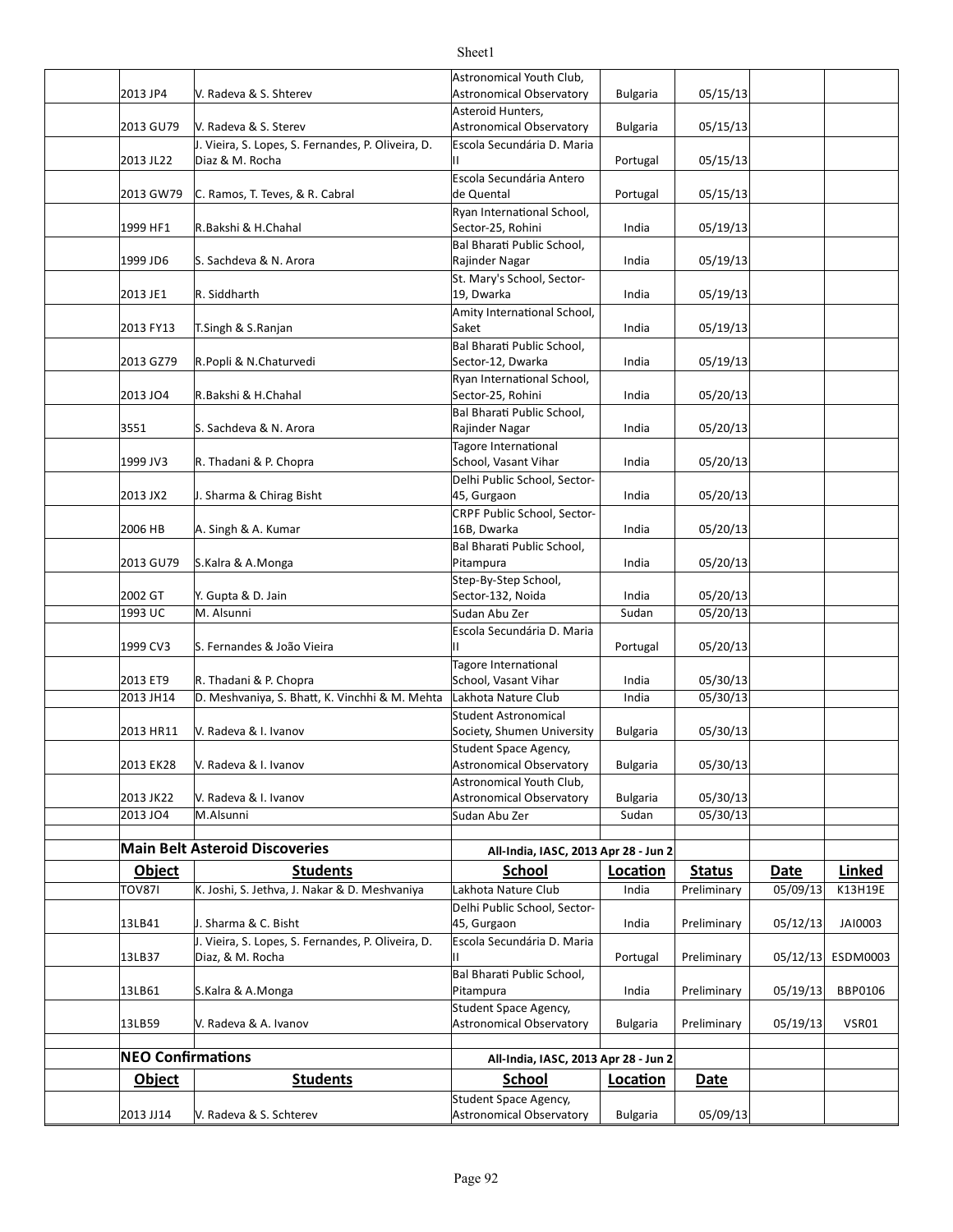| Object | Students | School | Location | Date |
|---|---|---|---|---|
| 2013 JP4 | V. Radeva & S. Shterev | Astronomical Youth Club, Astronomical Observatory | Bulgaria | 05/15/13 |
| 2013 GU79 | V. Radeva & S. Sterev | Asteroid Hunters, Astronomical Observatory | Bulgaria | 05/15/13 |
| 2013 JL22 | J. Vieira, S. Lopes, S. Fernandes, P. Oliveira, D. Diaz & M. Rocha | Escola Secundária D. Maria II | Portugal | 05/15/13 |
| 2013 GW79 | C. Ramos, T. Teves, & R. Cabral | Escola Secundária Antero de Quental | Portugal | 05/15/13 |
| 1999 HF1 | R.Bakshi & H.Chahal | Ryan International School, Sector-25, Rohini | India | 05/19/13 |
| 1999 JD6 | S. Sachdeva & N. Arora | Bal Bharati Public School, Rajinder Nagar | India | 05/19/13 |
| 2013 JE1 | R. Siddharth | St. Mary's School, Sector-19, Dwarka | India | 05/19/13 |
| 2013 FY13 | T.Singh & S.Ranjan | Amity International School, Saket | India | 05/19/13 |
| 2013 GZ79 | R.Popli & N.Chaturvedi | Bal Bharati Public School, Sector-12, Dwarka | India | 05/19/13 |
| 2013 JO4 | R.Bakshi & H.Chahal | Ryan International School, Sector-25, Rohini | India | 05/20/13 |
| 3551 | S. Sachdeva & N. Arora | Bal Bharati Public School, Rajinder Nagar | India | 05/20/13 |
| 1999 JV3 | R. Thadani & P. Chopra | Tagore International School, Vasant Vihar | India | 05/20/13 |
| 2013 JX2 | J. Sharma & Chirag Bisht | Delhi Public School, Sector-45, Gurgaon | India | 05/20/13 |
| 2006 HB | A. Singh & A. Kumar | CRPF Public School, Sector-16B, Dwarka | India | 05/20/13 |
| 2013 GU79 | S.Kalra & A.Monga | Bal Bharati Public School, Pitampura | India | 05/20/13 |
| 2002 GT | Y. Gupta & D. Jain | Step-By-Step School, Sector-132, Noida | India | 05/20/13 |
| 1993 UC | M. Alsunni | Sudan Abu Zer | Sudan | 05/20/13 |
| 1999 CV3 | S. Fernandes & João Vieira | Escola Secundária D. Maria II | Portugal | 05/20/13 |
| 2013 ET9 | R. Thadani & P. Chopra | Tagore International School, Vasant Vihar | India | 05/30/13 |
| 2013 JH14 | D. Meshvaniya, S. Bhatt, K. Vinchhi & M. Mehta | Lakhota Nature Club | India | 05/30/13 |
| 2013 HR11 | V. Radeva & I. Ivanov | Student Astronomical Society, Shumen University | Bulgaria | 05/30/13 |
| 2013 EK28 | V. Radeva & I. Ivanov | Student Space Agency, Astronomical Observatory | Bulgaria | 05/30/13 |
| 2013 JK22 | V. Radeva & I. Ivanov | Astronomical Youth Club, Astronomical Observatory | Bulgaria | 05/30/13 |
| 2013 JO4 | M.Alsunni | Sudan Abu Zer | Sudan | 05/30/13 |

## Main Belt Asteroid Discoveries

All-India, IASC, 2013 Apr 28 - Jun 2

| Object | Students | School | Location | Status | Date | Linked |
|---|---|---|---|---|---|---|
| TOV87I | K. Joshi, S. Jethva, J. Nakar & D. Meshvaniya | Lakhota Nature Club | India | Preliminary | 05/09/13 | K13H19E |
| 13LB41 | J. Sharma & C. Bisht | Delhi Public School, Sector-45, Gurgaon | India | Preliminary | 05/12/13 | JAI0003 |
| 13LB37 | J. Vieira, S. Lopes, S. Fernandes, P. Oliveira, D. Diaz, & M. Rocha | Escola Secundária D. Maria II | Portugal | Preliminary | 05/12/13 | ESDM0003 |
| 13LB61 | S.Kalra & A.Monga | Bal Bharati Public School, Pitampura | India | Preliminary | 05/19/13 | BBP0106 |
| 13LB59 | V. Radeva & A. Ivanov | Student Space Agency, Astronomical Observatory | Bulgaria | Preliminary | 05/19/13 | VSR01 |

## NEO Confirmations

All-India, IASC, 2013 Apr 28 - Jun 2

| Object | Students | School | Location | Date |
|---|---|---|---|---|
| 2013 JJ14 | V. Radeva & S. Schterev | Student Space Agency, Astronomical Observatory | Bulgaria | 05/09/13 |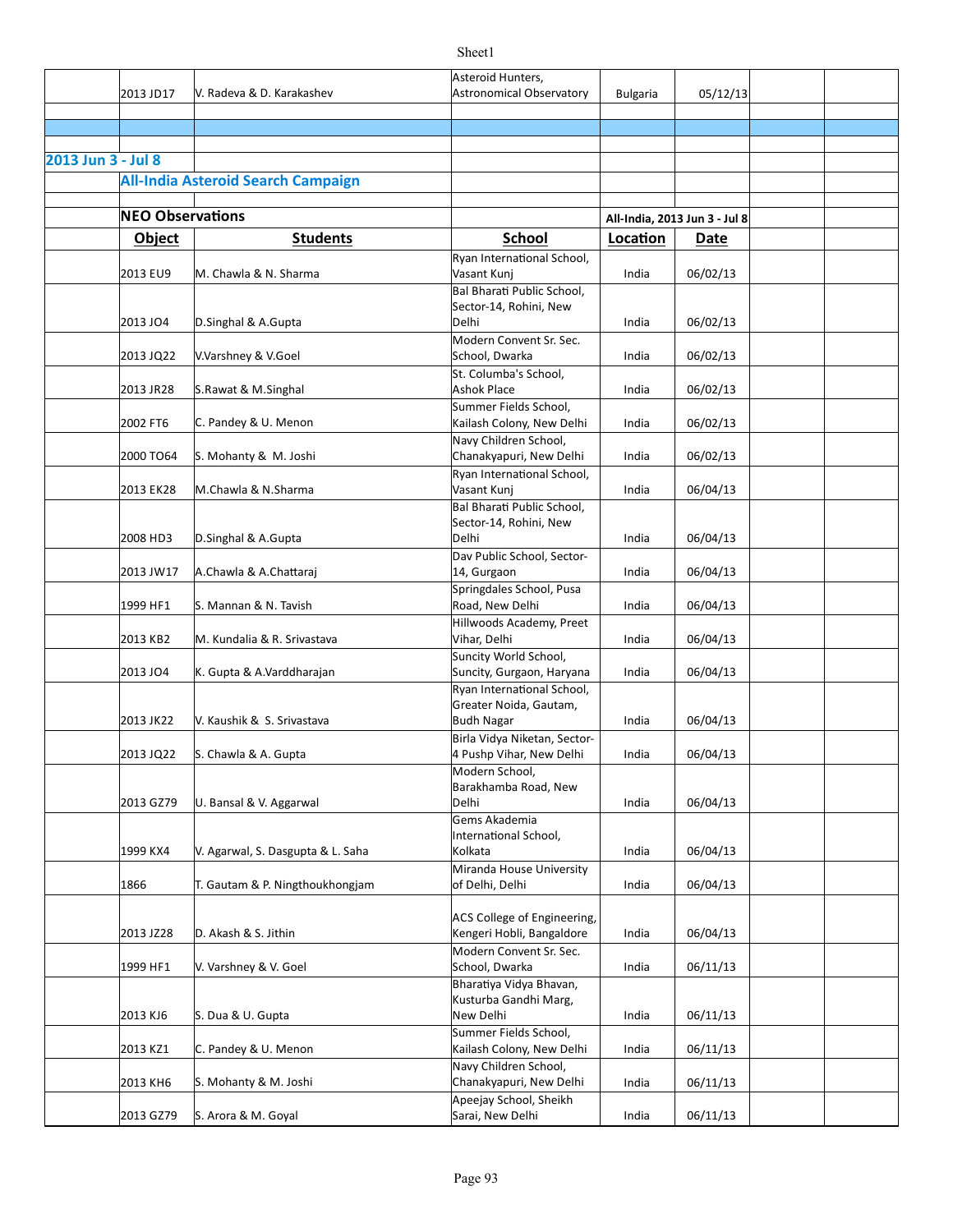| Object | Students | School | Location | Date |
|---|---|---|---|---|
| 2013 JD17 | V. Radeva & D. Karakashev | Asteroid Hunters, Astronomical Observatory | Bulgaria | 05/12/13 |

## 2013 Jun 3 - Jul 8

### All-India Asteroid Search Campaign

**NEO Observations** — All-India, 2013 Jun 3 - Jul 8

| Object | Students | School | Location | Date |
|---|---|---|---|---|
| 2013 EU9 | M. Chawla & N. Sharma | Ryan International School, Vasant Kunj | India | 06/02/13 |
| 2013 JO4 | D.Singhal & A.Gupta | Bal Bharati Public School, Sector-14, Rohini, New Delhi | India | 06/02/13 |
| 2013 JQ22 | V.Varshney & V.Goel | Modern Convent Sr. Sec. School, Dwarka | India | 06/02/13 |
| 2013 JR28 | S.Rawat & M.Singhal | St. Columba's School, Ashok Place | India | 06/02/13 |
| 2002 FT6 | C. Pandey & U. Menon | Summer Fields School, Kailash Colony, New Delhi | India | 06/02/13 |
| 2000 TO64 | S. Mohanty & M. Joshi | Navy Children School, Chanakyapuri, New Delhi | India | 06/02/13 |
| 2013 EK28 | M.Chawla & N.Sharma | Ryan International School, Vasant Kunj | India | 06/04/13 |
| 2008 HD3 | D.Singhal & A.Gupta | Bal Bharati Public School, Sector-14, Rohini, New Delhi | India | 06/04/13 |
| 2013 JW17 | A.Chawla & A.Chattaraj | Dav Public School, Sector-14, Gurgaon | India | 06/04/13 |
| 1999 HF1 | S. Mannan & N. Tavish | Springdales School, Pusa Road, New Delhi | India | 06/04/13 |
| 2013 KB2 | M. Kundalia & R. Srivastava | Hillwoods Academy, Preet Vihar, Delhi | India | 06/04/13 |
| 2013 JO4 | K. Gupta & A.Varddharajan | Suncity World School, Suncity, Gurgaon, Haryana | India | 06/04/13 |
| 2013 JK22 | V. Kaushik & S. Srivastava | Ryan International School, Greater Noida, Gautam, Budh Nagar | India | 06/04/13 |
| 2013 JQ22 | S. Chawla & A. Gupta | Birla Vidya Niketan, Sector-4 Pushp Vihar, New Delhi | India | 06/04/13 |
| 2013 GZ79 | U. Bansal & V. Aggarwal | Modern School, Barakhamba Road, New Delhi | India | 06/04/13 |
| 1999 KX4 | V. Agarwal, S. Dasgupta & L. Saha | Gems Akademia International School, Kolkata | India | 06/04/13 |
| 1866 | T. Gautam & P. Ningthoukhongjam | Miranda House University of Delhi, Delhi | India | 06/04/13 |
| 2013 JZ28 | D. Akash & S. Jithin | ACS College of Engineering, Kengeri Hobli, Bangaldore | India | 06/04/13 |
| 1999 HF1 | V. Varshney & V. Goel | Modern Convent Sr. Sec. School, Dwarka | India | 06/11/13 |
| 2013 KJ6 | S. Dua & U. Gupta | Bharatiya Vidya Bhavan, Kusturba Gandhi Marg, New Delhi | India | 06/11/13 |
| 2013 KZ1 | C. Pandey & U. Menon | Summer Fields School, Kailash Colony, New Delhi | India | 06/11/13 |
| 2013 KH6 | S. Mohanty & M. Joshi | Navy Children School, Chanakyapuri, New Delhi | India | 06/11/13 |
| 2013 GZ79 | S. Arora & M. Goyal | Apeejay School, Sheikh Sarai, New Delhi | India | 06/11/13 |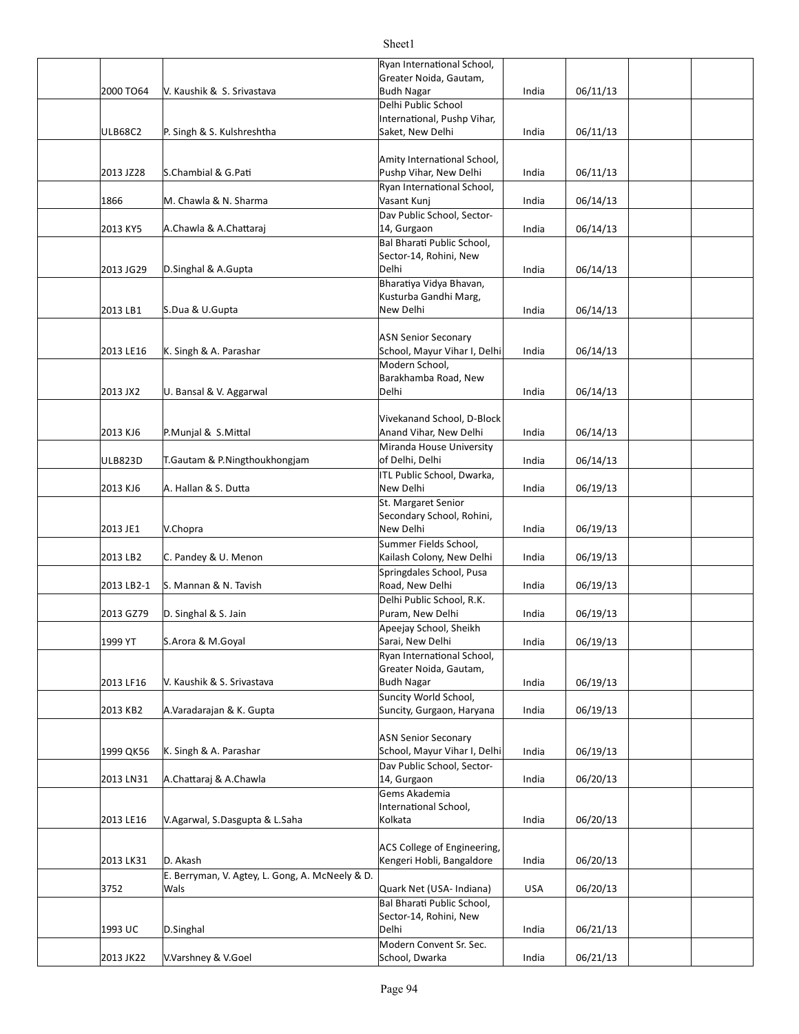|  |  |  |  |  |  |  |  |
|---|---|---|---|---|---|---|---|
|  | 2000 TO64 | V. Kaushik & S. Srivastava | Ryan International School, Greater Noida, Gautam, Budh Nagar | India | 06/11/13 |  |  |
|  | ULB68C2 | P. Singh & S. Kulshreshtha | Delhi Public School International, Pushp Vihar, Saket, New Delhi | India | 06/11/13 |  |  |
|  | 2013 JZ28 | S.Chambial & G.Pati | Amity International School, Pushp Vihar, New Delhi | India | 06/11/13 |  |  |
|  | 1866 | M. Chawla & N. Sharma | Ryan International School, Vasant Kunj | India | 06/14/13 |  |  |
|  | 2013 KY5 | A.Chawla & A.Chattaraj | Dav Public School, Sector-14, Gurgaon | India | 06/14/13 |  |  |
|  | 2013 JG29 | D.Singhal & A.Gupta | Bal Bharati Public School, Sector-14, Rohini, New Delhi | India | 06/14/13 |  |  |
|  | 2013 LB1 | S.Dua & U.Gupta | Bharatiya Vidya Bhavan, Kusturba Gandhi Marg, New Delhi | India | 06/14/13 |  |  |
|  | 2013 LE16 | K. Singh & A. Parashar | ASN Senior Seconary School, Mayur Vihar I, Delhi | India | 06/14/13 |  |  |
|  | 2013 JX2 | U. Bansal & V. Aggarwal | Modern School, Barakhamba Road, New Delhi | India | 06/14/13 |  |  |
|  | 2013 KJ6 | P.Munjal & S.Mittal | Vivekanand School, D-Block Anand Vihar, New Delhi | India | 06/14/13 |  |  |
|  | ULB823D | T.Gautam & P.Ningthoukhongjam | Miranda House University of Delhi, Delhi | India | 06/14/13 |  |  |
|  | 2013 KJ6 | A. Hallan & S. Dutta | ITL Public School, Dwarka, New Delhi | India | 06/19/13 |  |  |
|  | 2013 JE1 | V.Chopra | St. Margaret Senior Secondary School, Rohini, New Delhi | India | 06/19/13 |  |  |
|  | 2013 LB2 | C. Pandey & U. Menon | Summer Fields School, Kailash Colony, New Delhi | India | 06/19/13 |  |  |
|  | 2013 LB2-1 | S. Mannan & N. Tavish | Springdales School, Pusa Road, New Delhi | India | 06/19/13 |  |  |
|  | 2013 GZ79 | D. Singhal & S. Jain | Delhi Public School, R.K. Puram, New Delhi | India | 06/19/13 |  |  |
|  | 1999 YT | S.Arora & M.Goyal | Apeejay School, Sheikh Sarai, New Delhi | India | 06/19/13 |  |  |
|  | 2013 LF16 | V. Kaushik & S. Srivastava | Ryan International School, Greater Noida, Gautam, Budh Nagar | India | 06/19/13 |  |  |
|  | 2013 KB2 | A.Varadarajan & K. Gupta | Suncity World School, Suncity, Gurgaon, Haryana | India | 06/19/13 |  |  |
|  | 1999 QK56 | K. Singh & A. Parashar | ASN Senior Seconary School, Mayur Vihar I, Delhi | India | 06/19/13 |  |  |
|  | 2013 LN31 | A.Chattaraj & A.Chawla | Dav Public School, Sector-14, Gurgaon | India | 06/20/13 |  |  |
|  | 2013 LE16 | V.Agarwal, S.Dasgupta & L.Saha | Gems Akademia International School, Kolkata | India | 06/20/13 |  |  |
|  | 2013 LK31 | D. Akash | ACS College of Engineering, Kengeri Hobli, Bangaldore | India | 06/20/13 |  |  |
|  | 3752 | E. Berryman, V. Agtey, L. Gong, A. McNeely & D. Wals | Quark Net (USA- Indiana) | USA | 06/20/13 |  |  |
|  | 1993 UC | D.Singhal | Bal Bharati Public School, Sector-14, Rohini, New Delhi | India | 06/21/13 |  |  |
|  | 2013 JK22 | V.Varshney & V.Goel | Modern Convent Sr. Sec. School, Dwarka | India | 06/21/13 |  |  |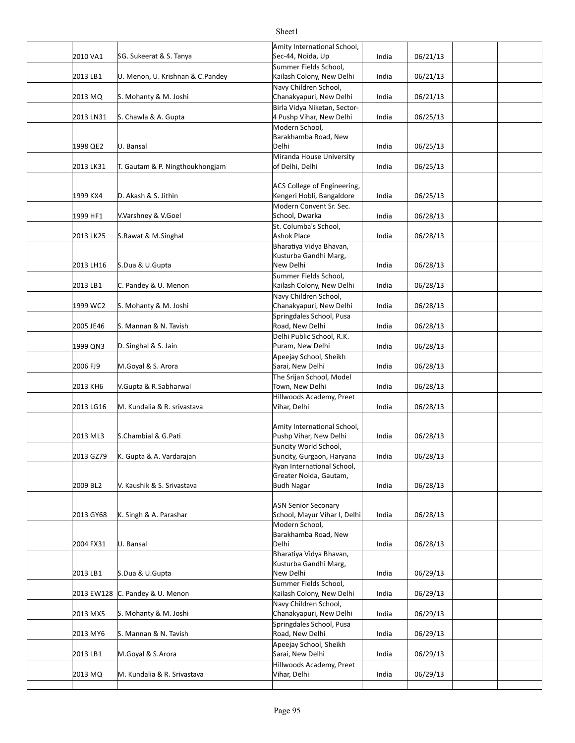| | | | | | | | |
|---|---|---|---|---|---|---|---|
| | 2010 VA1 | SG. Sukeerat & S. Tanya | Amity International School, Sec-44, Noida, Up | India | 06/21/13 | | |
| | 2013 LB1 | U. Menon, U. Krishnan & C.Pandey | Summer Fields School, Kailash Colony, New Delhi | India | 06/21/13 | | |
| | 2013 MQ | S. Mohanty & M. Joshi | Navy Children School, Chanakyapuri, New Delhi | India | 06/21/13 | | |
| | 2013 LN31 | S. Chawla & A. Gupta | Birla Vidya Niketan, Sector-4 Pushp Vihar, New Delhi | India | 06/25/13 | | |
| | 1998 QE2 | U. Bansal | Modern School, Barakhamba Road, New Delhi | India | 06/25/13 | | |
| | 2013 LK31 | T. Gautam & P. Ningthoukhongjam | Miranda House University of Delhi, Delhi | India | 06/25/13 | | |
| | 1999 KX4 | D. Akash & S. Jithin | ACS College of Engineering, Kengeri Hobli, Bangaldore | India | 06/25/13 | | |
| | 1999 HF1 | V.Varshney & V.Goel | Modern Convent Sr. Sec. School, Dwarka | India | 06/28/13 | | |
| | 2013 LK25 | S.Rawat & M.Singhal | St. Columba's School, Ashok Place | India | 06/28/13 | | |
| | 2013 LH16 | S.Dua & U.Gupta | Bharatiya Vidya Bhavan, Kusturba Gandhi Marg, New Delhi | India | 06/28/13 | | |
| | 2013 LB1 | C. Pandey & U. Menon | Summer Fields School, Kailash Colony, New Delhi | India | 06/28/13 | | |
| | 1999 WC2 | S. Mohanty & M. Joshi | Navy Children School, Chanakyapuri, New Delhi | India | 06/28/13 | | |
| | 2005 JE46 | S. Mannan & N. Tavish | Springdales School, Pusa Road, New Delhi | India | 06/28/13 | | |
| | 1999 QN3 | D. Singhal & S. Jain | Delhi Public School, R.K. Puram, New Delhi | India | 06/28/13 | | |
| | 2006 FJ9 | M.Goyal & S. Arora | Apeejay School, Sheikh Sarai, New Delhi | India | 06/28/13 | | |
| | 2013 KH6 | V.Gupta & R.Sabharwal | The Srijan School, Model Town, New Delhi | India | 06/28/13 | | |
| | 2013 LG16 | M. Kundalia & R. srivastava | Hillwoods Academy, Preet Vihar, Delhi | India | 06/28/13 | | |
| | 2013 ML3 | S.Chambial & G.Pati | Amity International School, Pushp Vihar, New Delhi | India | 06/28/13 | | |
| | 2013 GZ79 | K. Gupta & A. Vardarajan | Suncity World School, Suncity, Gurgaon, Haryana | India | 06/28/13 | | |
| | 2009 BL2 | V. Kaushik & S. Srivastava | Ryan International School, Greater Noida, Gautam, Budh Nagar | India | 06/28/13 | | |
| | 2013 GY68 | K. Singh & A. Parashar | ASN Senior Seconary School, Mayur Vihar I, Delhi | India | 06/28/13 | | |
| | 2004 FX31 | U. Bansal | Modern School, Barakhamba Road, New Delhi | India | 06/28/13 | | |
| | 2013 LB1 | S.Dua & U.Gupta | Bharatiya Vidya Bhavan, Kusturba Gandhi Marg, New Delhi | India | 06/29/13 | | |
| | 2013 EW128 | C. Pandey & U. Menon | Summer Fields School, Kailash Colony, New Delhi | India | 06/29/13 | | |
| | 2013 MX5 | S. Mohanty & M. Joshi | Navy Children School, Chanakyapuri, New Delhi | India | 06/29/13 | | |
| | 2013 MY6 | S. Mannan & N. Tavish | Springdales School, Pusa Road, New Delhi | India | 06/29/13 | | |
| | 2013 LB1 | M.Goyal & S.Arora | Apeejay School, Sheikh Sarai, New Delhi | India | 06/29/13 | | |
| | 2013 MQ | M. Kundalia & R. Srivastava | Hillwoods Academy, Preet Vihar, Delhi | India | 06/29/13 | | |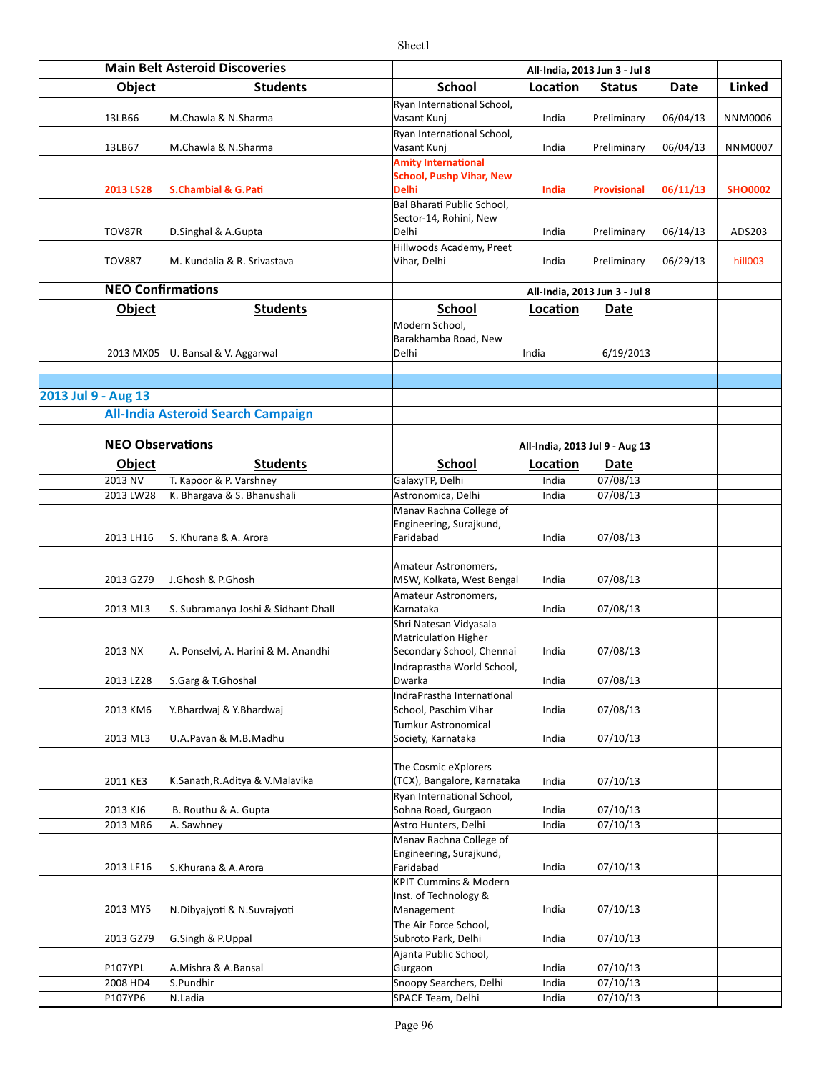## Main Belt Asteroid Discoveries

All-India, 2013 Jun 3 - Jul 8

| Object | Students | School | Location | Status | Date | Linked |
|---|---|---|---|---|---|---|
| 13LB66 | M.Chawla & N.Sharma | Ryan International School, Vasant Kunj | India | Preliminary | 06/04/13 | NNM0006 |
| 13LB67 | M.Chawla & N.Sharma | Ryan International School, Vasant Kunj | India | Preliminary | 06/04/13 | NNM0007 |
| **2013 LS28** | **S.Chambial & G.Pati** | **Amity International School, Pushp Vihar, New Delhi** | **India** | **Provisional** | **06/11/13** | **SHO0002** |
| TOV87R | D.Singhal & A.Gupta | Bal Bharati Public School, Sector-14, Rohini, New Delhi | India | Preliminary | 06/14/13 | ADS203 |
| TOV887 | M. Kundalia & R. Srivastava | Hillwoods Academy, Preet Vihar, Delhi | India | Preliminary | 06/29/13 | hill003 |

## NEO Confirmations

All-India, 2013 Jun 3 - Jul 8

| Object | Students | School | Location | Date |
|---|---|---|---|---|
| 2013 MX05 | U. Bansal & V. Aggarwal | Modern School, Barakhamba Road, New Delhi | India | 6/19/2013 |

## 2013 Jul 9 - Aug 13

### All-India Asteroid Search Campaign

## NEO Observations

All-India, 2013 Jul 9 - Aug 13

| Object | Students | School | Location | Date |
|---|---|---|---|---|
| 2013 NV | T. Kapoor & P. Varshney | GalaxyTP, Delhi | India | 07/08/13 |
| 2013 LW28 | K. Bhargava & S. Bhanushali | Astronomica, Delhi | India | 07/08/13 |
| 2013 LH16 | S. Khurana & A. Arora | Manav Rachna College of Engineering, Surajkund, Faridabad | India | 07/08/13 |
| 2013 GZ79 | J.Ghosh & P.Ghosh | Amateur Astronomers, MSW, Kolkata, West Bengal | India | 07/08/13 |
| 2013 ML3 | S. Subramanya Joshi & Sidhant Dhall | Amateur Astronomers, Karnataka | India | 07/08/13 |
| 2013 NX | A. Ponselvi, A. Harini & M. Anandhi | Shri Natesan Vidyasala Matriculation Higher Secondary School, Chennai | India | 07/08/13 |
| 2013 LZ28 | S.Garg & T.Ghoshal | Indraprastha World School, Dwarka | India | 07/08/13 |
| 2013 KM6 | Y.Bhardwaj & Y.Bhardwaj | IndraPrastha International School, Paschim Vihar | India | 07/08/13 |
| 2013 ML3 | U.A.Pavan & M.B.Madhu | Tumkur Astronomical Society, Karnataka | India | 07/10/13 |
| 2011 KE3 | K.Sanath,R.Aditya & V.Malavika | The Cosmic eXplorers (TCX), Bangalore, Karnataka | India | 07/10/13 |
| 2013 KJ6 | B. Routhu & A. Gupta | Ryan International School, Sohna Road, Gurgaon | India | 07/10/13 |
| 2013 MR6 | A. Sawhney | Astro Hunters, Delhi | India | 07/10/13 |
| 2013 LF16 | S.Khurana & A.Arora | Manav Rachna College of Engineering, Surajkund, Faridabad | India | 07/10/13 |
| 2013 MY5 | N.Dibyajyoti & N.Suvrajyoti | KPIT Cummins & Modern Inst. of Technology & Management | India | 07/10/13 |
| 2013 GZ79 | G.Singh & P.Uppal | The Air Force School, Subroto Park, Delhi | India | 07/10/13 |
| P107YPL | A.Mishra & A.Bansal | Ajanta Public School, Gurgaon | India | 07/10/13 |
| 2008 HD4 | S.Pundhir | Snoopy Searchers, Delhi | India | 07/10/13 |
| P107YP6 | N.Ladia | SPACE Team, Delhi | India | 07/10/13 |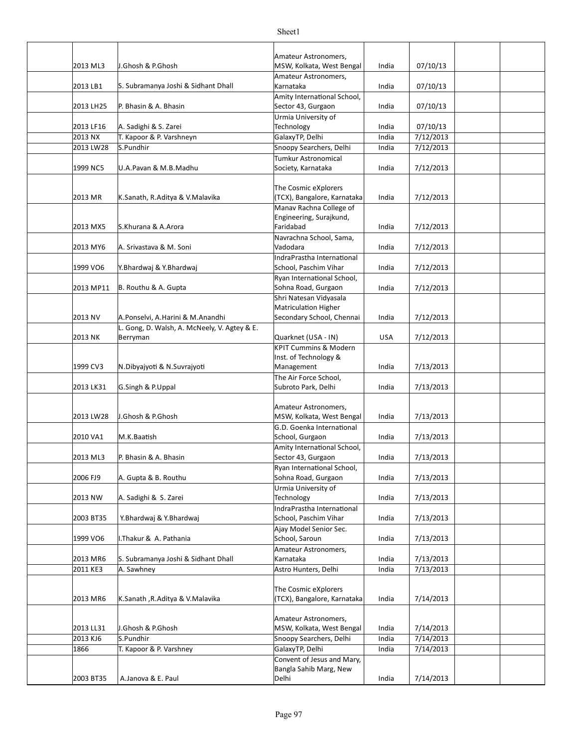| | | | | | | |
|---|---|---|---|---|---|---|
| | 2013 ML3 | J.Ghosh & P.Ghosh | Amateur Astronomers, MSW, Kolkata, West Bengal | India | 07/10/13 | | |
| | 2013 LB1 | S. Subramanya Joshi & Sidhant Dhall | Amateur Astronomers, Karnataka | India | 07/10/13 | | |
| | 2013 LH25 | P. Bhasin & A. Bhasin | Amity International School, Sector 43, Gurgaon | India | 07/10/13 | | |
| | 2013 LF16 | A. Sadighi & S. Zarei | Urmia University of Technology | India | 07/10/13 | | |
| | 2013 NX | T. Kapoor & P. Varshneyn | GalaxyTP, Delhi | India | 7/12/2013 | | |
| | 2013 LW28 | S.Pundhir | Snoopy Searchers, Delhi | India | 7/12/2013 | | |
| | 1999 NC5 | U.A.Pavan & M.B.Madhu | Tumkur Astronomical Society, Karnataka | India | 7/12/2013 | | |
| | 2013 MR | K.Sanath, R.Aditya & V.Malavika | The Cosmic eXplorers (TCX), Bangalore, Karnataka | India | 7/12/2013 | | |
| | 2013 MX5 | S.Khurana & A.Arora | Manav Rachna College of Engineering, Surajkund, Faridabad | India | 7/12/2013 | | |
| | 2013 MY6 | A. Srivastava & M. Soni | Navrachna School, Sama, Vadodara | India | 7/12/2013 | | |
| | 1999 VO6 | Y.Bhardwaj & Y.Bhardwaj | IndraPrastha International School, Paschim Vihar | India | 7/12/2013 | | |
| | 2013 MP11 | B. Routhu & A. Gupta | Ryan International School, Sohna Road, Gurgaon | India | 7/12/2013 | | |
| | 2013 NV | A.Ponselvi, A.Harini & M.Anandhi | Shri Natesan Vidyasala Matriculation Higher Secondary School, Chennai | India | 7/12/2013 | | |
| | 2013 NK | L. Gong, D. Walsh, A. McNeely, V. Agtey & E. Berryman | Quarknet (USA - IN) | USA | 7/12/2013 | | |
| | 1999 CV3 | N.Dibyajyoti & N.Suvrajyoti | KPIT Cummins & Modern Inst. of Technology & Management | India | 7/13/2013 | | |
| | 2013 LK31 | G.Singh & P.Uppal | The Air Force School, Subroto Park, Delhi | India | 7/13/2013 | | |
| | 2013 LW28 | J.Ghosh & P.Ghosh | Amateur Astronomers, MSW, Kolkata, West Bengal | India | 7/13/2013 | | |
| | 2010 VA1 | M.K.Baatish | G.D. Goenka International School, Gurgaon | India | 7/13/2013 | | |
| | 2013 ML3 | P. Bhasin & A. Bhasin | Amity International School, Sector 43, Gurgaon | India | 7/13/2013 | | |
| | 2006 FJ9 | A. Gupta & B. Routhu | Ryan International School, Sohna Road, Gurgaon | India | 7/13/2013 | | |
| | 2013 NW | A. Sadighi & S. Zarei | Urmia University of Technology | India | 7/13/2013 | | |
| | 2003 BT35 | Y.Bhardwaj & Y.Bhardwaj | IndraPrastha International School, Paschim Vihar | India | 7/13/2013 | | |
| | 1999 VO6 | I.Thakur & A. Pathania | Ajay Model Senior Sec. School, Saroun | India | 7/13/2013 | | |
| | 2013 MR6 | S. Subramanya Joshi & Sidhant Dhall | Amateur Astronomers, Karnataka | India | 7/13/2013 | | |
| | 2011 KE3 | A. Sawhney | Astro Hunters, Delhi | India | 7/13/2013 | | |
| | 2013 MR6 | K.Sanath ,R.Aditya & V.Malavika | The Cosmic eXplorers (TCX), Bangalore, Karnataka | India | 7/14/2013 | | |
| | 2013 LL31 | J.Ghosh & P.Ghosh | Amateur Astronomers, MSW, Kolkata, West Bengal | India | 7/14/2013 | | |
| | 2013 KJ6 | S.Pundhir | Snoopy Searchers, Delhi | India | 7/14/2013 | | |
| | 1866 | T. Kapoor & P. Varshney | GalaxyTP, Delhi | India | 7/14/2013 | | |
| | 2003 BT35 | A.Janova & E. Paul | Convent of Jesus and Mary, Bangla Sahib Marg, New Delhi | India | 7/14/2013 | | |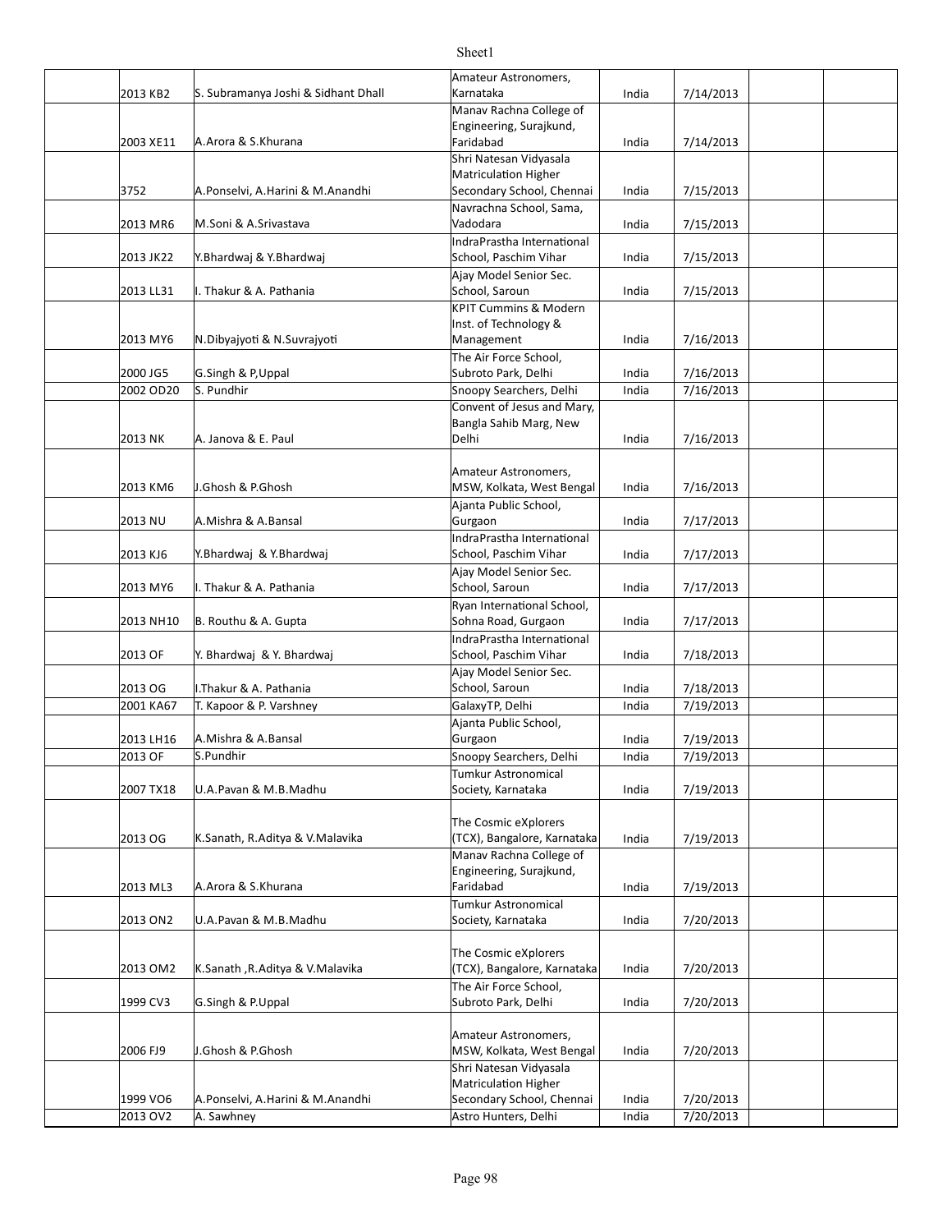| | | | | | | |
|---|---|---|---|---|---|---|
| | 2013 KB2 | S. Subramanya Joshi & Sidhant Dhall | Amateur Astronomers, Karnataka | India | 7/14/2013 | | |
| | 2003 XE11 | A.Arora & S.Khurana | Manav Rachna College of Engineering, Surajkund, Faridabad | India | 7/14/2013 | | |
| | 3752 | A.Ponselvi, A.Harini & M.Anandhi | Shri Natesan Vidyasala Matriculation Higher Secondary School, Chennai | India | 7/15/2013 | | |
| | 2013 MR6 | M.Soni & A.Srivastava | Navrachna School, Sama, Vadodara | India | 7/15/2013 | | |
| | 2013 JK22 | Y.Bhardwaj & Y.Bhardwaj | IndraPrastha International School, Paschim Vihar | India | 7/15/2013 | | |
| | 2013 LL31 | I. Thakur & A. Pathania | Ajay Model Senior Sec. School, Saroun | India | 7/15/2013 | | |
| | 2013 MY6 | N.Dibyajyoti & N.Suvrajyoti | KPIT Cummins & Modern Inst. of Technology & Management | India | 7/16/2013 | | |
| | 2000 JG5 | G.Singh & P,Uppal | The Air Force School, Subroto Park, Delhi | India | 7/16/2013 | | |
| | 2002 OD20 | S. Pundhir | Snoopy Searchers, Delhi | India | 7/16/2013 | | |
| | 2013 NK | A. Janova & E. Paul | Convent of Jesus and Mary, Bangla Sahib Marg, New Delhi | India | 7/16/2013 | | |
| | 2013 KM6 | J.Ghosh & P.Ghosh | Amateur Astronomers, MSW, Kolkata, West Bengal | India | 7/16/2013 | | |
| | 2013 NU | A.Mishra & A.Bansal | Ajanta Public School, Gurgaon | India | 7/17/2013 | | |
| | 2013 KJ6 | Y.Bhardwaj & Y.Bhardwaj | IndraPrastha International School, Paschim Vihar | India | 7/17/2013 | | |
| | 2013 MY6 | I. Thakur & A. Pathania | Ajay Model Senior Sec. School, Saroun | India | 7/17/2013 | | |
| | 2013 NH10 | B. Routhu & A. Gupta | Ryan International School, Sohna Road, Gurgaon | India | 7/17/2013 | | |
| | 2013 OF | Y. Bhardwaj & Y. Bhardwaj | IndraPrastha International School, Paschim Vihar | India | 7/18/2013 | | |
| | 2013 OG | I.Thakur & A. Pathania | Ajay Model Senior Sec. School, Saroun | India | 7/18/2013 | | |
| | 2001 KA67 | T. Kapoor & P. Varshney | GalaxyTP, Delhi | India | 7/19/2013 | | |
| | 2013 LH16 | A.Mishra & A.Bansal | Ajanta Public School, Gurgaon | India | 7/19/2013 | | |
| | 2013 OF | S.Pundhir | Snoopy Searchers, Delhi | India | 7/19/2013 | | |
| | 2007 TX18 | U.A.Pavan & M.B.Madhu | Tumkur Astronomical Society, Karnataka | India | 7/19/2013 | | |
| | 2013 OG | K.Sanath, R.Aditya & V.Malavika | The Cosmic eXplorers (TCX), Bangalore, Karnataka | India | 7/19/2013 | | |
| | 2013 ML3 | A.Arora & S.Khurana | Manav Rachna College of Engineering, Surajkund, Faridabad | India | 7/19/2013 | | |
| | 2013 ON2 | U.A.Pavan & M.B.Madhu | Tumkur Astronomical Society, Karnataka | India | 7/20/2013 | | |
| | 2013 OM2 | K.Sanath ,R.Aditya & V.Malavika | The Cosmic eXplorers (TCX), Bangalore, Karnataka | India | 7/20/2013 | | |
| | 1999 CV3 | G.Singh & P.Uppal | The Air Force School, Subroto Park, Delhi | India | 7/20/2013 | | |
| | 2006 FJ9 | J.Ghosh & P.Ghosh | Amateur Astronomers, MSW, Kolkata, West Bengal | India | 7/20/2013 | | |
| | 1999 VO6 | A.Ponselvi, A.Harini & M.Anandhi | Shri Natesan Vidyasala Matriculation Higher Secondary School, Chennai | India | 7/20/2013 | | |
| | 2013 OV2 | A. Sawhney | Astro Hunters, Delhi | India | 7/20/2013 | | |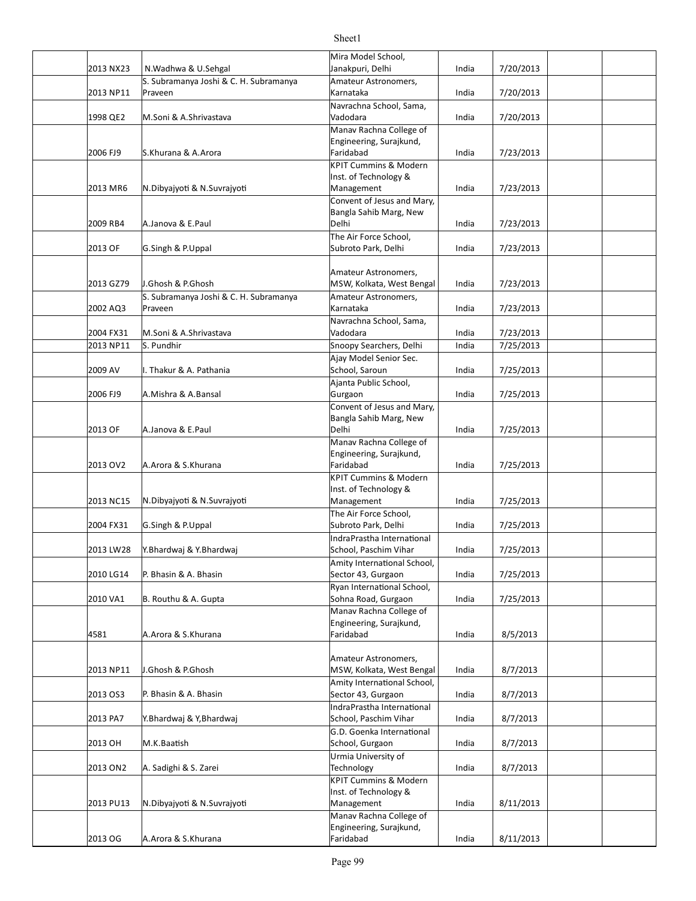| | | | | | | |
|---|---|---|---|---|---|---|
| | 2013 NX23 | N.Wadhwa & U.Sehgal | Mira Model School, Janakpuri, Delhi | India | 7/20/2013 | | |
| | 2013 NP11 | S. Subramanya Joshi & C. H. Subramanya Praveen | Amateur Astronomers, Karnataka | India | 7/20/2013 | | |
| | 1998 QE2 | M.Soni & A.Shrivastava | Navrachna School, Sama, Vadodara | India | 7/20/2013 | | |
| | 2006 FJ9 | S.Khurana & A.Arora | Manav Rachna College of Engineering, Surajkund, Faridabad | India | 7/23/2013 | | |
| | 2013 MR6 | N.Dibyajyoti & N.Suvrajyoti | KPIT Cummins & Modern Inst. of Technology & Management | India | 7/23/2013 | | |
| | 2009 RB4 | A.Janova & E.Paul | Convent of Jesus and Mary, Bangla Sahib Marg, New Delhi | India | 7/23/2013 | | |
| | 2013 OF | G.Singh & P.Uppal | The Air Force School, Subroto Park, Delhi | India | 7/23/2013 | | |
| | 2013 GZ79 | J.Ghosh & P.Ghosh | Amateur Astronomers, MSW, Kolkata, West Bengal | India | 7/23/2013 | | |
| | 2002 AQ3 | S. Subramanya Joshi & C. H. Subramanya Praveen | Amateur Astronomers, Karnataka | India | 7/23/2013 | | |
| | 2004 FX31 | M.Soni & A.Shrivastava | Navrachna School, Sama, Vadodara | India | 7/23/2013 | | |
| | 2013 NP11 | S. Pundhir | Snoopy Searchers, Delhi | India | 7/25/2013 | | |
| | 2009 AV | I. Thakur & A. Pathania | Ajay Model Senior Sec. School, Saroun | India | 7/25/2013 | | |
| | 2006 FJ9 | A.Mishra & A.Bansal | Ajanta Public School, Gurgaon | India | 7/25/2013 | | |
| | 2013 OF | A.Janova & E.Paul | Convent of Jesus and Mary, Bangla Sahib Marg, New Delhi | India | 7/25/2013 | | |
| | 2013 OV2 | A.Arora & S.Khurana | Manav Rachna College of Engineering, Surajkund, Faridabad | India | 7/25/2013 | | |
| | 2013 NC15 | N.Dibyajyoti & N.Suvrajyoti | KPIT Cummins & Modern Inst. of Technology & Management | India | 7/25/2013 | | |
| | 2004 FX31 | G.Singh & P.Uppal | The Air Force School, Subroto Park, Delhi | India | 7/25/2013 | | |
| | 2013 LW28 | Y.Bhardwaj & Y.Bhardwaj | IndraPrastha International School, Paschim Vihar | India | 7/25/2013 | | |
| | 2010 LG14 | P. Bhasin & A. Bhasin | Amity International School, Sector 43, Gurgaon | India | 7/25/2013 | | |
| | 2010 VA1 | B. Routhu & A. Gupta | Ryan International School, Sohna Road, Gurgaon | India | 7/25/2013 | | |
| | 4581 | A.Arora & S.Khurana | Manav Rachna College of Engineering, Surajkund, Faridabad | India | 8/5/2013 | | |
| | 2013 NP11 | J.Ghosh & P.Ghosh | Amateur Astronomers, MSW, Kolkata, West Bengal | India | 8/7/2013 | | |
| | 2013 OS3 | P. Bhasin & A. Bhasin | Amity International School, Sector 43, Gurgaon | India | 8/7/2013 | | |
| | 2013 PA7 | Y.Bhardwaj & Y,Bhardwaj | IndraPrastha International School, Paschim Vihar | India | 8/7/2013 | | |
| | 2013 OH | M.K.Baatish | G.D. Goenka International School, Gurgaon | India | 8/7/2013 | | |
| | 2013 ON2 | A. Sadighi & S. Zarei | Urmia University of Technology | India | 8/7/2013 | | |
| | 2013 PU13 | N.Dibyajyoti & N.Suvrajyoti | KPIT Cummins & Modern Inst. of Technology & Management | India | 8/11/2013 | | |
| | 2013 OG | A.Arora & S.Khurana | Manav Rachna College of Engineering, Surajkund, Faridabad | India | 8/11/2013 | | |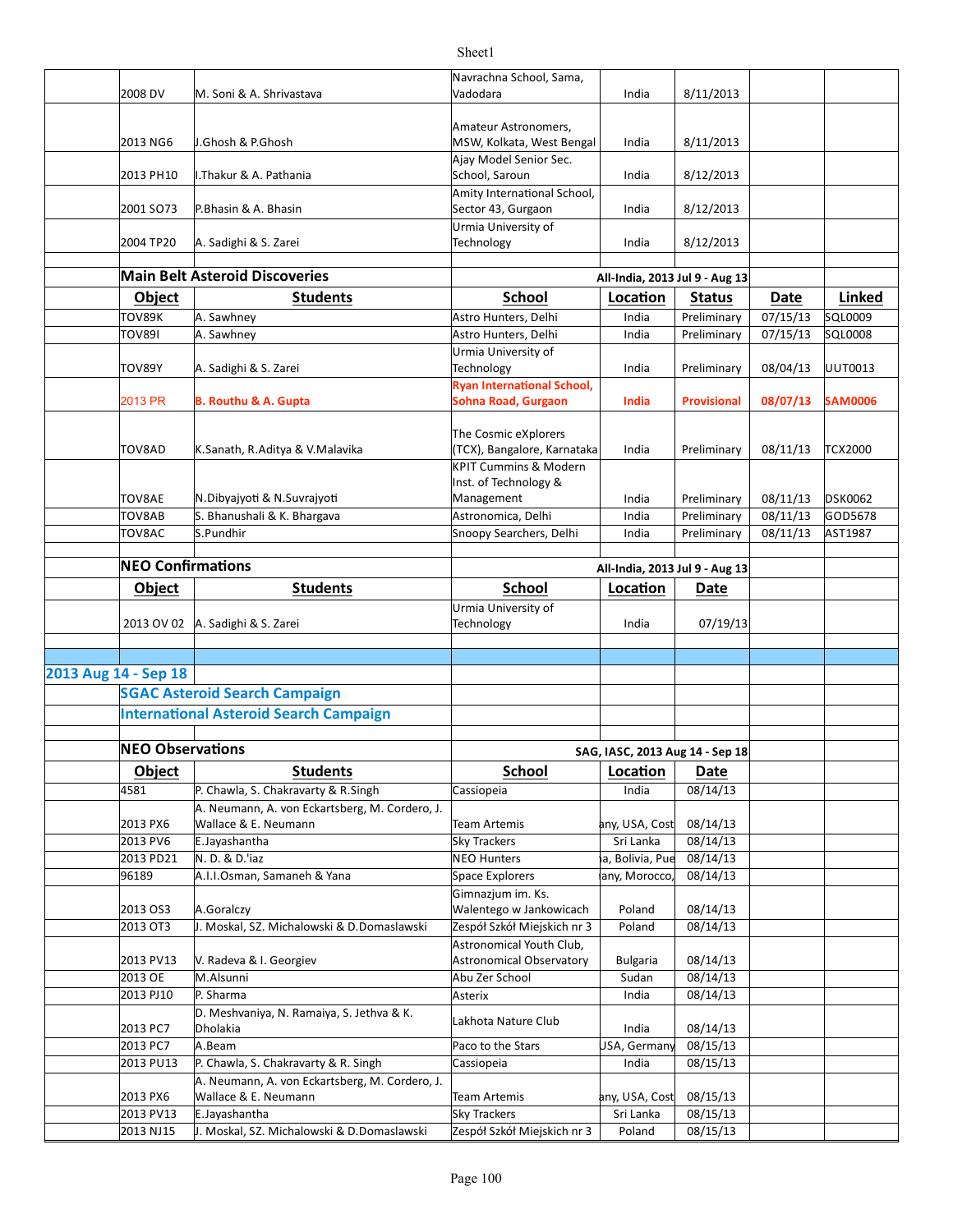| | Object | Students | School | Location | Status | Date | Linked |
|---|---|---|---|---|---|---|---|
| | 2008 DV | M. Soni & A. Shrivastava | Navrachna School, Sama, Vadodara | India | 8/11/2013 | | |
| | 2013 NG6 | J.Ghosh & P.Ghosh | Amateur Astronomers, MSW, Kolkata, West Bengal | India | 8/11/2013 | | |
| | 2013 PH10 | I.Thakur & A. Pathania | Ajay Model Senior Sec. School, Saroun | India | 8/12/2013 | | |
| | 2001 SO73 | P.Bhasin & A. Bhasin | Amity International School, Sector 43, Gurgaon | India | 8/12/2013 | | |
| | 2004 TP20 | A. Sadighi & S. Zarei | Urmia University of Technology | India | 8/12/2013 | | |

**Main Belt Asteroid Discoveries** — All-India, 2013 Jul 9 - Aug 13

| Object | Students | School | Location | Status | Date | Linked |
|---|---|---|---|---|---|---|
| TOV89K | A. Sawhney | Astro Hunters, Delhi | India | Preliminary | 07/15/13 | SQL0009 |
| TOV89I | A. Sawhney | Astro Hunters, Delhi | India | Preliminary | 07/15/13 | SQL0008 |
| TOV89Y | A. Sadighi & S. Zarei | Urmia University of Technology | India | Preliminary | 08/04/13 | UUT0013 |
| 2013 PR | **B. Routhu & A. Gupta** | **Ryan International School, Sohna Road, Gurgaon** | **India** | **Provisional** | **08/07/13** | **SAM0006** |
| TOV8AD | K.Sanath, R.Aditya & V.Malavika | The Cosmic eXplorers (TCX), Bangalore, Karnataka | India | Preliminary | 08/11/13 | TCX2000 |
| TOV8AE | N.Dibyajyoti & N.Suvrajyoti | KPIT Cummins & Modern Inst. of Technology & Management | India | Preliminary | 08/11/13 | DSK0062 |
| TOV8AB | S. Bhanushali & K. Bhargava | Astronomica, Delhi | India | Preliminary | 08/11/13 | GOD5678 |
| TOV8AC | S.Pundhir | Snoopy Searchers, Delhi | India | Preliminary | 08/11/13 | AST1987 |

**NEO Confirmations** — All-India, 2013 Jul 9 - Aug 13

| Object | Students | School | Location | Date |
|---|---|---|---|---|
| 2013 OV 02 | A. Sadighi & S. Zarei | Urmia University of Technology | India | 07/19/13 |

## 2013 Aug 14 - Sep 18

### SGAC Asteroid Search Campaign

### International Asteroid Search Campaign

**NEO Observations** — SAG, IASC, 2013 Aug 14 - Sep 18

| Object | Students | School | Location | Date |
|---|---|---|---|---|
| 4581 | P. Chawla, S. Chakravarty & R.Singh | Cassiopeia | India | 08/14/13 |
| 2013 PX6 | A. Neumann, A. von Eckartsberg, M. Cordero, J. Wallace & E. Neumann | Team Artemis | any, USA, Cost | 08/14/13 |
| 2013 PV6 | E.Jayashantha | Sky Trackers | Sri Lanka | 08/14/13 |
| 2013 PD21 | N. D. & D.'iaz | NEO Hunters | a, Bolivia, Pue | 08/14/13 |
| 96189 | A.I.I.Osman, Samaneh & Yana | Space Explorers | any, Morocco, | 08/14/13 |
| 2013 OS3 | A.Goralczy | Gimnazjum im. Ks. Walentego w Jankowicach | Poland | 08/14/13 |
| 2013 OT3 | J. Moskal, SZ. Michalowski & D.Domaslawski | Zespół Szkół Miejskich nr 3 | Poland | 08/14/13 |
| 2013 PV13 | V. Radeva & I. Georgiev | Astronomical Youth Club, Astronomical Observatory | Bulgaria | 08/14/13 |
| 2013 OE | M.Alsunni | Abu Zer School | Sudan | 08/14/13 |
| 2013 PJ10 | P. Sharma | Asterix | India | 08/14/13 |
| 2013 PC7 | D. Meshvaniya, N. Ramaiya, S. Jethva & K. Dholakia | Lakhota Nature Club | India | 08/14/13 |
| 2013 PC7 | A.Beam | Paco to the Stars | USA, Germany | 08/15/13 |
| 2013 PU13 | P. Chawla, S. Chakravarty & R. Singh | Cassiopeia | India | 08/15/13 |
| 2013 PX6 | A. Neumann, A. von Eckartsberg, M. Cordero, J. Wallace & E. Neumann | Team Artemis | any, USA, Cost | 08/15/13 |
| 2013 PV13 | E.Jayashantha | Sky Trackers | Sri Lanka | 08/15/13 |
| 2013 NJ15 | J. Moskal, SZ. Michalowski & D.Domaslawski | Zespół Szkół Miejskich nr 3 | Poland | 08/15/13 |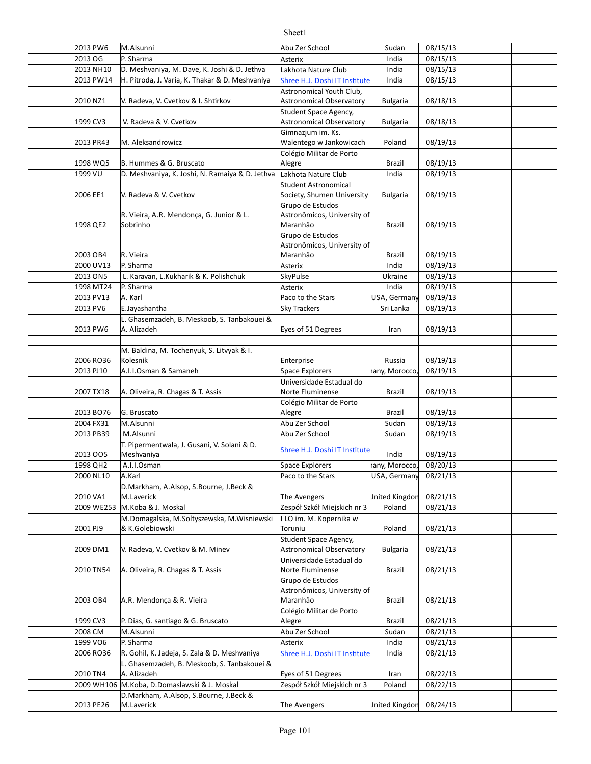| | | | | | | | |
|---|---|---|---|---|---|---|---|
| | 2013 PW6 | M.Alsunni | Abu Zer School | Sudan | 08/15/13 | | |
| | 2013 OG | P. Sharma | Asterix | India | 08/15/13 | | |
| | 2013 NH10 | D. Meshvaniya, M. Dave, K. Joshi & D. Jethva | Lakhota Nature Club | India | 08/15/13 | | |
| | 2013 PW14 | H. Pitroda, J. Varia, K. Thakar & D. Meshvaniya | Shree H.J. Doshi IT Institute | India | 08/15/13 | | |
| | 2010 NZ1 | V. Radeva, V. Cvetkov & I. Shtirkov | Astronomical Youth Club, Astronomical Observatory | Bulgaria | 08/18/13 | | |
| | 1999 CV3 | V. Radeva & V. Cvetkov | Student Space Agency, Astronomical Observatory | Bulgaria | 08/18/13 | | |
| | 2013 PR43 | M. Aleksandrowicz | Gimnazjum im. Ks. Walentego w Jankowicach | Poland | 08/19/13 | | |
| | 1998 WQ5 | B. Hummes & G. Bruscato | Colégio Militar de Porto Alegre | Brazil | 08/19/13 | | |
| | 1999 VU | D. Meshvaniya, K. Joshi, N. Ramaiya & D. Jethva | Lakhota Nature Club | India | 08/19/13 | | |
| | 2006 EE1 | V. Radeva & V. Cvetkov | Student Astronomical Society, Shumen University | Bulgaria | 08/19/13 | | |
| | 1998 QE2 | R. Vieira, A.R. Mendonça, G. Junior & L. Sobrinho | Grupo de Estudos Astronômicos, University of Maranhão | Brazil | 08/19/13 | | |
| | 2003 OB4 | R. Vieira | Grupo de Estudos Astronômicos, University of Maranhão | Brazil | 08/19/13 | | |
| | 2000 UV13 | P. Sharma | Asterix | India | 08/19/13 | | |
| | 2013 ON5 | L. Karavan, L.Kukharik & K. Polishchuk | SkyPulse | Ukraine | 08/19/13 | | |
| | 1998 MT24 | P. Sharma | Asterix | India | 08/19/13 | | |
| | 2013 PV13 | A. Karl | Paco to the Stars | USA, Germany | 08/19/13 | | |
| | 2013 PV6 | E.Jayashantha | Sky Trackers | Sri Lanka | 08/19/13 | | |
| | 2013 PW6 | L. Ghasemzadeh, B. Meskoob, S. Tanbakouei & A. Alizadeh | Eyes of 51 Degrees | Iran | 08/19/13 | | |
| | | | | | | | |
| | 2006 RO36 | M. Baldina, M. Tochenyuk, S. Litvyak & I. Kolesnik | Enterprise | Russia | 08/19/13 | | |
| | 2013 PJ10 | A.I.I.Osman & Samaneh | Space Explorers | any, Morocco, | 08/19/13 | | |
| | 2007 TX18 | A. Oliveira, R. Chagas & T. Assis | Universidade Estadual do Norte Fluminense | Brazil | 08/19/13 | | |
| | 2013 BO76 | G. Bruscato | Colégio Militar de Porto Alegre | Brazil | 08/19/13 | | |
| | 2004 FX31 | M.Alsunni | Abu Zer School | Sudan | 08/19/13 | | |
| | 2013 PB39 | M.Alsunni | Abu Zer School | Sudan | 08/19/13 | | |
| | 2013 OO5 | T. Pipermentwala, J. Gusani, V. Solani & D. Meshvaniya | Shree H.J. Doshi IT Institute | India | 08/19/13 | | |
| | 1998 QH2 | A.I.I.Osman | Space Explorers | any, Morocco, | 08/20/13 | | |
| | 2000 NL10 | A.Karl | Paco to the Stars | USA, Germany | 08/21/13 | | |
| | 2010 VA1 | D.Markham, A.Alsop, S.Bourne, J.Beck & M.Laverick | The Avengers | United Kingdom | 08/21/13 | | |
| | 2009 WE253 | M.Koba & J. Moskal | Zespół Szkół Miejskich nr 3 | Poland | 08/21/13 | | |
| | 2001 PJ9 | M.Domagalska, M.Soltyszewska, M.Wisniewski & K.Golebiowski | I LO im. M. Kopernika w Toruniu | Poland | 08/21/13 | | |
| | 2009 DM1 | V. Radeva, V. Cvetkov & M. Minev | Student Space Agency, Astronomical Observatory | Bulgaria | 08/21/13 | | |
| | 2010 TN54 | A. Oliveira, R. Chagas & T. Assis | Universidade Estadual do Norte Fluminense | Brazil | 08/21/13 | | |
| | 2003 OB4 | A.R. Mendonça & R. Vieira | Grupo de Estudos Astronômicos, University of Maranhão | Brazil | 08/21/13 | | |
| | 1999 CV3 | P. Dias, G. santiago & G. Bruscato | Colégio Militar de Porto Alegre | Brazil | 08/21/13 | | |
| | 2008 CM | M.Alsunni | Abu Zer School | Sudan | 08/21/13 | | |
| | 1999 VO6 | P. Sharma | Asterix | India | 08/21/13 | | |
| | 2006 RO36 | R. Gohil, K. Jadeja, S. Zala & D. Meshvaniya | Shree H.J. Doshi IT Institute | India | 08/21/13 | | |
| | 2010 TN4 | L. Ghasemzadeh, B. Meskoob, S. Tanbakouei & A. Alizadeh | Eyes of 51 Degrees | Iran | 08/22/13 | | |
| | 2009 WH106 | M.Koba, D.Domaslawski & J. Moskal | Zespół Szkół Miejskich nr 3 | Poland | 08/22/13 | | |
| | 2013 PE26 | D.Markham, A.Alsop, S.Bourne, J.Beck & M.Laverick | The Avengers | United Kingdom | 08/24/13 | | |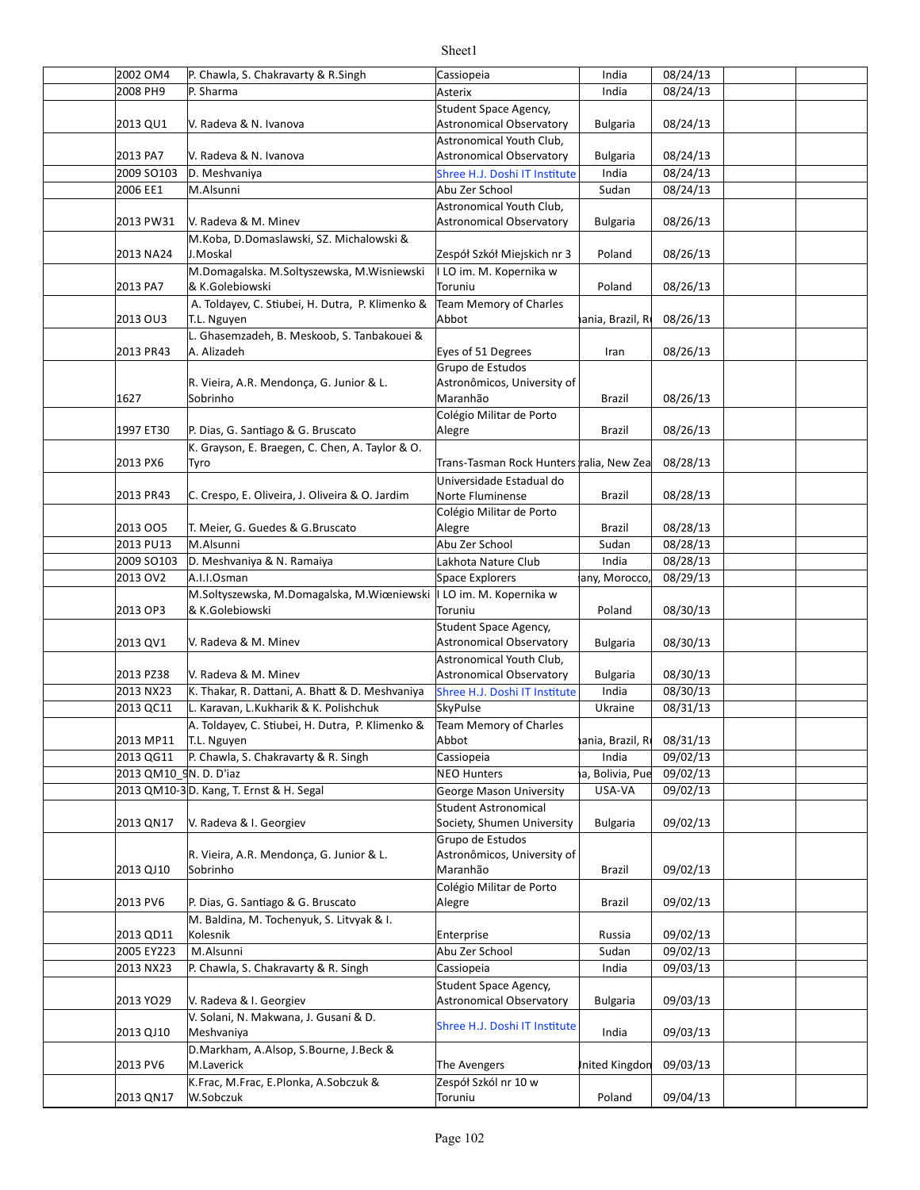| | | | | | | | |
|---|---|---|---|---|---|---|---|
| | 2002 OM4 | P. Chawla, S. Chakravarty & R.Singh | Cassiopeia | India | 08/24/13 | | |
| | 2008 PH9 | P. Sharma | Asterix | India | 08/24/13 | | |
| | 2013 QU1 | V. Radeva & N. Ivanova | Student Space Agency, Astronomical Observatory | Bulgaria | 08/24/13 | | |
| | 2013 PA7 | V. Radeva & N. Ivanova | Astronomical Youth Club, Astronomical Observatory | Bulgaria | 08/24/13 | | |
| | 2009 SO103 | D. Meshvaniya | Shree H.J. Doshi IT Institute | India | 08/24/13 | | |
| | 2006 EE1 | M.Alsunni | Abu Zer School | Sudan | 08/24/13 | | |
| | 2013 PW31 | V. Radeva & M. Minev | Astronomical Youth Club, Astronomical Observatory | Bulgaria | 08/26/13 | | |
| | 2013 NA24 | M.Koba, D.Domaslawski, SZ. Michalowski & J.Moskal | Zespół Szkół Miejskich nr 3 | Poland | 08/26/13 | | |
| | 2013 PA7 | M.Domagalska. M.Soltyszewska, M.Wisniewski & K.Golebiowski | I LO im. M. Kopernika w Toruniu | Poland | 08/26/13 | | |
| | 2013 OU3 | A. Toldayev, C. Stiubei, H. Dutra, P. Klimenko & T.L. Nguyen | Team Memory of Charles Abbot | ania, Brazil, R | 08/26/13 | | |
| | 2013 PR43 | L. Ghasemzadeh, B. Meskoob, S. Tanbakouei & A. Alizadeh | Eyes of 51 Degrees | Iran | 08/26/13 | | |
| | 1627 | R. Vieira, A.R. Mendonça, G. Junior & L. Sobrinho | Grupo de Estudos Astronômicos, University of Maranhão | Brazil | 08/26/13 | | |
| | 1997 ET30 | P. Dias, G. Santiago & G. Bruscato | Colégio Militar de Porto Alegre | Brazil | 08/26/13 | | |
| | 2013 PX6 | K. Grayson, E. Braegen, C. Chen, A. Taylor & O. Tyro | Trans-Tasman Rock Hunters | ralia, New Zea | 08/28/13 | | |
| | 2013 PR43 | C. Crespo, E. Oliveira, J. Oliveira & O. Jardim | Universidade Estadual do Norte Fluminense | Brazil | 08/28/13 | | |
| | 2013 OO5 | T. Meier, G. Guedes & G.Bruscato | Colégio Militar de Porto Alegre | Brazil | 08/28/13 | | |
| | 2013 PU13 | M.Alsunni | Abu Zer School | Sudan | 08/28/13 | | |
| | 2009 SO103 | D. Meshvaniya & N. Ramaiya | Lakhota Nature Club | India | 08/28/13 | | |
| | 2013 OV2 | A.I.I.Osman | Space Explorers | any, Morocco, | 08/29/13 | | |
| | 2013 OP3 | M.Soltyszewska, M.Domagalska, M.Wiœniewski & K.Golebiowski | I LO im. M. Kopernika w Toruniu | Poland | 08/30/13 | | |
| | 2013 QV1 | V. Radeva & M. Minev | Student Space Agency, Astronomical Observatory | Bulgaria | 08/30/13 | | |
| | 2013 PZ38 | V. Radeva & M. Minev | Astronomical Youth Club, Astronomical Observatory | Bulgaria | 08/30/13 | | |
| | 2013 NX23 | K. Thakar, R. Dattani, A. Bhatt & D. Meshvaniya | Shree H.J. Doshi IT Institute | India | 08/30/13 | | |
| | 2013 QC11 | L. Karavan, L.Kukharik & K. Polishchuk | SkyPulse | Ukraine | 08/31/13 | | |
| | 2013 MP11 | A. Toldayev, C. Stiubei, H. Dutra, P. Klimenko & T.L. Nguyen | Team Memory of Charles Abbot | ania, Brazil, R | 08/31/13 | | |
| | 2013 QG11 | P. Chawla, S. Chakravarty & R. Singh | Cassiopeia | India | 09/02/13 | | |
| | 2013 QM10_9 | N. D. D'iaz | NEO Hunters | a, Bolivia, Pue | 09/02/13 | | |
| | 2013 QM10-3 | D. Kang, T. Ernst & H. Segal | George Mason University | USA-VA | 09/02/13 | | |
| | 2013 QN17 | V. Radeva & I. Georgiev | Student Astronomical Society, Shumen University | Bulgaria | 09/02/13 | | |
| | 2013 QJ10 | R. Vieira, A.R. Mendonça, G. Junior & L. Sobrinho | Grupo de Estudos Astronômicos, University of Maranhão | Brazil | 09/02/13 | | |
| | 2013 PV6 | P. Dias, G. Santiago & G. Bruscato | Colégio Militar de Porto Alegre | Brazil | 09/02/13 | | |
| | 2013 QD11 | M. Baldina, M. Tochenyuk, S. Litvyak & I. Kolesnik | Enterprise | Russia | 09/02/13 | | |
| | 2005 EY223 | M.Alsunni | Abu Zer School | Sudan | 09/02/13 | | |
| | 2013 NX23 | P. Chawla, S. Chakravarty & R. Singh | Cassiopeia | India | 09/03/13 | | |
| | 2013 YO29 | V. Radeva & I. Georgiev | Student Space Agency, Astronomical Observatory | Bulgaria | 09/03/13 | | |
| | 2013 QJ10 | V. Solani, N. Makwana, J. Gusani & D. Meshvaniya | Shree H.J. Doshi IT Institute | India | 09/03/13 | | |
| | 2013 PV6 | D.Markham, A.Alsop, S.Bourne, J.Beck & M.Laverick | The Avengers | United Kingdom | 09/03/13 | | |
| | 2013 QN17 | K.Frac, M.Frac, E.Plonka, A.Sobczuk & W.Sobczuk | Zespół Szkól nr 10 w Toruniu | Poland | 09/04/13 | | |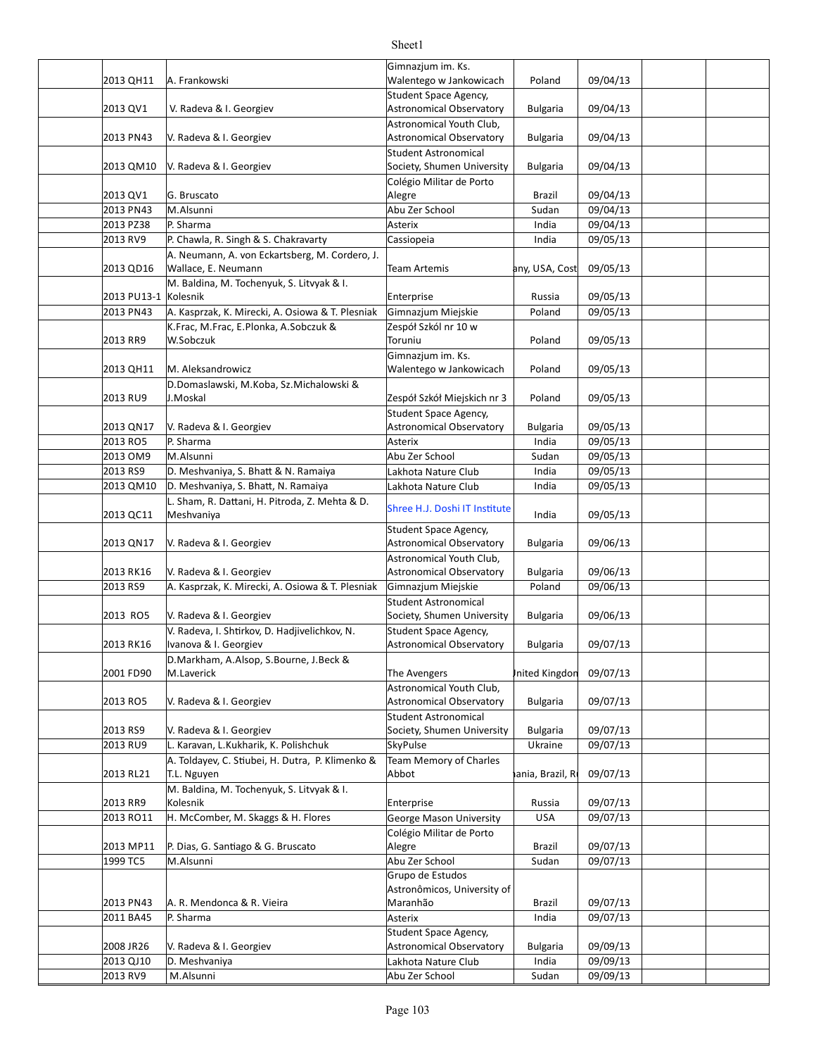| | | | | | | | |
|---|---|---|---|---|---|---|---|
| | 2013 QH11 | A. Frankowski | Gimnazjum im. Ks. Walentego w Jankowicach | Poland | 09/04/13 | | |
| | 2013 QV1 | V. Radeva & I. Georgiev | Student Space Agency, Astronomical Observatory | Bulgaria | 09/04/13 | | |
| | 2013 PN43 | V. Radeva & I. Georgiev | Astronomical Youth Club, Astronomical Observatory | Bulgaria | 09/04/13 | | |
| | 2013 QM10 | V. Radeva & I. Georgiev | Student Astronomical Society, Shumen University | Bulgaria | 09/04/13 | | |
| | 2013 QV1 | G. Bruscato | Colégio Militar de Porto Alegre | Brazil | 09/04/13 | | |
| | 2013 PN43 | M.Alsunni | Abu Zer School | Sudan | 09/04/13 | | |
| | 2013 PZ38 | P. Sharma | Asterix | India | 09/04/13 | | |
| | 2013 RV9 | P. Chawla, R. Singh & S. Chakravarty | Cassiopeia | India | 09/05/13 | | |
| | 2013 QD16 | A. Neumann, A. von Eckartsberg, M. Cordero, J. Wallace, E. Neumann | Team Artemis | any, USA, Cost | 09/05/13 | | |
| | 2013 PU13-1 | M. Baldina, M. Tochenyuk, S. Litvyak & I. Kolesnik | Enterprise | Russia | 09/05/13 | | |
| | 2013 PN43 | A. Kasprzak, K. Mirecki, A. Osiowa & T. Plesniak | Gimnazjum Miejskie | Poland | 09/05/13 | | |
| | 2013 RR9 | K.Frac, M.Frac, E.Plonka, A.Sobczuk & W.Sobczuk | Zespół Szkól nr 10 w Toruniu | Poland | 09/05/13 | | |
| | 2013 QH11 | M. Aleksandrowicz | Gimnazjum im. Ks. Walentego w Jankowicach | Poland | 09/05/13 | | |
| | 2013 RU9 | D.Domaslawski, M.Koba, Sz.Michalowski & J.Moskal | Zespół Szkół Miejskich nr 3 | Poland | 09/05/13 | | |
| | 2013 QN17 | V. Radeva & I. Georgiev | Student Space Agency, Astronomical Observatory | Bulgaria | 09/05/13 | | |
| | 2013 RO5 | P. Sharma | Asterix | India | 09/05/13 | | |
| | 2013 OM9 | M.Alsunni | Abu Zer School | Sudan | 09/05/13 | | |
| | 2013 RS9 | D. Meshvaniya, S. Bhatt & N. Ramaiya | Lakhota Nature Club | India | 09/05/13 | | |
| | 2013 QM10 | D. Meshvaniya, S. Bhatt, N. Ramaiya | Lakhota Nature Club | India | 09/05/13 | | |
| | 2013 QC11 | L. Sham, R. Dattani, H. Pitroda, Z. Mehta & D. Meshvaniya | Shree H.J. Doshi IT Institute | India | 09/05/13 | | |
| | 2013 QN17 | V. Radeva & I. Georgiev | Student Space Agency, Astronomical Observatory | Bulgaria | 09/06/13 | | |
| | 2013 RK16 | V. Radeva & I. Georgiev | Astronomical Youth Club, Astronomical Observatory | Bulgaria | 09/06/13 | | |
| | 2013 RS9 | A. Kasprzak, K. Mirecki, A. Osiowa & T. Plesniak | Gimnazjum Miejskie | Poland | 09/06/13 | | |
| | 2013 RO5 | V. Radeva & I. Georgiev | Student Astronomical Society, Shumen University | Bulgaria | 09/06/13 | | |
| | 2013 RK16 | V. Radeva, I. Shtirkov, D. Hadjivelichkov, N. Ivanova & I. Georgiev | Student Space Agency, Astronomical Observatory | Bulgaria | 09/07/13 | | |
| | 2001 FD90 | D.Markham, A.Alsop, S.Bourne, J.Beck & M.Laverick | The Avengers | Jnited Kingdon | 09/07/13 | | |
| | 2013 RO5 | V. Radeva & I. Georgiev | Astronomical Youth Club, Astronomical Observatory | Bulgaria | 09/07/13 | | |
| | 2013 RS9 | V. Radeva & I. Georgiev | Student Astronomical Society, Shumen University | Bulgaria | 09/07/13 | | |
| | 2013 RU9 | L. Karavan, L.Kukharik, K. Polishchuk | SkyPulse | Ukraine | 09/07/13 | | |
| | 2013 RL21 | A. Toldayev, C. Stiubei, H. Dutra, P. Klimenko & T.L. Nguyen | Team Memory of Charles Abbot | ıania, Brazil, R | 09/07/13 | | |
| | 2013 RR9 | M. Baldina, M. Tochenyuk, S. Litvyak & I. Kolesnik | Enterprise | Russia | 09/07/13 | | |
| | 2013 RO11 | H. McComber, M. Skaggs & H. Flores | George Mason University | USA | 09/07/13 | | |
| | 2013 MP11 | P. Dias, G. Santiago & G. Bruscato | Colégio Militar de Porto Alegre | Brazil | 09/07/13 | | |
| | 1999 TC5 | M.Alsunni | Abu Zer School | Sudan | 09/07/13 | | |
| | 2013 PN43 | A. R. Mendonca & R. Vieira | Grupo de Estudos Astronômicos, University of Maranhão | Brazil | 09/07/13 | | |
| | 2011 BA45 | P. Sharma | Asterix | India | 09/07/13 | | |
| | 2008 JR26 | V. Radeva & I. Georgiev | Student Space Agency, Astronomical Observatory | Bulgaria | 09/09/13 | | |
| | 2013 QJ10 | D. Meshvaniya | Lakhota Nature Club | India | 09/09/13 | | |
| | 2013 RV9 | M.Alsunni | Abu Zer School | Sudan | 09/09/13 | | |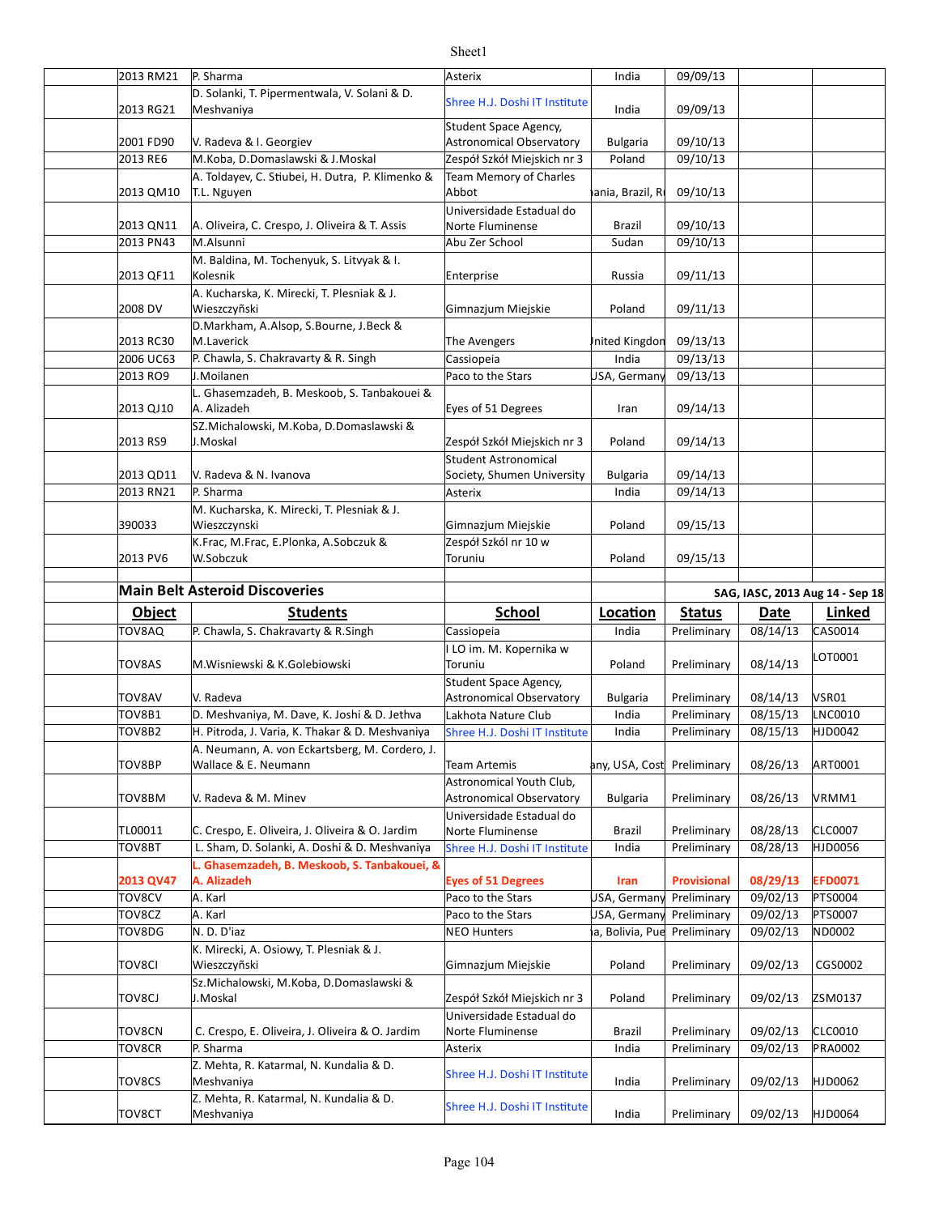| | | | | | | |
|---|---|---|---|---|---|---|
| 2013 RM21 | P. Sharma | Asterix | India | 09/09/13 | | |
| 2013 RG21 | D. Solanki, T. Pipermentwala, V. Solani & D. Meshvaniya | Shree H.J. Doshi IT Institute | India | 09/09/13 | | |
| 2001 FD90 | V. Radeva & I. Georgiev | Student Space Agency, Astronomical Observatory | Bulgaria | 09/10/13 | | |
| 2013 RE6 | M.Koba, D.Domaslawski & J.Moskal | Zespół Szkół Miejskich nr 3 | Poland | 09/10/13 | | |
| 2013 QM10 | A. Toldayev, C. Stiubei, H. Dutra, P. Klimenko & T.L. Nguyen | Team Memory of Charles Abbot | ania, Brazil, R | 09/10/13 | | |
| 2013 QN11 | A. Oliveira, C. Crespo, J. Oliveira & T. Assis | Universidade Estadual do Norte Fluminense | Brazil | 09/10/13 | | |
| 2013 PN43 | M.Alsunni | Abu Zer School | Sudan | 09/10/13 | | |
| 2013 QF11 | M. Baldina, M. Tochenyuk, S. Litvyak & I. Kolesnik | Enterprise | Russia | 09/11/13 | | |
| 2008 DV | A. Kucharska, K. Mirecki, T. Plesniak & J. Wieszczyñski | Gimnazjum Miejskie | Poland | 09/11/13 | | |
| 2013 RC30 | D.Markham, A.Alsop, S.Bourne, J.Beck & M.Laverick | The Avengers | Jnited Kingdon | 09/13/13 | | |
| 2006 UC63 | P. Chawla, S. Chakravarty & R. Singh | Cassiopeia | India | 09/13/13 | | |
| 2013 RO9 | J.Moilanen | Paco to the Stars | USA, Germany | 09/13/13 | | |
| 2013 QJ10 | L. Ghasemzadeh, B. Meskoob, S. Tanbakouei & A. Alizadeh | Eyes of 51 Degrees | Iran | 09/14/13 | | |
| 2013 RS9 | SZ.Michalowski, M.Koba, D.Domaslawski & J.Moskal | Zespół Szkół Miejskich nr 3 | Poland | 09/14/13 | | |
| 2013 QD11 | V. Radeva & N. Ivanova | Student Astronomical Society, Shumen University | Bulgaria | 09/14/13 | | |
| 2013 RN21 | P. Sharma | Asterix | India | 09/14/13 | | |
| 390033 | M. Kucharska, K. Mirecki, T. Plesniak & J. Wieszczynski | Gimnazjum Miejskie | Poland | 09/15/13 | | |
| 2013 PV6 | K.Frac, M.Frac, E.Plonka, A.Sobczuk & W.Sobczuk | Zespół Szkól nr 10 w Toruniu | Poland | 09/15/13 | | |

## Main Belt Asteroid Discoveries

SAG, IASC, 2013 Aug 14 - Sep 18

| Object | Students | School | Location | Status | Date | Linked |
|---|---|---|---|---|---|---|
| TOV8AQ | P. Chawla, S. Chakravarty & R.Singh | Cassiopeia | India | Preliminary | 08/14/13 | CAS0014 |
| TOV8AS | M.Wisniewski & K.Golebiowski | I LO im. M. Kopernika w Toruniu | Poland | Preliminary | 08/14/13 | LOT0001 |
| TOV8AV | V. Radeva | Student Space Agency, Astronomical Observatory | Bulgaria | Preliminary | 08/14/13 | VSR01 |
| TOV8B1 | D. Meshvaniya, M. Dave, K. Joshi & D. Jethva | Lakhota Nature Club | India | Preliminary | 08/15/13 | LNC0010 |
| TOV8B2 | H. Pitroda, J. Varia, K. Thakar & D. Meshvaniya | Shree H.J. Doshi IT Institute | India | Preliminary | 08/15/13 | HJD0042 |
| TOV8BP | A. Neumann, A. von Eckartsberg, M. Cordero, J. Wallace & E. Neumann | Team Artemis | any, USA, Cost | Preliminary | 08/26/13 | ART0001 |
| TOV8BM | V. Radeva & M. Minev | Astronomical Youth Club, Astronomical Observatory | Bulgaria | Preliminary | 08/26/13 | VRMM1 |
| TL00011 | C. Crespo, E. Oliveira, J. Oliveira & O. Jardim | Universidade Estadual do Norte Fluminense | Brazil | Preliminary | 08/28/13 | CLC0007 |
| TOV8BT | L. Sham, D. Solanki, A. Doshi & D. Meshvaniya | Shree H.J. Doshi IT Institute | India | Preliminary | 08/28/13 | HJD0056 |
| **2013 QV47** | **L. Ghasemzadeh, B. Meskoob, S. Tanbakouei, & A. Alizadeh** | **Eyes of 51 Degrees** | **Iran** | **Provisional** | **08/29/13** | **EFD0071** |
| TOV8CV | A. Karl | Paco to the Stars | USA, Germany | Preliminary | 09/02/13 | PTS0004 |
| TOV8CZ | A. Karl | Paco to the Stars | USA, Germany | Preliminary | 09/02/13 | PTS0007 |
| TOV8DG | N. D. D'iaz | NEO Hunters | a, Bolivia, Pue | Preliminary | 09/02/13 | ND0002 |
| TOV8CI | K. Mirecki, A. Osiowy, T. Plesniak & J. Wieszczyñski | Gimnazjum Miejskie | Poland | Preliminary | 09/02/13 | CGS0002 |
| TOV8CJ | Sz.Michalowski, M.Koba, D.Domaslawski & J.Moskal | Zespół Szkół Miejskich nr 3 | Poland | Preliminary | 09/02/13 | ZSM0137 |
| TOV8CN | C. Crespo, E. Oliveira, J. Oliveira & O. Jardim | Universidade Estadual do Norte Fluminense | Brazil | Preliminary | 09/02/13 | CLC0010 |
| TOV8CR | P. Sharma | Asterix | India | Preliminary | 09/02/13 | PRA0002 |
| TOV8CS | Z. Mehta, R. Katarmal, N. Kundalia & D. Meshvaniya | Shree H.J. Doshi IT Institute | India | Preliminary | 09/02/13 | HJD0062 |
| TOV8CT | Z. Mehta, R. Katarmal, N. Kundalia & D. Meshvaniya | Shree H.J. Doshi IT Institute | India | Preliminary | 09/02/13 | HJD0064 |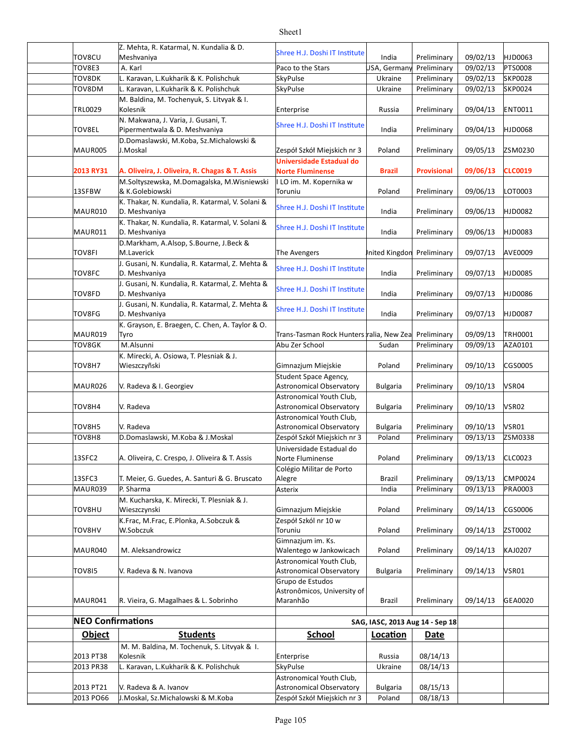| | Object | Students | School | Location | Status | Date | Code |
|---|---|---|---|---|---|---|---|
| | TOV8CU | Z. Mehta, R. Katarmal, N. Kundalia & D. Meshvaniya | Shree H.J. Doshi IT Institute | India | Preliminary | 09/02/13 | HJD0063 |
| | TOV8E3 | A. Karl | Paco to the Stars | USA, Germany | Preliminary | 09/02/13 | PTS0008 |
| | TOV8DK | L. Karavan, L.Kukharik & K. Polishchuk | SkyPulse | Ukraine | Preliminary | 09/02/13 | SKP0028 |
| | TOV8DM | L. Karavan, L.Kukharik & K. Polishchuk | SkyPulse | Ukraine | Preliminary | 09/02/13 | SKP0024 |
| | TRL0029 | M. Baldina, M. Tochenyuk, S. Litvyak & I. Kolesnik | Enterprise | Russia | Preliminary | 09/04/13 | ENT0011 |
| | TOV8EL | N. Makwana, J. Varia, J. Gusani, T. Pipermentwala & D. Meshvaniya | Shree H.J. Doshi IT Institute | India | Preliminary | 09/04/13 | HJD0068 |
| | MAUR005 | D.Domaslawski, M.Koba, Sz.Michalowski & J.Moskal | Zespół Szkół Miejskich nr 3 | Poland | Preliminary | 09/05/13 | ZSM0230 |
| | **2013 RY31** | **A. Oliveira, J. Oliveira, R. Chagas & T. Assis** | **Universidade Estadual do Norte Fluminense** | **Brazil** | **Provisional** | **09/06/13** | **CLC0019** |
| | 13SFBW | M.Soltyszewska, M.Domagalska, M.Wisniewski & K.Golebiowski | I LO im. M. Kopernika w Toruniu | Poland | Preliminary | 09/06/13 | LOT0003 |
| | MAUR010 | K. Thakar, N. Kundalia, R. Katarmal, V. Solani & D. Meshvaniya | Shree H.J. Doshi IT Institute | India | Preliminary | 09/06/13 | HJD0082 |
| | MAUR011 | K. Thakar, N. Kundalia, R. Katarmal, V. Solani & D. Meshvaniya | Shree H.J. Doshi IT Institute | India | Preliminary | 09/06/13 | HJD0083 |
| | TOV8FI | D.Markham, A.Alsop, S.Bourne, J.Beck & M.Laverick | The Avengers | United Kingdom | Preliminary | 09/07/13 | AVE0009 |
| | TOV8FC | J. Gusani, N. Kundalia, R. Katarmal, Z. Mehta & D. Meshvaniya | Shree H.J. Doshi IT Institute | India | Preliminary | 09/07/13 | HJD0085 |
| | TOV8FD | J. Gusani, N. Kundalia, R. Katarmal, Z. Mehta & D. Meshvaniya | Shree H.J. Doshi IT Institute | India | Preliminary | 09/07/13 | HJD0086 |
| | TOV8FG | J. Gusani, N. Kundalia, R. Katarmal, Z. Mehta & D. Meshvaniya | Shree H.J. Doshi IT Institute | India | Preliminary | 09/07/13 | HJD0087 |
| | MAUR019 | K. Grayson, E. Braegen, C. Chen, A. Taylor & O. Tyro | Trans-Tasman Rock Hunters | Australia, New Zealand | Preliminary | 09/09/13 | TRH0001 |
| | TOV8GK | M.Alsunni | Abu Zer School | Sudan | Preliminary | 09/09/13 | AZA0101 |
| | TOV8H7 | K. Mirecki, A. Osiowa, T. Plesniak & J. Wieszczyñski | Gimnazjum Miejskie | Poland | Preliminary | 09/10/13 | CGS0005 |
| | MAUR026 | V. Radeva & I. Georgiev | Student Space Agency, Astronomical Observatory | Bulgaria | Preliminary | 09/10/13 | VSR04 |
| | TOV8H4 | V. Radeva | Astronomical Youth Club, Astronomical Observatory | Bulgaria | Preliminary | 09/10/13 | VSR02 |
| | TOV8H5 | V. Radeva | Astronomical Youth Club, Astronomical Observatory | Bulgaria | Preliminary | 09/10/13 | VSR01 |
| | TOV8H8 | D.Domaslawski, M.Koba & J.Moskal | Zespół Szkół Miejskich nr 3 | Poland | Preliminary | 09/13/13 | ZSM0338 |
| | 13SFC2 | A. Oliveira, C. Crespo, J. Oliveira & T. Assis | Universidade Estadual do Norte Fluminense | Poland | Preliminary | 09/13/13 | CLC0023 |
| | 13SFC3 | T. Meier, G. Guedes, A. Santuri & G. Bruscato | Colégio Militar de Porto Alegre | Brazil | Preliminary | 09/13/13 | CMP0024 |
| | MAUR039 | P. Sharma | Asterix | India | Preliminary | 09/13/13 | PRA0003 |
| | TOV8HU | M. Kucharska, K. Mirecki, T. Plesniak & J. Wieszczynski | Gimnazjum Miejskie | Poland | Preliminary | 09/14/13 | CGS0006 |
| | TOV8HV | K.Frac, M.Frac, E.Plonka, A.Sobczuk & W.Sobczuk | Zespól Szkól nr 10 w Toruniu | Poland | Preliminary | 09/14/13 | ZST0002 |
| | MAUR040 | M. Aleksandrowicz | Gimnazjum im. Ks. Walentego w Jankowicach | Poland | Preliminary | 09/14/13 | KAJ0207 |
| | TOV8I5 | V. Radeva & N. Ivanova | Astronomical Youth Club, Astronomical Observatory | Bulgaria | Preliminary | 09/14/13 | VSR01 |
| | MAUR041 | R. Vieira, G. Magalhaes & L. Sobrinho | Grupo de Estudos Astronômicos, University of Maranhão | Brazil | Preliminary | 09/14/13 | GEA0020 |

## NEO Confirmations

SAG, IASC, 2013 Aug 14 - Sep 18

| Object | Students | School | Location | Date |
|---|---|---|---|---|
| 2013 PT38 | M. M. Baldina, M. Tochenuk, S. Litvyak & I. Kolesnik | Enterprise | Russia | 08/14/13 |
| 2013 PR38 | L. Karavan, L.Kukharik & K. Polishchuk | SkyPulse | Ukraine | 08/14/13 |
| 2013 PT21 | V. Radeva & A. Ivanov | Astronomical Youth Club, Astronomical Observatory | Bulgaria | 08/15/13 |
| 2013 PO66 | J.Moskal, Sz.Michalowski & M.Koba | Zespół Szkół Miejskich nr 3 | Poland | 08/18/13 |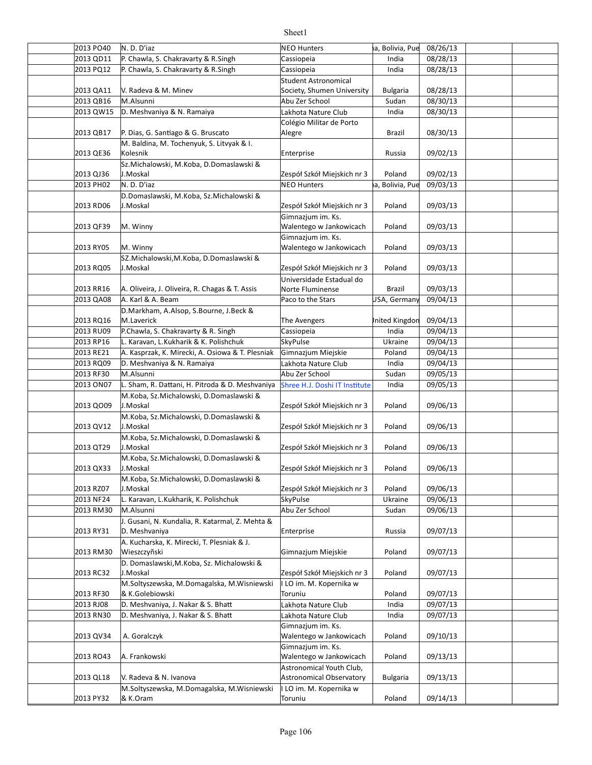| | | | | | | | |
|---|---|---|---|---|---|---|---|
| | 2013 PO40 | N. D. D'iaz | NEO Hunters | a, Bolivia, Pue | 08/26/13 | | |
| | 2013 QD11 | P. Chawla, S. Chakravarty & R.Singh | Cassiopeia | India | 08/28/13 | | |
| | 2013 PQ12 | P. Chawla, S. Chakravarty & R.Singh | Cassiopeia | India | 08/28/13 | | |
| | 2013 QA11 | V. Radeva & M. Minev | Student Astronomical Society, Shumen University | Bulgaria | 08/28/13 | | |
| | 2013 QB16 | M.Alsunni | Abu Zer School | Sudan | 08/30/13 | | |
| | 2013 QW15 | D. Meshvaniya & N. Ramaiya | Lakhota Nature Club | India | 08/30/13 | | |
| | 2013 QB17 | P. Dias, G. Santiago & G. Bruscato | Colégio Militar de Porto Alegre | Brazil | 08/30/13 | | |
| | 2013 QE36 | M. Baldina, M. Tochenyuk, S. Litvyak & I. Kolesnik | Enterprise | Russia | 09/02/13 | | |
| | 2013 QJ36 | Sz.Michalowski, M.Koba, D.Domaslawski & J.Moskal | Zespół Szkół Miejskich nr 3 | Poland | 09/02/13 | | |
| | 2013 PH02 | N. D. D'iaz | NEO Hunters | a, Bolivia, Pue | 09/03/13 | | |
| | 2013 RD06 | D.Domaslawski, M.Koba, Sz.Michalowski & J.Moskal | Zespół Szkół Miejskich nr 3 | Poland | 09/03/13 | | |
| | 2013 QF39 | M. Winny | Gimnazjum im. Ks. Walentego w Jankowicach | Poland | 09/03/13 | | |
| | 2013 RY05 | M. Winny | Gimnazjum im. Ks. Walentego w Jankowicach | Poland | 09/03/13 | | |
| | 2013 RQ05 | SZ.Michalowski,M.Koba, D.Domaslawski & J.Moskal | Zespół Szkół Miejskich nr 3 | Poland | 09/03/13 | | |
| | 2013 RR16 | A. Oliveira, J. Oliveira, R. Chagas & T. Assis | Universidade Estadual do Norte Fluminense | Brazil | 09/03/13 | | |
| | 2013 QA08 | A. Karl & A. Beam | Paco to the Stars | USA, Germany | 09/04/13 | | |
| | 2013 RQ16 | D.Markham, A.Alsop, S.Bourne, J.Beck & M.Laverick | The Avengers | United Kingdom | 09/04/13 | | |
| | 2013 RU09 | P.Chawla, S. Chakravarty & R. Singh | Cassiopeia | India | 09/04/13 | | |
| | 2013 RP16 | L. Karavan, L.Kukharik & K. Polishchuk | SkyPulse | Ukraine | 09/04/13 | | |
| | 2013 RE21 | A. Kasprzak, K. Mirecki, A. Osiowa & T. Plesniak | Gimnazjum Miejskie | Poland | 09/04/13 | | |
| | 2013 RQ09 | D. Meshvaniya & N. Ramaiya | Lakhota Nature Club | India | 09/04/13 | | |
| | 2013 RF30 | M.Alsunni | Abu Zer School | Sudan | 09/05/13 | | |
| | 2013 ON07 | L. Sham, R. Dattani, H. Pitroda & D. Meshvaniya | Shree H.J. Doshi IT Institute | India | 09/05/13 | | |
| | 2013 QO09 | M.Koba, Sz.Michalowski, D.Domaslawski & J.Moskal | Zespół Szkół Miejskich nr 3 | Poland | 09/06/13 | | |
| | 2013 QV12 | M.Koba, Sz.Michalowski, D.Domaslawski & J.Moskal | Zespół Szkół Miejskich nr 3 | Poland | 09/06/13 | | |
| | 2013 QT29 | M.Koba, Sz.Michalowski, D.Domaslawski & J.Moskal | Zespół Szkół Miejskich nr 3 | Poland | 09/06/13 | | |
| | 2013 QX33 | M.Koba, Sz.Michalowski, D.Domaslawski & J.Moskal | Zespół Szkół Miejskich nr 3 | Poland | 09/06/13 | | |
| | 2013 RZ07 | M.Koba, Sz.Michalowski, D.Domaslawski & J.Moskal | Zespół Szkół Miejskich nr 3 | Poland | 09/06/13 | | |
| | 2013 NF24 | L. Karavan, L.Kukharik, K. Polishchuk | SkyPulse | Ukraine | 09/06/13 | | |
| | 2013 RM30 | M.Alsunni | Abu Zer School | Sudan | 09/06/13 | | |
| | 2013 RY31 | J. Gusani, N. Kundalia, R. Katarmal, Z. Mehta & D. Meshvaniya | Enterprise | Russia | 09/07/13 | | |
| | 2013 RM30 | A. Kucharska, K. Mirecki, T. Plesniak & J. Wieszczyñski | Gimnazjum Miejskie | Poland | 09/07/13 | | |
| | 2013 RC32 | D. Domaslawski,M.Koba, Sz. Michalowski & J.Moskal | Zespół Szkół Miejskich nr 3 | Poland | 09/07/13 | | |
| | 2013 RF30 | M.Soltyszewska, M.Domagalska, M.Wisniewski & K.Golebiowski | I LO im. M. Kopernika w Toruniu | Poland | 09/07/13 | | |
| | 2013 RJ08 | D. Meshvaniya, J. Nakar & S. Bhatt | Lakhota Nature Club | India | 09/07/13 | | |
| | 2013 RN30 | D. Meshvaniya, J. Nakar & S. Bhatt | Lakhota Nature Club | India | 09/07/13 | | |
| | 2013 QV34 | A. Goralczyk | Gimnazjum im. Ks. Walentego w Jankowicach | Poland | 09/10/13 | | |
| | 2013 RO43 | A. Frankowski | Gimnazjum im. Ks. Walentego w Jankowicach | Poland | 09/13/13 | | |
| | 2013 QL18 | V. Radeva & N. Ivanova | Astronomical Youth Club, Astronomical Observatory | Bulgaria | 09/13/13 | | |
| | 2013 PY32 | M.Soltyszewska, M.Domagalska, M.Wisniewski & K.Oram | I LO im. M. Kopernika w Toruniu | Poland | 09/14/13 | | |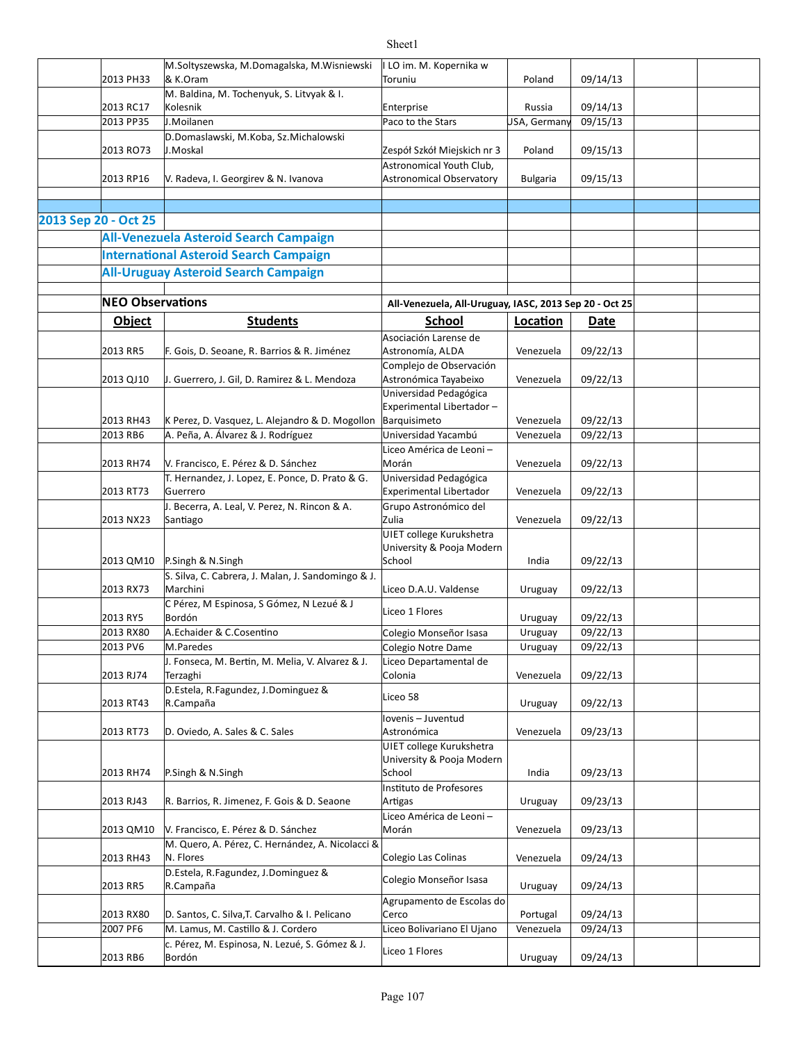| | 2013 PH33 | M.Soltyszewska, M.Domagalska, M.Wisniewski & K.Oram | I LO im. M. Kopernika w Toruniu | Poland | 09/14/13 | | |
|---|---|---|---|---|---|---|---|
| | 2013 RC17 | M. Baldina, M. Tochenyuk, S. Litvyak & I. Kolesnik | Enterprise | Russia | 09/14/13 | | |
| | 2013 PP35 | J.Moilanen | Paco to the Stars | USA, Germany | 09/15/13 | | |
| | 2013 RO73 | D.Domaslawski, M.Koba, Sz.Michalowski J.Moskal | Zespół Szkół Miejskich nr 3 | Poland | 09/15/13 | | |
| | 2013 RP16 | V. Radeva, I. Georgirev & N. Ivanova | Astronomical Youth Club, Astronomical Observatory | Bulgaria | 09/15/13 | | |

## 2013 Sep 20 - Oct 25

### All-Venezuela Asteroid Search Campaign
### International Asteroid Search Campaign
### All-Uruguay Asteroid Search Campaign

**NEO Observations** — All-Venezuela, All-Uruguay, IASC, 2013 Sep 20 - Oct 25

| | Object | Students | School | Location | Date | | |
|---|---|---|---|---|---|---|---|
| | 2013 RR5 | F. Gois, D. Seoane, R. Barrios & R. Jiménez | Asociación Larense de Astronomía, ALDA | Venezuela | 09/22/13 | | |
| | 2013 QJ10 | J. Guerrero, J. Gil, D. Ramirez & L. Mendoza | Complejo de Observación Astronómica Tayabeixo | Venezuela | 09/22/13 | | |
| | 2013 RH43 | K Perez, D. Vasquez, L. Alejandro & D. Mogollon | Universidad Pedagógica Experimental Libertador – Barquisimeto | Venezuela | 09/22/13 | | |
| | 2013 RB6 | A. Peña, A. Álvarez & J. Rodríguez | Universidad Yacambú | Venezuela | 09/22/13 | | |
| | 2013 RH74 | V. Francisco, E. Pérez & D. Sánchez | Liceo América de Leoni – Morán | Venezuela | 09/22/13 | | |
| | 2013 RT73 | T. Hernandez, J. Lopez, E. Ponce, D. Prato & G. Guerrero | Universidad Pedagógica Experimental Libertador | Venezuela | 09/22/13 | | |
| | 2013 NX23 | J. Becerra, A. Leal, V. Perez, N. Rincon & A. Santiago | Grupo Astronómico del Zulia | Venezuela | 09/22/13 | | |
| | 2013 QM10 | P.Singh & N.Singh | UIET college Kurukshetra University & Pooja Modern School | India | 09/22/13 | | |
| | 2013 RX73 | S. Silva, C. Cabrera, J. Malan, J. Sandomingo & J. Marchini | Liceo D.A.U. Valdense | Uruguay | 09/22/13 | | |
| | 2013 RY5 | C Pérez, M Espinosa, S Gómez, N Lezué & J Bordón | Liceo 1 Flores | Uruguay | 09/22/13 | | |
| | 2013 RX80 | A.Echaider & C.Cosentino | Colegio Monseñor Isasa | Uruguay | 09/22/13 | | |
| | 2013 PV6 | M.Paredes | Colegio Notre Dame | Uruguay | 09/22/13 | | |
| | 2013 RJ74 | J. Fonseca, M. Bertin, M. Melia, V. Alvarez & J. Terzaghi | Liceo Departamental de Colonia | Venezuela | 09/22/13 | | |
| | 2013 RT43 | D.Estela, R.Fagundez, J.Dominguez & R.Campaña | Liceo 58 | Uruguay | 09/22/13 | | |
| | 2013 RT73 | D. Oviedo, A. Sales & C. Sales | Iovenis – Juventud Astronómica | Venezuela | 09/23/13 | | |
| | 2013 RH74 | P.Singh & N.Singh | UIET college Kurukshetra University & Pooja Modern School | India | 09/23/13 | | |
| | 2013 RJ43 | R. Barrios, R. Jimenez, F. Gois & D. Seoane | Instituto de Profesores Artigas | Uruguay | 09/23/13 | | |
| | 2013 QM10 | V. Francisco, E. Pérez & D. Sánchez | Liceo América de Leoni – Morán | Venezuela | 09/23/13 | | |
| | 2013 RH43 | M. Quero, A. Pérez, C. Hernández, A. Nicolacci & N. Flores | Colegio Las Colinas | Venezuela | 09/24/13 | | |
| | 2013 RR5 | D.Estela, R.Fagundez, J.Dominguez & R.Campaña | Colegio Monseñor Isasa | Uruguay | 09/24/13 | | |
| | 2013 RX80 | D. Santos, C. Silva,T. Carvalho & I. Pelicano | Agrupamento de Escolas do Cerco | Portugal | 09/24/13 | | |
| | 2007 PF6 | M. Lamus, M. Castillo & J. Cordero | Liceo Bolivariano El Ujano | Venezuela | 09/24/13 | | |
| | 2013 RB6 | c. Pérez, M. Espinosa, N. Lezué, S. Gómez & J. Bordón | Liceo 1 Flores | Uruguay | 09/24/13 | | |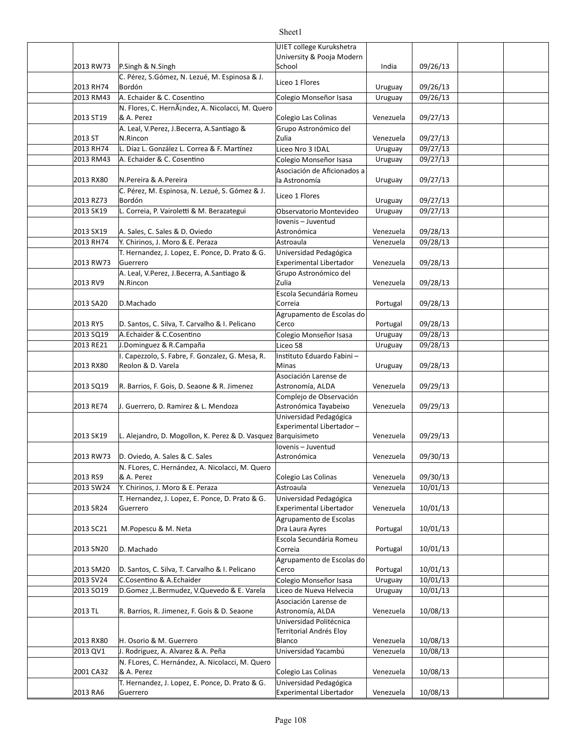| | | | | | | |
|---|---|---|---|---|---|---|
| | 2013 RW73 | P.Singh & N.Singh | UIET college Kurukshetra University & Pooja Modern School | India | 09/26/13 | | |
| | 2013 RH74 | C. Pérez, S.Gómez, N. Lezué, M. Espinosa & J. Bordón | Liceo 1 Flores | Uruguay | 09/26/13 | | |
| | 2013 RM43 | A. Echaider & C. Cosentino | Colegio Monseñor Isasa | Uruguay | 09/26/13 | | |
| | 2013 ST19 | N. Flores, C. HernÃ¡ndez, A. Nicolacci, M. Quero & A. Perez | Colegio Las Colinas | Venezuela | 09/27/13 | | |
| | 2013 ST | A. Leal, V.Perez, J.Becerra, A.Santiago & N.Rincon | Grupo Astronómico del Zulia | Venezuela | 09/27/13 | | |
| | 2013 RH74 | L. Díaz L. González L. Correa & F. Martínez | Liceo Nro 3 IDAL | Uruguay | 09/27/13 | | |
| | 2013 RM43 | A. Echaider & C. Cosentino | Colegio Monseñor Isasa | Uruguay | 09/27/13 | | |
| | 2013 RX80 | N.Pereira & A.Pereira | Asociación de Aficionados a la Astronomía | Uruguay | 09/27/13 | | |
| | 2013 RZ73 | C. Pérez, M. Espinosa, N. Lezué, S. Gómez & J. Bordón | Liceo 1 Flores | Uruguay | 09/27/13 | | |
| | 2013 SK19 | L. Correia, P. Vairoletti & M. Berazategui | Observatorio Montevideo | Uruguay | 09/27/13 | | |
| | 2013 SX19 | A. Sales, C. Sales & D. Oviedo | Iovenis – Juventud Astronómica | Venezuela | 09/28/13 | | |
| | 2013 RH74 | Y. Chirinos, J. Moro & E. Peraza | Astroaula | Venezuela | 09/28/13 | | |
| | 2013 RW73 | T. Hernandez, J. Lopez, E. Ponce, D. Prato & G. Guerrero | Universidad Pedagógica Experimental Libertador | Venezuela | 09/28/13 | | |
| | 2013 RV9 | A. Leal, V.Perez, J.Becerra, A.Santiago & N.Rincon | Grupo Astronómico del Zulia | Venezuela | 09/28/13 | | |
| | 2013 SA20 | D.Machado | Escola Secundária Romeu Correia | Portugal | 09/28/13 | | |
| | 2013 RY5 | D. Santos, C. Silva, T. Carvalho & I. Pelicano | Agrupamento de Escolas do Cerco | Portugal | 09/28/13 | | |
| | 2013 SQ19 | A.Echaider & C.Cosentino | Colegio Monseñor Isasa | Uruguay | 09/28/13 | | |
| | 2013 RE21 | J.Dominguez & R.Campaña | Liceo 58 | Uruguay | 09/28/13 | | |
| | 2013 RX80 | I. Capezzolo, S. Fabre, F. Gonzalez, G. Mesa, R. Reolon & D. Varela | Instituto Eduardo Fabini – Minas | Uruguay | 09/28/13 | | |
| | 2013 SQ19 | R. Barrios, F. Gois, D. Seaone & R. Jimenez | Asociación Larense de Astronomía, ALDA | Venezuela | 09/29/13 | | |
| | 2013 RE74 | J. Guerrero, D. Ramirez & L. Mendoza | Complejo de Observación Astronómica Tayabeixo | Venezuela | 09/29/13 | | |
| | 2013 SK19 | L. Alejandro, D. Mogollon, K. Perez & D. Vasquez | Universidad Pedagógica Experimental Libertador – Barquisimeto | Venezuela | 09/29/13 | | |
| | 2013 RW73 | D. Oviedo, A. Sales & C. Sales | Iovenis – Juventud Astronómica | Venezuela | 09/30/13 | | |
| | 2013 RS9 | N. FLores, C. Hernández, A. Nicolacci, M. Quero & A. Perez | Colegio Las Colinas | Venezuela | 09/30/13 | | |
| | 2013 SW24 | Y. Chirinos, J. Moro & E. Peraza | Astroaula | Venezuela | 10/01/13 | | |
| | 2013 SR24 | T. Hernandez, J. Lopez, E. Ponce, D. Prato & G. Guerrero | Universidad Pedagógica Experimental Libertador | Venezuela | 10/01/13 | | |
| | 2013 SC21 | M.Popescu & M. Neta | Agrupamento de Escolas Dra Laura Ayres | Portugal | 10/01/13 | | |
| | 2013 SN20 | D. Machado | Escola Secundária Romeu Correia | Portugal | 10/01/13 | | |
| | 2013 SM20 | D. Santos, C. Silva, T. Carvalho & I. Pelicano | Agrupamento de Escolas do Cerco | Portugal | 10/01/13 | | |
| | 2013 SV24 | C.Cosentino & A.Echaider | Colegio Monseñor Isasa | Uruguay | 10/01/13 | | |
| | 2013 SO19 | D.Gomez ,L.Bermudez, V.Quevedo & E. Varela | Liceo de Nueva Helvecia | Uruguay | 10/01/13 | | |
| | 2013 TL | R. Barrios, R. Jimenez, F. Gois & D. Seaone | Asociación Larense de Astronomía, ALDA | Venezuela | 10/08/13 | | |
| | 2013 RX80 | H. Osorio & M. Guerrero | Universidad Politécnica Territorial Andrés Eloy Blanco | Venezuela | 10/08/13 | | |
| | 2013 QV1 | J. Rodriguez, A. Alvarez & A. Peña | Universidad Yacambú | Venezuela | 10/08/13 | | |
| | 2001 CA32 | N. FLores, C. Hernández, A. Nicolacci, M. Quero & A. Perez | Colegio Las Colinas | Venezuela | 10/08/13 | | |
| | 2013 RA6 | T. Hernandez, J. Lopez, E. Ponce, D. Prato & G. Guerrero | Universidad Pedagógica Experimental Libertador | Venezuela | 10/08/13 | | |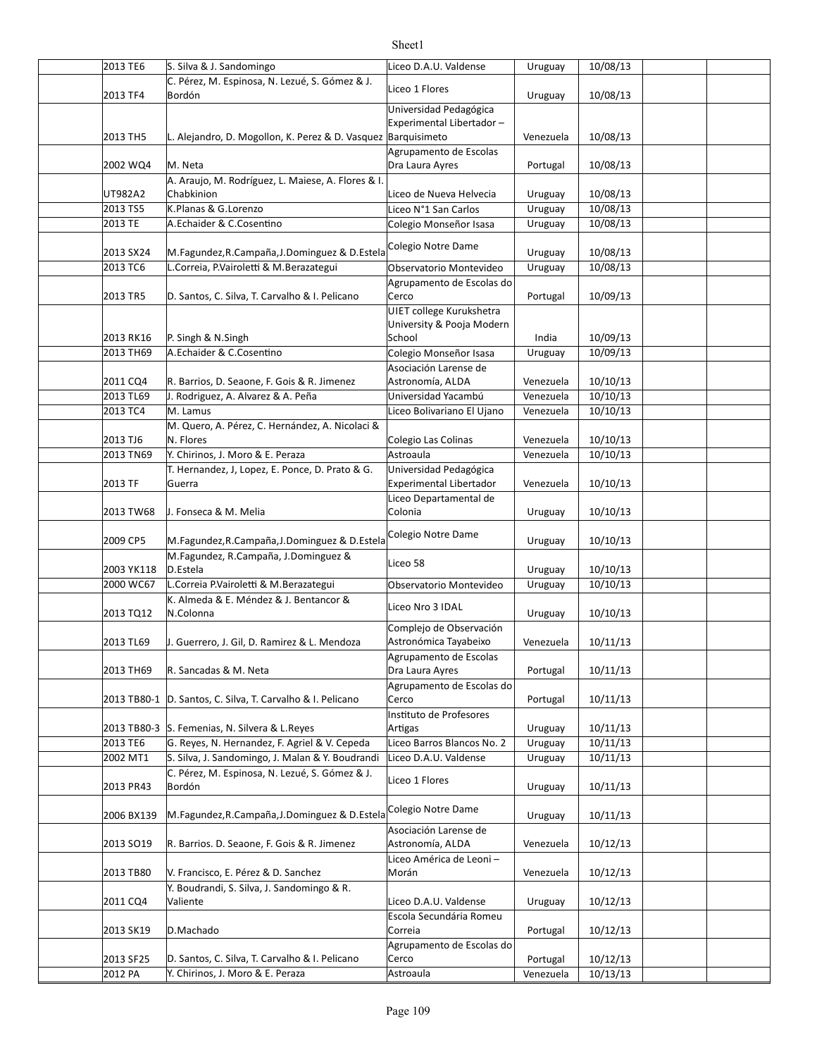| | | | | | | | |
|---|---|---|---|---|---|---|---|
| | 2013 TE6 | S. Silva & J. Sandomingo | Liceo D.A.U. Valdense | Uruguay | 10/08/13 | | |
| | 2013 TF4 | C. Pérez, M. Espinosa, N. Lezué, S. Gómez & J. Bordón | Liceo 1 Flores | Uruguay | 10/08/13 | | |
| | 2013 TH5 | L. Alejandro, D. Mogollon, K. Perez & D. Vasquez | Universidad Pedagógica Experimental Libertador – Barquisimeto | Venezuela | 10/08/13 | | |
| | 2002 WQ4 | M. Neta | Agrupamento de Escolas Dra Laura Ayres | Portugal | 10/08/13 | | |
| | UT982A2 | A. Araujo, M. Rodríguez, L. Maiese, A. Flores & I. Chabkinion | Liceo de Nueva Helvecia | Uruguay | 10/08/13 | | |
| | 2013 TS5 | K.Planas & G.Lorenzo | Liceo N°1 San Carlos | Uruguay | 10/08/13 | | |
| | 2013 TE | A.Echaider & C.Cosentino | Colegio Monseñor Isasa | Uruguay | 10/08/13 | | |
| | 2013 SX24 | M.Fagundez,R.Campaña,J.Dominguez & D.Estela | Colegio Notre Dame | Uruguay | 10/08/13 | | |
| | 2013 TC6 | L.Correia, P.Vairoletti & M.Berazategui | Observatorio Montevideo | Uruguay | 10/08/13 | | |
| | 2013 TR5 | D. Santos, C. Silva, T. Carvalho & I. Pelicano | Agrupamento de Escolas do Cerco | Portugal | 10/09/13 | | |
| | 2013 RK16 | P. Singh & N.Singh | UIET college Kurukshetra University & Pooja Modern School | India | 10/09/13 | | |
| | 2013 TH69 | A.Echaider & C.Cosentino | Colegio Monseñor Isasa | Uruguay | 10/09/13 | | |
| | 2011 CQ4 | R. Barrios, D. Seaone, F. Gois & R. Jimenez | Asociación Larense de Astronomía, ALDA | Venezuela | 10/10/13 | | |
| | 2013 TL69 | J. Rodriguez, A. Alvarez & A. Peña | Universidad Yacambú | Venezuela | 10/10/13 | | |
| | 2013 TC4 | M. Lamus | Liceo Bolivariano El Ujano | Venezuela | 10/10/13 | | |
| | 2013 TJ6 | M. Quero, A. Pérez, C. Hernández, A. Nicolaci & N. Flores | Colegio Las Colinas | Venezuela | 10/10/13 | | |
| | 2013 TN69 | Y. Chirinos, J. Moro & E. Peraza | Astroaula | Venezuela | 10/10/13 | | |
| | 2013 TF | T. Hernandez, J, Lopez, E. Ponce, D. Prato & G. Guerra | Universidad Pedagógica Experimental Libertador | Venezuela | 10/10/13 | | |
| | 2013 TW68 | J. Fonseca & M. Melia | Liceo Departamental de Colonia | Uruguay | 10/10/13 | | |
| | 2009 CP5 | M.Fagundez,R.Campaña,J.Dominguez & D.Estela | Colegio Notre Dame | Uruguay | 10/10/13 | | |
| | 2003 YK118 | M.Fagundez, R.Campaña, J.Dominguez & D.Estela | Liceo 58 | Uruguay | 10/10/13 | | |
| | 2000 WC67 | L.Correia P.Vairoletti & M.Berazategui | Observatorio Montevideo | Uruguay | 10/10/13 | | |
| | 2013 TQ12 | K. Almeda & E. Méndez & J. Bentancor & N.Colonna | Liceo Nro 3 IDAL | Uruguay | 10/10/13 | | |
| | 2013 TL69 | J. Guerrero, J. Gil, D. Ramirez & L. Mendoza | Complejo de Observación Astronómica Tayabeixo | Venezuela | 10/11/13 | | |
| | 2013 TH69 | R. Sancadas & M. Neta | Agrupamento de Escolas Dra Laura Ayres | Portugal | 10/11/13 | | |
| | 2013 TB80-1 | D. Santos, C. Silva, T. Carvalho & I. Pelicano | Agrupamento de Escolas do Cerco | Portugal | 10/11/13 | | |
| | 2013 TB80-3 | S. Femenias, N. Silvera & L.Reyes | Instituto de Profesores Artigas | Uruguay | 10/11/13 | | |
| | 2013 TE6 | G. Reyes, N. Hernandez, F. Agriel & V. Cepeda | Liceo Barros Blancos No. 2 | Uruguay | 10/11/13 | | |
| | 2002 MT1 | S. Silva, J. Sandomingo, J. Malan & Y. Boudrandi | Liceo D.A.U. Valdense | Uruguay | 10/11/13 | | |
| | 2013 PR43 | C. Pérez, M. Espinosa, N. Lezué, S. Gómez & J. Bordón | Liceo 1 Flores | Uruguay | 10/11/13 | | |
| | 2006 BX139 | M.Fagundez,R.Campaña,J.Dominguez & D.Estela | Colegio Notre Dame | Uruguay | 10/11/13 | | |
| | 2013 SO19 | R. Barrios. D. Seaone, F. Gois & R. Jimenez | Asociación Larense de Astronomía, ALDA | Venezuela | 10/12/13 | | |
| | 2013 TB80 | V. Francisco, E. Pérez & D. Sanchez | Liceo América de Leoni – Morán | Venezuela | 10/12/13 | | |
| | 2011 CQ4 | Y. Boudrandi, S. Silva, J. Sandomingo & R. Valiente | Liceo D.A.U. Valdense | Uruguay | 10/12/13 | | |
| | 2013 SK19 | D.Machado | Escola Secundária Romeu Correia | Portugal | 10/12/13 | | |
| | 2013 SF25 | D. Santos, C. Silva, T. Carvalho & I. Pelicano | Agrupamento de Escolas do Cerco | Portugal | 10/12/13 | | |
| | 2012 PA | Y. Chirinos, J. Moro & E. Peraza | Astroaula | Venezuela | 10/13/13 | | |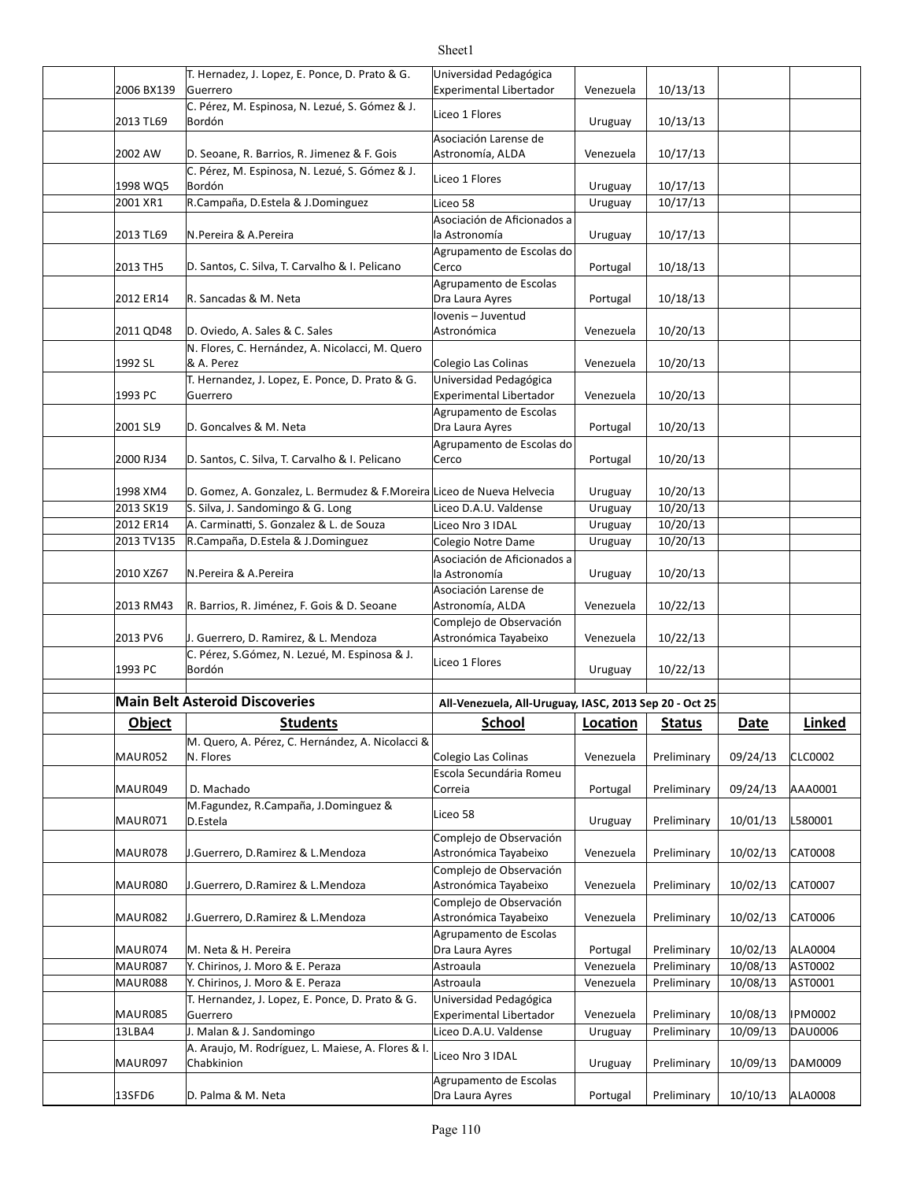| | | | | | | |
|---|---|---|---|---|---|---|
| 2006 BX139 | T. Hernadez, J. Lopez, E. Ponce, D. Prato & G. Guerrero | Universidad Pedagógica Experimental Libertador | Venezuela | 10/13/13 | | |
| 2013 TL69 | C. Pérez, M. Espinosa, N. Lezué, S. Gómez & J. Bordón | Liceo 1 Flores | Uruguay | 10/13/13 | | |
| 2002 AW | D. Seoane, R. Barrios, R. Jimenez & F. Gois | Asociación Larense de Astronomía, ALDA | Venezuela | 10/17/13 | | |
| 1998 WQ5 | C. Pérez, M. Espinosa, N. Lezué, S. Gómez & J. Bordón | Liceo 1 Flores | Uruguay | 10/17/13 | | |
| 2001 XR1 | R.Campaña, D.Estela & J.Dominguez | Liceo 58 | Uruguay | 10/17/13 | | |
| 2013 TL69 | N.Pereira & A.Pereira | Asociación de Aficionados a la Astronomía | Uruguay | 10/17/13 | | |
| 2013 TH5 | D. Santos, C. Silva, T. Carvalho & I. Pelicano | Agrupamento de Escolas do Cerco | Portugal | 10/18/13 | | |
| 2012 ER14 | R. Sancadas & M. Neta | Agrupamento de Escolas Dra Laura Ayres | Portugal | 10/18/13 | | |
| 2011 QD48 | D. Oviedo, A. Sales & C. Sales | Iovenis – Juventud Astronómica | Venezuela | 10/20/13 | | |
| 1992 SL | N. Flores, C. Hernández, A. Nicolacci, M. Quero & A. Perez | Colegio Las Colinas | Venezuela | 10/20/13 | | |
| 1993 PC | T. Hernadez, J. Lopez, E. Ponce, D. Prato & G. Guerrero | Universidad Pedagógica Experimental Libertador | Venezuela | 10/20/13 | | |
| 2001 SL9 | D. Goncalves & M. Neta | Agrupamento de Escolas Dra Laura Ayres | Portugal | 10/20/13 | | |
| 2000 RJ34 | D. Santos, C. Silva, T. Carvalho & I. Pelicano | Agrupamento de Escolas do Cerco | Portugal | 10/20/13 | | |
| 1998 XM4 | D. Gomez, A. Gonzalez, L. Bermudez & F.Moreira | Liceo de Nueva Helvecia | Uruguay | 10/20/13 | | |
| 2013 SK19 | S. Silva, J. Sandomingo & G. Long | Liceo D.A.U. Valdense | Uruguay | 10/20/13 | | |
| 2012 ER14 | A. Carminatti, S. Gonzalez & L. de Souza | Liceo Nro 3 IDAL | Uruguay | 10/20/13 | | |
| 2013 TV135 | R.Campaña, D.Estela & J.Dominguez | Colegio Notre Dame | Uruguay | 10/20/13 | | |
| 2010 XZ67 | N.Pereira & A.Pereira | Asociación de Aficionados a la Astronomía | Uruguay | 10/20/13 | | |
| 2013 RM43 | R. Barrios, R. Jiménez, F. Gois & D. Seoane | Asociación Larense de Astronomía, ALDA | Venezuela | 10/22/13 | | |
| 2013 PV6 | J. Guerrero, D. Ramirez, & L. Mendoza | Complejo de Observación Astronómica Tayabeixo | Venezuela | 10/22/13 | | |
| 1993 PC | C. Pérez, S.Gómez, N. Lezué, M. Espinosa & J. Bordón | Liceo 1 Flores | Uruguay | 10/22/13 | | |
| | | | | | | |
| **Main Belt Asteroid Discoveries** | | **All-Venezuela, All-Uruguay, IASC, 2013 Sep 20 - Oct 25** | | | | |
| **Object** | **Students** | **School** | **Location** | **Status** | **Date** | **Linked** |
| MAUR052 | M. Quero, A. Pérez, C. Hernández, A. Nicolacci & N. Flores | Colegio Las Colinas | Venezuela | Preliminary | 09/24/13 | CLC0002 |
| MAUR049 | D. Machado | Escola Secundária Romeu Correia | Portugal | Preliminary | 09/24/13 | AAA0001 |
| MAUR071 | M.Fagundez, R.Campaña, J.Dominguez & D.Estela | Liceo 58 | Uruguay | Preliminary | 10/01/13 | L580001 |
| MAUR078 | J.Guerrero, D.Ramirez & L.Mendoza | Complejo de Observación Astronómica Tayabeixo | Venezuela | Preliminary | 10/02/13 | CAT0008 |
| MAUR080 | J.Guerrero, D.Ramirez & L.Mendoza | Complejo de Observación Astronómica Tayabeixo | Venezuela | Preliminary | 10/02/13 | CAT0007 |
| MAUR082 | J.Guerrero, D.Ramirez & L.Mendoza | Complejo de Observación Astronómica Tayabeixo | Venezuela | Preliminary | 10/02/13 | CAT0006 |
| MAUR074 | M. Neta & H. Pereira | Agrupamento de Escolas Dra Laura Ayres | Portugal | Preliminary | 10/02/13 | ALA0004 |
| MAUR087 | Y. Chirinos, J. Moro & E. Peraza | Astroaula | Venezuela | Preliminary | 10/08/13 | AST0002 |
| MAUR088 | Y. Chirinos, J. Moro & E. Peraza | Astroaula | Venezuela | Preliminary | 10/08/13 | AST0001 |
| MAUR085 | T. Hernandez, J. Lopez, E. Ponce, D. Prato & G. Guerrero | Universidad Pedagógica Experimental Libertador | Venezuela | Preliminary | 10/08/13 | IPM0002 |
| 13LBA4 | J. Malan & J. Sandomingo | Liceo D.A.U. Valdense | Uruguay | Preliminary | 10/09/13 | DAU0006 |
| MAUR097 | A. Araujo, M. Rodríguez, L. Maiese, A. Flores & I. Chabkinion | Liceo Nro 3 IDAL | Uruguay | Preliminary | 10/09/13 | DAM0009 |
| 13SFD6 | D. Palma & M. Neta | Agrupamento de Escolas Dra Laura Ayres | Portugal | Preliminary | 10/10/13 | ALA0008 |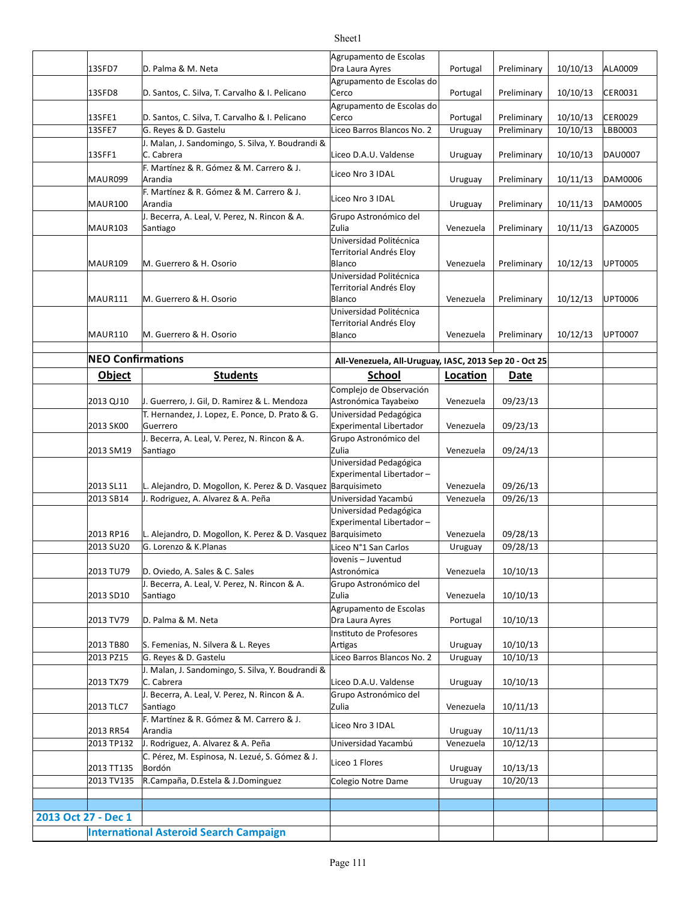| | | | | | | | |
|---|---|---|---|---|---|---|---|
| | 13SFD7 | D. Palma & M. Neta | Agrupamento de Escolas Dra Laura Ayres | Portugal | Preliminary | 10/10/13 | ALA0009 |
| | 13SFD8 | D. Santos, C. Silva, T. Carvalho & I. Pelicano | Agrupamento de Escolas do Cerco | Portugal | Preliminary | 10/10/13 | CER0031 |
| | 13SFE1 | D. Santos, C. Silva, T. Carvalho & I. Pelicano | Agrupamento de Escolas do Cerco | Portugal | Preliminary | 10/10/13 | CER0029 |
| | 13SFE7 | G. Reyes & D. Gastelu | Liceo Barros Blancos No. 2 | Uruguay | Preliminary | 10/10/13 | LBB0003 |
| | 13SFF1 | J. Malan, J. Sandomingo, S. Silva, Y. Boudrandi & C. Cabrera | Liceo D.A.U. Valdense | Uruguay | Preliminary | 10/10/13 | DAU0007 |
| | MAUR099 | F. Martínez & R. Gómez & M. Carrero & J. Arandia | Liceo Nro 3 IDAL | Uruguay | Preliminary | 10/11/13 | DAM0006 |
| | MAUR100 | F. Martínez & R. Gómez & M. Carrero & J. Arandia | Liceo Nro 3 IDAL | Uruguay | Preliminary | 10/11/13 | DAM0005 |
| | MAUR103 | J. Becerra, A. Leal, V. Perez, N. Rincon & A. Santiago | Grupo Astronómico del Zulia | Venezuela | Preliminary | 10/11/13 | GAZ0005 |
| | MAUR109 | M. Guerrero & H. Osorio | Universidad Politécnica Territorial Andrés Eloy Blanco | Venezuela | Preliminary | 10/12/13 | UPT0005 |
| | MAUR111 | M. Guerrero & H. Osorio | Universidad Politécnica Territorial Andrés Eloy Blanco | Venezuela | Preliminary | 10/12/13 | UPT0006 |
| | MAUR110 | M. Guerrero & H. Osorio | Universidad Politécnica Territorial Andrés Eloy Blanco | Venezuela | Preliminary | 10/12/13 | UPT0007 |
| | | | | | | | |
| | **NEO Confirmations** | | **All-Venezuela, All-Uruguay, IASC, 2013 Sep 20 - Oct 25** | | | | |
| | **Object** | **Students** | **School** | **Location** | **Date** | | |
| | 2013 QJ10 | J. Guerrero, J. Gil, D. Ramirez & L. Mendoza | Complejo de Observación Astronómica Tayabeixo | Venezuela | 09/23/13 | | |
| | 2013 SK00 | T. Hernandez, J. Lopez, E. Ponce, D. Prato & G. Guerrero | Universidad Pedagógica Experimental Libertador | Venezuela | 09/23/13 | | |
| | 2013 SM19 | J. Becerra, A. Leal, V. Perez, N. Rincon & A. Santiago | Grupo Astronómico del Zulia | Venezuela | 09/24/13 | | |
| | 2013 SL11 | L. Alejandro, D. Mogollon, K. Perez & D. Vasquez | Universidad Pedagógica Experimental Libertador – Barquisimeto | Venezuela | 09/26/13 | | |
| | 2013 SB14 | J. Rodriguez, A. Alvarez & A. Peña | Universidad Yacambú | Venezuela | 09/26/13 | | |
| | 2013 RP16 | L. Alejandro, D. Mogollon, K. Perez & D. Vasquez | Universidad Pedagógica Experimental Libertador – Barquisimeto | Venezuela | 09/28/13 | | |
| | 2013 SU20 | G. Lorenzo & K.Planas | Liceo N°1 San Carlos | Uruguay | 09/28/13 | | |
| | 2013 TU79 | D. Oviedo, A. Sales & C. Sales | Iovenis – Juventud Astronómica | Venezuela | 10/10/13 | | |
| | 2013 SD10 | J. Becerra, A. Leal, V. Perez, N. Rincon & A. Santiago | Grupo Astronómico del Zulia | Venezuela | 10/10/13 | | |
| | 2013 TV79 | D. Palma & M. Neta | Agrupamento de Escolas Dra Laura Ayres | Portugal | 10/10/13 | | |
| | 2013 TB80 | S. Femenias, N. Silvera & L. Reyes | Instituto de Profesores Artigas | Uruguay | 10/10/13 | | |
| | 2013 PZ15 | G. Reyes & D. Gastelu | Liceo Barros Blancos No. 2 | Uruguay | 10/10/13 | | |
| | 2013 TX79 | J. Malan, J. Sandomingo, S. Silva, Y. Boudrandi & C. Cabrera | Liceo D.A.U. Valdense | Uruguay | 10/10/13 | | |
| | 2013 TLC7 | J. Becerra, A. Leal, V. Perez, N. Rincon & A. Santiago | Grupo Astronómico del Zulia | Venezuela | 10/11/13 | | |
| | 2013 RR54 | F. Martínez & R. Gómez & M. Carrero & J. Arandia | Liceo Nro 3 IDAL | Uruguay | 10/11/13 | | |
| | 2013 TP132 | J. Rodriguez, A. Alvarez & A. Peña | Universidad Yacambú | Venezuela | 10/12/13 | | |
| | 2013 TT135 | C. Pérez, M. Espinosa, N. Lezué, S. Gómez & J. Bordón | Liceo 1 Flores | Uruguay | 10/13/13 | | |
| | 2013 TV135 | R.Campaña, D.Estela & J.Dominguez | Colegio Notre Dame | Uruguay | 10/20/13 | | |
| | | | | | | | |
| | | | | | | | |
| **2013 Oct 27 - Dec 1** | | | | | | | |
| | **International Asteroid Search Campaign** | | | | | | |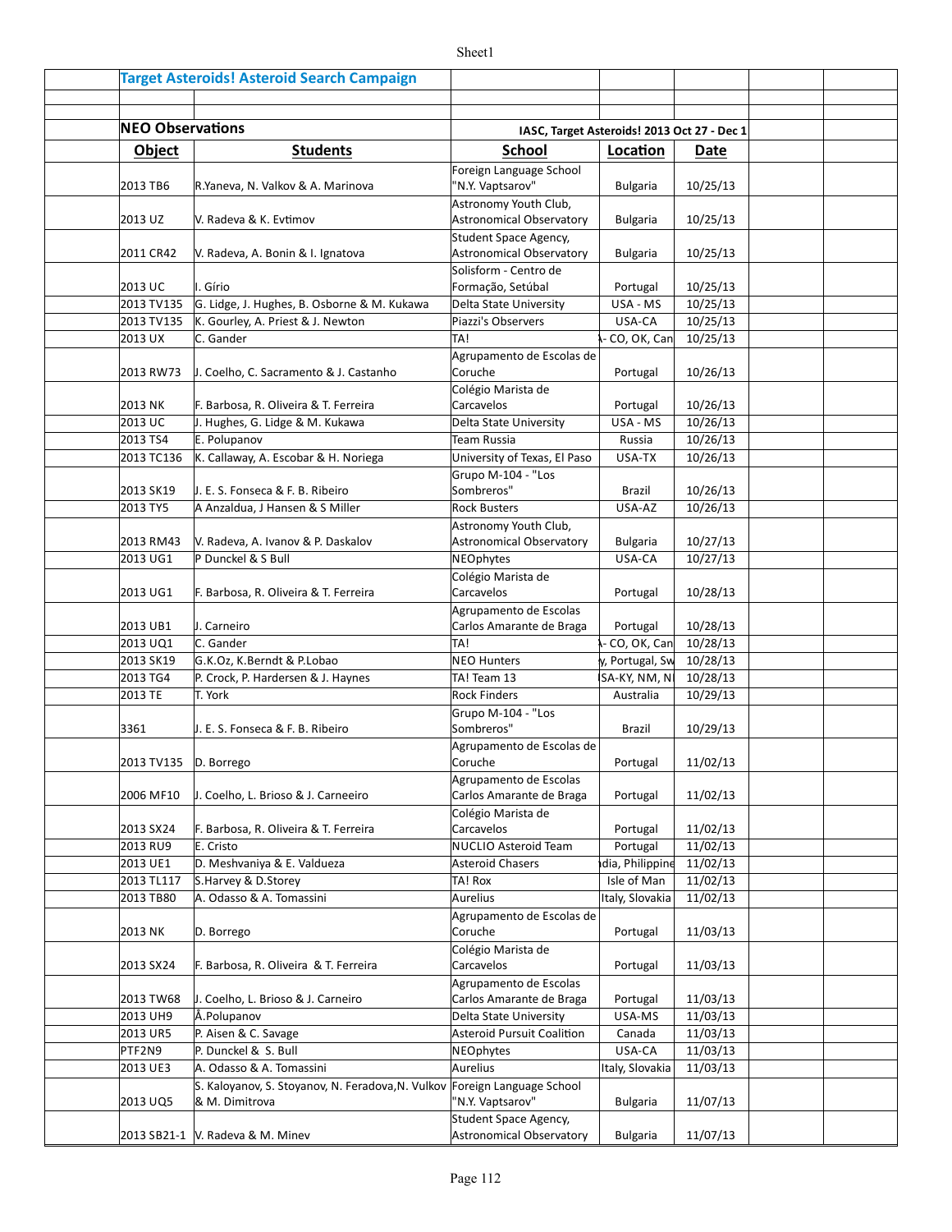## Target Asteroids! Asteroid Search Campaign

### NEO Observations

IASC, Target Asteroids! 2013 Oct 27 - Dec 1

| Object | Students | School | Location | Date |
|---|---|---|---|---|
| 2013 TB6 | R.Yaneva, N. Valkov & A. Marinova | Foreign Language School "N.Y. Vaptsarov" | Bulgaria | 10/25/13 |
| 2013 UZ | V. Radeva & K. Evtimov | Astronomy Youth Club, Astronomical Observatory | Bulgaria | 10/25/13 |
| 2011 CR42 | V. Radeva, A. Bonin & I. Ignatova | Student Space Agency, Astronomical Observatory | Bulgaria | 10/25/13 |
| 2013 UC | I. Gírio | Solisform - Centro de Formação, Setúbal | Portugal | 10/25/13 |
| 2013 TV135 | G. Lidge, J. Hughes, B. Osborne & M. Kukawa | Delta State University | USA - MS | 10/25/13 |
| 2013 TV135 | K. Gourley, A. Priest & J. Newton | Piazzi's Observers | USA-CA | 10/25/13 |
| 2013 UX | C. Gander | TA! | - CO, OK, Can | 10/25/13 |
| 2013 RW73 | J. Coelho, C. Sacramento & J. Castanho | Agrupamento de Escolas de Coruche | Portugal | 10/26/13 |
| 2013 NK | F. Barbosa, R. Oliveira & T. Ferreira | Colégio Marista de Carcavelos | Portugal | 10/26/13 |
| 2013 UC | J. Hughes, G. Lidge & M. Kukawa | Delta State University | USA - MS | 10/26/13 |
| 2013 TS4 | E. Polupanov | Team Russia | Russia | 10/26/13 |
| 2013 TC136 | K. Callaway, A. Escobar & H. Noriega | University of Texas, El Paso | USA-TX | 10/26/13 |
| 2013 SK19 | J. E. S. Fonseca & F. B. Ribeiro | Grupo M-104 - "Los Sombreros" | Brazil | 10/26/13 |
| 2013 TY5 | A Anzaldua, J Hansen & S Miller | Rock Busters | USA-AZ | 10/26/13 |
| 2013 RM43 | V. Radeva, A. Ivanov & P. Daskalov | Astronomy Youth Club, Astronomical Observatory | Bulgaria | 10/27/13 |
| 2013 UG1 | P Dunckel & S Bull | NEOphytes | USA-CA | 10/27/13 |
| 2013 UG1 | F. Barbosa, R. Oliveira & T. Ferreira | Colégio Marista de Carcavelos | Portugal | 10/28/13 |
| 2013 UB1 | J. Carneiro | Agrupamento de Escolas Carlos Amarante de Braga | Portugal | 10/28/13 |
| 2013 UQ1 | C. Gander | TA! | - CO, OK, Can | 10/28/13 |
| 2013 SK19 | G.K.Oz, K.Berndt & P.Lobao | NEO Hunters | y, Portugal, Sw | 10/28/13 |
| 2013 TG4 | P. Crock, P. Hardersen & J. Haynes | TA! Team 13 | SA-KY, NM, N | 10/28/13 |
| 2013 TE | T. York | Rock Finders | Australia | 10/29/13 |
| 3361 | J. E. S. Fonseca & F. B. Ribeiro | Grupo M-104 - "Los Sombreros" | Brazil | 10/29/13 |
| 2013 TV135 | D. Borrego | Agrupamento de Escolas de Coruche | Portugal | 11/02/13 |
| 2006 MF10 | J. Coelho, L. Brioso & J. Carneeiro | Agrupamento de Escolas Carlos Amarante de Braga | Portugal | 11/02/13 |
| 2013 SX24 | F. Barbosa, R. Oliveira & T. Ferreira | Colégio Marista de Carcavelos | Portugal | 11/02/13 |
| 2013 RU9 | E. Cristo | NUCLIO Asteroid Team | Portugal | 11/02/13 |
| 2013 UE1 | D. Meshvaniya & E. Valdueza | Asteroid Chasers | dia, Philippine | 11/02/13 |
| 2013 TL117 | S.Harvey & D.Storey | TA! Rox | Isle of Man | 11/02/13 |
| 2013 TB80 | A. Odasso & A. Tomassini | Aurelius | Italy, Slovakia | 11/02/13 |
| 2013 NK | D. Borrego | Agrupamento de Escolas de Coruche | Portugal | 11/03/13 |
| 2013 SX24 | F. Barbosa, R. Oliveira & T. Ferreira | Colégio Marista de Carcavelos | Portugal | 11/03/13 |
| 2013 TW68 | J. Coelho, L. Brioso & J. Carneiro | Agrupamento de Escolas Carlos Amarante de Braga | Portugal | 11/03/13 |
| 2013 UH9 | Å.Polupanov | Delta State University | USA-MS | 11/03/13 |
| 2013 UR5 | P. Aisen & C. Savage | Asteroid Pursuit Coalition | Canada | 11/03/13 |
| PTF2N9 | P. Dunckel & S. Bull | NEOphytes | USA-CA | 11/03/13 |
| 2013 UE3 | A. Odasso & A. Tomassini | Aurelius | Italy, Slovakia | 11/03/13 |
| 2013 UQ5 | S. Kaloyanov, S. Stoyanov, N. Feradova, N. Vulkov & M. Dimitrova | Foreign Language School "N.Y. Vaptsarov" | Bulgaria | 11/07/13 |
| 2013 SB21-1 | V. Radeva & M. Minev | Student Space Agency, Astronomical Observatory | Bulgaria | 11/07/13 |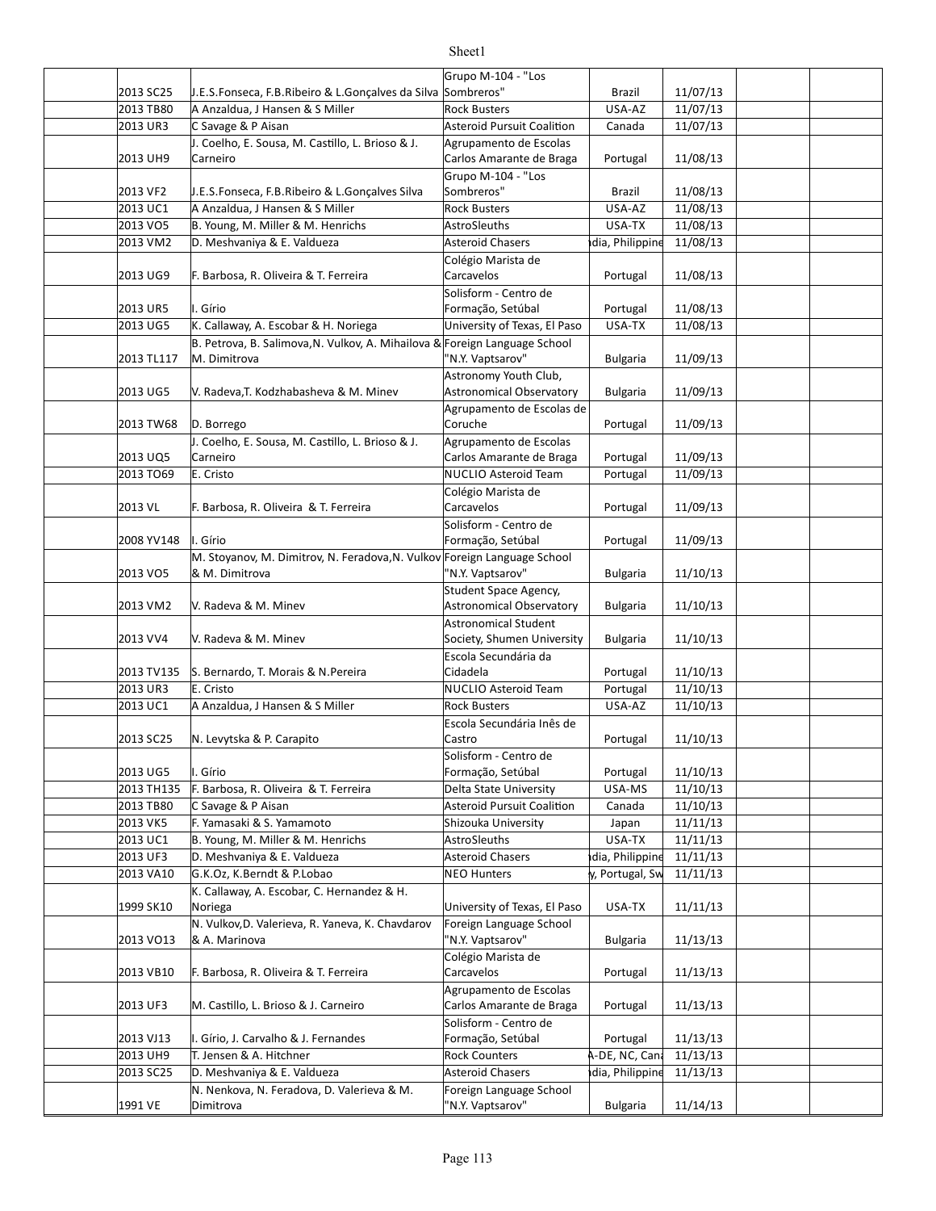| | | | | | | |
|---|---|---|---|---|---|---|
| | 2013 SC25 | J.E.S.Fonseca, F.B.Ribeiro & L.Gonçalves da Silva | Grupo M-104 - "Los Sombreros" | Brazil | 11/07/13 | | |
| | 2013 TB80 | A Anzaldua, J Hansen & S Miller | Rock Busters | USA-AZ | 11/07/13 | | |
| | 2013 UR3 | C Savage & P Aisan | Asteroid Pursuit Coalition | Canada | 11/07/13 | | |
| | 2013 UH9 | J. Coelho, E. Sousa, M. Castillo, L. Brioso & J. Carneiro | Agrupamento de Escolas Carlos Amarante de Braga | Portugal | 11/08/13 | | |
| | 2013 VF2 | J.E.S.Fonseca, F.B.Ribeiro & L.Gonçalves Silva | Grupo M-104 - "Los Sombreros" | Brazil | 11/08/13 | | |
| | 2013 UC1 | A Anzaldua, J Hansen & S Miller | Rock Busters | USA-AZ | 11/08/13 | | |
| | 2013 VO5 | B. Young, M. Miller & M. Henrichs | AstroSleuths | USA-TX | 11/08/13 | | |
| | 2013 VM2 | D. Meshvaniya & E. Valdueza | Asteroid Chasers | ndia, Philippine | 11/08/13 | | |
| | 2013 UG9 | F. Barbosa, R. Oliveira & T. Ferreira | Colégio Marista de Carcavelos | Portugal | 11/08/13 | | |
| | 2013 UR5 | I. Gírio | Solisform - Centro de Formação, Setúbal | Portugal | 11/08/13 | | |
| | 2013 UG5 | K. Callaway, A. Escobar & H. Noriega | University of Texas, El Paso | USA-TX | 11/08/13 | | |
| | 2013 TL117 | B. Petrova, B. Salimova,N. Vulkov, A. Mihailova & M. Dimitrova | Foreign Language School "N.Y. Vaptsarov" | Bulgaria | 11/09/13 | | |
| | 2013 UG5 | V. Radeva,T. Kodzhabasheva & M. Minev | Astronomy Youth Club, Astronomical Observatory | Bulgaria | 11/09/13 | | |
| | 2013 TW68 | D. Borrego | Agrupamento de Escolas de Coruche | Portugal | 11/09/13 | | |
| | 2013 UQ5 | J. Coelho, E. Sousa, M. Castillo, L. Brioso & J. Carneiro | Agrupamento de Escolas Carlos Amarante de Braga | Portugal | 11/09/13 | | |
| | 2013 TO69 | E. Cristo | NUCLIO Asteroid Team | Portugal | 11/09/13 | | |
| | 2013 VL | F. Barbosa, R. Oliveira & T. Ferreira | Colégio Marista de Carcavelos | Portugal | 11/09/13 | | |
| | 2008 YV148 | I. Gírio | Solisform - Centro de Formação, Setúbal | Portugal | 11/09/13 | | |
| | 2013 VO5 | M. Stoyanov, M. Dimitrov, N. Feradova,N. Vulkov & M. Dimitrova | Foreign Language School "N.Y. Vaptsarov" | Bulgaria | 11/10/13 | | |
| | 2013 VM2 | V. Radeva & M. Minev | Student Space Agency, Astronomical Observatory | Bulgaria | 11/10/13 | | |
| | 2013 VV4 | V. Radeva & M. Minev | Astronomical Student Society, Shumen University | Bulgaria | 11/10/13 | | |
| | 2013 TV135 | S. Bernardo, T. Morais & N.Pereira | Escola Secundária da Cidadela | Portugal | 11/10/13 | | |
| | 2013 UR3 | E. Cristo | NUCLIO Asteroid Team | Portugal | 11/10/13 | | |
| | 2013 UC1 | A Anzaldua, J Hansen & S Miller | Rock Busters | USA-AZ | 11/10/13 | | |
| | 2013 SC25 | N. Levytska & P. Carapito | Escola Secundária Inês de Castro | Portugal | 11/10/13 | | |
| | 2013 UG5 | I. Gírio | Solisform - Centro de Formação, Setúbal | Portugal | 11/10/13 | | |
| | 2013 TH135 | F. Barbosa, R. Oliveira & T. Ferreira | Delta State University | USA-MS | 11/10/13 | | |
| | 2013 TB80 | C Savage & P Aisan | Asteroid Pursuit Coalition | Canada | 11/10/13 | | |
| | 2013 VK5 | F. Yamasaki & S. Yamamoto | Shizouka University | Japan | 11/11/13 | | |
| | 2013 UC1 | B. Young, M. Miller & M. Henrichs | AstroSleuths | USA-TX | 11/11/13 | | |
| | 2013 UF3 | D. Meshvaniya & E. Valdueza | Asteroid Chasers | ndia, Philippine | 11/11/13 | | |
| | 2013 VA10 | G.K.Oz, K.Berndt & P.Lobao | NEO Hunters | y, Portugal, Sw | 11/11/13 | | |
| | 1999 SK10 | K. Callaway, A. Escobar, C. Hernandez & H. Noriega | University of Texas, El Paso | USA-TX | 11/11/13 | | |
| | 2013 VO13 | N. Vulkov,D. Valerieva, R. Yaneva, K. Chavdarov & A. Marinova | Foreign Language School "N.Y. Vaptsarov" | Bulgaria | 11/13/13 | | |
| | 2013 VB10 | F. Barbosa, R. Oliveira & T. Ferreira | Colégio Marista de Carcavelos | Portugal | 11/13/13 | | |
| | 2013 UF3 | M. Castillo, L. Brioso & J. Carneiro | Agrupamento de Escolas Carlos Amarante de Braga | Portugal | 11/13/13 | | |
| | 2013 VJ13 | I. Gírio, J. Carvalho & J. Fernandes | Solisform - Centro de Formação, Setúbal | Portugal | 11/13/13 | | |
| | 2013 UH9 | T. Jensen & A. Hitchner | Rock Counters | A-DE, NC, Cana | 11/13/13 | | |
| | 2013 SC25 | D. Meshvaniya & E. Valdueza | Asteroid Chasers | ndia, Philippine | 11/13/13 | | |
| | 1991 VE | N. Nenkova, N. Feradova, D. Valerieva & M. Dimitrova | Foreign Language School "N.Y. Vaptsarov" | Bulgaria | 11/14/13 | | |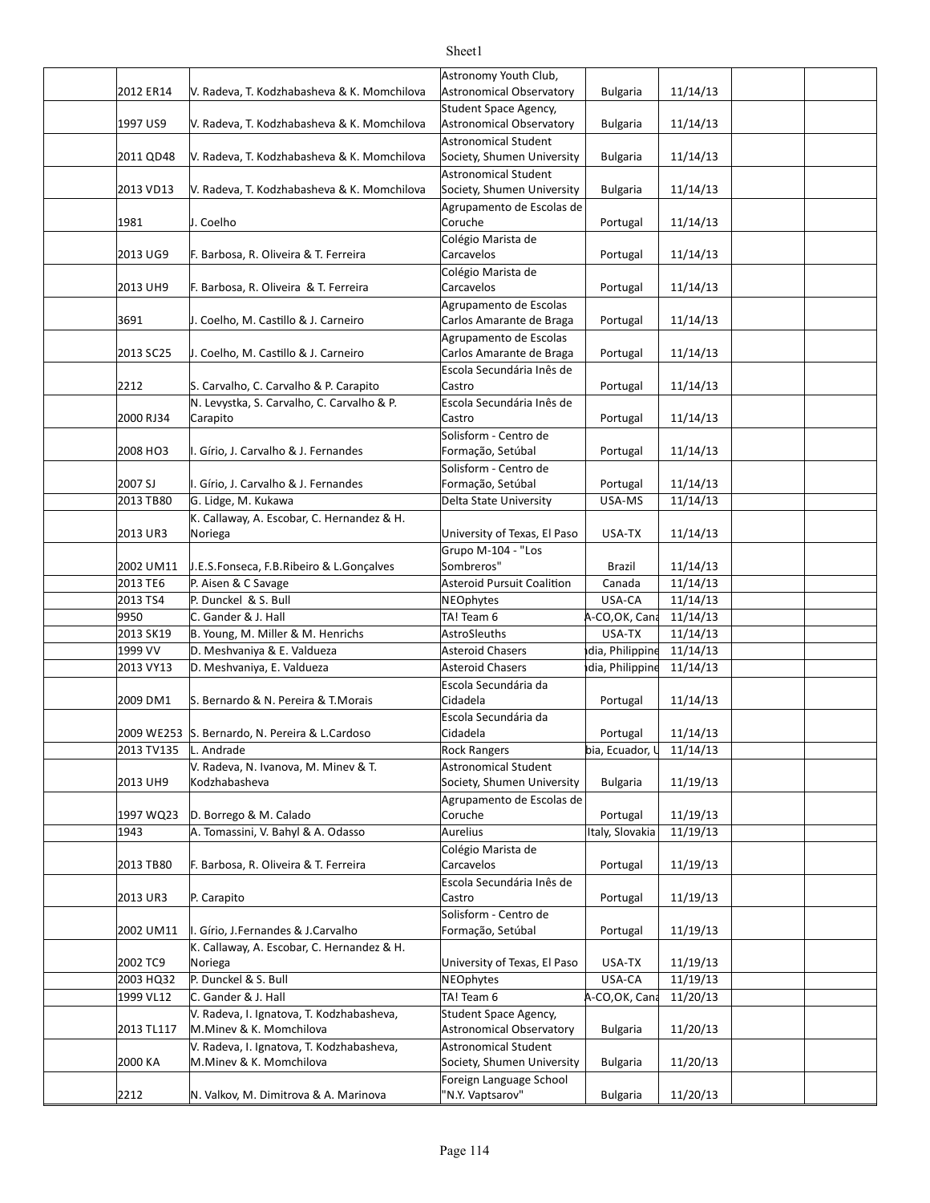| | | | | | | | |
|---|---|---|---|---|---|---|---|
| | 2012 ER14 | V. Radeva, T. Kodzhabasheva & K. Momchilova | Astronomy Youth Club, Astronomical Observatory | Bulgaria | 11/14/13 | | |
| | 1997 US9 | V. Radeva, T. Kodzhabasheva & K. Momchilova | Student Space Agency, Astronomical Observatory | Bulgaria | 11/14/13 | | |
| | 2011 QD48 | V. Radeva, T. Kodzhabasheva & K. Momchilova | Astronomical Student Society, Shumen University | Bulgaria | 11/14/13 | | |
| | 2013 VD13 | V. Radeva, T. Kodzhabasheva & K. Momchilova | Astronomical Student Society, Shumen University | Bulgaria | 11/14/13 | | |
| | 1981 | J. Coelho | Agrupamento de Escolas de Coruche | Portugal | 11/14/13 | | |
| | 2013 UG9 | F. Barbosa, R. Oliveira & T. Ferreira | Colégio Marista de Carcavelos | Portugal | 11/14/13 | | |
| | 2013 UH9 | F. Barbosa, R. Oliveira & T. Ferreira | Colégio Marista de Carcavelos | Portugal | 11/14/13 | | |
| | 3691 | J. Coelho, M. Castillo & J. Carneiro | Agrupamento de Escolas Carlos Amarante de Braga | Portugal | 11/14/13 | | |
| | 2013 SC25 | J. Coelho, M. Castillo & J. Carneiro | Agrupamento de Escolas Carlos Amarante de Braga | Portugal | 11/14/13 | | |
| | 2212 | S. Carvalho, C. Carvalho & P. Carapito | Escola Secundária Inês de Castro | Portugal | 11/14/13 | | |
| | 2000 RJ34 | N. Levystka, S. Carvalho, C. Carvalho & P. Carapito | Escola Secundária Inês de Castro | Portugal | 11/14/13 | | |
| | 2008 HO3 | I. Gírio, J. Carvalho & J. Fernandes | Solisform - Centro de Formação, Setúbal | Portugal | 11/14/13 | | |
| | 2007 SJ | I. Gírio, J. Carvalho & J. Fernandes | Solisform - Centro de Formação, Setúbal | Portugal | 11/14/13 | | |
| | 2013 TB80 | G. Lidge, M. Kukawa | Delta State University | USA-MS | 11/14/13 | | |
| | 2013 UR3 | K. Callaway, A. Escobar, C. Hernandez & H. Noriega | University of Texas, El Paso | USA-TX | 11/14/13 | | |
| | 2002 UM11 | J.E.S.Fonseca, F.B.Ribeiro & L.Gonçalves | Grupo M-104 - "Los Sombreros" | Brazil | 11/14/13 | | |
| | 2013 TE6 | P. Aisen & C Savage | Asteroid Pursuit Coalition | Canada | 11/14/13 | | |
| | 2013 TS4 | P. Dunckel & S. Bull | NEOphytes | USA-CA | 11/14/13 | | |
| | 9950 | C. Gander & J. Hall | TA! Team 6 | A-CO,OK, Cana | 11/14/13 | | |
| | 2013 SK19 | B. Young, M. Miller & M. Henrichs | AstroSleuths | USA-TX | 11/14/13 | | |
| | 1999 VV | D. Meshvaniya & E. Valdueza | Asteroid Chasers | ıdia, Philippine | 11/14/13 | | |
| | 2013 VY13 | D. Meshvaniya, E. Valdueza | Asteroid Chasers | ıdia, Philippine | 11/14/13 | | |
| | 2009 DM1 | S. Bernardo & N. Pereira & T.Morais | Escola Secundária da Cidadela | Portugal | 11/14/13 | | |
| | 2009 WE253 | S. Bernardo, N. Pereira & L.Cardoso | Escola Secundária da Cidadela | Portugal | 11/14/13 | | |
| | 2013 TV135 | L. Andrade | Rock Rangers | bia, Ecuador, U | 11/14/13 | | |
| | 2013 UH9 | V. Radeva, N. Ivanova, M. Minev & T. Kodzhabasheva | Astronomical Student Society, Shumen University | Bulgaria | 11/19/13 | | |
| | 1997 WQ23 | D. Borrego & M. Calado | Agrupamento de Escolas de Coruche | Portugal | 11/19/13 | | |
| | 1943 | A. Tomassini, V. Bahyl & A. Odasso | Aurelius | Italy, Slovakia | 11/19/13 | | |
| | 2013 TB80 | F. Barbosa, R. Oliveira & T. Ferreira | Colégio Marista de Carcavelos | Portugal | 11/19/13 | | |
| | 2013 UR3 | P. Carapito | Escola Secundária Inês de Castro | Portugal | 11/19/13 | | |
| | 2002 UM11 | I. Gírio, J.Fernandes & J.Carvalho | Solisform - Centro de Formação, Setúbal | Portugal | 11/19/13 | | |
| | 2002 TC9 | K. Callaway, A. Escobar, C. Hernandez & H. Noriega | University of Texas, El Paso | USA-TX | 11/19/13 | | |
| | 2003 HQ32 | P. Dunckel & S. Bull | NEOphytes | USA-CA | 11/19/13 | | |
| | 1999 VL12 | C. Gander & J. Hall | TA! Team 6 | A-CO,OK, Cana | 11/20/13 | | |
| | 2013 TL117 | V. Radeva, I. Ignatova, T. Kodzhabasheva, M.Minev & K. Momchilova | Student Space Agency, Astronomical Observatory | Bulgaria | 11/20/13 | | |
| | 2000 KA | V. Radeva, I. Ignatova, T. Kodzhabasheva, M.Minev & K. Momchilova | Astronomical Student Society, Shumen University | Bulgaria | 11/20/13 | | |
| | 2212 | N. Valkov, M. Dimitrova & A. Marinova | Foreign Language School "N.Y. Vaptsarov" | Bulgaria | 11/20/13 | | |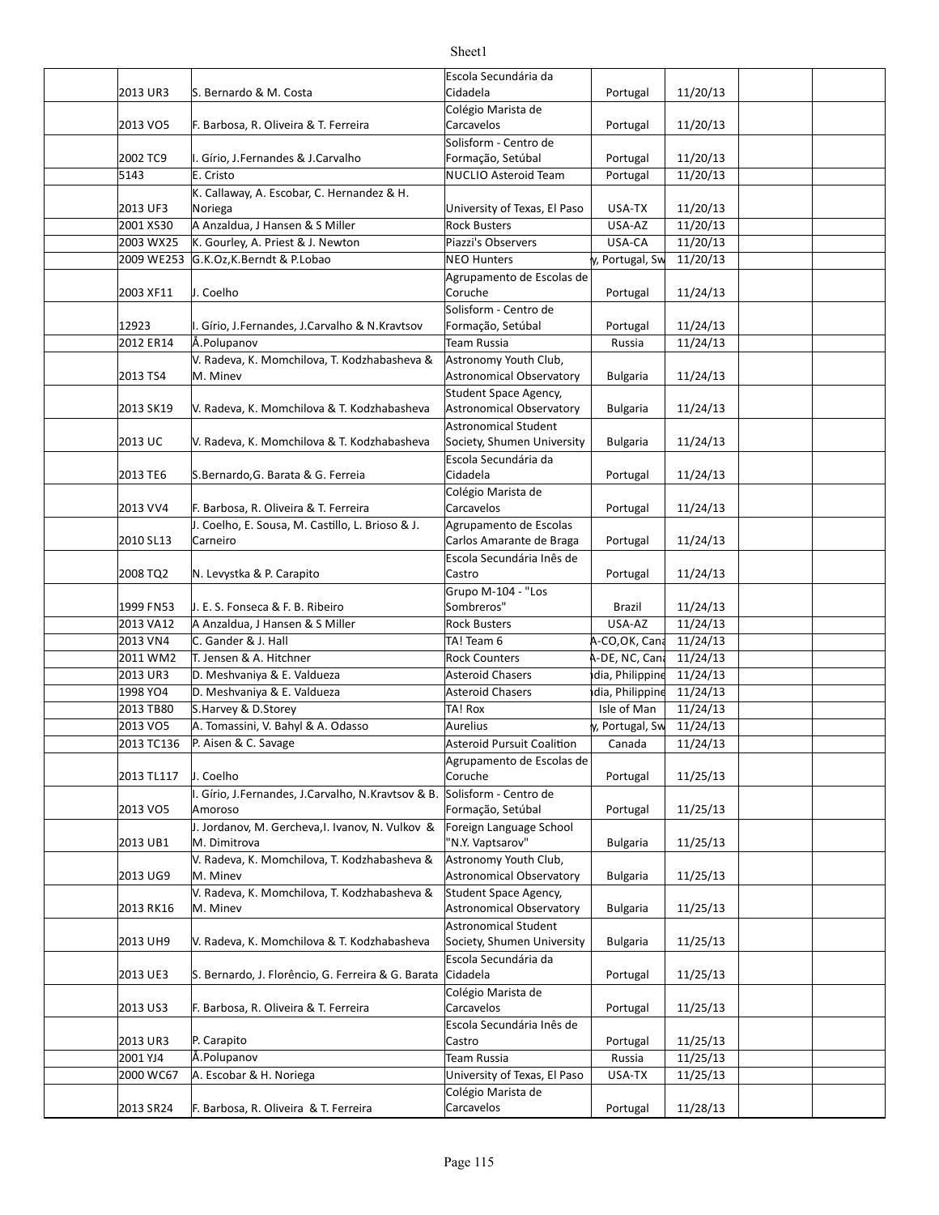| | | | | | | | |
|---|---|---|---|---|---|---|---|
| | 2013 UR3 | S. Bernardo & M. Costa | Escola Secundária da Cidadela | Portugal | 11/20/13 | | |
| | 2013 VO5 | F. Barbosa, R. Oliveira & T. Ferreira | Colégio Marista de Carcavelos | Portugal | 11/20/13 | | |
| | 2002 TC9 | I. Gírio, J.Fernandes & J.Carvalho | Solisform - Centro de Formação, Setúbal | Portugal | 11/20/13 | | |
| | 5143 | E. Cristo | NUCLIO Asteroid Team | Portugal | 11/20/13 | | |
| | 2013 UF3 | K. Callaway, A. Escobar, C. Hernandez & H. Noriega | University of Texas, El Paso | USA-TX | 11/20/13 | | |
| | 2001 XS30 | A Anzaldua, J Hansen & S Miller | Rock Busters | USA-AZ | 11/20/13 | | |
| | 2003 WX25 | K. Gourley, A. Priest & J. Newton | Piazzi's Observers | USA-CA | 11/20/13 | | |
| | 2009 WE253 | G.K.Oz,K.Berndt & P.Lobao | NEO Hunters | y, Portugal, Sw | 11/20/13 | | |
| | 2003 XF11 | J. Coelho | Agrupamento de Escolas de Coruche | Portugal | 11/24/13 | | |
| | 12923 | I. Gírio, J.Fernandes, J.Carvalho & N.Kravtsov | Solisform - Centro de Formação, Setúbal | Portugal | 11/24/13 | | |
| | 2012 ER14 | Å.Polupanov | Team Russia | Russia | 11/24/13 | | |
| | 2013 TS4 | V. Radeva, K. Momchilova, T. Kodzhabasheva & M. Minev | Astronomy Youth Club, Astronomical Observatory | Bulgaria | 11/24/13 | | |
| | 2013 SK19 | V. Radeva, K. Momchilova & T. Kodzhabasheva | Student Space Agency, Astronomical Observatory | Bulgaria | 11/24/13 | | |
| | 2013 UC | V. Radeva, K. Momchilova & T. Kodzhabasheva | Astronomical Student Society, Shumen University | Bulgaria | 11/24/13 | | |
| | 2013 TE6 | S.Bernardo,G. Barata & G. Ferreia | Escola Secundária da Cidadela | Portugal | 11/24/13 | | |
| | 2013 VV4 | F. Barbosa, R. Oliveira & T. Ferreira | Colégio Marista de Carcavelos | Portugal | 11/24/13 | | |
| | 2010 SL13 | J. Coelho, E. Sousa, M. Castillo, L. Brioso & J. Carneiro | Agrupamento de Escolas Carlos Amarante de Braga | Portugal | 11/24/13 | | |
| | 2008 TQ2 | N. Levystka & P. Carapito | Escola Secundária Inês de Castro | Portugal | 11/24/13 | | |
| | 1999 FN53 | J. E. S. Fonseca & F. B. Ribeiro | Grupo M-104 - "Los Sombreros" | Brazil | 11/24/13 | | |
| | 2013 VA12 | A Anzaldua, J Hansen & S Miller | Rock Busters | USA-AZ | 11/24/13 | | |
| | 2013 VN4 | C. Gander & J. Hall | TA! Team 6 | A-CO,OK, Cana | 11/24/13 | | |
| | 2011 WM2 | T. Jensen & A. Hitchner | Rock Counters | A-DE, NC, Cana | 11/24/13 | | |
| | 2013 UR3 | D. Meshvaniya & E. Valdueza | Asteroid Chasers | ıdia, Philippine | 11/24/13 | | |
| | 1998 YO4 | D. Meshvaniya & E. Valdueza | Asteroid Chasers | ıdia, Philippine | 11/24/13 | | |
| | 2013 TB80 | S.Harvey & D.Storey | TA! Rox | Isle of Man | 11/24/13 | | |
| | 2013 VO5 | A. Tomassini, V. Bahyl & A. Odasso | Aurelius | y, Portugal, Sw | 11/24/13 | | |
| | 2013 TC136 | P. Aisen & C. Savage | Asteroid Pursuit Coalition | Canada | 11/24/13 | | |
| | 2013 TL117 | J. Coelho | Agrupamento de Escolas de Coruche | Portugal | 11/25/13 | | |
| | 2013 VO5 | I. Gírio, J.Fernandes, J.Carvalho, N.Kravtsov & B. Amoroso | Solisform - Centro de Formação, Setúbal | Portugal | 11/25/13 | | |
| | 2013 UB1 | J. Jordanov, M. Gercheva,I. Ivanov, N. Vulkov & M. Dimitrova | Foreign Language School "N.Y. Vaptsarov" | Bulgaria | 11/25/13 | | |
| | 2013 UG9 | V. Radeva, K. Momchilova, T. Kodzhabasheva & M. Minev | Astronomy Youth Club, Astronomical Observatory | Bulgaria | 11/25/13 | | |
| | 2013 RK16 | V. Radeva, K. Momchilova, T. Kodzhabasheva & M. Minev | Student Space Agency, Astronomical Observatory | Bulgaria | 11/25/13 | | |
| | 2013 UH9 | V. Radeva, K. Momchilova & T. Kodzhabasheva | Astronomical Student Society, Shumen University | Bulgaria | 11/25/13 | | |
| | 2013 UE3 | S. Bernardo, J. Florêncio, G. Ferreira & G. Barata | Escola Secundária da Cidadela | Portugal | 11/25/13 | | |
| | 2013 US3 | F. Barbosa, R. Oliveira & T. Ferreira | Colégio Marista de Carcavelos | Portugal | 11/25/13 | | |
| | 2013 UR3 | P. Carapito | Escola Secundária Inês de Castro | Portugal | 11/25/13 | | |
| | 2001 YJ4 | Å.Polupanov | Team Russia | Russia | 11/25/13 | | |
| | 2000 WC67 | A. Escobar & H. Noriega | University of Texas, El Paso | USA-TX | 11/25/13 | | |
| | 2013 SR24 | F. Barbosa, R. Oliveira & T. Ferreira | Colégio Marista de Carcavelos | Portugal | 11/28/13 | | |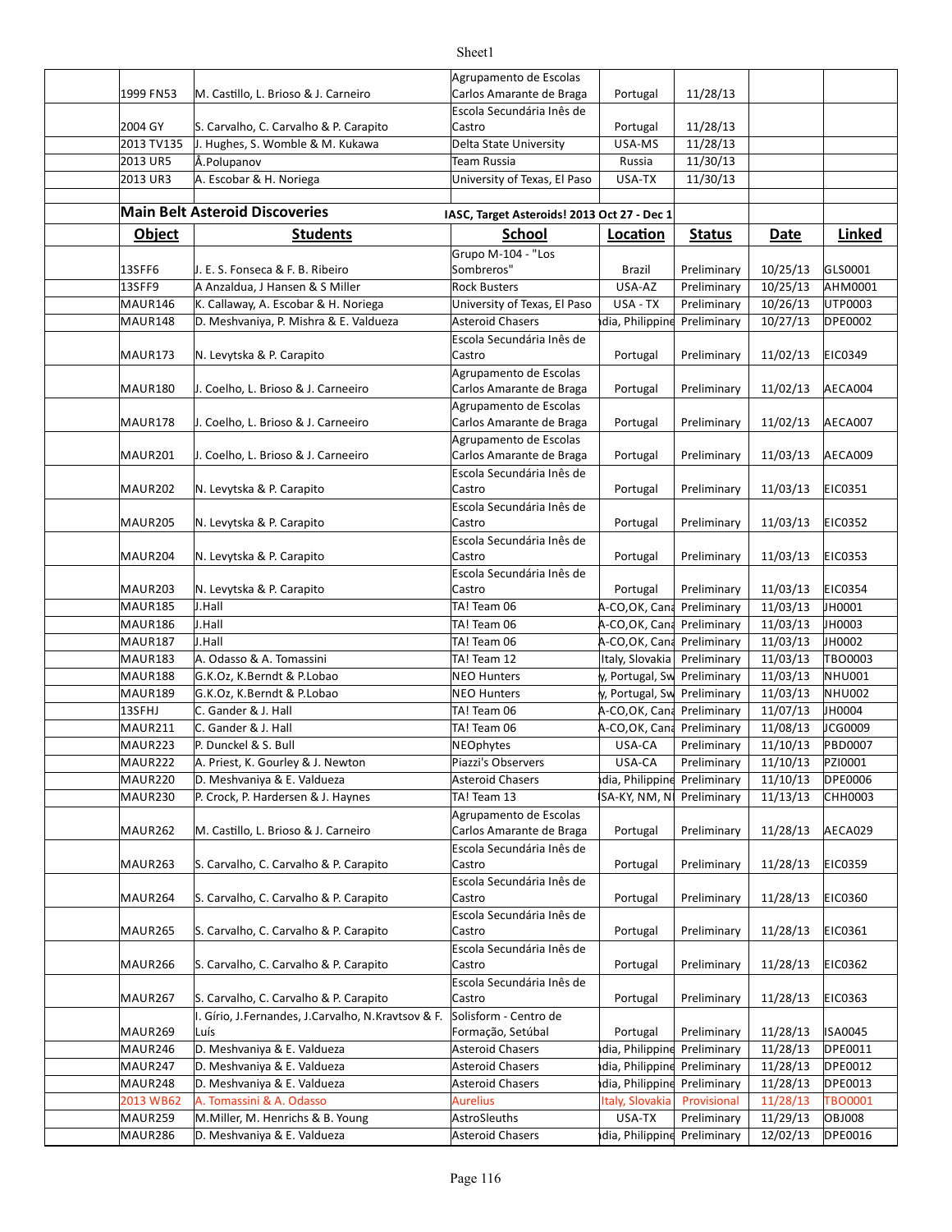| | | | | | | |
|---|---|---|---|---|---|---|
| 1999 FN53 | M. Castillo, L. Brioso & J. Carneiro | Agrupamento de Escolas Carlos Amarante de Braga | Portugal | 11/28/13 | | |
| 2004 GY | S. Carvalho, C. Carvalho & P. Carapito | Escola Secundária Inês de Castro | Portugal | 11/28/13 | | |
| 2013 TV135 | J. Hughes, S. Womble & M. Kukawa | Delta State University | USA-MS | 11/28/13 | | |
| 2013 UR5 | Å.Polupanov | Team Russia | Russia | 11/30/13 | | |
| 2013 UR3 | A. Escobar & H. Noriega | University of Texas, El Paso | USA-TX | 11/30/13 | | |

## Main Belt Asteroid Discoveries

**IASC, Target Asteroids! 2013 Oct 27 - Dec 1**

| Object | Students | School | Location | Status | Date | Linked |
|---|---|---|---|---|---|---|
| 13SFF6 | J. E. S. Fonseca & F. B. Ribeiro | Grupo M-104 - "Los Sombreros" | Brazil | Preliminary | 10/25/13 | GLS0001 |
| 13SFF9 | A Anzaldua, J Hansen & S Miller | Rock Busters | USA-AZ | Preliminary | 10/25/13 | AHM0001 |
| MAUR146 | K. Callaway, A. Escobar & H. Noriega | University of Texas, El Paso | USA - TX | Preliminary | 10/26/13 | UTP0003 |
| MAUR148 | D. Meshvaniya, P. Mishra & E. Valdueza | Asteroid Chasers | dia, Philippine | Preliminary | 10/27/13 | DPE0002 |
| MAUR173 | N. Levytska & P. Carapito | Escola Secundária Inês de Castro | Portugal | Preliminary | 11/02/13 | EIC0349 |
| MAUR180 | J. Coelho, L. Brioso & J. Carneeiro | Agrupamento de Escolas Carlos Amarante de Braga | Portugal | Preliminary | 11/02/13 | AECA004 |
| MAUR178 | J. Coelho, L. Brioso & J. Carneeiro | Agrupamento de Escolas Carlos Amarante de Braga | Portugal | Preliminary | 11/02/13 | AECA007 |
| MAUR201 | J. Coelho, L. Brioso & J. Carneeiro | Agrupamento de Escolas Carlos Amarante de Braga | Portugal | Preliminary | 11/03/13 | AECA009 |
| MAUR202 | N. Levytska & P. Carapito | Escola Secundária Inês de Castro | Portugal | Preliminary | 11/03/13 | EIC0351 |
| MAUR205 | N. Levytska & P. Carapito | Escola Secundária Inês de Castro | Portugal | Preliminary | 11/03/13 | EIC0352 |
| MAUR204 | N. Levytska & P. Carapito | Escola Secundária Inês de Castro | Portugal | Preliminary | 11/03/13 | EIC0353 |
| MAUR203 | N. Levytska & P. Carapito | Escola Secundária Inês de Castro | Portugal | Preliminary | 11/03/13 | EIC0354 |
| MAUR185 | J.Hall | TA! Team 06 | A-CO,OK, Cana | Preliminary | 11/03/13 | JH0001 |
| MAUR186 | J.Hall | TA! Team 06 | A-CO,OK, Cana | Preliminary | 11/03/13 | JH0003 |
| MAUR187 | J.Hall | TA! Team 06 | A-CO,OK, Cana | Preliminary | 11/03/13 | JH0002 |
| MAUR183 | A. Odasso & A. Tomassini | TA! Team 12 | Italy, Slovakia | Preliminary | 11/03/13 | TBO0003 |
| MAUR188 | G.K.Oz, K.Berndt & P.Lobao | NEO Hunters | y, Portugal, Sw | Preliminary | 11/03/13 | NHU001 |
| MAUR189 | G.K.Oz, K.Berndt & P.Lobao | NEO Hunters | y, Portugal, Sw | Preliminary | 11/03/13 | NHU002 |
| 13SFHJ | C. Gander & J. Hall | TA! Team 06 | A-CO,OK, Cana | Preliminary | 11/07/13 | JH0004 |
| MAUR211 | C. Gander & J. Hall | TA! Team 06 | A-CO,OK, Cana | Preliminary | 11/08/13 | JCG0009 |
| MAUR223 | P. Dunckel & S. Bull | NEOphytes | USA-CA | Preliminary | 11/10/13 | PBD0007 |
| MAUR222 | A. Priest, K. Gourley & J. Newton | Piazzi's Observers | USA-CA | Preliminary | 11/10/13 | PZI0001 |
| MAUR220 | D. Meshvaniya & E. Valdueza | Asteroid Chasers | dia, Philippine | Preliminary | 11/10/13 | DPE0006 |
| MAUR230 | P. Crock, P. Hardersen & J. Haynes | TA! Team 13 | SA-KY, NM, N | Preliminary | 11/13/13 | CHH0003 |
| MAUR262 | M. Castillo, L. Brioso & J. Carneiro | Agrupamento de Escolas Carlos Amarante de Braga | Portugal | Preliminary | 11/28/13 | AECA029 |
| MAUR263 | S. Carvalho, C. Carvalho & P. Carapito | Escola Secundária Inês de Castro | Portugal | Preliminary | 11/28/13 | EIC0359 |
| MAUR264 | S. Carvalho, C. Carvalho & P. Carapito | Escola Secundária Inês de Castro | Portugal | Preliminary | 11/28/13 | EIC0360 |
| MAUR265 | S. Carvalho, C. Carvalho & P. Carapito | Escola Secundária Inês de Castro | Portugal | Preliminary | 11/28/13 | EIC0361 |
| MAUR266 | S. Carvalho, C. Carvalho & P. Carapito | Escola Secundária Inês de Castro | Portugal | Preliminary | 11/28/13 | EIC0362 |
| MAUR267 | S. Carvalho, C. Carvalho & P. Carapito | Escola Secundária Inês de Castro | Portugal | Preliminary | 11/28/13 | EIC0363 |
| MAUR269 | I. Gírio, J.Fernandes, J.Carvalho, N.Kravtsov & F. Luís | Solisform - Centro de Formação, Setúbal | Portugal | Preliminary | 11/28/13 | ISA0045 |
| MAUR246 | D. Meshvaniya & E. Valdueza | Asteroid Chasers | dia, Philippine | Preliminary | 11/28/13 | DPE0011 |
| MAUR247 | D. Meshvaniya & E. Valdueza | Asteroid Chasers | dia, Philippine | Preliminary | 11/28/13 | DPE0012 |
| MAUR248 | D. Meshvaniya & E. Valdueza | Asteroid Chasers | dia, Philippine | Preliminary | 11/28/13 | DPE0013 |
| 2013 WB62 | A. Tomassini & A. Odasso | Aurelius | Italy, Slovakia | Provisional | 11/28/13 | TBO0001 |
| MAUR259 | M.Miller, M. Henrichs & B. Young | AstroSleuths | USA-TX | Preliminary | 11/29/13 | OBJ008 |
| MAUR286 | D. Meshvaniya & E. Valdueza | Asteroid Chasers | dia, Philippine | Preliminary | 12/02/13 | DPE0016 |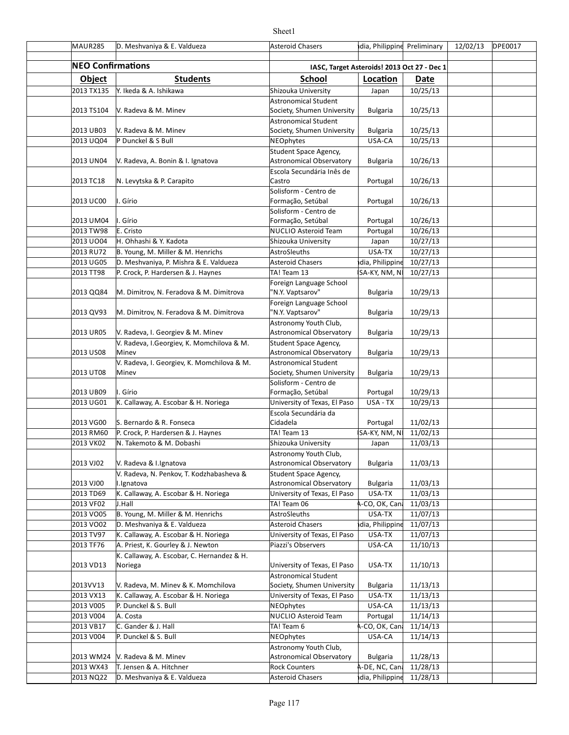| MAUR285 | D. Meshvaniya & E. Valdueza | Asteroid Chasers | ıdia, Philippine | Preliminary | 12/02/13 | DPE0017 |
|---|---|---|---|---|---|---|

**NEO Confirmations** — IASC, Target Asteroids! 2013 Oct 27 - Dec 1

| Object | Students | School | Location | Date | | |
|---|---|---|---|---|---|---|
| 2013 TX135 | Y. Ikeda & A. Ishikawa | Shizouka University | Japan | 10/25/13 | | |
| 2013 TS104 | V. Radeva & M. Minev | Astronomical Student Society, Shumen University | Bulgaria | 10/25/13 | | |
| 2013 UB03 | V. Radeva & M. Minev | Astronomical Student Society, Shumen University | Bulgaria | 10/25/13 | | |
| 2013 UQ04 | P Dunckel & S Bull | NEOphytes | USA-CA | 10/25/13 | | |
| 2013 UN04 | V. Radeva, A. Bonin & I. Ignatova | Student Space Agency, Astronomical Observatory | Bulgaria | 10/26/13 | | |
| 2013 TC18 | N. Levytska & P. Carapito | Escola Secundária Inês de Castro | Portugal | 10/26/13 | | |
| 2013 UC00 | I. Gírio | Solisform - Centro de Formação, Setúbal | Portugal | 10/26/13 | | |
| 2013 UM04 | I. Gírio | Solisform - Centro de Formação, Setúbal | Portugal | 10/26/13 | | |
| 2013 TW98 | E. Cristo | NUCLIO Asteroid Team | Portugal | 10/26/13 | | |
| 2013 UO04 | H. Ohhashi & Y. Kadota | Shizouka University | Japan | 10/27/13 | | |
| 2013 RU72 | B. Young, M. Miller & M. Henrichs | AstroSleuths | USA-TX | 10/27/13 | | |
| 2013 UG05 | D. Meshvaniya, P. Mishra & E. Valdueza | Asteroid Chasers | ıdia, Philippine | 10/27/13 | | |
| 2013 TT98 | P. Crock, P. Hardersen & J. Haynes | TA! Team 13 | SA-KY, NM, N | 10/27/13 | | |
| 2013 QQ84 | M. Dimitrov, N. Feradova & M. Dimitrova | Foreign Language School "N.Y. Vaptsarov" | Bulgaria | 10/29/13 | | |
| 2013 QV93 | M. Dimitrov, N. Feradova & M. Dimitrova | Foreign Language School "N.Y. Vaptsarov" | Bulgaria | 10/29/13 | | |
| 2013 UR05 | V. Radeva, I. Georgiev & M. Minev | Astronomy Youth Club, Astronomical Observatory | Bulgaria | 10/29/13 | | |
| 2013 US08 | V. Radeva, I.Georgiev, K. Momchilova & M. Minev | Student Space Agency, Astronomical Observatory | Bulgaria | 10/29/13 | | |
| 2013 UT08 | V. Radeva, I. Georgiev, K. Momchilova & M. Minev | Astronomical Student Society, Shumen University | Bulgaria | 10/29/13 | | |
| 2013 UB09 | I. Gírio | Solisform - Centro de Formação, Setúbal | Portugal | 10/29/13 | | |
| 2013 UG01 | K. Callaway, A. Escobar & H. Noriega | University of Texas, El Paso | USA - TX | 10/29/13 | | |
| 2013 VG00 | S. Bernardo & R. Fonseca | Escola Secundária da Cidadela | Portugal | 11/02/13 | | |
| 2013 RM60 | P. Crock, P. Hardersen & J. Haynes | TA! Team 13 | SA-KY, NM, N | 11/02/13 | | |
| 2013 VK02 | N. Takemoto & M. Dobashi | Shizouka University | Japan | 11/03/13 | | |
| 2013 VJ02 | V. Radeva & I.Ignatova | Astronomy Youth Club, Astronomical Observatory | Bulgaria | 11/03/13 | | |
| 2013 VJ00 | V. Radeva, N. Penkov, T. Kodzhabasheva & I.Ignatova | Student Space Agency, Astronomical Observatory | Bulgaria | 11/03/13 | | |
| 2013 TD69 | K. Callaway, A. Escobar & H. Noriega | University of Texas, El Paso | USA-TX | 11/03/13 | | |
| 2013 VF02 | J.Hall | TA! Team 06 | A-CO, OK, Cana | 11/03/13 | | |
| 2013 VO05 | B. Young, M. Miller & M. Henrichs | AstroSleuths | USA-TX | 11/07/13 | | |
| 2013 VO02 | D. Meshvaniya & E. Valdueza | Asteroid Chasers | ıdia, Philippine | 11/07/13 | | |
| 2013 TV97 | K. Callaway, A. Escobar & H. Noriega | University of Texas, El Paso | USA-TX | 11/07/13 | | |
| 2013 TF76 | A. Priest, K. Gourley & J. Newton | Piazzi's Observers | USA-CA | 11/10/13 | | |
| 2013 VD13 | K. Callaway, A. Escobar, C. Hernandez & H. Noriega | University of Texas, El Paso | USA-TX | 11/10/13 | | |
| 2013VV13 | V. Radeva, M. Minev & K. Momchilova | Astronomical Student Society, Shumen University | Bulgaria | 11/13/13 | | |
| 2013 VX13 | K. Callaway, A. Escobar & H. Noriega | University of Texas, El Paso | USA-TX | 11/13/13 | | |
| 2013 V005 | P. Dunckel & S. Bull | NEOphytes | USA-CA | 11/13/13 | | |
| 2013 V004 | A. Costa | NUCLIO Asteroid Team | Portugal | 11/14/13 | | |
| 2013 VB17 | C. Gander & J. Hall | TA! Team 6 | A-CO, OK, Cana | 11/14/13 | | |
| 2013 V004 | P. Dunckel & S. Bull | NEOphytes | USA-CA | 11/14/13 | | |
| 2013 WM24 | V. Radeva & M. Minev | Astronomy Youth Club, Astronomical Observatory | Bulgaria | 11/28/13 | | |
| 2013 WX43 | T. Jensen & A. Hitchner | Rock Counters | A-DE, NC, Cana | 11/28/13 | | |
| 2013 NQ22 | D. Meshvaniya & E. Valdueza | Asteroid Chasers | ıdia, Philippine | 11/28/13 | | |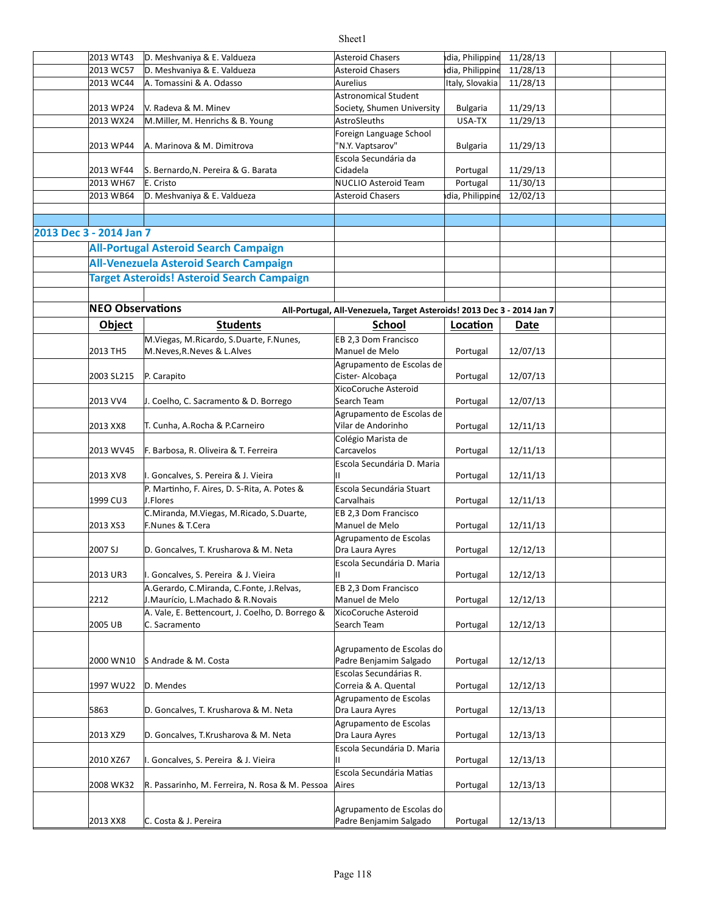| | | | | |
|---|---|---|---|---|
| 2013 WT43 | D. Meshvaniya & E. Valdueza | Asteroid Chasers | ıdia, Philippine | 11/28/13 |
| 2013 WC57 | D. Meshvaniya & E. Valdueza | Asteroid Chasers | ıdia, Philippine | 11/28/13 |
| 2013 WC44 | A. Tomassini & A. Odasso | Aurelius | Italy, Slovakia | 11/28/13 |
| 2013 WP24 | V. Radeva & M. Minev | Astronomical Student Society, Shumen University | Bulgaria | 11/29/13 |
| 2013 WX24 | M.Miller, M. Henrichs & B. Young | AstroSleuths | USA-TX | 11/29/13 |
| 2013 WP44 | A. Marinova & M. Dimitrova | Foreign Language School "N.Y. Vaptsarov" | Bulgaria | 11/29/13 |
| 2013 WF44 | S. Bernardo,N. Pereira & G. Barata | Escola Secundária da Cidadela | Portugal | 11/29/13 |
| 2013 WH67 | E. Cristo | NUCLIO Asteroid Team | Portugal | 11/30/13 |
| 2013 WB64 | D. Meshvaniya & E. Valdueza | Asteroid Chasers | ıdia, Philippine | 12/02/13 |

## 2013 Dec 3 - 2014 Jan 7

### All-Portugal Asteroid Search Campaign

### All-Venezuela Asteroid Search Campaign

### Target Asteroids! Asteroid Search Campaign

**NEO Observations** — All-Portugal, All-Venezuela, Target Asteroids! 2013 Dec 3 - 2014 Jan 7

| Object | Students | School | Location | Date |
|---|---|---|---|---|
| 2013 TH5 | M.Viegas, M.Ricardo, S.Duarte, F.Nunes, M.Neves,R.Neves & L.Alves | EB 2,3 Dom Francisco Manuel de Melo | Portugal | 12/07/13 |
| 2003 SL215 | P. Carapito | Agrupamento de Escolas de Cister- Alcobaça | Portugal | 12/07/13 |
| 2013 VV4 | J. Coelho, C. Sacramento & D. Borrego | XicoCoruche Asteroid Search Team | Portugal | 12/07/13 |
| 2013 XX8 | T. Cunha, A.Rocha & P.Carneiro | Agrupamento de Escolas de Vilar de Andorinho | Portugal | 12/11/13 |
| 2013 WV45 | F. Barbosa, R. Oliveira & T. Ferreira | Colégio Marista de Carcavelos | Portugal | 12/11/13 |
| 2013 XV8 | I. Goncalves, S. Pereira & J. Vieira | Escola Secundária D. Maria II | Portugal | 12/11/13 |
| 1999 CU3 | P. Martinho, F. Aires, D. S-Rita, A. Potes & J.Flores | Escola Secundária Stuart Carvalhais | Portugal | 12/11/13 |
| 2013 XS3 | C.Miranda, M.Viegas, M.Ricado, S.Duarte, F.Nunes & T.Cera | EB 2,3 Dom Francisco Manuel de Melo | Portugal | 12/11/13 |
| 2007 SJ | D. Goncalves, T. Krusharova & M. Neta | Agrupamento de Escolas Dra Laura Ayres | Portugal | 12/12/13 |
| 2013 UR3 | I. Goncalves, S. Pereira & J. Vieira | Escola Secundária D. Maria II | Portugal | 12/12/13 |
| 2212 | A.Gerardo, C.Miranda, C.Fonte, J.Relvas, J.Maurício, L.Machado & R.Novais | EB 2,3 Dom Francisco Manuel de Melo | Portugal | 12/12/13 |
| 2005 UB | A. Vale, E. Bettencourt, J. Coelho, D. Borrego & C. Sacramento | XicoCoruche Asteroid Search Team | Portugal | 12/12/13 |
| 2000 WN10 | S Andrade & M. Costa | Agrupamento de Escolas do Padre Benjamim Salgado | Portugal | 12/12/13 |
| 1997 WU22 | D. Mendes | Escolas Secundárias R. Correia & A. Quental | Portugal | 12/12/13 |
| 5863 | D. Goncalves, T. Krusharova & M. Neta | Agrupamento de Escolas Dra Laura Ayres | Portugal | 12/13/13 |
| 2013 XZ9 | D. Goncalves, T.Krusharova & M. Neta | Agrupamento de Escolas Dra Laura Ayres | Portugal | 12/13/13 |
| 2010 XZ67 | I. Goncalves, S. Pereira & J. Vieira | Escola Secundária D. Maria II | Portugal | 12/13/13 |
| 2008 WK32 | R. Passarinho, M. Ferreira, N. Rosa & M. Pessoa | Escola Secundária Matias Aires | Portugal | 12/13/13 |
| 2013 XX8 | C. Costa & J. Pereira | Agrupamento de Escolas do Padre Benjamim Salgado | Portugal | 12/13/13 |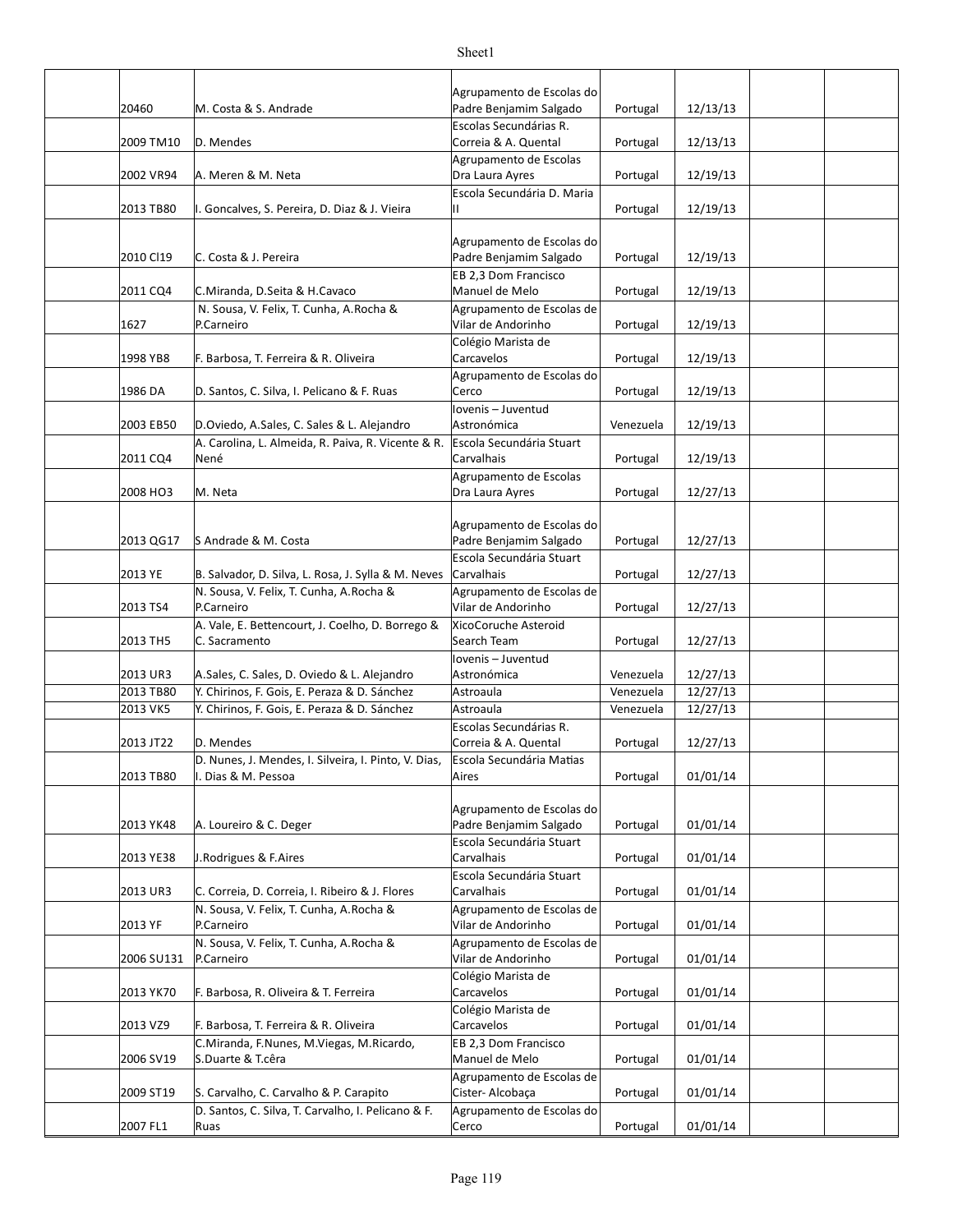| | | | | | | | |
|---|---|---|---|---|---|---|---|
| | 20460 | M. Costa & S. Andrade | Agrupamento de Escolas do Padre Benjamim Salgado | Portugal | 12/13/13 | | |
| | 2009 TM10 | D. Mendes | Escolas Secundárias R. Correia & A. Quental | Portugal | 12/13/13 | | |
| | 2002 VR94 | A. Meren & M. Neta | Agrupamento de Escolas Dra Laura Ayres | Portugal | 12/19/13 | | |
| | 2013 TB80 | I. Goncalves, S. Pereira, D. Diaz & J. Vieira | Escola Secundária D. Maria II | Portugal | 12/19/13 | | |
| | 2010 Cl19 | C. Costa & J. Pereira | Agrupamento de Escolas do Padre Benjamim Salgado | Portugal | 12/19/13 | | |
| | 2011 CQ4 | C.Miranda, D.Seita & H.Cavaco | EB 2,3 Dom Francisco Manuel de Melo | Portugal | 12/19/13 | | |
| | 1627 | N. Sousa, V. Felix, T. Cunha, A.Rocha & P.Carneiro | Agrupamento de Escolas de Vilar de Andorinho | Portugal | 12/19/13 | | |
| | 1998 YB8 | F. Barbosa, T. Ferreira & R. Oliveira | Colégio Marista de Carcavelos | Portugal | 12/19/13 | | |
| | 1986 DA | D. Santos, C. Silva, I. Pelicano & F. Ruas | Agrupamento de Escolas do Cerco | Portugal | 12/19/13 | | |
| | 2003 EB50 | D.Oviedo, A.Sales, C. Sales & L. Alejandro | Iovenis – Juventud Astronómica | Venezuela | 12/19/13 | | |
| | 2011 CQ4 | A. Carolina, L. Almeida, R. Paiva, R. Vicente & R. Nené | Escola Secundária Stuart Carvalhais | Portugal | 12/19/13 | | |
| | 2008 HO3 | M. Neta | Agrupamento de Escolas Dra Laura Ayres | Portugal | 12/27/13 | | |
| | 2013 QG17 | S Andrade & M. Costa | Agrupamento de Escolas do Padre Benjamim Salgado | Portugal | 12/27/13 | | |
| | 2013 YE | B. Salvador, D. Silva, L. Rosa, J. Sylla & M. Neves | Escola Secundária Stuart Carvalhais | Portugal | 12/27/13 | | |
| | 2013 TS4 | N. Sousa, V. Felix, T. Cunha, A.Rocha & P.Carneiro | Agrupamento de Escolas de Vilar de Andorinho | Portugal | 12/27/13 | | |
| | 2013 TH5 | A. Vale, E. Bettencourt, J. Coelho, D. Borrego & C. Sacramento | XicoCoruche Asteroid Search Team | Portugal | 12/27/13 | | |
| | 2013 UR3 | A.Sales, C. Sales, D. Oviedo & L. Alejandro | Iovenis – Juventud Astronómica | Venezuela | 12/27/13 | | |
| | 2013 TB80 | Y. Chirinos, F. Gois, E. Peraza & D. Sánchez | Astroaula | Venezuela | 12/27/13 | | |
| | 2013 VK5 | Y. Chirinos, F. Gois, E. Peraza & D. Sánchez | Astroaula | Venezuela | 12/27/13 | | |
| | 2013 JT22 | D. Mendes | Escolas Secundárias R. Correia & A. Quental | Portugal | 12/27/13 | | |
| | 2013 TB80 | D. Nunes, J. Mendes, I. Silveira, I. Pinto, V. Dias, I. Dias & M. Pessoa | Escola Secundária Matias Aires | Portugal | 01/01/14 | | |
| | 2013 YK48 | A. Loureiro & C. Deger | Agrupamento de Escolas do Padre Benjamim Salgado | Portugal | 01/01/14 | | |
| | 2013 YE38 | J.Rodrigues & F.Aires | Escola Secundária Stuart Carvalhais | Portugal | 01/01/14 | | |
| | 2013 UR3 | C. Correia, D. Correia, I. Ribeiro & J. Flores | Escola Secundária Stuart Carvalhais | Portugal | 01/01/14 | | |
| | 2013 YF | N. Sousa, V. Felix, T. Cunha, A.Rocha & P.Carneiro | Agrupamento de Escolas de Vilar de Andorinho | Portugal | 01/01/14 | | |
| | 2006 SU131 | N. Sousa, V. Felix, T. Cunha, A.Rocha & P.Carneiro | Agrupamento de Escolas de Vilar de Andorinho | Portugal | 01/01/14 | | |
| | 2013 YK70 | F. Barbosa, R. Oliveira & T. Ferreira | Colégio Marista de Carcavelos | Portugal | 01/01/14 | | |
| | 2013 VZ9 | F. Barbosa, T. Ferreira & R. Oliveira | Colégio Marista de Carcavelos | Portugal | 01/01/14 | | |
| | 2006 SV19 | C.Miranda, F.Nunes, M.Viegas, M.Ricardo, S.Duarte & T.cêra | EB 2,3 Dom Francisco Manuel de Melo | Portugal | 01/01/14 | | |
| | 2009 ST19 | S. Carvalho, C. Carvalho & P. Carapito | Agrupamento de Escolas de Cister- Alcobaça | Portugal | 01/01/14 | | |
| | 2007 FL1 | D. Santos, C. Silva, T. Carvalho, I. Pelicano & F. Ruas | Agrupamento de Escolas do Cerco | Portugal | 01/01/14 | | |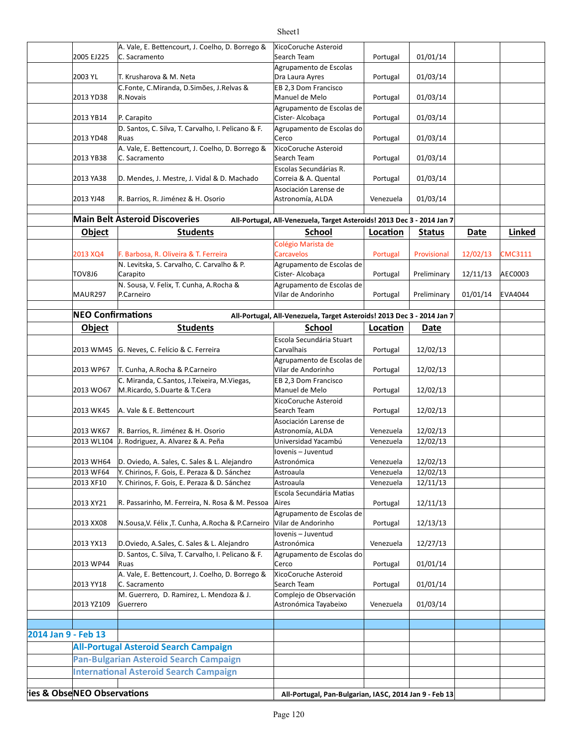| | | | | | | | |
|---|---|---|---|---|---|---|---|
| | 2005 EJ225 | A. Vale, E. Bettencourt, J. Coelho, D. Borrego & C. Sacramento | XicoCoruche Asteroid Search Team | Portugal | 01/01/14 | | |
| | 2003 YL | T. Krusharova & M. Neta | Agrupamento de Escolas Dra Laura Ayres | Portugal | 01/03/14 | | |
| | 2013 YD38 | C.Fonte, C.Miranda, D.Simões, J.Relvas & R.Novais | EB 2,3 Dom Francisco Manuel de Melo | Portugal | 01/03/14 | | |
| | 2013 YB14 | P. Carapito | Agrupamento de Escolas de Cister- Alcobaça | Portugal | 01/03/14 | | |
| | 2013 YD48 | D. Santos, C. Silva, T. Carvalho, I. Pelicano & F. Ruas | Agrupamento de Escolas do Cerco | Portugal | 01/03/14 | | |
| | 2013 YB38 | A. Vale, E. Bettencourt, J. Coelho, D. Borrego & C. Sacramento | XicoCoruche Asteroid Search Team | Portugal | 01/03/14 | | |
| | 2013 YA38 | D. Mendes, J. Mestre, J. Vidal & D. Machado | Escolas Secundárias R. Correia & A. Quental | Portugal | 01/03/14 | | |
| | 2013 YJ48 | R. Barrios, R. Jiménez & H. Osorio | Asociación Larense de Astronomía, ALDA | Venezuela | 01/03/14 | | |

## Main Belt Asteroid Discoveries

All-Portugal, All-Venezuela, Target Asteroids! 2013 Dec 3 - 2014 Jan 7

| Object | Students | School | Location | Status | Date | Linked |
|---|---|---|---|---|---|---|
| 2013 XQ4 | F. Barbosa, R. Oliveira & T. Ferreira | Colégio Marista de Carcavelos | Portugal | Provisional | 12/02/13 | CMC3111 |
| TOV8J6 | N. Levitska, S. Carvalho, C. Carvalho & P. Carapito | Agrupamento de Escolas de Cister- Alcobaça | Portugal | Preliminary | 12/11/13 | AEC0003 |
| MAUR297 | N. Sousa, V. Felix, T. Cunha, A.Rocha & P.Carneiro | Agrupamento de Escolas de Vilar de Andorinho | Portugal | Preliminary | 01/01/14 | EVA4044 |

## NEO Confirmations

All-Portugal, All-Venezuela, Target Asteroids! 2013 Dec 3 - 2014 Jan 7

| Object | Students | School | Location | Date |
|---|---|---|---|---|
| 2013 WM45 | G. Neves, C. Felício & C. Ferreira | Escola Secundária Stuart Carvalhais | Portugal | 12/02/13 |
| 2013 WP67 | T. Cunha, A.Rocha & P.Carneiro | Agrupamento de Escolas de Vilar de Andorinho | Portugal | 12/02/13 |
| 2013 WO67 | C. Miranda, C.Santos, J.Teixeira, M.Viegas, M.Ricardo, S.Duarte & T.Cera | EB 2,3 Dom Francisco Manuel de Melo | Portugal | 12/02/13 |
| 2013 WK45 | A. Vale & E. Bettencourt | XicoCoruche Asteroid Search Team | Portugal | 12/02/13 |
| 2013 WK67 | R. Barrios, R. Jiménez & H. Osorio | Asociación Larense de Astronomía, ALDA | Venezuela | 12/02/13 |
| 2013 WL104 | J. Rodriguez, A. Alvarez & A. Peña | Universidad Yacambú | Venezuela | 12/02/13 |
| 2013 WH64 | D. Oviedo, A. Sales, C. Sales & L. Alejandro | Iovenis – Juventud Astronómica | Venezuela | 12/02/13 |
| 2013 WF64 | Y. Chirinos, F. Gois, E. Peraza & D. Sánchez | Astroaula | Venezuela | 12/02/13 |
| 2013 XF10 | Y. Chirinos, F. Gois, E. Peraza & D. Sánchez | Astroaula | Venezuela | 12/11/13 |
| 2013 XY21 | R. Passarinho, M. Ferreira, N. Rosa & M. Pessoa | Escola Secundária Matias Aires | Portugal | 12/11/13 |
| 2013 XX08 | N.Sousa,V. Félix ,T. Cunha, A.Rocha & P.Carneiro | Agrupamento de Escolas de Vilar de Andorinho | Portugal | 12/13/13 |
| 2013 YX13 | D.Oviedo, A.Sales, C. Sales & L. Alejandro | Iovenis – Juventud Astronómica | Venezuela | 12/27/13 |
| 2013 WP44 | D. Santos, C. Silva, T. Carvalho, I. Pelicano & F. Ruas | Agrupamento de Escolas do Cerco | Portugal | 01/01/14 |
| 2013 YY18 | A. Vale, E. Bettencourt, J. Coelho, D. Borrego & C. Sacramento | XicoCoruche Asteroid Search Team | Portugal | 01/01/14 |
| 2013 YZ109 | M. Guerrero, D. Ramirez, L. Mendoza & J. Guerrero | Complejo de Observación Astronómica Tayabeixo | Venezuela | 01/03/14 |

## 2014 Jan 9 - Feb 13

### All-Portugal Asteroid Search Campaign

### Pan-Bulgarian Asteroid Search Campaign

### International Asteroid Search Campaign

ies & Obse NEO Observations — All-Portugal, Pan-Bulgarian, IASC, 2014 Jan 9 - Feb 13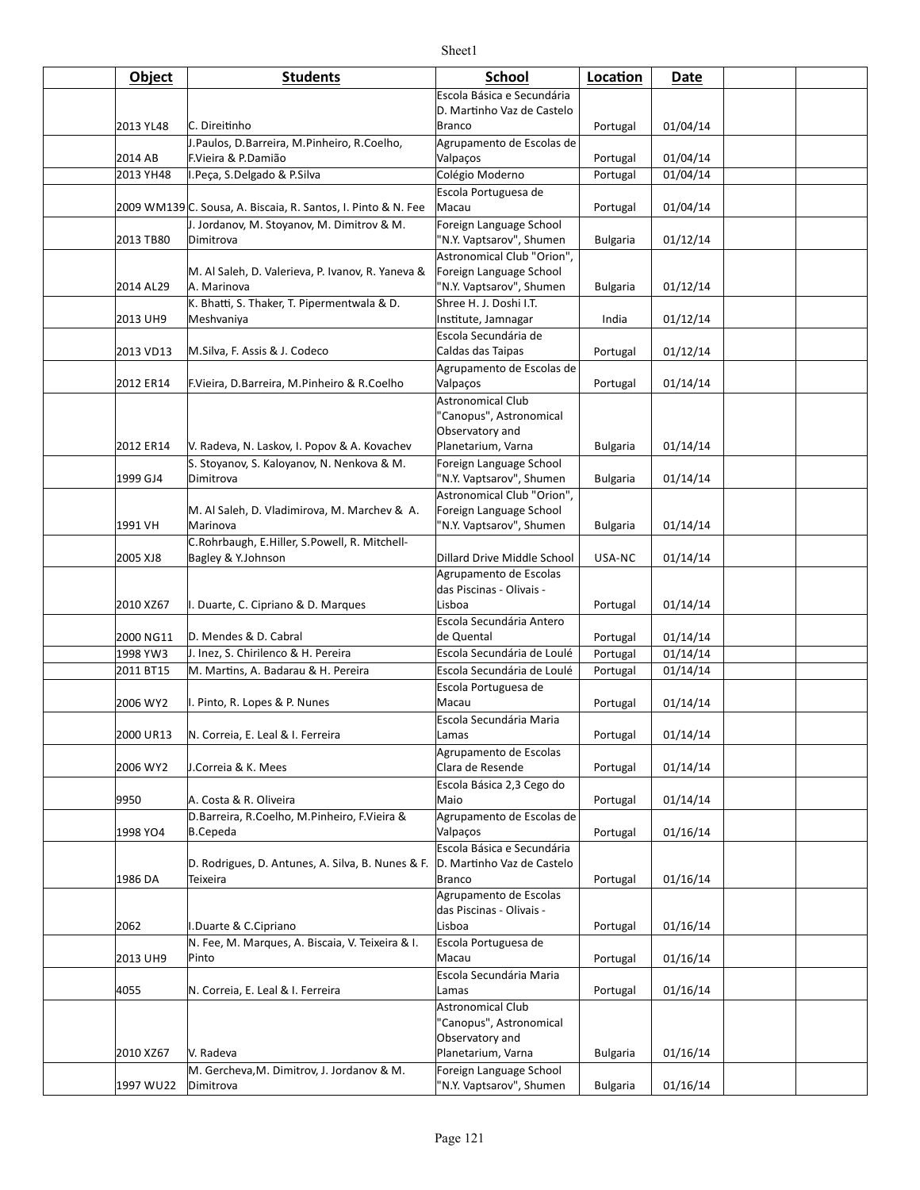| | Object | Students | School | Location | Date | | |
|---|---|---|---|---|---|---|---|
| | 2013 YL48 | C. Direitinho | Escola Básica e Secundária D. Martinho Vaz de Castelo Branco | Portugal | 01/04/14 | | |
| | 2014 AB | J.Paulos, D.Barreira, M.Pinheiro, R.Coelho, F.Vieira & P.Damião | Agrupamento de Escolas de Valpaços | Portugal | 01/04/14 | | |
| | 2013 YH48 | I.Peça, S.Delgado & P.Silva | Colégio Moderno | Portugal | 01/04/14 | | |
| | 2009 WM139 | C. Sousa, A. Biscaia, R. Santos, I. Pinto & N. Fee | Escola Portuguesa de Macau | Portugal | 01/04/14 | | |
| | 2013 TB80 | J. Jordanov, M. Stoyanov, M. Dimitrov & M. Dimitrova | Foreign Language School "N.Y. Vaptsarov", Shumen | Bulgaria | 01/12/14 | | |
| | 2014 AL29 | M. Al Saleh, D. Valerieva, P. Ivanov, R. Yaneva & A. Marinova | Astronomical Club "Orion", Foreign Language School "N.Y. Vaptsarov", Shumen | Bulgaria | 01/12/14 | | |
| | 2013 UH9 | K. Bhatti, S. Thaker, T. Pipermentwala & D. Meshvaniya | Shree H. J. Doshi I.T. Institute, Jamnagar | India | 01/12/14 | | |
| | 2013 VD13 | M.Silva, F. Assis & J. Codeco | Escola Secundária de Caldas das Taipas | Portugal | 01/12/14 | | |
| | 2012 ER14 | F.Vieira, D.Barreira, M.Pinheiro & R.Coelho | Agrupamento de Escolas de Valpaços | Portugal | 01/14/14 | | |
| | 2012 ER14 | V. Radeva, N. Laskov, I. Popov & A. Kovachev | Astronomical Club "Canopus", Astronomical Observatory and Planetarium, Varna | Bulgaria | 01/14/14 | | |
| | 1999 GJ4 | S. Stoyanov, S. Kaloyanov, N. Nenkova & M. Dimitrova | Foreign Language School "N.Y. Vaptsarov", Shumen | Bulgaria | 01/14/14 | | |
| | 1991 VH | M. Al Saleh, D. Vladimirova, M. Marchev & A. Marinova | Astronomical Club "Orion", Foreign Language School "N.Y. Vaptsarov", Shumen | Bulgaria | 01/14/14 | | |
| | 2005 XJ8 | C.Rohrbaugh, E.Hiller, S.Powell, R. Mitchell-Bagley & Y.Johnson | Dillard Drive Middle School | USA-NC | 01/14/14 | | |
| | 2010 XZ67 | I. Duarte, C. Cipriano & D. Marques | Agrupamento de Escolas das Piscinas - Olivais - Lisboa | Portugal | 01/14/14 | | |
| | 2000 NG11 | D. Mendes & D. Cabral | Escola Secundária Antero de Quental | Portugal | 01/14/14 | | |
| | 1998 YW3 | J. Inez, S. Chirilenco & H. Pereira | Escola Secundária de Loulé | Portugal | 01/14/14 | | |
| | 2011 BT15 | M. Martins, A. Badarau & H. Pereira | Escola Secundária de Loulé | Portugal | 01/14/14 | | |
| | 2006 WY2 | I. Pinto, R. Lopes & P. Nunes | Escola Portuguesa de Macau | Portugal | 01/14/14 | | |
| | 2000 UR13 | N. Correia, E. Leal & I. Ferreira | Escola Secundária Maria Lamas | Portugal | 01/14/14 | | |
| | 2006 WY2 | J.Correia & K. Mees | Agrupamento de Escolas Clara de Resende | Portugal | 01/14/14 | | |
| | 9950 | A. Costa & R. Oliveira | Escola Básica 2,3 Cego do Maio | Portugal | 01/14/14 | | |
| | 1998 YO4 | D.Barreira, R.Coelho, M.Pinheiro, F.Vieira & B.Cepeda | Agrupamento de Escolas de Valpaços | Portugal | 01/16/14 | | |
| | 1986 DA | D. Rodrigues, D. Antunes, A. Silva, B. Nunes & F. Teixeira | Escola Básica e Secundária D. Martinho Vaz de Castelo Branco | Portugal | 01/16/14 | | |
| | 2062 | I.Duarte & C.Cipriano | Agrupamento de Escolas das Piscinas - Olivais - Lisboa | Portugal | 01/16/14 | | |
| | 2013 UH9 | N. Fee, M. Marques, A. Biscaia, V. Teixeira & I. Pinto | Escola Portuguesa de Macau | Portugal | 01/16/14 | | |
| | 4055 | N. Correia, E. Leal & I. Ferreira | Escola Secundária Maria Lamas | Portugal | 01/16/14 | | |
| | 2010 XZ67 | V. Radeva | Astronomical Club "Canopus", Astronomical Observatory and Planetarium, Varna | Bulgaria | 01/16/14 | | |
| | 1997 WU22 | M. Gercheva,M. Dimitrov, J. Jordanov & M. Dimitrova | Foreign Language School "N.Y. Vaptsarov", Shumen | Bulgaria | 01/16/14 | | |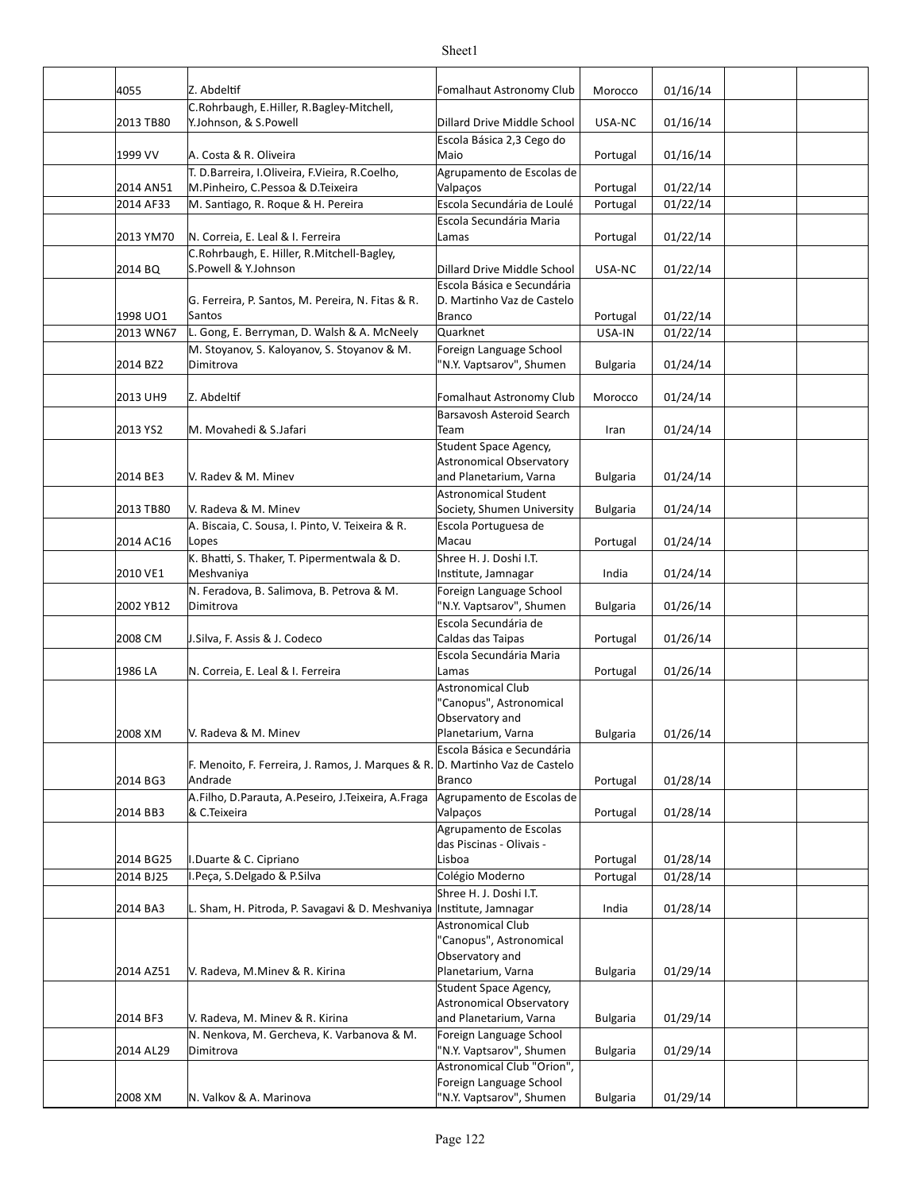|  |  |  |  |  |  |  |  |
|---|---|---|---|---|---|---|---|
|  | 4055 | Z. Abdeltif | Fomalhaut Astronomy Club | Morocco | 01/16/14 |  |  |
|  | 2013 TB80 | C.Rohrbaugh, E.Hiller, R.Bagley-Mitchell, Y.Johnson, & S.Powell | Dillard Drive Middle School | USA-NC | 01/16/14 |  |  |
|  | 1999 VV | A. Costa & R. Oliveira | Escola Básica 2,3 Cego do Maio | Portugal | 01/16/14 |  |  |
|  | 2014 AN51 | T. D.Barreira, I.Oliveira, F.Vieira, R.Coelho, M.Pinheiro, C.Pessoa & D.Teixeira | Agrupamento de Escolas de Valpaços | Portugal | 01/22/14 |  |  |
|  | 2014 AF33 | M. Santiago, R. Roque & H. Pereira | Escola Secundária de Loulé | Portugal | 01/22/14 |  |  |
|  | 2013 YM70 | N. Correia, E. Leal & I. Ferreira | Escola Secundária Maria Lamas | Portugal | 01/22/14 |  |  |
|  | 2014 BQ | C.Rohrbaugh, E. Hiller, R.Mitchell-Bagley, S.Powell & Y.Johnson | Dillard Drive Middle School | USA-NC | 01/22/14 |  |  |
|  | 1998 UO1 | G. Ferreira, P. Santos, M. Pereira, N. Fitas & R. Santos | Escola Básica e Secundária D. Martinho Vaz de Castelo Branco | Portugal | 01/22/14 |  |  |
|  | 2013 WN67 | L. Gong, E. Berryman, D. Walsh & A. McNeely | Quarknet | USA-IN | 01/22/14 |  |  |
|  | 2014 BZ2 | M. Stoyanov, S. Kaloyanov, S. Stoyanov & M. Dimitrova | Foreign Language School "N.Y. Vaptsarov", Shumen | Bulgaria | 01/24/14 |  |  |
|  | 2013 UH9 | Z. Abdeltif | Fomalhaut Astronomy Club | Morocco | 01/24/14 |  |  |
|  | 2013 YS2 | M. Movahedi & S.Jafari | Barsavosh Asteroid Search Team | Iran | 01/24/14 |  |  |
|  | 2014 BE3 | V. Radev & M. Minev | Student Space Agency, Astronomical Observatory and Planetarium, Varna | Bulgaria | 01/24/14 |  |  |
|  | 2013 TB80 | V. Radeva & M. Minev | Astronomical Student Society, Shumen University | Bulgaria | 01/24/14 |  |  |
|  | 2014 AC16 | A. Biscaia, C. Sousa, I. Pinto, V. Teixeira & R. Lopes | Escola Portuguesa de Macau | Portugal | 01/24/14 |  |  |
|  | 2010 VE1 | K. Bhatti, S. Thaker, T. Pipermentwala & D. Meshvaniya | Shree H. J. Doshi I.T. Institute, Jamnagar | India | 01/24/14 |  |  |
|  | 2002 YB12 | N. Feradova, B. Salimova, B. Petrova & M. Dimitrova | Foreign Language School "N.Y. Vaptsarov", Shumen | Bulgaria | 01/26/14 |  |  |
|  | 2008 CM | J.Silva, F. Assis & J. Codeco | Escola Secundária de Caldas das Taipas | Portugal | 01/26/14 |  |  |
|  | 1986 LA | N. Correia, E. Leal & I. Ferreira | Escola Secundária Maria Lamas | Portugal | 01/26/14 |  |  |
|  | 2008 XM | V. Radeva & M. Minev | Astronomical Club "Canopus", Astronomical Observatory and Planetarium, Varna | Bulgaria | 01/26/14 |  |  |
|  | 2014 BG3 | F. Menoito, F. Ferreira, J. Ramos, J. Marques & R. Andrade | Escola Básica e Secundária D. Martinho Vaz de Castelo Branco | Portugal | 01/28/14 |  |  |
|  | 2014 BB3 | A.Filho, D.Parauta, A.Peseiro, J.Teixeira, A.Fraga & C.Teixeira | Agrupamento de Escolas de Valpaços | Portugal | 01/28/14 |  |  |
|  | 2014 BG25 | I.Duarte & C. Cipriano | Agrupamento de Escolas das Piscinas - Olivais - Lisboa | Portugal | 01/28/14 |  |  |
|  | 2014 BJ25 | I.Peça, S.Delgado & P.Silva | Colégio Moderno | Portugal | 01/28/14 |  |  |
|  | 2014 BA3 | L. Sham, H. Pitroda, P. Savagavi & D. Meshvaniya | Shree H. J. Doshi I.T. Institute, Jamnagar | India | 01/28/14 |  |  |
|  | 2014 AZ51 | V. Radeva, M.Minev & R. Kirina | Astronomical Club "Canopus", Astronomical Observatory and Planetarium, Varna | Bulgaria | 01/29/14 |  |  |
|  | 2014 BF3 | V. Radeva, M. Minev & R. Kirina | Student Space Agency, Astronomical Observatory and Planetarium, Varna | Bulgaria | 01/29/14 |  |  |
|  | 2014 AL29 | N. Nenkova, M. Gercheva, K. Varbanova & M. Dimitrova | Foreign Language School "N.Y. Vaptsarov", Shumen | Bulgaria | 01/29/14 |  |  |
|  | 2008 XM | N. Valkov & A. Marinova | Astronomical Club "Orion", Foreign Language School "N.Y. Vaptsarov", Shumen | Bulgaria | 01/29/14 |  |  |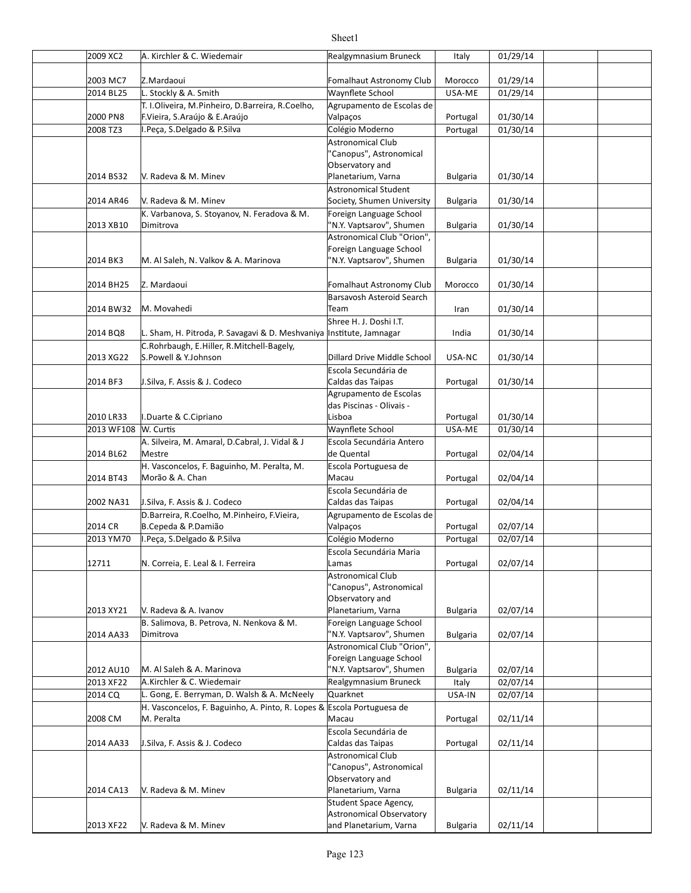| | | | | | | |
|---|---|---|---|---|---|---|
| 2009 XC2 | A. Kirchler & C. Wiedemair | Realgymnasium Bruneck | Italy | 01/29/14 | | |
| 2003 MC7 | Z.Mardaoui | Fomalhaut Astronomy Club | Morocco | 01/29/14 | | |
| 2014 BL25 | L. Stockly & A. Smith | Waynflete School | USA-ME | 01/29/14 | | |
| 2000 PN8 | T. I.Oliveira, M.Pinheiro, D.Barreira, R.Coelho, F.Vieira, S.Araújo & E.Araújo | Agrupamento de Escolas de Valpaços | Portugal | 01/30/14 | | |
| 2008 TZ3 | I.Peça, S.Delgado & P.Silva | Colégio Moderno | Portugal | 01/30/14 | | |
| 2014 BS32 | V. Radeva & M. Minev | Astronomical Club "Canopus", Astronomical Observatory and Planetarium, Varna | Bulgaria | 01/30/14 | | |
| 2014 AR46 | V. Radeva & M. Minev | Astronomical Student Society, Shumen University | Bulgaria | 01/30/14 | | |
| 2013 XB10 | K. Varbanova, S. Stoyanov, N. Feradova & M. Dimitrova | Foreign Language School "N.Y. Vaptsarov", Shumen | Bulgaria | 01/30/14 | | |
| 2014 BK3 | M. Al Saleh, N. Valkov & A. Marinova | Astronomical Club "Orion", Foreign Language School "N.Y. Vaptsarov", Shumen | Bulgaria | 01/30/14 | | |
| 2014 BH25 | Z. Mardaoui | Fomalhaut Astronomy Club | Morocco | 01/30/14 | | |
| 2014 BW32 | M. Movahedi | Barsavosh Asteroid Search Team | Iran | 01/30/14 | | |
| 2014 BQ8 | L. Sham, H. Pitroda, P. Savagavi & D. Meshvaniya | Shree H. J. Doshi I.T. Institute, Jamnagar | India | 01/30/14 | | |
| 2013 XG22 | C.Rohrbaugh, E.Hiller, R.Mitchell-Bagely, S.Powell & Y.Johnson | Dillard Drive Middle School | USA-NC | 01/30/14 | | |
| 2014 BF3 | J.Silva, F. Assis & J. Codeco | Escola Secundária de Caldas das Taipas | Portugal | 01/30/14 | | |
| 2010 LR33 | I.Duarte & C.Cipriano | Agrupamento de Escolas das Piscinas - Olivais - Lisboa | Portugal | 01/30/14 | | |
| 2013 WF108 | W. Curtis | Waynflete School | USA-ME | 01/30/14 | | |
| 2014 BL62 | A. Silveira, M. Amaral, D.Cabral, J. Vidal & J Mestre | Escola Secundária Antero de Quental | Portugal | 02/04/14 | | |
| 2014 BT43 | H. Vasconcelos, F. Baguinho, M. Peralta, M. Morão & A. Chan | Escola Portuguesa de Macau | Portugal | 02/04/14 | | |
| 2002 NA31 | J.Silva, F. Assis & J. Codeco | Escola Secundária de Caldas das Taipas | Portugal | 02/04/14 | | |
| 2014 CR | D.Barreira, R.Coelho, M.Pinheiro, F.Vieira, B.Cepeda & P.Damião | Agrupamento de Escolas de Valpaços | Portugal | 02/07/14 | | |
| 2013 YM70 | I.Peça, S.Delgado & P.Silva | Colégio Moderno | Portugal | 02/07/14 | | |
| 12711 | N. Correia, E. Leal & I. Ferreira | Escola Secundária Maria Lamas | Portugal | 02/07/14 | | |
| 2013 XY21 | V. Radeva & A. Ivanov | Astronomical Club "Canopus", Astronomical Observatory and Planetarium, Varna | Bulgaria | 02/07/14 | | |
| 2014 AA33 | B. Salimova, B. Petrova, N. Nenkova & M. Dimitrova | Foreign Language School "N.Y. Vaptsarov", Shumen | Bulgaria | 02/07/14 | | |
| 2012 AU10 | M. Al Saleh & A. Marinova | Astronomical Club "Orion", Foreign Language School "N.Y. Vaptsarov", Shumen | Bulgaria | 02/07/14 | | |
| 2013 XF22 | A.Kirchler & C. Wiedemair | Realgymnasium Bruneck | Italy | 02/07/14 | | |
| 2014 CQ | L. Gong, E. Berryman, D. Walsh & A. McNeely | Quarknet | USA-IN | 02/07/14 | | |
| 2008 CM | H. Vasconcelos, F. Baguinho, A. Pinto, R. Lopes & M. Peralta | Escola Portuguesa de Macau | Portugal | 02/11/14 | | |
| 2014 AA33 | J.Silva, F. Assis & J. Codeco | Escola Secundária de Caldas das Taipas | Portugal | 02/11/14 | | |
| 2014 CA13 | V. Radeva & M. Minev | Astronomical Club "Canopus", Astronomical Observatory and Planetarium, Varna | Bulgaria | 02/11/14 | | |
| 2013 XF22 | V. Radeva & M. Minev | Student Space Agency, Astronomical Observatory and Planetarium, Varna | Bulgaria | 02/11/14 | | |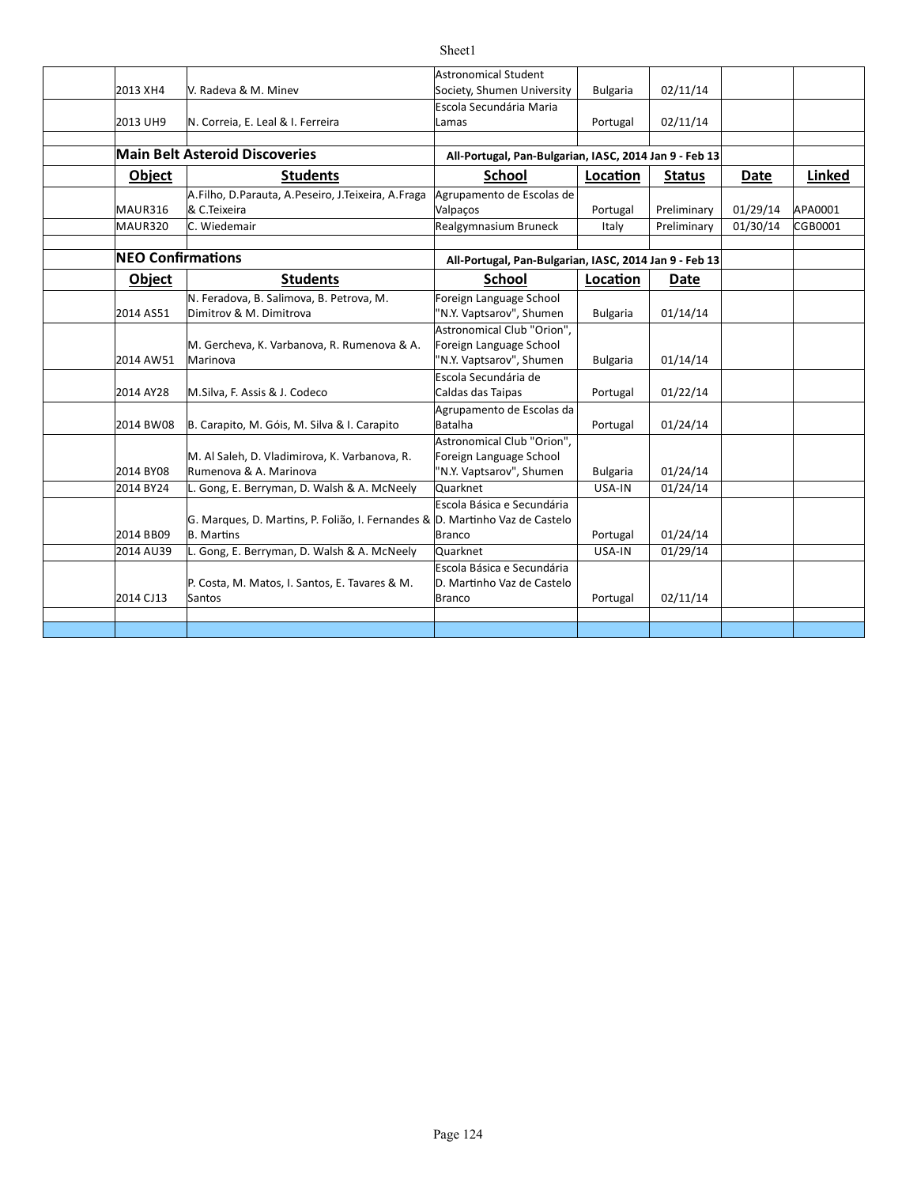| | | | | | | | |
|---|---|---|---|---|---|---|---|
| | 2013 XH4 | V. Radeva & M. Minev | Astronomical Student Society, Shumen University | Bulgaria | 02/11/14 | | |
| | 2013 UH9 | N. Correia, E. Leal & I. Ferreira | Escola Secundária Maria Lamas | Portugal | 02/11/14 | | |

| | **Main Belt Asteroid Discoveries** | | **All-Portugal, Pan-Bulgarian, IASC, 2014 Jan 9 - Feb 13** | | | | |
|---|---|---|---|---|---|---|---|
| | **Object** | **Students** | **School** | **Location** | **Status** | **Date** | **Linked** |
| | MAUR316 | A.Filho, D.Parauta, A.Peseiro, J.Teixeira, A.Fraga & C.Teixeira | Agrupamento de Escolas de Valpaços | Portugal | Preliminary | 01/29/14 | APA0001 |
| | MAUR320 | C. Wiedemair | Realgymnasium Bruneck | Italy | Preliminary | 01/30/14 | CGB0001 |

| | **NEO Confirmations** | | **All-Portugal, Pan-Bulgarian, IASC, 2014 Jan 9 - Feb 13** | | | | |
|---|---|---|---|---|---|---|---|
| | **Object** | **Students** | **School** | **Location** | **Date** | | |
| | 2014 AS51 | N. Feradova, B. Salimova, B. Petrova, M. Dimitrov & M. Dimitrova | Foreign Language School "N.Y. Vaptsarov", Shumen | Bulgaria | 01/14/14 | | |
| | 2014 AW51 | M. Gercheva, K. Varbanova, R. Rumenova & A. Marinova | Astronomical Club "Orion", Foreign Language School "N.Y. Vaptsarov", Shumen | Bulgaria | 01/14/14 | | |
| | 2014 AY28 | M.Silva, F. Assis & J. Codeco | Escola Secundária de Caldas das Taipas | Portugal | 01/22/14 | | |
| | 2014 BW08 | B. Carapito, M. Góis, M. Silva & I. Carapito | Agrupamento de Escolas da Batalha | Portugal | 01/24/14 | | |
| | 2014 BY08 | M. Al Saleh, D. Vladimirova, K. Varbanova, R. Rumenova & A. Marinova | Astronomical Club "Orion", Foreign Language School "N.Y. Vaptsarov", Shumen | Bulgaria | 01/24/14 | | |
| | 2014 BY24 | L. Gong, E. Berryman, D. Walsh & A. McNeely | Quarknet | USA-IN | 01/24/14 | | |
| | 2014 BB09 | G. Marques, D. Martins, P. Folião, I. Fernandes & B. Martins | Escola Básica e Secundária D. Martinho Vaz de Castelo Branco | Portugal | 01/24/14 | | |
| | 2014 AU39 | L. Gong, E. Berryman, D. Walsh & A. McNeely | Quarknet | USA-IN | 01/29/14 | | |
| | 2014 CJ13 | P. Costa, M. Matos, I. Santos, E. Tavares & M. Santos | Escola Básica e Secundária D. Martinho Vaz de Castelo Branco | Portugal | 02/11/14 | | |